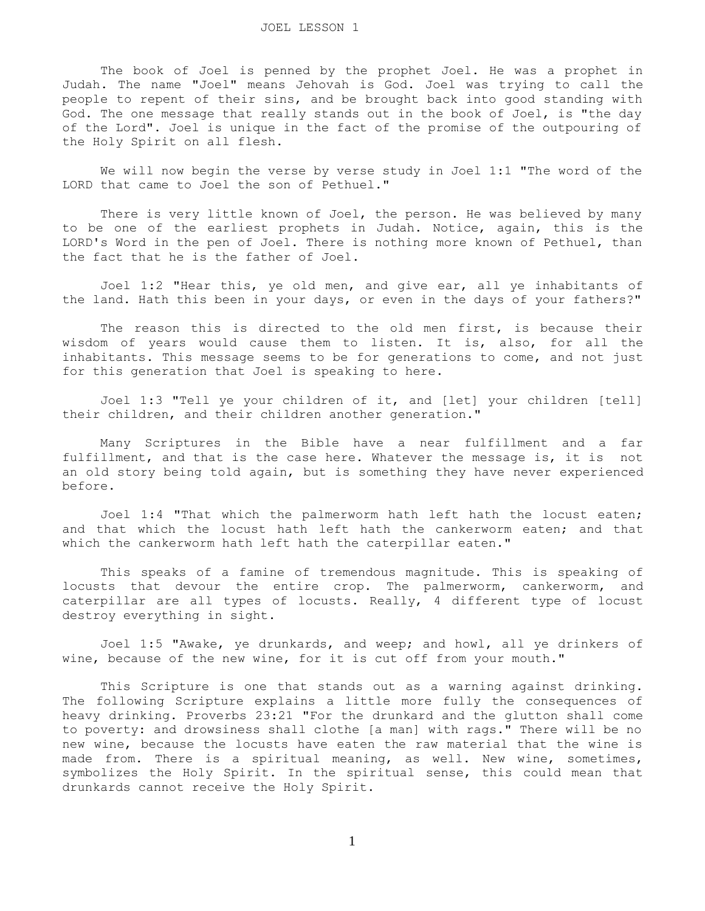# JOEL LESSON 1

The book of Joel is penned by the prophet Joel. He was a prophet in Judah. The name "Joel" means Jehovah is God. Joel was trying to call the people to repent of their sins, and be brought back into good standing with God. The one message that really stands out in the book of Joel, is "the day of the Lord". Joel is unique in the fact of the promise of the outpouring of the Holy Spirit on all flesh.

We will now begin the verse by verse study in Joel 1:1 "The word of the LORD that came to Joel the son of Pethuel."

There is very little known of Joel, the person. He was believed by many to be one of the earliest prophets in Judah. Notice, again, this is the LORD's Word in the pen of Joel. There is nothing more known of Pethuel, than the fact that he is the father of Joel.

Joel 1:2 "Hear this, ye old men, and give ear, all ye inhabitants of the land. Hath this been in your days, or even in the days of your fathers?"

The reason this is directed to the old men first, is because their wisdom of years would cause them to listen. It is, also, for all the inhabitants. This message seems to be for generations to come, and not just for this generation that Joel is speaking to here.

Joel 1:3 "Tell ye your children of it, and [let] your children [tell] their children, and their children another generation."

Many Scriptures in the Bible have a near fulfillment and a far fulfillment, and that is the case here. Whatever the message is, it is not an old story being told again, but is something they have never experienced before.

Joel 1:4 "That which the palmerworm hath left hath the locust eaten; and that which the locust hath left hath the cankerworm eaten; and that which the cankerworm hath left hath the caterpillar eaten."

This speaks of a famine of tremendous magnitude. This is speaking of locusts that devour the entire crop. The palmerworm, cankerworm, and caterpillar are all types of locusts. Really, 4 different type of locust destroy everything in sight.

Joel 1:5 "Awake, ye drunkards, and weep; and howl, all ye drinkers of wine, because of the new wine, for it is cut off from your mouth."

This Scripture is one that stands out as a warning against drinking. The following Scripture explains a little more fully the consequences of heavy drinking. Proverbs 23:21 "For the drunkard and the glutton shall come to poverty: and drowsiness shall clothe [a man] with rags." There will be no new wine, because the locusts have eaten the raw material that the wine is made from. There is a spiritual meaning, as well. New wine, sometimes, symbolizes the Holy Spirit. In the spiritual sense, this could mean that drunkards cannot receive the Holy Spirit.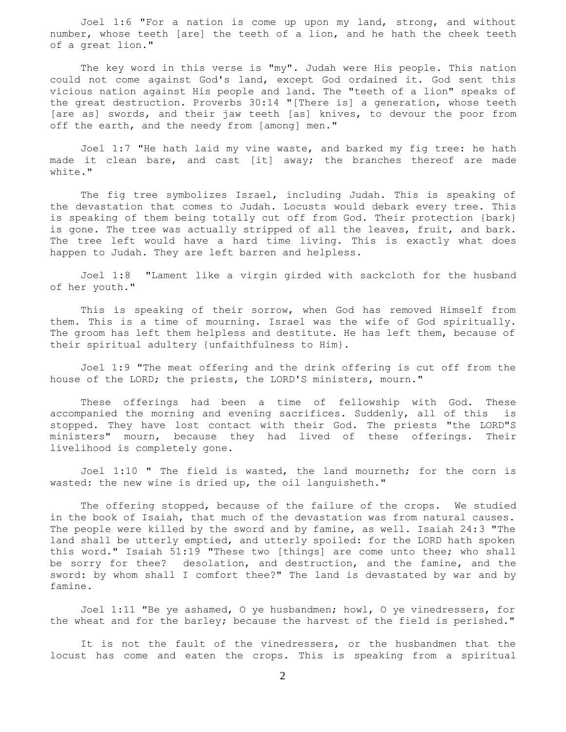Joel 1:6 "For a nation is come up upon my land, strong, and without number, whose teeth [are] the teeth of a lion, and he hath the cheek teeth of a great lion."

The key word in this verse is "my". Judah were His people. This nation could not come against God's land, except God ordained it. God sent this vicious nation against His people and land. The "teeth of a lion" speaks of the great destruction. Proverbs 30:14 "[There is] a generation, whose teeth [are as] swords, and their jaw teeth [as] knives, to devour the poor from off the earth, and the needy from [among] men."

Joel 1:7 "He hath laid my vine waste, and barked my fig tree: he hath made it clean bare, and cast [it] away; the branches thereof are made white."

The fig tree symbolizes Israel, including Judah. This is speaking of the devastation that comes to Judah. Locusts would debark every tree. This is speaking of them being totally cut off from God. Their protection {bark} is gone. The tree was actually stripped of all the leaves, fruit, and bark. The tree left would have a hard time living. This is exactly what does happen to Judah. They are left barren and helpless.

Joel 1:8 "Lament like a virgin girded with sackcloth for the husband of her youth."

This is speaking of their sorrow, when God has removed Himself from them. This is a time of mourning. Israel was the wife of God spiritually. The groom has left them helpless and destitute. He has left them, because of their spiritual adultery {unfaithfulness to Him}.

Joel 1:9 "The meat offering and the drink offering is cut off from the house of the LORD; the priests, the LORD'S ministers, mourn."

These offerings had been a time of fellowship with God. These accompanied the morning and evening sacrifices. Suddenly, all of this is stopped. They have lost contact with their God. The priests "the LORD"S ministers" mourn, because they had lived of these offerings. Their livelihood is completely gone.

Joel 1:10 " The field is wasted, the land mourneth; for the corn is wasted: the new wine is dried up, the oil languisheth."

The offering stopped, because of the failure of the crops. We studied in the book of Isaiah, that much of the devastation was from natural causes. The people were killed by the sword and by famine, as well. Isaiah 24:3 "The land shall be utterly emptied, and utterly spoiled: for the LORD hath spoken this word." Isaiah 51:19 "These two [things] are come unto thee; who shall be sorry for thee? desolation, and destruction, and the famine, and the sword: by whom shall I comfort thee?" The land is devastated by war and by famine.

Joel 1:11 "Be ye ashamed, O ye husbandmen; howl, O ye vinedressers, for the wheat and for the barley; because the harvest of the field is perished."

It is not the fault of the vinedressers, or the husbandmen that the locust has come and eaten the crops. This is speaking from a spiritual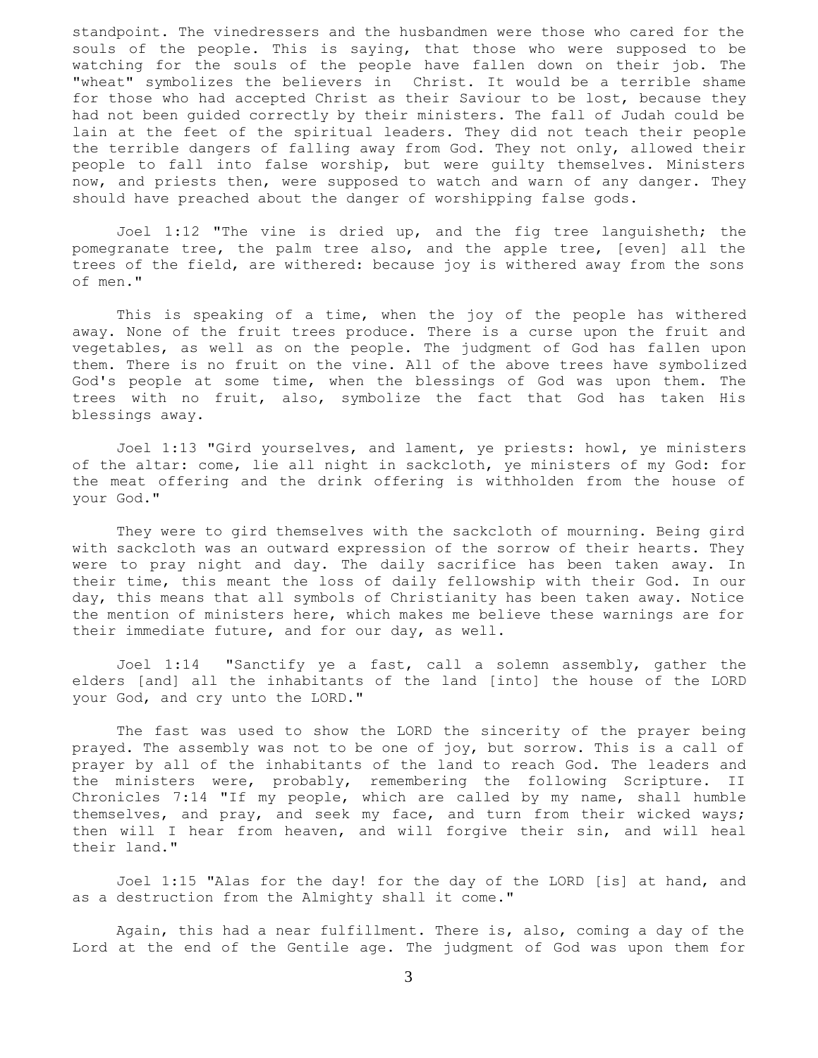standpoint. The vinedressers and the husbandmen were those who cared for the souls of the people. This is saying, that those who were supposed to be watching for the souls of the people have fallen down on their job. The "wheat" symbolizes the believers in Christ. It would be a terrible shame for those who had accepted Christ as their Saviour to be lost, because they had not been guided correctly by their ministers. The fall of Judah could be lain at the feet of the spiritual leaders. They did not teach their people the terrible dangers of falling away from God. They not only, allowed their people to fall into false worship, but were guilty themselves. Ministers now, and priests then, were supposed to watch and warn of any danger. They should have preached about the danger of worshipping false gods.

Joel 1:12 "The vine is dried up, and the fig tree languisheth; the pomegranate tree, the palm tree also, and the apple tree, [even] all the trees of the field, are withered: because joy is withered away from the sons of men."

This is speaking of a time, when the joy of the people has withered away. None of the fruit trees produce. There is a curse upon the fruit and vegetables, as well as on the people. The judgment of God has fallen upon them. There is no fruit on the vine. All of the above trees have symbolized God's people at some time, when the blessings of God was upon them. The trees with no fruit, also, symbolize the fact that God has taken His blessings away.

Joel 1:13 "Gird yourselves, and lament, ye priests: howl, ye ministers of the altar: come, lie all night in sackcloth, ye ministers of my God: for the meat offering and the drink offering is withholden from the house of your God."

They were to gird themselves with the sackcloth of mourning. Being gird with sackcloth was an outward expression of the sorrow of their hearts. They were to pray night and day. The daily sacrifice has been taken away. In their time, this meant the loss of daily fellowship with their God. In our day, this means that all symbols of Christianity has been taken away. Notice the mention of ministers here, which makes me believe these warnings are for their immediate future, and for our day, as well.

Joel 1:14 "Sanctify ye a fast, call a solemn assembly, gather the elders [and] all the inhabitants of the land [into] the house of the LORD your God, and cry unto the LORD."

The fast was used to show the LORD the sincerity of the prayer being prayed. The assembly was not to be one of joy, but sorrow. This is a call of prayer by all of the inhabitants of the land to reach God. The leaders and the ministers were, probably, remembering the following Scripture. II Chronicles 7:14 "If my people, which are called by my name, shall humble themselves, and pray, and seek my face, and turn from their wicked ways; then will I hear from heaven, and will forgive their sin, and will heal their land."

Joel 1:15 "Alas for the day! for the day of the LORD [is] at hand, and as a destruction from the Almighty shall it come."

Again, this had a near fulfillment. There is, also, coming a day of the Lord at the end of the Gentile age. The judgment of God was upon them for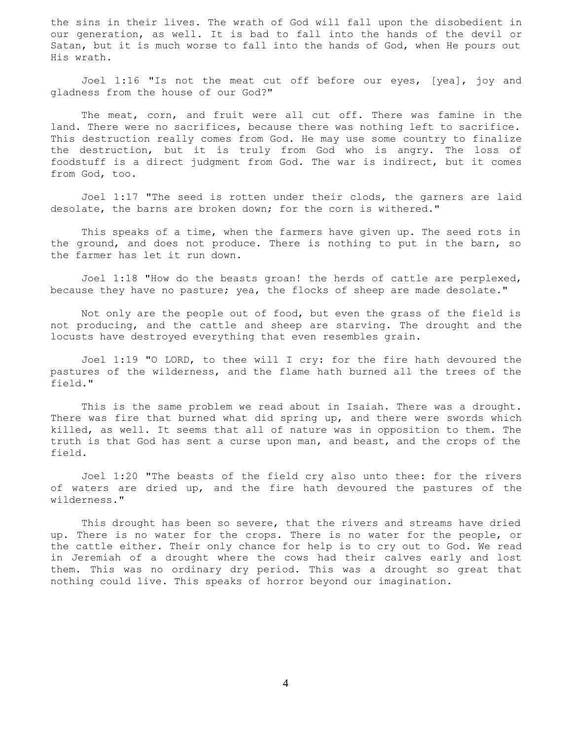the sins in their lives. The wrath of God will fall upon the disobedient in our generation, as well. It is bad to fall into the hands of the devil or Satan, but it is much worse to fall into the hands of God, when He pours out His wrath.

Joel 1:16 "Is not the meat cut off before our eyes, [yea], joy and gladness from the house of our God?"

The meat, corn, and fruit were all cut off. There was famine in the land. There were no sacrifices, because there was nothing left to sacrifice. This destruction really comes from God. He may use some country to finalize the destruction, but it is truly from God who is angry. The loss of foodstuff is a direct judgment from God. The war is indirect, but it comes from God, too.

Joel 1:17 "The seed is rotten under their clods, the garners are laid desolate, the barns are broken down; for the corn is withered."

This speaks of a time, when the farmers have given up. The seed rots in the ground, and does not produce. There is nothing to put in the barn, so the farmer has let it run down.

Joel 1:18 "How do the beasts groan! the herds of cattle are perplexed, because they have no pasture; yea, the flocks of sheep are made desolate."

Not only are the people out of food, but even the grass of the field is not producing, and the cattle and sheep are starving. The drought and the locusts have destroyed everything that even resembles grain.

Joel 1:19 "O LORD, to thee will I cry: for the fire hath devoured the pastures of the wilderness, and the flame hath burned all the trees of the field."

This is the same problem we read about in Isaiah. There was a drought. There was fire that burned what did spring up, and there were swords which killed, as well. It seems that all of nature was in opposition to them. The truth is that God has sent a curse upon man, and beast, and the crops of the field.

Joel 1:20 "The beasts of the field cry also unto thee: for the rivers of waters are dried up, and the fire hath devoured the pastures of the wilderness."

This drought has been so severe, that the rivers and streams have dried up. There is no water for the crops. There is no water for the people, or the cattle either. Their only chance for help is to cry out to God. We read in Jeremiah of a drought where the cows had their calves early and lost them. This was no ordinary dry period. This was a drought so great that nothing could live. This speaks of horror beyond our imagination.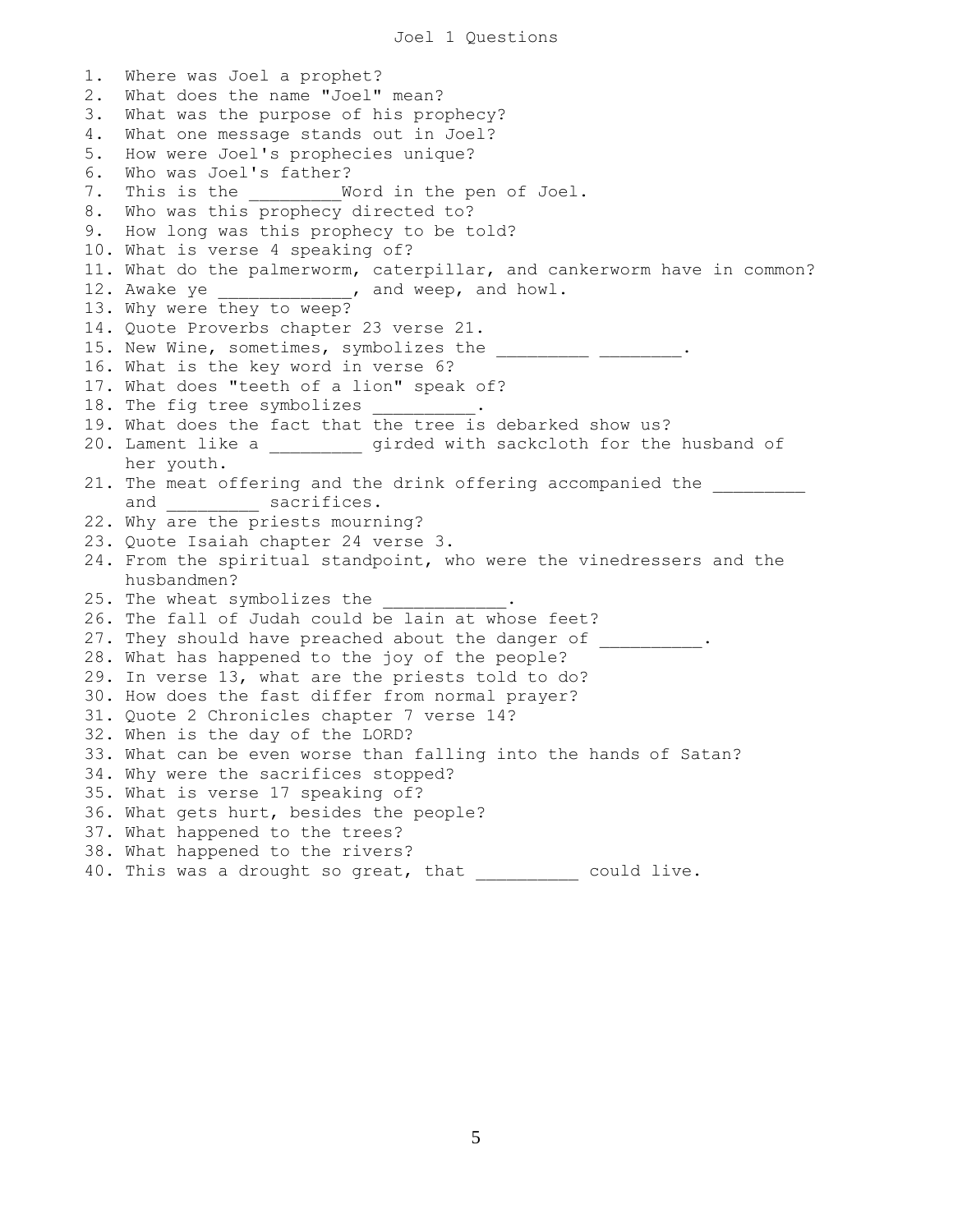# Joel 1 Questions

1. Where was Joel a prophet?
2. What does the name "Joel" mean?
3. What was the purpose of his prophecy?
4. What one message stands out in Joel?
5. How were Joel's prophecies unique?
6. Who was Joel's father?
7. This is the _________Word in the pen of Joel.
8. Who was this prophecy directed to?
9. How long was this prophecy to be told?
10. What is verse 4 speaking of?
11. What do the palmerworm, caterpillar, and cankerworm have in common?
12. Awake ye _____________, and weep, and howl.
13. Why were they to weep?
14. Quote Proverbs chapter 23 verse 21.
15. New Wine, sometimes, symbolizes the _________ ________.
16. What is the key word in verse 6?
17. What does "teeth of a lion" speak of?
18. The fig tree symbolizes __________.
19. What does the fact that the tree is debarked show us?
20. Lament like a _________ girded with sackcloth for the husband of her youth.
21. The meat offering and the drink offering accompanied the _________ and _________ sacrifices.
22. Why are the priests mourning?
23. Quote Isaiah chapter 24 verse 3.
24. From the spiritual standpoint, who were the vinedressers and the husbandmen?
25. The wheat symbolizes the ____________.
26. The fall of Judah could be lain at whose feet?
27. They should have preached about the danger of __________.
28. What has happened to the joy of the people?
29. In verse 13, what are the priests told to do?
30. How does the fast differ from normal prayer?
31. Quote 2 Chronicles chapter 7 verse 14?
32. When is the day of the LORD?
33. What can be even worse than falling into the hands of Satan?
34. Why were the sacrifices stopped?
35. What is verse 17 speaking of?
36. What gets hurt, besides the people?
37. What happened to the trees?
38. What happened to the rivers?
40. This was a drought so great, that __________ could live.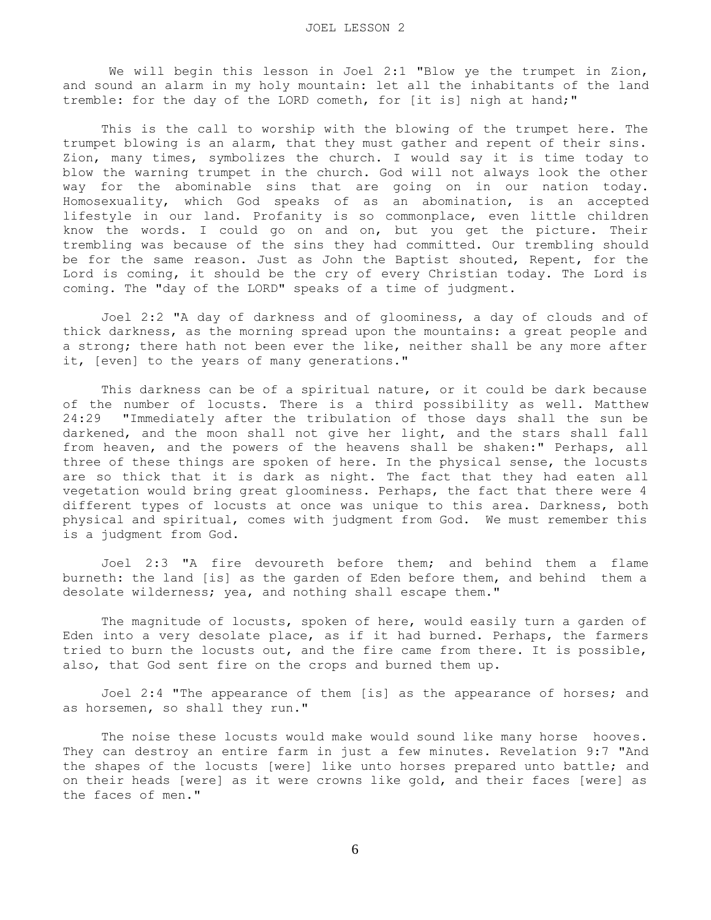# JOEL LESSON 2

We will begin this lesson in Joel 2:1 "Blow ye the trumpet in Zion, and sound an alarm in my holy mountain: let all the inhabitants of the land tremble: for the day of the LORD cometh, for [it is] nigh at hand;"

This is the call to worship with the blowing of the trumpet here. The trumpet blowing is an alarm, that they must gather and repent of their sins. Zion, many times, symbolizes the church. I would say it is time today to blow the warning trumpet in the church. God will not always look the other way for the abominable sins that are going on in our nation today. Homosexuality, which God speaks of as an abomination, is an accepted lifestyle in our land. Profanity is so commonplace, even little children know the words. I could go on and on, but you get the picture. Their trembling was because of the sins they had committed. Our trembling should be for the same reason. Just as John the Baptist shouted, Repent, for the Lord is coming, it should be the cry of every Christian today. The Lord is coming. The "day of the LORD" speaks of a time of judgment.

Joel 2:2 "A day of darkness and of gloominess, a day of clouds and of thick darkness, as the morning spread upon the mountains: a great people and a strong; there hath not been ever the like, neither shall be any more after it, [even] to the years of many generations."

This darkness can be of a spiritual nature, or it could be dark because of the number of locusts. There is a third possibility as well. Matthew 24:29 "Immediately after the tribulation of those days shall the sun be darkened, and the moon shall not give her light, and the stars shall fall from heaven, and the powers of the heavens shall be shaken:" Perhaps, all three of these things are spoken of here. In the physical sense, the locusts are so thick that it is dark as night. The fact that they had eaten all vegetation would bring great gloominess. Perhaps, the fact that there were 4 different types of locusts at once was unique to this area. Darkness, both physical and spiritual, comes with judgment from God. We must remember this is a judgment from God.

Joel 2:3 "A fire devoureth before them; and behind them a flame burneth: the land [is] as the garden of Eden before them, and behind them a desolate wilderness; yea, and nothing shall escape them."

The magnitude of locusts, spoken of here, would easily turn a garden of Eden into a very desolate place, as if it had burned. Perhaps, the farmers tried to burn the locusts out, and the fire came from there. It is possible, also, that God sent fire on the crops and burned them up.

Joel 2:4 "The appearance of them [is] as the appearance of horses; and as horsemen, so shall they run."

The noise these locusts would make would sound like many horse hooves. They can destroy an entire farm in just a few minutes. Revelation 9:7 "And the shapes of the locusts [were] like unto horses prepared unto battle; and on their heads [were] as it were crowns like gold, and their faces [were] as the faces of men."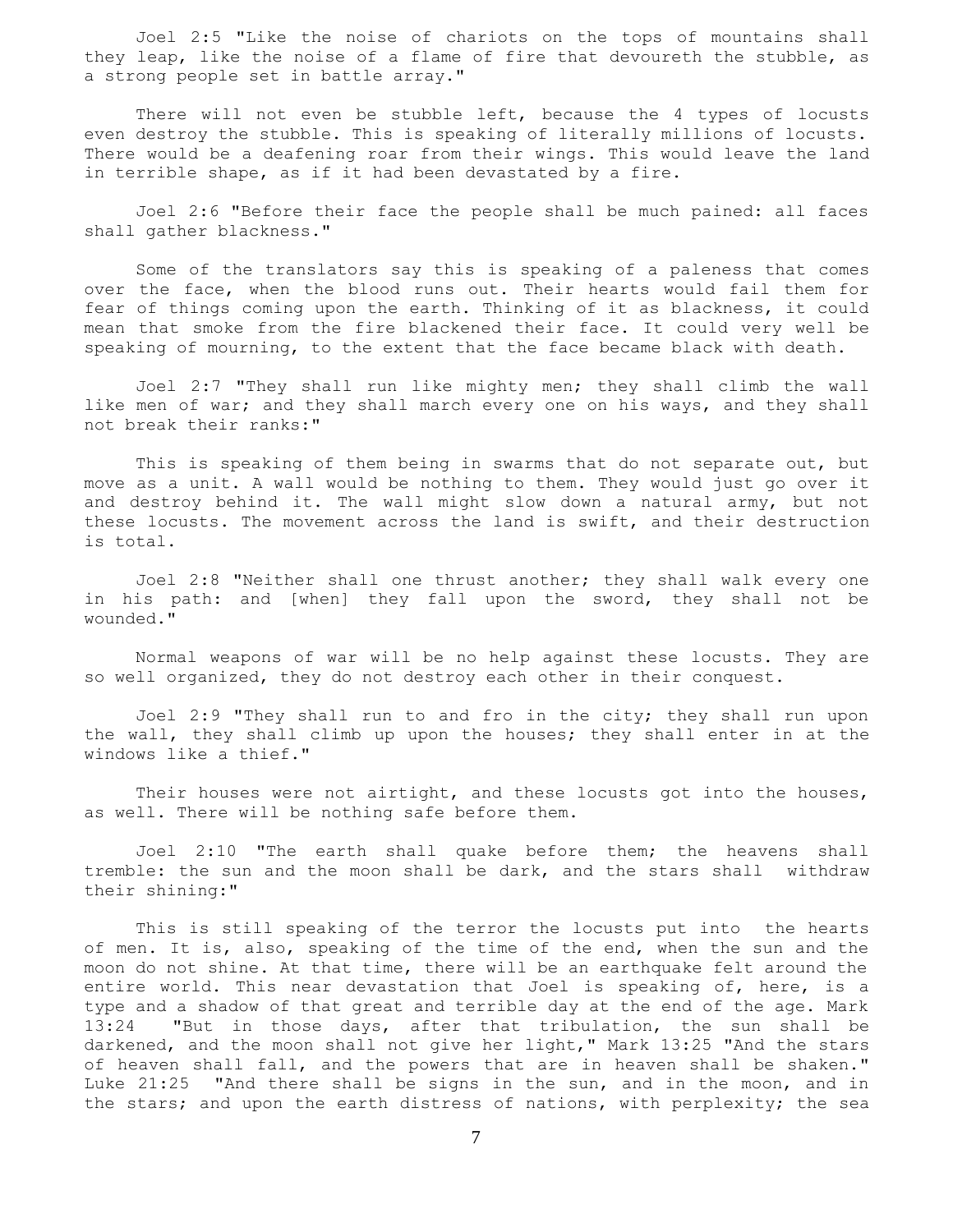Joel 2:5 "Like the noise of chariots on the tops of mountains shall they leap, like the noise of a flame of fire that devoureth the stubble, as a strong people set in battle array."

There will not even be stubble left, because the 4 types of locusts even destroy the stubble. This is speaking of literally millions of locusts. There would be a deafening roar from their wings. This would leave the land in terrible shape, as if it had been devastated by a fire.

Joel 2:6 "Before their face the people shall be much pained: all faces shall gather blackness."

Some of the translators say this is speaking of a paleness that comes over the face, when the blood runs out. Their hearts would fail them for fear of things coming upon the earth. Thinking of it as blackness, it could mean that smoke from the fire blackened their face. It could very well be speaking of mourning, to the extent that the face became black with death.

Joel 2:7 "They shall run like mighty men; they shall climb the wall like men of war; and they shall march every one on his ways, and they shall not break their ranks:"

This is speaking of them being in swarms that do not separate out, but move as a unit. A wall would be nothing to them. They would just go over it and destroy behind it. The wall might slow down a natural army, but not these locusts. The movement across the land is swift, and their destruction is total.

Joel 2:8 "Neither shall one thrust another; they shall walk every one in his path: and [when] they fall upon the sword, they shall not be wounded."

Normal weapons of war will be no help against these locusts. They are so well organized, they do not destroy each other in their conquest.

Joel 2:9 "They shall run to and fro in the city; they shall run upon the wall, they shall climb up upon the houses; they shall enter in at the windows like a thief."

Their houses were not airtight, and these locusts got into the houses, as well. There will be nothing safe before them.

Joel 2:10 "The earth shall quake before them; the heavens shall tremble: the sun and the moon shall be dark, and the stars shall withdraw their shining:"

This is still speaking of the terror the locusts put into the hearts of men. It is, also, speaking of the time of the end, when the sun and the moon do not shine. At that time, there will be an earthquake felt around the entire world. This near devastation that Joel is speaking of, here, is a type and a shadow of that great and terrible day at the end of the age. Mark 13:24 "But in those days, after that tribulation, the sun shall be darkened, and the moon shall not give her light," Mark 13:25 "And the stars of heaven shall fall, and the powers that are in heaven shall be shaken." Luke 21:25 "And there shall be signs in the sun, and in the moon, and in the stars; and upon the earth distress of nations, with perplexity; the sea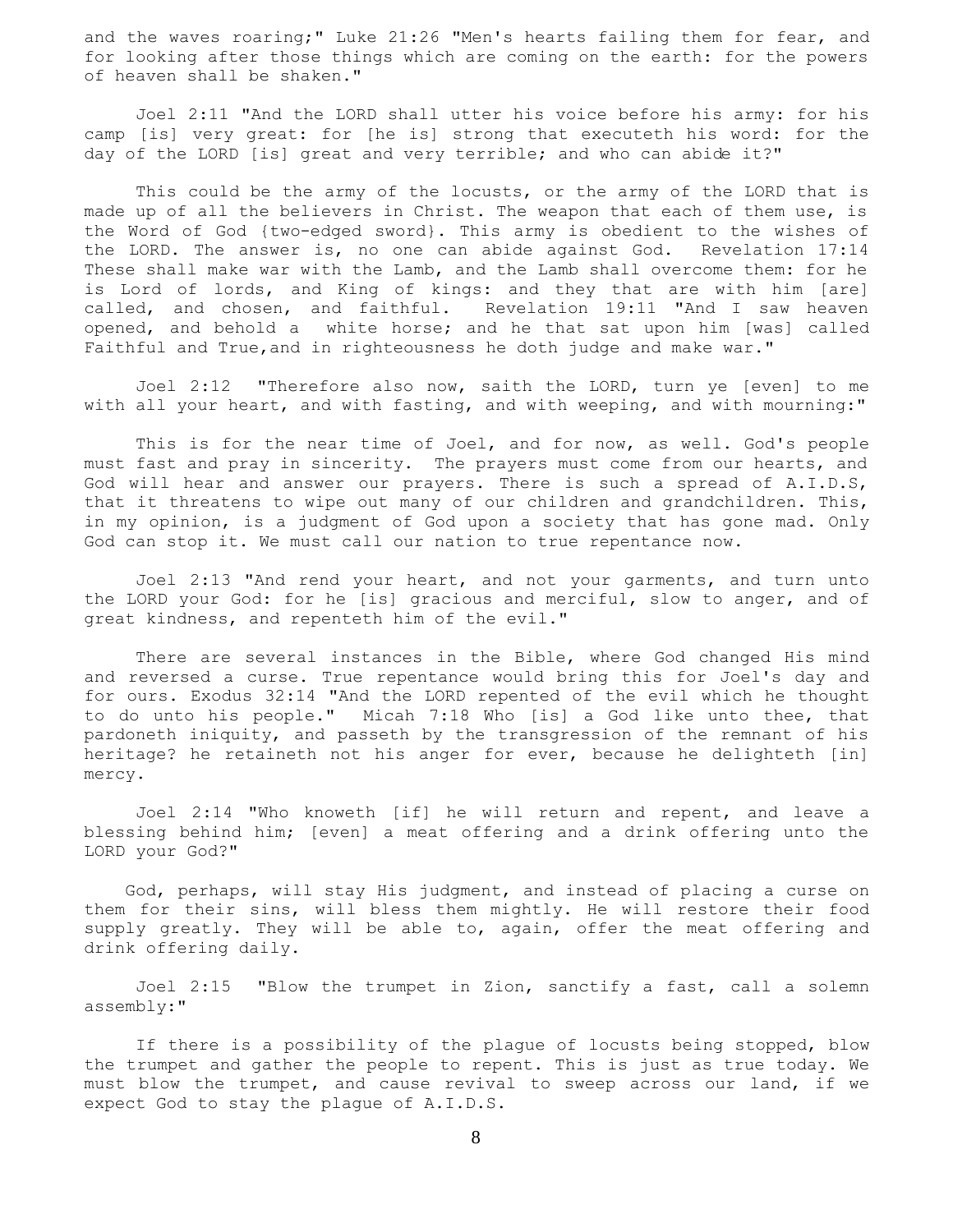and the waves roaring;" Luke 21:26 "Men's hearts failing them for fear, and for looking after those things which are coming on the earth: for the powers of heaven shall be shaken."

Joel 2:11 "And the LORD shall utter his voice before his army: for his camp [is] very great: for [he is] strong that executeth his word: for the day of the LORD [is] great and very terrible; and who can abide it?"

This could be the army of the locusts, or the army of the LORD that is made up of all the believers in Christ. The weapon that each of them use, is the Word of God {two-edged sword}. This army is obedient to the wishes of the LORD. The answer is, no one can abide against God. Revelation 17:14 These shall make war with the Lamb, and the Lamb shall overcome them: for he is Lord of lords, and King of kings: and they that are with him [are] called, and chosen, and faithful. Revelation 19:11 "And I saw heaven opened, and behold a white horse; and he that sat upon him [was] called Faithful and True,and in righteousness he doth judge and make war."

Joel 2:12 "Therefore also now, saith the LORD, turn ye [even] to me with all your heart, and with fasting, and with weeping, and with mourning:"

This is for the near time of Joel, and for now, as well. God's people must fast and pray in sincerity. The prayers must come from our hearts, and God will hear and answer our prayers. There is such a spread of A.I.D.S, that it threatens to wipe out many of our children and grandchildren. This, in my opinion, is a judgment of God upon a society that has gone mad. Only God can stop it. We must call our nation to true repentance now.

Joel 2:13 "And rend your heart, and not your garments, and turn unto the LORD your God: for he [is] gracious and merciful, slow to anger, and of great kindness, and repenteth him of the evil."

There are several instances in the Bible, where God changed His mind and reversed a curse. True repentance would bring this for Joel's day and for ours. Exodus 32:14 "And the LORD repented of the evil which he thought to do unto his people." Micah 7:18 Who [is] a God like unto thee, that pardoneth iniquity, and passeth by the transgression of the remnant of his heritage? he retaineth not his anger for ever, because he delighteth [in] mercy.

Joel 2:14 "Who knoweth [if] he will return and repent, and leave a blessing behind him; [even] a meat offering and a drink offering unto the LORD your God?"

God, perhaps, will stay His judgment, and instead of placing a curse on them for their sins, will bless them mightly. He will restore their food supply greatly. They will be able to, again, offer the meat offering and drink offering daily.

Joel 2:15 "Blow the trumpet in Zion, sanctify a fast, call a solemn assembly:"

If there is a possibility of the plague of locusts being stopped, blow the trumpet and gather the people to repent. This is just as true today. We must blow the trumpet, and cause revival to sweep across our land, if we expect God to stay the plague of A.I.D.S.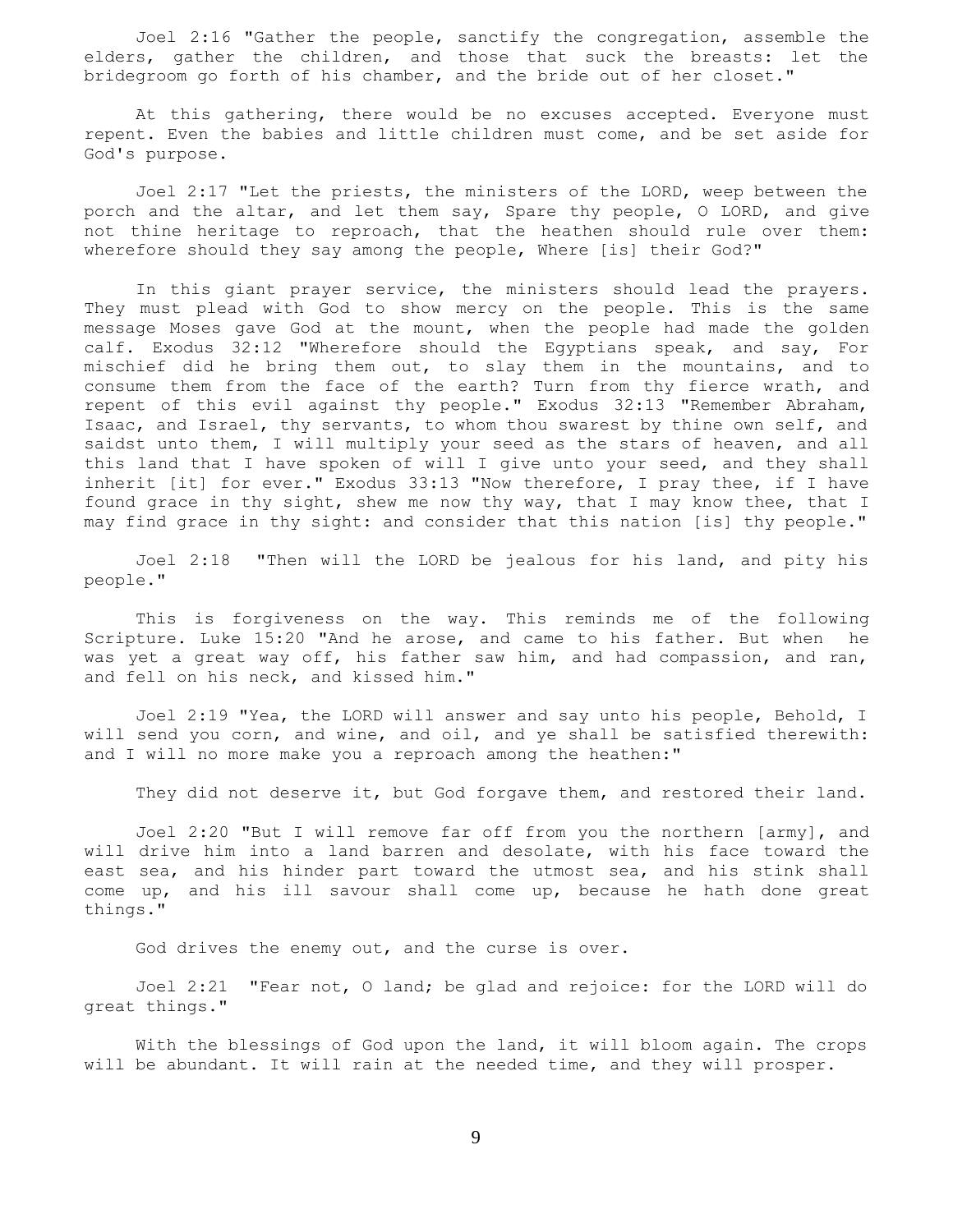Joel 2:16 "Gather the people, sanctify the congregation, assemble the elders, gather the children, and those that suck the breasts: let the bridegroom go forth of his chamber, and the bride out of her closet."

At this gathering, there would be no excuses accepted. Everyone must repent. Even the babies and little children must come, and be set aside for God's purpose.

Joel 2:17 "Let the priests, the ministers of the LORD, weep between the porch and the altar, and let them say, Spare thy people, O LORD, and give not thine heritage to reproach, that the heathen should rule over them: wherefore should they say among the people, Where [is] their God?"

In this giant prayer service, the ministers should lead the prayers. They must plead with God to show mercy on the people. This is the same message Moses gave God at the mount, when the people had made the golden calf. Exodus 32:12 "Wherefore should the Egyptians speak, and say, For mischief did he bring them out, to slay them in the mountains, and to consume them from the face of the earth? Turn from thy fierce wrath, and repent of this evil against thy people." Exodus 32:13 "Remember Abraham, Isaac, and Israel, thy servants, to whom thou swarest by thine own self, and saidst unto them, I will multiply your seed as the stars of heaven, and all this land that I have spoken of will I give unto your seed, and they shall inherit [it] for ever." Exodus 33:13 "Now therefore, I pray thee, if I have found grace in thy sight, shew me now thy way, that I may know thee, that I may find grace in thy sight: and consider that this nation [is] thy people."

Joel 2:18 "Then will the LORD be jealous for his land, and pity his people."

This is forgiveness on the way. This reminds me of the following Scripture. Luke 15:20 "And he arose, and came to his father. But when he was yet a great way off, his father saw him, and had compassion, and ran, and fell on his neck, and kissed him."

Joel 2:19 "Yea, the LORD will answer and say unto his people, Behold, I will send you corn, and wine, and oil, and ye shall be satisfied therewith: and I will no more make you a reproach among the heathen:"

They did not deserve it, but God forgave them, and restored their land.

Joel 2:20 "But I will remove far off from you the northern [army], and will drive him into a land barren and desolate, with his face toward the east sea, and his hinder part toward the utmost sea, and his stink shall come up, and his ill savour shall come up, because he hath done great things."

God drives the enemy out, and the curse is over.

Joel 2:21 "Fear not, O land; be glad and rejoice: for the LORD will do great things."

With the blessings of God upon the land, it will bloom again. The crops will be abundant. It will rain at the needed time, and they will prosper.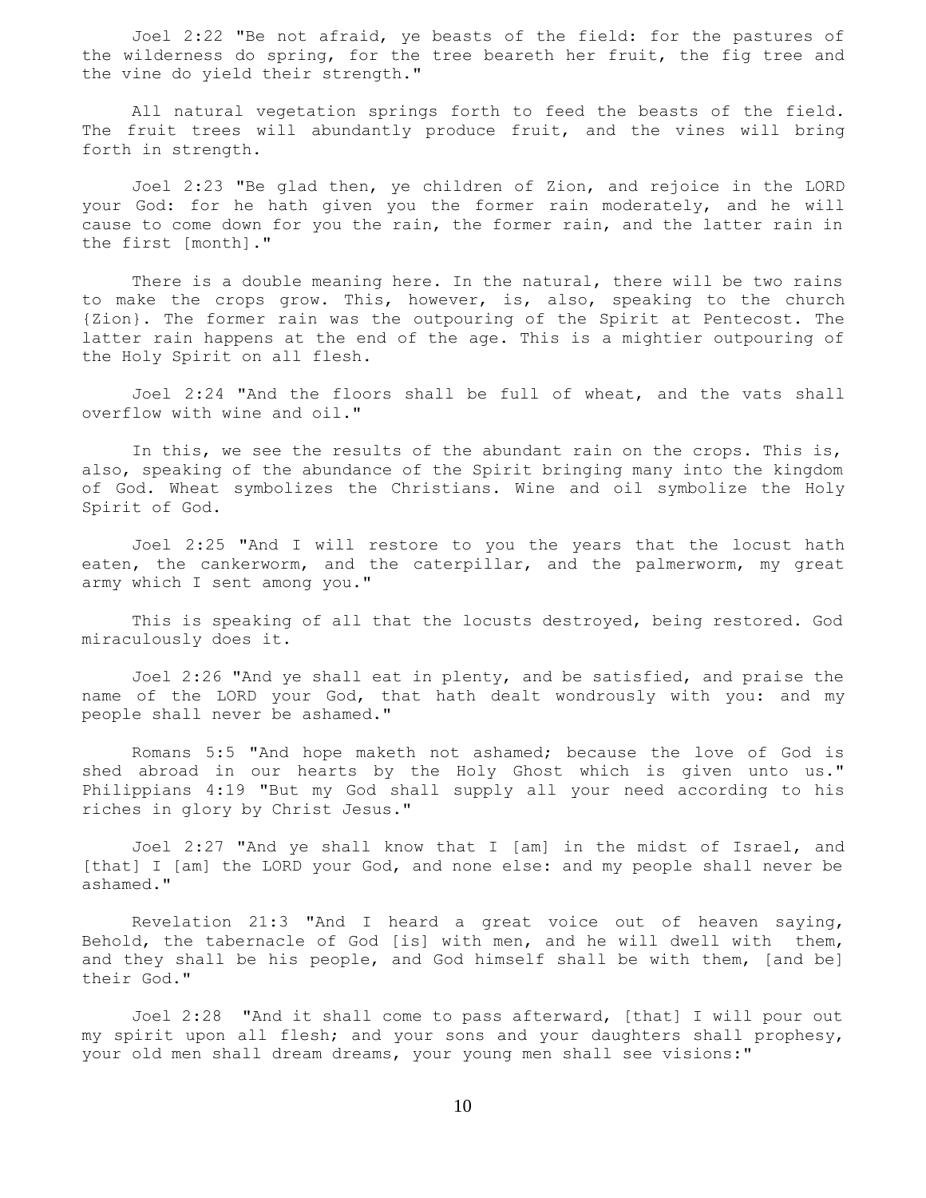Joel 2:22 "Be not afraid, ye beasts of the field: for the pastures of the wilderness do spring, for the tree beareth her fruit, the fig tree and the vine do yield their strength."

All natural vegetation springs forth to feed the beasts of the field. The fruit trees will abundantly produce fruit, and the vines will bring forth in strength.

Joel 2:23 "Be glad then, ye children of Zion, and rejoice in the LORD your God: for he hath given you the former rain moderately, and he will cause to come down for you the rain, the former rain, and the latter rain in the first [month]."

There is a double meaning here. In the natural, there will be two rains to make the crops grow. This, however, is, also, speaking to the church {Zion}. The former rain was the outpouring of the Spirit at Pentecost. The latter rain happens at the end of the age. This is a mightier outpouring of the Holy Spirit on all flesh.

Joel 2:24 "And the floors shall be full of wheat, and the vats shall overflow with wine and oil."

In this, we see the results of the abundant rain on the crops. This is, also, speaking of the abundance of the Spirit bringing many into the kingdom of God. Wheat symbolizes the Christians. Wine and oil symbolize the Holy Spirit of God.

Joel 2:25 "And I will restore to you the years that the locust hath eaten, the cankerworm, and the caterpillar, and the palmerworm, my great army which I sent among you."

This is speaking of all that the locusts destroyed, being restored. God miraculously does it.

Joel 2:26 "And ye shall eat in plenty, and be satisfied, and praise the name of the LORD your God, that hath dealt wondrously with you: and my people shall never be ashamed."

Romans 5:5 "And hope maketh not ashamed; because the love of God is shed abroad in our hearts by the Holy Ghost which is given unto us." Philippians 4:19 "But my God shall supply all your need according to his riches in glory by Christ Jesus."

Joel 2:27 "And ye shall know that I [am] in the midst of Israel, and [that] I [am] the LORD your God, and none else: and my people shall never be ashamed."

Revelation 21:3 "And I heard a great voice out of heaven saying, Behold, the tabernacle of God [is] with men, and he will dwell with them, and they shall be his people, and God himself shall be with them, [and be] their God."

Joel 2:28 "And it shall come to pass afterward, [that] I will pour out my spirit upon all flesh; and your sons and your daughters shall prophesy, your old men shall dream dreams, your young men shall see visions:"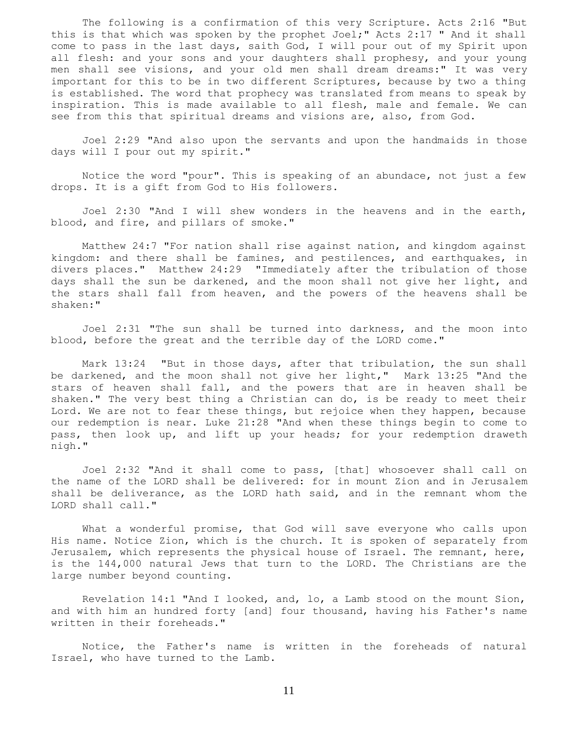The following is a confirmation of this very Scripture. Acts 2:16 "But this is that which was spoken by the prophet Joel;" Acts 2:17 " And it shall come to pass in the last days, saith God, I will pour out of my Spirit upon all flesh: and your sons and your daughters shall prophesy, and your young men shall see visions, and your old men shall dream dreams:" It was very important for this to be in two different Scriptures, because by two a thing is established. The word that prophecy was translated from means to speak by inspiration. This is made available to all flesh, male and female. We can see from this that spiritual dreams and visions are, also, from God.

Joel 2:29 "And also upon the servants and upon the handmaids in those days will I pour out my spirit."

Notice the word "pour". This is speaking of an abundace, not just a few drops. It is a gift from God to His followers.

Joel 2:30 "And I will shew wonders in the heavens and in the earth, blood, and fire, and pillars of smoke."

Matthew 24:7 "For nation shall rise against nation, and kingdom against kingdom: and there shall be famines, and pestilences, and earthquakes, in divers places." Matthew 24:29 "Immediately after the tribulation of those days shall the sun be darkened, and the moon shall not give her light, and the stars shall fall from heaven, and the powers of the heavens shall be shaken:"

Joel 2:31 "The sun shall be turned into darkness, and the moon into blood, before the great and the terrible day of the LORD come."

Mark 13:24 "But in those days, after that tribulation, the sun shall be darkened, and the moon shall not give her light," Mark 13:25 "And the stars of heaven shall fall, and the powers that are in heaven shall be shaken." The very best thing a Christian can do, is be ready to meet their Lord. We are not to fear these things, but rejoice when they happen, because our redemption is near. Luke 21:28 "And when these things begin to come to pass, then look up, and lift up your heads; for your redemption draweth nigh."

Joel 2:32 "And it shall come to pass, [that] whosoever shall call on the name of the LORD shall be delivered: for in mount Zion and in Jerusalem shall be deliverance, as the LORD hath said, and in the remnant whom the LORD shall call."

What a wonderful promise, that God will save everyone who calls upon His name. Notice Zion, which is the church. It is spoken of separately from Jerusalem, which represents the physical house of Israel. The remnant, here, is the 144,000 natural Jews that turn to the LORD. The Christians are the large number beyond counting.

Revelation 14:1 "And I looked, and, lo, a Lamb stood on the mount Sion, and with him an hundred forty [and] four thousand, having his Father's name written in their foreheads."

Notice, the Father's name is written in the foreheads of natural Israel, who have turned to the Lamb.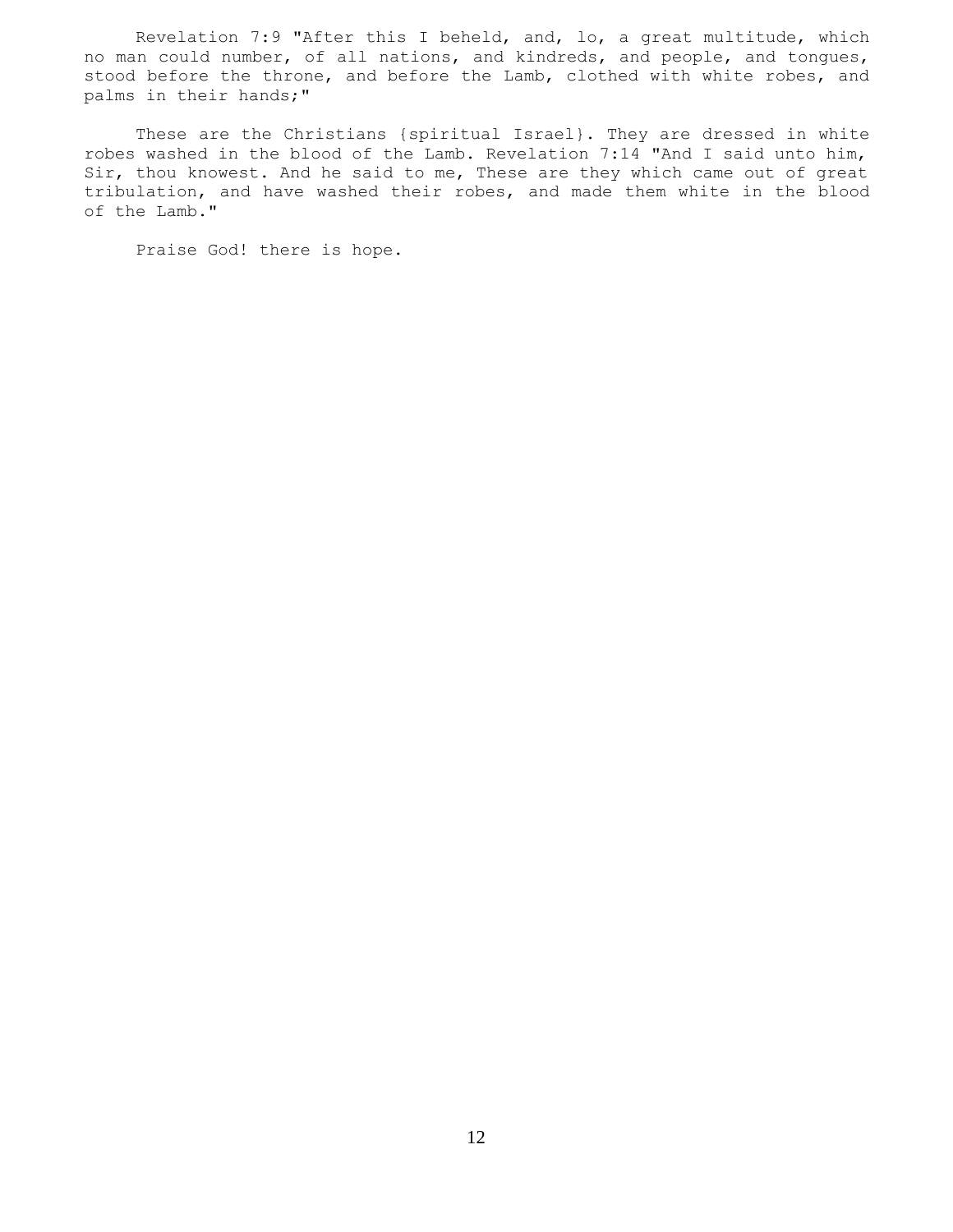Revelation 7:9 "After this I beheld, and, lo, a great multitude, which no man could number, of all nations, and kindreds, and people, and tongues, stood before the throne, and before the Lamb, clothed with white robes, and palms in their hands;"

These are the Christians {spiritual Israel}. They are dressed in white robes washed in the blood of the Lamb. Revelation 7:14 "And I said unto him, Sir, thou knowest. And he said to me, These are they which came out of great tribulation, and have washed their robes, and made them white in the blood of the Lamb."

Praise God! there is hope.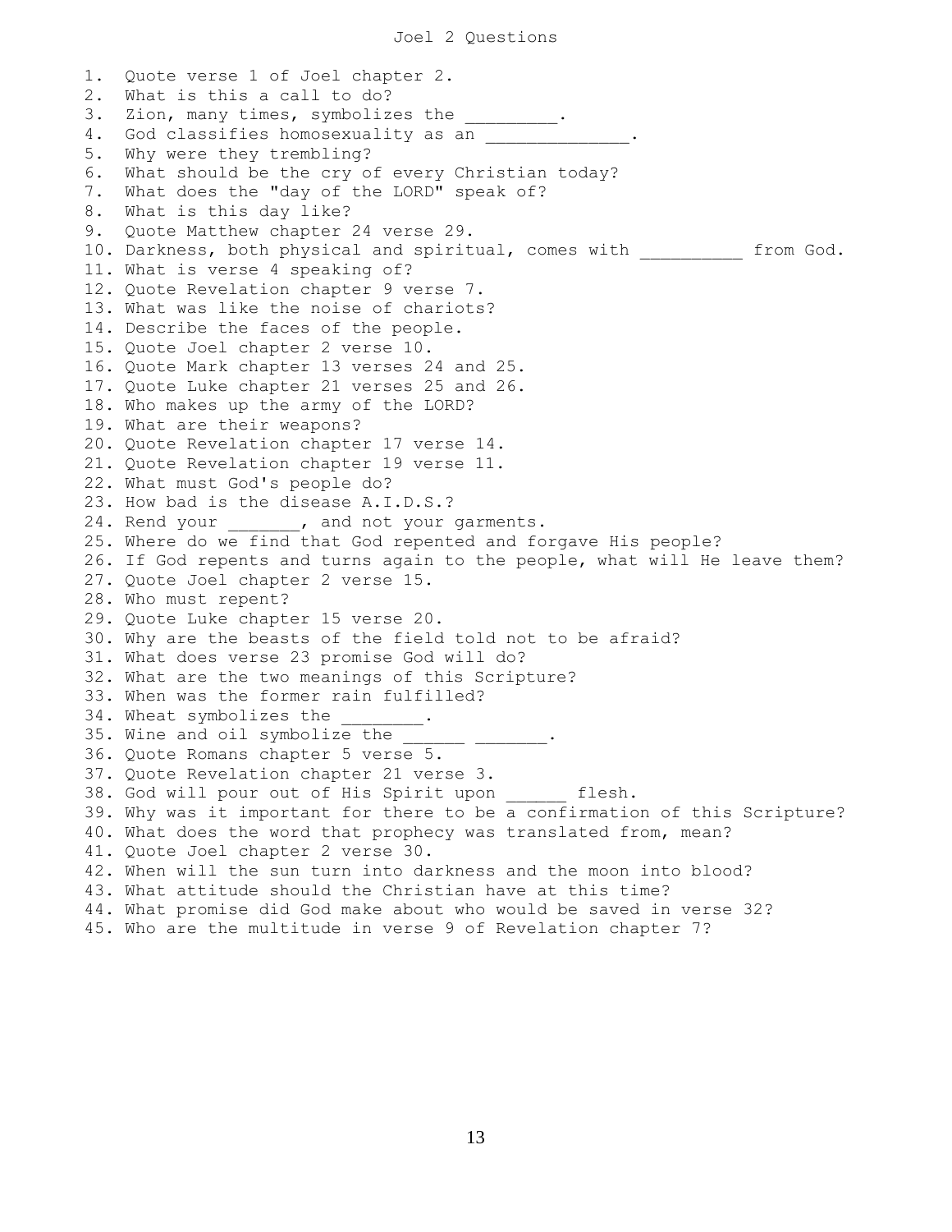# Joel 2 Questions

1. Quote verse 1 of Joel chapter 2.
2. What is this a call to do?
3. Zion, many times, symbolizes the _________.
4. God classifies homosexuality as an _____________.
5. Why were they trembling?
6. What should be the cry of every Christian today?
7. What does the "day of the LORD" speak of?
8. What is this day like?
9. Quote Matthew chapter 24 verse 29.
10. Darkness, both physical and spiritual, comes with _________ from God.
11. What is verse 4 speaking of?
12. Quote Revelation chapter 9 verse 7.
13. What was like the noise of chariots?
14. Describe the faces of the people.
15. Quote Joel chapter 2 verse 10.
16. Quote Mark chapter 13 verses 24 and 25.
17. Quote Luke chapter 21 verses 25 and 26.
18. Who makes up the army of the LORD?
19. What are their weapons?
20. Quote Revelation chapter 17 verse 14.
21. Quote Revelation chapter 19 verse 11.
22. What must God's people do?
23. How bad is the disease A.I.D.S.?
24. Rend your _______, and not your garments.
25. Where do we find that God repented and forgave His people?
26. If God repents and turns again to the people, what will He leave them?
27. Quote Joel chapter 2 verse 15.
28. Who must repent?
29. Quote Luke chapter 15 verse 20.
30. Why are the beasts of the field told not to be afraid?
31. What does verse 23 promise God will do?
32. What are the two meanings of this Scripture?
33. When was the former rain fulfilled?
34. Wheat symbolizes the ________.
35. Wine and oil symbolize the ______ _______.
36. Quote Romans chapter 5 verse 5.
37. Quote Revelation chapter 21 verse 3.
38. God will pour out of His Spirit upon ______ flesh.
39. Why was it important for there to be a confirmation of this Scripture?
40. What does the word that prophecy was translated from, mean?
41. Quote Joel chapter 2 verse 30.
42. When will the sun turn into darkness and the moon into blood?
43. What attitude should the Christian have at this time?
44. What promise did God make about who would be saved in verse 32?
45. Who are the multitude in verse 9 of Revelation chapter 7?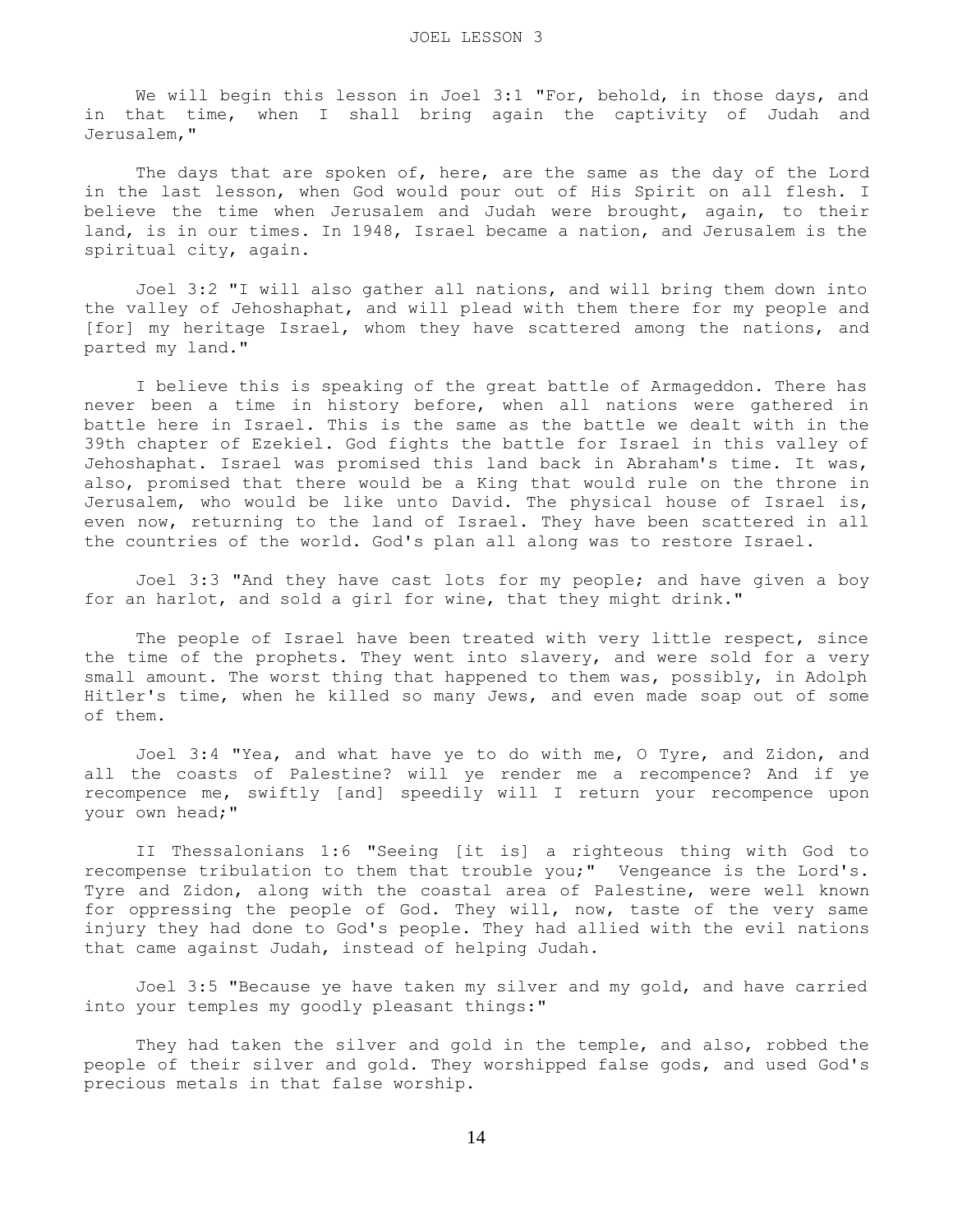# JOEL LESSON 3

We will begin this lesson in Joel 3:1 "For, behold, in those days, and in that time, when I shall bring again the captivity of Judah and Jerusalem,"

The days that are spoken of, here, are the same as the day of the Lord in the last lesson, when God would pour out of His Spirit on all flesh. I believe the time when Jerusalem and Judah were brought, again, to their land, is in our times. In 1948, Israel became a nation, and Jerusalem is the spiritual city, again.

Joel 3:2 "I will also gather all nations, and will bring them down into the valley of Jehoshaphat, and will plead with them there for my people and [for] my heritage Israel, whom they have scattered among the nations, and parted my land."

I believe this is speaking of the great battle of Armageddon. There has never been a time in history before, when all nations were gathered in battle here in Israel. This is the same as the battle we dealt with in the 39th chapter of Ezekiel. God fights the battle for Israel in this valley of Jehoshaphat. Israel was promised this land back in Abraham's time. It was, also, promised that there would be a King that would rule on the throne in Jerusalem, who would be like unto David. The physical house of Israel is, even now, returning to the land of Israel. They have been scattered in all the countries of the world. God's plan all along was to restore Israel.

Joel 3:3 "And they have cast lots for my people; and have given a boy for an harlot, and sold a girl for wine, that they might drink."

The people of Israel have been treated with very little respect, since the time of the prophets. They went into slavery, and were sold for a very small amount. The worst thing that happened to them was, possibly, in Adolph Hitler's time, when he killed so many Jews, and even made soap out of some of them.

Joel 3:4 "Yea, and what have ye to do with me, O Tyre, and Zidon, and all the coasts of Palestine? will ye render me a recompence? And if ye recompence me, swiftly [and] speedily will I return your recompence upon your own head;"

II Thessalonians 1:6 "Seeing [it is] a righteous thing with God to recompense tribulation to them that trouble you;" Vengeance is the Lord's. Tyre and Zidon, along with the coastal area of Palestine, were well known for oppressing the people of God. They will, now, taste of the very same injury they had done to God's people. They had allied with the evil nations that came against Judah, instead of helping Judah.

Joel 3:5 "Because ye have taken my silver and my gold, and have carried into your temples my goodly pleasant things:"

They had taken the silver and gold in the temple, and also, robbed the people of their silver and gold. They worshipped false gods, and used God's precious metals in that false worship.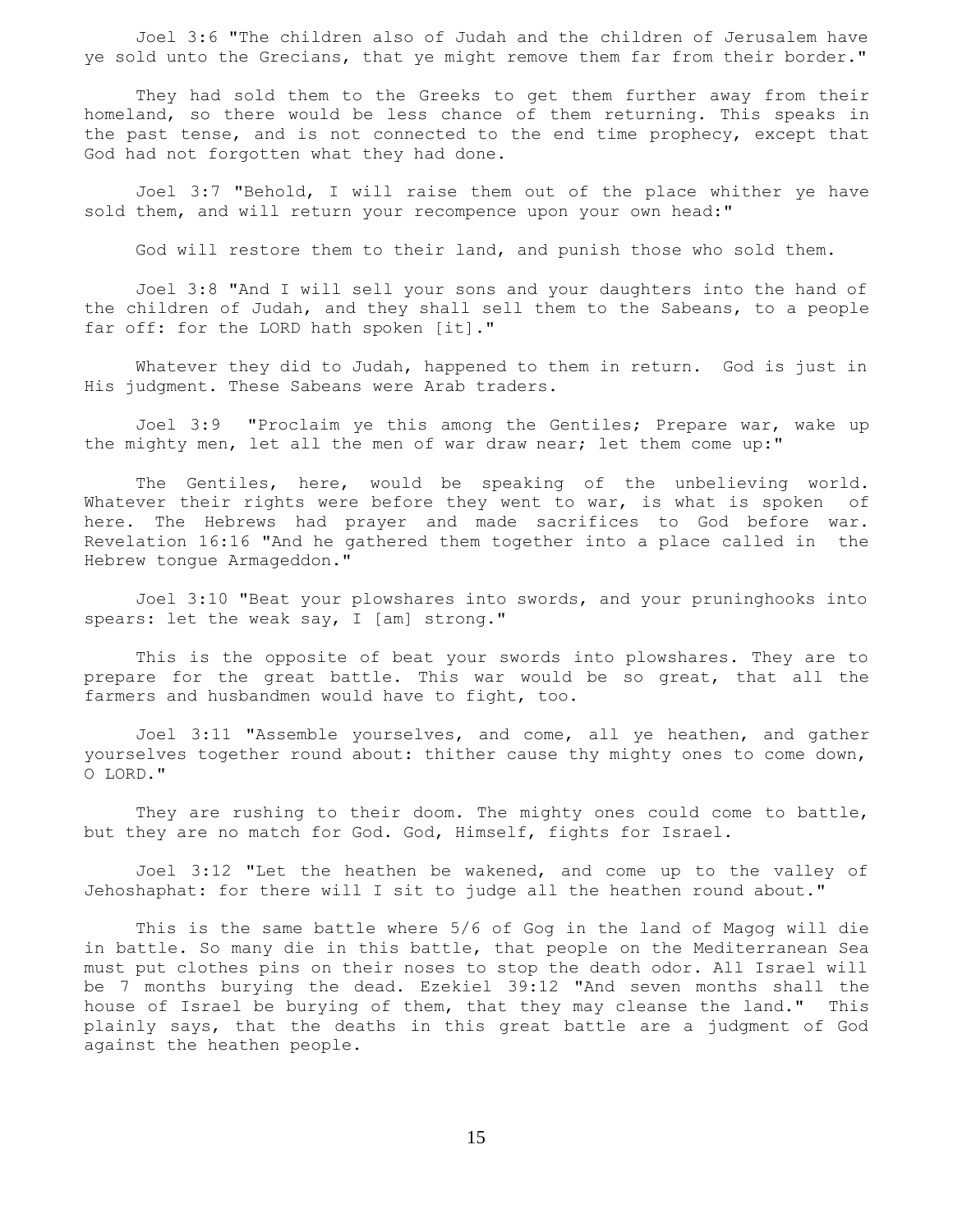Joel 3:6 "The children also of Judah and the children of Jerusalem have ye sold unto the Grecians, that ye might remove them far from their border."

They had sold them to the Greeks to get them further away from their homeland, so there would be less chance of them returning. This speaks in the past tense, and is not connected to the end time prophecy, except that God had not forgotten what they had done.

Joel 3:7 "Behold, I will raise them out of the place whither ye have sold them, and will return your recompence upon your own head:"

God will restore them to their land, and punish those who sold them.

Joel 3:8 "And I will sell your sons and your daughters into the hand of the children of Judah, and they shall sell them to the Sabeans, to a people far off: for the LORD hath spoken [it]."

Whatever they did to Judah, happened to them in return. God is just in His judgment. These Sabeans were Arab traders.

Joel 3:9 "Proclaim ye this among the Gentiles; Prepare war, wake up the mighty men, let all the men of war draw near; let them come up:"

The Gentiles, here, would be speaking of the unbelieving world. Whatever their rights were before they went to war, is what is spoken of here. The Hebrews had prayer and made sacrifices to God before war. Revelation 16:16 "And he gathered them together into a place called in the Hebrew tongue Armageddon."

Joel 3:10 "Beat your plowshares into swords, and your pruninghooks into spears: let the weak say, I [am] strong."

This is the opposite of beat your swords into plowshares. They are to prepare for the great battle. This war would be so great, that all the farmers and husbandmen would have to fight, too.

Joel 3:11 "Assemble yourselves, and come, all ye heathen, and gather yourselves together round about: thither cause thy mighty ones to come down, O LORD."

They are rushing to their doom. The mighty ones could come to battle, but they are no match for God. God, Himself, fights for Israel.

Joel 3:12 "Let the heathen be wakened, and come up to the valley of Jehoshaphat: for there will I sit to judge all the heathen round about."

This is the same battle where 5/6 of Gog in the land of Magog will die in battle. So many die in this battle, that people on the Mediterranean Sea must put clothes pins on their noses to stop the death odor. All Israel will be 7 months burying the dead. Ezekiel 39:12 "And seven months shall the house of Israel be burying of them, that they may cleanse the land." This plainly says, that the deaths in this great battle are a judgment of God against the heathen people.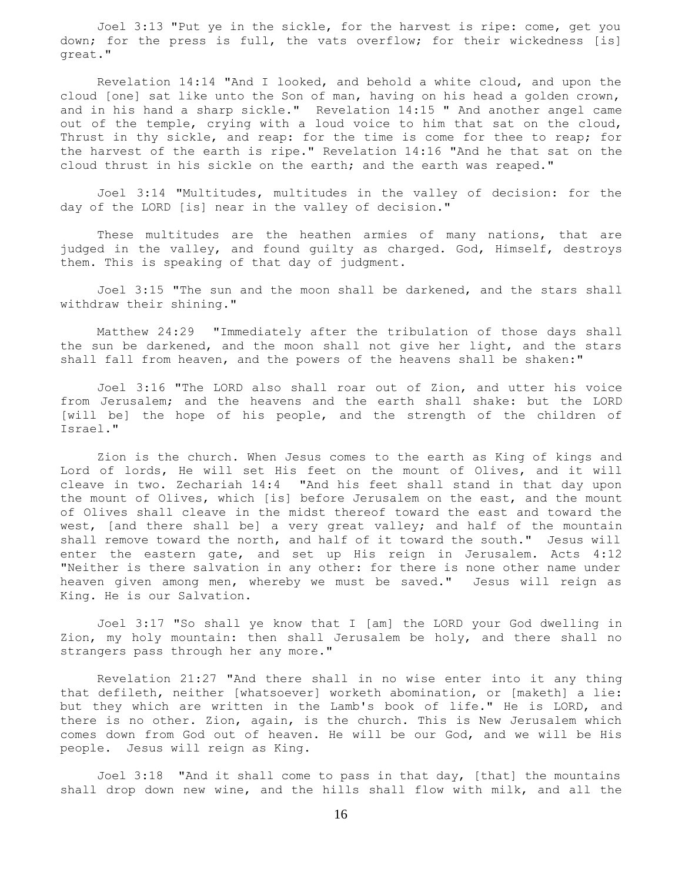Joel 3:13 "Put ye in the sickle, for the harvest is ripe: come, get you down; for the press is full, the vats overflow; for their wickedness [is] great."

Revelation 14:14 "And I looked, and behold a white cloud, and upon the cloud [one] sat like unto the Son of man, having on his head a golden crown, and in his hand a sharp sickle." Revelation 14:15 " And another angel came out of the temple, crying with a loud voice to him that sat on the cloud, Thrust in thy sickle, and reap: for the time is come for thee to reap; for the harvest of the earth is ripe." Revelation 14:16 "And he that sat on the cloud thrust in his sickle on the earth; and the earth was reaped."

Joel 3:14 "Multitudes, multitudes in the valley of decision: for the day of the LORD [is] near in the valley of decision."

These multitudes are the heathen armies of many nations, that are judged in the valley, and found guilty as charged. God, Himself, destroys them. This is speaking of that day of judgment.

Joel 3:15 "The sun and the moon shall be darkened, and the stars shall withdraw their shining."

Matthew 24:29 "Immediately after the tribulation of those days shall the sun be darkened, and the moon shall not give her light, and the stars shall fall from heaven, and the powers of the heavens shall be shaken:"

Joel 3:16 "The LORD also shall roar out of Zion, and utter his voice from Jerusalem; and the heavens and the earth shall shake: but the LORD [will be] the hope of his people, and the strength of the children of Israel."

Zion is the church. When Jesus comes to the earth as King of kings and Lord of lords, He will set His feet on the mount of Olives, and it will cleave in two. Zechariah 14:4 "And his feet shall stand in that day upon the mount of Olives, which [is] before Jerusalem on the east, and the mount of Olives shall cleave in the midst thereof toward the east and toward the west, [and there shall be] a very great valley; and half of the mountain shall remove toward the north, and half of it toward the south." Jesus will enter the eastern gate, and set up His reign in Jerusalem. Acts 4:12 "Neither is there salvation in any other: for there is none other name under heaven given among men, whereby we must be saved." Jesus will reign as King. He is our Salvation.

Joel 3:17 "So shall ye know that I [am] the LORD your God dwelling in Zion, my holy mountain: then shall Jerusalem be holy, and there shall no strangers pass through her any more."

Revelation 21:27 "And there shall in no wise enter into it any thing that defileth, neither [whatsoever] worketh abomination, or [maketh] a lie: but they which are written in the Lamb's book of life." He is LORD, and there is no other. Zion, again, is the church. This is New Jerusalem which comes down from God out of heaven. He will be our God, and we will be His people. Jesus will reign as King.

Joel 3:18 "And it shall come to pass in that day, [that] the mountains shall drop down new wine, and the hills shall flow with milk, and all the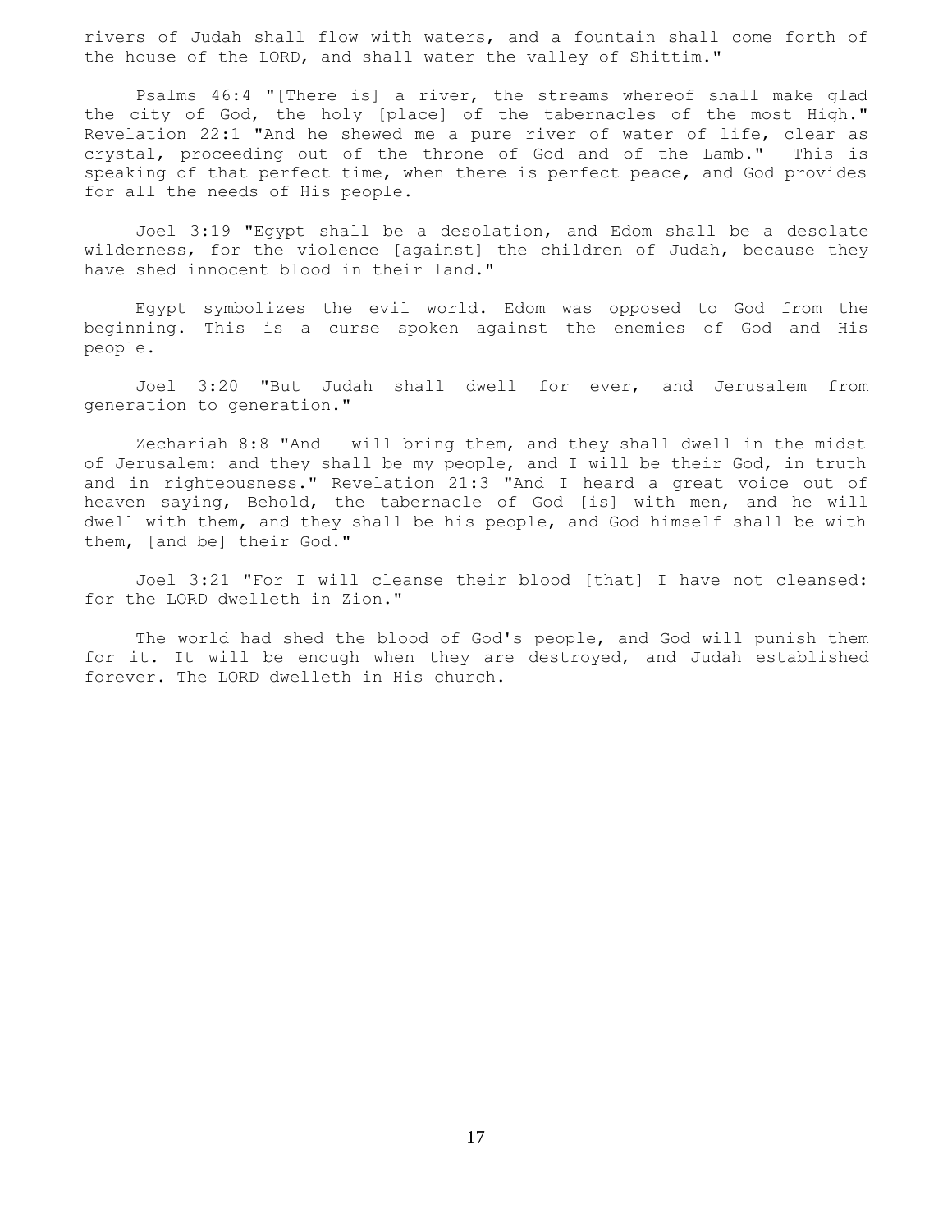rivers of Judah shall flow with waters, and a fountain shall come forth of the house of the LORD, and shall water the valley of Shittim."

Psalms 46:4 "[There is] a river, the streams whereof shall make glad the city of God, the holy [place] of the tabernacles of the most High." Revelation 22:1 "And he shewed me a pure river of water of life, clear as crystal, proceeding out of the throne of God and of the Lamb." This is speaking of that perfect time, when there is perfect peace, and God provides for all the needs of His people.

Joel 3:19 "Egypt shall be a desolation, and Edom shall be a desolate wilderness, for the violence [against] the children of Judah, because they have shed innocent blood in their land."

Egypt symbolizes the evil world. Edom was opposed to God from the beginning. This is a curse spoken against the enemies of God and His people.

Joel 3:20 "But Judah shall dwell for ever, and Jerusalem from generation to generation."

Zechariah 8:8 "And I will bring them, and they shall dwell in the midst of Jerusalem: and they shall be my people, and I will be their God, in truth and in righteousness." Revelation 21:3 "And I heard a great voice out of heaven saying, Behold, the tabernacle of God [is] with men, and he will dwell with them, and they shall be his people, and God himself shall be with them, [and be] their God."

Joel 3:21 "For I will cleanse their blood [that] I have not cleansed: for the LORD dwelleth in Zion."

The world had shed the blood of God's people, and God will punish them for it. It will be enough when they are destroyed, and Judah established forever. The LORD dwelleth in His church.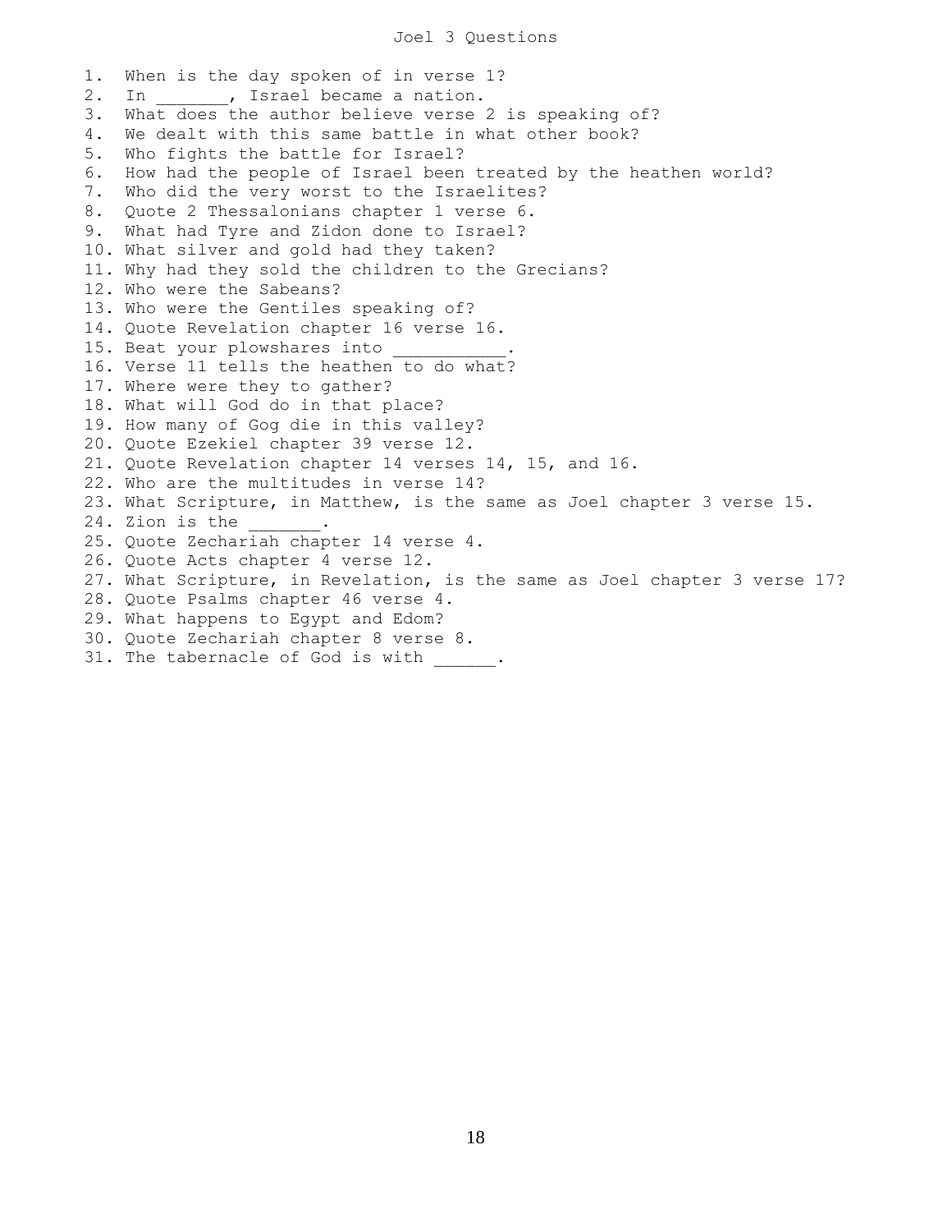# Joel 3 Questions

1. When is the day spoken of in verse 1?
2. In _______, Israel became a nation.
3. What does the author believe verse 2 is speaking of?
4. We dealt with this same battle in what other book?
5. Who fights the battle for Israel?
6. How had the people of Israel been treated by the heathen world?
7. Who did the very worst to the Israelites?
8. Quote 2 Thessalonians chapter 1 verse 6.
9. What had Tyre and Zidon done to Israel?
10. What silver and gold had they taken?
11. Why had they sold the children to the Grecians?
12. Who were the Sabeans?
13. Who were the Gentiles speaking of?
14. Quote Revelation chapter 16 verse 16.
15. Beat your plowshares into ___________.
16. Verse 11 tells the heathen to do what?
17. Where were they to gather?
18. What will God do in that place?
19. How many of Gog die in this valley?
20. Quote Ezekiel chapter 39 verse 12.
21. Quote Revelation chapter 14 verses 14, 15, and 16.
22. Who are the multitudes in verse 14?
23. What Scripture, in Matthew, is the same as Joel chapter 3 verse 15.
24. Zion is the _______.
25. Quote Zechariah chapter 14 verse 4.
26. Quote Acts chapter 4 verse 12.
27. What Scripture, in Revelation, is the same as Joel chapter 3 verse 17?
28. Quote Psalms chapter 46 verse 4.
29. What happens to Egypt and Edom?
30. Quote Zechariah chapter 8 verse 8.
31. The tabernacle of God is with ______.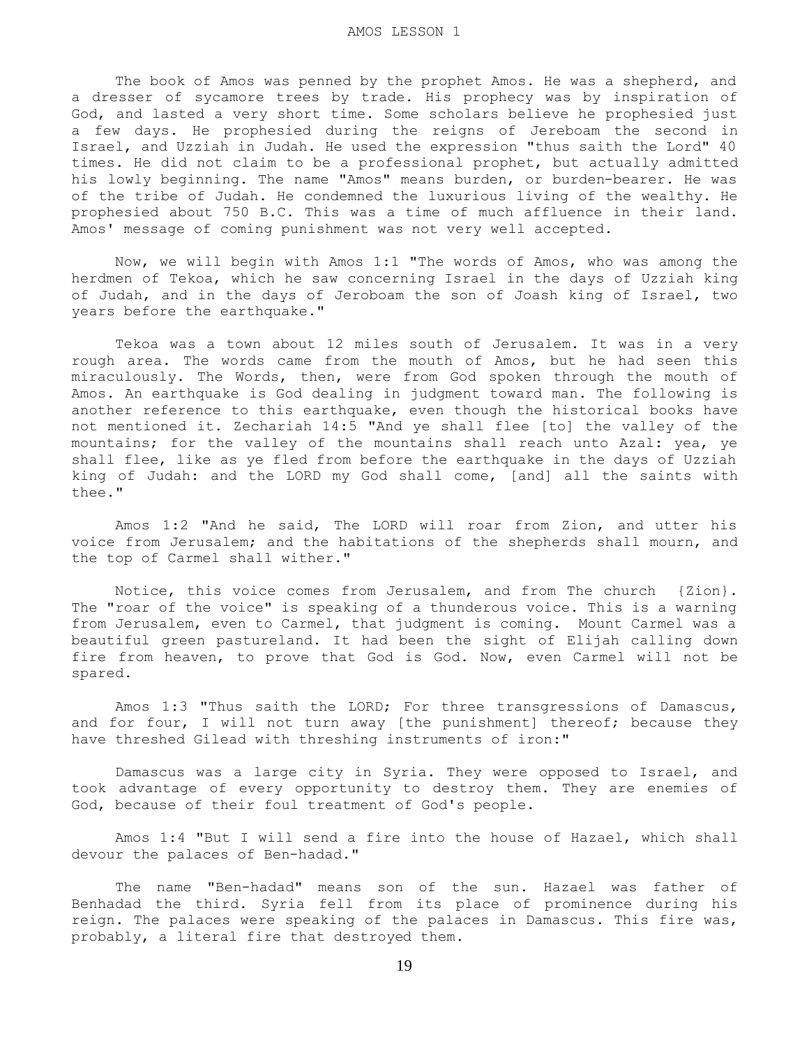# AMOS LESSON 1

The book of Amos was penned by the prophet Amos. He was a shepherd, and a dresser of sycamore trees by trade. His prophecy was by inspiration of God, and lasted a very short time. Some scholars believe he prophesied just a few days. He prophesied during the reigns of Jereboam the second in Israel, and Uzziah in Judah. He used the expression "thus saith the Lord" 40 times. He did not claim to be a professional prophet, but actually admitted his lowly beginning. The name "Amos" means burden, or burden-bearer. He was of the tribe of Judah. He condemned the luxurious living of the wealthy. He prophesied about 750 B.C. This was a time of much affluence in their land. Amos' message of coming punishment was not very well accepted.

Now, we will begin with Amos 1:1 "The words of Amos, who was among the herdmen of Tekoa, which he saw concerning Israel in the days of Uzziah king of Judah, and in the days of Jeroboam the son of Joash king of Israel, two years before the earthquake."

Tekoa was a town about 12 miles south of Jerusalem. It was in a very rough area. The words came from the mouth of Amos, but he had seen this miraculously. The Words, then, were from God spoken through the mouth of Amos. An earthquake is God dealing in judgment toward man. The following is another reference to this earthquake, even though the historical books have not mentioned it. Zechariah 14:5 "And ye shall flee [to] the valley of the mountains; for the valley of the mountains shall reach unto Azal: yea, ye shall flee, like as ye fled from before the earthquake in the days of Uzziah king of Judah: and the LORD my God shall come, [and] all the saints with thee."

Amos 1:2 "And he said, The LORD will roar from Zion, and utter his voice from Jerusalem; and the habitations of the shepherds shall mourn, and the top of Carmel shall wither."

Notice, this voice comes from Jerusalem, and from The church {Zion}. The "roar of the voice" is speaking of a thunderous voice. This is a warning from Jerusalem, even to Carmel, that judgment is coming. Mount Carmel was a beautiful green pastureland. It had been the sight of Elijah calling down fire from heaven, to prove that God is God. Now, even Carmel will not be spared.

Amos 1:3 "Thus saith the LORD; For three transgressions of Damascus, and for four, I will not turn away [the punishment] thereof; because they have threshed Gilead with threshing instruments of iron:"

Damascus was a large city in Syria. They were opposed to Israel, and took advantage of every opportunity to destroy them. They are enemies of God, because of their foul treatment of God's people.

Amos 1:4 "But I will send a fire into the house of Hazael, which shall devour the palaces of Ben-hadad."

The name "Ben-hadad" means son of the sun. Hazael was father of Benhadad the third. Syria fell from its place of prominence during his reign. The palaces were speaking of the palaces in Damascus. This fire was, probably, a literal fire that destroyed them.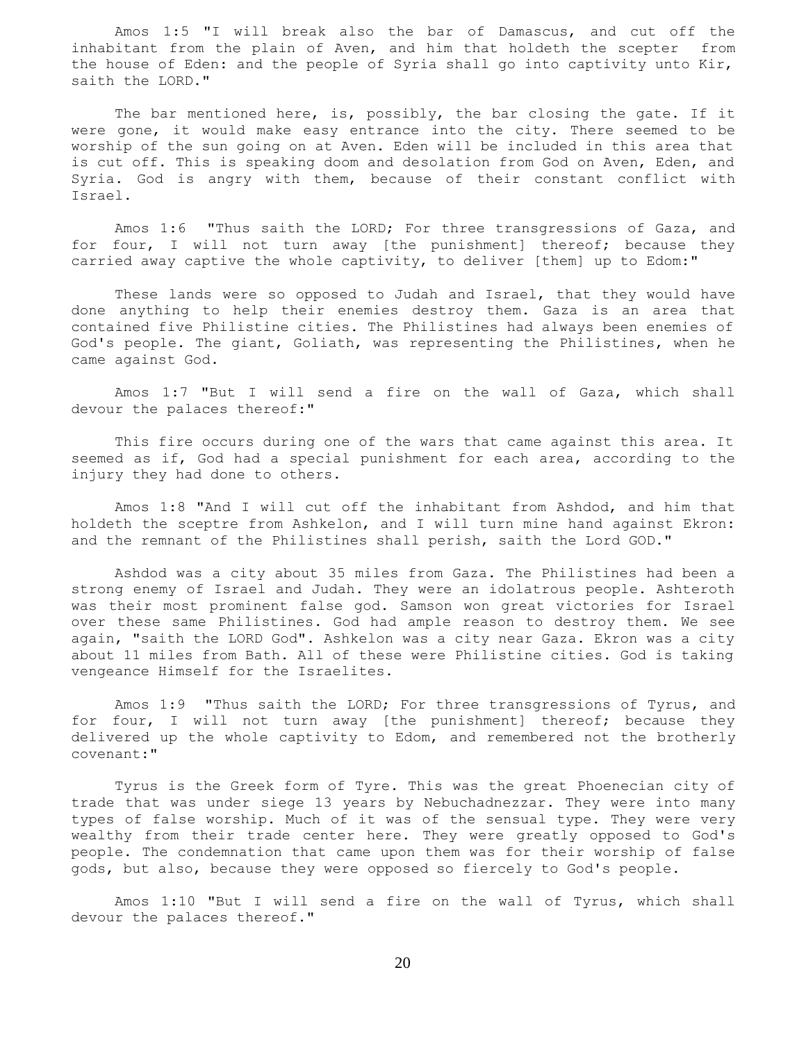Amos 1:5 "I will break also the bar of Damascus, and cut off the inhabitant from the plain of Aven, and him that holdeth the scepter from the house of Eden: and the people of Syria shall go into captivity unto Kir, saith the LORD."

The bar mentioned here, is, possibly, the bar closing the gate. If it were gone, it would make easy entrance into the city. There seemed to be worship of the sun going on at Aven. Eden will be included in this area that is cut off. This is speaking doom and desolation from God on Aven, Eden, and Syria. God is angry with them, because of their constant conflict with Israel.

Amos 1:6 "Thus saith the LORD; For three transgressions of Gaza, and for four, I will not turn away [the punishment] thereof; because they carried away captive the whole captivity, to deliver [them] up to Edom:"

These lands were so opposed to Judah and Israel, that they would have done anything to help their enemies destroy them. Gaza is an area that contained five Philistine cities. The Philistines had always been enemies of God's people. The giant, Goliath, was representing the Philistines, when he came against God.

Amos 1:7 "But I will send a fire on the wall of Gaza, which shall devour the palaces thereof:"

This fire occurs during one of the wars that came against this area. It seemed as if, God had a special punishment for each area, according to the injury they had done to others.

Amos 1:8 "And I will cut off the inhabitant from Ashdod, and him that holdeth the sceptre from Ashkelon, and I will turn mine hand against Ekron: and the remnant of the Philistines shall perish, saith the Lord GOD."

Ashdod was a city about 35 miles from Gaza. The Philistines had been a strong enemy of Israel and Judah. They were an idolatrous people. Ashteroth was their most prominent false god. Samson won great victories for Israel over these same Philistines. God had ample reason to destroy them. We see again, "saith the LORD God". Ashkelon was a city near Gaza. Ekron was a city about 11 miles from Bath. All of these were Philistine cities. God is taking vengeance Himself for the Israelites.

Amos 1:9 "Thus saith the LORD; For three transgressions of Tyrus, and for four, I will not turn away [the punishment] thereof; because they delivered up the whole captivity to Edom, and remembered not the brotherly covenant:"

Tyrus is the Greek form of Tyre. This was the great Phoenecian city of trade that was under siege 13 years by Nebuchadnezzar. They were into many types of false worship. Much of it was of the sensual type. They were very wealthy from their trade center here. They were greatly opposed to God's people. The condemnation that came upon them was for their worship of false gods, but also, because they were opposed so fiercely to God's people.

Amos 1:10 "But I will send a fire on the wall of Tyrus, which shall devour the palaces thereof."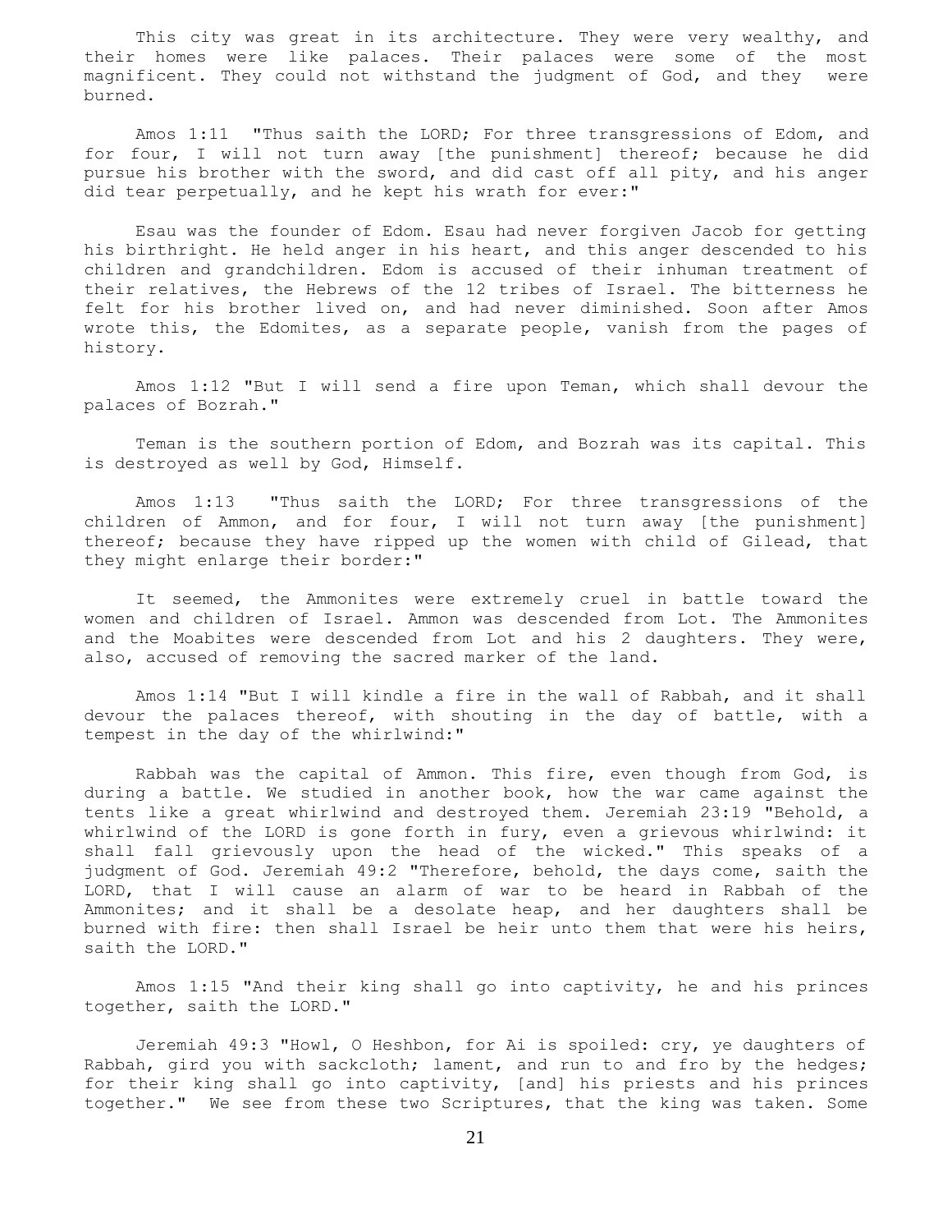This city was great in its architecture. They were very wealthy, and their homes were like palaces. Their palaces were some of the most magnificent. They could not withstand the judgment of God, and they were burned.

Amos 1:11 "Thus saith the LORD; For three transgressions of Edom, and for four, I will not turn away [the punishment] thereof; because he did pursue his brother with the sword, and did cast off all pity, and his anger did tear perpetually, and he kept his wrath for ever:"

Esau was the founder of Edom. Esau had never forgiven Jacob for getting his birthright. He held anger in his heart, and this anger descended to his children and grandchildren. Edom is accused of their inhuman treatment of their relatives, the Hebrews of the 12 tribes of Israel. The bitterness he felt for his brother lived on, and had never diminished. Soon after Amos wrote this, the Edomites, as a separate people, vanish from the pages of history.

Amos 1:12 "But I will send a fire upon Teman, which shall devour the palaces of Bozrah."

Teman is the southern portion of Edom, and Bozrah was its capital. This is destroyed as well by God, Himself.

Amos 1:13 "Thus saith the LORD; For three transgressions of the children of Ammon, and for four, I will not turn away [the punishment] thereof; because they have ripped up the women with child of Gilead, that they might enlarge their border:"

It seemed, the Ammonites were extremely cruel in battle toward the women and children of Israel. Ammon was descended from Lot. The Ammonites and the Moabites were descended from Lot and his 2 daughters. They were, also, accused of removing the sacred marker of the land.

Amos 1:14 "But I will kindle a fire in the wall of Rabbah, and it shall devour the palaces thereof, with shouting in the day of battle, with a tempest in the day of the whirlwind:"

Rabbah was the capital of Ammon. This fire, even though from God, is during a battle. We studied in another book, how the war came against the tents like a great whirlwind and destroyed them. Jeremiah 23:19 "Behold, a whirlwind of the LORD is gone forth in fury, even a grievous whirlwind: it shall fall grievously upon the head of the wicked." This speaks of a judgment of God. Jeremiah 49:2 "Therefore, behold, the days come, saith the LORD, that I will cause an alarm of war to be heard in Rabbah of the Ammonites; and it shall be a desolate heap, and her daughters shall be burned with fire: then shall Israel be heir unto them that were his heirs, saith the LORD."

Amos 1:15 "And their king shall go into captivity, he and his princes together, saith the LORD."

Jeremiah 49:3 "Howl, O Heshbon, for Ai is spoiled: cry, ye daughters of Rabbah, gird you with sackcloth; lament, and run to and fro by the hedges; for their king shall go into captivity, [and] his priests and his princes together." We see from these two Scriptures, that the king was taken. Some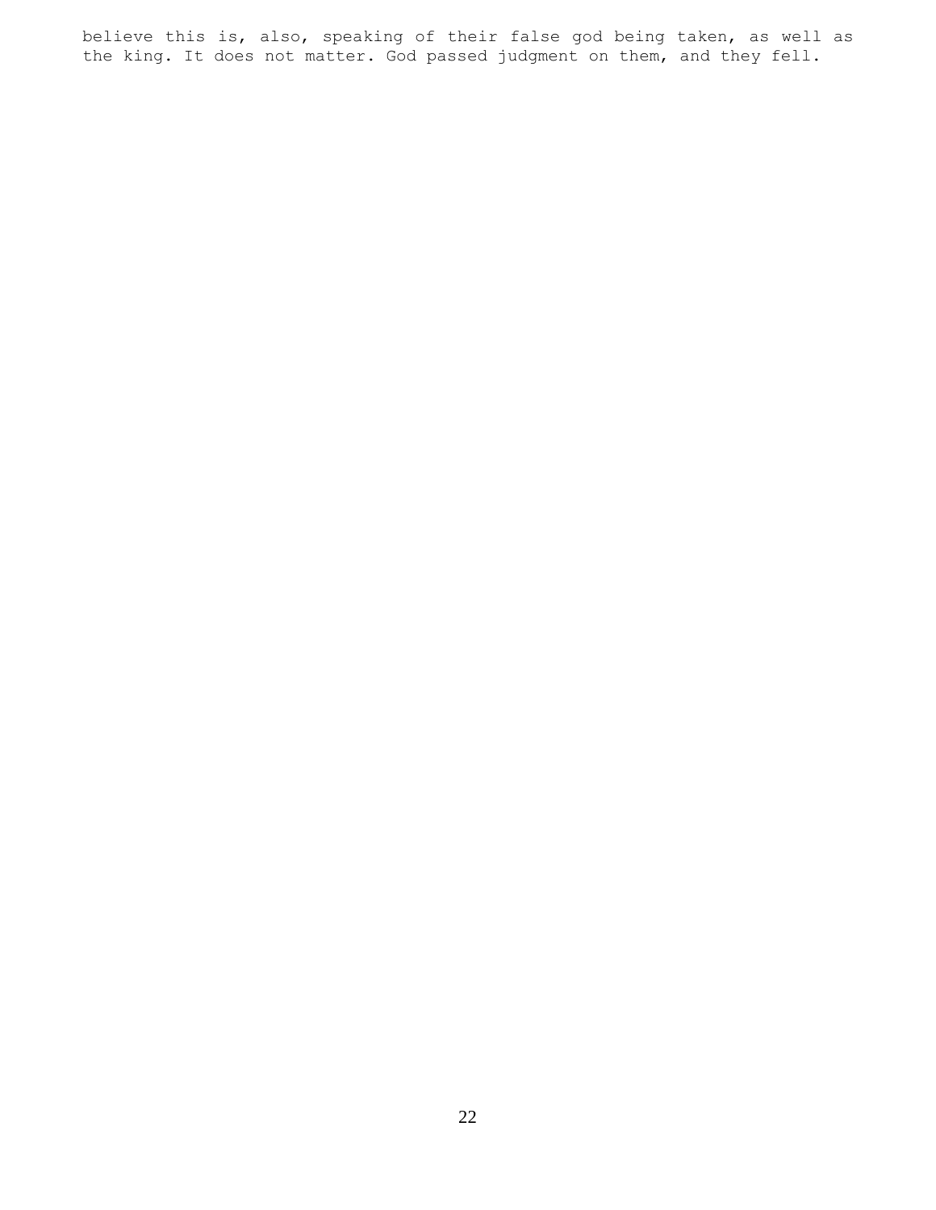believe this is, also, speaking of their false god being taken, as well as the king. It does not matter. God passed judgment on them, and they fell.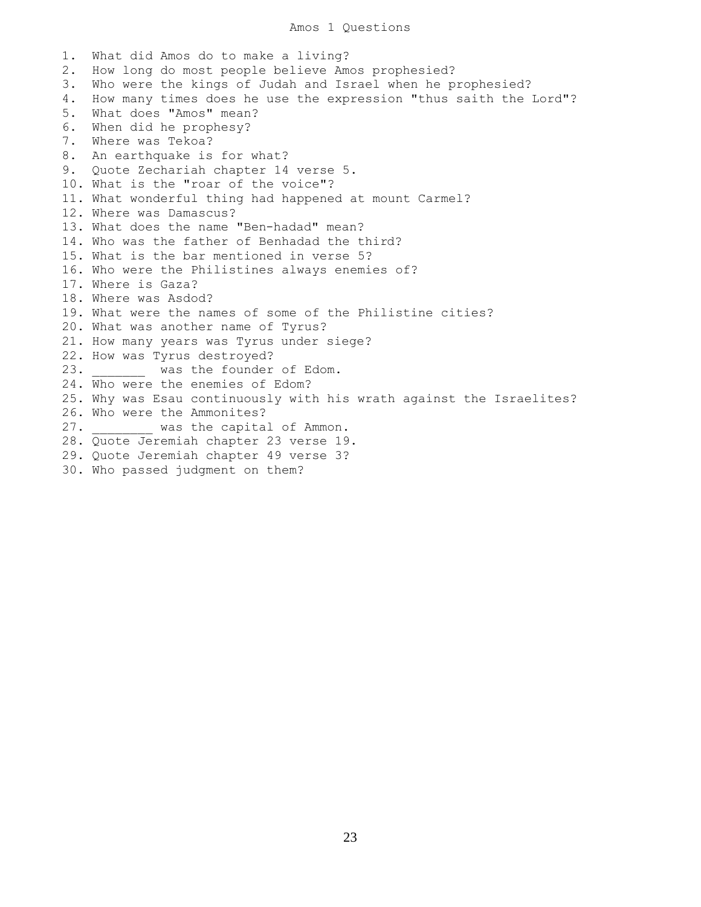# Amos 1 Questions

1. What did Amos do to make a living?
2. How long do most people believe Amos prophesied?
3. Who were the kings of Judah and Israel when he prophesied?
4. How many times does he use the expression "thus saith the Lord"?
5. What does "Amos" mean?
6. When did he prophesy?
7. Where was Tekoa?
8. An earthquake is for what?
9. Quote Zechariah chapter 14 verse 5.
10. What is the "roar of the voice"?
11. What wonderful thing had happened at mount Carmel?
12. Where was Damascus?
13. What does the name "Ben-hadad" mean?
14. Who was the father of Benhadad the third?
15. What is the bar mentioned in verse 5?
16. Who were the Philistines always enemies of?
17. Where is Gaza?
18. Where was Asdod?
19. What were the names of some of the Philistine cities?
20. What was another name of Tyrus?
21. How many years was Tyrus under siege?
22. How was Tyrus destroyed?
23. _______ was the founder of Edom.
24. Who were the enemies of Edom?
25. Why was Esau continuously with his wrath against the Israelites?
26. Who were the Ammonites?
27. ________ was the capital of Ammon.
28. Quote Jeremiah chapter 23 verse 19.
29. Quote Jeremiah chapter 49 verse 3?
30. Who passed judgment on them?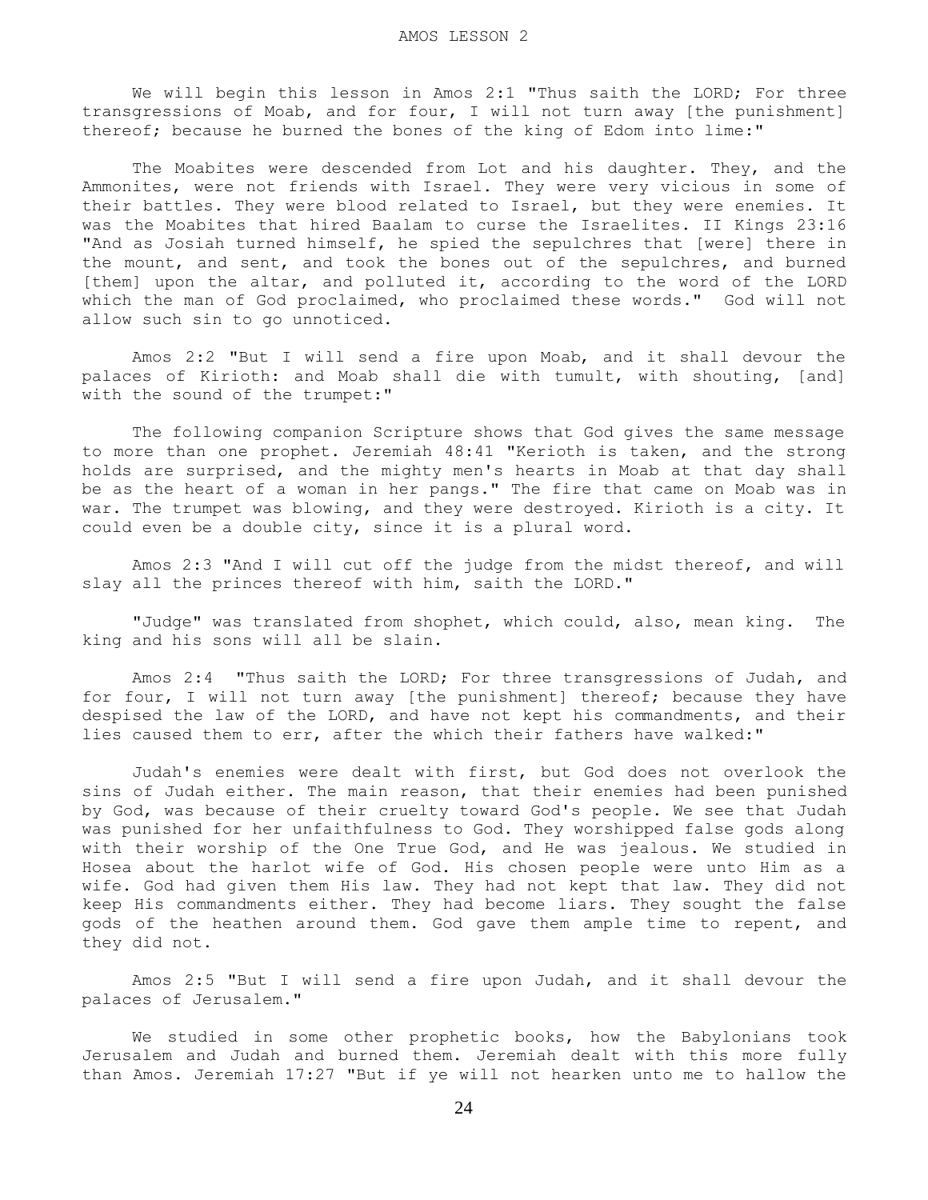# AMOS LESSON 2

We will begin this lesson in Amos 2:1 "Thus saith the LORD; For three transgressions of Moab, and for four, I will not turn away [the punishment] thereof; because he burned the bones of the king of Edom into lime:"

The Moabites were descended from Lot and his daughter. They, and the Ammonites, were not friends with Israel. They were very vicious in some of their battles. They were blood related to Israel, but they were enemies. It was the Moabites that hired Baalam to curse the Israelites. II Kings 23:16 "And as Josiah turned himself, he spied the sepulchres that [were] there in the mount, and sent, and took the bones out of the sepulchres, and burned [them] upon the altar, and polluted it, according to the word of the LORD which the man of God proclaimed, who proclaimed these words." God will not allow such sin to go unnoticed.

Amos 2:2 "But I will send a fire upon Moab, and it shall devour the palaces of Kirioth: and Moab shall die with tumult, with shouting, [and] with the sound of the trumpet:"

The following companion Scripture shows that God gives the same message to more than one prophet. Jeremiah 48:41 "Kerioth is taken, and the strong holds are surprised, and the mighty men's hearts in Moab at that day shall be as the heart of a woman in her pangs." The fire that came on Moab was in war. The trumpet was blowing, and they were destroyed. Kirioth is a city. It could even be a double city, since it is a plural word.

Amos 2:3 "And I will cut off the judge from the midst thereof, and will slay all the princes thereof with him, saith the LORD."

"Judge" was translated from shophet, which could, also, mean king. The king and his sons will all be slain.

Amos 2:4 "Thus saith the LORD; For three transgressions of Judah, and for four, I will not turn away [the punishment] thereof; because they have despised the law of the LORD, and have not kept his commandments, and their lies caused them to err, after the which their fathers have walked:"

Judah's enemies were dealt with first, but God does not overlook the sins of Judah either. The main reason, that their enemies had been punished by God, was because of their cruelty toward God's people. We see that Judah was punished for her unfaithfulness to God. They worshipped false gods along with their worship of the One True God, and He was jealous. We studied in Hosea about the harlot wife of God. His chosen people were unto Him as a wife. God had given them His law. They had not kept that law. They did not keep His commandments either. They had become liars. They sought the false gods of the heathen around them. God gave them ample time to repent, and they did not.

Amos 2:5 "But I will send a fire upon Judah, and it shall devour the palaces of Jerusalem."

We studied in some other prophetic books, how the Babylonians took Jerusalem and Judah and burned them. Jeremiah dealt with this more fully than Amos. Jeremiah 17:27 "But if ye will not hearken unto me to hallow the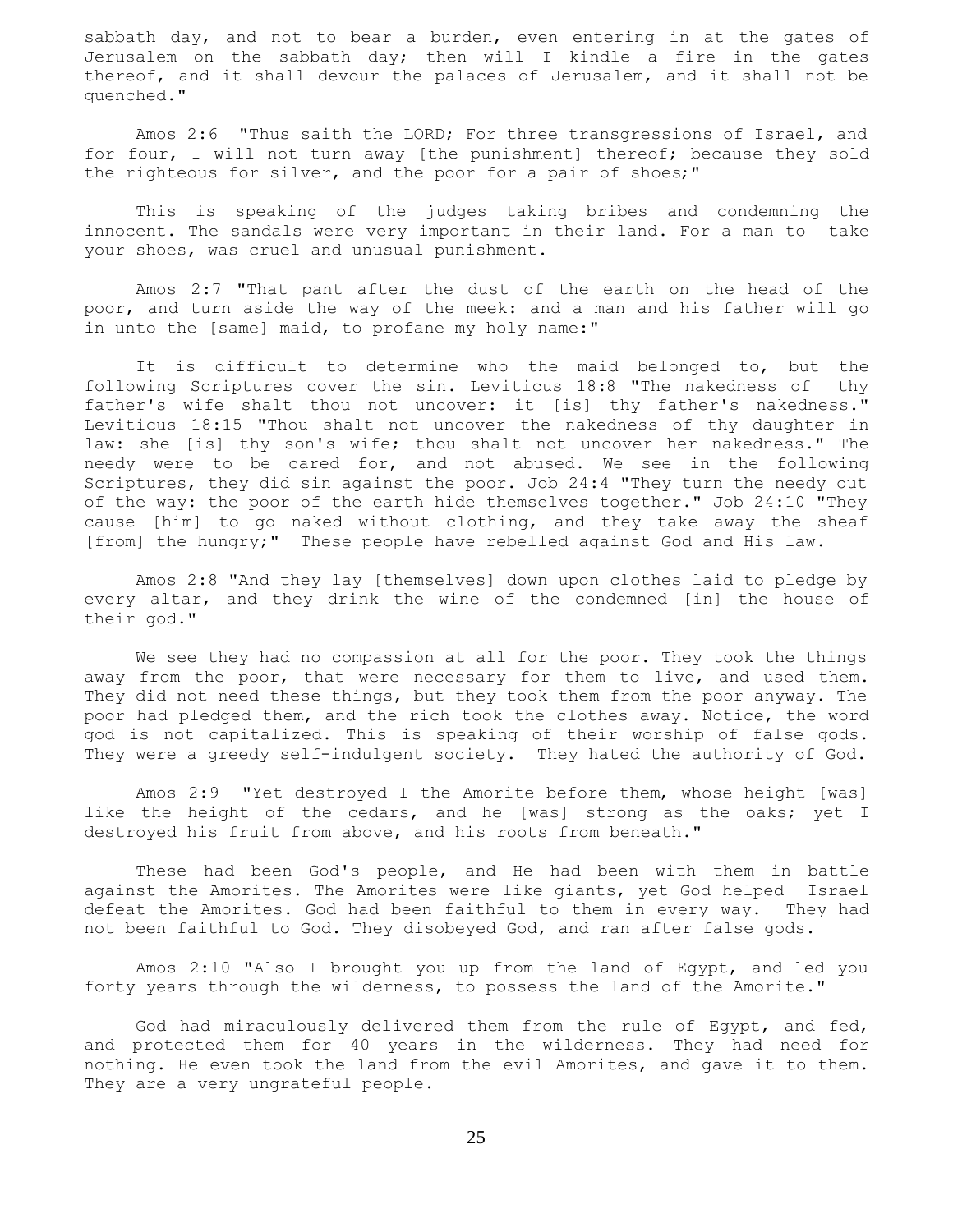sabbath day, and not to bear a burden, even entering in at the gates of Jerusalem on the sabbath day; then will I kindle a fire in the gates thereof, and it shall devour the palaces of Jerusalem, and it shall not be quenched."

Amos 2:6 "Thus saith the LORD; For three transgressions of Israel, and for four, I will not turn away [the punishment] thereof; because they sold the righteous for silver, and the poor for a pair of shoes;"

This is speaking of the judges taking bribes and condemning the innocent. The sandals were very important in their land. For a man to take your shoes, was cruel and unusual punishment.

Amos 2:7 "That pant after the dust of the earth on the head of the poor, and turn aside the way of the meek: and a man and his father will go in unto the [same] maid, to profane my holy name:"

It is difficult to determine who the maid belonged to, but the following Scriptures cover the sin. Leviticus 18:8 "The nakedness of thy father's wife shalt thou not uncover: it [is] thy father's nakedness." Leviticus 18:15 "Thou shalt not uncover the nakedness of thy daughter in law: she [is] thy son's wife; thou shalt not uncover her nakedness." The needy were to be cared for, and not abused. We see in the following Scriptures, they did sin against the poor. Job 24:4 "They turn the needy out of the way: the poor of the earth hide themselves together." Job 24:10 "They cause [him] to go naked without clothing, and they take away the sheaf [from] the hungry;" These people have rebelled against God and His law.

Amos 2:8 "And they lay [themselves] down upon clothes laid to pledge by every altar, and they drink the wine of the condemned [in] the house of their god."

We see they had no compassion at all for the poor. They took the things away from the poor, that were necessary for them to live, and used them. They did not need these things, but they took them from the poor anyway. The poor had pledged them, and the rich took the clothes away. Notice, the word god is not capitalized. This is speaking of their worship of false gods. They were a greedy self-indulgent society. They hated the authority of God.

Amos 2:9 "Yet destroyed I the Amorite before them, whose height [was] like the height of the cedars, and he [was] strong as the oaks; yet I destroyed his fruit from above, and his roots from beneath."

These had been God's people, and He had been with them in battle against the Amorites. The Amorites were like giants, yet God helped Israel defeat the Amorites. God had been faithful to them in every way. They had not been faithful to God. They disobeyed God, and ran after false gods.

Amos 2:10 "Also I brought you up from the land of Egypt, and led you forty years through the wilderness, to possess the land of the Amorite."

God had miraculously delivered them from the rule of Egypt, and fed, and protected them for 40 years in the wilderness. They had need for nothing. He even took the land from the evil Amorites, and gave it to them. They are a very ungrateful people.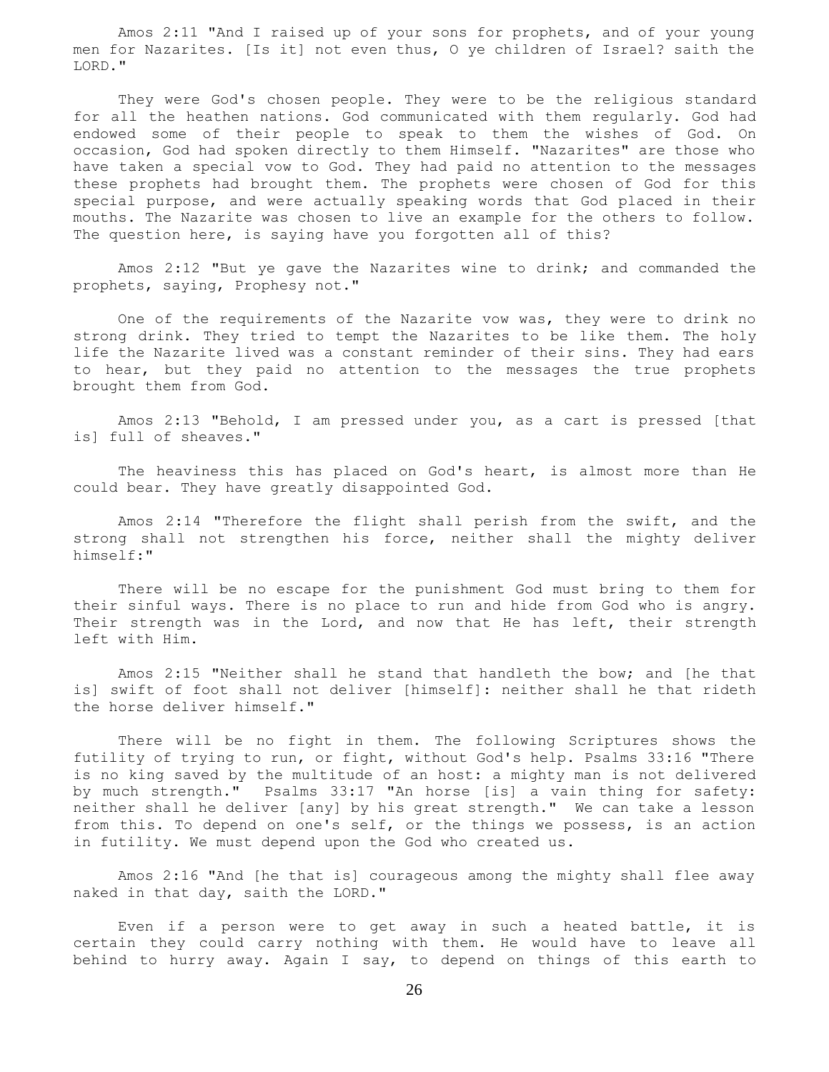Amos 2:11 "And I raised up of your sons for prophets, and of your young men for Nazarites. [Is it] not even thus, O ye children of Israel? saith the LORD."

They were God's chosen people. They were to be the religious standard for all the heathen nations. God communicated with them regularly. God had endowed some of their people to speak to them the wishes of God. On occasion, God had spoken directly to them Himself. "Nazarites" are those who have taken a special vow to God. They had paid no attention to the messages these prophets had brought them. The prophets were chosen of God for this special purpose, and were actually speaking words that God placed in their mouths. The Nazarite was chosen to live an example for the others to follow. The question here, is saying have you forgotten all of this?

Amos 2:12 "But ye gave the Nazarites wine to drink; and commanded the prophets, saying, Prophesy not."

One of the requirements of the Nazarite vow was, they were to drink no strong drink. They tried to tempt the Nazarites to be like them. The holy life the Nazarite lived was a constant reminder of their sins. They had ears to hear, but they paid no attention to the messages the true prophets brought them from God.

Amos 2:13 "Behold, I am pressed under you, as a cart is pressed [that is] full of sheaves."

The heaviness this has placed on God's heart, is almost more than He could bear. They have greatly disappointed God.

Amos 2:14 "Therefore the flight shall perish from the swift, and the strong shall not strengthen his force, neither shall the mighty deliver himself:"

There will be no escape for the punishment God must bring to them for their sinful ways. There is no place to run and hide from God who is angry. Their strength was in the Lord, and now that He has left, their strength left with Him.

Amos 2:15 "Neither shall he stand that handleth the bow; and [he that is] swift of foot shall not deliver [himself]: neither shall he that rideth the horse deliver himself."

There will be no fight in them. The following Scriptures shows the futility of trying to run, or fight, without God's help. Psalms 33:16 "There is no king saved by the multitude of an host: a mighty man is not delivered by much strength." Psalms 33:17 "An horse [is] a vain thing for safety: neither shall he deliver [any] by his great strength." We can take a lesson from this. To depend on one's self, or the things we possess, is an action in futility. We must depend upon the God who created us.

Amos 2:16 "And [he that is] courageous among the mighty shall flee away naked in that day, saith the LORD."

Even if a person were to get away in such a heated battle, it is certain they could carry nothing with them. He would have to leave all behind to hurry away. Again I say, to depend on things of this earth to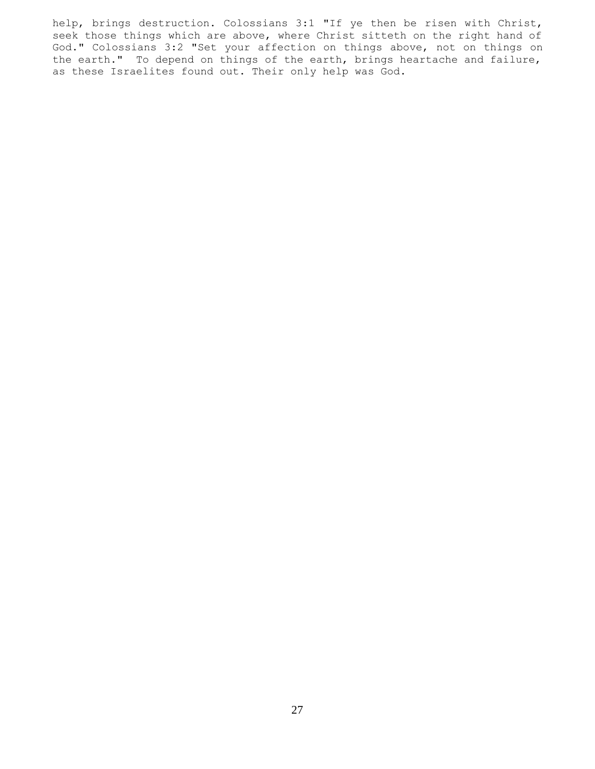help, brings destruction. Colossians 3:1 "If ye then be risen with Christ, seek those things which are above, where Christ sitteth on the right hand of God." Colossians 3:2 "Set your affection on things above, not on things on the earth." To depend on things of the earth, brings heartache and failure, as these Israelites found out. Their only help was God.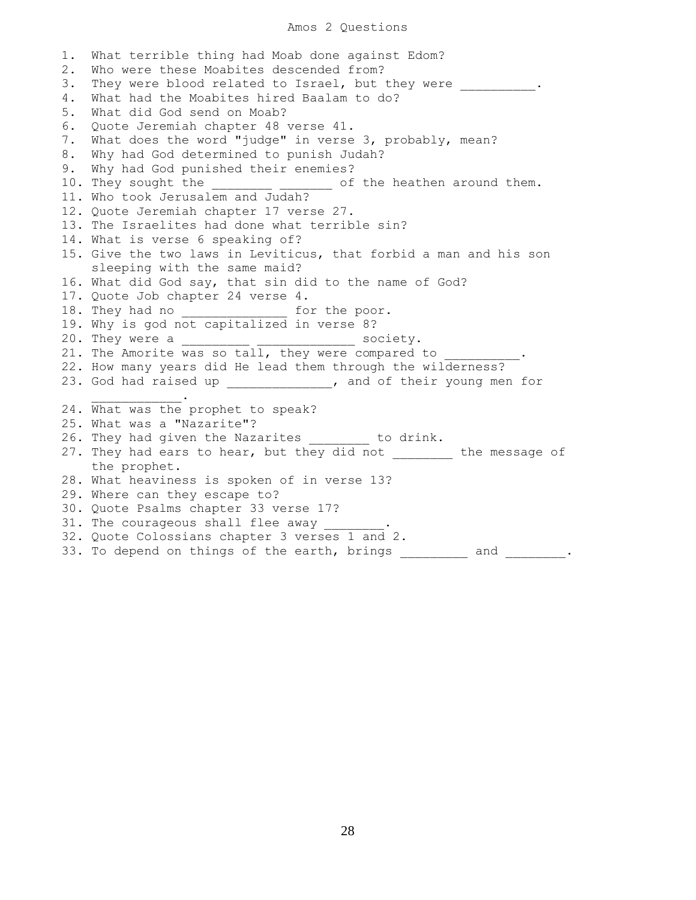# Amos 2 Questions

1. What terrible thing had Moab done against Edom?
2. Who were these Moabites descended from?
3. They were blood related to Israel, but they were __________.
4. What had the Moabites hired Baalam to do?
5. What did God send on Moab?
6. Quote Jeremiah chapter 48 verse 41.
7. What does the word "judge" in verse 3, probably, mean?
8. Why had God determined to punish Judah?
9. Why had God punished their enemies?
10. They sought the ________ _______ of the heathen around them.
11. Who took Jerusalem and Judah?
12. Quote Jeremiah chapter 17 verse 27.
13. The Israelites had done what terrible sin?
14. What is verse 6 speaking of?
15. Give the two laws in Leviticus, that forbid a man and his son sleeping with the same maid?
16. What did God say, that sin did to the name of God?
17. Quote Job chapter 24 verse 4.
18. They had no ______________ for the poor.
19. Why is god not capitalized in verse 8?
20. They were a _________ _____________ society.
21. The Amorite was so tall, they were compared to __________.
22. How many years did He lead them through the wilderness?
23. God had raised up ______________, and of their young men for ____________.
24. What was the prophet to speak?
25. What was a "Nazarite"?
26. They had given the Nazarites ________ to drink.
27. They had ears to hear, but they did not ________ the message of the prophet.
28. What heaviness is spoken of in verse 13?
29. Where can they escape to?
30. Quote Psalms chapter 33 verse 17?
31. The courageous shall flee away ________.
32. Quote Colossians chapter 3 verses 1 and 2.
33. To depend on things of the earth, brings _________ and ________.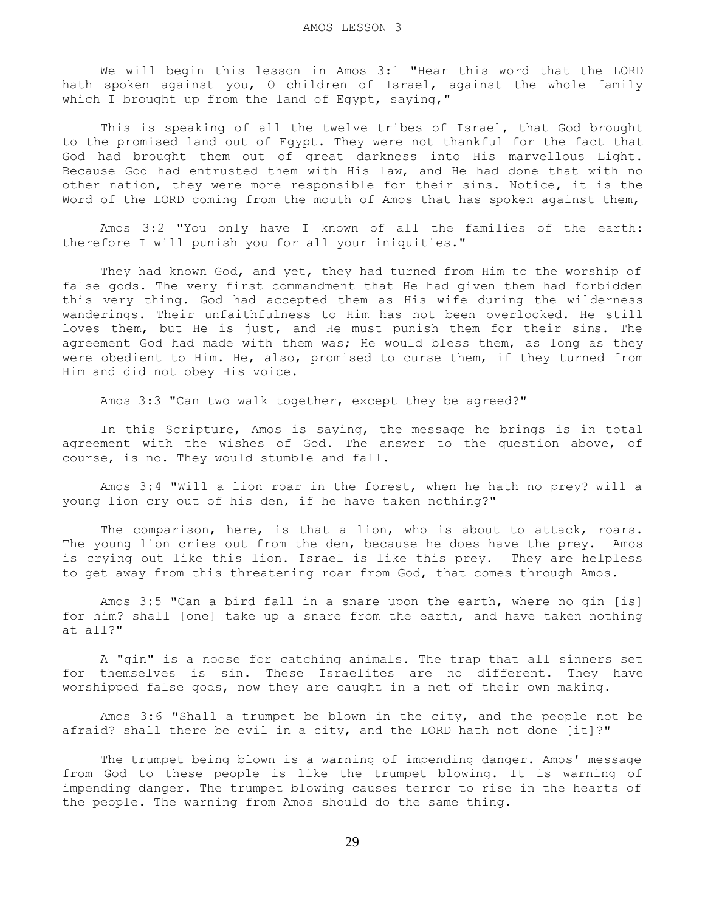# AMOS LESSON 3

We will begin this lesson in Amos 3:1 "Hear this word that the LORD hath spoken against you, O children of Israel, against the whole family which I brought up from the land of Egypt, saying,"

This is speaking of all the twelve tribes of Israel, that God brought to the promised land out of Egypt. They were not thankful for the fact that God had brought them out of great darkness into His marvellous Light. Because God had entrusted them with His law, and He had done that with no other nation, they were more responsible for their sins. Notice, it is the Word of the LORD coming from the mouth of Amos that has spoken against them,

Amos 3:2 "You only have I known of all the families of the earth: therefore I will punish you for all your iniquities."

They had known God, and yet, they had turned from Him to the worship of false gods. The very first commandment that He had given them had forbidden this very thing. God had accepted them as His wife during the wilderness wanderings. Their unfaithfulness to Him has not been overlooked. He still loves them, but He is just, and He must punish them for their sins. The agreement God had made with them was; He would bless them, as long as they were obedient to Him. He, also, promised to curse them, if they turned from Him and did not obey His voice.

Amos 3:3 "Can two walk together, except they be agreed?"

In this Scripture, Amos is saying, the message he brings is in total agreement with the wishes of God. The answer to the question above, of course, is no. They would stumble and fall.

Amos 3:4 "Will a lion roar in the forest, when he hath no prey? will a young lion cry out of his den, if he have taken nothing?"

The comparison, here, is that a lion, who is about to attack, roars. The young lion cries out from the den, because he does have the prey. Amos is crying out like this lion. Israel is like this prey. They are helpless to get away from this threatening roar from God, that comes through Amos.

Amos 3:5 "Can a bird fall in a snare upon the earth, where no gin [is] for him? shall [one] take up a snare from the earth, and have taken nothing at all?"

A "gin" is a noose for catching animals. The trap that all sinners set for themselves is sin. These Israelites are no different. They have worshipped false gods, now they are caught in a net of their own making.

Amos 3:6 "Shall a trumpet be blown in the city, and the people not be afraid? shall there be evil in a city, and the LORD hath not done [it]?"

The trumpet being blown is a warning of impending danger. Amos' message from God to these people is like the trumpet blowing. It is warning of impending danger. The trumpet blowing causes terror to rise in the hearts of the people. The warning from Amos should do the same thing.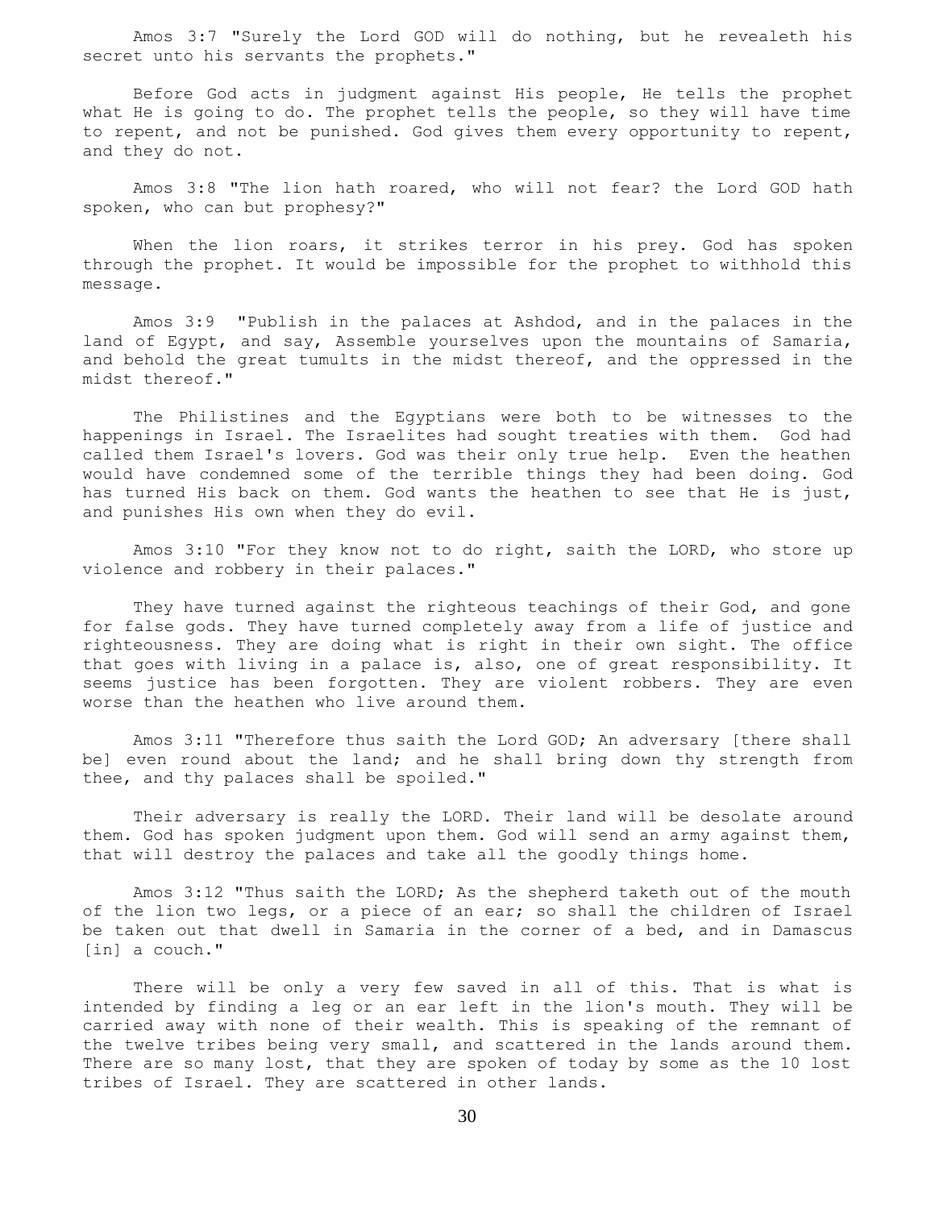Amos 3:7 "Surely the Lord GOD will do nothing, but he revealeth his secret unto his servants the prophets."

Before God acts in judgment against His people, He tells the prophet what He is going to do. The prophet tells the people, so they will have time to repent, and not be punished. God gives them every opportunity to repent, and they do not.

Amos 3:8 "The lion hath roared, who will not fear? the Lord GOD hath spoken, who can but prophesy?"

When the lion roars, it strikes terror in his prey. God has spoken through the prophet. It would be impossible for the prophet to withhold this message.

Amos 3:9 "Publish in the palaces at Ashdod, and in the palaces in the land of Egypt, and say, Assemble yourselves upon the mountains of Samaria, and behold the great tumults in the midst thereof, and the oppressed in the midst thereof."

The Philistines and the Egyptians were both to be witnesses to the happenings in Israel. The Israelites had sought treaties with them. God had called them Israel's lovers. God was their only true help. Even the heathen would have condemned some of the terrible things they had been doing. God has turned His back on them. God wants the heathen to see that He is just, and punishes His own when they do evil.

Amos 3:10 "For they know not to do right, saith the LORD, who store up violence and robbery in their palaces."

They have turned against the righteous teachings of their God, and gone for false gods. They have turned completely away from a life of justice and righteousness. They are doing what is right in their own sight. The office that goes with living in a palace is, also, one of great responsibility. It seems justice has been forgotten. They are violent robbers. They are even worse than the heathen who live around them.

Amos 3:11 "Therefore thus saith the Lord GOD; An adversary [there shall be] even round about the land; and he shall bring down thy strength from thee, and thy palaces shall be spoiled."

Their adversary is really the LORD. Their land will be desolate around them. God has spoken judgment upon them. God will send an army against them, that will destroy the palaces and take all the goodly things home.

Amos 3:12 "Thus saith the LORD; As the shepherd taketh out of the mouth of the lion two legs, or a piece of an ear; so shall the children of Israel be taken out that dwell in Samaria in the corner of a bed, and in Damascus [in] a couch."

There will be only a very few saved in all of this. That is what is intended by finding a leg or an ear left in the lion's mouth. They will be carried away with none of their wealth. This is speaking of the remnant of the twelve tribes being very small, and scattered in the lands around them. There are so many lost, that they are spoken of today by some as the 10 lost tribes of Israel. They are scattered in other lands.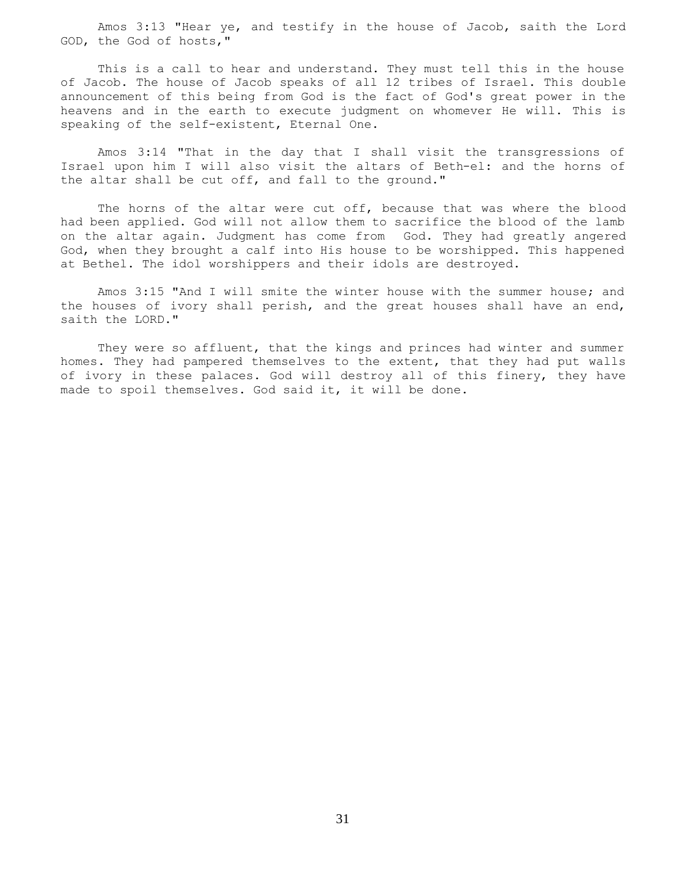Amos 3:13 "Hear ye, and testify in the house of Jacob, saith the Lord GOD, the God of hosts,"

This is a call to hear and understand. They must tell this in the house of Jacob. The house of Jacob speaks of all 12 tribes of Israel. This double announcement of this being from God is the fact of God's great power in the heavens and in the earth to execute judgment on whomever He will. This is speaking of the self-existent, Eternal One.

Amos 3:14 "That in the day that I shall visit the transgressions of Israel upon him I will also visit the altars of Beth-el: and the horns of the altar shall be cut off, and fall to the ground."

The horns of the altar were cut off, because that was where the blood had been applied. God will not allow them to sacrifice the blood of the lamb on the altar again. Judgment has come from God. They had greatly angered God, when they brought a calf into His house to be worshipped. This happened at Bethel. The idol worshippers and their idols are destroyed.

Amos 3:15 "And I will smite the winter house with the summer house; and the houses of ivory shall perish, and the great houses shall have an end, saith the LORD."

They were so affluent, that the kings and princes had winter and summer homes. They had pampered themselves to the extent, that they had put walls of ivory in these palaces. God will destroy all of this finery, they have made to spoil themselves. God said it, it will be done.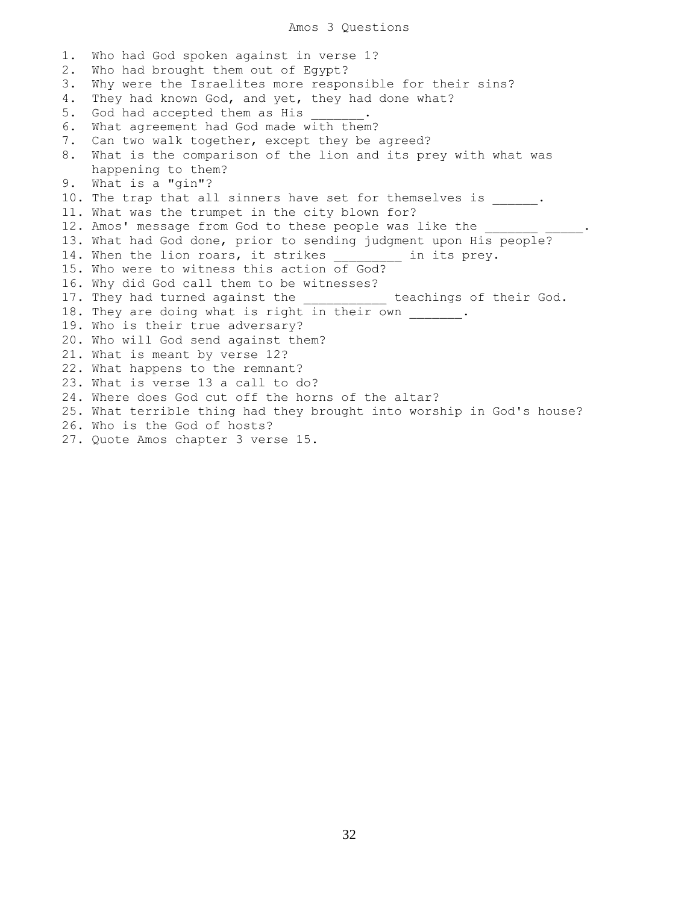# Amos 3 Questions

1. Who had God spoken against in verse 1?
2. Who had brought them out of Egypt?
3. Why were the Israelites more responsible for their sins?
4. They had known God, and yet, they had done what?
5. God had accepted them as His _______.
6. What agreement had God made with them?
7. Can two walk together, except they be agreed?
8. What is the comparison of the lion and its prey with what was happening to them?
9. What is a "gin"?
10. The trap that all sinners have set for themselves is ______.
11. What was the trumpet in the city blown for?
12. Amos' message from God to these people was like the _______ _____.
13. What had God done, prior to sending judgment upon His people?
14. When the lion roars, it strikes _________ in its prey.
15. Who were to witness this action of God?
16. Why did God call them to be witnesses?
17. They had turned against the ___________ teachings of their God.
18. They are doing what is right in their own _______.
19. Who is their true adversary?
20. Who will God send against them?
21. What is meant by verse 12?
22. What happens to the remnant?
23. What is verse 13 a call to do?
24. Where does God cut off the horns of the altar?
25. What terrible thing had they brought into worship in God's house?
26. Who is the God of hosts?
27. Quote Amos chapter 3 verse 15.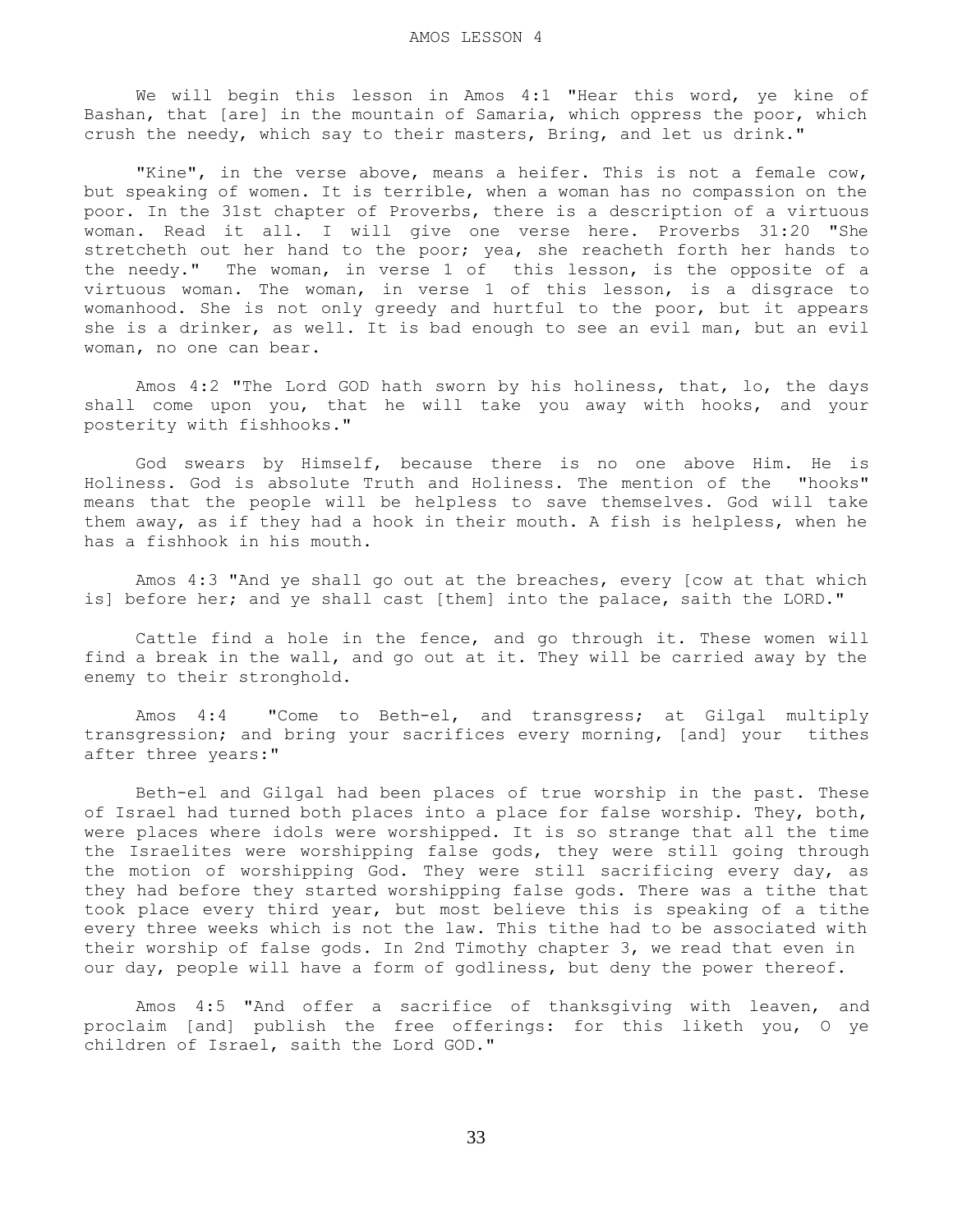# AMOS LESSON 4

We will begin this lesson in Amos 4:1 "Hear this word, ye kine of Bashan, that [are] in the mountain of Samaria, which oppress the poor, which crush the needy, which say to their masters, Bring, and let us drink."

"Kine", in the verse above, means a heifer. This is not a female cow, but speaking of women. It is terrible, when a woman has no compassion on the poor. In the 31st chapter of Proverbs, there is a description of a virtuous woman. Read it all. I will give one verse here. Proverbs 31:20 "She stretcheth out her hand to the poor; yea, she reacheth forth her hands to the needy." The woman, in verse 1 of this lesson, is the opposite of a virtuous woman. The woman, in verse 1 of this lesson, is a disgrace to womanhood. She is not only greedy and hurtful to the poor, but it appears she is a drinker, as well. It is bad enough to see an evil man, but an evil woman, no one can bear.

Amos 4:2 "The Lord GOD hath sworn by his holiness, that, lo, the days shall come upon you, that he will take you away with hooks, and your posterity with fishhooks."

God swears by Himself, because there is no one above Him. He is Holiness. God is absolute Truth and Holiness. The mention of the "hooks" means that the people will be helpless to save themselves. God will take them away, as if they had a hook in their mouth. A fish is helpless, when he has a fishhook in his mouth.

Amos 4:3 "And ye shall go out at the breaches, every [cow at that which is] before her; and ye shall cast [them] into the palace, saith the LORD."

Cattle find a hole in the fence, and go through it. These women will find a break in the wall, and go out at it. They will be carried away by the enemy to their stronghold.

Amos 4:4 "Come to Beth-el, and transgress; at Gilgal multiply transgression; and bring your sacrifices every morning, [and] your tithes after three years:"

Beth-el and Gilgal had been places of true worship in the past. These of Israel had turned both places into a place for false worship. They, both, were places where idols were worshipped. It is so strange that all the time the Israelites were worshipping false gods, they were still going through the motion of worshipping God. They were still sacrificing every day, as they had before they started worshipping false gods. There was a tithe that took place every third year, but most believe this is speaking of a tithe every three weeks which is not the law. This tithe had to be associated with their worship of false gods. In 2nd Timothy chapter 3, we read that even in our day, people will have a form of godliness, but deny the power thereof.

Amos 4:5 "And offer a sacrifice of thanksgiving with leaven, and proclaim [and] publish the free offerings: for this liketh you, O ye children of Israel, saith the Lord GOD."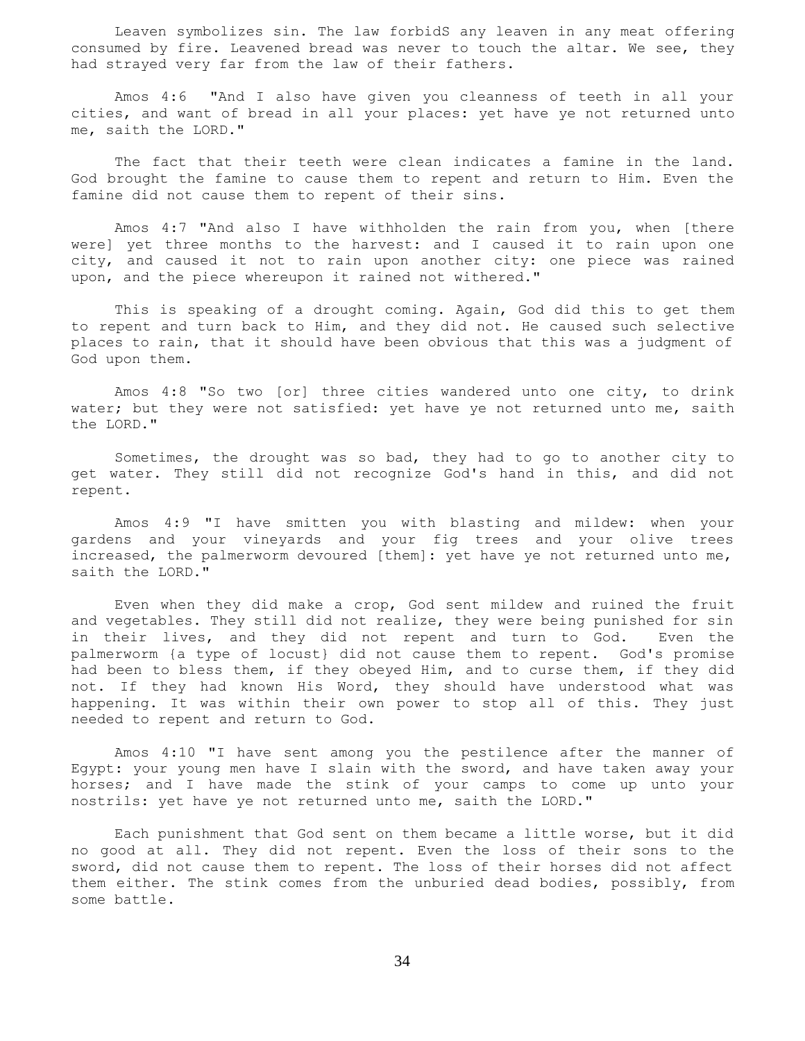Leaven symbolizes sin. The law forbidS any leaven in any meat offering consumed by fire. Leavened bread was never to touch the altar. We see, they had strayed very far from the law of their fathers.

Amos 4:6 "And I also have given you cleanness of teeth in all your cities, and want of bread in all your places: yet have ye not returned unto me, saith the LORD."

The fact that their teeth were clean indicates a famine in the land. God brought the famine to cause them to repent and return to Him. Even the famine did not cause them to repent of their sins.

Amos 4:7 "And also I have withholden the rain from you, when [there were] yet three months to the harvest: and I caused it to rain upon one city, and caused it not to rain upon another city: one piece was rained upon, and the piece whereupon it rained not withered."

This is speaking of a drought coming. Again, God did this to get them to repent and turn back to Him, and they did not. He caused such selective places to rain, that it should have been obvious that this was a judgment of God upon them.

Amos 4:8 "So two [or] three cities wandered unto one city, to drink water; but they were not satisfied: yet have ye not returned unto me, saith the LORD."

Sometimes, the drought was so bad, they had to go to another city to get water. They still did not recognize God's hand in this, and did not repent.

Amos 4:9 "I have smitten you with blasting and mildew: when your gardens and your vineyards and your fig trees and your olive trees increased, the palmerworm devoured [them]: yet have ye not returned unto me, saith the LORD."

Even when they did make a crop, God sent mildew and ruined the fruit and vegetables. They still did not realize, they were being punished for sin in their lives, and they did not repent and turn to God. Even the palmerworm {a type of locust} did not cause them to repent. God's promise had been to bless them, if they obeyed Him, and to curse them, if they did not. If they had known His Word, they should have understood what was happening. It was within their own power to stop all of this. They just needed to repent and return to God.

Amos 4:10 "I have sent among you the pestilence after the manner of Egypt: your young men have I slain with the sword, and have taken away your horses; and I have made the stink of your camps to come up unto your nostrils: yet have ye not returned unto me, saith the LORD."

Each punishment that God sent on them became a little worse, but it did no good at all. They did not repent. Even the loss of their sons to the sword, did not cause them to repent. The loss of their horses did not affect them either. The stink comes from the unburied dead bodies, possibly, from some battle.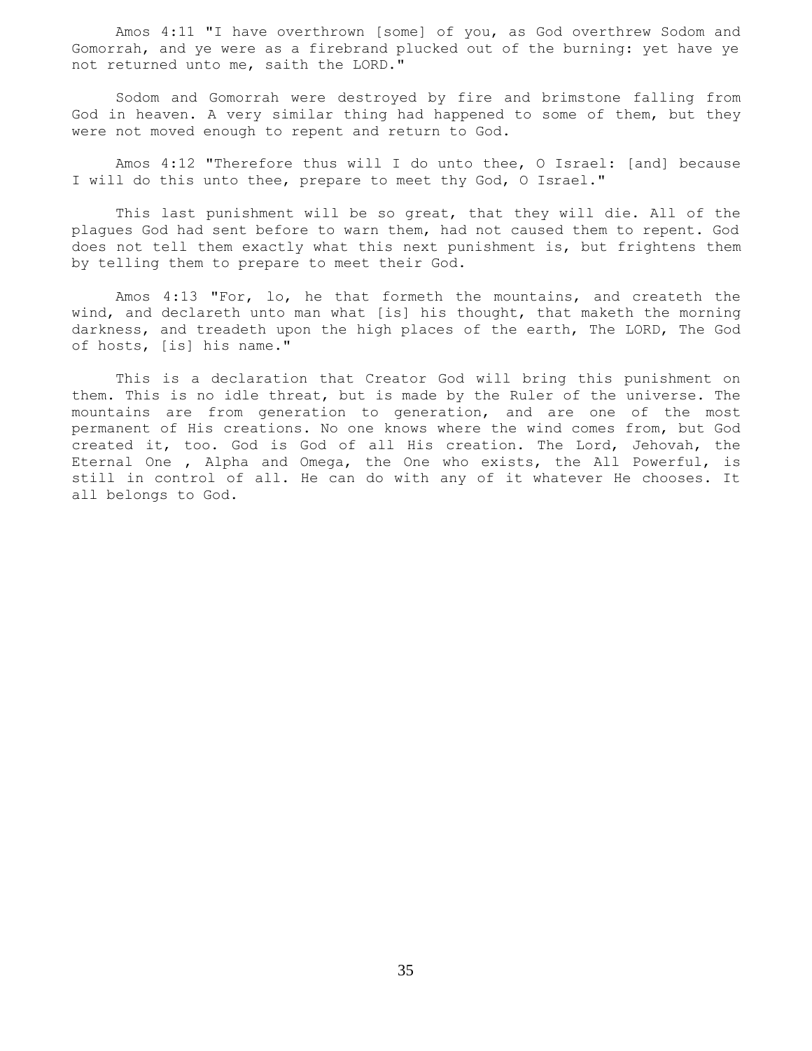Amos 4:11 "I have overthrown [some] of you, as God overthrew Sodom and Gomorrah, and ye were as a firebrand plucked out of the burning: yet have ye not returned unto me, saith the LORD."

Sodom and Gomorrah were destroyed by fire and brimstone falling from God in heaven. A very similar thing had happened to some of them, but they were not moved enough to repent and return to God.

Amos 4:12 "Therefore thus will I do unto thee, O Israel: [and] because I will do this unto thee, prepare to meet thy God, O Israel."

This last punishment will be so great, that they will die. All of the plagues God had sent before to warn them, had not caused them to repent. God does not tell them exactly what this next punishment is, but frightens them by telling them to prepare to meet their God.

Amos 4:13 "For, lo, he that formeth the mountains, and createth the wind, and declareth unto man what [is] his thought, that maketh the morning darkness, and treadeth upon the high places of the earth, The LORD, The God of hosts, [is] his name."

This is a declaration that Creator God will bring this punishment on them. This is no idle threat, but is made by the Ruler of the universe. The mountains are from generation to generation, and are one of the most permanent of His creations. No one knows where the wind comes from, but God created it, too. God is God of all His creation. The Lord, Jehovah, the Eternal One , Alpha and Omega, the One who exists, the All Powerful, is still in control of all. He can do with any of it whatever He chooses. It all belongs to God.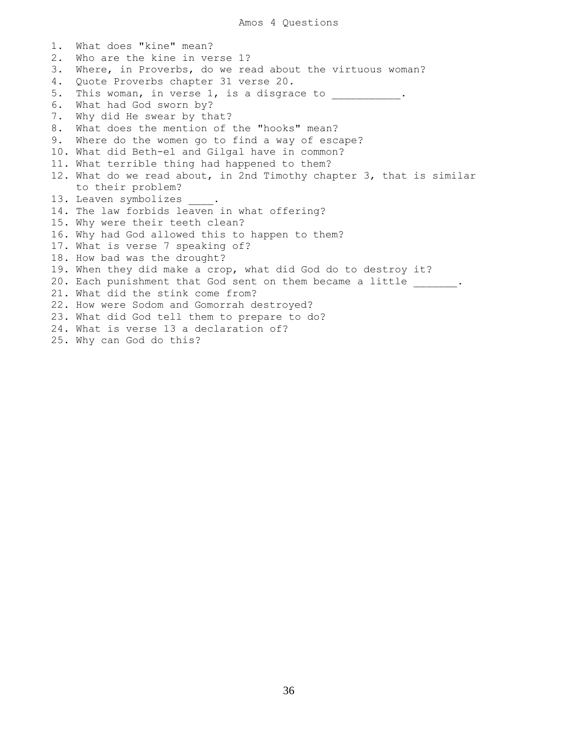# Amos 4 Questions

1. What does "kine" mean?
2. Who are the kine in verse 1?
3. Where, in Proverbs, do we read about the virtuous woman?
4. Quote Proverbs chapter 31 verse 20.
5. This woman, in verse 1, is a disgrace to ___________.
6. What had God sworn by?
7. Why did He swear by that?
8. What does the mention of the "hooks" mean?
9. Where do the women go to find a way of escape?
10. What did Beth-el and Gilgal have in common?
11. What terrible thing had happened to them?
12. What do we read about, in 2nd Timothy chapter 3, that is similar to their problem?
13. Leaven symbolizes ____.
14. The law forbids leaven in what offering?
15. Why were their teeth clean?
16. Why had God allowed this to happen to them?
17. What is verse 7 speaking of?
18. How bad was the drought?
19. When they did make a crop, what did God do to destroy it?
20. Each punishment that God sent on them became a little _______.
21. What did the stink come from?
22. How were Sodom and Gomorrah destroyed?
23. What did God tell them to prepare to do?
24. What is verse 13 a declaration of?
25. Why can God do this?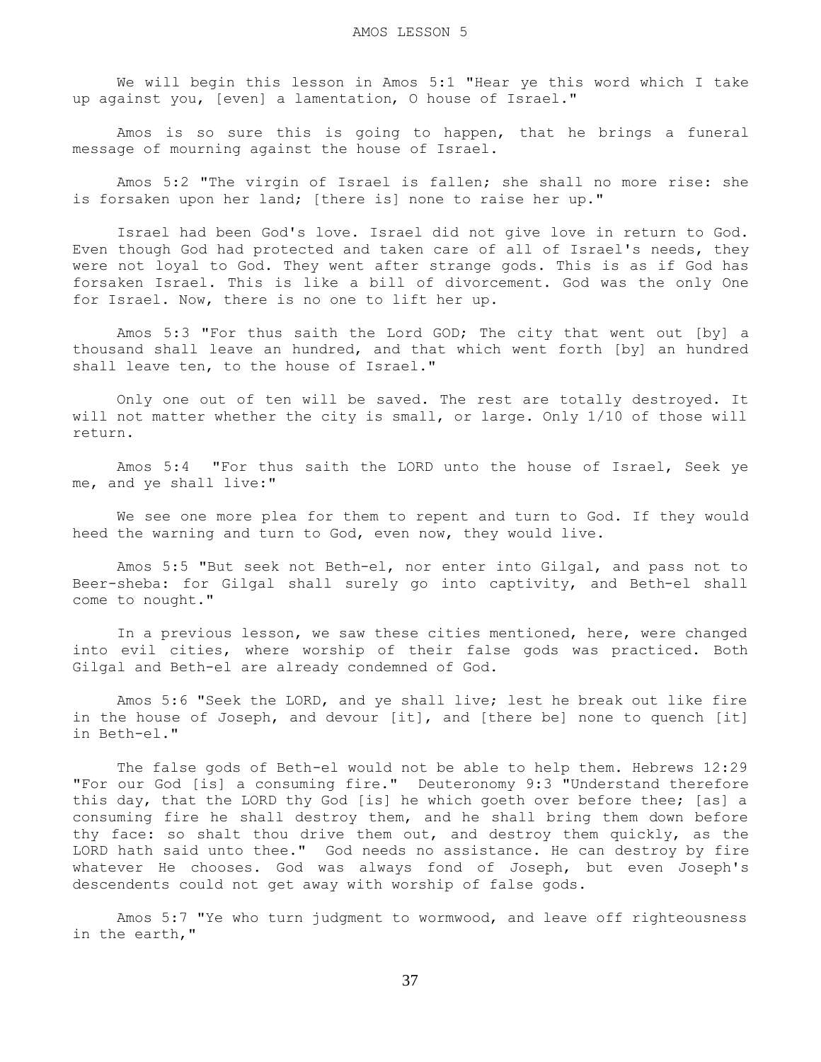# AMOS LESSON 5

We will begin this lesson in Amos 5:1 "Hear ye this word which I take up against you, [even] a lamentation, O house of Israel."

Amos is so sure this is going to happen, that he brings a funeral message of mourning against the house of Israel.

Amos 5:2 "The virgin of Israel is fallen; she shall no more rise: she is forsaken upon her land; [there is] none to raise her up."

Israel had been God's love. Israel did not give love in return to God. Even though God had protected and taken care of all of Israel's needs, they were not loyal to God. They went after strange gods. This is as if God has forsaken Israel. This is like a bill of divorcement. God was the only One for Israel. Now, there is no one to lift her up.

Amos 5:3 "For thus saith the Lord GOD; The city that went out [by] a thousand shall leave an hundred, and that which went forth [by] an hundred shall leave ten, to the house of Israel."

Only one out of ten will be saved. The rest are totally destroyed. It will not matter whether the city is small, or large. Only 1/10 of those will return.

Amos 5:4 "For thus saith the LORD unto the house of Israel, Seek ye me, and ye shall live:"

We see one more plea for them to repent and turn to God. If they would heed the warning and turn to God, even now, they would live.

Amos 5:5 "But seek not Beth-el, nor enter into Gilgal, and pass not to Beer-sheba: for Gilgal shall surely go into captivity, and Beth-el shall come to nought."

In a previous lesson, we saw these cities mentioned, here, were changed into evil cities, where worship of their false gods was practiced. Both Gilgal and Beth-el are already condemned of God.

Amos 5:6 "Seek the LORD, and ye shall live; lest he break out like fire in the house of Joseph, and devour [it], and [there be] none to quench [it] in Beth-el."

The false gods of Beth-el would not be able to help them. Hebrews 12:29 "For our God [is] a consuming fire." Deuteronomy 9:3 "Understand therefore this day, that the LORD thy God [is] he which goeth over before thee; [as] a consuming fire he shall destroy them, and he shall bring them down before thy face: so shalt thou drive them out, and destroy them quickly, as the LORD hath said unto thee." God needs no assistance. He can destroy by fire whatever He chooses. God was always fond of Joseph, but even Joseph's descendents could not get away with worship of false gods.

Amos 5:7 "Ye who turn judgment to wormwood, and leave off righteousness in the earth,"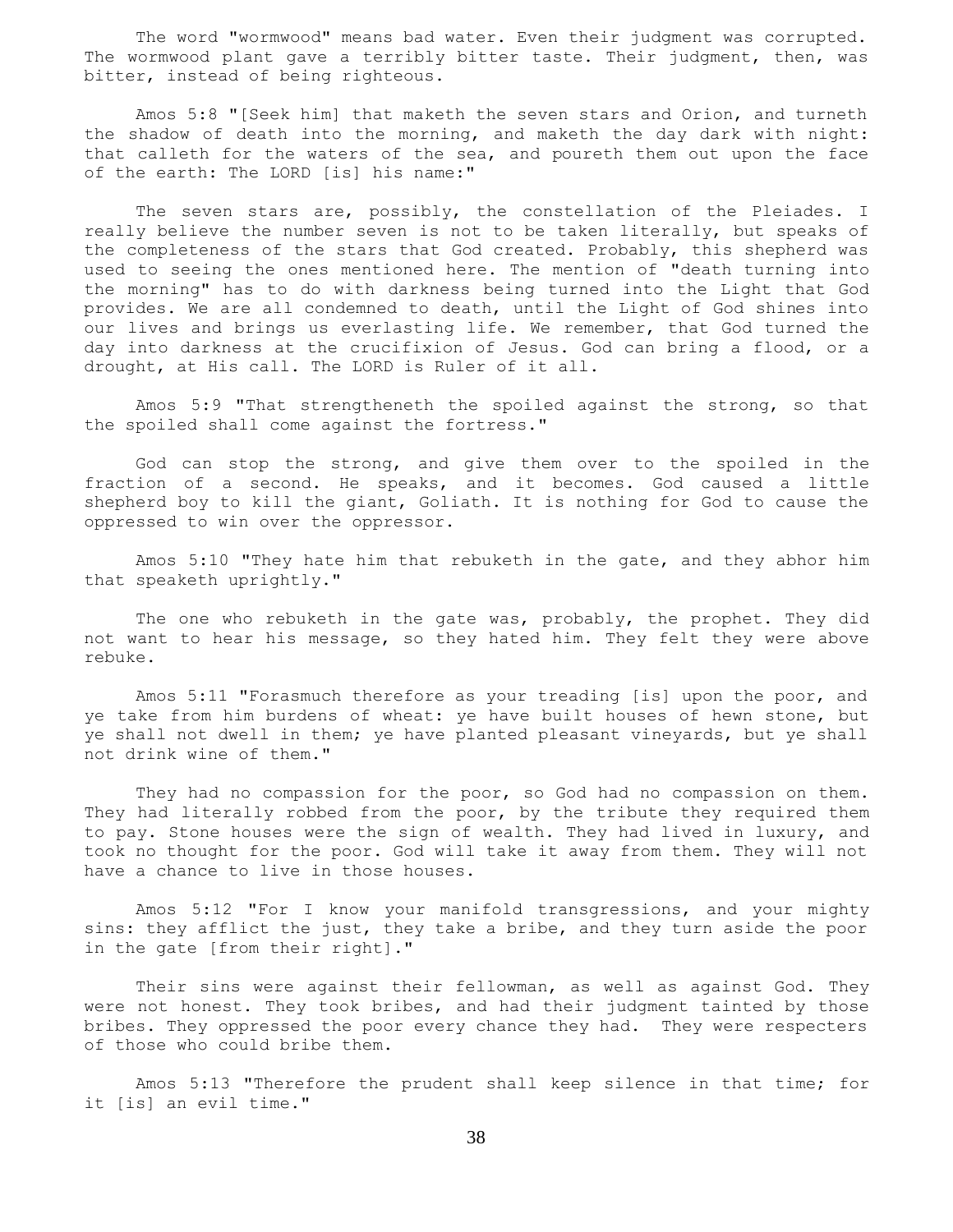The word "wormwood" means bad water. Even their judgment was corrupted. The wormwood plant gave a terribly bitter taste. Their judgment, then, was bitter, instead of being righteous.

Amos 5:8 "[Seek him] that maketh the seven stars and Orion, and turneth the shadow of death into the morning, and maketh the day dark with night: that calleth for the waters of the sea, and poureth them out upon the face of the earth: The LORD [is] his name:"

The seven stars are, possibly, the constellation of the Pleiades. I really believe the number seven is not to be taken literally, but speaks of the completeness of the stars that God created. Probably, this shepherd was used to seeing the ones mentioned here. The mention of "death turning into the morning" has to do with darkness being turned into the Light that God provides. We are all condemned to death, until the Light of God shines into our lives and brings us everlasting life. We remember, that God turned the day into darkness at the crucifixion of Jesus. God can bring a flood, or a drought, at His call. The LORD is Ruler of it all.

Amos 5:9 "That strengtheneth the spoiled against the strong, so that the spoiled shall come against the fortress."

God can stop the strong, and give them over to the spoiled in the fraction of a second. He speaks, and it becomes. God caused a little shepherd boy to kill the giant, Goliath. It is nothing for God to cause the oppressed to win over the oppressor.

Amos 5:10 "They hate him that rebuketh in the gate, and they abhor him that speaketh uprightly."

The one who rebuketh in the gate was, probably, the prophet. They did not want to hear his message, so they hated him. They felt they were above rebuke.

Amos 5:11 "Forasmuch therefore as your treading [is] upon the poor, and ye take from him burdens of wheat: ye have built houses of hewn stone, but ye shall not dwell in them; ye have planted pleasant vineyards, but ye shall not drink wine of them."

They had no compassion for the poor, so God had no compassion on them. They had literally robbed from the poor, by the tribute they required them to pay. Stone houses were the sign of wealth. They had lived in luxury, and took no thought for the poor. God will take it away from them. They will not have a chance to live in those houses.

Amos 5:12 "For I know your manifold transgressions, and your mighty sins: they afflict the just, they take a bribe, and they turn aside the poor in the gate [from their right]."

Their sins were against their fellowman, as well as against God. They were not honest. They took bribes, and had their judgment tainted by those bribes. They oppressed the poor every chance they had. They were respecters of those who could bribe them.

Amos 5:13 "Therefore the prudent shall keep silence in that time; for it [is] an evil time."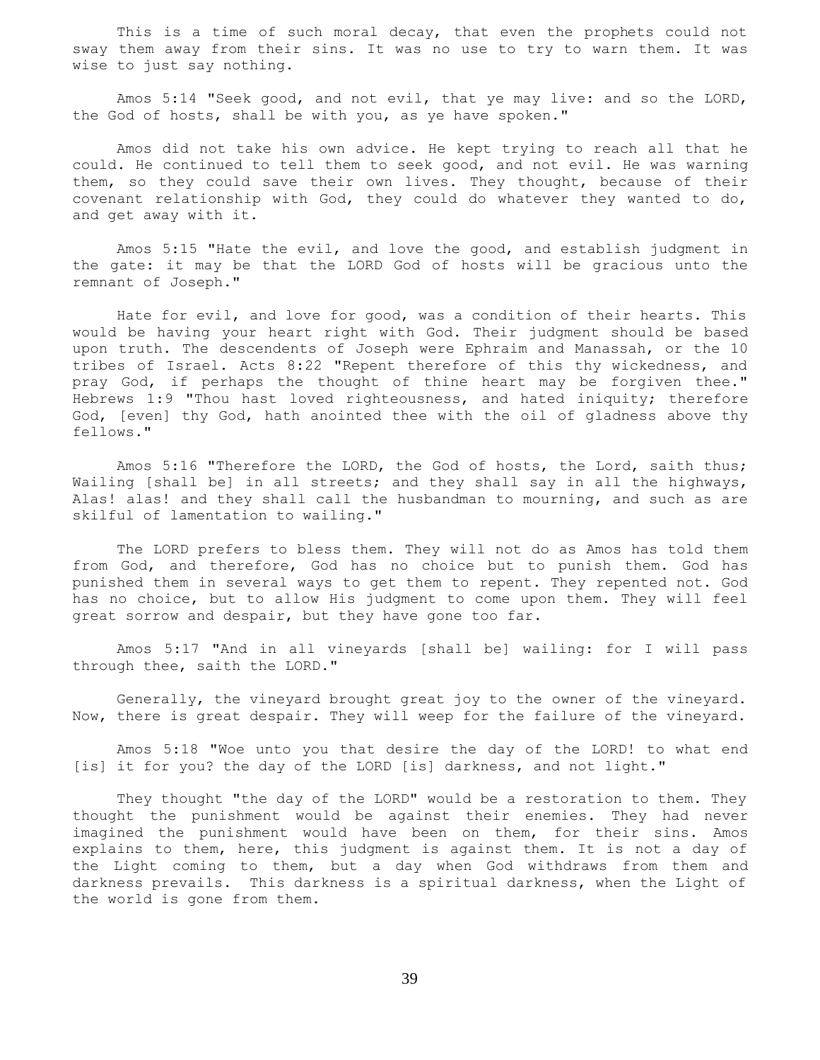This is a time of such moral decay, that even the prophets could not sway them away from their sins. It was no use to try to warn them. It was wise to just say nothing.

Amos 5:14 "Seek good, and not evil, that ye may live: and so the LORD, the God of hosts, shall be with you, as ye have spoken."

Amos did not take his own advice. He kept trying to reach all that he could. He continued to tell them to seek good, and not evil. He was warning them, so they could save their own lives. They thought, because of their covenant relationship with God, they could do whatever they wanted to do, and get away with it.

Amos 5:15 "Hate the evil, and love the good, and establish judgment in the gate: it may be that the LORD God of hosts will be gracious unto the remnant of Joseph."

Hate for evil, and love for good, was a condition of their hearts. This would be having your heart right with God. Their judgment should be based upon truth. The descendents of Joseph were Ephraim and Manassah, or the 10 tribes of Israel. Acts 8:22 "Repent therefore of this thy wickedness, and pray God, if perhaps the thought of thine heart may be forgiven thee." Hebrews 1:9 "Thou hast loved righteousness, and hated iniquity; therefore God, [even] thy God, hath anointed thee with the oil of gladness above thy fellows."

Amos 5:16 "Therefore the LORD, the God of hosts, the Lord, saith thus; Wailing [shall be] in all streets; and they shall say in all the highways, Alas! alas! and they shall call the husbandman to mourning, and such as are skilful of lamentation to wailing."

The LORD prefers to bless them. They will not do as Amos has told them from God, and therefore, God has no choice but to punish them. God has punished them in several ways to get them to repent. They repented not. God has no choice, but to allow His judgment to come upon them. They will feel great sorrow and despair, but they have gone too far.

Amos 5:17 "And in all vineyards [shall be] wailing: for I will pass through thee, saith the LORD."

Generally, the vineyard brought great joy to the owner of the vineyard. Now, there is great despair. They will weep for the failure of the vineyard.

Amos 5:18 "Woe unto you that desire the day of the LORD! to what end [is] it for you? the day of the LORD [is] darkness, and not light."

They thought "the day of the LORD" would be a restoration to them. They thought the punishment would be against their enemies. They had never imagined the punishment would have been on them, for their sins. Amos explains to them, here, this judgment is against them. It is not a day of the Light coming to them, but a day when God withdraws from them and darkness prevails. This darkness is a spiritual darkness, when the Light of the world is gone from them.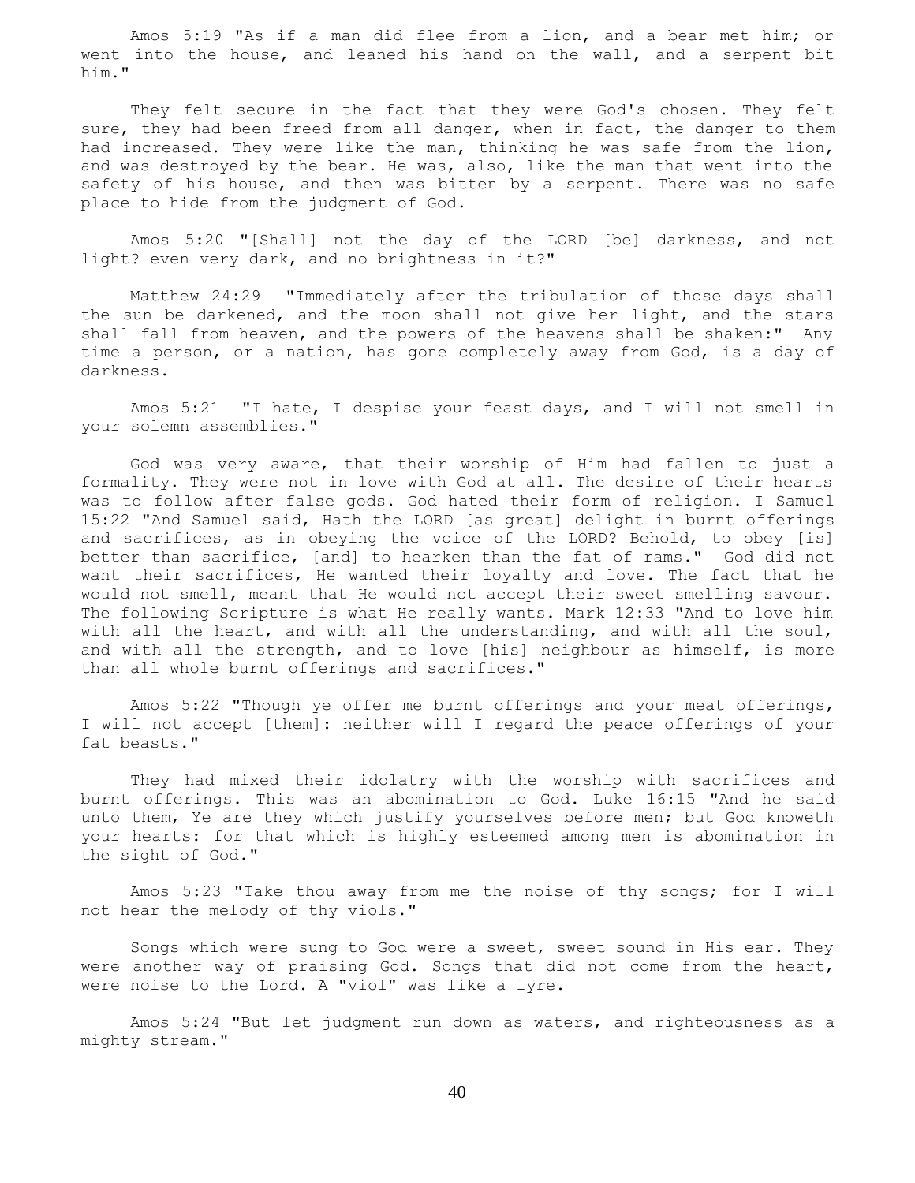Amos 5:19 "As if a man did flee from a lion, and a bear met him; or went into the house, and leaned his hand on the wall, and a serpent bit him."

They felt secure in the fact that they were God's chosen. They felt sure, they had been freed from all danger, when in fact, the danger to them had increased. They were like the man, thinking he was safe from the lion, and was destroyed by the bear. He was, also, like the man that went into the safety of his house, and then was bitten by a serpent. There was no safe place to hide from the judgment of God.

Amos 5:20 "[Shall] not the day of the LORD [be] darkness, and not light? even very dark, and no brightness in it?"

Matthew 24:29 "Immediately after the tribulation of those days shall the sun be darkened, and the moon shall not give her light, and the stars shall fall from heaven, and the powers of the heavens shall be shaken:" Any time a person, or a nation, has gone completely away from God, is a day of darkness.

Amos 5:21 "I hate, I despise your feast days, and I will not smell in your solemn assemblies."

God was very aware, that their worship of Him had fallen to just a formality. They were not in love with God at all. The desire of their hearts was to follow after false gods. God hated their form of religion. I Samuel 15:22 "And Samuel said, Hath the LORD [as great] delight in burnt offerings and sacrifices, as in obeying the voice of the LORD? Behold, to obey [is] better than sacrifice, [and] to hearken than the fat of rams." God did not want their sacrifices, He wanted their loyalty and love. The fact that he would not smell, meant that He would not accept their sweet smelling savour. The following Scripture is what He really wants. Mark 12:33 "And to love him with all the heart, and with all the understanding, and with all the soul, and with all the strength, and to love [his] neighbour as himself, is more than all whole burnt offerings and sacrifices."

Amos 5:22 "Though ye offer me burnt offerings and your meat offerings, I will not accept [them]: neither will I regard the peace offerings of your fat beasts."

They had mixed their idolatry with the worship with sacrifices and burnt offerings. This was an abomination to God. Luke 16:15 "And he said unto them, Ye are they which justify yourselves before men; but God knoweth your hearts: for that which is highly esteemed among men is abomination in the sight of God."

Amos 5:23 "Take thou away from me the noise of thy songs; for I will not hear the melody of thy viols."

Songs which were sung to God were a sweet, sweet sound in His ear. They were another way of praising God. Songs that did not come from the heart, were noise to the Lord. A "viol" was like a lyre.

Amos 5:24 "But let judgment run down as waters, and righteousness as a mighty stream."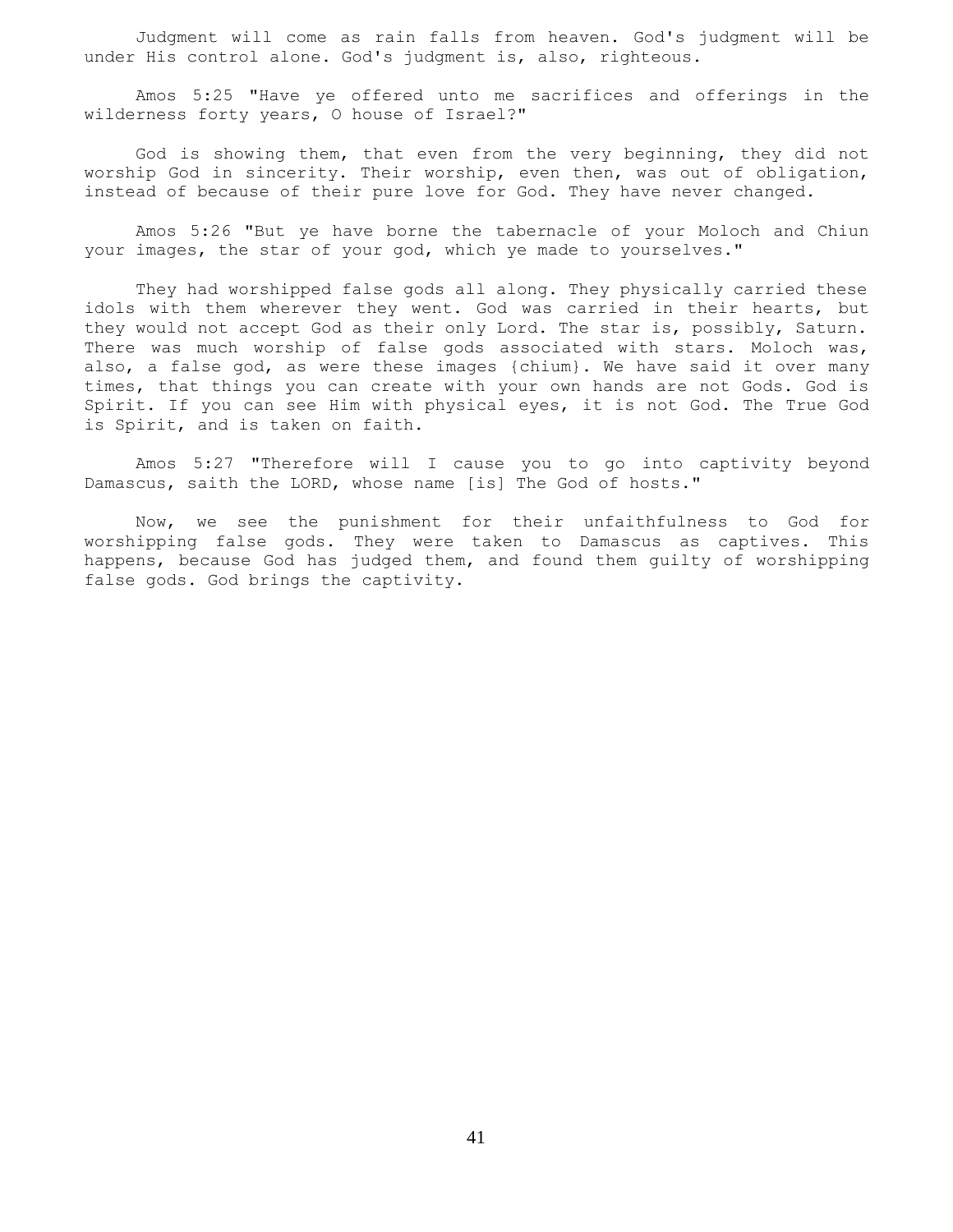Judgment will come as rain falls from heaven. God's judgment will be under His control alone. God's judgment is, also, righteous.

Amos 5:25 "Have ye offered unto me sacrifices and offerings in the wilderness forty years, O house of Israel?"

God is showing them, that even from the very beginning, they did not worship God in sincerity. Their worship, even then, was out of obligation, instead of because of their pure love for God. They have never changed.

Amos 5:26 "But ye have borne the tabernacle of your Moloch and Chiun your images, the star of your god, which ye made to yourselves."

They had worshipped false gods all along. They physically carried these idols with them wherever they went. God was carried in their hearts, but they would not accept God as their only Lord. The star is, possibly, Saturn. There was much worship of false gods associated with stars. Moloch was, also, a false god, as were these images {chium}. We have said it over many times, that things you can create with your own hands are not Gods. God is Spirit. If you can see Him with physical eyes, it is not God. The True God is Spirit, and is taken on faith.

Amos 5:27 "Therefore will I cause you to go into captivity beyond Damascus, saith the LORD, whose name [is] The God of hosts."

Now, we see the punishment for their unfaithfulness to God for worshipping false gods. They were taken to Damascus as captives. This happens, because God has judged them, and found them guilty of worshipping false gods. God brings the captivity.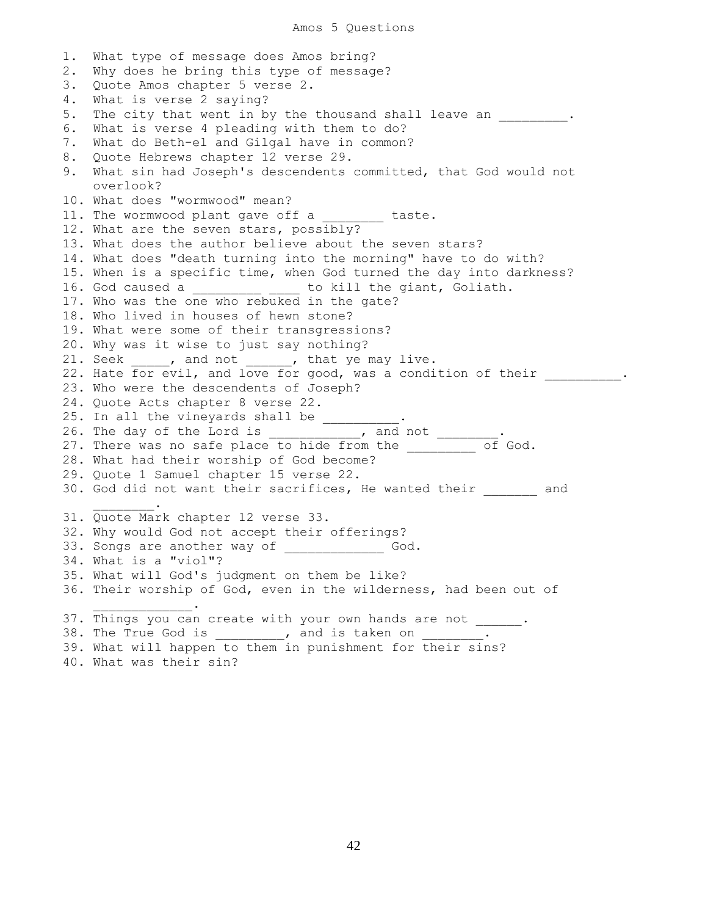# Amos 5 Questions

1. What type of message does Amos bring?
2. Why does he bring this type of message?
3. Quote Amos chapter 5 verse 2.
4. What is verse 2 saying?
5. The city that went in by the thousand shall leave an _________.
6. What is verse 4 pleading with them to do?
7. What do Beth-el and Gilgal have in common?
8. Quote Hebrews chapter 12 verse 29.
9. What sin had Joseph's descendents committed, that God would not overlook?
10. What does "wormwood" mean?
11. The wormwood plant gave off a ________ taste.
12. What are the seven stars, possibly?
13. What does the author believe about the seven stars?
14. What does "death turning into the morning" have to do with?
15. When is a specific time, when God turned the day into darkness?
16. God caused a _________ ____ to kill the giant, Goliath.
17. Who was the one who rebuked in the gate?
18. Who lived in houses of hewn stone?
19. What were some of their transgressions?
20. Why was it wise to just say nothing?
21. Seek _____, and not ______, that ye may live.
22. Hate for evil, and love for good, was a condition of their __________.
23. Who were the descendents of Joseph?
24. Quote Acts chapter 8 verse 22.
25. In all the vineyards shall be __________.
26. The day of the Lord is ____________, and not ________.
27. There was no safe place to hide from the _________ of God.
28. What had their worship of God become?
29. Quote 1 Samuel chapter 15 verse 22.
30. God did not want their sacrifices, He wanted their _______ and ________.
31. Quote Mark chapter 12 verse 33.
32. Why would God not accept their offerings?
33. Songs are another way of _____________ God.
34. What is a "viol"?
35. What will God's judgment on them be like?
36. Their worship of God, even in the wilderness, had been out of _____________.
37. Things you can create with your own hands are not ______.
38. The True God is _________, and is taken on ________.
39. What will happen to them in punishment for their sins?
40. What was their sin?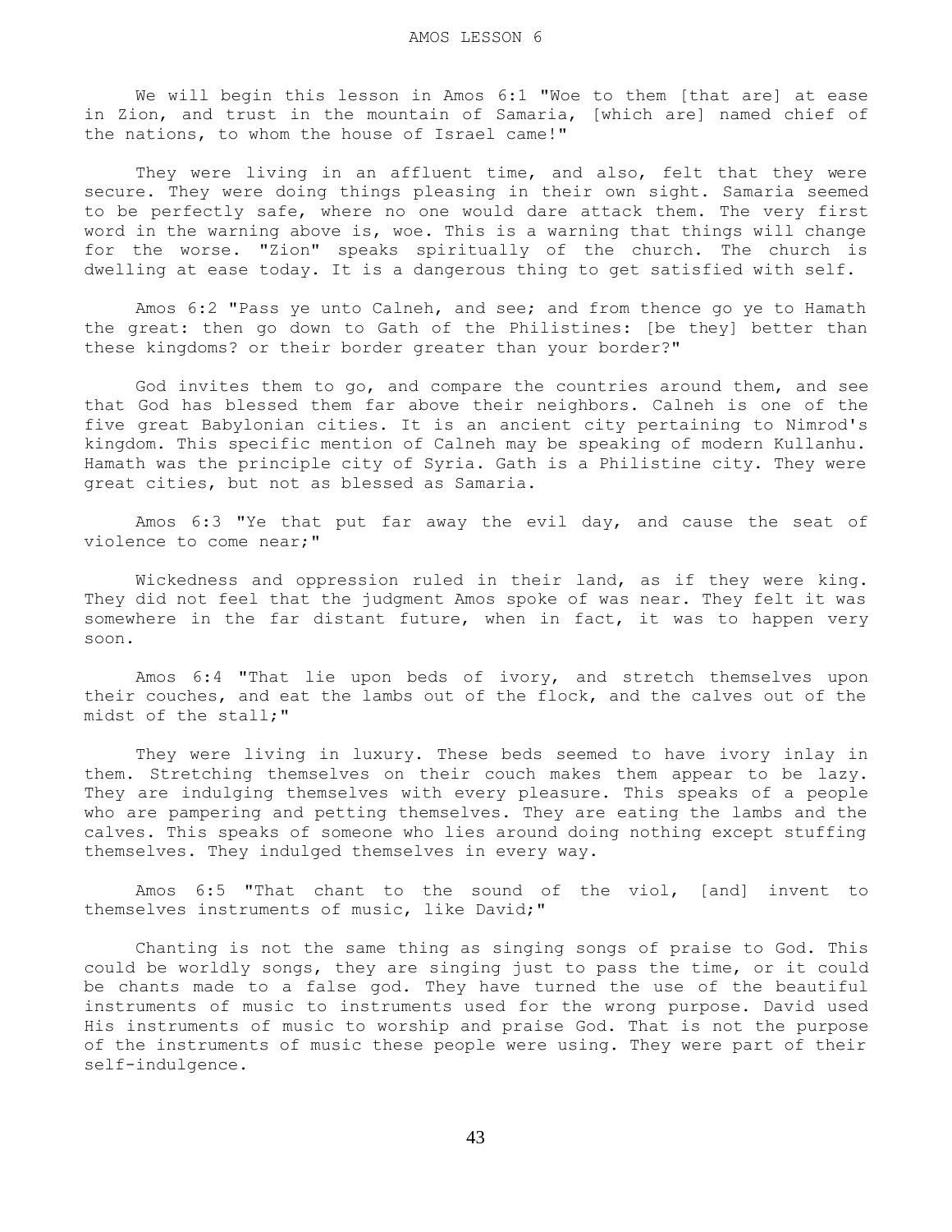# AMOS LESSON 6

We will begin this lesson in Amos 6:1 "Woe to them [that are] at ease in Zion, and trust in the mountain of Samaria, [which are] named chief of the nations, to whom the house of Israel came!"

They were living in an affluent time, and also, felt that they were secure. They were doing things pleasing in their own sight. Samaria seemed to be perfectly safe, where no one would dare attack them. The very first word in the warning above is, woe. This is a warning that things will change for the worse. "Zion" speaks spiritually of the church. The church is dwelling at ease today. It is a dangerous thing to get satisfied with self.

Amos 6:2 "Pass ye unto Calneh, and see; and from thence go ye to Hamath the great: then go down to Gath of the Philistines: [be they] better than these kingdoms? or their border greater than your border?"

God invites them to go, and compare the countries around them, and see that God has blessed them far above their neighbors. Calneh is one of the five great Babylonian cities. It is an ancient city pertaining to Nimrod's kingdom. This specific mention of Calneh may be speaking of modern Kullanhu. Hamath was the principle city of Syria. Gath is a Philistine city. They were great cities, but not as blessed as Samaria.

Amos 6:3 "Ye that put far away the evil day, and cause the seat of violence to come near;"

Wickedness and oppression ruled in their land, as if they were king. They did not feel that the judgment Amos spoke of was near. They felt it was somewhere in the far distant future, when in fact, it was to happen very soon.

Amos 6:4 "That lie upon beds of ivory, and stretch themselves upon their couches, and eat the lambs out of the flock, and the calves out of the midst of the stall;"

They were living in luxury. These beds seemed to have ivory inlay in them. Stretching themselves on their couch makes them appear to be lazy. They are indulging themselves with every pleasure. This speaks of a people who are pampering and petting themselves. They are eating the lambs and the calves. This speaks of someone who lies around doing nothing except stuffing themselves. They indulged themselves in every way.

Amos 6:5 "That chant to the sound of the viol, [and] invent to themselves instruments of music, like David;"

Chanting is not the same thing as singing songs of praise to God. This could be worldly songs, they are singing just to pass the time, or it could be chants made to a false god. They have turned the use of the beautiful instruments of music to instruments used for the wrong purpose. David used His instruments of music to worship and praise God. That is not the purpose of the instruments of music these people were using. They were part of their self-indulgence.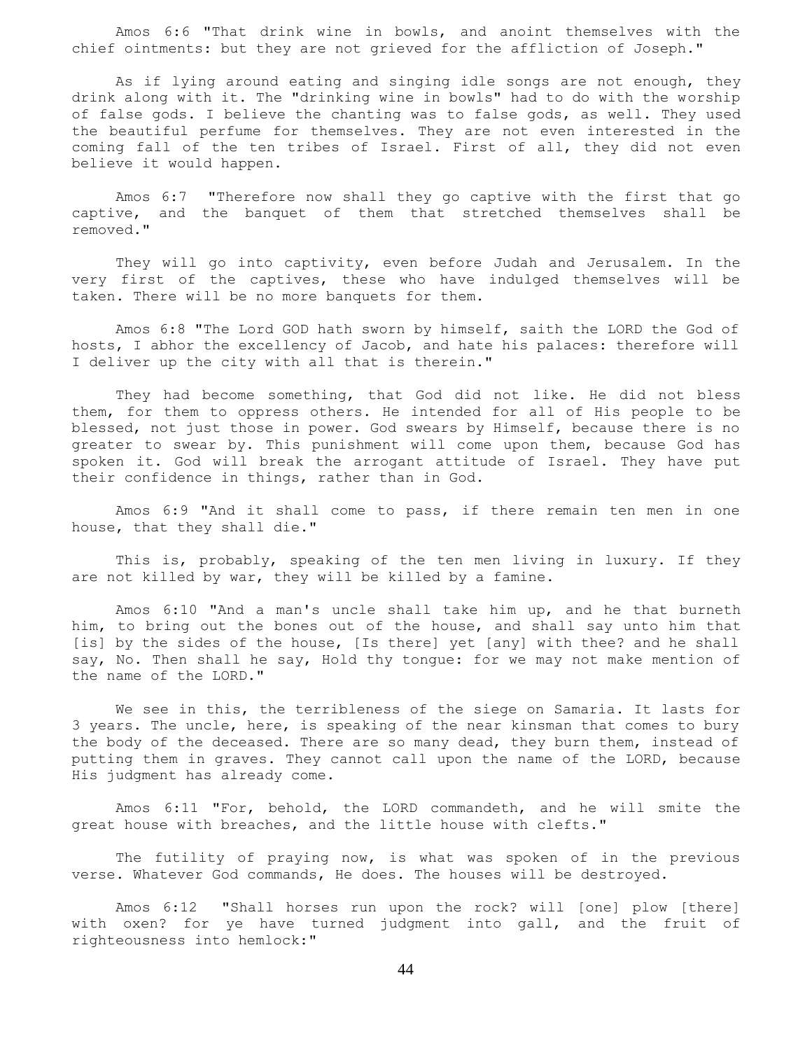Amos 6:6 "That drink wine in bowls, and anoint themselves with the chief ointments: but they are not grieved for the affliction of Joseph."

As if lying around eating and singing idle songs are not enough, they drink along with it. The "drinking wine in bowls" had to do with the worship of false gods. I believe the chanting was to false gods, as well. They used the beautiful perfume for themselves. They are not even interested in the coming fall of the ten tribes of Israel. First of all, they did not even believe it would happen.

Amos 6:7 "Therefore now shall they go captive with the first that go captive, and the banquet of them that stretched themselves shall be removed."

They will go into captivity, even before Judah and Jerusalem. In the very first of the captives, these who have indulged themselves will be taken. There will be no more banquets for them.

Amos 6:8 "The Lord GOD hath sworn by himself, saith the LORD the God of hosts, I abhor the excellency of Jacob, and hate his palaces: therefore will I deliver up the city with all that is therein."

They had become something, that God did not like. He did not bless them, for them to oppress others. He intended for all of His people to be blessed, not just those in power. God swears by Himself, because there is no greater to swear by. This punishment will come upon them, because God has spoken it. God will break the arrogant attitude of Israel. They have put their confidence in things, rather than in God.

Amos 6:9 "And it shall come to pass, if there remain ten men in one house, that they shall die."

This is, probably, speaking of the ten men living in luxury. If they are not killed by war, they will be killed by a famine.

Amos 6:10 "And a man's uncle shall take him up, and he that burneth him, to bring out the bones out of the house, and shall say unto him that [is] by the sides of the house, [Is there] yet [any] with thee? and he shall say, No. Then shall he say, Hold thy tongue: for we may not make mention of the name of the LORD."

We see in this, the terribleness of the siege on Samaria. It lasts for 3 years. The uncle, here, is speaking of the near kinsman that comes to bury the body of the deceased. There are so many dead, they burn them, instead of putting them in graves. They cannot call upon the name of the LORD, because His judgment has already come.

Amos 6:11 "For, behold, the LORD commandeth, and he will smite the great house with breaches, and the little house with clefts."

The futility of praying now, is what was spoken of in the previous verse. Whatever God commands, He does. The houses will be destroyed.

Amos 6:12 "Shall horses run upon the rock? will [one] plow [there] with oxen? for ye have turned judgment into gall, and the fruit of righteousness into hemlock:"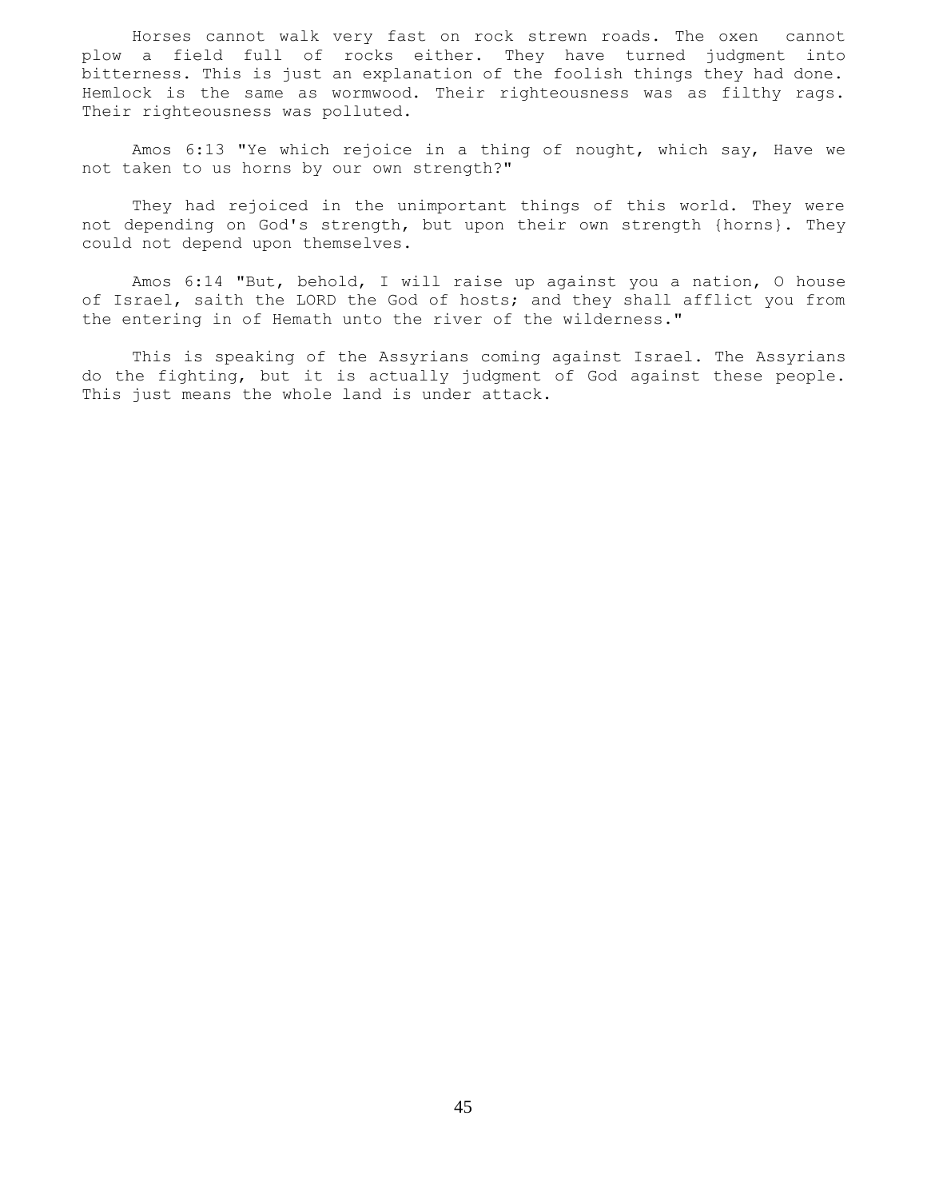Horses cannot walk very fast on rock strewn roads. The oxen cannot plow a field full of rocks either. They have turned judgment into bitterness. This is just an explanation of the foolish things they had done. Hemlock is the same as wormwood. Their righteousness was as filthy rags. Their righteousness was polluted.

Amos 6:13 "Ye which rejoice in a thing of nought, which say, Have we not taken to us horns by our own strength?"

They had rejoiced in the unimportant things of this world. They were not depending on God's strength, but upon their own strength {horns}. They could not depend upon themselves.

Amos 6:14 "But, behold, I will raise up against you a nation, O house of Israel, saith the LORD the God of hosts; and they shall afflict you from the entering in of Hemath unto the river of the wilderness."

This is speaking of the Assyrians coming against Israel. The Assyrians do the fighting, but it is actually judgment of God against these people. This just means the whole land is under attack.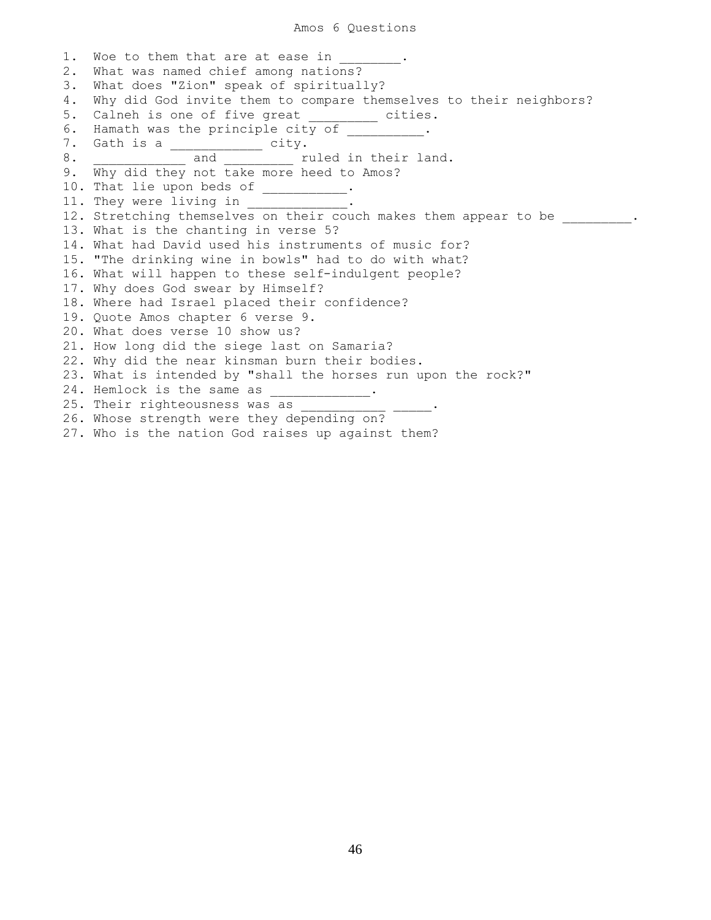# Amos 6 Questions

1. Woe to them that are at ease in ________.
2. What was named chief among nations?
3. What does "Zion" speak of spiritually?
4. Why did God invite them to compare themselves to their neighbors?
5. Calneh is one of five great _________ cities.
6. Hamath was the principle city of __________.
7. Gath is a ____________ city.
8. ____________ and _________ ruled in their land.
9. Why did they not take more heed to Amos?
10. That lie upon beds of ___________.
11. They were living in _____________.
12. Stretching themselves on their couch makes them appear to be _________.
13. What is the chanting in verse 5?
14. What had David used his instruments of music for?
15. "The drinking wine in bowls" had to do with what?
16. What will happen to these self-indulgent people?
17. Why does God swear by Himself?
18. Where had Israel placed their confidence?
19. Quote Amos chapter 6 verse 9.
20. What does verse 10 show us?
21. How long did the siege last on Samaria?
22. Why did the near kinsman burn their bodies.
23. What is intended by "shall the horses run upon the rock?"
24. Hemlock is the same as _____________.
25. Their righteousness was as ___________ _____.
26. Whose strength were they depending on?
27. Who is the nation God raises up against them?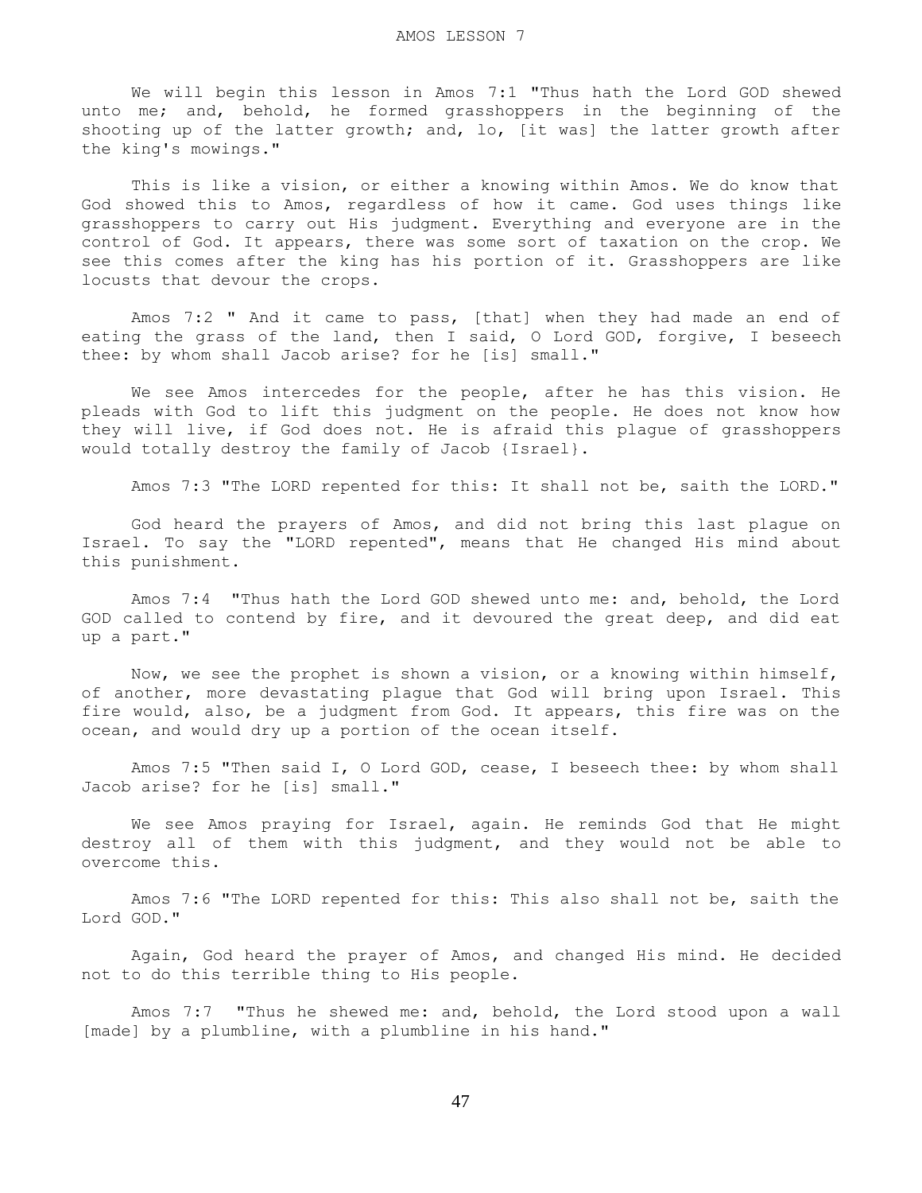# AMOS LESSON 7

We will begin this lesson in Amos 7:1 "Thus hath the Lord GOD shewed unto me; and, behold, he formed grasshoppers in the beginning of the shooting up of the latter growth; and, lo, [it was] the latter growth after the king's mowings."

This is like a vision, or either a knowing within Amos. We do know that God showed this to Amos, regardless of how it came. God uses things like grasshoppers to carry out His judgment. Everything and everyone are in the control of God. It appears, there was some sort of taxation on the crop. We see this comes after the king has his portion of it. Grasshoppers are like locusts that devour the crops.

Amos 7:2 " And it came to pass, [that] when they had made an end of eating the grass of the land, then I said, O Lord GOD, forgive, I beseech thee: by whom shall Jacob arise? for he [is] small."

We see Amos intercedes for the people, after he has this vision. He pleads with God to lift this judgment on the people. He does not know how they will live, if God does not. He is afraid this plague of grasshoppers would totally destroy the family of Jacob {Israel}.

Amos 7:3 "The LORD repented for this: It shall not be, saith the LORD."

God heard the prayers of Amos, and did not bring this last plague on Israel. To say the "LORD repented", means that He changed His mind about this punishment.

Amos 7:4 "Thus hath the Lord GOD shewed unto me: and, behold, the Lord GOD called to contend by fire, and it devoured the great deep, and did eat up a part."

Now, we see the prophet is shown a vision, or a knowing within himself, of another, more devastating plague that God will bring upon Israel. This fire would, also, be a judgment from God. It appears, this fire was on the ocean, and would dry up a portion of the ocean itself.

Amos 7:5 "Then said I, O Lord GOD, cease, I beseech thee: by whom shall Jacob arise? for he [is] small."

We see Amos praying for Israel, again. He reminds God that He might destroy all of them with this judgment, and they would not be able to overcome this.

Amos 7:6 "The LORD repented for this: This also shall not be, saith the Lord GOD."

Again, God heard the prayer of Amos, and changed His mind. He decided not to do this terrible thing to His people.

Amos 7:7 "Thus he shewed me: and, behold, the Lord stood upon a wall [made] by a plumbline, with a plumbline in his hand."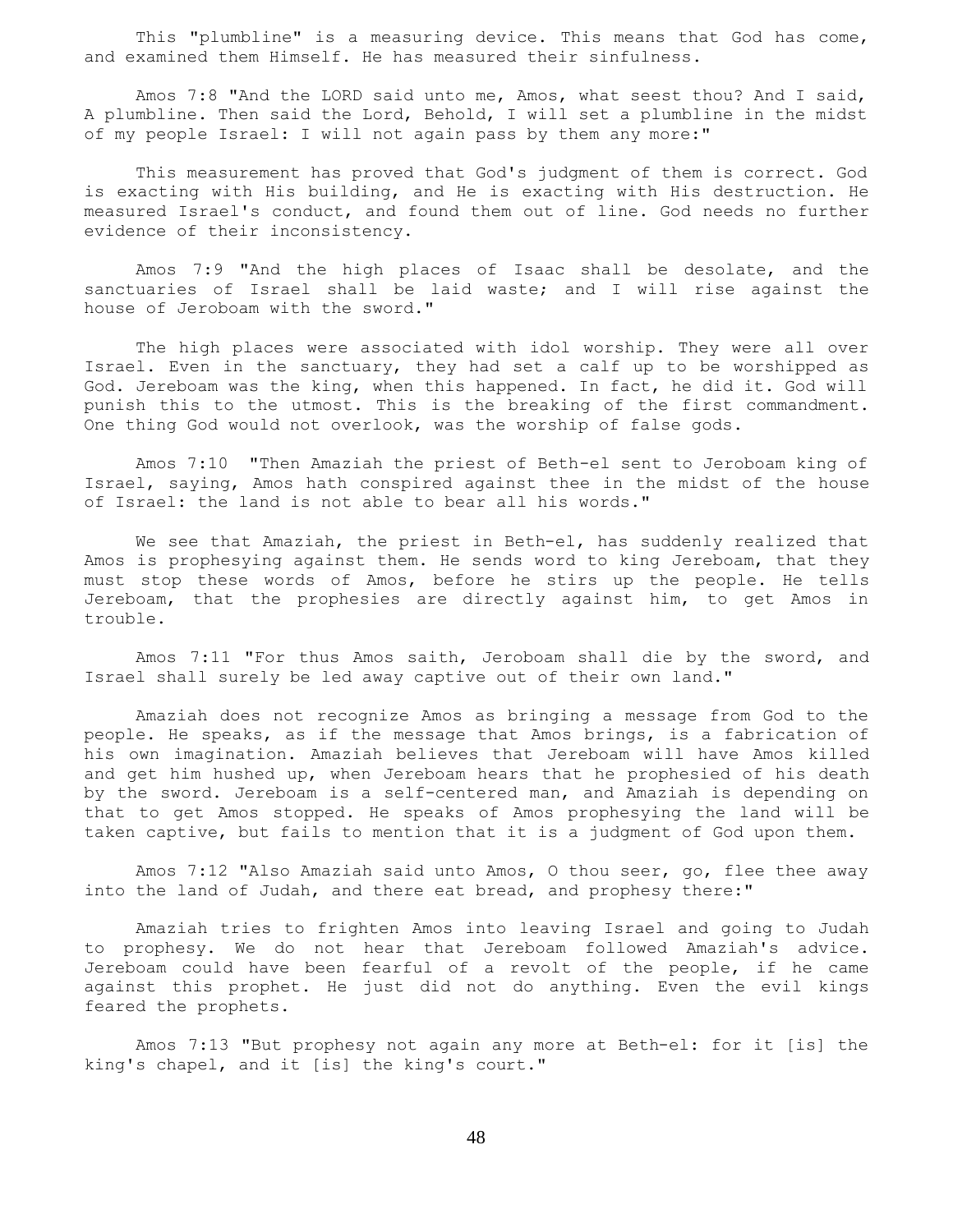This "plumbline" is a measuring device. This means that God has come, and examined them Himself. He has measured their sinfulness.

Amos 7:8 "And the LORD said unto me, Amos, what seest thou? And I said, A plumbline. Then said the Lord, Behold, I will set a plumbline in the midst of my people Israel: I will not again pass by them any more:"

This measurement has proved that God's judgment of them is correct. God is exacting with His building, and He is exacting with His destruction. He measured Israel's conduct, and found them out of line. God needs no further evidence of their inconsistency.

Amos 7:9 "And the high places of Isaac shall be desolate, and the sanctuaries of Israel shall be laid waste; and I will rise against the house of Jeroboam with the sword."

The high places were associated with idol worship. They were all over Israel. Even in the sanctuary, they had set a calf up to be worshipped as God. Jereboam was the king, when this happened. In fact, he did it. God will punish this to the utmost. This is the breaking of the first commandment. One thing God would not overlook, was the worship of false gods.

Amos 7:10 "Then Amaziah the priest of Beth-el sent to Jeroboam king of Israel, saying, Amos hath conspired against thee in the midst of the house of Israel: the land is not able to bear all his words."

We see that Amaziah, the priest in Beth-el, has suddenly realized that Amos is prophesying against them. He sends word to king Jereboam, that they must stop these words of Amos, before he stirs up the people. He tells Jereboam, that the prophesies are directly against him, to get Amos in trouble.

Amos 7:11 "For thus Amos saith, Jeroboam shall die by the sword, and Israel shall surely be led away captive out of their own land."

Amaziah does not recognize Amos as bringing a message from God to the people. He speaks, as if the message that Amos brings, is a fabrication of his own imagination. Amaziah believes that Jereboam will have Amos killed and get him hushed up, when Jereboam hears that he prophesied of his death by the sword. Jereboam is a self-centered man, and Amaziah is depending on that to get Amos stopped. He speaks of Amos prophesying the land will be taken captive, but fails to mention that it is a judgment of God upon them.

Amos 7:12 "Also Amaziah said unto Amos, O thou seer, go, flee thee away into the land of Judah, and there eat bread, and prophesy there:"

Amaziah tries to frighten Amos into leaving Israel and going to Judah to prophesy. We do not hear that Jereboam followed Amaziah's advice. Jereboam could have been fearful of a revolt of the people, if he came against this prophet. He just did not do anything. Even the evil kings feared the prophets.

Amos 7:13 "But prophesy not again any more at Beth-el: for it [is] the king's chapel, and it [is] the king's court."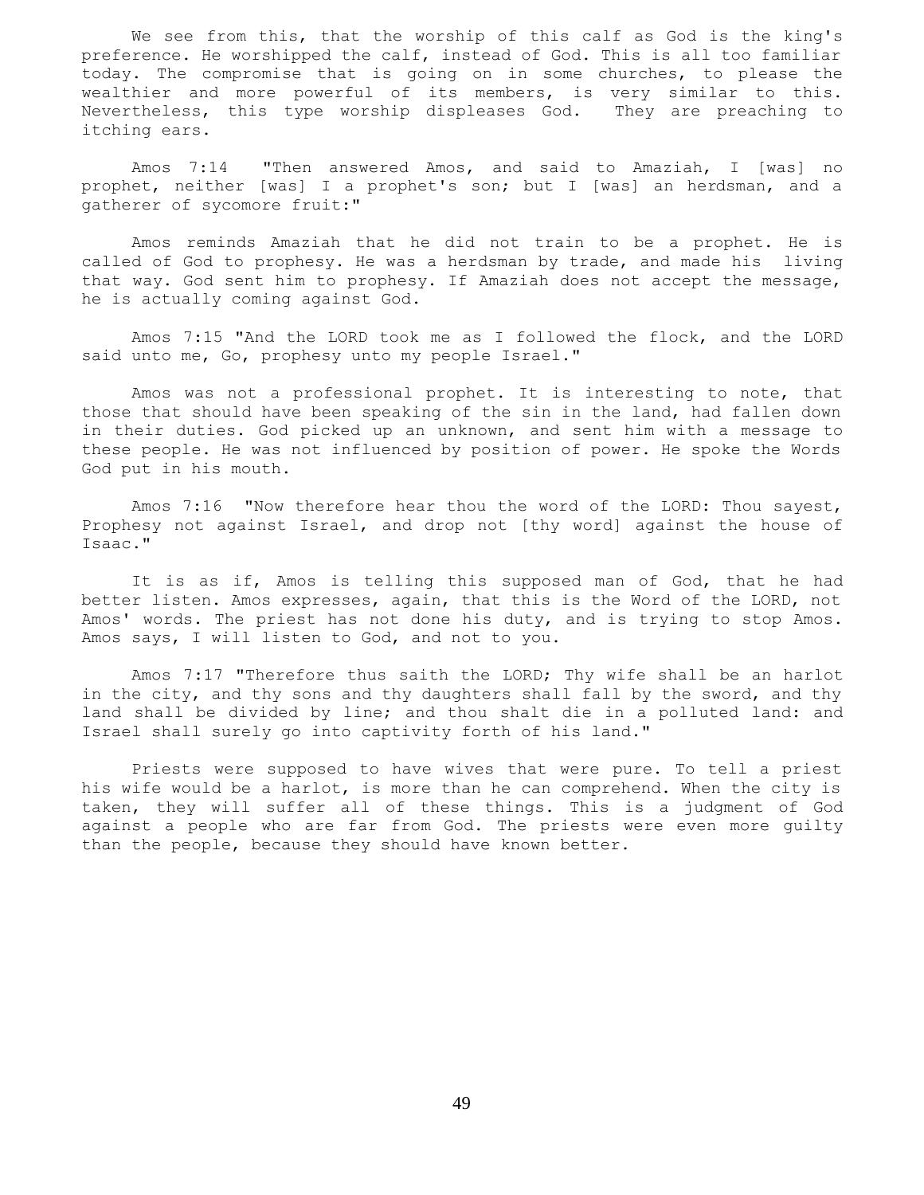We see from this, that the worship of this calf as God is the king's preference. He worshipped the calf, instead of God. This is all too familiar today. The compromise that is going on in some churches, to please the wealthier and more powerful of its members, is very similar to this. Nevertheless, this type worship displeases God. They are preaching to itching ears.

Amos 7:14 "Then answered Amos, and said to Amaziah, I [was] no prophet, neither [was] I a prophet's son; but I [was] an herdsman, and a gatherer of sycomore fruit:"

Amos reminds Amaziah that he did not train to be a prophet. He is called of God to prophesy. He was a herdsman by trade, and made his living that way. God sent him to prophesy. If Amaziah does not accept the message, he is actually coming against God.

Amos 7:15 "And the LORD took me as I followed the flock, and the LORD said unto me, Go, prophesy unto my people Israel."

Amos was not a professional prophet. It is interesting to note, that those that should have been speaking of the sin in the land, had fallen down in their duties. God picked up an unknown, and sent him with a message to these people. He was not influenced by position of power. He spoke the Words God put in his mouth.

Amos 7:16 "Now therefore hear thou the word of the LORD: Thou sayest, Prophesy not against Israel, and drop not [thy word] against the house of Isaac."

It is as if, Amos is telling this supposed man of God, that he had better listen. Amos expresses, again, that this is the Word of the LORD, not Amos' words. The priest has not done his duty, and is trying to stop Amos. Amos says, I will listen to God, and not to you.

Amos 7:17 "Therefore thus saith the LORD; Thy wife shall be an harlot in the city, and thy sons and thy daughters shall fall by the sword, and thy land shall be divided by line; and thou shalt die in a polluted land: and Israel shall surely go into captivity forth of his land."

Priests were supposed to have wives that were pure. To tell a priest his wife would be a harlot, is more than he can comprehend. When the city is taken, they will suffer all of these things. This is a judgment of God against a people who are far from God. The priests were even more guilty than the people, because they should have known better.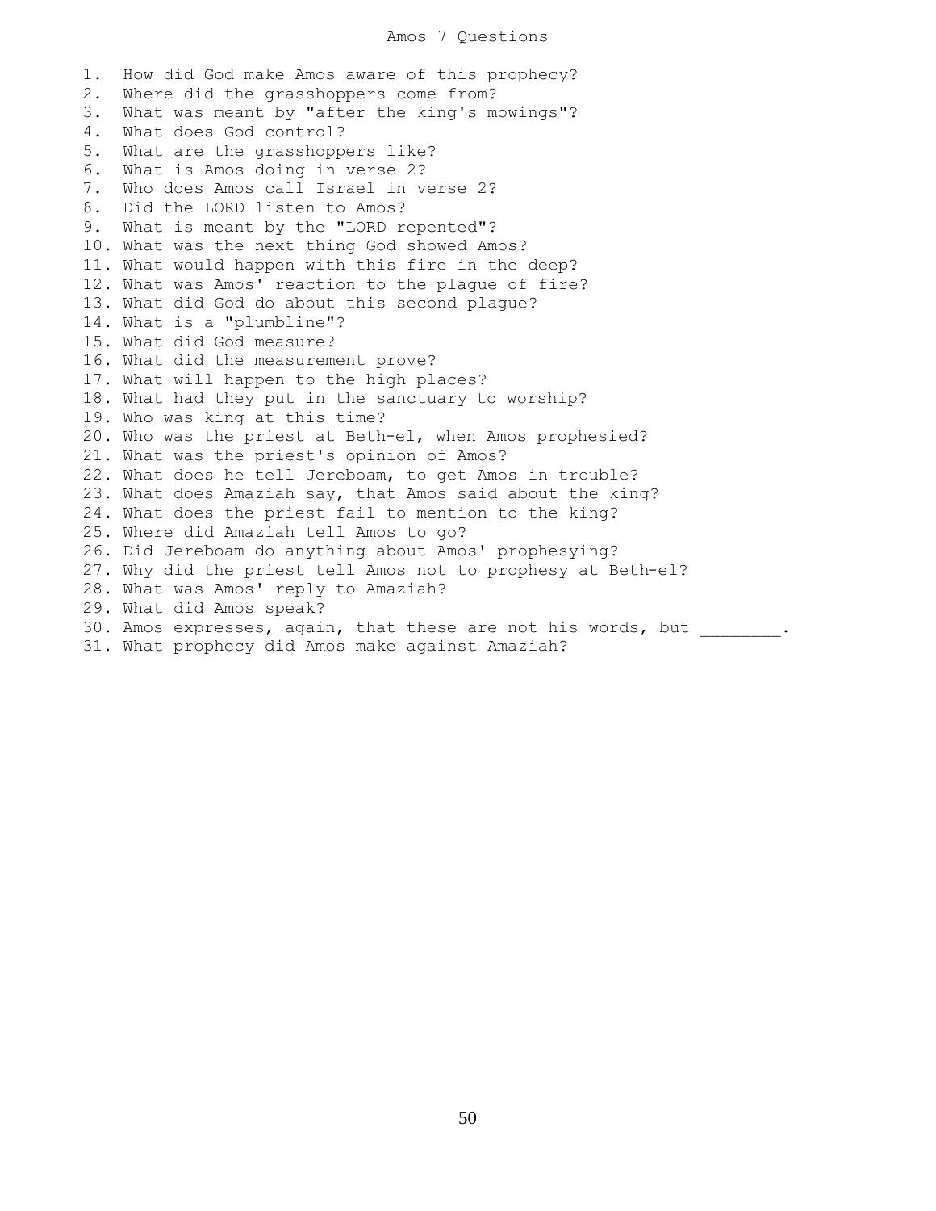# Amos 7 Questions

1. How did God make Amos aware of this prophecy?
2. Where did the grasshoppers come from?
3. What was meant by "after the king's mowings"?
4. What does God control?
5. What are the grasshoppers like?
6. What is Amos doing in verse 2?
7. Who does Amos call Israel in verse 2?
8. Did the LORD listen to Amos?
9. What is meant by the "LORD repented"?
10. What was the next thing God showed Amos?
11. What would happen with this fire in the deep?
12. What was Amos' reaction to the plague of fire?
13. What did God do about this second plague?
14. What is a "plumbline"?
15. What did God measure?
16. What did the measurement prove?
17. What will happen to the high places?
18. What had they put in the sanctuary to worship?
19. Who was king at this time?
20. Who was the priest at Beth-el, when Amos prophesied?
21. What was the priest's opinion of Amos?
22. What does he tell Jereboam, to get Amos in trouble?
23. What does Amaziah say, that Amos said about the king?
24. What does the priest fail to mention to the king?
25. Where did Amaziah tell Amos to go?
26. Did Jereboam do anything about Amos' prophesying?
27. Why did the priest tell Amos not to prophesy at Beth-el?
28. What was Amos' reply to Amaziah?
29. What did Amos speak?
30. Amos expresses, again, that these are not his words, but ________.
31. What prophecy did Amos make against Amaziah?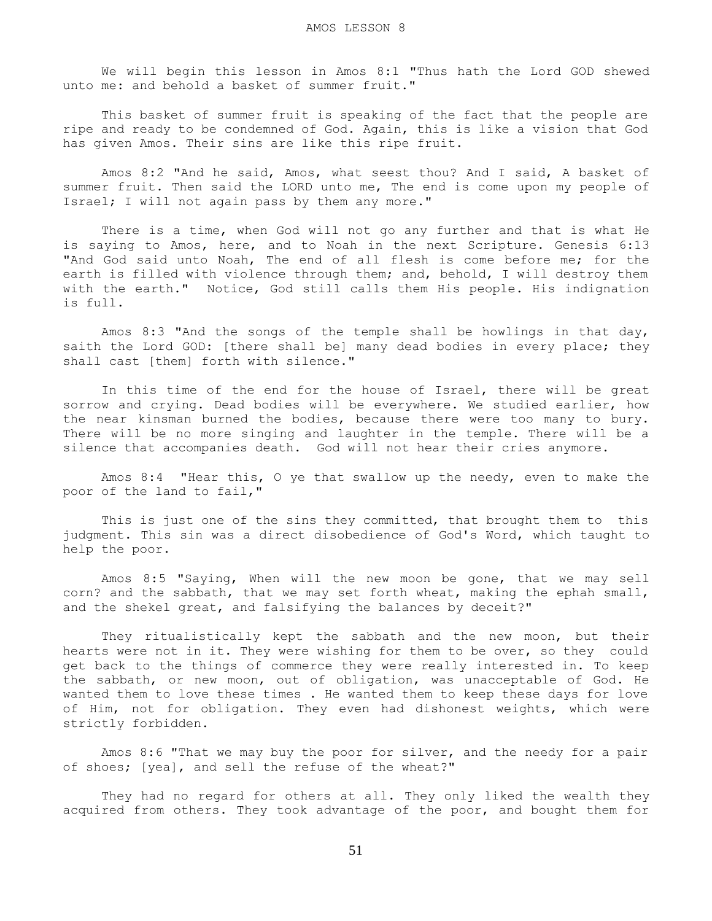# AMOS LESSON 8

We will begin this lesson in Amos 8:1 "Thus hath the Lord GOD shewed unto me: and behold a basket of summer fruit."

This basket of summer fruit is speaking of the fact that the people are ripe and ready to be condemned of God. Again, this is like a vision that God has given Amos. Their sins are like this ripe fruit.

Amos 8:2 "And he said, Amos, what seest thou? And I said, A basket of summer fruit. Then said the LORD unto me, The end is come upon my people of Israel; I will not again pass by them any more."

There is a time, when God will not go any further and that is what He is saying to Amos, here, and to Noah in the next Scripture. Genesis 6:13 "And God said unto Noah, The end of all flesh is come before me; for the earth is filled with violence through them; and, behold, I will destroy them with the earth." Notice, God still calls them His people. His indignation is full.

Amos 8:3 "And the songs of the temple shall be howlings in that day, saith the Lord GOD: [there shall be] many dead bodies in every place; they shall cast [them] forth with silence."

In this time of the end for the house of Israel, there will be great sorrow and crying. Dead bodies will be everywhere. We studied earlier, how the near kinsman burned the bodies, because there were too many to bury. There will be no more singing and laughter in the temple. There will be a silence that accompanies death. God will not hear their cries anymore.

Amos 8:4 "Hear this, O ye that swallow up the needy, even to make the poor of the land to fail,"

This is just one of the sins they committed, that brought them to this judgment. This sin was a direct disobedience of God's Word, which taught to help the poor.

Amos 8:5 "Saying, When will the new moon be gone, that we may sell corn? and the sabbath, that we may set forth wheat, making the ephah small, and the shekel great, and falsifying the balances by deceit?"

They ritualistically kept the sabbath and the new moon, but their hearts were not in it. They were wishing for them to be over, so they could get back to the things of commerce they were really interested in. To keep the sabbath, or new moon, out of obligation, was unacceptable of God. He wanted them to love these times . He wanted them to keep these days for love of Him, not for obligation. They even had dishonest weights, which were strictly forbidden.

Amos 8:6 "That we may buy the poor for silver, and the needy for a pair of shoes; [yea], and sell the refuse of the wheat?"

They had no regard for others at all. They only liked the wealth they acquired from others. They took advantage of the poor, and bought them for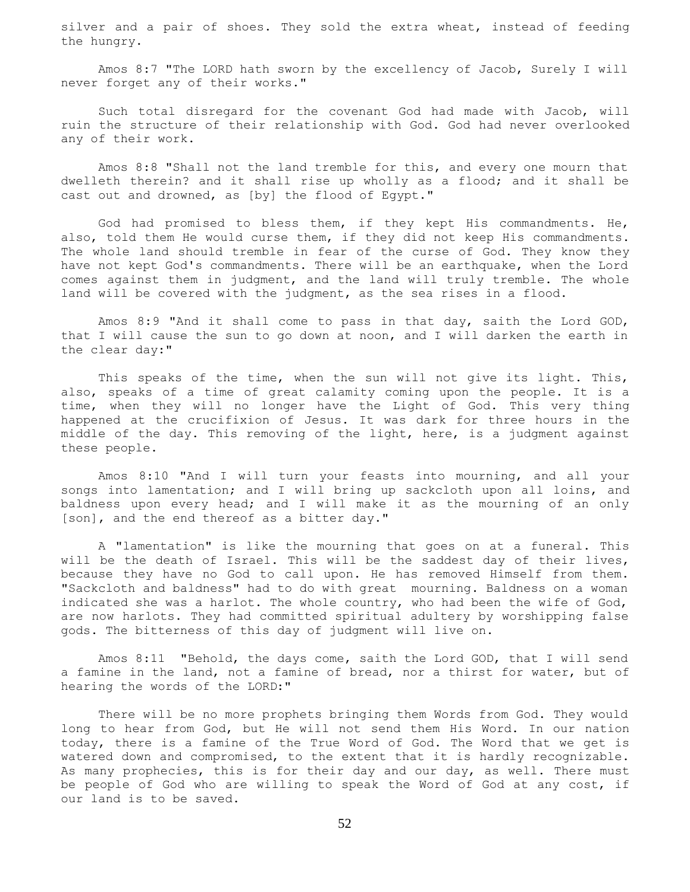silver and a pair of shoes. They sold the extra wheat, instead of feeding the hungry.

Amos 8:7 "The LORD hath sworn by the excellency of Jacob, Surely I will never forget any of their works."

Such total disregard for the covenant God had made with Jacob, will ruin the structure of their relationship with God. God had never overlooked any of their work.

Amos 8:8 "Shall not the land tremble for this, and every one mourn that dwelleth therein? and it shall rise up wholly as a flood; and it shall be cast out and drowned, as [by] the flood of Egypt."

God had promised to bless them, if they kept His commandments. He, also, told them He would curse them, if they did not keep His commandments. The whole land should tremble in fear of the curse of God. They know they have not kept God's commandments. There will be an earthquake, when the Lord comes against them in judgment, and the land will truly tremble. The whole land will be covered with the judgment, as the sea rises in a flood.

Amos 8:9 "And it shall come to pass in that day, saith the Lord GOD, that I will cause the sun to go down at noon, and I will darken the earth in the clear day:"

This speaks of the time, when the sun will not give its light. This, also, speaks of a time of great calamity coming upon the people. It is a time, when they will no longer have the Light of God. This very thing happened at the crucifixion of Jesus. It was dark for three hours in the middle of the day. This removing of the light, here, is a judgment against these people.

Amos 8:10 "And I will turn your feasts into mourning, and all your songs into lamentation; and I will bring up sackcloth upon all loins, and baldness upon every head; and I will make it as the mourning of an only [son], and the end thereof as a bitter day."

A "lamentation" is like the mourning that goes on at a funeral. This will be the death of Israel. This will be the saddest day of their lives, because they have no God to call upon. He has removed Himself from them. "Sackcloth and baldness" had to do with great mourning. Baldness on a woman indicated she was a harlot. The whole country, who had been the wife of God, are now harlots. They had committed spiritual adultery by worshipping false gods. The bitterness of this day of judgment will live on.

Amos 8:11 "Behold, the days come, saith the Lord GOD, that I will send a famine in the land, not a famine of bread, nor a thirst for water, but of hearing the words of the LORD:"

There will be no more prophets bringing them Words from God. They would long to hear from God, but He will not send them His Word. In our nation today, there is a famine of the True Word of God. The Word that we get is watered down and compromised, to the extent that it is hardly recognizable. As many prophecies, this is for their day and our day, as well. There must be people of God who are willing to speak the Word of God at any cost, if our land is to be saved.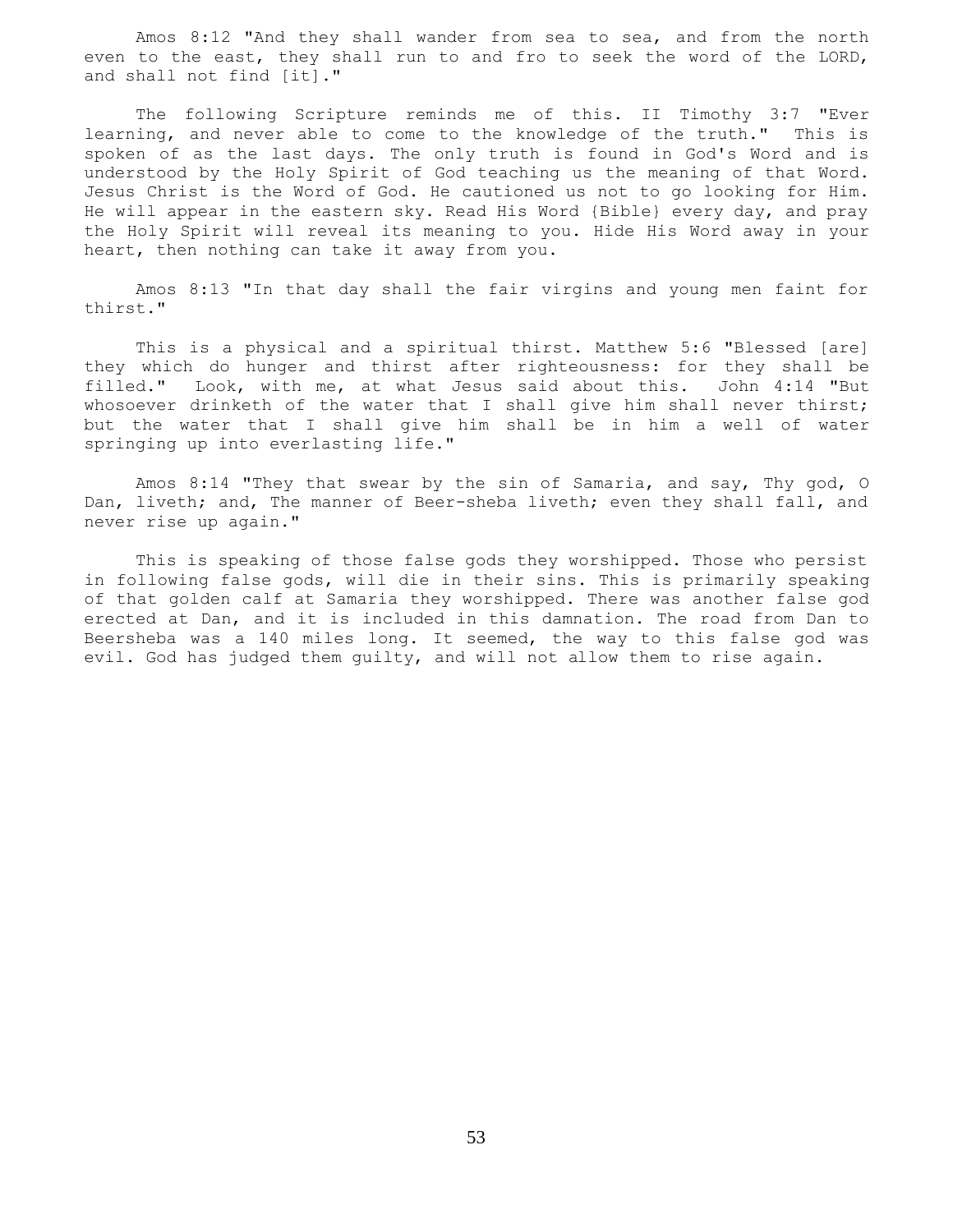Amos 8:12 "And they shall wander from sea to sea, and from the north even to the east, they shall run to and fro to seek the word of the LORD, and shall not find [it]."

The following Scripture reminds me of this. II Timothy 3:7 "Ever learning, and never able to come to the knowledge of the truth." This is spoken of as the last days. The only truth is found in God's Word and is understood by the Holy Spirit of God teaching us the meaning of that Word. Jesus Christ is the Word of God. He cautioned us not to go looking for Him. He will appear in the eastern sky. Read His Word {Bible} every day, and pray the Holy Spirit will reveal its meaning to you. Hide His Word away in your heart, then nothing can take it away from you.

Amos 8:13 "In that day shall the fair virgins and young men faint for thirst."

This is a physical and a spiritual thirst. Matthew 5:6 "Blessed [are] they which do hunger and thirst after righteousness: for they shall be filled." Look, with me, at what Jesus said about this. John 4:14 "But whosoever drinketh of the water that I shall give him shall never thirst; but the water that I shall give him shall be in him a well of water springing up into everlasting life."

Amos 8:14 "They that swear by the sin of Samaria, and say, Thy god, O Dan, liveth; and, The manner of Beer-sheba liveth; even they shall fall, and never rise up again."

This is speaking of those false gods they worshipped. Those who persist in following false gods, will die in their sins. This is primarily speaking of that golden calf at Samaria they worshipped. There was another false god erected at Dan, and it is included in this damnation. The road from Dan to Beersheba was a 140 miles long. It seemed, the way to this false god was evil. God has judged them guilty, and will not allow them to rise again.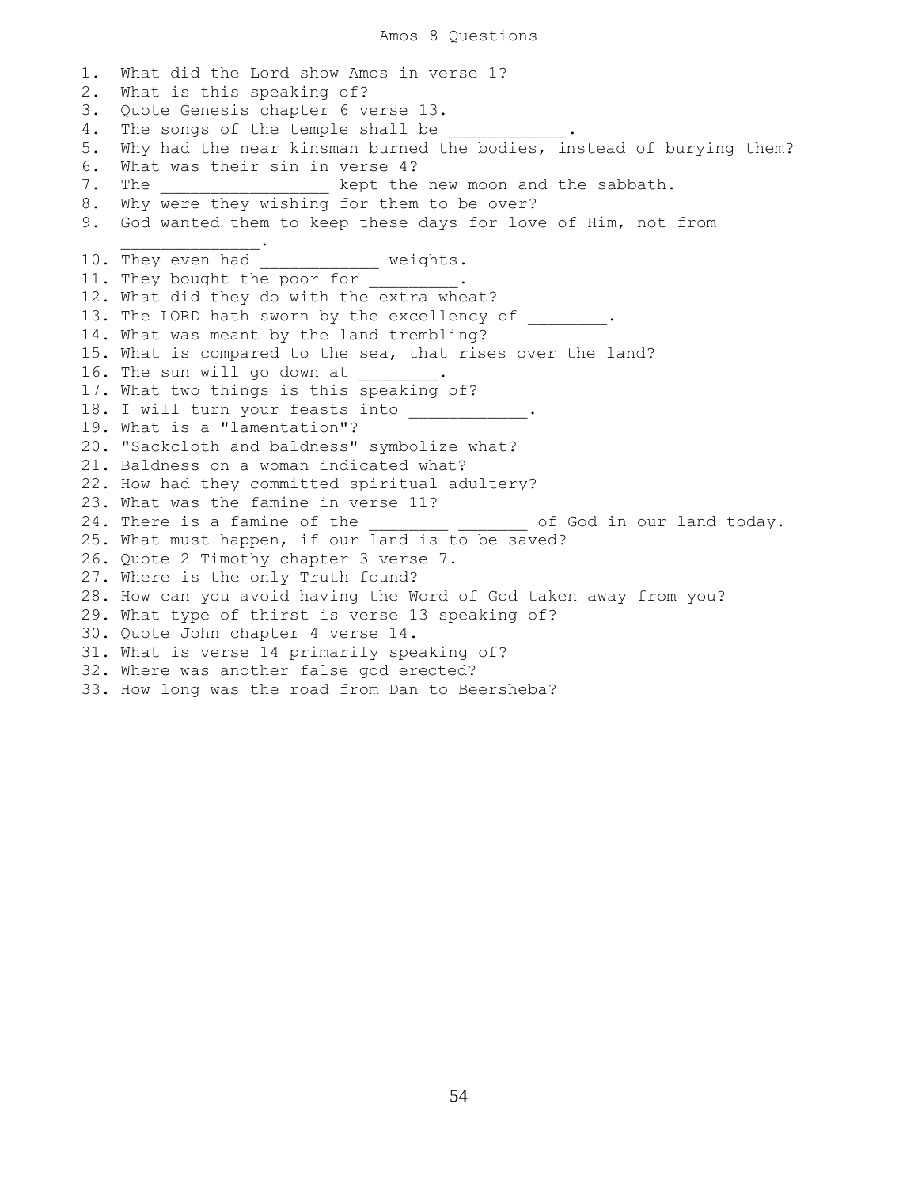# Amos 8 Questions

1. What did the Lord show Amos in verse 1?
2. What is this speaking of?
3. Quote Genesis chapter 6 verse 13.
4. The songs of the temple shall be ____________.
5. Why had the near kinsman burned the bodies, instead of burying them?
6. What was their sin in verse 4?
7. The _________________ kept the new moon and the sabbath.
8. Why were they wishing for them to be over?
9. God wanted them to keep these days for love of Him, not from ______________.
10. They even had ____________ weights.
11. They bought the poor for _________.
12. What did they do with the extra wheat?
13. The LORD hath sworn by the excellency of ________.
14. What was meant by the land trembling?
15. What is compared to the sea, that rises over the land?
16. The sun will go down at ________.
17. What two things is this speaking of?
18. I will turn your feasts into ____________.
19. What is a "lamentation"?
20. "Sackcloth and baldness" symbolize what?
21. Baldness on a woman indicated what?
22. How had they committed spiritual adultery?
23. What was the famine in verse 11?
24. There is a famine of the ________ _______ of God in our land today.
25. What must happen, if our land is to be saved?
26. Quote 2 Timothy chapter 3 verse 7.
27. Where is the only Truth found?
28. How can you avoid having the Word of God taken away from you?
29. What type of thirst is verse 13 speaking of?
30. Quote John chapter 4 verse 14.
31. What is verse 14 primarily speaking of?
32. Where was another false god erected?
33. How long was the road from Dan to Beersheba?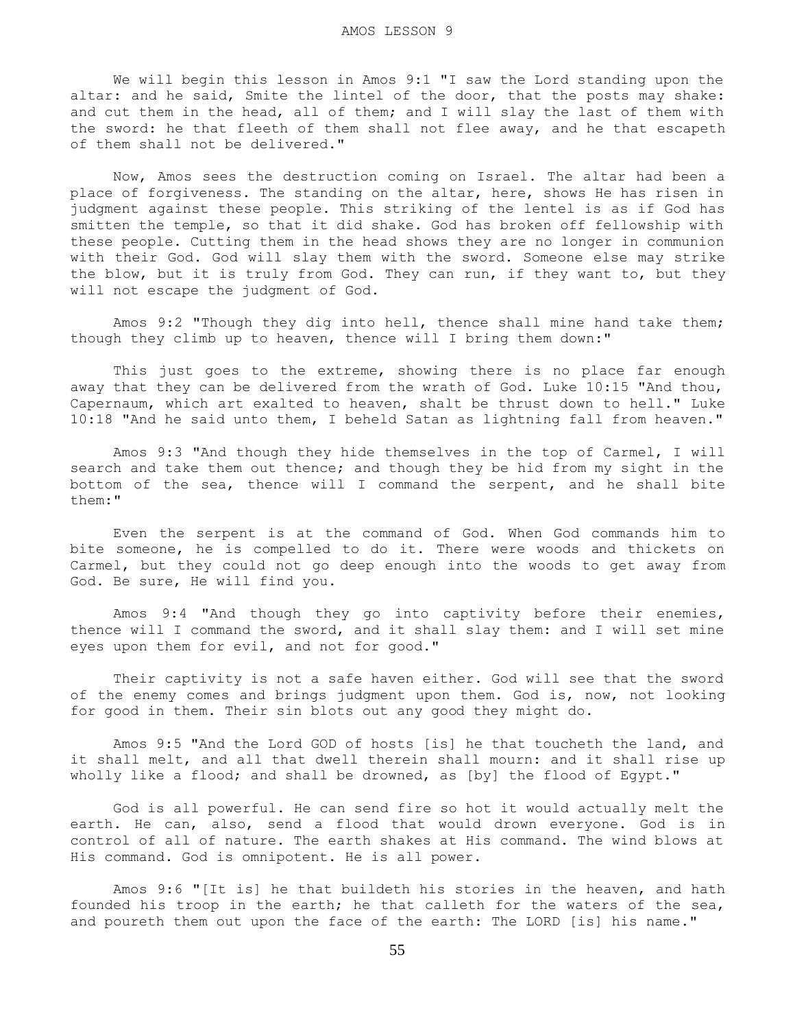# AMOS LESSON 9

We will begin this lesson in Amos 9:1 "I saw the Lord standing upon the altar: and he said, Smite the lintel of the door, that the posts may shake: and cut them in the head, all of them; and I will slay the last of them with the sword: he that fleeth of them shall not flee away, and he that escapeth of them shall not be delivered."

Now, Amos sees the destruction coming on Israel. The altar had been a place of forgiveness. The standing on the altar, here, shows He has risen in judgment against these people. This striking of the lentel is as if God has smitten the temple, so that it did shake. God has broken off fellowship with these people. Cutting them in the head shows they are no longer in communion with their God. God will slay them with the sword. Someone else may strike the blow, but it is truly from God. They can run, if they want to, but they will not escape the judgment of God.

Amos 9:2 "Though they dig into hell, thence shall mine hand take them; though they climb up to heaven, thence will I bring them down:"

This just goes to the extreme, showing there is no place far enough away that they can be delivered from the wrath of God. Luke 10:15 "And thou, Capernaum, which art exalted to heaven, shalt be thrust down to hell." Luke 10:18 "And he said unto them, I beheld Satan as lightning fall from heaven."

Amos 9:3 "And though they hide themselves in the top of Carmel, I will search and take them out thence; and though they be hid from my sight in the bottom of the sea, thence will I command the serpent, and he shall bite them:"

Even the serpent is at the command of God. When God commands him to bite someone, he is compelled to do it. There were woods and thickets on Carmel, but they could not go deep enough into the woods to get away from God. Be sure, He will find you.

Amos 9:4 "And though they go into captivity before their enemies, thence will I command the sword, and it shall slay them: and I will set mine eyes upon them for evil, and not for good."

Their captivity is not a safe haven either. God will see that the sword of the enemy comes and brings judgment upon them. God is, now, not looking for good in them. Their sin blots out any good they might do.

Amos 9:5 "And the Lord GOD of hosts [is] he that toucheth the land, and it shall melt, and all that dwell therein shall mourn: and it shall rise up wholly like a flood; and shall be drowned, as [by] the flood of Egypt."

God is all powerful. He can send fire so hot it would actually melt the earth. He can, also, send a flood that would drown everyone. God is in control of all of nature. The earth shakes at His command. The wind blows at His command. God is omnipotent. He is all power.

Amos 9:6 "[It is] he that buildeth his stories in the heaven, and hath founded his troop in the earth; he that calleth for the waters of the sea, and poureth them out upon the face of the earth: The LORD [is] his name."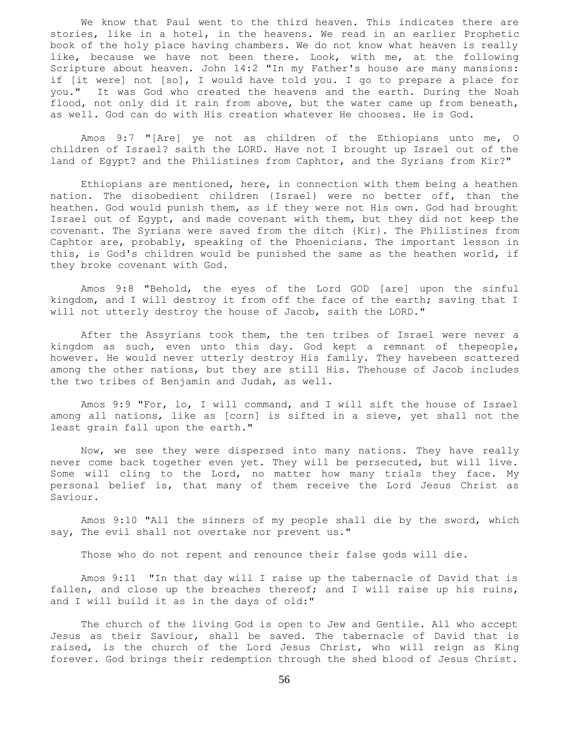We know that Paul went to the third heaven. This indicates there are stories, like in a hotel, in the heavens. We read in an earlier Prophetic book of the holy place having chambers. We do not know what heaven is really like, because we have not been there. Look, with me, at the following Scripture about heaven. John 14:2 "In my Father's house are many mansions: if [it were] not [so], I would have told you. I go to prepare a place for you." It was God who created the heavens and the earth. During the Noah flood, not only did it rain from above, but the water came up from beneath, as well. God can do with His creation whatever He chooses. He is God.

Amos 9:7 "[Are] ye not as children of the Ethiopians unto me, O children of Israel? saith the LORD. Have not I brought up Israel out of the land of Egypt? and the Philistines from Caphtor, and the Syrians from Kir?"

Ethiopians are mentioned, here, in connection with them being a heathen nation. The disobedient children {Israel} were no better off, than the heathen. God would punish them, as if they were not His own. God had brought Israel out of Egypt, and made covenant with them, but they did not keep the covenant. The Syrians were saved from the ditch {Kir}. The Philistines from Caphtor are, probably, speaking of the Phoenicians. The important lesson in this, is God's children would be punished the same as the heathen world, if they broke covenant with God.

Amos 9:8 "Behold, the eyes of the Lord GOD [are] upon the sinful kingdom, and I will destroy it from off the face of the earth; saving that I will not utterly destroy the house of Jacob, saith the LORD."

After the Assyrians took them, the ten tribes of Israel were never a kingdom as such, even unto this day. God kept a remnant of thepeople, however. He would never utterly destroy His family. They havebeen scattered among the other nations, but they are still His. Thehouse of Jacob includes the two tribes of Benjamin and Judah, as well.

Amos 9:9 "For, lo, I will command, and I will sift the house of Israel among all nations, like as [corn] is sifted in a sieve, yet shall not the least grain fall upon the earth."

Now, we see they were dispersed into many nations. They have really never come back together even yet. They will be persecuted, but will live. Some will cling to the Lord, no matter how many trials they face. My personal belief is, that many of them receive the Lord Jesus Christ as Saviour.

Amos 9:10 "All the sinners of my people shall die by the sword, which say, The evil shall not overtake nor prevent us."

Those who do not repent and renounce their false gods will die.

Amos 9:11 "In that day will I raise up the tabernacle of David that is fallen, and close up the breaches thereof; and I will raise up his ruins, and I will build it as in the days of old:"

The church of the living God is open to Jew and Gentile. All who accept Jesus as their Saviour, shall be saved. The tabernacle of David that is raised, is the church of the Lord Jesus Christ, who will reign as King forever. God brings their redemption through the shed blood of Jesus Christ.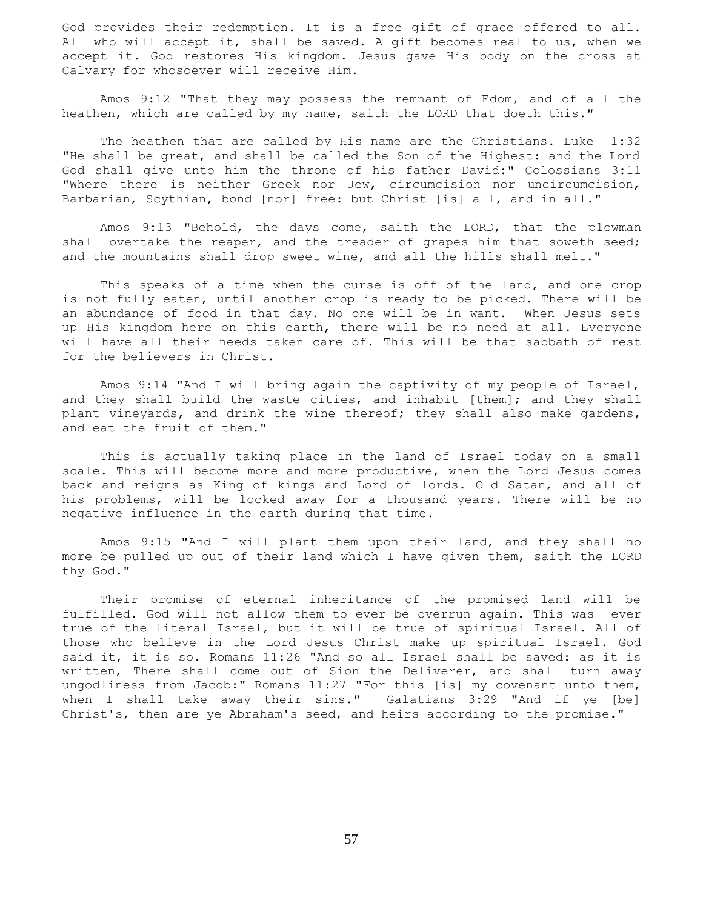God provides their redemption. It is a free gift of grace offered to all. All who will accept it, shall be saved. A gift becomes real to us, when we accept it. God restores His kingdom. Jesus gave His body on the cross at Calvary for whosoever will receive Him.

Amos 9:12 "That they may possess the remnant of Edom, and of all the heathen, which are called by my name, saith the LORD that doeth this."

The heathen that are called by His name are the Christians. Luke 1:32 "He shall be great, and shall be called the Son of the Highest: and the Lord God shall give unto him the throne of his father David:" Colossians 3:11 "Where there is neither Greek nor Jew, circumcision nor uncircumcision, Barbarian, Scythian, bond [nor] free: but Christ [is] all, and in all."

Amos 9:13 "Behold, the days come, saith the LORD, that the plowman shall overtake the reaper, and the treader of grapes him that soweth seed; and the mountains shall drop sweet wine, and all the hills shall melt."

This speaks of a time when the curse is off of the land, and one crop is not fully eaten, until another crop is ready to be picked. There will be an abundance of food in that day. No one will be in want. When Jesus sets up His kingdom here on this earth, there will be no need at all. Everyone will have all their needs taken care of. This will be that sabbath of rest for the believers in Christ.

Amos 9:14 "And I will bring again the captivity of my people of Israel, and they shall build the waste cities, and inhabit [them]; and they shall plant vineyards, and drink the wine thereof; they shall also make gardens, and eat the fruit of them."

This is actually taking place in the land of Israel today on a small scale. This will become more and more productive, when the Lord Jesus comes back and reigns as King of kings and Lord of lords. Old Satan, and all of his problems, will be locked away for a thousand years. There will be no negative influence in the earth during that time.

Amos 9:15 "And I will plant them upon their land, and they shall no more be pulled up out of their land which I have given them, saith the LORD thy God."

Their promise of eternal inheritance of the promised land will be fulfilled. God will not allow them to ever be overrun again. This was ever true of the literal Israel, but it will be true of spiritual Israel. All of those who believe in the Lord Jesus Christ make up spiritual Israel. God said it, it is so. Romans 11:26 "And so all Israel shall be saved: as it is written, There shall come out of Sion the Deliverer, and shall turn away ungodliness from Jacob:" Romans 11:27 "For this [is] my covenant unto them, when I shall take away their sins." Galatians 3:29 "And if ye [be] Christ's, then are ye Abraham's seed, and heirs according to the promise."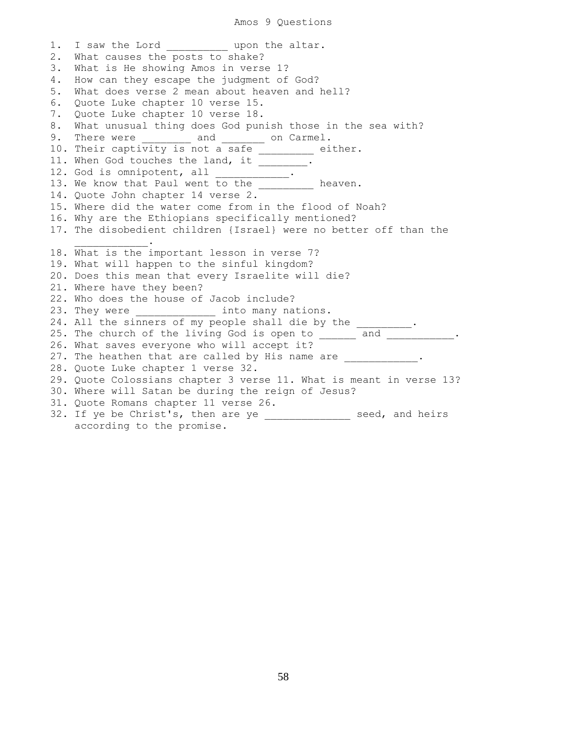# Amos 9 Questions

1. I saw the Lord __________ upon the altar.
2. What causes the posts to shake?
3. What is He showing Amos in verse 1?
4. How can they escape the judgment of God?
5. What does verse 2 mean about heaven and hell?
6. Quote Luke chapter 10 verse 15.
7. Quote Luke chapter 10 verse 18.
8. What unusual thing does God punish those in the sea with?
9. There were ________ and _______ on Carmel.
10. Their captivity is not a safe _________ either.
11. When God touches the land, it ________.
12. God is omnipotent, all ____________.
13. We know that Paul went to the _________ heaven.
14. Quote John chapter 14 verse 2.
15. Where did the water come from in the flood of Noah?
16. Why are the Ethiopians specifically mentioned?
17. The disobedient children {Israel} were no better off than the ____________.
18. What is the important lesson in verse 7?
19. What will happen to the sinful kingdom?
20. Does this mean that every Israelite will die?
21. Where have they been?
22. Who does the house of Jacob include?
23. They were _____________ into many nations.
24. All the sinners of my people shall die by the _________.
25. The church of the living God is open to ______ and ___________.
26. What saves everyone who will accept it?
27. The heathen that are called by His name are ____________.
28. Quote Luke chapter 1 verse 32.
29. Quote Colossians chapter 3 verse 11. What is meant in verse 13?
30. Where will Satan be during the reign of Jesus?
31. Quote Romans chapter 11 verse 26.
32. If ye be Christ's, then are ye ______________ seed, and heirs according to the promise.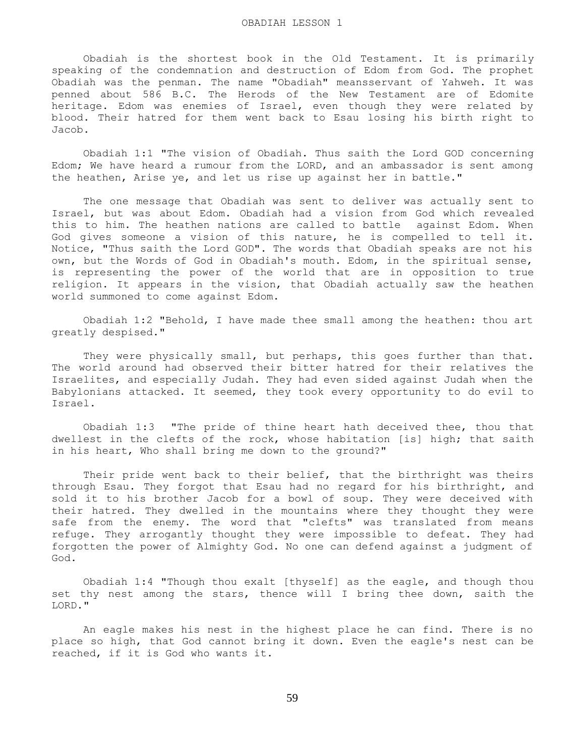# OBADIAH LESSON 1

Obadiah is the shortest book in the Old Testament. It is primarily speaking of the condemnation and destruction of Edom from God. The prophet Obadiah was the penman. The name "Obadiah" meansservant of Yahweh. It was penned about 586 B.C. The Herods of the New Testament are of Edomite heritage. Edom was enemies of Israel, even though they were related by blood. Their hatred for them went back to Esau losing his birth right to Jacob.

Obadiah 1:1 "The vision of Obadiah. Thus saith the Lord GOD concerning Edom; We have heard a rumour from the LORD, and an ambassador is sent among the heathen, Arise ye, and let us rise up against her in battle."

The one message that Obadiah was sent to deliver was actually sent to Israel, but was about Edom. Obadiah had a vision from God which revealed this to him. The heathen nations are called to battle against Edom. When God gives someone a vision of this nature, he is compelled to tell it. Notice, "Thus saith the Lord GOD". The words that Obadiah speaks are not his own, but the Words of God in Obadiah's mouth. Edom, in the spiritual sense, is representing the power of the world that are in opposition to true religion. It appears in the vision, that Obadiah actually saw the heathen world summoned to come against Edom.

Obadiah 1:2 "Behold, I have made thee small among the heathen: thou art greatly despised."

They were physically small, but perhaps, this goes further than that. The world around had observed their bitter hatred for their relatives the Israelites, and especially Judah. They had even sided against Judah when the Babylonians attacked. It seemed, they took every opportunity to do evil to Israel.

Obadiah 1:3 "The pride of thine heart hath deceived thee, thou that dwellest in the clefts of the rock, whose habitation [is] high; that saith in his heart, Who shall bring me down to the ground?"

Their pride went back to their belief, that the birthright was theirs through Esau. They forgot that Esau had no regard for his birthright, and sold it to his brother Jacob for a bowl of soup. They were deceived with their hatred. They dwelled in the mountains where they thought they were safe from the enemy. The word that "clefts" was translated from means refuge. They arrogantly thought they were impossible to defeat. They had forgotten the power of Almighty God. No one can defend against a judgment of God.

Obadiah 1:4 "Though thou exalt [thyself] as the eagle, and though thou set thy nest among the stars, thence will I bring thee down, saith the LORD."

An eagle makes his nest in the highest place he can find. There is no place so high, that God cannot bring it down. Even the eagle's nest can be reached, if it is God who wants it.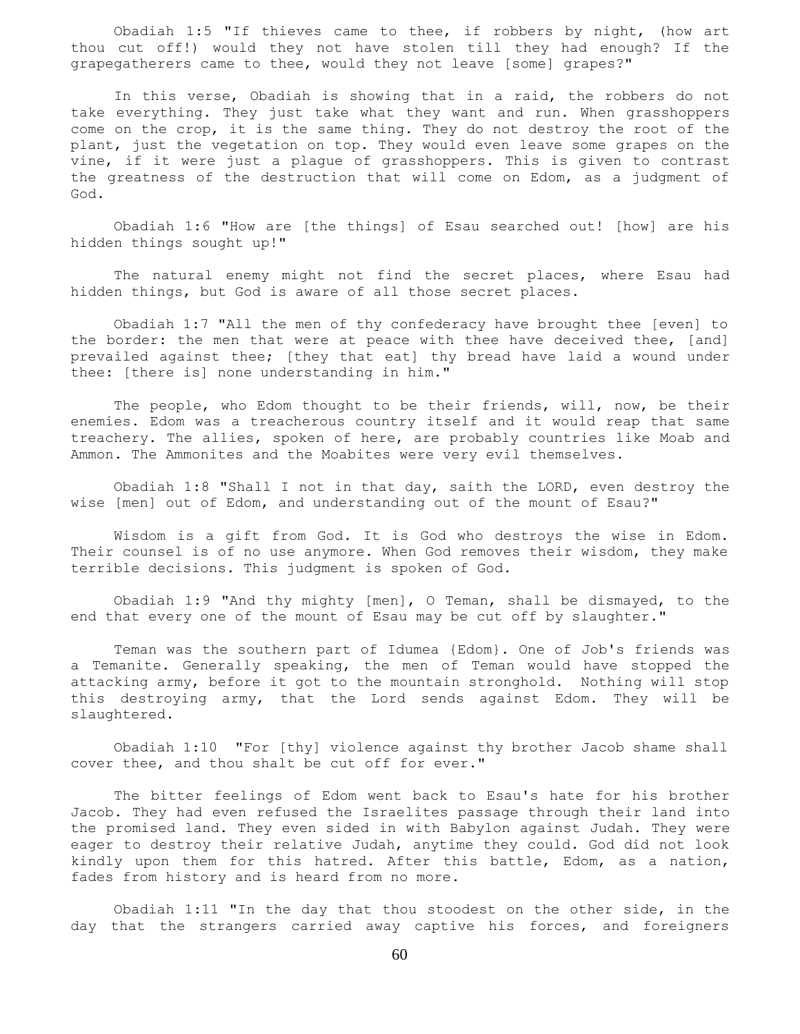Obadiah 1:5 "If thieves came to thee, if robbers by night, (how art thou cut off!) would they not have stolen till they had enough? If the grapegatherers came to thee, would they not leave [some] grapes?"

In this verse, Obadiah is showing that in a raid, the robbers do not take everything. They just take what they want and run. When grasshoppers come on the crop, it is the same thing. They do not destroy the root of the plant, just the vegetation on top. They would even leave some grapes on the vine, if it were just a plague of grasshoppers. This is given to contrast the greatness of the destruction that will come on Edom, as a judgment of God.

Obadiah 1:6 "How are [the things] of Esau searched out! [how] are his hidden things sought up!"

The natural enemy might not find the secret places, where Esau had hidden things, but God is aware of all those secret places.

Obadiah 1:7 "All the men of thy confederacy have brought thee [even] to the border: the men that were at peace with thee have deceived thee, [and] prevailed against thee; [they that eat] thy bread have laid a wound under thee: [there is] none understanding in him."

The people, who Edom thought to be their friends, will, now, be their enemies. Edom was a treacherous country itself and it would reap that same treachery. The allies, spoken of here, are probably countries like Moab and Ammon. The Ammonites and the Moabites were very evil themselves.

Obadiah 1:8 "Shall I not in that day, saith the LORD, even destroy the wise [men] out of Edom, and understanding out of the mount of Esau?"

Wisdom is a gift from God. It is God who destroys the wise in Edom. Their counsel is of no use anymore. When God removes their wisdom, they make terrible decisions. This judgment is spoken of God.

Obadiah 1:9 "And thy mighty [men], O Teman, shall be dismayed, to the end that every one of the mount of Esau may be cut off by slaughter."

Teman was the southern part of Idumea {Edom}. One of Job's friends was a Temanite. Generally speaking, the men of Teman would have stopped the attacking army, before it got to the mountain stronghold. Nothing will stop this destroying army, that the Lord sends against Edom. They will be slaughtered.

Obadiah 1:10 "For [thy] violence against thy brother Jacob shame shall cover thee, and thou shalt be cut off for ever."

The bitter feelings of Edom went back to Esau's hate for his brother Jacob. They had even refused the Israelites passage through their land into the promised land. They even sided in with Babylon against Judah. They were eager to destroy their relative Judah, anytime they could. God did not look kindly upon them for this hatred. After this battle, Edom, as a nation, fades from history and is heard from no more.

Obadiah 1:11 "In the day that thou stoodest on the other side, in the day that the strangers carried away captive his forces, and foreigners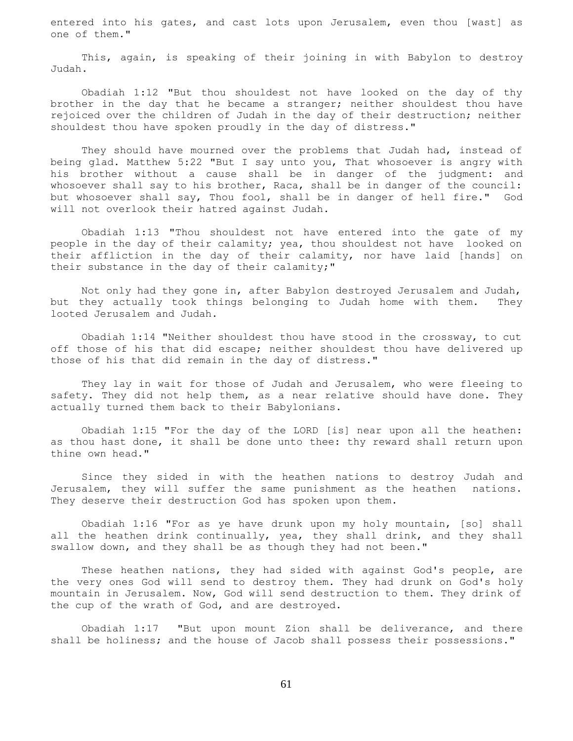entered into his gates, and cast lots upon Jerusalem, even thou [wast] as one of them."

This, again, is speaking of their joining in with Babylon to destroy Judah.

Obadiah 1:12 "But thou shouldest not have looked on the day of thy brother in the day that he became a stranger; neither shouldest thou have rejoiced over the children of Judah in the day of their destruction; neither shouldest thou have spoken proudly in the day of distress."

They should have mourned over the problems that Judah had, instead of being glad. Matthew 5:22 "But I say unto you, That whosoever is angry with his brother without a cause shall be in danger of the judgment: and whosoever shall say to his brother, Raca, shall be in danger of the council: but whosoever shall say, Thou fool, shall be in danger of hell fire." God will not overlook their hatred against Judah.

Obadiah 1:13 "Thou shouldest not have entered into the gate of my people in the day of their calamity; yea, thou shouldest not have looked on their affliction in the day of their calamity, nor have laid [hands] on their substance in the day of their calamity;"

Not only had they gone in, after Babylon destroyed Jerusalem and Judah, but they actually took things belonging to Judah home with them. They looted Jerusalem and Judah.

Obadiah 1:14 "Neither shouldest thou have stood in the crossway, to cut off those of his that did escape; neither shouldest thou have delivered up those of his that did remain in the day of distress."

They lay in wait for those of Judah and Jerusalem, who were fleeing to safety. They did not help them, as a near relative should have done. They actually turned them back to their Babylonians.

Obadiah 1:15 "For the day of the LORD [is] near upon all the heathen: as thou hast done, it shall be done unto thee: thy reward shall return upon thine own head."

Since they sided in with the heathen nations to destroy Judah and Jerusalem, they will suffer the same punishment as the heathen nations. They deserve their destruction God has spoken upon them.

Obadiah 1:16 "For as ye have drunk upon my holy mountain, [so] shall all the heathen drink continually, yea, they shall drink, and they shall swallow down, and they shall be as though they had not been."

These heathen nations, they had sided with against God's people, are the very ones God will send to destroy them. They had drunk on God's holy mountain in Jerusalem. Now, God will send destruction to them. They drink of the cup of the wrath of God, and are destroyed.

Obadiah 1:17 "But upon mount Zion shall be deliverance, and there shall be holiness; and the house of Jacob shall possess their possessions."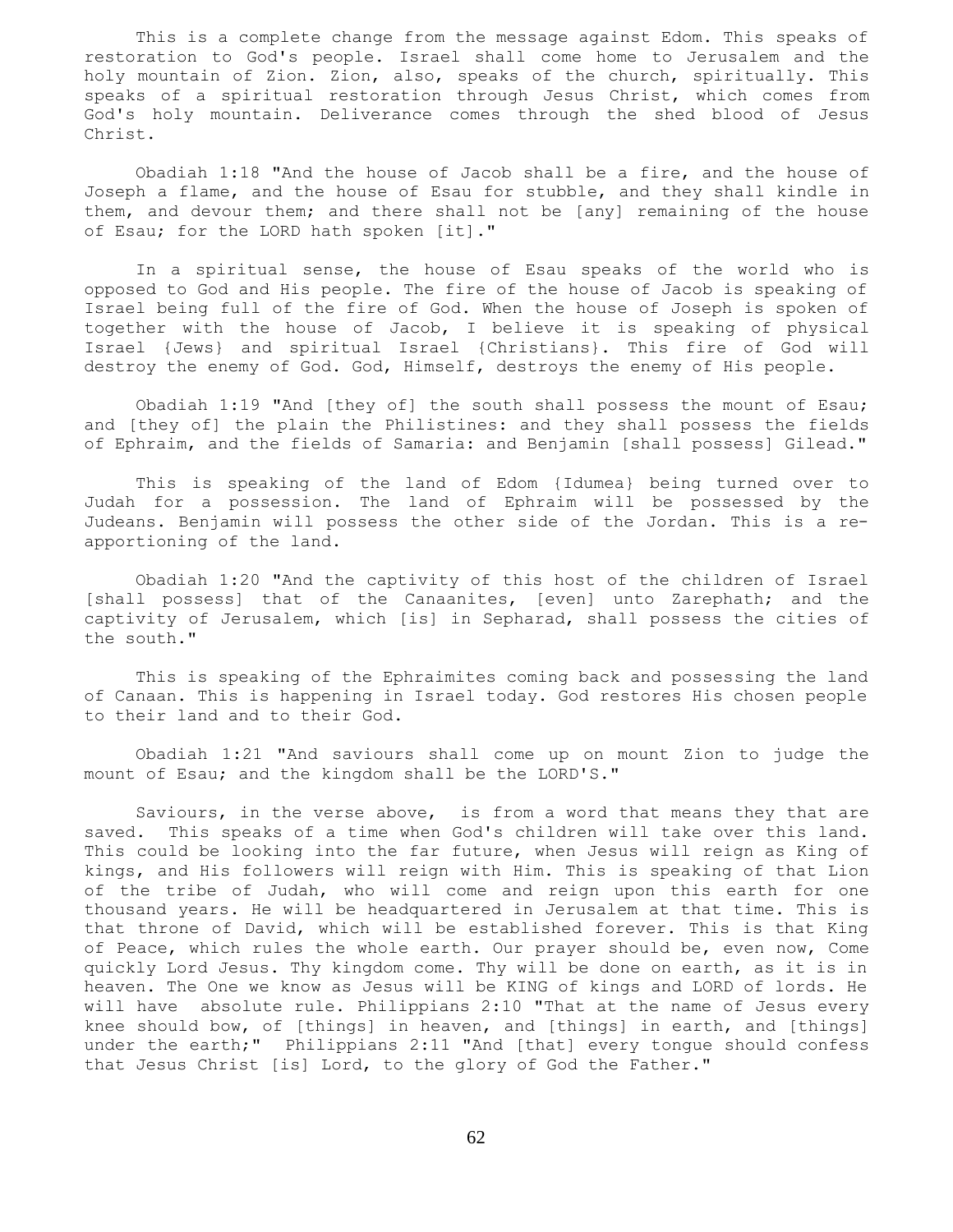This is a complete change from the message against Edom. This speaks of restoration to God's people. Israel shall come home to Jerusalem and the holy mountain of Zion. Zion, also, speaks of the church, spiritually. This speaks of a spiritual restoration through Jesus Christ, which comes from God's holy mountain. Deliverance comes through the shed blood of Jesus Christ.

Obadiah 1:18 "And the house of Jacob shall be a fire, and the house of Joseph a flame, and the house of Esau for stubble, and they shall kindle in them, and devour them; and there shall not be [any] remaining of the house of Esau; for the LORD hath spoken [it]."

In a spiritual sense, the house of Esau speaks of the world who is opposed to God and His people. The fire of the house of Jacob is speaking of Israel being full of the fire of God. When the house of Joseph is spoken of together with the house of Jacob, I believe it is speaking of physical Israel {Jews} and spiritual Israel {Christians}. This fire of God will destroy the enemy of God. God, Himself, destroys the enemy of His people.

Obadiah 1:19 "And [they of] the south shall possess the mount of Esau; and [they of] the plain the Philistines: and they shall possess the fields of Ephraim, and the fields of Samaria: and Benjamin [shall possess] Gilead."

This is speaking of the land of Edom {Idumea} being turned over to Judah for a possession. The land of Ephraim will be possessed by the Judeans. Benjamin will possess the other side of the Jordan. This is a re-apportioning of the land.

Obadiah 1:20 "And the captivity of this host of the children of Israel [shall possess] that of the Canaanites, [even] unto Zarephath; and the captivity of Jerusalem, which [is] in Sepharad, shall possess the cities of the south."

This is speaking of the Ephraimites coming back and possessing the land of Canaan. This is happening in Israel today. God restores His chosen people to their land and to their God.

Obadiah 1:21 "And saviours shall come up on mount Zion to judge the mount of Esau; and the kingdom shall be the LORD'S."

Saviours, in the verse above, is from a word that means they that are saved. This speaks of a time when God's children will take over this land. This could be looking into the far future, when Jesus will reign as King of kings, and His followers will reign with Him. This is speaking of that Lion of the tribe of Judah, who will come and reign upon this earth for one thousand years. He will be headquartered in Jerusalem at that time. This is that throne of David, which will be established forever. This is that King of Peace, which rules the whole earth. Our prayer should be, even now, Come quickly Lord Jesus. Thy kingdom come. Thy will be done on earth, as it is in heaven. The One we know as Jesus will be KING of kings and LORD of lords. He will have absolute rule. Philippians 2:10 "That at the name of Jesus every knee should bow, of [things] in heaven, and [things] in earth, and [things] under the earth;" Philippians 2:11 "And [that] every tongue should confess that Jesus Christ [is] Lord, to the glory of God the Father."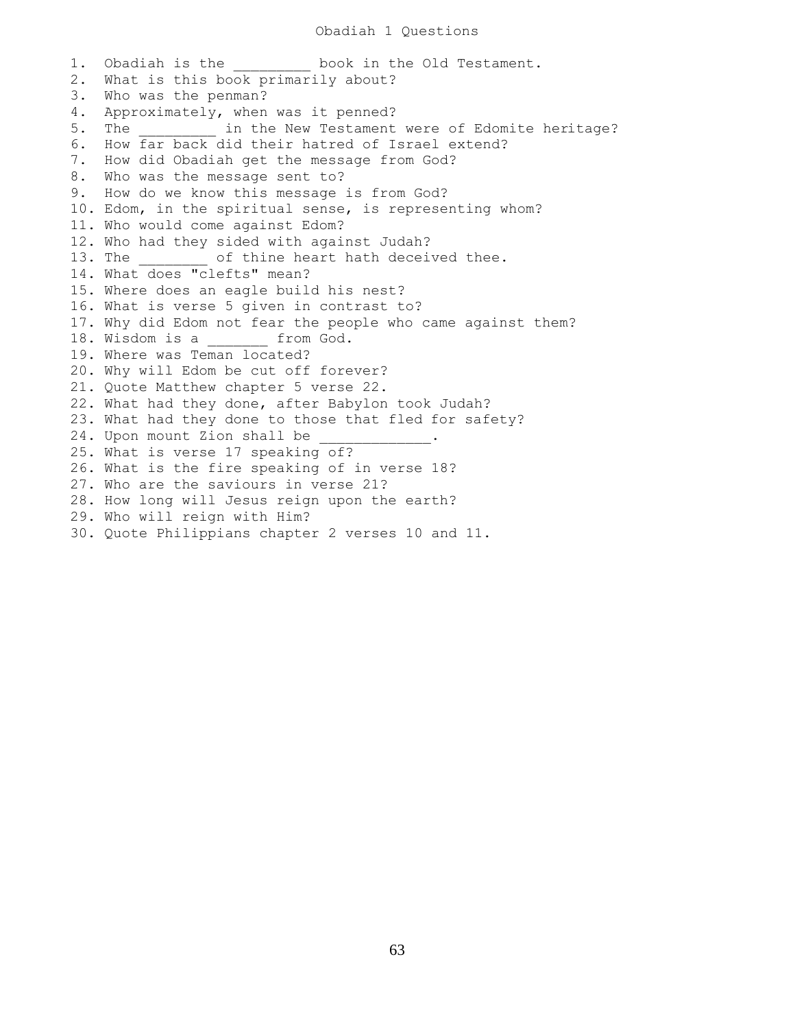# Obadiah 1 Questions

1. Obadiah is the _________ book in the Old Testament.
2. What is this book primarily about?
3. Who was the penman?
4. Approximately, when was it penned?
5. The _________ in the New Testament were of Edomite heritage?
6. How far back did their hatred of Israel extend?
7. How did Obadiah get the message from God?
8. Who was the message sent to?
9. How do we know this message is from God?
10. Edom, in the spiritual sense, is representing whom?
11. Who would come against Edom?
12. Who had they sided with against Judah?
13. The ________ of thine heart hath deceived thee.
14. What does "clefts" mean?
15. Where does an eagle build his nest?
16. What is verse 5 given in contrast to?
17. Why did Edom not fear the people who came against them?
18. Wisdom is a _______ from God.
19. Where was Teman located?
20. Why will Edom be cut off forever?
21. Quote Matthew chapter 5 verse 22.
22. What had they done, after Babylon took Judah?
23. What had they done to those that fled for safety?
24. Upon mount Zion shall be _____________.
25. What is verse 17 speaking of?
26. What is the fire speaking of in verse 18?
27. Who are the saviours in verse 21?
28. How long will Jesus reign upon the earth?
29. Who will reign with Him?
30. Quote Philippians chapter 2 verses 10 and 11.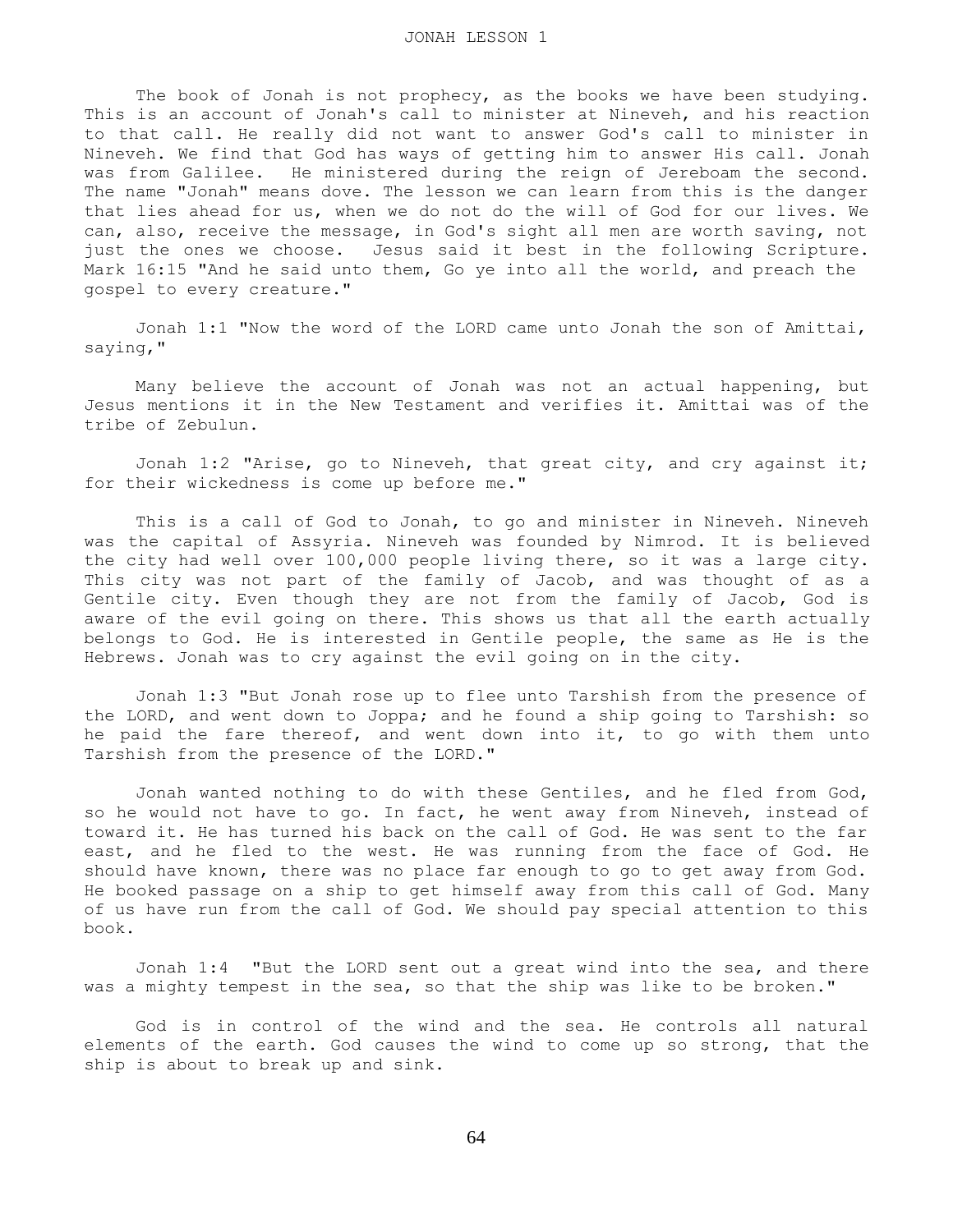# JONAH LESSON 1

The book of Jonah is not prophecy, as the books we have been studying. This is an account of Jonah's call to minister at Nineveh, and his reaction to that call. He really did not want to answer God's call to minister in Nineveh. We find that God has ways of getting him to answer His call. Jonah was from Galilee. He ministered during the reign of Jereboam the second. The name "Jonah" means dove. The lesson we can learn from this is the danger that lies ahead for us, when we do not do the will of God for our lives. We can, also, receive the message, in God's sight all men are worth saving, not just the ones we choose. Jesus said it best in the following Scripture. Mark 16:15 "And he said unto them, Go ye into all the world, and preach the gospel to every creature."

Jonah 1:1 "Now the word of the LORD came unto Jonah the son of Amittai, saying,"

Many believe the account of Jonah was not an actual happening, but Jesus mentions it in the New Testament and verifies it. Amittai was of the tribe of Zebulun.

Jonah 1:2 "Arise, go to Nineveh, that great city, and cry against it; for their wickedness is come up before me."

This is a call of God to Jonah, to go and minister in Nineveh. Nineveh was the capital of Assyria. Nineveh was founded by Nimrod. It is believed the city had well over 100,000 people living there, so it was a large city. This city was not part of the family of Jacob, and was thought of as a Gentile city. Even though they are not from the family of Jacob, God is aware of the evil going on there. This shows us that all the earth actually belongs to God. He is interested in Gentile people, the same as He is the Hebrews. Jonah was to cry against the evil going on in the city.

Jonah 1:3 "But Jonah rose up to flee unto Tarshish from the presence of the LORD, and went down to Joppa; and he found a ship going to Tarshish: so he paid the fare thereof, and went down into it, to go with them unto Tarshish from the presence of the LORD."

Jonah wanted nothing to do with these Gentiles, and he fled from God, so he would not have to go. In fact, he went away from Nineveh, instead of toward it. He has turned his back on the call of God. He was sent to the far east, and he fled to the west. He was running from the face of God. He should have known, there was no place far enough to go to get away from God. He booked passage on a ship to get himself away from this call of God. Many of us have run from the call of God. We should pay special attention to this book.

Jonah 1:4 "But the LORD sent out a great wind into the sea, and there was a mighty tempest in the sea, so that the ship was like to be broken."

God is in control of the wind and the sea. He controls all natural elements of the earth. God causes the wind to come up so strong, that the ship is about to break up and sink.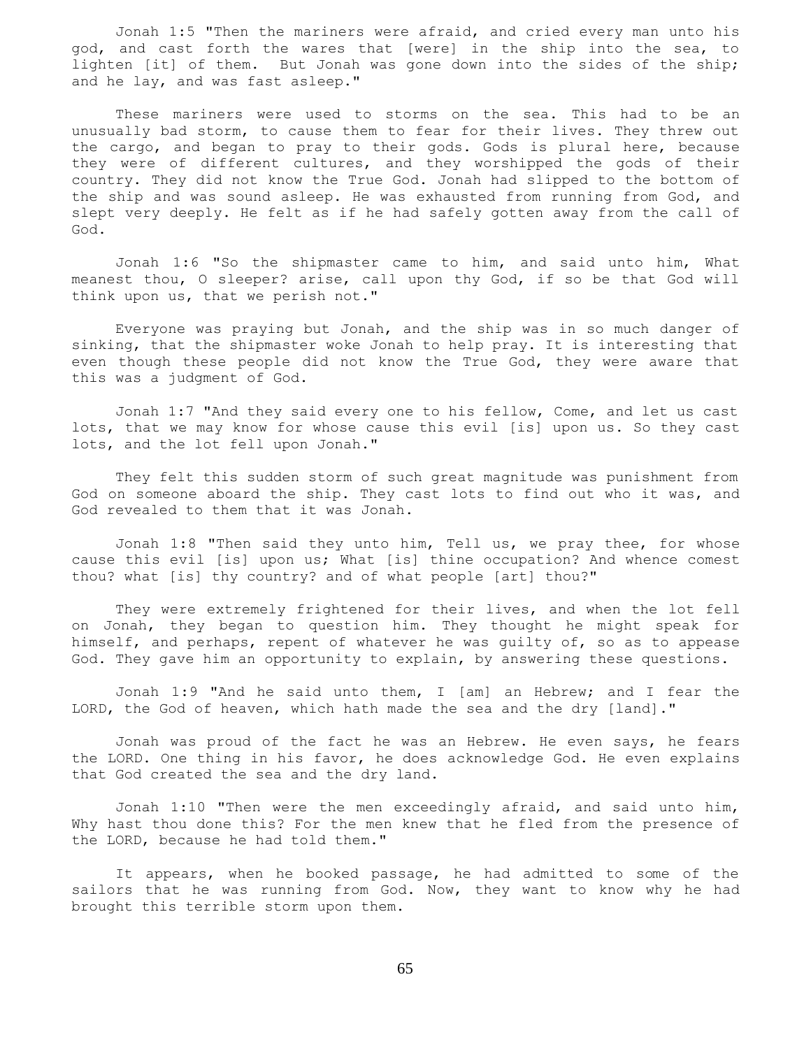Jonah 1:5 "Then the mariners were afraid, and cried every man unto his god, and cast forth the wares that [were] in the ship into the sea, to lighten [it] of them. But Jonah was gone down into the sides of the ship; and he lay, and was fast asleep."

These mariners were used to storms on the sea. This had to be an unusually bad storm, to cause them to fear for their lives. They threw out the cargo, and began to pray to their gods. Gods is plural here, because they were of different cultures, and they worshipped the gods of their country. They did not know the True God. Jonah had slipped to the bottom of the ship and was sound asleep. He was exhausted from running from God, and slept very deeply. He felt as if he had safely gotten away from the call of God.

Jonah 1:6 "So the shipmaster came to him, and said unto him, What meanest thou, O sleeper? arise, call upon thy God, if so be that God will think upon us, that we perish not."

Everyone was praying but Jonah, and the ship was in so much danger of sinking, that the shipmaster woke Jonah to help pray. It is interesting that even though these people did not know the True God, they were aware that this was a judgment of God.

Jonah 1:7 "And they said every one to his fellow, Come, and let us cast lots, that we may know for whose cause this evil [is] upon us. So they cast lots, and the lot fell upon Jonah."

They felt this sudden storm of such great magnitude was punishment from God on someone aboard the ship. They cast lots to find out who it was, and God revealed to them that it was Jonah.

Jonah 1:8 "Then said they unto him, Tell us, we pray thee, for whose cause this evil [is] upon us; What [is] thine occupation? And whence comest thou? what [is] thy country? and of what people [art] thou?"

They were extremely frightened for their lives, and when the lot fell on Jonah, they began to question him. They thought he might speak for himself, and perhaps, repent of whatever he was guilty of, so as to appease God. They gave him an opportunity to explain, by answering these questions.

Jonah 1:9 "And he said unto them, I [am] an Hebrew; and I fear the LORD, the God of heaven, which hath made the sea and the dry [land]."

Jonah was proud of the fact he was an Hebrew. He even says, he fears the LORD. One thing in his favor, he does acknowledge God. He even explains that God created the sea and the dry land.

Jonah 1:10 "Then were the men exceedingly afraid, and said unto him, Why hast thou done this? For the men knew that he fled from the presence of the LORD, because he had told them."

It appears, when he booked passage, he had admitted to some of the sailors that he was running from God. Now, they want to know why he had brought this terrible storm upon them.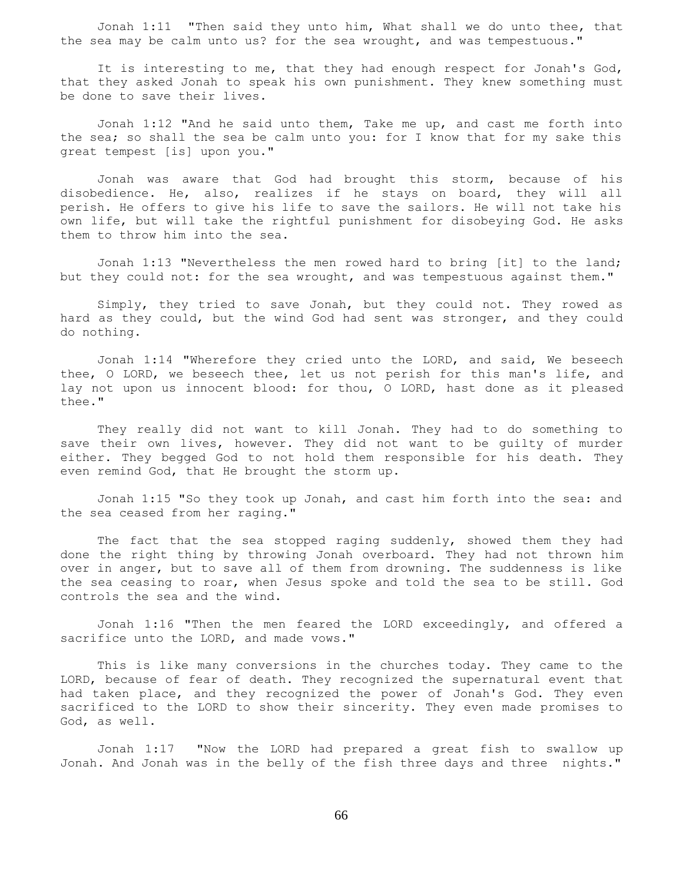Jonah 1:11 "Then said they unto him, What shall we do unto thee, that the sea may be calm unto us? for the sea wrought, and was tempestuous."

It is interesting to me, that they had enough respect for Jonah's God, that they asked Jonah to speak his own punishment. They knew something must be done to save their lives.

Jonah 1:12 "And he said unto them, Take me up, and cast me forth into the sea; so shall the sea be calm unto you: for I know that for my sake this great tempest [is] upon you."

Jonah was aware that God had brought this storm, because of his disobedience. He, also, realizes if he stays on board, they will all perish. He offers to give his life to save the sailors. He will not take his own life, but will take the rightful punishment for disobeying God. He asks them to throw him into the sea.

Jonah 1:13 "Nevertheless the men rowed hard to bring [it] to the land; but they could not: for the sea wrought, and was tempestuous against them."

Simply, they tried to save Jonah, but they could not. They rowed as hard as they could, but the wind God had sent was stronger, and they could do nothing.

Jonah 1:14 "Wherefore they cried unto the LORD, and said, We beseech thee, O LORD, we beseech thee, let us not perish for this man's life, and lay not upon us innocent blood: for thou, O LORD, hast done as it pleased thee."

They really did not want to kill Jonah. They had to do something to save their own lives, however. They did not want to be guilty of murder either. They begged God to not hold them responsible for his death. They even remind God, that He brought the storm up.

Jonah 1:15 "So they took up Jonah, and cast him forth into the sea: and the sea ceased from her raging."

The fact that the sea stopped raging suddenly, showed them they had done the right thing by throwing Jonah overboard. They had not thrown him over in anger, but to save all of them from drowning. The suddenness is like the sea ceasing to roar, when Jesus spoke and told the sea to be still. God controls the sea and the wind.

Jonah 1:16 "Then the men feared the LORD exceedingly, and offered a sacrifice unto the LORD, and made vows."

This is like many conversions in the churches today. They came to the LORD, because of fear of death. They recognized the supernatural event that had taken place, and they recognized the power of Jonah's God. They even sacrificed to the LORD to show their sincerity. They even made promises to God, as well.

Jonah 1:17 "Now the LORD had prepared a great fish to swallow up Jonah. And Jonah was in the belly of the fish three days and three nights."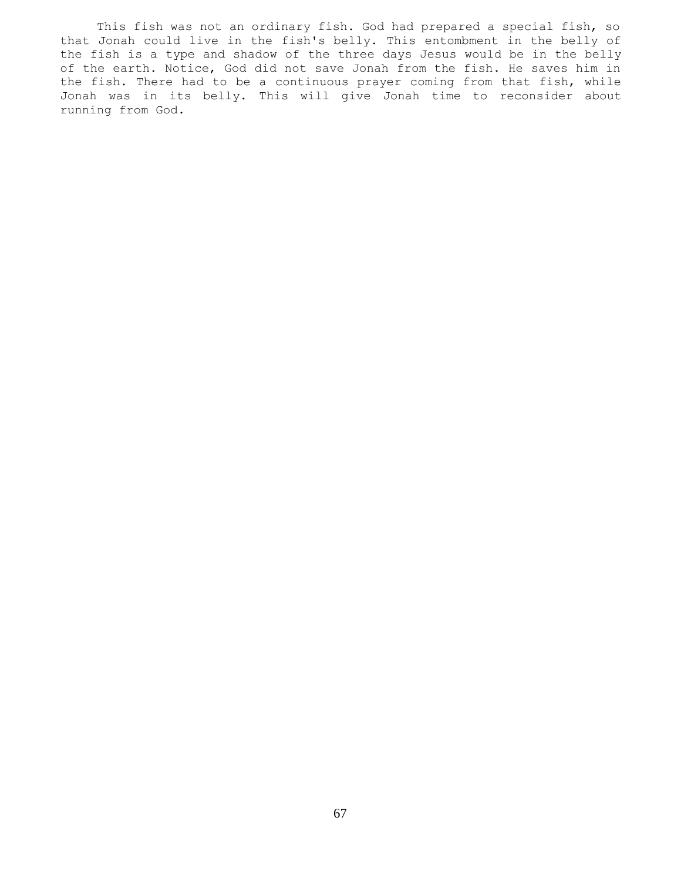This fish was not an ordinary fish. God had prepared a special fish, so that Jonah could live in the fish's belly. This entombment in the belly of the fish is a type and shadow of the three days Jesus would be in the belly of the earth. Notice, God did not save Jonah from the fish. He saves him in the fish. There had to be a continuous prayer coming from that fish, while Jonah was in its belly. This will give Jonah time to reconsider about running from God.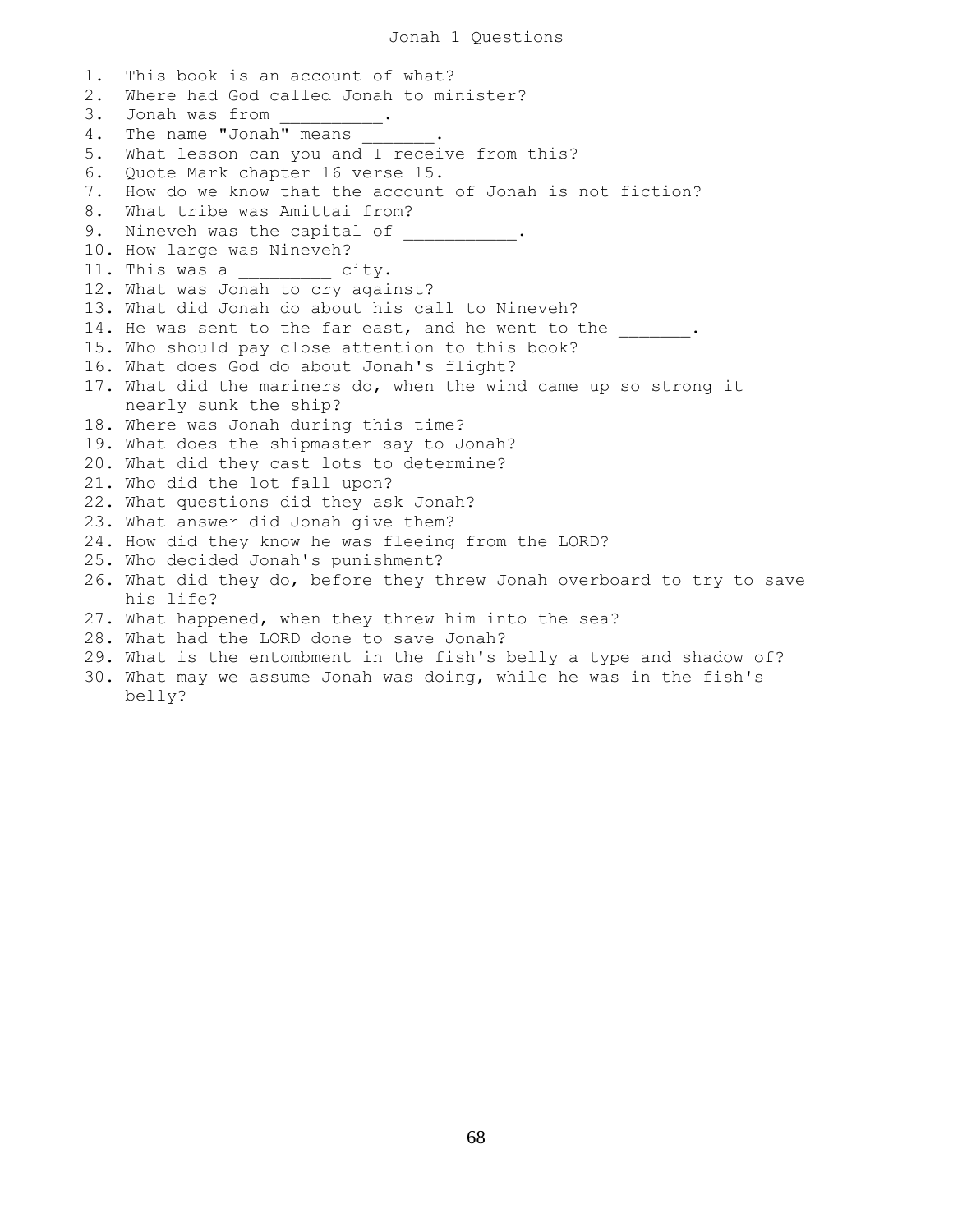# Jonah 1 Questions

1. This book is an account of what?
2. Where had God called Jonah to minister?
3. Jonah was from __________.
4. The name "Jonah" means _______.
5. What lesson can you and I receive from this?
6. Quote Mark chapter 16 verse 15.
7. How do we know that the account of Jonah is not fiction?
8. What tribe was Amittai from?
9. Nineveh was the capital of ___________.
10. How large was Nineveh?
11. This was a _________ city.
12. What was Jonah to cry against?
13. What did Jonah do about his call to Nineveh?
14. He was sent to the far east, and he went to the _______.
15. Who should pay close attention to this book?
16. What does God do about Jonah's flight?
17. What did the mariners do, when the wind came up so strong it nearly sunk the ship?
18. Where was Jonah during this time?
19. What does the shipmaster say to Jonah?
20. What did they cast lots to determine?
21. Who did the lot fall upon?
22. What questions did they ask Jonah?
23. What answer did Jonah give them?
24. How did they know he was fleeing from the LORD?
25. Who decided Jonah's punishment?
26. What did they do, before they threw Jonah overboard to try to save his life?
27. What happened, when they threw him into the sea?
28. What had the LORD done to save Jonah?
29. What is the entombment in the fish's belly a type and shadow of?
30. What may we assume Jonah was doing, while he was in the fish's belly?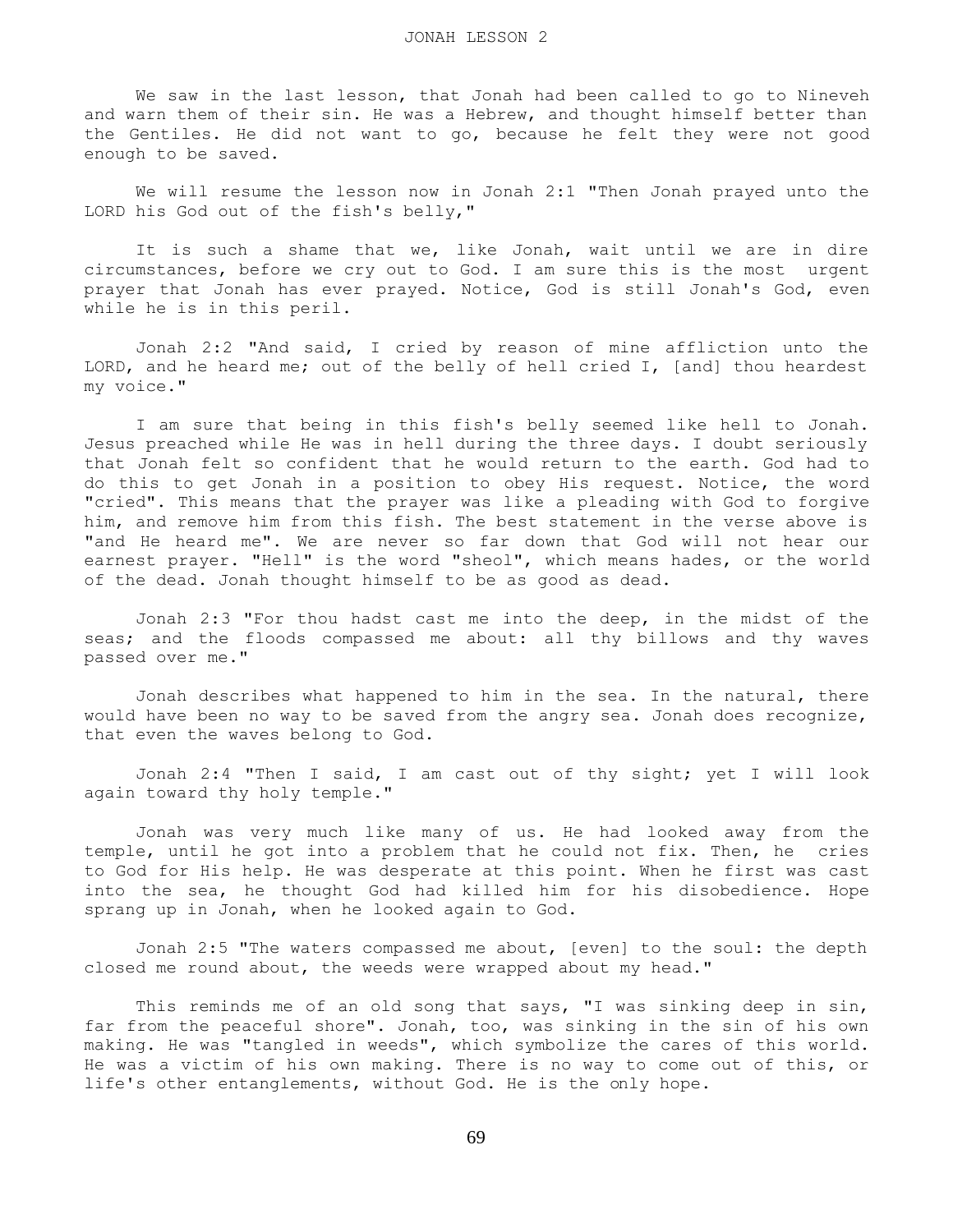# JONAH LESSON 2

We saw in the last lesson, that Jonah had been called to go to Nineveh and warn them of their sin. He was a Hebrew, and thought himself better than the Gentiles. He did not want to go, because he felt they were not good enough to be saved.

We will resume the lesson now in Jonah 2:1 "Then Jonah prayed unto the LORD his God out of the fish's belly,"

It is such a shame that we, like Jonah, wait until we are in dire circumstances, before we cry out to God. I am sure this is the most urgent prayer that Jonah has ever prayed. Notice, God is still Jonah's God, even while he is in this peril.

Jonah 2:2 "And said, I cried by reason of mine affliction unto the LORD, and he heard me; out of the belly of hell cried I, [and] thou heardest my voice."

I am sure that being in this fish's belly seemed like hell to Jonah. Jesus preached while He was in hell during the three days. I doubt seriously that Jonah felt so confident that he would return to the earth. God had to do this to get Jonah in a position to obey His request. Notice, the word "cried". This means that the prayer was like a pleading with God to forgive him, and remove him from this fish. The best statement in the verse above is "and He heard me". We are never so far down that God will not hear our earnest prayer. "Hell" is the word "sheol", which means hades, or the world of the dead. Jonah thought himself to be as good as dead.

Jonah 2:3 "For thou hadst cast me into the deep, in the midst of the seas; and the floods compassed me about: all thy billows and thy waves passed over me."

Jonah describes what happened to him in the sea. In the natural, there would have been no way to be saved from the angry sea. Jonah does recognize, that even the waves belong to God.

Jonah 2:4 "Then I said, I am cast out of thy sight; yet I will look again toward thy holy temple."

Jonah was very much like many of us. He had looked away from the temple, until he got into a problem that he could not fix. Then, he cries to God for His help. He was desperate at this point. When he first was cast into the sea, he thought God had killed him for his disobedience. Hope sprang up in Jonah, when he looked again to God.

Jonah 2:5 "The waters compassed me about, [even] to the soul: the depth closed me round about, the weeds were wrapped about my head."

This reminds me of an old song that says, "I was sinking deep in sin, far from the peaceful shore". Jonah, too, was sinking in the sin of his own making. He was "tangled in weeds", which symbolize the cares of this world. He was a victim of his own making. There is no way to come out of this, or life's other entanglements, without God. He is the only hope.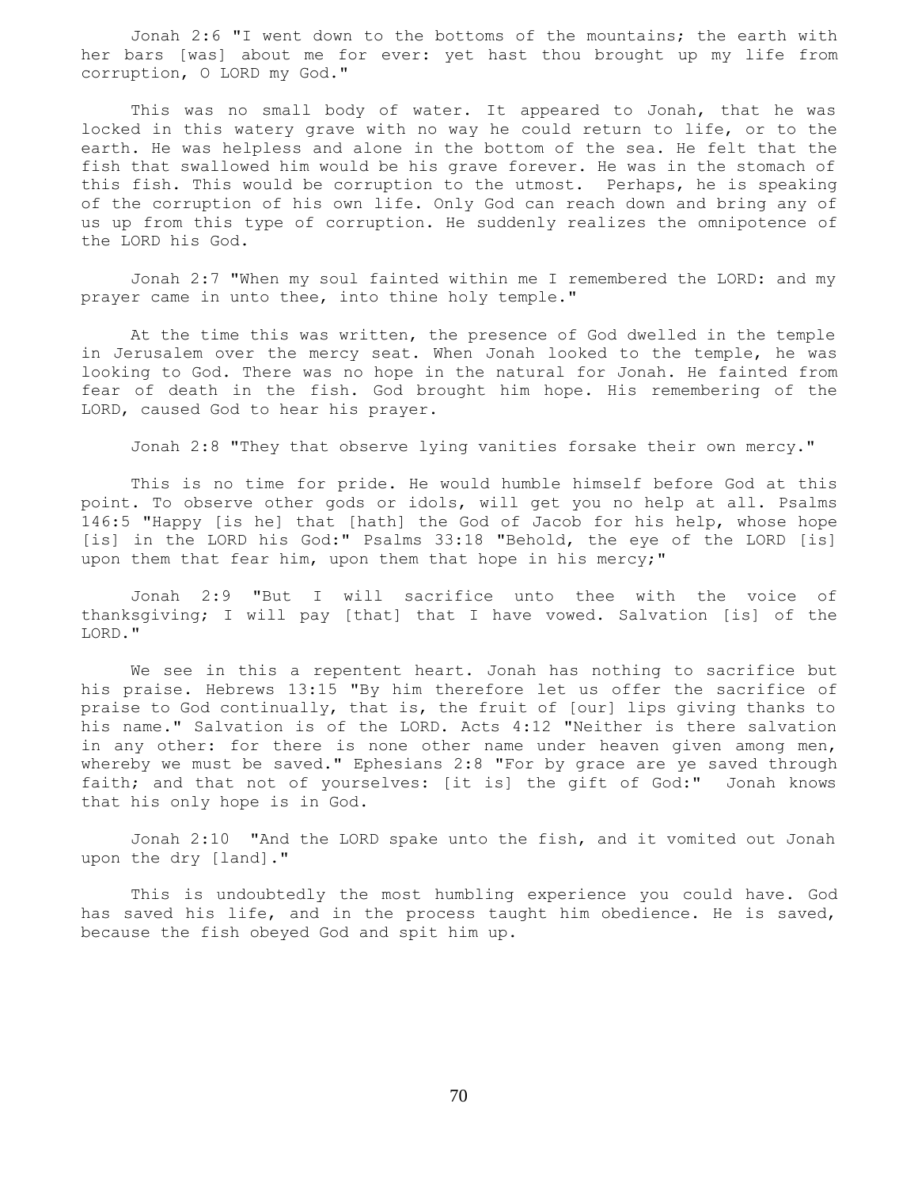Jonah 2:6 "I went down to the bottoms of the mountains; the earth with her bars [was] about me for ever: yet hast thou brought up my life from corruption, O LORD my God."

This was no small body of water. It appeared to Jonah, that he was locked in this watery grave with no way he could return to life, or to the earth. He was helpless and alone in the bottom of the sea. He felt that the fish that swallowed him would be his grave forever. He was in the stomach of this fish. This would be corruption to the utmost. Perhaps, he is speaking of the corruption of his own life. Only God can reach down and bring any of us up from this type of corruption. He suddenly realizes the omnipotence of the LORD his God.

Jonah 2:7 "When my soul fainted within me I remembered the LORD: and my prayer came in unto thee, into thine holy temple."

At the time this was written, the presence of God dwelled in the temple in Jerusalem over the mercy seat. When Jonah looked to the temple, he was looking to God. There was no hope in the natural for Jonah. He fainted from fear of death in the fish. God brought him hope. His remembering of the LORD, caused God to hear his prayer.

Jonah 2:8 "They that observe lying vanities forsake their own mercy."

This is no time for pride. He would humble himself before God at this point. To observe other gods or idols, will get you no help at all. Psalms 146:5 "Happy [is he] that [hath] the God of Jacob for his help, whose hope [is] in the LORD his God:" Psalms 33:18 "Behold, the eye of the LORD [is] upon them that fear him, upon them that hope in his mercy;"

Jonah 2:9 "But I will sacrifice unto thee with the voice of thanksgiving; I will pay [that] that I have vowed. Salvation [is] of the LORD."

We see in this a repentent heart. Jonah has nothing to sacrifice but his praise. Hebrews 13:15 "By him therefore let us offer the sacrifice of praise to God continually, that is, the fruit of [our] lips giving thanks to his name." Salvation is of the LORD. Acts 4:12 "Neither is there salvation in any other: for there is none other name under heaven given among men, whereby we must be saved." Ephesians 2:8 "For by grace are ye saved through faith; and that not of yourselves: [it is] the gift of God:" Jonah knows that his only hope is in God.

Jonah 2:10 "And the LORD spake unto the fish, and it vomited out Jonah upon the dry [land]."

This is undoubtedly the most humbling experience you could have. God has saved his life, and in the process taught him obedience. He is saved, because the fish obeyed God and spit him up.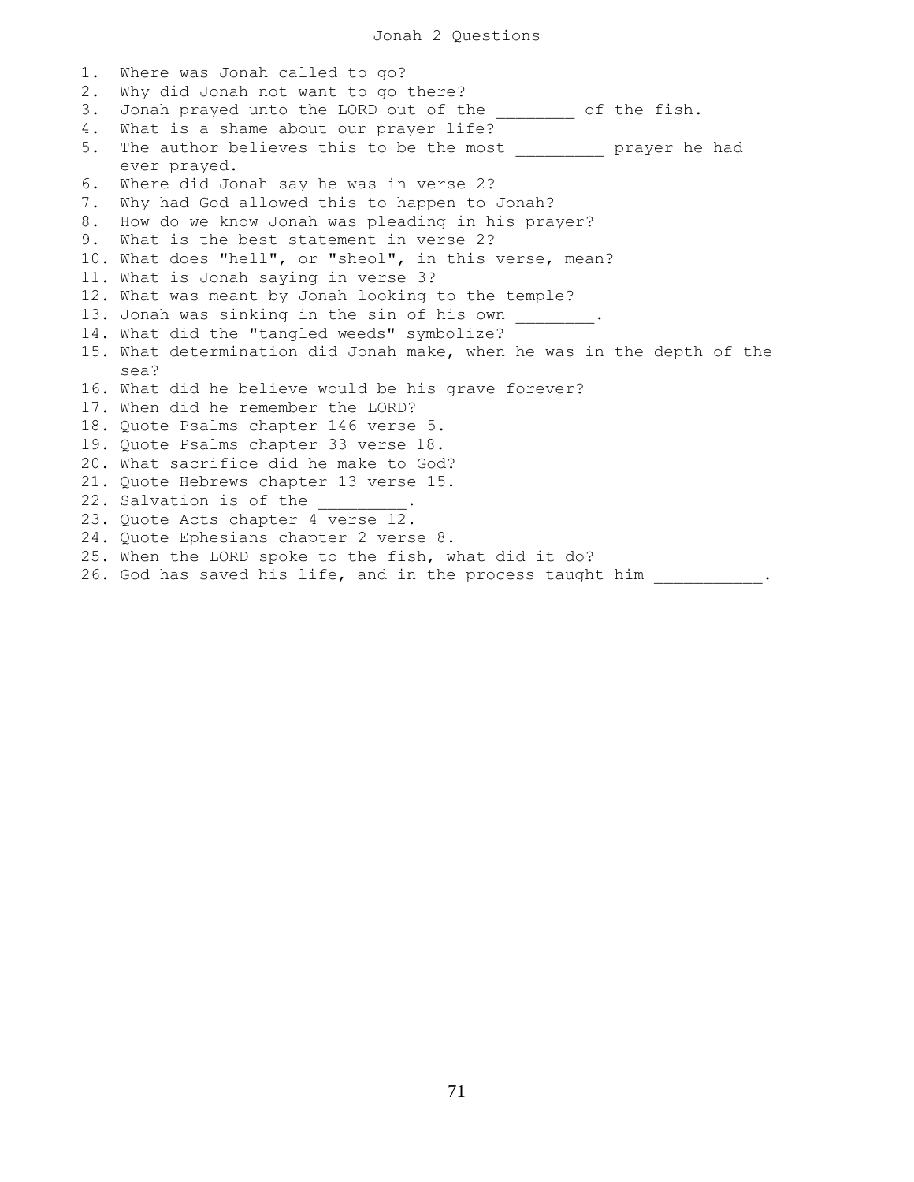# Jonah 2 Questions

1. Where was Jonah called to go?
2. Why did Jonah not want to go there?
3. Jonah prayed unto the LORD out of the ________ of the fish.
4. What is a shame about our prayer life?
5. The author believes this to be the most _________ prayer he had ever prayed.
6. Where did Jonah say he was in verse 2?
7. Why had God allowed this to happen to Jonah?
8. How do we know Jonah was pleading in his prayer?
9. What is the best statement in verse 2?
10. What does "hell", or "sheol", in this verse, mean?
11. What is Jonah saying in verse 3?
12. What was meant by Jonah looking to the temple?
13. Jonah was sinking in the sin of his own ________.
14. What did the "tangled weeds" symbolize?
15. What determination did Jonah make, when he was in the depth of the sea?
16. What did he believe would be his grave forever?
17. When did he remember the LORD?
18. Quote Psalms chapter 146 verse 5.
19. Quote Psalms chapter 33 verse 18.
20. What sacrifice did he make to God?
21. Quote Hebrews chapter 13 verse 15.
22. Salvation is of the _________.
23. Quote Acts chapter 4 verse 12.
24. Quote Ephesians chapter 2 verse 8.
25. When the LORD spoke to the fish, what did it do?
26. God has saved his life, and in the process taught him ___________.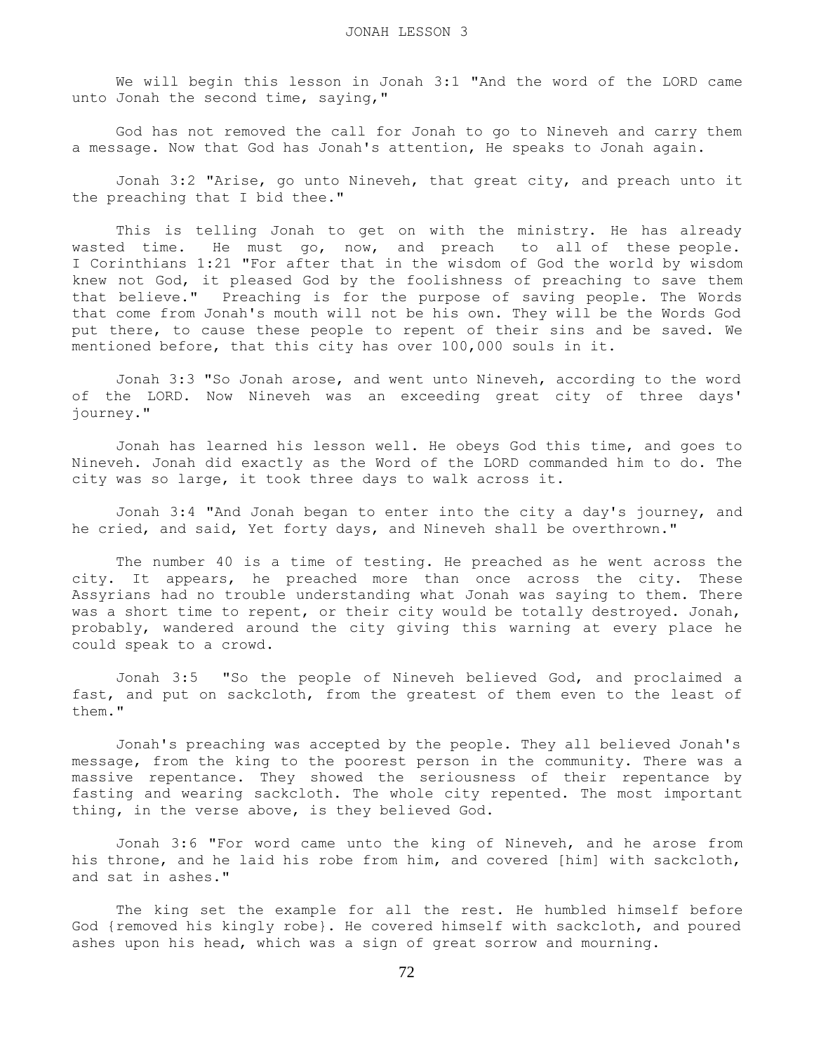# JONAH LESSON 3

We will begin this lesson in Jonah 3:1 "And the word of the LORD came unto Jonah the second time, saying,"

God has not removed the call for Jonah to go to Nineveh and carry them a message. Now that God has Jonah's attention, He speaks to Jonah again.

Jonah 3:2 "Arise, go unto Nineveh, that great city, and preach unto it the preaching that I bid thee."

This is telling Jonah to get on with the ministry. He has already wasted time. He must go, now, and preach to all of these people. I Corinthians 1:21 "For after that in the wisdom of God the world by wisdom knew not God, it pleased God by the foolishness of preaching to save them that believe." Preaching is for the purpose of saving people. The Words that come from Jonah's mouth will not be his own. They will be the Words God put there, to cause these people to repent of their sins and be saved. We mentioned before, that this city has over 100,000 souls in it.

Jonah 3:3 "So Jonah arose, and went unto Nineveh, according to the word of the LORD. Now Nineveh was an exceeding great city of three days' journey."

Jonah has learned his lesson well. He obeys God this time, and goes to Nineveh. Jonah did exactly as the Word of the LORD commanded him to do. The city was so large, it took three days to walk across it.

Jonah 3:4 "And Jonah began to enter into the city a day's journey, and he cried, and said, Yet forty days, and Nineveh shall be overthrown."

The number 40 is a time of testing. He preached as he went across the city. It appears, he preached more than once across the city. These Assyrians had no trouble understanding what Jonah was saying to them. There was a short time to repent, or their city would be totally destroyed. Jonah, probably, wandered around the city giving this warning at every place he could speak to a crowd.

Jonah 3:5 "So the people of Nineveh believed God, and proclaimed a fast, and put on sackcloth, from the greatest of them even to the least of them."

Jonah's preaching was accepted by the people. They all believed Jonah's message, from the king to the poorest person in the community. There was a massive repentance. They showed the seriousness of their repentance by fasting and wearing sackcloth. The whole city repented. The most important thing, in the verse above, is they believed God.

Jonah 3:6 "For word came unto the king of Nineveh, and he arose from his throne, and he laid his robe from him, and covered [him] with sackcloth, and sat in ashes."

The king set the example for all the rest. He humbled himself before God {removed his kingly robe}. He covered himself with sackcloth, and poured ashes upon his head, which was a sign of great sorrow and mourning.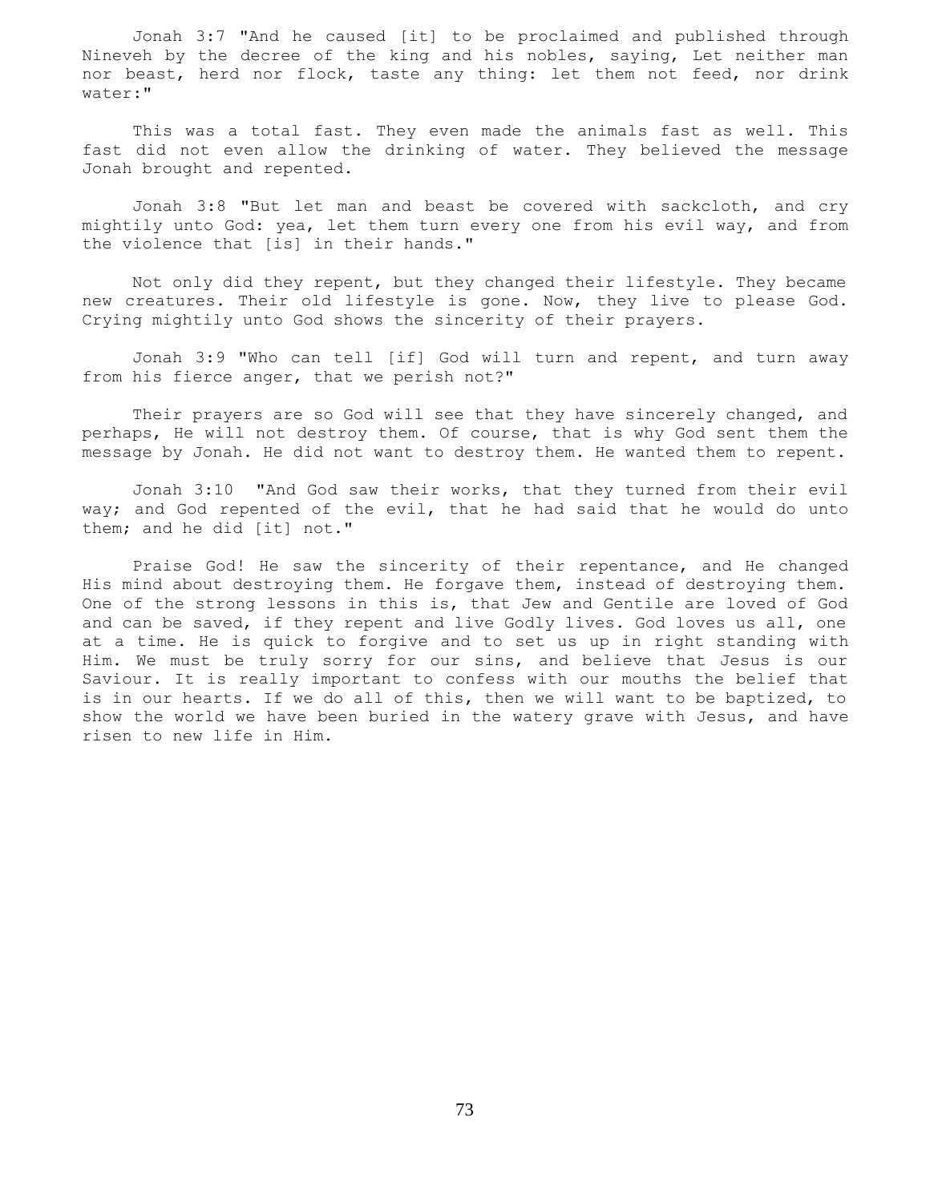Jonah 3:7 "And he caused [it] to be proclaimed and published through Nineveh by the decree of the king and his nobles, saying, Let neither man nor beast, herd nor flock, taste any thing: let them not feed, nor drink water:"

This was a total fast. They even made the animals fast as well. This fast did not even allow the drinking of water. They believed the message Jonah brought and repented.

Jonah 3:8 "But let man and beast be covered with sackcloth, and cry mightily unto God: yea, let them turn every one from his evil way, and from the violence that [is] in their hands."

Not only did they repent, but they changed their lifestyle. They became new creatures. Their old lifestyle is gone. Now, they live to please God. Crying mightily unto God shows the sincerity of their prayers.

Jonah 3:9 "Who can tell [if] God will turn and repent, and turn away from his fierce anger, that we perish not?"

Their prayers are so God will see that they have sincerely changed, and perhaps, He will not destroy them. Of course, that is why God sent them the message by Jonah. He did not want to destroy them. He wanted them to repent.

Jonah 3:10 "And God saw their works, that they turned from their evil way; and God repented of the evil, that he had said that he would do unto them; and he did [it] not."

Praise God! He saw the sincerity of their repentance, and He changed His mind about destroying them. He forgave them, instead of destroying them. One of the strong lessons in this is, that Jew and Gentile are loved of God and can be saved, if they repent and live Godly lives. God loves us all, one at a time. He is quick to forgive and to set us up in right standing with Him. We must be truly sorry for our sins, and believe that Jesus is our Saviour. It is really important to confess with our mouths the belief that is in our hearts. If we do all of this, then we will want to be baptized, to show the world we have been buried in the watery grave with Jesus, and have risen to new life in Him.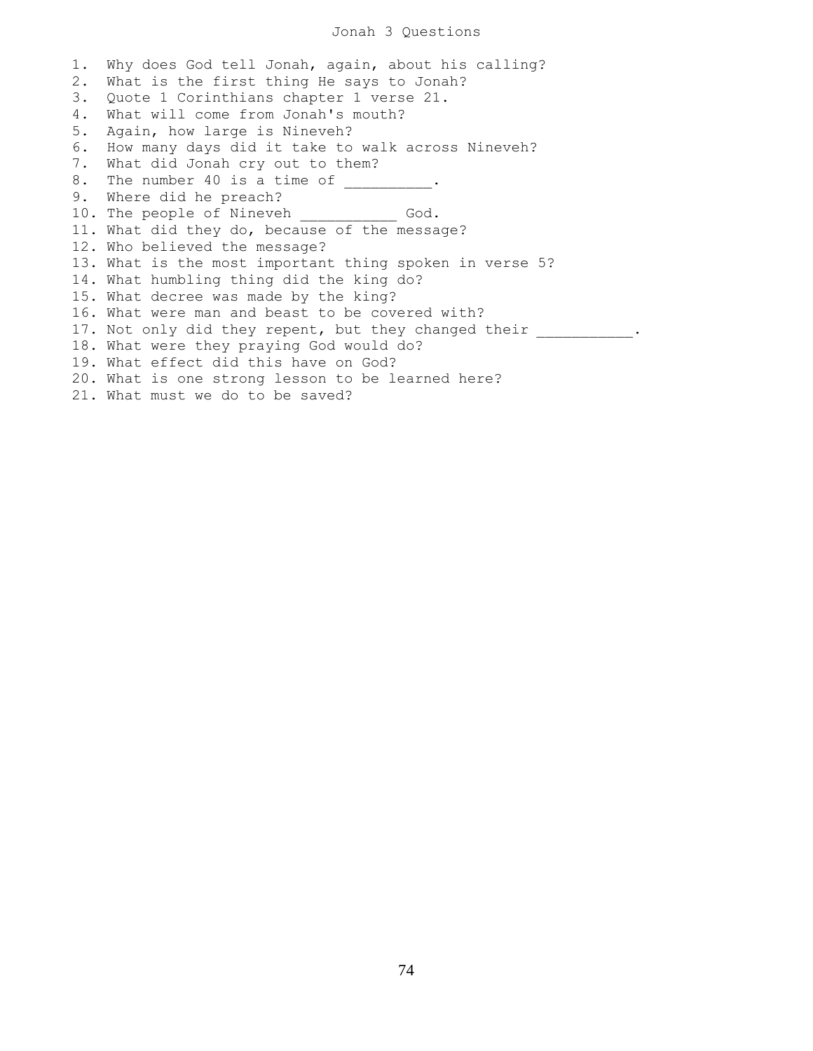# Jonah 3 Questions

1. Why does God tell Jonah, again, about his calling?
2. What is the first thing He says to Jonah?
3. Quote 1 Corinthians chapter 1 verse 21.
4. What will come from Jonah's mouth?
5. Again, how large is Nineveh?
6. How many days did it take to walk across Nineveh?
7. What did Jonah cry out to them?
8. The number 40 is a time of __________.
9. Where did he preach?
10. The people of Nineveh ___________ God.
11. What did they do, because of the message?
12. Who believed the message?
13. What is the most important thing spoken in verse 5?
14. What humbling thing did the king do?
15. What decree was made by the king?
16. What were man and beast to be covered with?
17. Not only did they repent, but they changed their ___________.
18. What were they praying God would do?
19. What effect did this have on God?
20. What is one strong lesson to be learned here?
21. What must we do to be saved?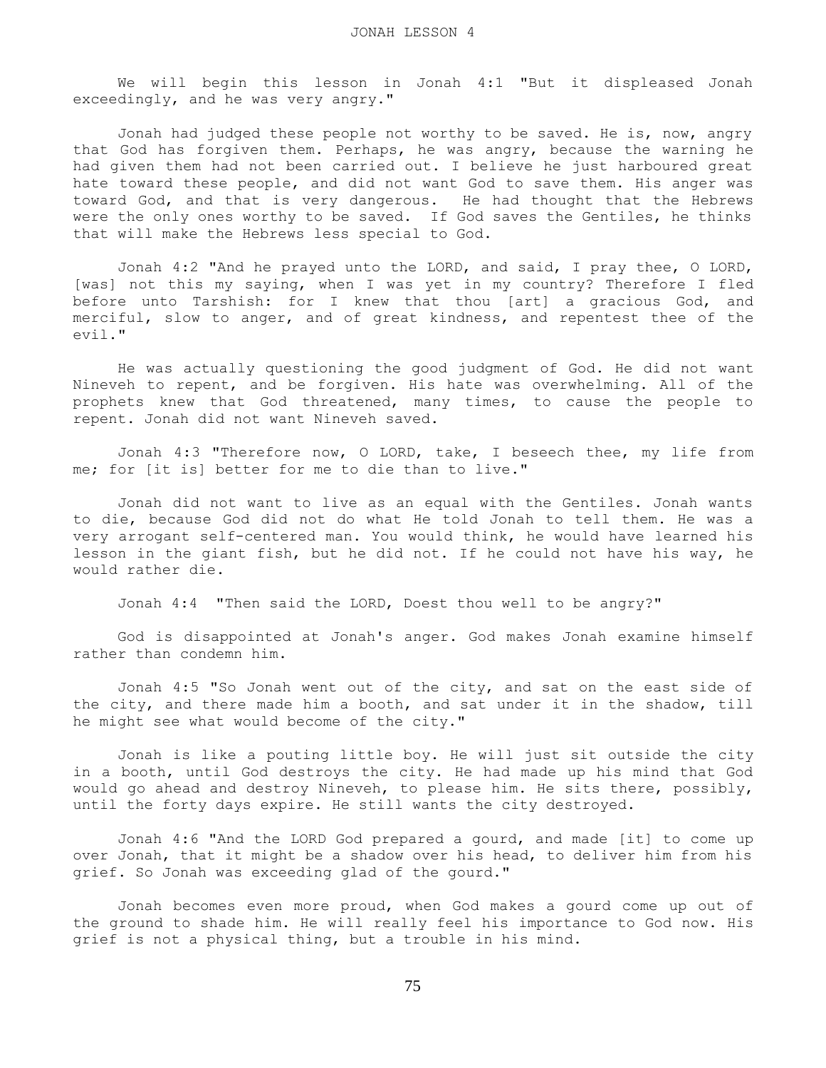# JONAH LESSON 4

We will begin this lesson in Jonah 4:1 "But it displeased Jonah exceedingly, and he was very angry."

Jonah had judged these people not worthy to be saved. He is, now, angry that God has forgiven them. Perhaps, he was angry, because the warning he had given them had not been carried out. I believe he just harboured great hate toward these people, and did not want God to save them. His anger was toward God, and that is very dangerous. He had thought that the Hebrews were the only ones worthy to be saved. If God saves the Gentiles, he thinks that will make the Hebrews less special to God.

Jonah 4:2 "And he prayed unto the LORD, and said, I pray thee, O LORD, [was] not this my saying, when I was yet in my country? Therefore I fled before unto Tarshish: for I knew that thou [art] a gracious God, and merciful, slow to anger, and of great kindness, and repentest thee of the evil."

He was actually questioning the good judgment of God. He did not want Nineveh to repent, and be forgiven. His hate was overwhelming. All of the prophets knew that God threatened, many times, to cause the people to repent. Jonah did not want Nineveh saved.

Jonah 4:3 "Therefore now, O LORD, take, I beseech thee, my life from me; for [it is] better for me to die than to live."

Jonah did not want to live as an equal with the Gentiles. Jonah wants to die, because God did not do what He told Jonah to tell them. He was a very arrogant self-centered man. You would think, he would have learned his lesson in the giant fish, but he did not. If he could not have his way, he would rather die.

Jonah 4:4 "Then said the LORD, Doest thou well to be angry?"

God is disappointed at Jonah's anger. God makes Jonah examine himself rather than condemn him.

Jonah 4:5 "So Jonah went out of the city, and sat on the east side of the city, and there made him a booth, and sat under it in the shadow, till he might see what would become of the city."

Jonah is like a pouting little boy. He will just sit outside the city in a booth, until God destroys the city. He had made up his mind that God would go ahead and destroy Nineveh, to please him. He sits there, possibly, until the forty days expire. He still wants the city destroyed.

Jonah 4:6 "And the LORD God prepared a gourd, and made [it] to come up over Jonah, that it might be a shadow over his head, to deliver him from his grief. So Jonah was exceeding glad of the gourd."

Jonah becomes even more proud, when God makes a gourd come up out of the ground to shade him. He will really feel his importance to God now. His grief is not a physical thing, but a trouble in his mind.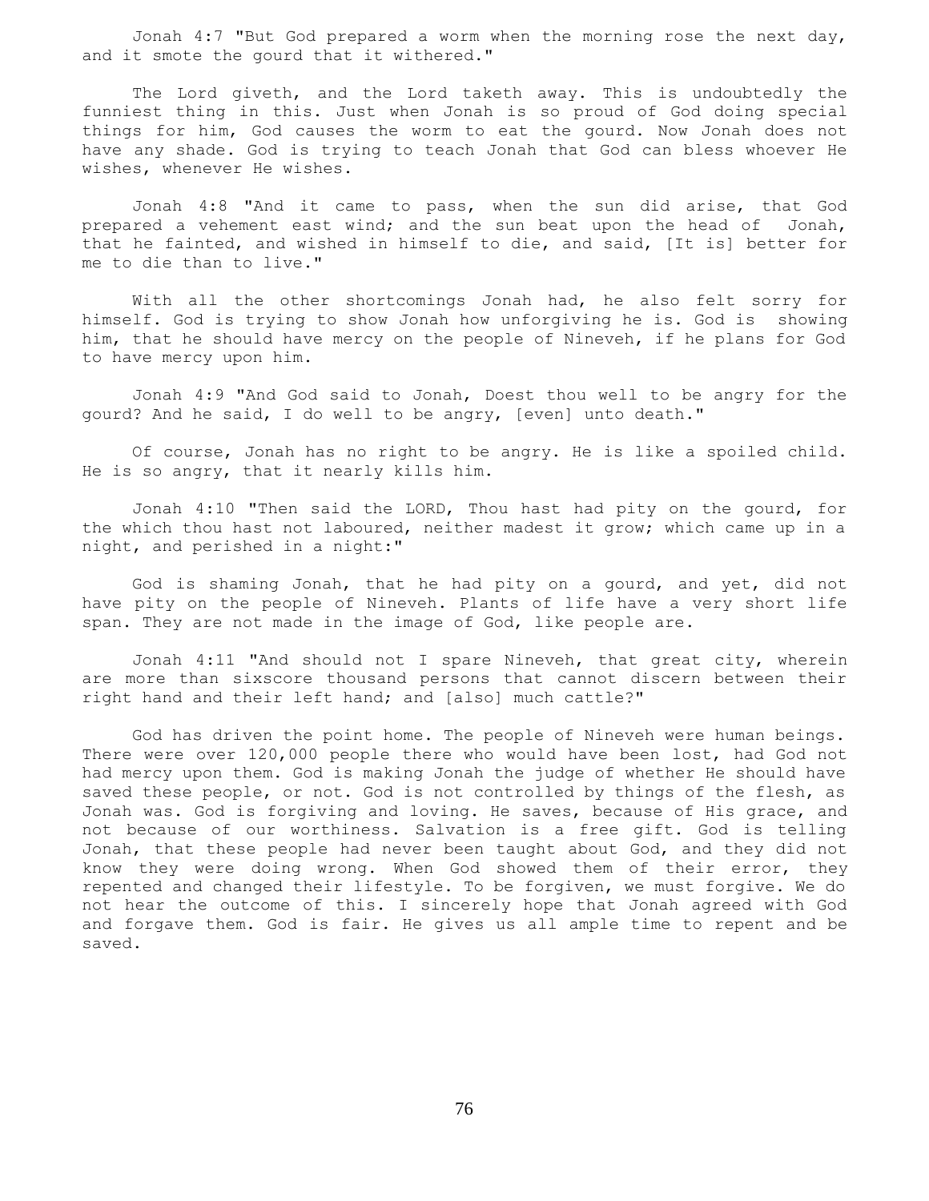Jonah 4:7 "But God prepared a worm when the morning rose the next day, and it smote the gourd that it withered."

The Lord giveth, and the Lord taketh away. This is undoubtedly the funniest thing in this. Just when Jonah is so proud of God doing special things for him, God causes the worm to eat the gourd. Now Jonah does not have any shade. God is trying to teach Jonah that God can bless whoever He wishes, whenever He wishes.

Jonah 4:8 "And it came to pass, when the sun did arise, that God prepared a vehement east wind; and the sun beat upon the head of Jonah, that he fainted, and wished in himself to die, and said, [It is] better for me to die than to live."

With all the other shortcomings Jonah had, he also felt sorry for himself. God is trying to show Jonah how unforgiving he is. God is showing him, that he should have mercy on the people of Nineveh, if he plans for God to have mercy upon him.

Jonah 4:9 "And God said to Jonah, Doest thou well to be angry for the gourd? And he said, I do well to be angry, [even] unto death."

Of course, Jonah has no right to be angry. He is like a spoiled child. He is so angry, that it nearly kills him.

Jonah 4:10 "Then said the LORD, Thou hast had pity on the gourd, for the which thou hast not laboured, neither madest it grow; which came up in a night, and perished in a night:"

God is shaming Jonah, that he had pity on a gourd, and yet, did not have pity on the people of Nineveh. Plants of life have a very short life span. They are not made in the image of God, like people are.

Jonah 4:11 "And should not I spare Nineveh, that great city, wherein are more than sixscore thousand persons that cannot discern between their right hand and their left hand; and [also] much cattle?"

God has driven the point home. The people of Nineveh were human beings. There were over 120,000 people there who would have been lost, had God not had mercy upon them. God is making Jonah the judge of whether He should have saved these people, or not. God is not controlled by things of the flesh, as Jonah was. God is forgiving and loving. He saves, because of His grace, and not because of our worthiness. Salvation is a free gift. God is telling Jonah, that these people had never been taught about God, and they did not know they were doing wrong. When God showed them of their error, they repented and changed their lifestyle. To be forgiven, we must forgive. We do not hear the outcome of this. I sincerely hope that Jonah agreed with God and forgave them. God is fair. He gives us all ample time to repent and be saved.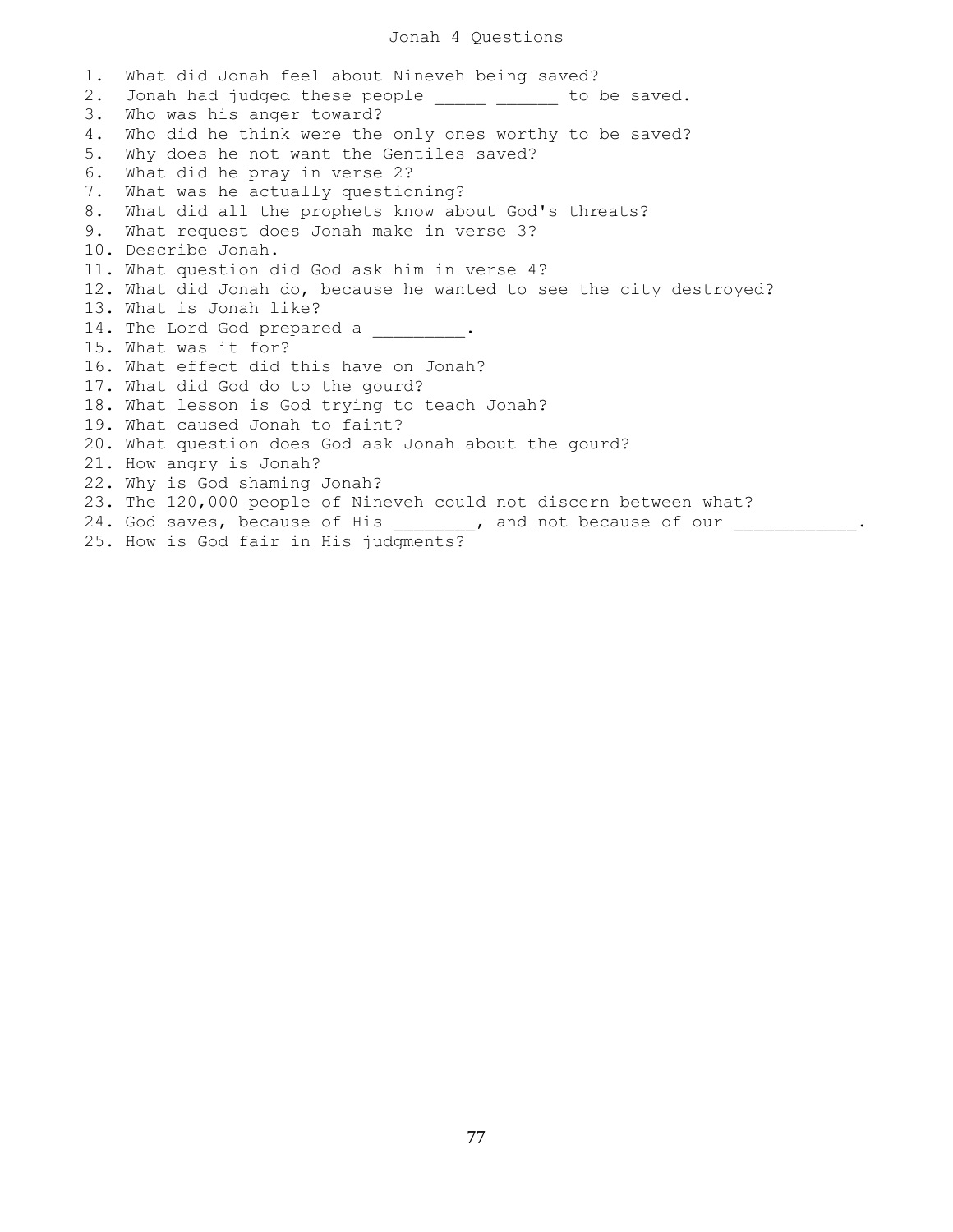# Jonah 4 Questions

1. What did Jonah feel about Nineveh being saved?
2. Jonah had judged these people _____ ______ to be saved.
3. Who was his anger toward?
4. Who did he think were the only ones worthy to be saved?
5. Why does he not want the Gentiles saved?
6. What did he pray in verse 2?
7. What was he actually questioning?
8. What did all the prophets know about God's threats?
9. What request does Jonah make in verse 3?
10. Describe Jonah.
11. What question did God ask him in verse 4?
12. What did Jonah do, because he wanted to see the city destroyed?
13. What is Jonah like?
14. The Lord God prepared a _________.
15. What was it for?
16. What effect did this have on Jonah?
17. What did God do to the gourd?
18. What lesson is God trying to teach Jonah?
19. What caused Jonah to faint?
20. What question does God ask Jonah about the gourd?
21. How angry is Jonah?
22. Why is God shaming Jonah?
23. The 120,000 people of Nineveh could not discern between what?
24. God saves, because of His ________, and not because of our ____________.
25. How is God fair in His judgments?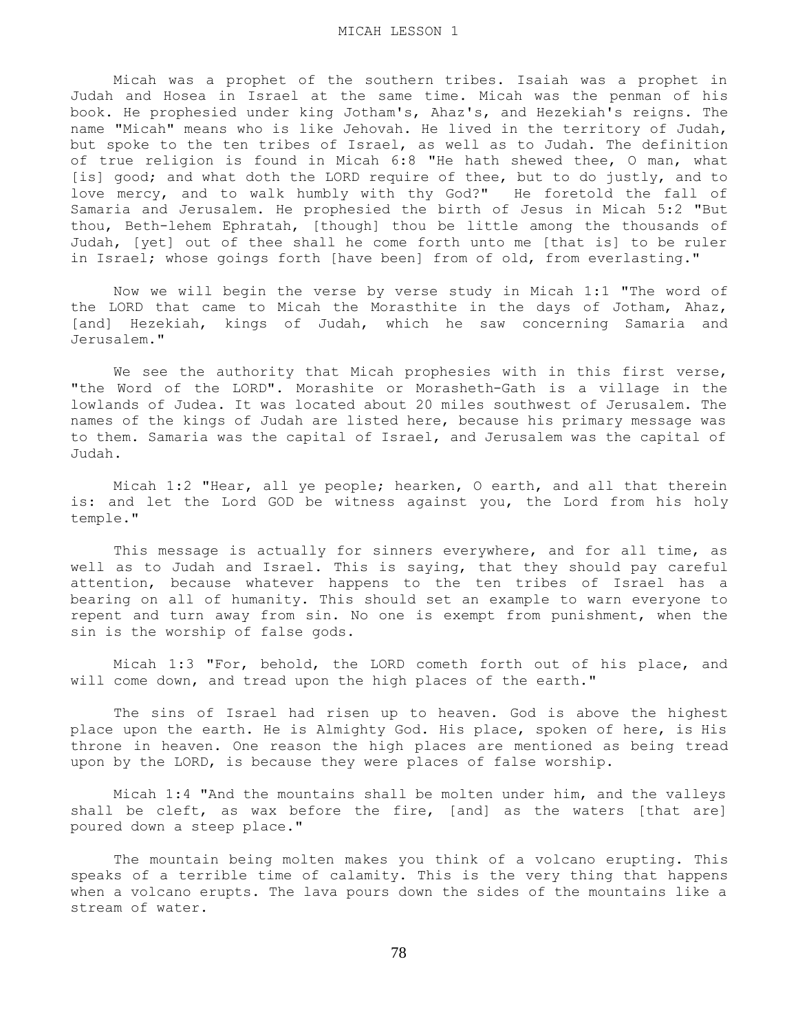# MICAH LESSON 1

Micah was a prophet of the southern tribes. Isaiah was a prophet in Judah and Hosea in Israel at the same time. Micah was the penman of his book. He prophesied under king Jotham's, Ahaz's, and Hezekiah's reigns. The name "Micah" means who is like Jehovah. He lived in the territory of Judah, but spoke to the ten tribes of Israel, as well as to Judah. The definition of true religion is found in Micah 6:8 "He hath shewed thee, O man, what [is] good; and what doth the LORD require of thee, but to do justly, and to love mercy, and to walk humbly with thy God?" He foretold the fall of Samaria and Jerusalem. He prophesied the birth of Jesus in Micah 5:2 "But thou, Beth-lehem Ephratah, [though] thou be little among the thousands of Judah, [yet] out of thee shall he come forth unto me [that is] to be ruler in Israel; whose goings forth [have been] from of old, from everlasting."

Now we will begin the verse by verse study in Micah 1:1 "The word of the LORD that came to Micah the Morasthite in the days of Jotham, Ahaz, [and] Hezekiah, kings of Judah, which he saw concerning Samaria and Jerusalem."

We see the authority that Micah prophesies with in this first verse, "the Word of the LORD". Morashite or Morasheth-Gath is a village in the lowlands of Judea. It was located about 20 miles southwest of Jerusalem. The names of the kings of Judah are listed here, because his primary message was to them. Samaria was the capital of Israel, and Jerusalem was the capital of Judah.

Micah 1:2 "Hear, all ye people; hearken, O earth, and all that therein is: and let the Lord GOD be witness against you, the Lord from his holy temple."

This message is actually for sinners everywhere, and for all time, as well as to Judah and Israel. This is saying, that they should pay careful attention, because whatever happens to the ten tribes of Israel has a bearing on all of humanity. This should set an example to warn everyone to repent and turn away from sin. No one is exempt from punishment, when the sin is the worship of false gods.

Micah 1:3 "For, behold, the LORD cometh forth out of his place, and will come down, and tread upon the high places of the earth."

The sins of Israel had risen up to heaven. God is above the highest place upon the earth. He is Almighty God. His place, spoken of here, is His throne in heaven. One reason the high places are mentioned as being tread upon by the LORD, is because they were places of false worship.

Micah 1:4 "And the mountains shall be molten under him, and the valleys shall be cleft, as wax before the fire, [and] as the waters [that are] poured down a steep place."

The mountain being molten makes you think of a volcano erupting. This speaks of a terrible time of calamity. This is the very thing that happens when a volcano erupts. The lava pours down the sides of the mountains like a stream of water.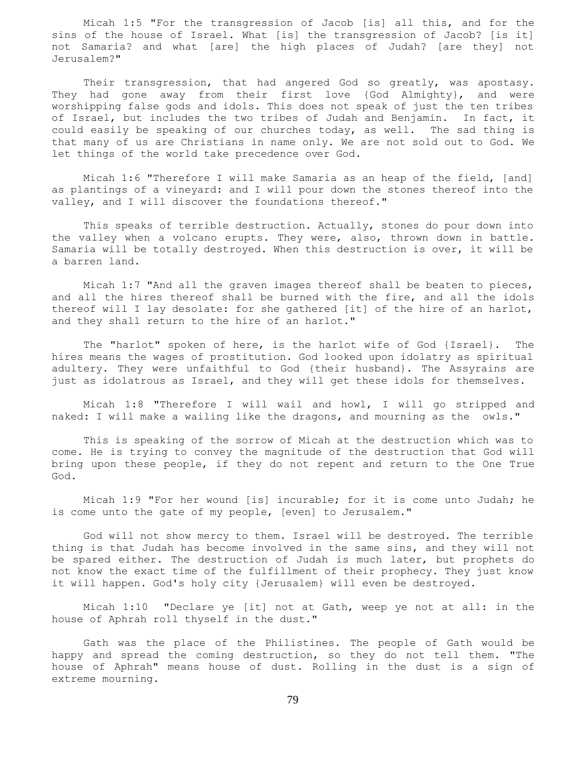Micah 1:5 "For the transgression of Jacob [is] all this, and for the sins of the house of Israel. What [is] the transgression of Jacob? [is it] not Samaria? and what [are] the high places of Judah? [are they] not Jerusalem?"

Their transgression, that had angered God so greatly, was apostasy. They had gone away from their first love {God Almighty}, and were worshipping false gods and idols. This does not speak of just the ten tribes of Israel, but includes the two tribes of Judah and Benjamin. In fact, it could easily be speaking of our churches today, as well. The sad thing is that many of us are Christians in name only. We are not sold out to God. We let things of the world take precedence over God.

Micah 1:6 "Therefore I will make Samaria as an heap of the field, [and] as plantings of a vineyard: and I will pour down the stones thereof into the valley, and I will discover the foundations thereof."

This speaks of terrible destruction. Actually, stones do pour down into the valley when a volcano erupts. They were, also, thrown down in battle. Samaria will be totally destroyed. When this destruction is over, it will be a barren land.

Micah 1:7 "And all the graven images thereof shall be beaten to pieces, and all the hires thereof shall be burned with the fire, and all the idols thereof will I lay desolate: for she gathered [it] of the hire of an harlot, and they shall return to the hire of an harlot."

The "harlot" spoken of here, is the harlot wife of God {Israel}. The hires means the wages of prostitution. God looked upon idolatry as spiritual adultery. They were unfaithful to God {their husband}. The Assyrains are just as idolatrous as Israel, and they will get these idols for themselves.

Micah 1:8 "Therefore I will wail and howl, I will go stripped and naked: I will make a wailing like the dragons, and mourning as the owls."

This is speaking of the sorrow of Micah at the destruction which was to come. He is trying to convey the magnitude of the destruction that God will bring upon these people, if they do not repent and return to the One True God.

Micah 1:9 "For her wound [is] incurable; for it is come unto Judah; he is come unto the gate of my people, [even] to Jerusalem."

God will not show mercy to them. Israel will be destroyed. The terrible thing is that Judah has become involved in the same sins, and they will not be spared either. The destruction of Judah is much later, but prophets do not know the exact time of the fulfillment of their prophecy. They just know it will happen. God's holy city {Jerusalem} will even be destroyed.

Micah 1:10 "Declare ye [it] not at Gath, weep ye not at all: in the house of Aphrah roll thyself in the dust."

Gath was the place of the Philistines. The people of Gath would be happy and spread the coming destruction, so they do not tell them. "The house of Aphrah" means house of dust. Rolling in the dust is a sign of extreme mourning.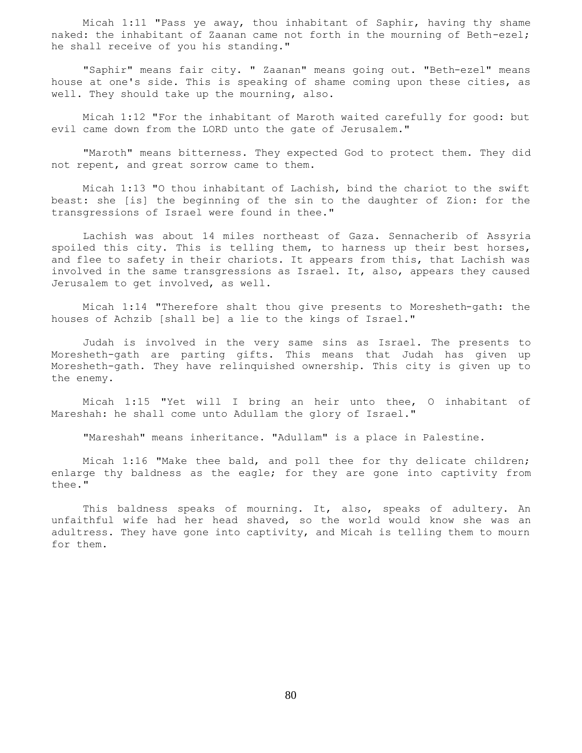Micah 1:11 "Pass ye away, thou inhabitant of Saphir, having thy shame naked: the inhabitant of Zaanan came not forth in the mourning of Beth-ezel; he shall receive of you his standing."

"Saphir" means fair city. " Zaanan" means going out. "Beth-ezel" means house at one's side. This is speaking of shame coming upon these cities, as well. They should take up the mourning, also.

Micah 1:12 "For the inhabitant of Maroth waited carefully for good: but evil came down from the LORD unto the gate of Jerusalem."

"Maroth" means bitterness. They expected God to protect them. They did not repent, and great sorrow came to them.

Micah 1:13 "O thou inhabitant of Lachish, bind the chariot to the swift beast: she [is] the beginning of the sin to the daughter of Zion: for the transgressions of Israel were found in thee."

Lachish was about 14 miles northeast of Gaza. Sennacherib of Assyria spoiled this city. This is telling them, to harness up their best horses, and flee to safety in their chariots. It appears from this, that Lachish was involved in the same transgressions as Israel. It, also, appears they caused Jerusalem to get involved, as well.

Micah 1:14 "Therefore shalt thou give presents to Moresheth-gath: the houses of Achzib [shall be] a lie to the kings of Israel."

Judah is involved in the very same sins as Israel. The presents to Moresheth-gath are parting gifts. This means that Judah has given up Moresheth-gath. They have relinquished ownership. This city is given up to the enemy.

Micah 1:15 "Yet will I bring an heir unto thee, O inhabitant of Mareshah: he shall come unto Adullam the glory of Israel."

"Mareshah" means inheritance. "Adullam" is a place in Palestine.

Micah 1:16 "Make thee bald, and poll thee for thy delicate children; enlarge thy baldness as the eagle; for they are gone into captivity from thee."

This baldness speaks of mourning. It, also, speaks of adultery. An unfaithful wife had her head shaved, so the world would know she was an adultress. They have gone into captivity, and Micah is telling them to mourn for them.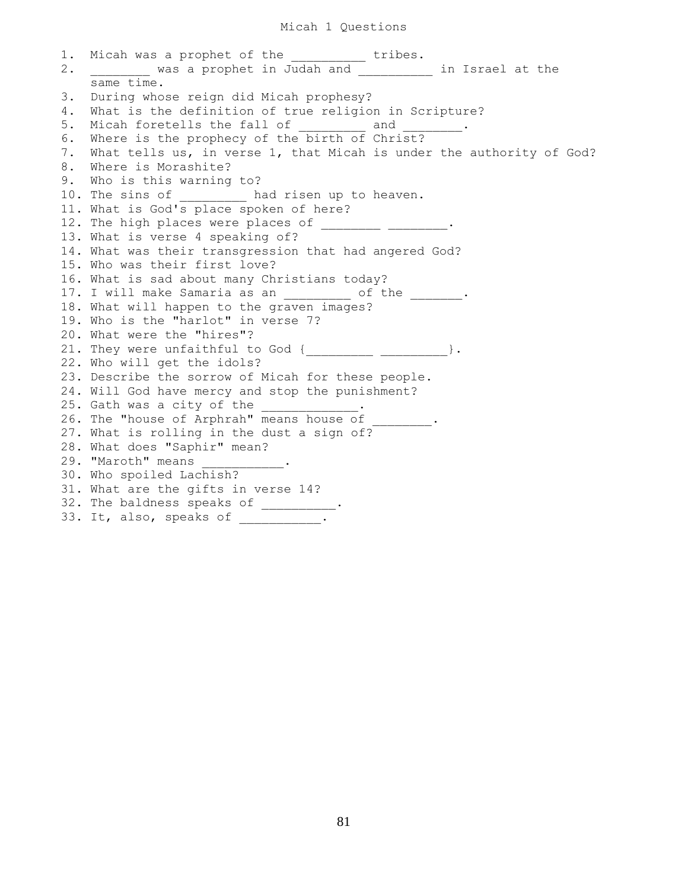# Micah 1 Questions

1. Micah was a prophet of the __________ tribes.
2. ________ was a prophet in Judah and __________ in Israel at the same time.
3. During whose reign did Micah prophesy?
4. What is the definition of true religion in Scripture?
5. Micah foretells the fall of _________ and ________.
6. Where is the prophecy of the birth of Christ?
7. What tells us, in verse 1, that Micah is under the authority of God?
8. Where is Morashite?
9. Who is this warning to?
10. The sins of _________ had risen up to heaven.
11. What is God's place spoken of here?
12. The high places were places of ________ ________.
13. What is verse 4 speaking of?
14. What was their transgression that had angered God?
15. Who was their first love?
16. What is sad about many Christians today?
17. I will make Samaria as an _________ of the _______.
18. What will happen to the graven images?
19. Who is the "harlot" in verse 7?
20. What were the "hires"?
21. They were unfaithful to God {_________ _________}.
22. Who will get the idols?
23. Describe the sorrow of Micah for these people.
24. Will God have mercy and stop the punishment?
25. Gath was a city of the _____________.
26. The "house of Arphrah" means house of ________.
27. What is rolling in the dust a sign of?
28. What does "Saphir" mean?
29. "Maroth" means ___________.
30. Who spoiled Lachish?
31. What are the gifts in verse 14?
32. The baldness speaks of __________.
33. It, also, speaks of ___________.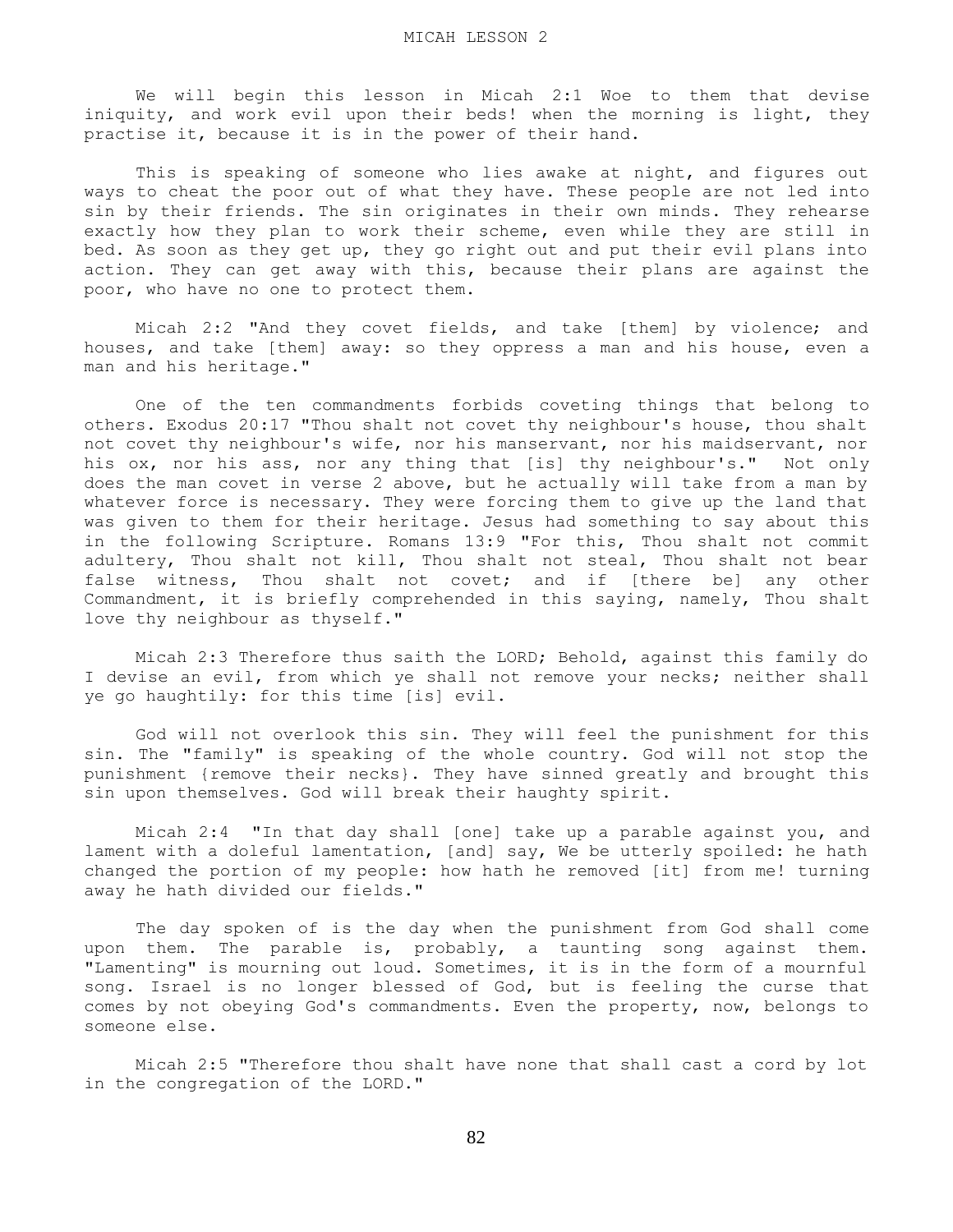# MICAH LESSON 2

We will begin this lesson in Micah 2:1 Woe to them that devise iniquity, and work evil upon their beds! when the morning is light, they practise it, because it is in the power of their hand.

This is speaking of someone who lies awake at night, and figures out ways to cheat the poor out of what they have. These people are not led into sin by their friends. The sin originates in their own minds. They rehearse exactly how they plan to work their scheme, even while they are still in bed. As soon as they get up, they go right out and put their evil plans into action. They can get away with this, because their plans are against the poor, who have no one to protect them.

Micah 2:2 "And they covet fields, and take [them] by violence; and houses, and take [them] away: so they oppress a man and his house, even a man and his heritage."

One of the ten commandments forbids coveting things that belong to others. Exodus 20:17 "Thou shalt not covet thy neighbour's house, thou shalt not covet thy neighbour's wife, nor his manservant, nor his maidservant, nor his ox, nor his ass, nor any thing that [is] thy neighbour's." Not only does the man covet in verse 2 above, but he actually will take from a man by whatever force is necessary. They were forcing them to give up the land that was given to them for their heritage. Jesus had something to say about this in the following Scripture. Romans 13:9 "For this, Thou shalt not commit adultery, Thou shalt not kill, Thou shalt not steal, Thou shalt not bear false witness, Thou shalt not covet; and if [there be] any other Commandment, it is briefly comprehended in this saying, namely, Thou shalt love thy neighbour as thyself."

Micah 2:3 Therefore thus saith the LORD; Behold, against this family do I devise an evil, from which ye shall not remove your necks; neither shall ye go haughtily: for this time [is] evil.

God will not overlook this sin. They will feel the punishment for this sin. The "family" is speaking of the whole country. God will not stop the punishment {remove their necks}. They have sinned greatly and brought this sin upon themselves. God will break their haughty spirit.

Micah 2:4 "In that day shall [one] take up a parable against you, and lament with a doleful lamentation, [and] say, We be utterly spoiled: he hath changed the portion of my people: how hath he removed [it] from me! turning away he hath divided our fields."

The day spoken of is the day when the punishment from God shall come upon them. The parable is, probably, a taunting song against them. "Lamenting" is mourning out loud. Sometimes, it is in the form of a mournful song. Israel is no longer blessed of God, but is feeling the curse that comes by not obeying God's commandments. Even the property, now, belongs to someone else.

Micah 2:5 "Therefore thou shalt have none that shall cast a cord by lot in the congregation of the LORD."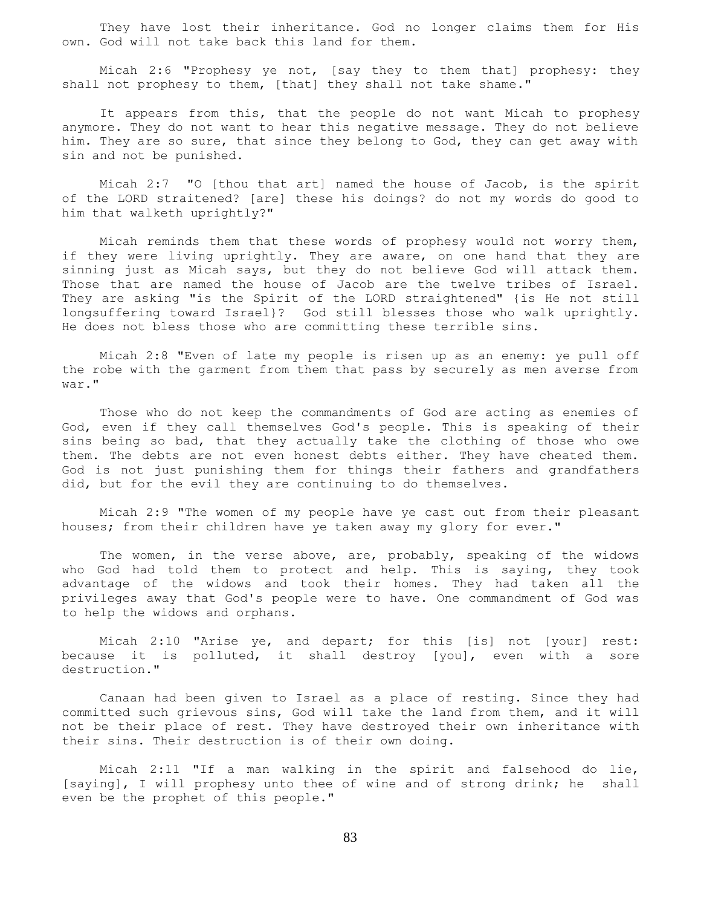They have lost their inheritance. God no longer claims them for His own. God will not take back this land for them.

Micah 2:6 "Prophesy ye not, [say they to them that] prophesy: they shall not prophesy to them, [that] they shall not take shame."

It appears from this, that the people do not want Micah to prophesy anymore. They do not want to hear this negative message. They do not believe him. They are so sure, that since they belong to God, they can get away with sin and not be punished.

Micah 2:7 "O [thou that art] named the house of Jacob, is the spirit of the LORD straitened? [are] these his doings? do not my words do good to him that walketh uprightly?"

Micah reminds them that these words of prophesy would not worry them, if they were living uprightly. They are aware, on one hand that they are sinning just as Micah says, but they do not believe God will attack them. Those that are named the house of Jacob are the twelve tribes of Israel. They are asking "is the Spirit of the LORD straightened" {is He not still longsuffering toward Israel}? God still blesses those who walk uprightly. He does not bless those who are committing these terrible sins.

Micah 2:8 "Even of late my people is risen up as an enemy: ye pull off the robe with the garment from them that pass by securely as men averse from war."

Those who do not keep the commandments of God are acting as enemies of God, even if they call themselves God's people. This is speaking of their sins being so bad, that they actually take the clothing of those who owe them. The debts are not even honest debts either. They have cheated them. God is not just punishing them for things their fathers and grandfathers did, but for the evil they are continuing to do themselves.

Micah 2:9 "The women of my people have ye cast out from their pleasant houses; from their children have ye taken away my glory for ever."

The women, in the verse above, are, probably, speaking of the widows who God had told them to protect and help. This is saying, they took advantage of the widows and took their homes. They had taken all the privileges away that God's people were to have. One commandment of God was to help the widows and orphans.

Micah 2:10 "Arise ye, and depart; for this [is] not [your] rest: because it is polluted, it shall destroy [you], even with a sore destruction."

Canaan had been given to Israel as a place of resting. Since they had committed such grievous sins, God will take the land from them, and it will not be their place of rest. They have destroyed their own inheritance with their sins. Their destruction is of their own doing.

Micah 2:11 "If a man walking in the spirit and falsehood do lie, [saying], I will prophesy unto thee of wine and of strong drink; he shall even be the prophet of this people."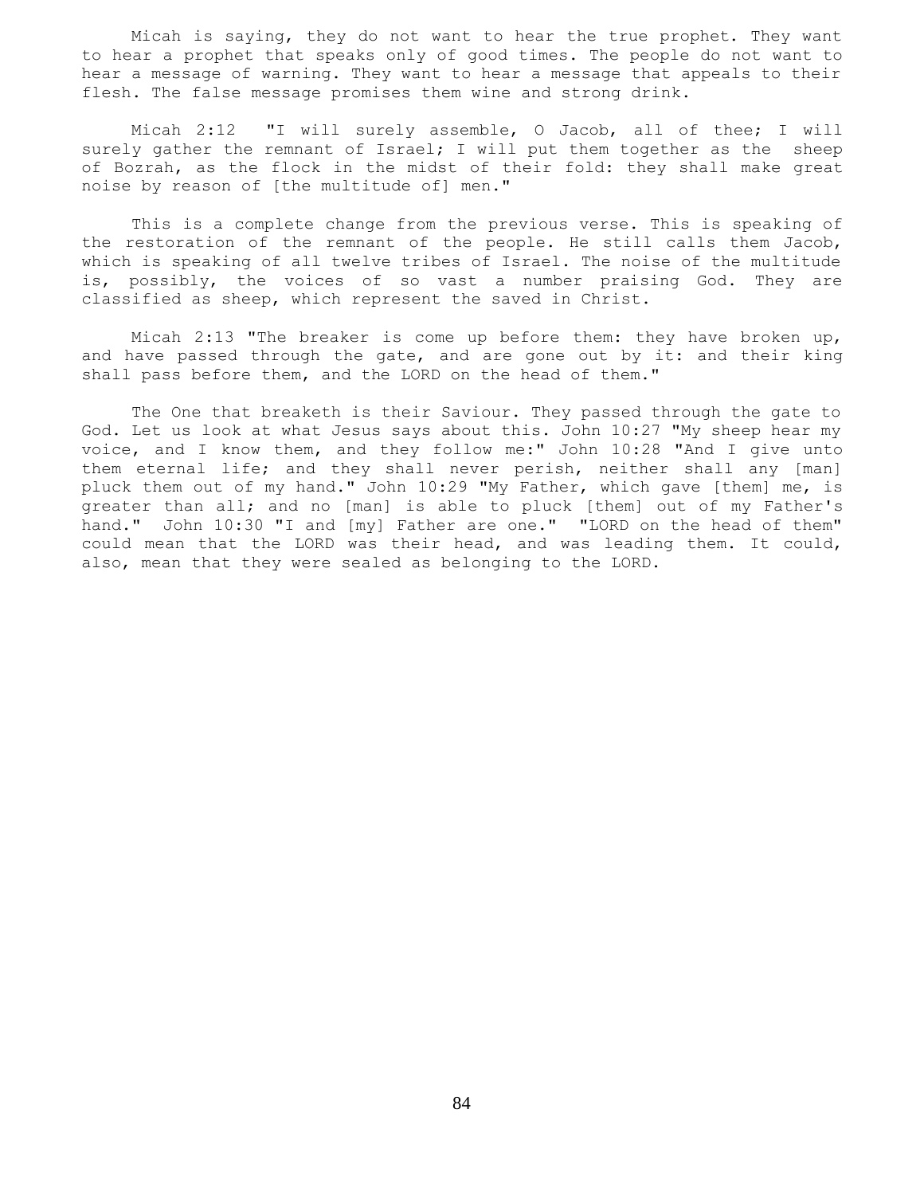Micah is saying, they do not want to hear the true prophet. They want to hear a prophet that speaks only of good times. The people do not want to hear a message of warning. They want to hear a message that appeals to their flesh. The false message promises them wine and strong drink.

Micah 2:12 "I will surely assemble, O Jacob, all of thee; I will surely gather the remnant of Israel; I will put them together as the sheep of Bozrah, as the flock in the midst of their fold: they shall make great noise by reason of [the multitude of] men."

This is a complete change from the previous verse. This is speaking of the restoration of the remnant of the people. He still calls them Jacob, which is speaking of all twelve tribes of Israel. The noise of the multitude is, possibly, the voices of so vast a number praising God. They are classified as sheep, which represent the saved in Christ.

Micah 2:13 "The breaker is come up before them: they have broken up, and have passed through the gate, and are gone out by it: and their king shall pass before them, and the LORD on the head of them."

The One that breaketh is their Saviour. They passed through the gate to God. Let us look at what Jesus says about this. John 10:27 "My sheep hear my voice, and I know them, and they follow me:" John 10:28 "And I give unto them eternal life; and they shall never perish, neither shall any [man] pluck them out of my hand." John 10:29 "My Father, which gave [them] me, is greater than all; and no [man] is able to pluck [them] out of my Father's hand." John 10:30 "I and [my] Father are one." "LORD on the head of them" could mean that the LORD was their head, and was leading them. It could, also, mean that they were sealed as belonging to the LORD.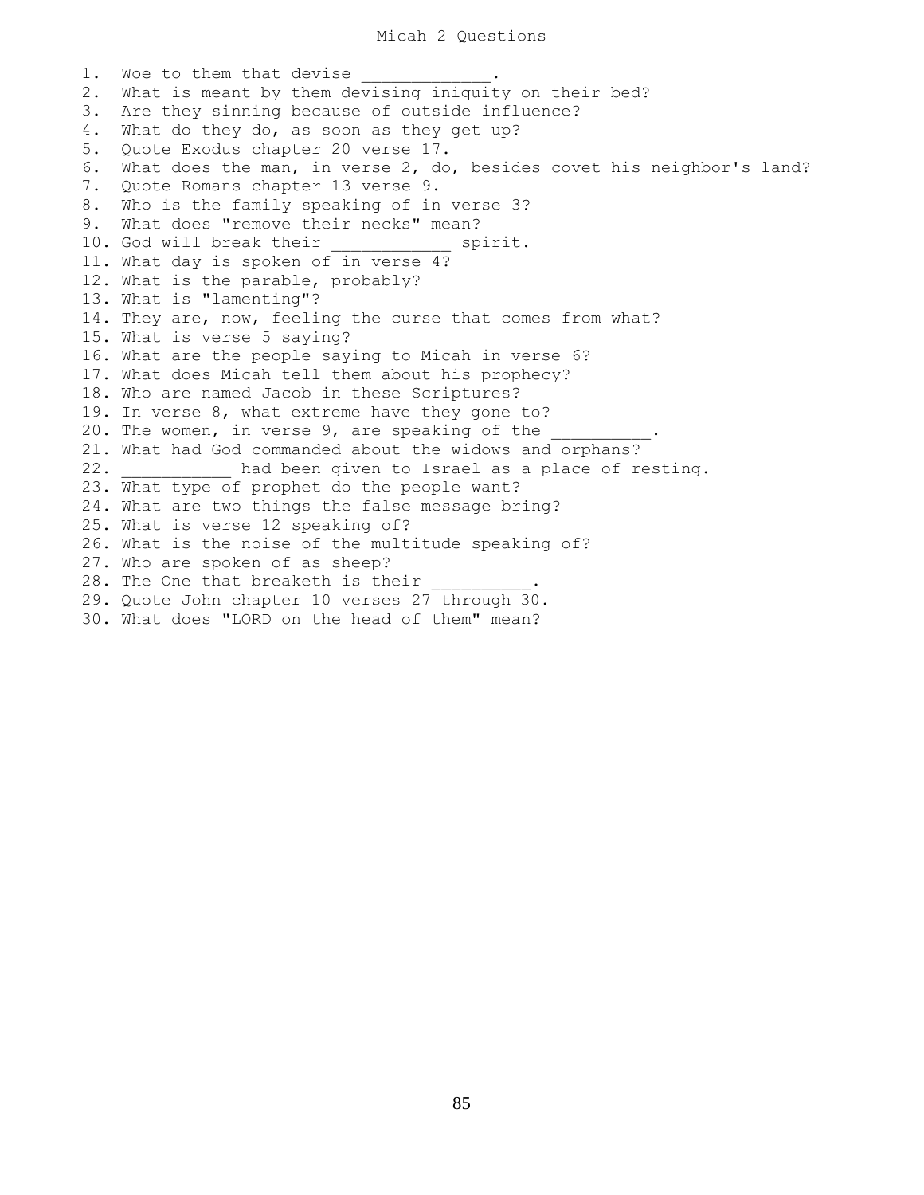# Micah 2 Questions

1. Woe to them that devise ____________.
2. What is meant by them devising iniquity on their bed?
3. Are they sinning because of outside influence?
4. What do they do, as soon as they get up?
5. Quote Exodus chapter 20 verse 17.
6. What does the man, in verse 2, do, besides covet his neighbor's land?
7. Quote Romans chapter 13 verse 9.
8. Who is the family speaking of in verse 3?
9. What does "remove their necks" mean?
10. God will break their ___________ spirit.
11. What day is spoken of in verse 4?
12. What is the parable, probably?
13. What is "lamenting"?
14. They are, now, feeling the curse that comes from what?
15. What is verse 5 saying?
16. What are the people saying to Micah in verse 6?
17. What does Micah tell them about his prophecy?
18. Who are named Jacob in these Scriptures?
19. In verse 8, what extreme have they gone to?
20. The women, in verse 9, are speaking of the __________.
21. What had God commanded about the widows and orphans?
22. __________ had been given to Israel as a place of resting.
23. What type of prophet do the people want?
24. What are two things the false message bring?
25. What is verse 12 speaking of?
26. What is the noise of the multitude speaking of?
27. Who are spoken of as sheep?
28. The One that breaketh is their __________.
29. Quote John chapter 10 verses 27 through 30.
30. What does "LORD on the head of them" mean?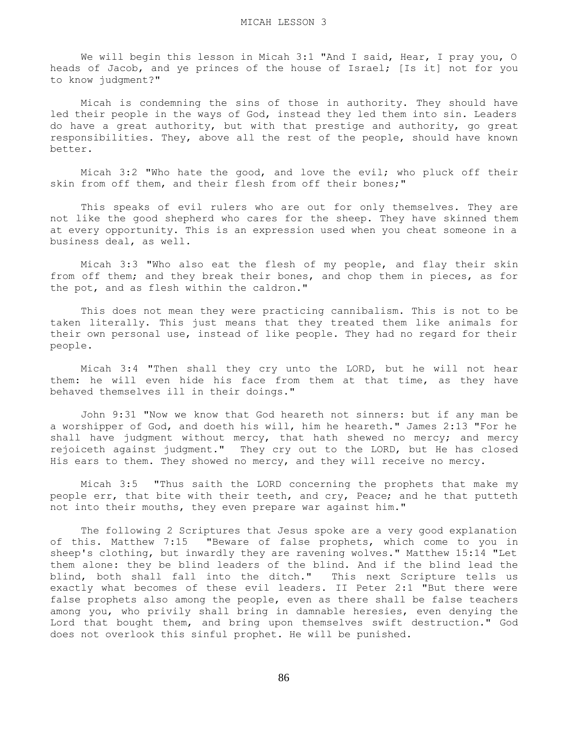# MICAH LESSON 3

We will begin this lesson in Micah 3:1 "And I said, Hear, I pray you, O heads of Jacob, and ye princes of the house of Israel; [Is it] not for you to know judgment?"

Micah is condemning the sins of those in authority. They should have led their people in the ways of God, instead they led them into sin. Leaders do have a great authority, but with that prestige and authority, go great responsibilities. They, above all the rest of the people, should have known better.

Micah 3:2 "Who hate the good, and love the evil; who pluck off their skin from off them, and their flesh from off their bones;"

This speaks of evil rulers who are out for only themselves. They are not like the good shepherd who cares for the sheep. They have skinned them at every opportunity. This is an expression used when you cheat someone in a business deal, as well.

Micah 3:3 "Who also eat the flesh of my people, and flay their skin from off them; and they break their bones, and chop them in pieces, as for the pot, and as flesh within the caldron."

This does not mean they were practicing cannibalism. This is not to be taken literally. This just means that they treated them like animals for their own personal use, instead of like people. They had no regard for their people.

Micah 3:4 "Then shall they cry unto the LORD, but he will not hear them: he will even hide his face from them at that time, as they have behaved themselves ill in their doings."

John 9:31 "Now we know that God heareth not sinners: but if any man be a worshipper of God, and doeth his will, him he heareth." James 2:13 "For he shall have judgment without mercy, that hath shewed no mercy; and mercy rejoiceth against judgment." They cry out to the LORD, but He has closed His ears to them. They showed no mercy, and they will receive no mercy.

Micah 3:5 "Thus saith the LORD concerning the prophets that make my people err, that bite with their teeth, and cry, Peace; and he that putteth not into their mouths, they even prepare war against him."

The following 2 Scriptures that Jesus spoke are a very good explanation of this. Matthew 7:15 "Beware of false prophets, which come to you in sheep's clothing, but inwardly they are ravening wolves." Matthew 15:14 "Let them alone: they be blind leaders of the blind. And if the blind lead the blind, both shall fall into the ditch." This next Scripture tells us exactly what becomes of these evil leaders. II Peter 2:1 "But there were false prophets also among the people, even as there shall be false teachers among you, who privily shall bring in damnable heresies, even denying the Lord that bought them, and bring upon themselves swift destruction." God does not overlook this sinful prophet. He will be punished.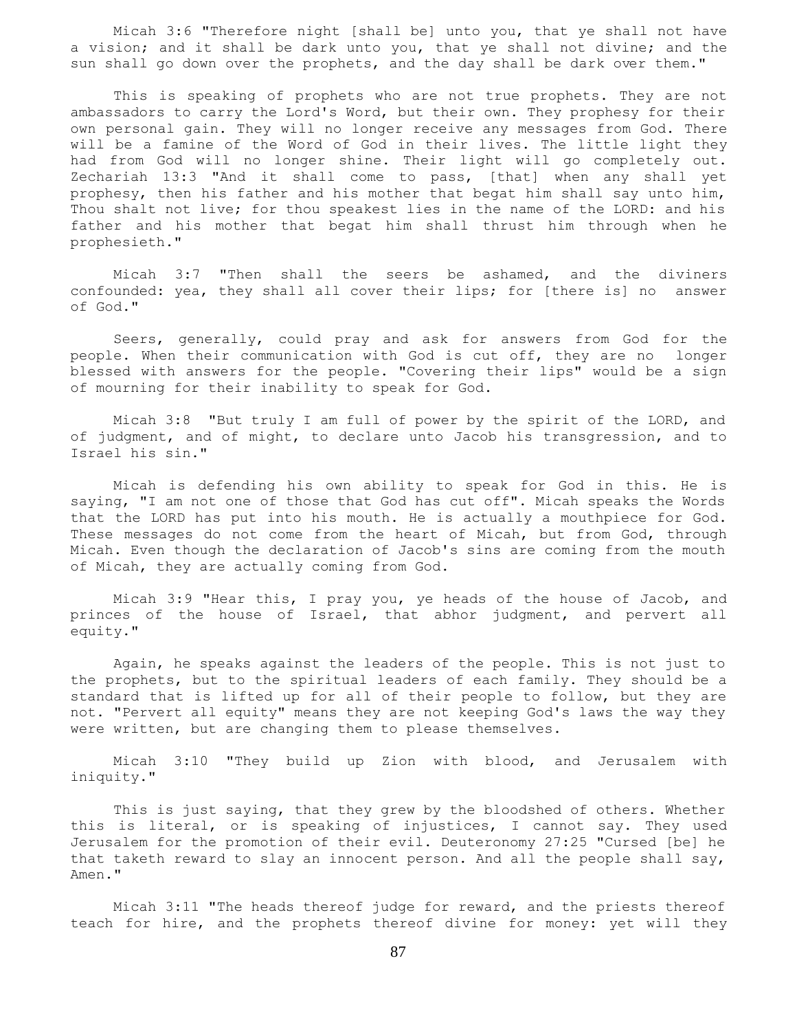Micah 3:6 "Therefore night [shall be] unto you, that ye shall not have a vision; and it shall be dark unto you, that ye shall not divine; and the sun shall go down over the prophets, and the day shall be dark over them."

This is speaking of prophets who are not true prophets. They are not ambassadors to carry the Lord's Word, but their own. They prophesy for their own personal gain. They will no longer receive any messages from God. There will be a famine of the Word of God in their lives. The little light they had from God will no longer shine. Their light will go completely out. Zechariah 13:3 "And it shall come to pass, [that] when any shall yet prophesy, then his father and his mother that begat him shall say unto him, Thou shalt not live; for thou speakest lies in the name of the LORD: and his father and his mother that begat him shall thrust him through when he prophesieth."

Micah 3:7 "Then shall the seers be ashamed, and the diviners confounded: yea, they shall all cover their lips; for [there is] no answer of God."

Seers, generally, could pray and ask for answers from God for the people. When their communication with God is cut off, they are no longer blessed with answers for the people. "Covering their lips" would be a sign of mourning for their inability to speak for God.

Micah 3:8 "But truly I am full of power by the spirit of the LORD, and of judgment, and of might, to declare unto Jacob his transgression, and to Israel his sin."

Micah is defending his own ability to speak for God in this. He is saying, "I am not one of those that God has cut off". Micah speaks the Words that the LORD has put into his mouth. He is actually a mouthpiece for God. These messages do not come from the heart of Micah, but from God, through Micah. Even though the declaration of Jacob's sins are coming from the mouth of Micah, they are actually coming from God.

Micah 3:9 "Hear this, I pray you, ye heads of the house of Jacob, and princes of the house of Israel, that abhor judgment, and pervert all equity."

Again, he speaks against the leaders of the people. This is not just to the prophets, but to the spiritual leaders of each family. They should be a standard that is lifted up for all of their people to follow, but they are not. "Pervert all equity" means they are not keeping God's laws the way they were written, but are changing them to please themselves.

Micah 3:10 "They build up Zion with blood, and Jerusalem with iniquity."

This is just saying, that they grew by the bloodshed of others. Whether this is literal, or is speaking of injustices, I cannot say. They used Jerusalem for the promotion of their evil. Deuteronomy 27:25 "Cursed [be] he that taketh reward to slay an innocent person. And all the people shall say, Amen."

Micah 3:11 "The heads thereof judge for reward, and the priests thereof teach for hire, and the prophets thereof divine for money: yet will they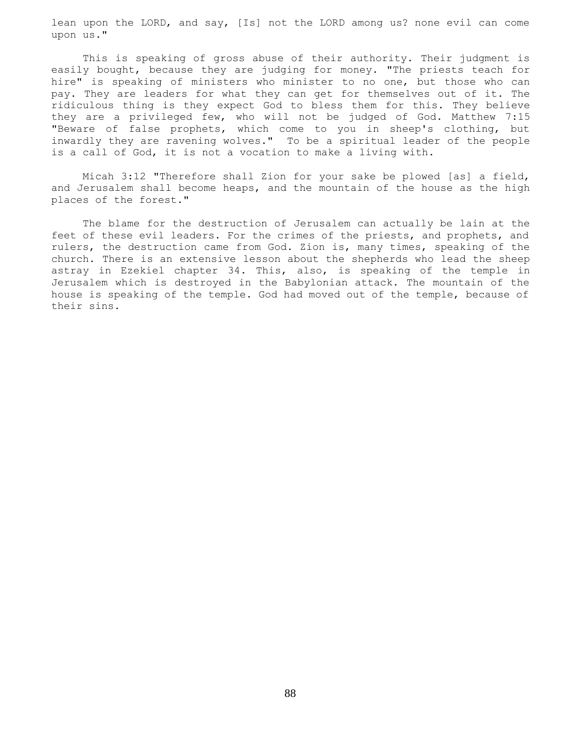lean upon the LORD, and say, [Is] not the LORD among us? none evil can come upon us."

This is speaking of gross abuse of their authority. Their judgment is easily bought, because they are judging for money. "The priests teach for hire" is speaking of ministers who minister to no one, but those who can pay. They are leaders for what they can get for themselves out of it. The ridiculous thing is they expect God to bless them for this. They believe they are a privileged few, who will not be judged of God. Matthew 7:15 "Beware of false prophets, which come to you in sheep's clothing, but inwardly they are ravening wolves." To be a spiritual leader of the people is a call of God, it is not a vocation to make a living with.

Micah 3:12 "Therefore shall Zion for your sake be plowed [as] a field, and Jerusalem shall become heaps, and the mountain of the house as the high places of the forest."

The blame for the destruction of Jerusalem can actually be lain at the feet of these evil leaders. For the crimes of the priests, and prophets, and rulers, the destruction came from God. Zion is, many times, speaking of the church. There is an extensive lesson about the shepherds who lead the sheep astray in Ezekiel chapter 34. This, also, is speaking of the temple in Jerusalem which is destroyed in the Babylonian attack. The mountain of the house is speaking of the temple. God had moved out of the temple, because of their sins.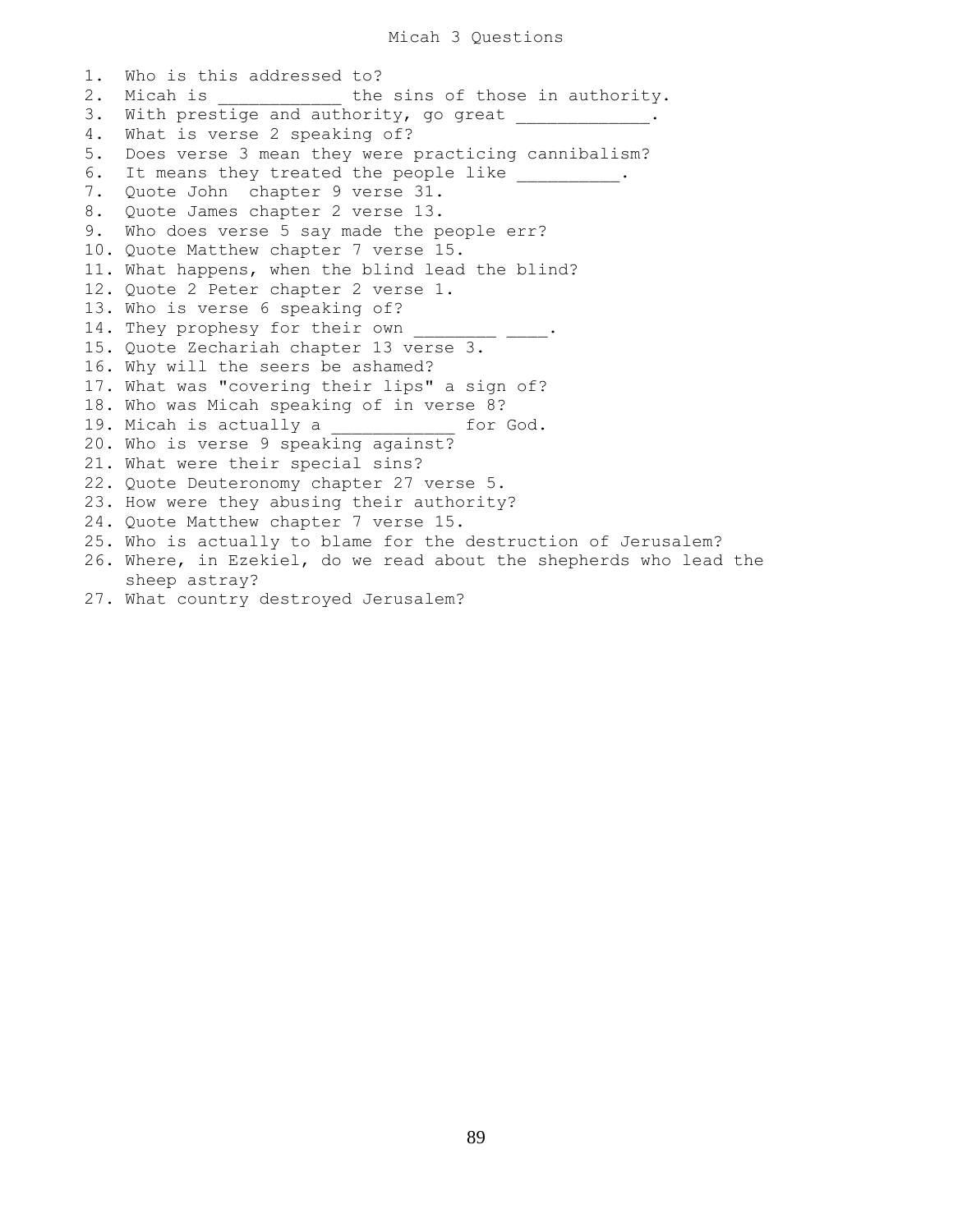# Micah 3 Questions

1. Who is this addressed to?
2. Micah is ____________ the sins of those in authority.
3. With prestige and authority, go great _____________.
4. What is verse 2 speaking of?
5. Does verse 3 mean they were practicing cannibalism?
6. It means they treated the people like __________.
7. Quote John chapter 9 verse 31.
8. Quote James chapter 2 verse 13.
9. Who does verse 5 say made the people err?
10. Quote Matthew chapter 7 verse 15.
11. What happens, when the blind lead the blind?
12. Quote 2 Peter chapter 2 verse 1.
13. Who is verse 6 speaking of?
14. They prophesy for their own ________ ____.
15. Quote Zechariah chapter 13 verse 3.
16. Why will the seers be ashamed?
17. What was "covering their lips" a sign of?
18. Who was Micah speaking of in verse 8?
19. Micah is actually a ____________ for God.
20. Who is verse 9 speaking against?
21. What were their special sins?
22. Quote Deuteronomy chapter 27 verse 5.
23. How were they abusing their authority?
24. Quote Matthew chapter 7 verse 15.
25. Who is actually to blame for the destruction of Jerusalem?
26. Where, in Ezekiel, do we read about the shepherds who lead the sheep astray?
27. What country destroyed Jerusalem?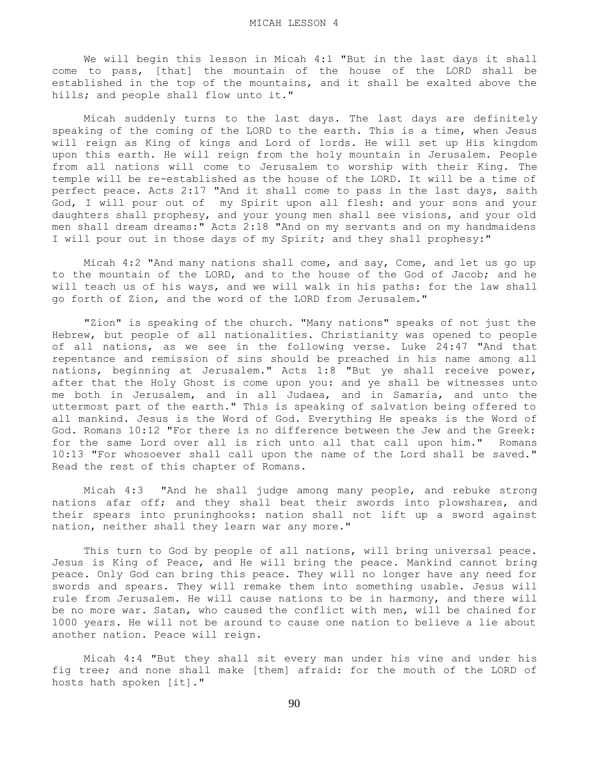# MICAH LESSON 4

We will begin this lesson in Micah 4:1 "But in the last days it shall come to pass, [that] the mountain of the house of the LORD shall be established in the top of the mountains, and it shall be exalted above the hills; and people shall flow unto it."

Micah suddenly turns to the last days. The last days are definitely speaking of the coming of the LORD to the earth. This is a time, when Jesus will reign as King of kings and Lord of lords. He will set up His kingdom upon this earth. He will reign from the holy mountain in Jerusalem. People from all nations will come to Jerusalem to worship with their King. The temple will be re-established as the house of the LORD. It will be a time of perfect peace. Acts 2:17 "And it shall come to pass in the last days, saith God, I will pour out of my Spirit upon all flesh: and your sons and your daughters shall prophesy, and your young men shall see visions, and your old men shall dream dreams:" Acts 2:18 "And on my servants and on my handmaidens I will pour out in those days of my Spirit; and they shall prophesy:"

Micah 4:2 "And many nations shall come, and say, Come, and let us go up to the mountain of the LORD, and to the house of the God of Jacob; and he will teach us of his ways, and we will walk in his paths: for the law shall go forth of Zion, and the word of the LORD from Jerusalem."

"Zion" is speaking of the church. "Many nations" speaks of not just the Hebrew, but people of all nationalities. Christianity was opened to people of all nations, as we see in the following verse. Luke 24:47 "And that repentance and remission of sins should be preached in his name among all nations, beginning at Jerusalem." Acts 1:8 "But ye shall receive power, after that the Holy Ghost is come upon you: and ye shall be witnesses unto me both in Jerusalem, and in all Judaea, and in Samaria, and unto the uttermost part of the earth." This is speaking of salvation being offered to all mankind. Jesus is the Word of God. Everything He speaks is the Word of God. Romans 10:12 "For there is no difference between the Jew and the Greek: for the same Lord over all is rich unto all that call upon him." Romans 10:13 "For whosoever shall call upon the name of the Lord shall be saved." Read the rest of this chapter of Romans.

Micah 4:3 "And he shall judge among many people, and rebuke strong nations afar off; and they shall beat their swords into plowshares, and their spears into pruninghooks: nation shall not lift up a sword against nation, neither shall they learn war any more."

This turn to God by people of all nations, will bring universal peace. Jesus is King of Peace, and He will bring the peace. Mankind cannot bring peace. Only God can bring this peace. They will no longer have any need for swords and spears. They will remake them into something usable. Jesus will rule from Jerusalem. He will cause nations to be in harmony, and there will be no more war. Satan, who caused the conflict with men, will be chained for 1000 years. He will not be around to cause one nation to believe a lie about another nation. Peace will reign.

Micah 4:4 "But they shall sit every man under his vine and under his fig tree; and none shall make [them] afraid: for the mouth of the LORD of hosts hath spoken [it]."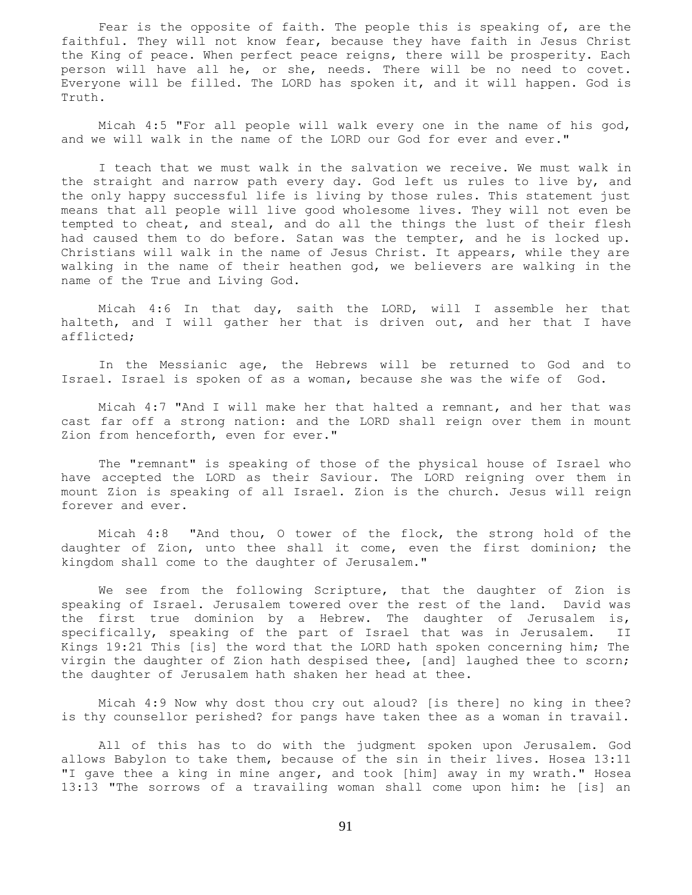Fear is the opposite of faith. The people this is speaking of, are the faithful. They will not know fear, because they have faith in Jesus Christ the King of peace. When perfect peace reigns, there will be prosperity. Each person will have all he, or she, needs. There will be no need to covet. Everyone will be filled. The LORD has spoken it, and it will happen. God is Truth.

Micah 4:5 "For all people will walk every one in the name of his god, and we will walk in the name of the LORD our God for ever and ever."

I teach that we must walk in the salvation we receive. We must walk in the straight and narrow path every day. God left us rules to live by, and the only happy successful life is living by those rules. This statement just means that all people will live good wholesome lives. They will not even be tempted to cheat, and steal, and do all the things the lust of their flesh had caused them to do before. Satan was the tempter, and he is locked up. Christians will walk in the name of Jesus Christ. It appears, while they are walking in the name of their heathen god, we believers are walking in the name of the True and Living God.

Micah 4:6 In that day, saith the LORD, will I assemble her that halteth, and I will gather her that is driven out, and her that I have afflicted;

In the Messianic age, the Hebrews will be returned to God and to Israel. Israel is spoken of as a woman, because she was the wife of God.

Micah 4:7 "And I will make her that halted a remnant, and her that was cast far off a strong nation: and the LORD shall reign over them in mount Zion from henceforth, even for ever."

The "remnant" is speaking of those of the physical house of Israel who have accepted the LORD as their Saviour. The LORD reigning over them in mount Zion is speaking of all Israel. Zion is the church. Jesus will reign forever and ever.

Micah 4:8 "And thou, O tower of the flock, the strong hold of the daughter of Zion, unto thee shall it come, even the first dominion; the kingdom shall come to the daughter of Jerusalem."

We see from the following Scripture, that the daughter of Zion is speaking of Israel. Jerusalem towered over the rest of the land. David was the first true dominion by a Hebrew. The daughter of Jerusalem is, specifically, speaking of the part of Israel that was in Jerusalem. II Kings 19:21 This [is] the word that the LORD hath spoken concerning him; The virgin the daughter of Zion hath despised thee, [and] laughed thee to scorn; the daughter of Jerusalem hath shaken her head at thee.

Micah 4:9 Now why dost thou cry out aloud? [is there] no king in thee? is thy counsellor perished? for pangs have taken thee as a woman in travail.

All of this has to do with the judgment spoken upon Jerusalem. God allows Babylon to take them, because of the sin in their lives. Hosea 13:11 "I gave thee a king in mine anger, and took [him] away in my wrath." Hosea 13:13 "The sorrows of a travailing woman shall come upon him: he [is] an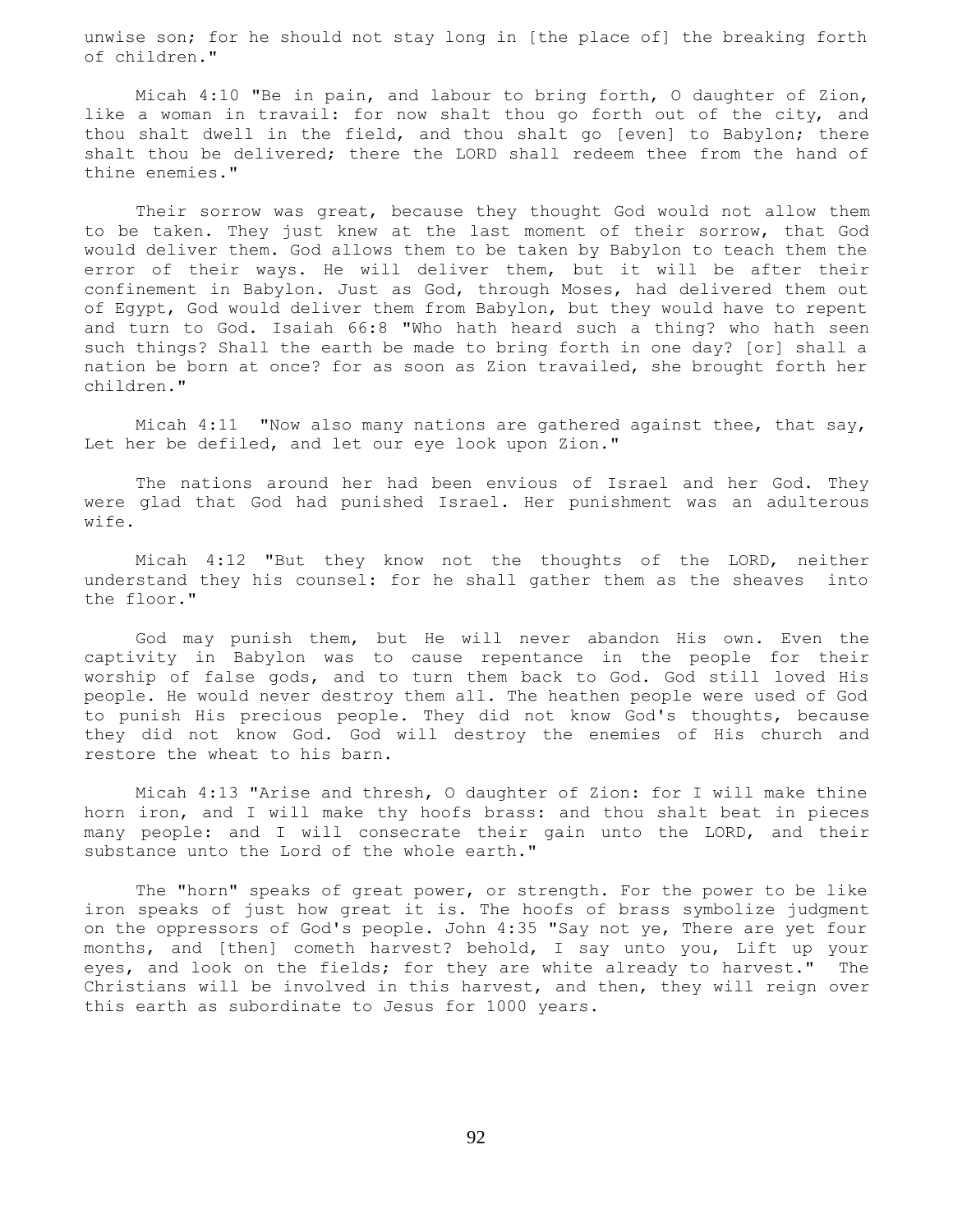unwise son; for he should not stay long in [the place of] the breaking forth of children."

Micah 4:10 "Be in pain, and labour to bring forth, O daughter of Zion, like a woman in travail: for now shalt thou go forth out of the city, and thou shalt dwell in the field, and thou shalt go [even] to Babylon; there shalt thou be delivered; there the LORD shall redeem thee from the hand of thine enemies."

Their sorrow was great, because they thought God would not allow them to be taken. They just knew at the last moment of their sorrow, that God would deliver them. God allows them to be taken by Babylon to teach them the error of their ways. He will deliver them, but it will be after their confinement in Babylon. Just as God, through Moses, had delivered them out of Egypt, God would deliver them from Babylon, but they would have to repent and turn to God. Isaiah 66:8 "Who hath heard such a thing? who hath seen such things? Shall the earth be made to bring forth in one day? [or] shall a nation be born at once? for as soon as Zion travailed, she brought forth her children."

Micah 4:11 "Now also many nations are gathered against thee, that say, Let her be defiled, and let our eye look upon Zion."

The nations around her had been envious of Israel and her God. They were glad that God had punished Israel. Her punishment was an adulterous wife.

Micah 4:12 "But they know not the thoughts of the LORD, neither understand they his counsel: for he shall gather them as the sheaves into the floor."

God may punish them, but He will never abandon His own. Even the captivity in Babylon was to cause repentance in the people for their worship of false gods, and to turn them back to God. God still loved His people. He would never destroy them all. The heathen people were used of God to punish His precious people. They did not know God's thoughts, because they did not know God. God will destroy the enemies of His church and restore the wheat to his barn.

Micah 4:13 "Arise and thresh, O daughter of Zion: for I will make thine horn iron, and I will make thy hoofs brass: and thou shalt beat in pieces many people: and I will consecrate their gain unto the LORD, and their substance unto the Lord of the whole earth."

The "horn" speaks of great power, or strength. For the power to be like iron speaks of just how great it is. The hoofs of brass symbolize judgment on the oppressors of God's people. John 4:35 "Say not ye, There are yet four months, and [then] cometh harvest? behold, I say unto you, Lift up your eyes, and look on the fields; for they are white already to harvest." The Christians will be involved in this harvest, and then, they will reign over this earth as subordinate to Jesus for 1000 years.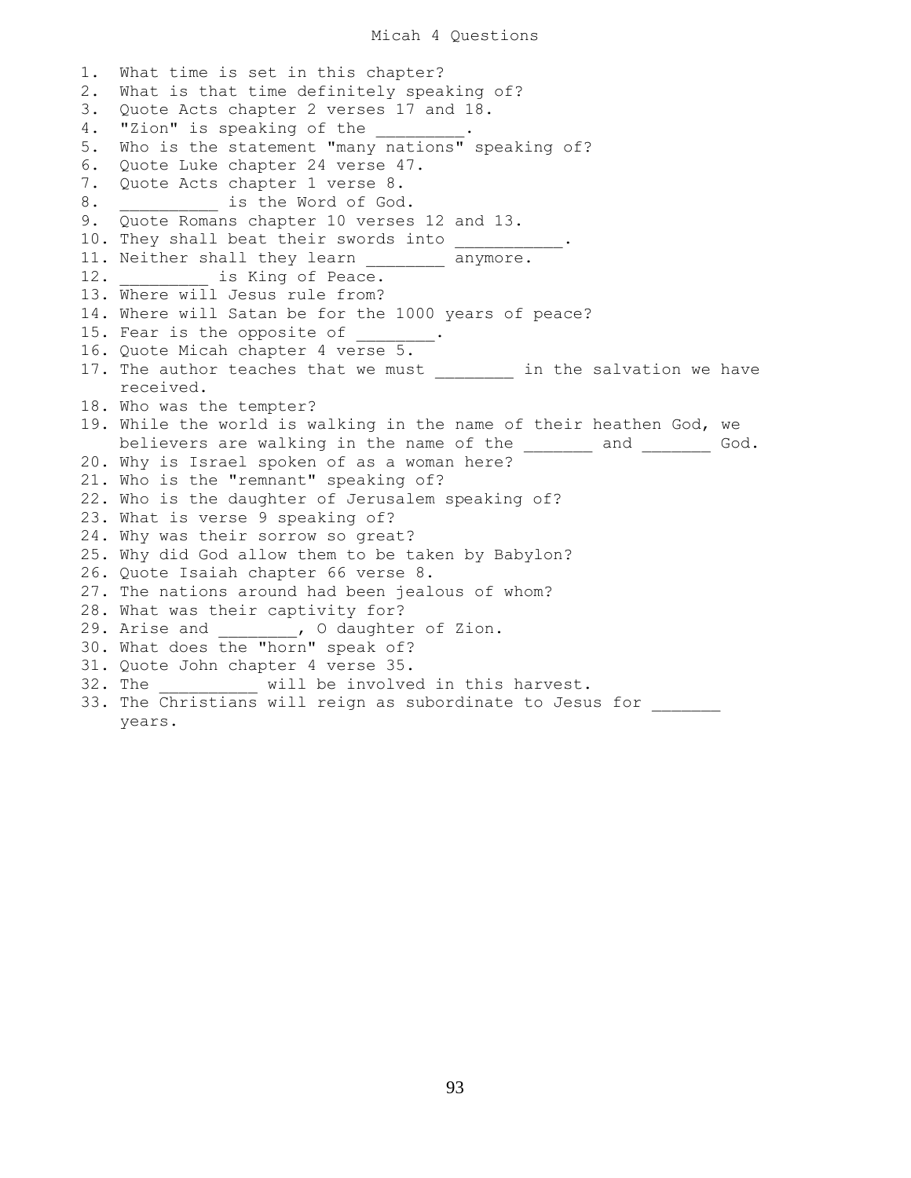# Micah 4 Questions

1. What time is set in this chapter?
2. What is that time definitely speaking of?
3. Quote Acts chapter 2 verses 17 and 18.
4. "Zion" is speaking of the _________.
5. Who is the statement "many nations" speaking of?
6. Quote Luke chapter 24 verse 47.
7. Quote Acts chapter 1 verse 8.
8. __________ is the Word of God.
9. Quote Romans chapter 10 verses 12 and 13.
10. They shall beat their swords into ___________.
11. Neither shall they learn ________ anymore.
12. _________ is King of Peace.
13. Where will Jesus rule from?
14. Where will Satan be for the 1000 years of peace?
15. Fear is the opposite of ________.
16. Quote Micah chapter 4 verse 5.
17. The author teaches that we must ________ in the salvation we have received.
18. Who was the tempter?
19. While the world is walking in the name of their heathen God, we believers are walking in the name of the _______ and _______ God.
20. Why is Israel spoken of as a woman here?
21. Who is the "remnant" speaking of?
22. Who is the daughter of Jerusalem speaking of?
23. What is verse 9 speaking of?
24. Why was their sorrow so great?
25. Why did God allow them to be taken by Babylon?
26. Quote Isaiah chapter 66 verse 8.
27. The nations around had been jealous of whom?
28. What was their captivity for?
29. Arise and ________, O daughter of Zion.
30. What does the "horn" speak of?
31. Quote John chapter 4 verse 35.
32. The __________ will be involved in this harvest.
33. The Christians will reign as subordinate to Jesus for _______ years.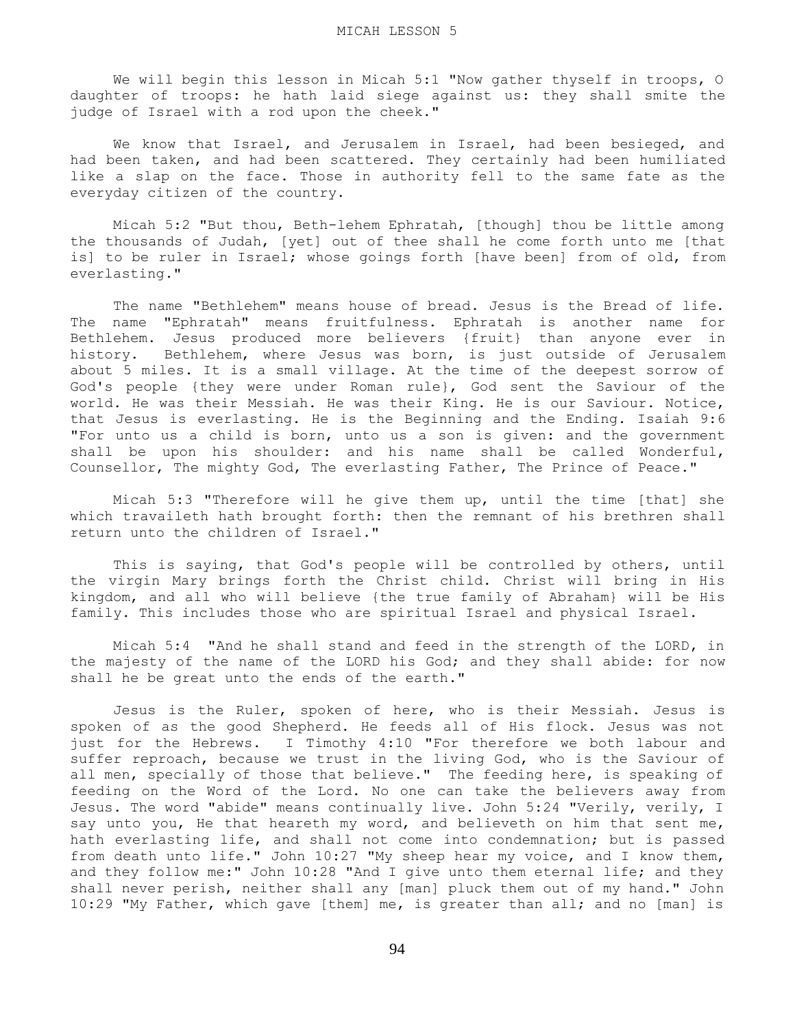# MICAH LESSON 5

We will begin this lesson in Micah 5:1 "Now gather thyself in troops, O daughter of troops: he hath laid siege against us: they shall smite the judge of Israel with a rod upon the cheek."

We know that Israel, and Jerusalem in Israel, had been besieged, and had been taken, and had been scattered. They certainly had been humiliated like a slap on the face. Those in authority fell to the same fate as the everyday citizen of the country.

Micah 5:2 "But thou, Beth-lehem Ephratah, [though] thou be little among the thousands of Judah, [yet] out of thee shall he come forth unto me [that is] to be ruler in Israel; whose goings forth [have been] from of old, from everlasting."

The name "Bethlehem" means house of bread. Jesus is the Bread of life. The name "Ephratah" means fruitfulness. Ephratah is another name for Bethlehem. Jesus produced more believers {fruit} than anyone ever in history. Bethlehem, where Jesus was born, is just outside of Jerusalem about 5 miles. It is a small village. At the time of the deepest sorrow of God's people {they were under Roman rule}, God sent the Saviour of the world. He was their Messiah. He was their King. He is our Saviour. Notice, that Jesus is everlasting. He is the Beginning and the Ending. Isaiah 9:6 "For unto us a child is born, unto us a son is given: and the government shall be upon his shoulder: and his name shall be called Wonderful, Counsellor, The mighty God, The everlasting Father, The Prince of Peace."

Micah 5:3 "Therefore will he give them up, until the time [that] she which travaileth hath brought forth: then the remnant of his brethren shall return unto the children of Israel."

This is saying, that God's people will be controlled by others, until the virgin Mary brings forth the Christ child. Christ will bring in His kingdom, and all who will believe {the true family of Abraham} will be His family. This includes those who are spiritual Israel and physical Israel.

Micah 5:4 "And he shall stand and feed in the strength of the LORD, in the majesty of the name of the LORD his God; and they shall abide: for now shall he be great unto the ends of the earth."

Jesus is the Ruler, spoken of here, who is their Messiah. Jesus is spoken of as the good Shepherd. He feeds all of His flock. Jesus was not just for the Hebrews. I Timothy 4:10 "For therefore we both labour and suffer reproach, because we trust in the living God, who is the Saviour of all men, specially of those that believe." The feeding here, is speaking of feeding on the Word of the Lord. No one can take the believers away from Jesus. The word "abide" means continually live. John 5:24 "Verily, verily, I say unto you, He that heareth my word, and believeth on him that sent me, hath everlasting life, and shall not come into condemnation; but is passed from death unto life." John 10:27 "My sheep hear my voice, and I know them, and they follow me:" John 10:28 "And I give unto them eternal life; and they shall never perish, neither shall any [man] pluck them out of my hand." John 10:29 "My Father, which gave [them] me, is greater than all; and no [man] is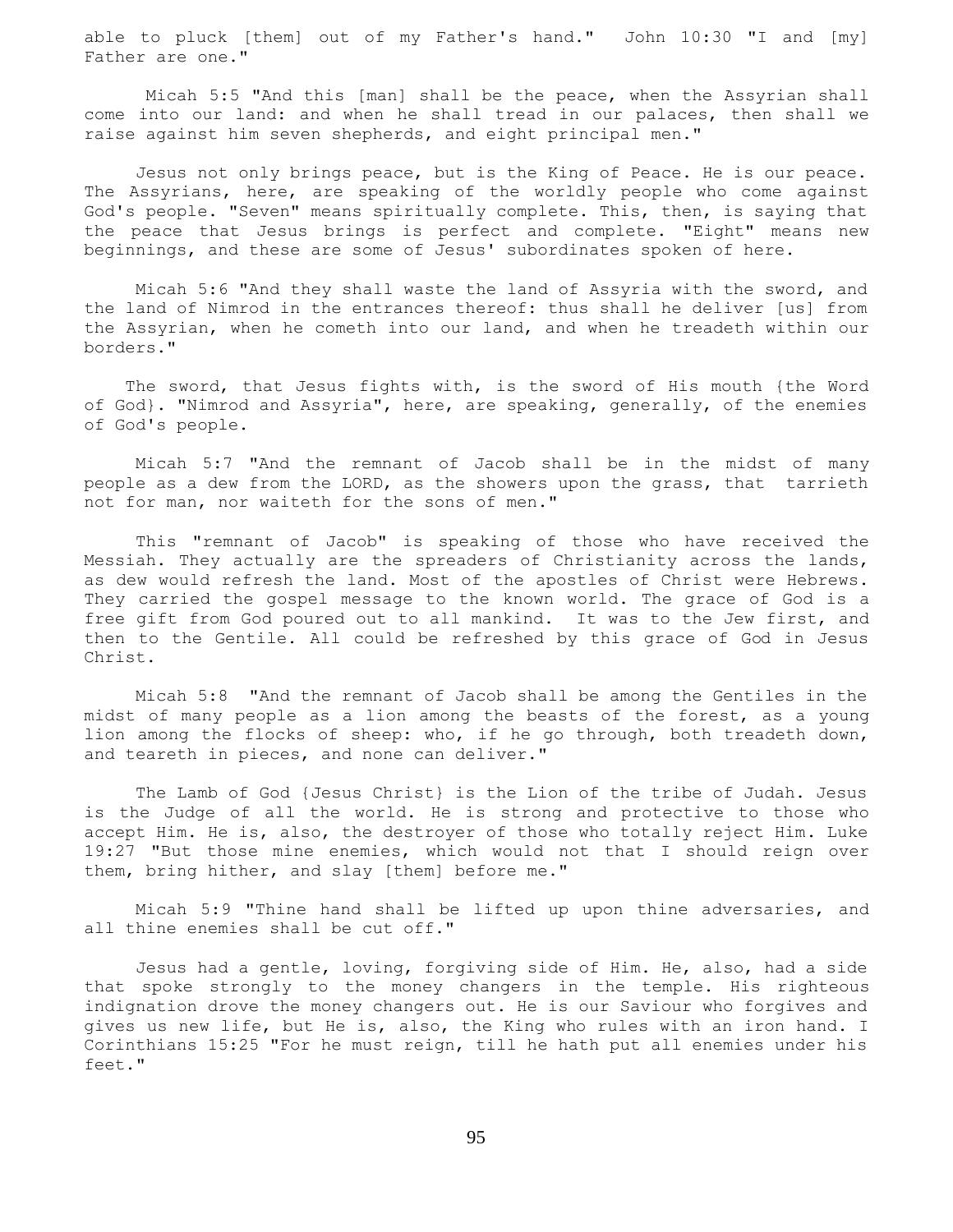able to pluck [them] out of my Father's hand." John 10:30 "I and [my] Father are one."

Micah 5:5 "And this [man] shall be the peace, when the Assyrian shall come into our land: and when he shall tread in our palaces, then shall we raise against him seven shepherds, and eight principal men."

Jesus not only brings peace, but is the King of Peace. He is our peace. The Assyrians, here, are speaking of the worldly people who come against God's people. "Seven" means spiritually complete. This, then, is saying that the peace that Jesus brings is perfect and complete. "Eight" means new beginnings, and these are some of Jesus' subordinates spoken of here.

Micah 5:6 "And they shall waste the land of Assyria with the sword, and the land of Nimrod in the entrances thereof: thus shall he deliver [us] from the Assyrian, when he cometh into our land, and when he treadeth within our borders."

The sword, that Jesus fights with, is the sword of His mouth {the Word of God}. "Nimrod and Assyria", here, are speaking, generally, of the enemies of God's people.

Micah 5:7 "And the remnant of Jacob shall be in the midst of many people as a dew from the LORD, as the showers upon the grass, that tarrieth not for man, nor waiteth for the sons of men."

This "remnant of Jacob" is speaking of those who have received the Messiah. They actually are the spreaders of Christianity across the lands, as dew would refresh the land. Most of the apostles of Christ were Hebrews. They carried the gospel message to the known world. The grace of God is a free gift from God poured out to all mankind. It was to the Jew first, and then to the Gentile. All could be refreshed by this grace of God in Jesus Christ.

Micah 5:8 "And the remnant of Jacob shall be among the Gentiles in the midst of many people as a lion among the beasts of the forest, as a young lion among the flocks of sheep: who, if he go through, both treadeth down, and teareth in pieces, and none can deliver."

The Lamb of God {Jesus Christ} is the Lion of the tribe of Judah. Jesus is the Judge of all the world. He is strong and protective to those who accept Him. He is, also, the destroyer of those who totally reject Him. Luke 19:27 "But those mine enemies, which would not that I should reign over them, bring hither, and slay [them] before me."

Micah 5:9 "Thine hand shall be lifted up upon thine adversaries, and all thine enemies shall be cut off."

Jesus had a gentle, loving, forgiving side of Him. He, also, had a side that spoke strongly to the money changers in the temple. His righteous indignation drove the money changers out. He is our Saviour who forgives and gives us new life, but He is, also, the King who rules with an iron hand. I Corinthians 15:25 "For he must reign, till he hath put all enemies under his feet."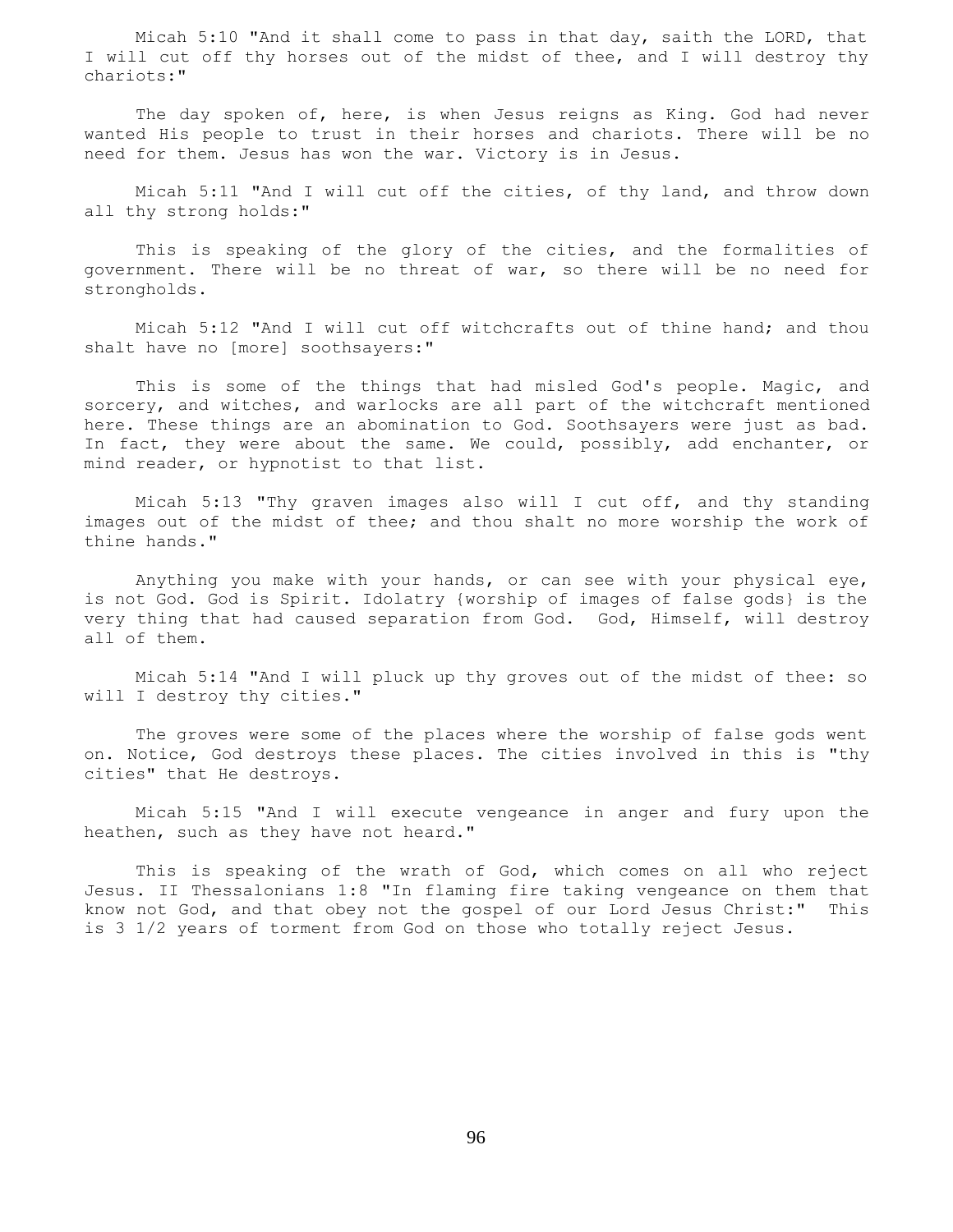Micah 5:10 "And it shall come to pass in that day, saith the LORD, that I will cut off thy horses out of the midst of thee, and I will destroy thy chariots:"

The day spoken of, here, is when Jesus reigns as King. God had never wanted His people to trust in their horses and chariots. There will be no need for them. Jesus has won the war. Victory is in Jesus.

Micah 5:11 "And I will cut off the cities, of thy land, and throw down all thy strong holds:"

This is speaking of the glory of the cities, and the formalities of government. There will be no threat of war, so there will be no need for strongholds.

Micah 5:12 "And I will cut off witchcrafts out of thine hand; and thou shalt have no [more] soothsayers:"

This is some of the things that had misled God's people. Magic, and sorcery, and witches, and warlocks are all part of the witchcraft mentioned here. These things are an abomination to God. Soothsayers were just as bad. In fact, they were about the same. We could, possibly, add enchanter, or mind reader, or hypnotist to that list.

Micah 5:13 "Thy graven images also will I cut off, and thy standing images out of the midst of thee; and thou shalt no more worship the work of thine hands."

Anything you make with your hands, or can see with your physical eye, is not God. God is Spirit. Idolatry {worship of images of false gods} is the very thing that had caused separation from God. God, Himself, will destroy all of them.

Micah 5:14 "And I will pluck up thy groves out of the midst of thee: so will I destroy thy cities."

The groves were some of the places where the worship of false gods went on. Notice, God destroys these places. The cities involved in this is "thy cities" that He destroys.

Micah 5:15 "And I will execute vengeance in anger and fury upon the heathen, such as they have not heard."

This is speaking of the wrath of God, which comes on all who reject Jesus. II Thessalonians 1:8 "In flaming fire taking vengeance on them that know not God, and that obey not the gospel of our Lord Jesus Christ:" This is 3 1/2 years of torment from God on those who totally reject Jesus.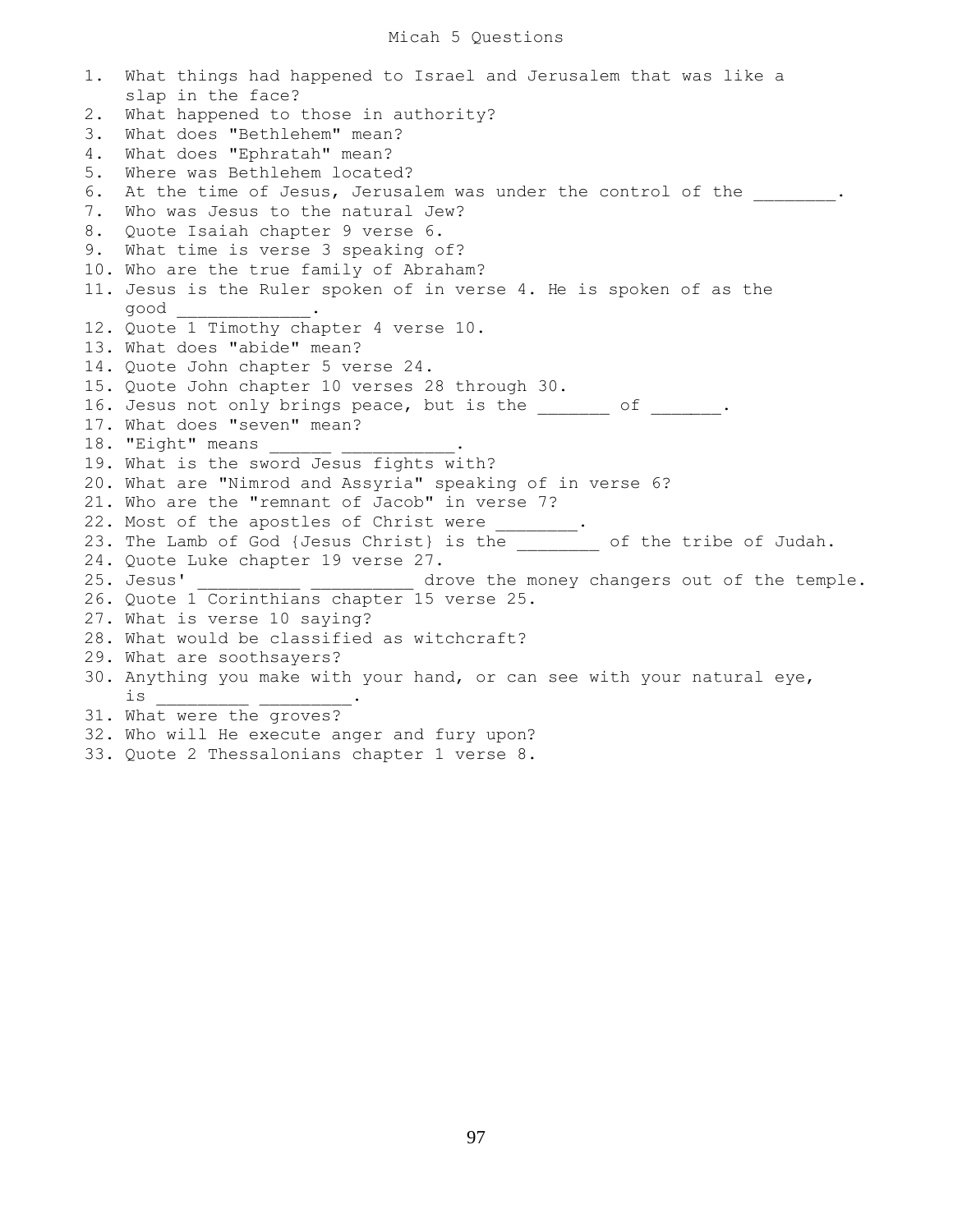# Micah 5 Questions

1. What things had happened to Israel and Jerusalem that was like a slap in the face?
2. What happened to those in authority?
3. What does "Bethlehem" mean?
4. What does "Ephratah" mean?
5. Where was Bethlehem located?
6. At the time of Jesus, Jerusalem was under the control of the ________.
7. Who was Jesus to the natural Jew?
8. Quote Isaiah chapter 9 verse 6.
9. What time is verse 3 speaking of?
10. Who are the true family of Abraham?
11. Jesus is the Ruler spoken of in verse 4. He is spoken of as the good _____________.
12. Quote 1 Timothy chapter 4 verse 10.
13. What does "abide" mean?
14. Quote John chapter 5 verse 24.
15. Quote John chapter 10 verses 28 through 30.
16. Jesus not only brings peace, but is the _______ of _______.
17. What does "seven" mean?
18. "Eight" means ______ ___________.
19. What is the sword Jesus fights with?
20. What are "Nimrod and Assyria" speaking of in verse 6?
21. Who are the "remnant of Jacob" in verse 7?
22. Most of the apostles of Christ were ________.
23. The Lamb of God {Jesus Christ} is the ________ of the tribe of Judah.
24. Quote Luke chapter 19 verse 27.
25. Jesus' __________ __________ drove the money changers out of the temple.
26. Quote 1 Corinthians chapter 15 verse 25.
27. What is verse 10 saying?
28. What would be classified as witchcraft?
29. What are soothsayers?
30. Anything you make with your hand, or can see with your natural eye, is _________ _________.
31. What were the groves?
32. Who will He execute anger and fury upon?
33. Quote 2 Thessalonians chapter 1 verse 8.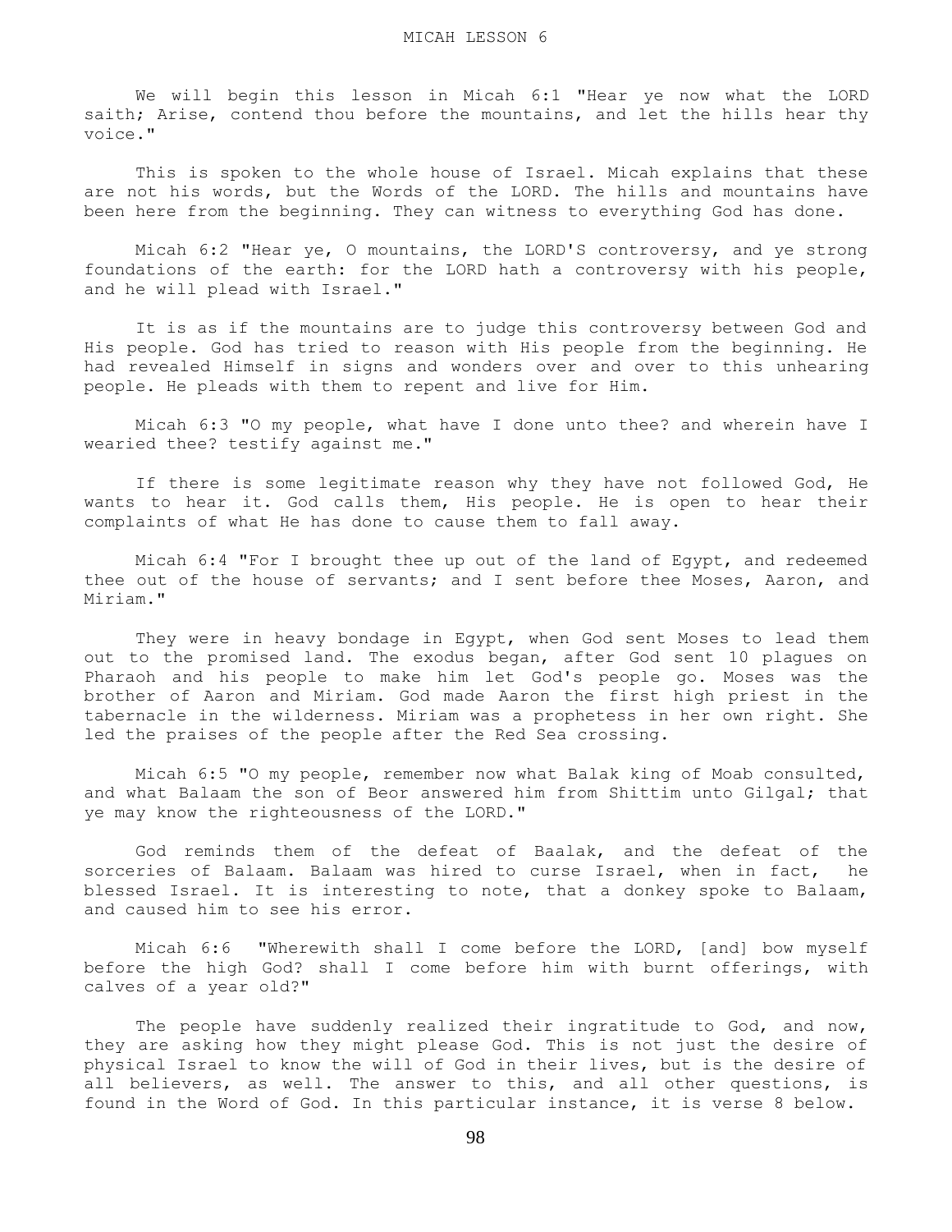# MICAH LESSON 6

We will begin this lesson in Micah 6:1 "Hear ye now what the LORD saith; Arise, contend thou before the mountains, and let the hills hear thy voice."

This is spoken to the whole house of Israel. Micah explains that these are not his words, but the Words of the LORD. The hills and mountains have been here from the beginning. They can witness to everything God has done.

Micah 6:2 "Hear ye, O mountains, the LORD'S controversy, and ye strong foundations of the earth: for the LORD hath a controversy with his people, and he will plead with Israel."

It is as if the mountains are to judge this controversy between God and His people. God has tried to reason with His people from the beginning. He had revealed Himself in signs and wonders over and over to this unhearing people. He pleads with them to repent and live for Him.

Micah 6:3 "O my people, what have I done unto thee? and wherein have I wearied thee? testify against me."

If there is some legitimate reason why they have not followed God, He wants to hear it. God calls them, His people. He is open to hear their complaints of what He has done to cause them to fall away.

Micah 6:4 "For I brought thee up out of the land of Egypt, and redeemed thee out of the house of servants; and I sent before thee Moses, Aaron, and Miriam."

They were in heavy bondage in Egypt, when God sent Moses to lead them out to the promised land. The exodus began, after God sent 10 plagues on Pharaoh and his people to make him let God's people go. Moses was the brother of Aaron and Miriam. God made Aaron the first high priest in the tabernacle in the wilderness. Miriam was a prophetess in her own right. She led the praises of the people after the Red Sea crossing.

Micah 6:5 "O my people, remember now what Balak king of Moab consulted, and what Balaam the son of Beor answered him from Shittim unto Gilgal; that ye may know the righteousness of the LORD."

God reminds them of the defeat of Baalak, and the defeat of the sorceries of Balaam. Balaam was hired to curse Israel, when in fact, he blessed Israel. It is interesting to note, that a donkey spoke to Balaam, and caused him to see his error.

Micah 6:6 "Wherewith shall I come before the LORD, [and] bow myself before the high God? shall I come before him with burnt offerings, with calves of a year old?"

The people have suddenly realized their ingratitude to God, and now, they are asking how they might please God. This is not just the desire of physical Israel to know the will of God in their lives, but is the desire of all believers, as well. The answer to this, and all other questions, is found in the Word of God. In this particular instance, it is verse 8 below.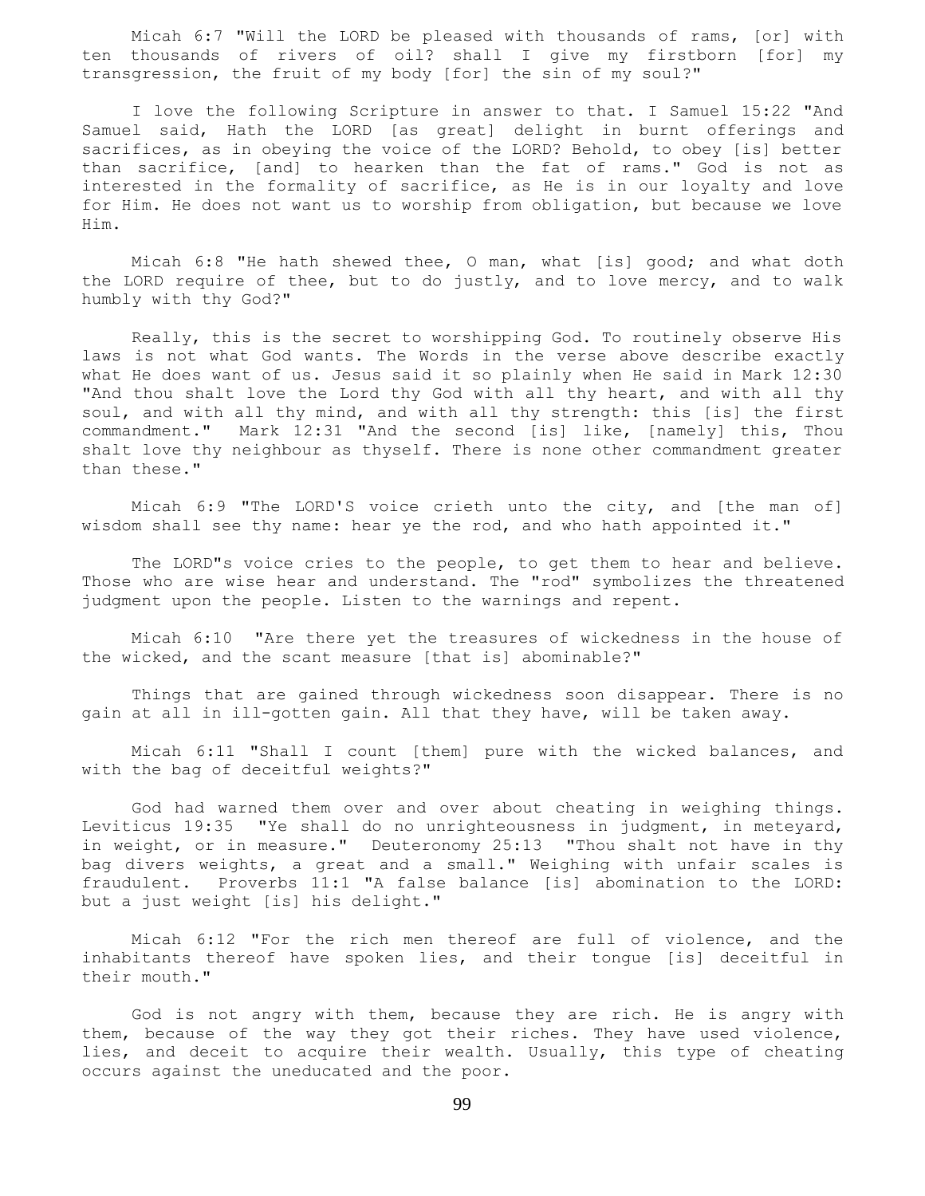Micah 6:7 "Will the LORD be pleased with thousands of rams, [or] with ten thousands of rivers of oil? shall I give my firstborn [for] my transgression, the fruit of my body [for] the sin of my soul?"

I love the following Scripture in answer to that. I Samuel 15:22 "And Samuel said, Hath the LORD [as great] delight in burnt offerings and sacrifices, as in obeying the voice of the LORD? Behold, to obey [is] better than sacrifice, [and] to hearken than the fat of rams." God is not as interested in the formality of sacrifice, as He is in our loyalty and love for Him. He does not want us to worship from obligation, but because we love Him.

Micah 6:8 "He hath shewed thee, O man, what [is] good; and what doth the LORD require of thee, but to do justly, and to love mercy, and to walk humbly with thy God?"

Really, this is the secret to worshipping God. To routinely observe His laws is not what God wants. The Words in the verse above describe exactly what He does want of us. Jesus said it so plainly when He said in Mark 12:30 "And thou shalt love the Lord thy God with all thy heart, and with all thy soul, and with all thy mind, and with all thy strength: this [is] the first commandment." Mark 12:31 "And the second [is] like, [namely] this, Thou shalt love thy neighbour as thyself. There is none other commandment greater than these."

Micah 6:9 "The LORD'S voice crieth unto the city, and [the man of] wisdom shall see thy name: hear ye the rod, and who hath appointed it."

The LORD"s voice cries to the people, to get them to hear and believe. Those who are wise hear and understand. The "rod" symbolizes the threatened judgment upon the people. Listen to the warnings and repent.

Micah 6:10 "Are there yet the treasures of wickedness in the house of the wicked, and the scant measure [that is] abominable?"

Things that are gained through wickedness soon disappear. There is no gain at all in ill-gotten gain. All that they have, will be taken away.

Micah 6:11 "Shall I count [them] pure with the wicked balances, and with the bag of deceitful weights?"

God had warned them over and over about cheating in weighing things. Leviticus 19:35 "Ye shall do no unrighteousness in judgment, in meteyard, in weight, or in measure." Deuteronomy 25:13 "Thou shalt not have in thy bag divers weights, a great and a small." Weighing with unfair scales is fraudulent. Proverbs 11:1 "A false balance [is] abomination to the LORD: but a just weight [is] his delight."

Micah 6:12 "For the rich men thereof are full of violence, and the inhabitants thereof have spoken lies, and their tongue [is] deceitful in their mouth."

God is not angry with them, because they are rich. He is angry with them, because of the way they got their riches. They have used violence, lies, and deceit to acquire their wealth. Usually, this type of cheating occurs against the uneducated and the poor.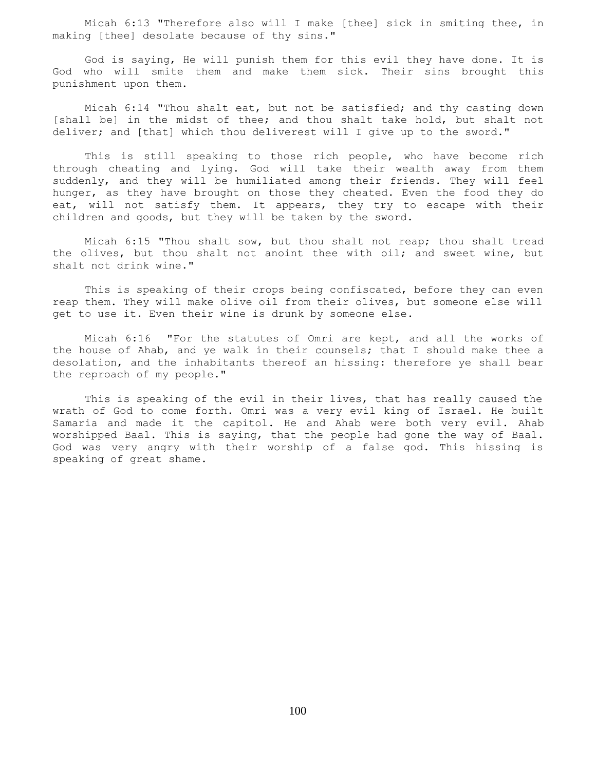Micah 6:13 "Therefore also will I make [thee] sick in smiting thee, in making [thee] desolate because of thy sins."

God is saying, He will punish them for this evil they have done. It is God who will smite them and make them sick. Their sins brought this punishment upon them.

Micah 6:14 "Thou shalt eat, but not be satisfied; and thy casting down [shall be] in the midst of thee; and thou shalt take hold, but shalt not deliver; and [that] which thou deliverest will I give up to the sword."

This is still speaking to those rich people, who have become rich through cheating and lying. God will take their wealth away from them suddenly, and they will be humiliated among their friends. They will feel hunger, as they have brought on those they cheated. Even the food they do eat, will not satisfy them. It appears, they try to escape with their children and goods, but they will be taken by the sword.

Micah 6:15 "Thou shalt sow, but thou shalt not reap; thou shalt tread the olives, but thou shalt not anoint thee with oil; and sweet wine, but shalt not drink wine."

This is speaking of their crops being confiscated, before they can even reap them. They will make olive oil from their olives, but someone else will get to use it. Even their wine is drunk by someone else.

Micah 6:16 "For the statutes of Omri are kept, and all the works of the house of Ahab, and ye walk in their counsels; that I should make thee a desolation, and the inhabitants thereof an hissing: therefore ye shall bear the reproach of my people."

This is speaking of the evil in their lives, that has really caused the wrath of God to come forth. Omri was a very evil king of Israel. He built Samaria and made it the capitol. He and Ahab were both very evil. Ahab worshipped Baal. This is saying, that the people had gone the way of Baal. God was very angry with their worship of a false god. This hissing is speaking of great shame.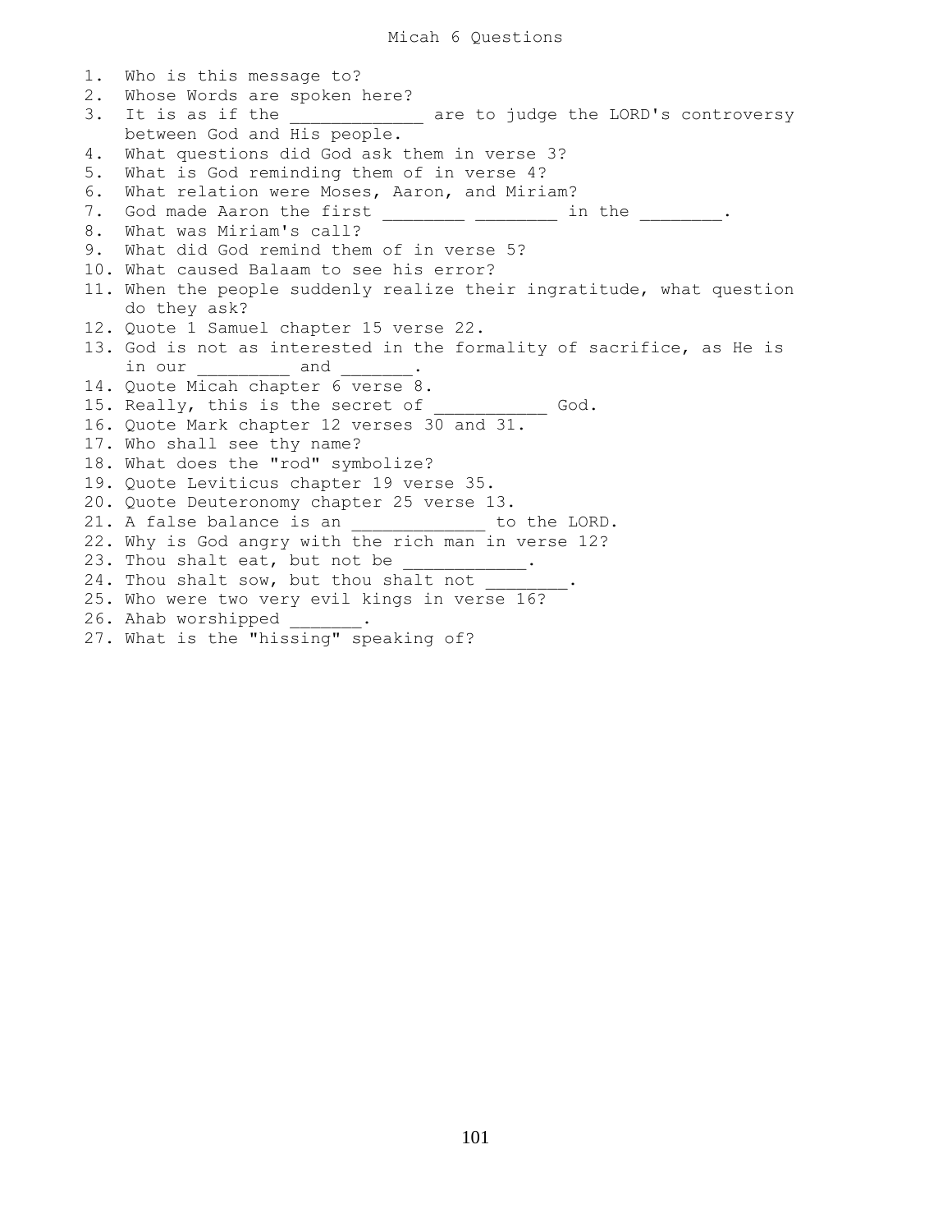# Micah 6 Questions

1. Who is this message to?
2. Whose Words are spoken here?
3. It is as if the ____________ are to judge the LORD's controversy between God and His people.
4. What questions did God ask them in verse 3?
5. What is God reminding them of in verse 4?
6. What relation were Moses, Aaron, and Miriam?
7. God made Aaron the first ________ ________ in the ________.
8. What was Miriam's call?
9. What did God remind them of in verse 5?
10. What caused Balaam to see his error?
11. When the people suddenly realize their ingratitude, what question do they ask?
12. Quote 1 Samuel chapter 15 verse 22.
13. God is not as interested in the formality of sacrifice, as He is in our _________ and _______.
14. Quote Micah chapter 6 verse 8.
15. Really, this is the secret of ___________ God.
16. Quote Mark chapter 12 verses 30 and 31.
17. Who shall see thy name?
18. What does the "rod" symbolize?
19. Quote Leviticus chapter 19 verse 35.
20. Quote Deuteronomy chapter 25 verse 13.
21. A false balance is an ____________ to the LORD.
22. Why is God angry with the rich man in verse 12?
23. Thou shalt eat, but not be ____________.
24. Thou shalt sow, but thou shalt not ________.
25. Who were two very evil kings in verse 16?
26. Ahab worshipped _______.
27. What is the "hissing" speaking of?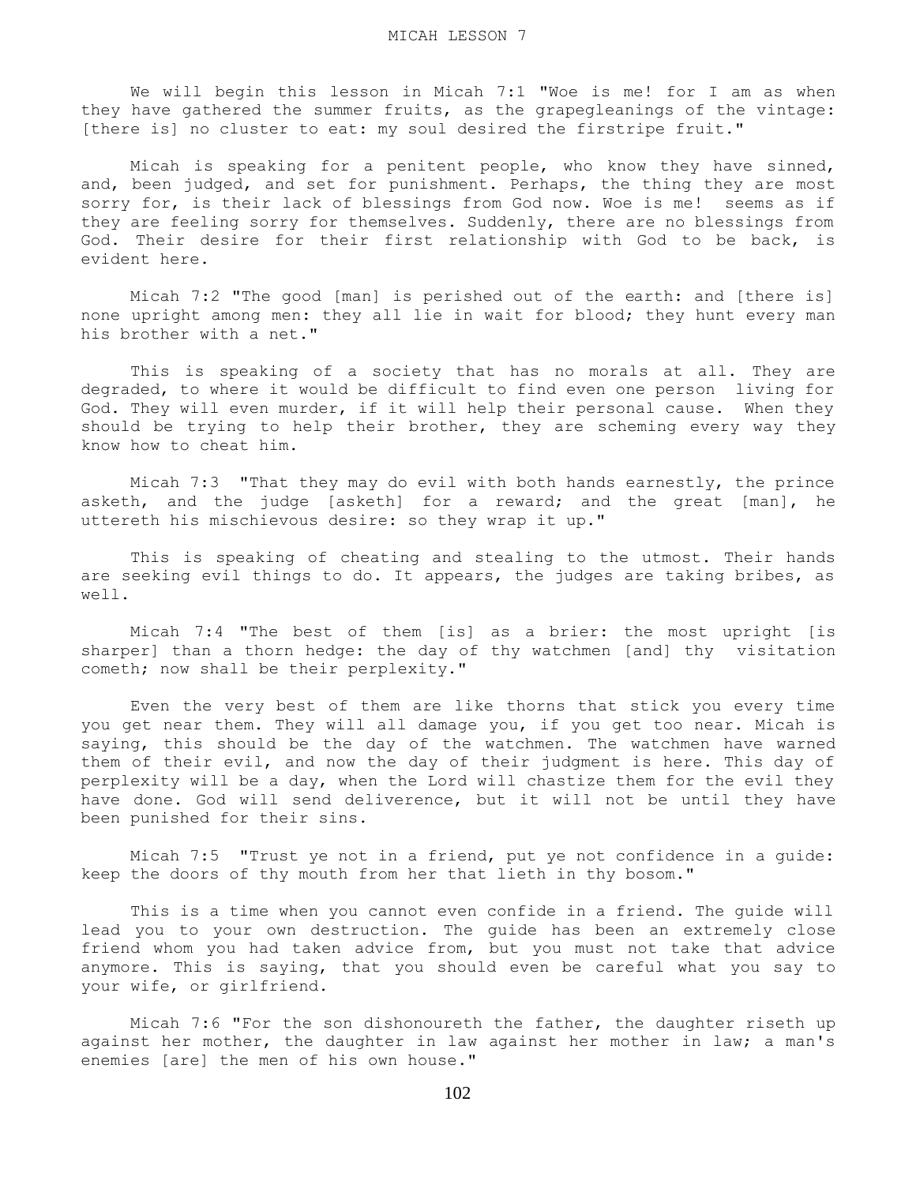# MICAH LESSON 7

We will begin this lesson in Micah 7:1 "Woe is me! for I am as when they have gathered the summer fruits, as the grapegleanings of the vintage: [there is] no cluster to eat: my soul desired the firstripe fruit."

Micah is speaking for a penitent people, who know they have sinned, and, been judged, and set for punishment. Perhaps, the thing they are most sorry for, is their lack of blessings from God now. Woe is me! seems as if they are feeling sorry for themselves. Suddenly, there are no blessings from God. Their desire for their first relationship with God to be back, is evident here.

Micah 7:2 "The good [man] is perished out of the earth: and [there is] none upright among men: they all lie in wait for blood; they hunt every man his brother with a net."

This is speaking of a society that has no morals at all. They are degraded, to where it would be difficult to find even one person living for God. They will even murder, if it will help their personal cause. When they should be trying to help their brother, they are scheming every way they know how to cheat him.

Micah 7:3 "That they may do evil with both hands earnestly, the prince asketh, and the judge [asketh] for a reward; and the great [man], he uttereth his mischievous desire: so they wrap it up."

This is speaking of cheating and stealing to the utmost. Their hands are seeking evil things to do. It appears, the judges are taking bribes, as well.

Micah 7:4 "The best of them [is] as a brier: the most upright [is sharper] than a thorn hedge: the day of thy watchmen [and] thy visitation cometh; now shall be their perplexity."

Even the very best of them are like thorns that stick you every time you get near them. They will all damage you, if you get too near. Micah is saying, this should be the day of the watchmen. The watchmen have warned them of their evil, and now the day of their judgment is here. This day of perplexity will be a day, when the Lord will chastize them for the evil they have done. God will send deliverence, but it will not be until they have been punished for their sins.

Micah 7:5 "Trust ye not in a friend, put ye not confidence in a guide: keep the doors of thy mouth from her that lieth in thy bosom."

This is a time when you cannot even confide in a friend. The guide will lead you to your own destruction. The guide has been an extremely close friend whom you had taken advice from, but you must not take that advice anymore. This is saying, that you should even be careful what you say to your wife, or girlfriend.

Micah 7:6 "For the son dishonoureth the father, the daughter riseth up against her mother, the daughter in law against her mother in law; a man's enemies [are] the men of his own house."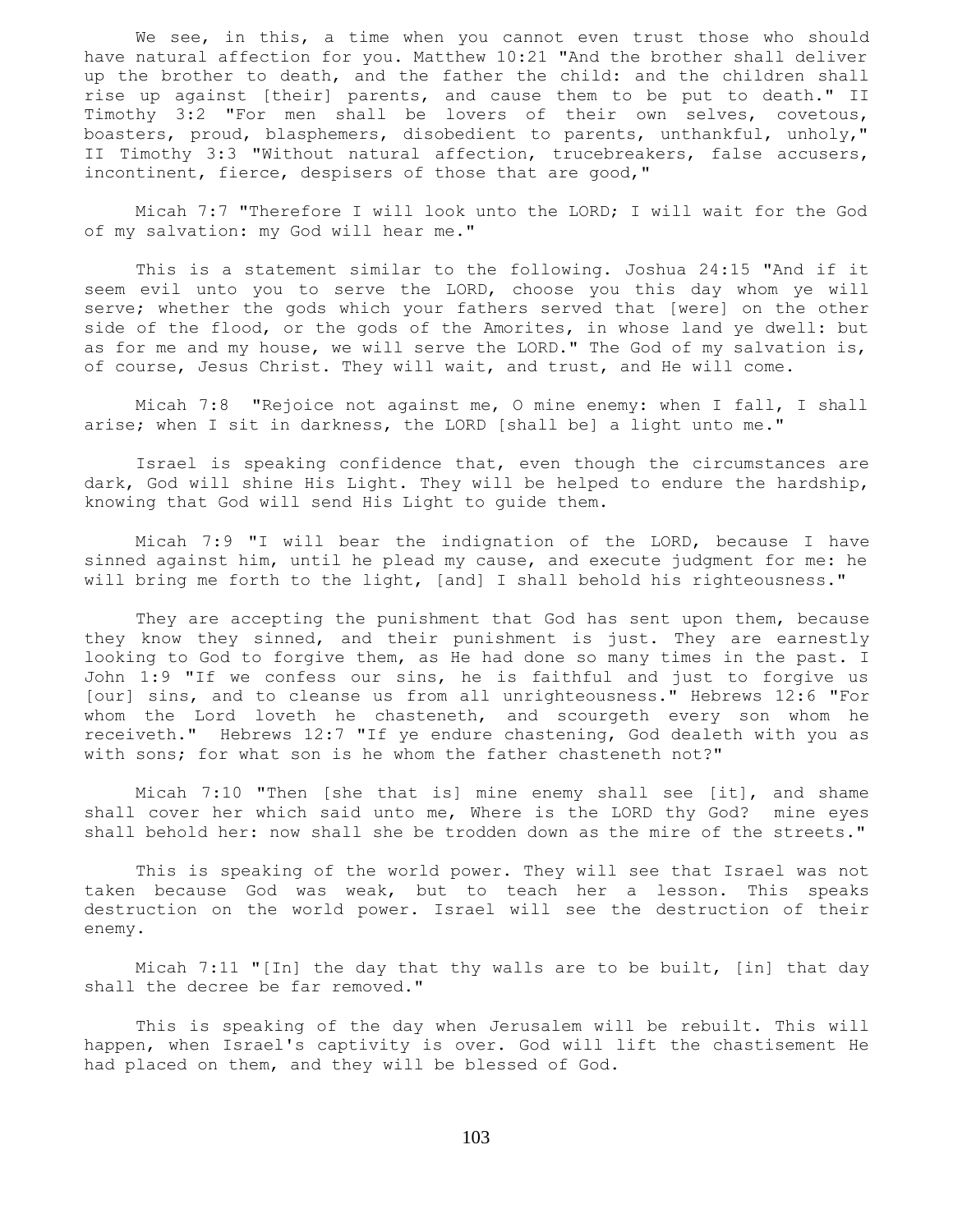We see, in this, a time when you cannot even trust those who should have natural affection for you. Matthew 10:21 "And the brother shall deliver up the brother to death, and the father the child: and the children shall rise up against [their] parents, and cause them to be put to death." II Timothy 3:2 "For men shall be lovers of their own selves, covetous, boasters, proud, blasphemers, disobedient to parents, unthankful, unholy," II Timothy 3:3 "Without natural affection, trucebreakers, false accusers, incontinent, fierce, despisers of those that are good,"

Micah 7:7 "Therefore I will look unto the LORD; I will wait for the God of my salvation: my God will hear me."

This is a statement similar to the following. Joshua 24:15 "And if it seem evil unto you to serve the LORD, choose you this day whom ye will serve; whether the gods which your fathers served that [were] on the other side of the flood, or the gods of the Amorites, in whose land ye dwell: but as for me and my house, we will serve the LORD." The God of my salvation is, of course, Jesus Christ. They will wait, and trust, and He will come.

Micah 7:8 "Rejoice not against me, O mine enemy: when I fall, I shall arise; when I sit in darkness, the LORD [shall be] a light unto me."

Israel is speaking confidence that, even though the circumstances are dark, God will shine His Light. They will be helped to endure the hardship, knowing that God will send His Light to guide them.

Micah 7:9 "I will bear the indignation of the LORD, because I have sinned against him, until he plead my cause, and execute judgment for me: he will bring me forth to the light, [and] I shall behold his righteousness."

They are accepting the punishment that God has sent upon them, because they know they sinned, and their punishment is just. They are earnestly looking to God to forgive them, as He had done so many times in the past. I John 1:9 "If we confess our sins, he is faithful and just to forgive us [our] sins, and to cleanse us from all unrighteousness." Hebrews 12:6 "For whom the Lord loveth he chasteneth, and scourgeth every son whom he receiveth." Hebrews 12:7 "If ye endure chastening, God dealeth with you as with sons; for what son is he whom the father chasteneth not?"

Micah 7:10 "Then [she that is] mine enemy shall see [it], and shame shall cover her which said unto me, Where is the LORD thy God? mine eyes shall behold her: now shall she be trodden down as the mire of the streets."

This is speaking of the world power. They will see that Israel was not taken because God was weak, but to teach her a lesson. This speaks destruction on the world power. Israel will see the destruction of their enemy.

Micah 7:11 "[In] the day that thy walls are to be built, [in] that day shall the decree be far removed."

This is speaking of the day when Jerusalem will be rebuilt. This will happen, when Israel's captivity is over. God will lift the chastisement He had placed on them, and they will be blessed of God.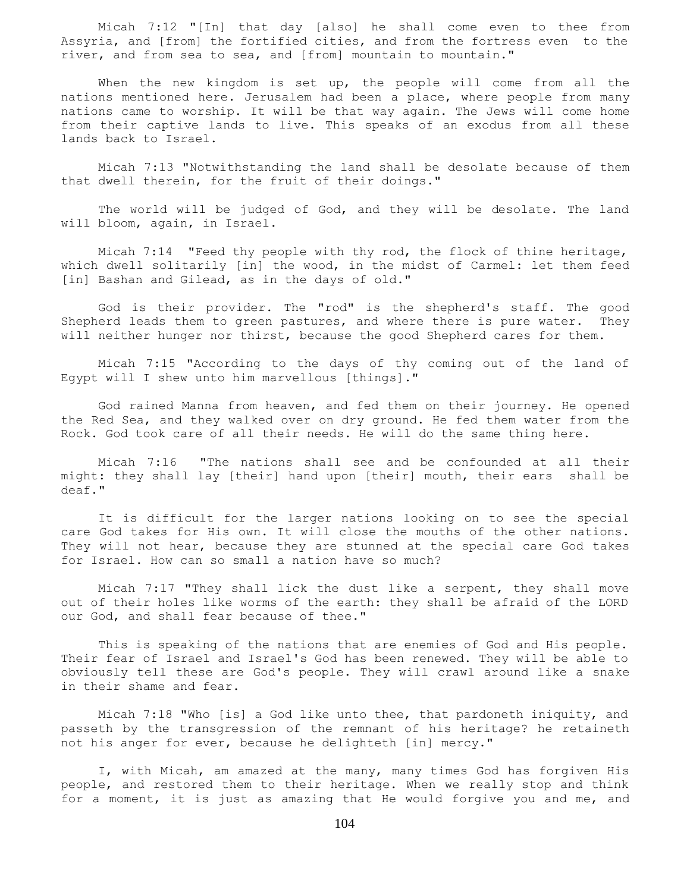Micah 7:12 "[In] that day [also] he shall come even to thee from Assyria, and [from] the fortified cities, and from the fortress even to the river, and from sea to sea, and [from] mountain to mountain."

When the new kingdom is set up, the people will come from all the nations mentioned here. Jerusalem had been a place, where people from many nations came to worship. It will be that way again. The Jews will come home from their captive lands to live. This speaks of an exodus from all these lands back to Israel.

Micah 7:13 "Notwithstanding the land shall be desolate because of them that dwell therein, for the fruit of their doings."

The world will be judged of God, and they will be desolate. The land will bloom, again, in Israel.

Micah 7:14 "Feed thy people with thy rod, the flock of thine heritage, which dwell solitarily [in] the wood, in the midst of Carmel: let them feed [in] Bashan and Gilead, as in the days of old."

God is their provider. The "rod" is the shepherd's staff. The good Shepherd leads them to green pastures, and where there is pure water. They will neither hunger nor thirst, because the good Shepherd cares for them.

Micah 7:15 "According to the days of thy coming out of the land of Egypt will I shew unto him marvellous [things]."

God rained Manna from heaven, and fed them on their journey. He opened the Red Sea, and they walked over on dry ground. He fed them water from the Rock. God took care of all their needs. He will do the same thing here.

Micah 7:16 "The nations shall see and be confounded at all their might: they shall lay [their] hand upon [their] mouth, their ears shall be deaf."

It is difficult for the larger nations looking on to see the special care God takes for His own. It will close the mouths of the other nations. They will not hear, because they are stunned at the special care God takes for Israel. How can so small a nation have so much?

Micah 7:17 "They shall lick the dust like a serpent, they shall move out of their holes like worms of the earth: they shall be afraid of the LORD our God, and shall fear because of thee."

This is speaking of the nations that are enemies of God and His people. Their fear of Israel and Israel's God has been renewed. They will be able to obviously tell these are God's people. They will crawl around like a snake in their shame and fear.

Micah 7:18 "Who [is] a God like unto thee, that pardoneth iniquity, and passeth by the transgression of the remnant of his heritage? he retaineth not his anger for ever, because he delighteth [in] mercy."

I, with Micah, am amazed at the many, many times God has forgiven His people, and restored them to their heritage. When we really stop and think for a moment, it is just as amazing that He would forgive you and me, and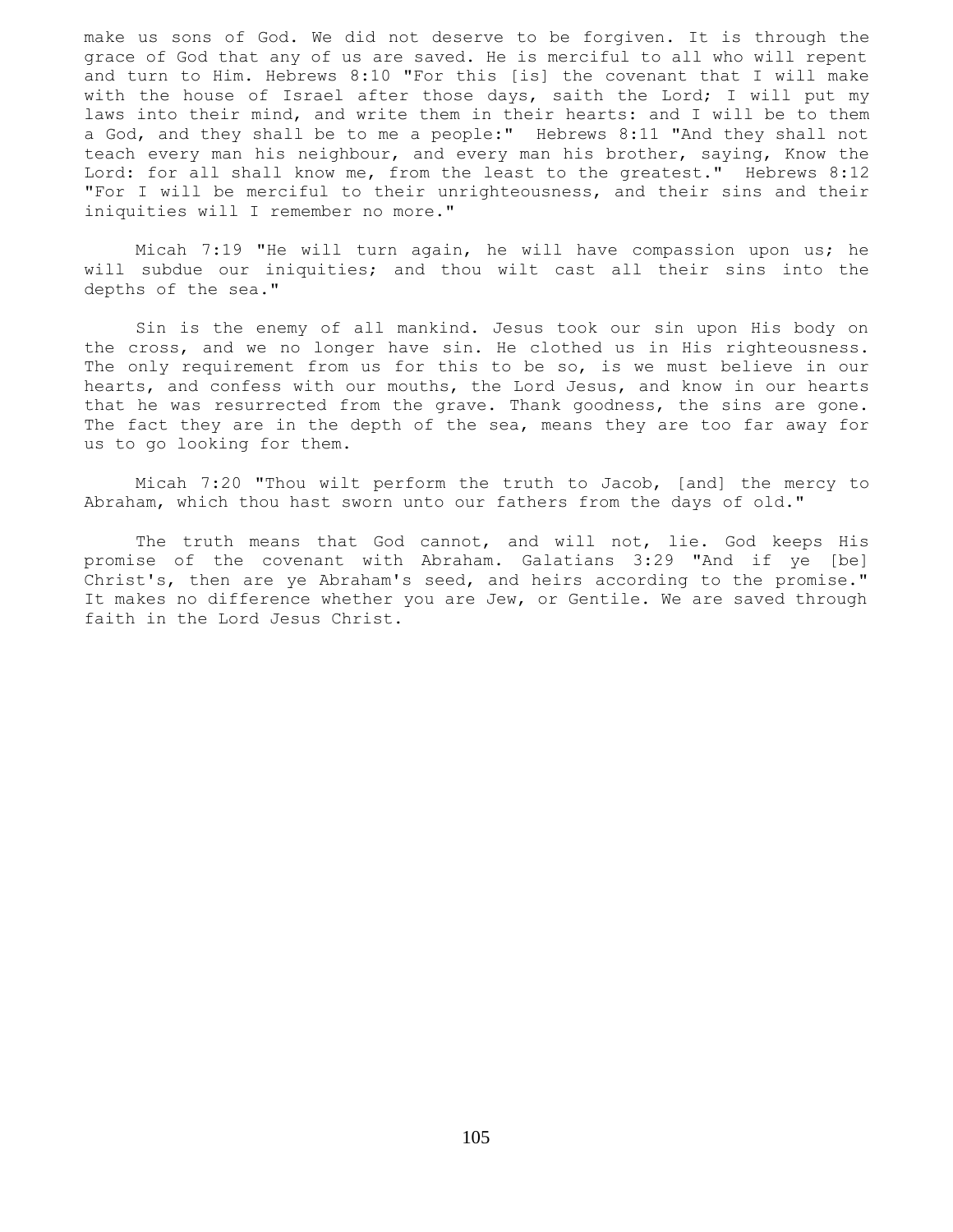make us sons of God. We did not deserve to be forgiven. It is through the grace of God that any of us are saved. He is merciful to all who will repent and turn to Him. Hebrews 8:10 "For this [is] the covenant that I will make with the house of Israel after those days, saith the Lord; I will put my laws into their mind, and write them in their hearts: and I will be to them a God, and they shall be to me a people:" Hebrews 8:11 "And they shall not teach every man his neighbour, and every man his brother, saying, Know the Lord: for all shall know me, from the least to the greatest." Hebrews 8:12 "For I will be merciful to their unrighteousness, and their sins and their iniquities will I remember no more."

Micah 7:19 "He will turn again, he will have compassion upon us; he will subdue our iniquities; and thou wilt cast all their sins into the depths of the sea."

Sin is the enemy of all mankind. Jesus took our sin upon His body on the cross, and we no longer have sin. He clothed us in His righteousness. The only requirement from us for this to be so, is we must believe in our hearts, and confess with our mouths, the Lord Jesus, and know in our hearts that he was resurrected from the grave. Thank goodness, the sins are gone. The fact they are in the depth of the sea, means they are too far away for us to go looking for them.

Micah 7:20 "Thou wilt perform the truth to Jacob, [and] the mercy to Abraham, which thou hast sworn unto our fathers from the days of old."

The truth means that God cannot, and will not, lie. God keeps His promise of the covenant with Abraham. Galatians 3:29 "And if ye [be] Christ's, then are ye Abraham's seed, and heirs according to the promise." It makes no difference whether you are Jew, or Gentile. We are saved through faith in the Lord Jesus Christ.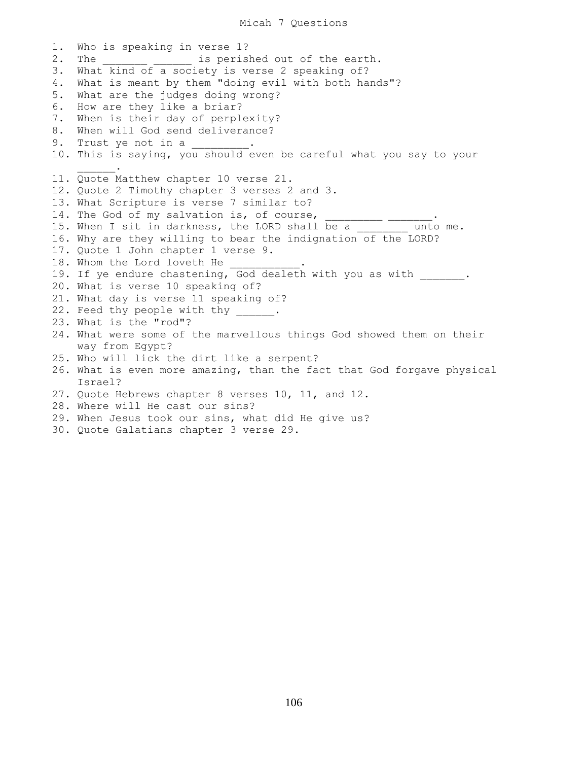# Micah 7 Questions

1. Who is speaking in verse 1?
2. The _______ ______ is perished out of the earth.
3. What kind of a society is verse 2 speaking of?
4. What is meant by them "doing evil with both hands"?
5. What are the judges doing wrong?
6. How are they like a briar?
7. When is their day of perplexity?
8. When will God send deliverance?
9. Trust ye not in a _________.
10. This is saying, you should even be careful what you say to your ______.
11. Quote Matthew chapter 10 verse 21.
12. Quote 2 Timothy chapter 3 verses 2 and 3.
13. What Scripture is verse 7 similar to?
14. The God of my salvation is, of course, _________ _______.
15. When I sit in darkness, the LORD shall be a ________ unto me.
16. Why are they willing to bear the indignation of the LORD?
17. Quote 1 John chapter 1 verse 9.
18. Whom the Lord loveth He ___________.
19. If ye endure chastening, God dealeth with you as with _______.
20. What is verse 10 speaking of?
21. What day is verse 11 speaking of?
22. Feed thy people with thy ______.
23. What is the "rod"?
24. What were some of the marvellous things God showed them on their way from Egypt?
25. Who will lick the dirt like a serpent?
26. What is even more amazing, than the fact that God forgave physical Israel?
27. Quote Hebrews chapter 8 verses 10, 11, and 12.
28. Where will He cast our sins?
29. When Jesus took our sins, what did He give us?
30. Quote Galatians chapter 3 verse 29.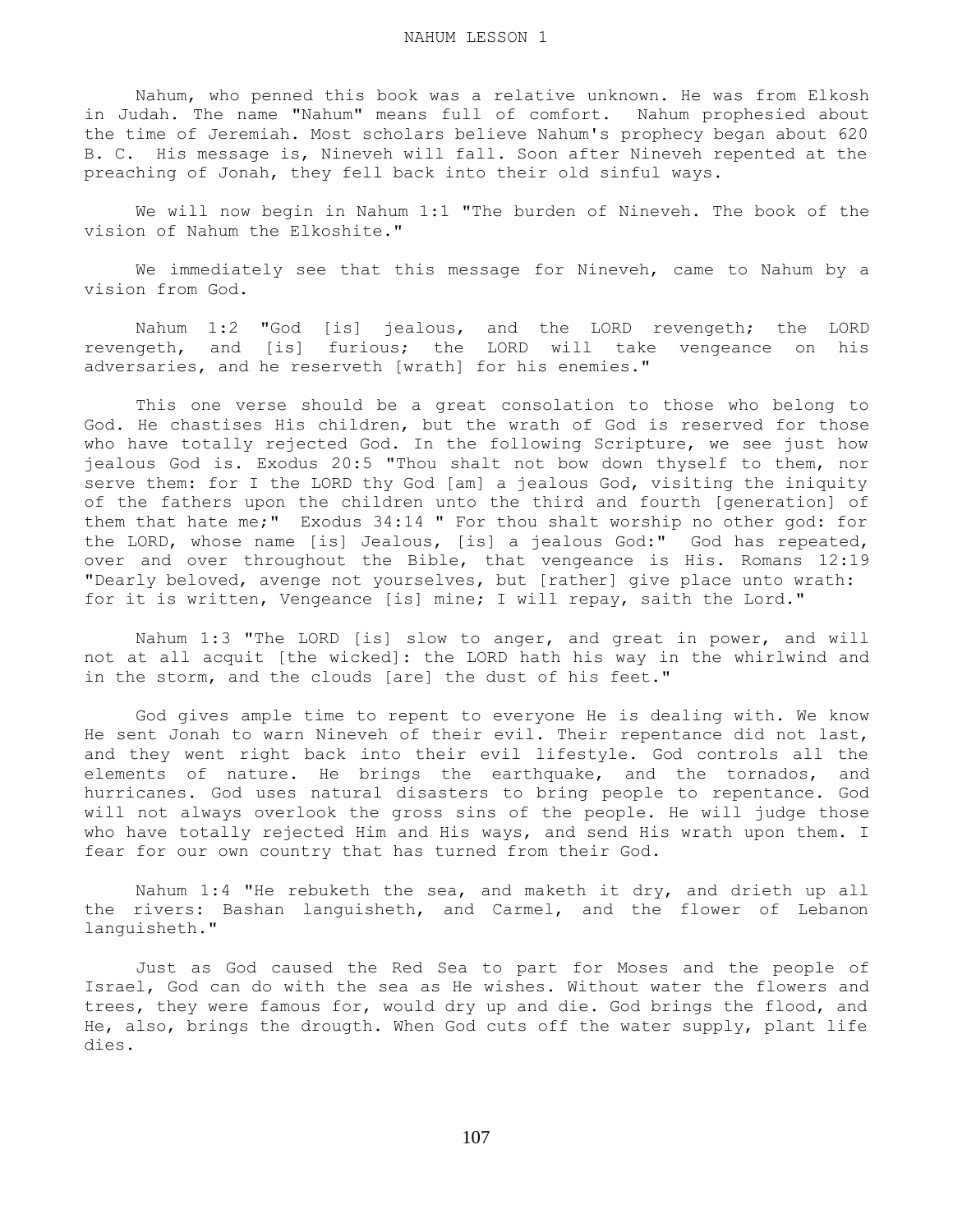# NAHUM LESSON 1

Nahum, who penned this book was a relative unknown. He was from Elkosh in Judah. The name "Nahum" means full of comfort. Nahum prophesied about the time of Jeremiah. Most scholars believe Nahum's prophecy began about 620 B. C. His message is, Nineveh will fall. Soon after Nineveh repented at the preaching of Jonah, they fell back into their old sinful ways.

We will now begin in Nahum 1:1 "The burden of Nineveh. The book of the vision of Nahum the Elkoshite."

We immediately see that this message for Nineveh, came to Nahum by a vision from God.

Nahum 1:2 "God [is] jealous, and the LORD revengeth; the LORD revengeth, and [is] furious; the LORD will take vengeance on his adversaries, and he reserveth [wrath] for his enemies."

This one verse should be a great consolation to those who belong to God. He chastises His children, but the wrath of God is reserved for those who have totally rejected God. In the following Scripture, we see just how jealous God is. Exodus 20:5 "Thou shalt not bow down thyself to them, nor serve them: for I the LORD thy God [am] a jealous God, visiting the iniquity of the fathers upon the children unto the third and fourth [generation] of them that hate me;" Exodus 34:14 " For thou shalt worship no other god: for the LORD, whose name [is] Jealous, [is] a jealous God:" God has repeated, over and over throughout the Bible, that vengeance is His. Romans 12:19 "Dearly beloved, avenge not yourselves, but [rather] give place unto wrath: for it is written, Vengeance [is] mine; I will repay, saith the Lord."

Nahum 1:3 "The LORD [is] slow to anger, and great in power, and will not at all acquit [the wicked]: the LORD hath his way in the whirlwind and in the storm, and the clouds [are] the dust of his feet."

God gives ample time to repent to everyone He is dealing with. We know He sent Jonah to warn Nineveh of their evil. Their repentance did not last, and they went right back into their evil lifestyle. God controls all the elements of nature. He brings the earthquake, and the tornados, and hurricanes. God uses natural disasters to bring people to repentance. God will not always overlook the gross sins of the people. He will judge those who have totally rejected Him and His ways, and send His wrath upon them. I fear for our own country that has turned from their God.

Nahum 1:4 "He rebuketh the sea, and maketh it dry, and drieth up all the rivers: Bashan languisheth, and Carmel, and the flower of Lebanon languisheth."

Just as God caused the Red Sea to part for Moses and the people of Israel, God can do with the sea as He wishes. Without water the flowers and trees, they were famous for, would dry up and die. God brings the flood, and He, also, brings the drougth. When God cuts off the water supply, plant life dies.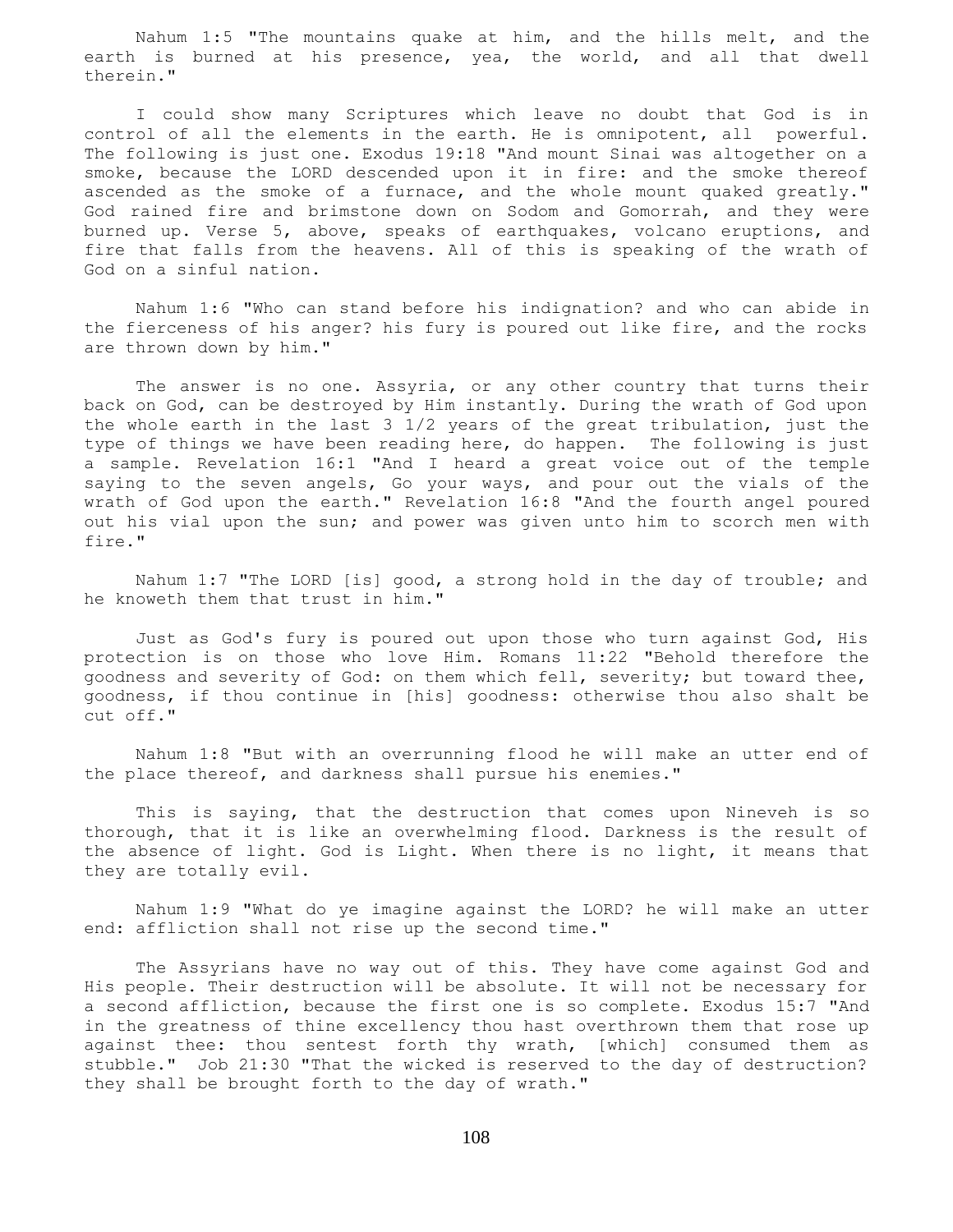Nahum 1:5 "The mountains quake at him, and the hills melt, and the earth is burned at his presence, yea, the world, and all that dwell therein."

I could show many Scriptures which leave no doubt that God is in control of all the elements in the earth. He is omnipotent, all powerful. The following is just one. Exodus 19:18 "And mount Sinai was altogether on a smoke, because the LORD descended upon it in fire: and the smoke thereof ascended as the smoke of a furnace, and the whole mount quaked greatly." God rained fire and brimstone down on Sodom and Gomorrah, and they were burned up. Verse 5, above, speaks of earthquakes, volcano eruptions, and fire that falls from the heavens. All of this is speaking of the wrath of God on a sinful nation.

Nahum 1:6 "Who can stand before his indignation? and who can abide in the fierceness of his anger? his fury is poured out like fire, and the rocks are thrown down by him."

The answer is no one. Assyria, or any other country that turns their back on God, can be destroyed by Him instantly. During the wrath of God upon the whole earth in the last 3 1/2 years of the great tribulation, just the type of things we have been reading here, do happen. The following is just a sample. Revelation 16:1 "And I heard a great voice out of the temple saying to the seven angels, Go your ways, and pour out the vials of the wrath of God upon the earth." Revelation 16:8 "And the fourth angel poured out his vial upon the sun; and power was given unto him to scorch men with fire."

Nahum 1:7 "The LORD [is] good, a strong hold in the day of trouble; and he knoweth them that trust in him."

Just as God's fury is poured out upon those who turn against God, His protection is on those who love Him. Romans 11:22 "Behold therefore the goodness and severity of God: on them which fell, severity; but toward thee, goodness, if thou continue in [his] goodness: otherwise thou also shalt be cut off."

Nahum 1:8 "But with an overrunning flood he will make an utter end of the place thereof, and darkness shall pursue his enemies."

This is saying, that the destruction that comes upon Nineveh is so thorough, that it is like an overwhelming flood. Darkness is the result of the absence of light. God is Light. When there is no light, it means that they are totally evil.

Nahum 1:9 "What do ye imagine against the LORD? he will make an utter end: affliction shall not rise up the second time."

The Assyrians have no way out of this. They have come against God and His people. Their destruction will be absolute. It will not be necessary for a second affliction, because the first one is so complete. Exodus 15:7 "And in the greatness of thine excellency thou hast overthrown them that rose up against thee: thou sentest forth thy wrath, [which] consumed them as stubble." Job 21:30 "That the wicked is reserved to the day of destruction? they shall be brought forth to the day of wrath."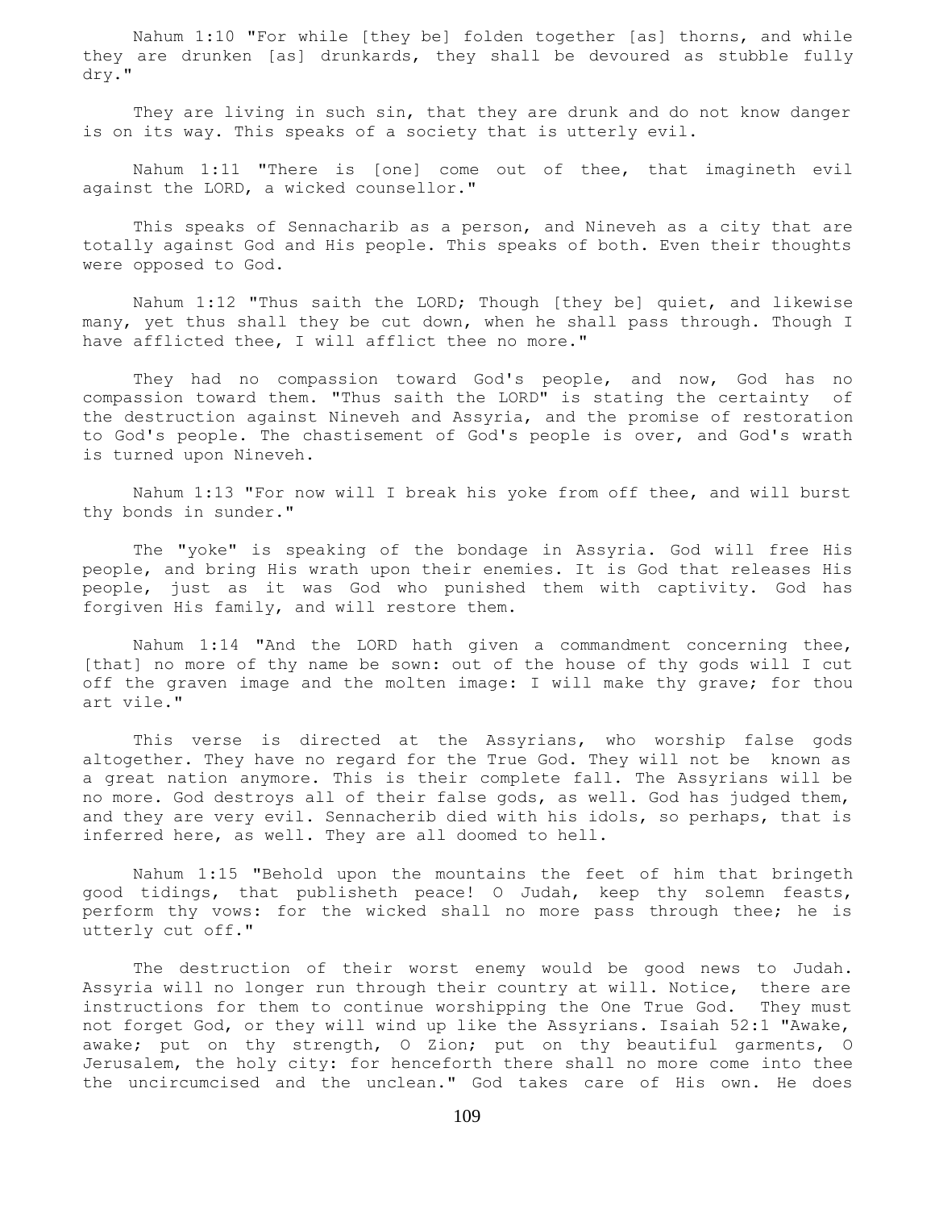Nahum 1:10 "For while [they be] folden together [as] thorns, and while they are drunken [as] drunkards, they shall be devoured as stubble fully dry."

They are living in such sin, that they are drunk and do not know danger is on its way. This speaks of a society that is utterly evil.

Nahum 1:11 "There is [one] come out of thee, that imagineth evil against the LORD, a wicked counsellor."

This speaks of Sennacharib as a person, and Nineveh as a city that are totally against God and His people. This speaks of both. Even their thoughts were opposed to God.

Nahum 1:12 "Thus saith the LORD; Though [they be] quiet, and likewise many, yet thus shall they be cut down, when he shall pass through. Though I have afflicted thee, I will afflict thee no more."

They had no compassion toward God's people, and now, God has no compassion toward them. "Thus saith the LORD" is stating the certainty of the destruction against Nineveh and Assyria, and the promise of restoration to God's people. The chastisement of God's people is over, and God's wrath is turned upon Nineveh.

Nahum 1:13 "For now will I break his yoke from off thee, and will burst thy bonds in sunder."

The "yoke" is speaking of the bondage in Assyria. God will free His people, and bring His wrath upon their enemies. It is God that releases His people, just as it was God who punished them with captivity. God has forgiven His family, and will restore them.

Nahum 1:14 "And the LORD hath given a commandment concerning thee, [that] no more of thy name be sown: out of the house of thy gods will I cut off the graven image and the molten image: I will make thy grave; for thou art vile."

This verse is directed at the Assyrians, who worship false gods altogether. They have no regard for the True God. They will not be known as a great nation anymore. This is their complete fall. The Assyrians will be no more. God destroys all of their false gods, as well. God has judged them, and they are very evil. Sennacherib died with his idols, so perhaps, that is inferred here, as well. They are all doomed to hell.

Nahum 1:15 "Behold upon the mountains the feet of him that bringeth good tidings, that publisheth peace! O Judah, keep thy solemn feasts, perform thy vows: for the wicked shall no more pass through thee; he is utterly cut off."

The destruction of their worst enemy would be good news to Judah. Assyria will no longer run through their country at will. Notice, there are instructions for them to continue worshipping the One True God. They must not forget God, or they will wind up like the Assyrians. Isaiah 52:1 "Awake, awake; put on thy strength, O Zion; put on thy beautiful garments, O Jerusalem, the holy city: for henceforth there shall no more come into thee the uncircumcised and the unclean." God takes care of His own. He does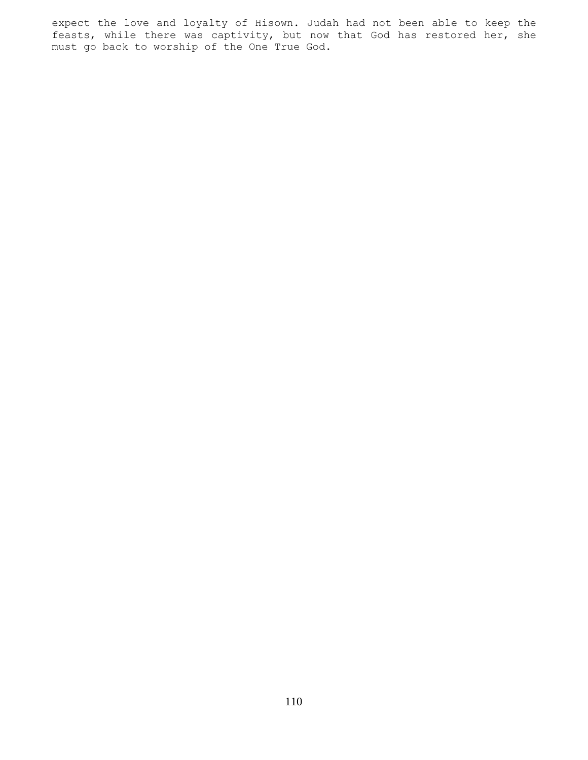expect the love and loyalty of Hisown. Judah had not been able to keep the feasts, while there was captivity, but now that God has restored her, she must go back to worship of the One True God.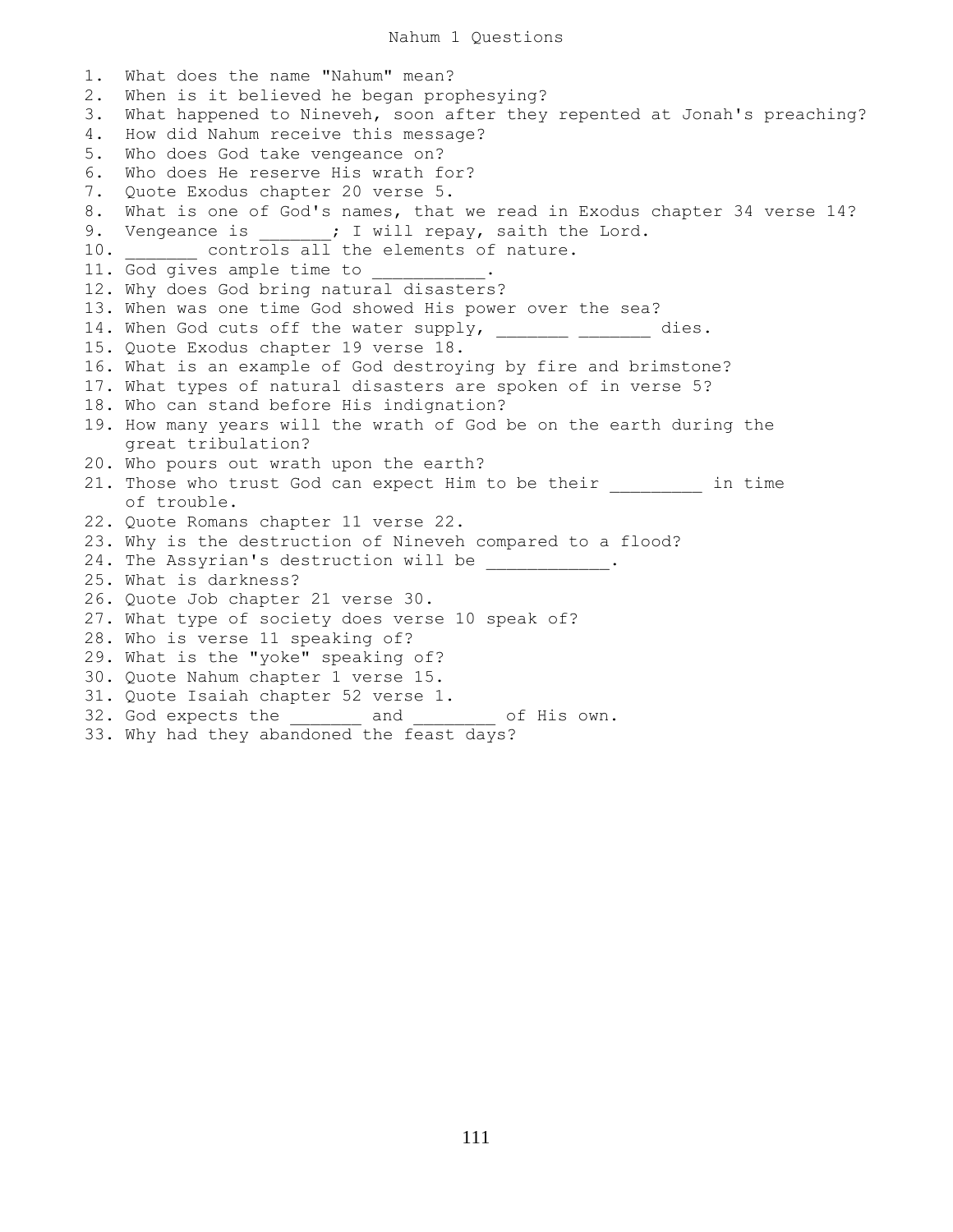# Nahum 1 Questions

1. What does the name "Nahum" mean?
2. When is it believed he began prophesying?
3. What happened to Nineveh, soon after they repented at Jonah's preaching?
4. How did Nahum receive this message?
5. Who does God take vengeance on?
6. Who does He reserve His wrath for?
7. Quote Exodus chapter 20 verse 5.
8. What is one of God's names, that we read in Exodus chapter 34 verse 14?
9. Vengeance is _______; I will repay, saith the Lord.
10. _______ controls all the elements of nature.
11. God gives ample time to ___________.
12. Why does God bring natural disasters?
13. When was one time God showed His power over the sea?
14. When God cuts off the water supply, _______ _______ dies.
15. Quote Exodus chapter 19 verse 18.
16. What is an example of God destroying by fire and brimstone?
17. What types of natural disasters are spoken of in verse 5?
18. Who can stand before His indignation?
19. How many years will the wrath of God be on the earth during the great tribulation?
20. Who pours out wrath upon the earth?
21. Those who trust God can expect Him to be their _________ in time of trouble.
22. Quote Romans chapter 11 verse 22.
23. Why is the destruction of Nineveh compared to a flood?
24. The Assyrian's destruction will be ____________.
25. What is darkness?
26. Quote Job chapter 21 verse 30.
27. What type of society does verse 10 speak of?
28. Who is verse 11 speaking of?
29. What is the "yoke" speaking of?
30. Quote Nahum chapter 1 verse 15.
31. Quote Isaiah chapter 52 verse 1.
32. God expects the _______ and ________ of His own.
33. Why had they abandoned the feast days?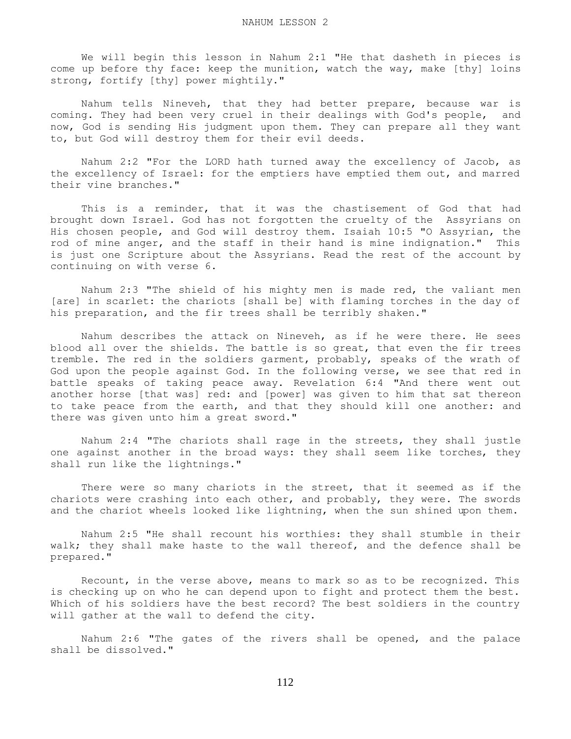# NAHUM LESSON 2

We will begin this lesson in Nahum 2:1 "He that dasheth in pieces is come up before thy face: keep the munition, watch the way, make [thy] loins strong, fortify [thy] power mightily."

Nahum tells Nineveh, that they had better prepare, because war is coming. They had been very cruel in their dealings with God's people, and now, God is sending His judgment upon them. They can prepare all they want to, but God will destroy them for their evil deeds.

Nahum 2:2 "For the LORD hath turned away the excellency of Jacob, as the excellency of Israel: for the emptiers have emptied them out, and marred their vine branches."

This is a reminder, that it was the chastisement of God that had brought down Israel. God has not forgotten the cruelty of the Assyrians on His chosen people, and God will destroy them. Isaiah 10:5 "O Assyrian, the rod of mine anger, and the staff in their hand is mine indignation." This is just one Scripture about the Assyrians. Read the rest of the account by continuing on with verse 6.

Nahum 2:3 "The shield of his mighty men is made red, the valiant men [are] in scarlet: the chariots [shall be] with flaming torches in the day of his preparation, and the fir trees shall be terribly shaken."

Nahum describes the attack on Nineveh, as if he were there. He sees blood all over the shields. The battle is so great, that even the fir trees tremble. The red in the soldiers garment, probably, speaks of the wrath of God upon the people against God. In the following verse, we see that red in battle speaks of taking peace away. Revelation 6:4 "And there went out another horse [that was] red: and [power] was given to him that sat thereon to take peace from the earth, and that they should kill one another: and there was given unto him a great sword."

Nahum 2:4 "The chariots shall rage in the streets, they shall justle one against another in the broad ways: they shall seem like torches, they shall run like the lightnings."

There were so many chariots in the street, that it seemed as if the chariots were crashing into each other, and probably, they were. The swords and the chariot wheels looked like lightning, when the sun shined upon them.

Nahum 2:5 "He shall recount his worthies: they shall stumble in their walk; they shall make haste to the wall thereof, and the defence shall be prepared."

Recount, in the verse above, means to mark so as to be recognized. This is checking up on who he can depend upon to fight and protect them the best. Which of his soldiers have the best record? The best soldiers in the country will gather at the wall to defend the city.

Nahum 2:6 "The gates of the rivers shall be opened, and the palace shall be dissolved."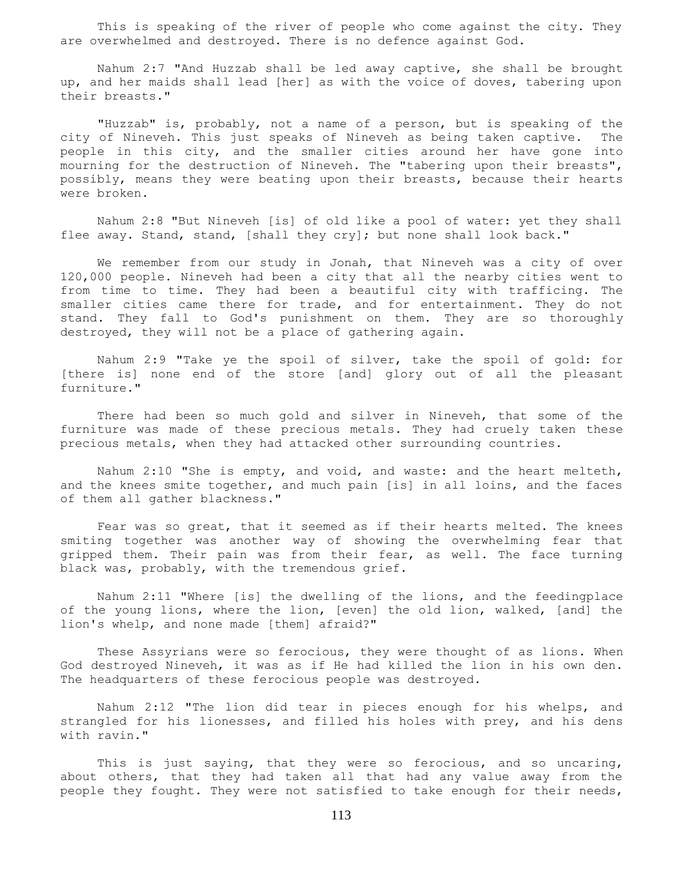This is speaking of the river of people who come against the city. They are overwhelmed and destroyed. There is no defence against God.

Nahum 2:7 "And Huzzab shall be led away captive, she shall be brought up, and her maids shall lead [her] as with the voice of doves, tabering upon their breasts."

"Huzzab" is, probably, not a name of a person, but is speaking of the city of Nineveh. This just speaks of Nineveh as being taken captive. The people in this city, and the smaller cities around her have gone into mourning for the destruction of Nineveh. The "tabering upon their breasts", possibly, means they were beating upon their breasts, because their hearts were broken.

Nahum 2:8 "But Nineveh [is] of old like a pool of water: yet they shall flee away. Stand, stand, [shall they cry]; but none shall look back."

We remember from our study in Jonah, that Nineveh was a city of over 120,000 people. Nineveh had been a city that all the nearby cities went to from time to time. They had been a beautiful city with trafficing. The smaller cities came there for trade, and for entertainment. They do not stand. They fall to God's punishment on them. They are so thoroughly destroyed, they will not be a place of gathering again.

Nahum 2:9 "Take ye the spoil of silver, take the spoil of gold: for [there is] none end of the store [and] glory out of all the pleasant furniture."

There had been so much gold and silver in Nineveh, that some of the furniture was made of these precious metals. They had cruely taken these precious metals, when they had attacked other surrounding countries.

Nahum 2:10 "She is empty, and void, and waste: and the heart melteth, and the knees smite together, and much pain [is] in all loins, and the faces of them all gather blackness."

Fear was so great, that it seemed as if their hearts melted. The knees smiting together was another way of showing the overwhelming fear that gripped them. Their pain was from their fear, as well. The face turning black was, probably, with the tremendous grief.

Nahum 2:11 "Where [is] the dwelling of the lions, and the feedingplace of the young lions, where the lion, [even] the old lion, walked, [and] the lion's whelp, and none made [them] afraid?"

These Assyrians were so ferocious, they were thought of as lions. When God destroyed Nineveh, it was as if He had killed the lion in his own den. The headquarters of these ferocious people was destroyed.

Nahum 2:12 "The lion did tear in pieces enough for his whelps, and strangled for his lionesses, and filled his holes with prey, and his dens with ravin."

This is just saying, that they were so ferocious, and so uncaring, about others, that they had taken all that had any value away from the people they fought. They were not satisfied to take enough for their needs,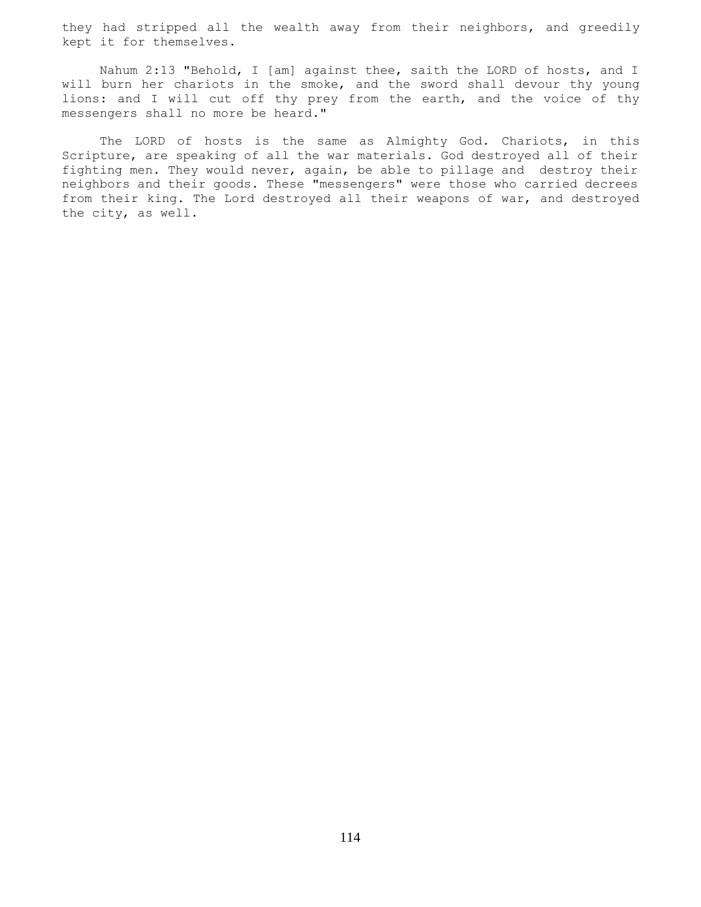they had stripped all the wealth away from their neighbors, and greedily kept it for themselves.

Nahum 2:13 "Behold, I [am] against thee, saith the LORD of hosts, and I will burn her chariots in the smoke, and the sword shall devour thy young lions: and I will cut off thy prey from the earth, and the voice of thy messengers shall no more be heard."

The LORD of hosts is the same as Almighty God. Chariots, in this Scripture, are speaking of all the war materials. God destroyed all of their fighting men. They would never, again, be able to pillage and destroy their neighbors and their goods. These "messengers" were those who carried decrees from their king. The Lord destroyed all their weapons of war, and destroyed the city, as well.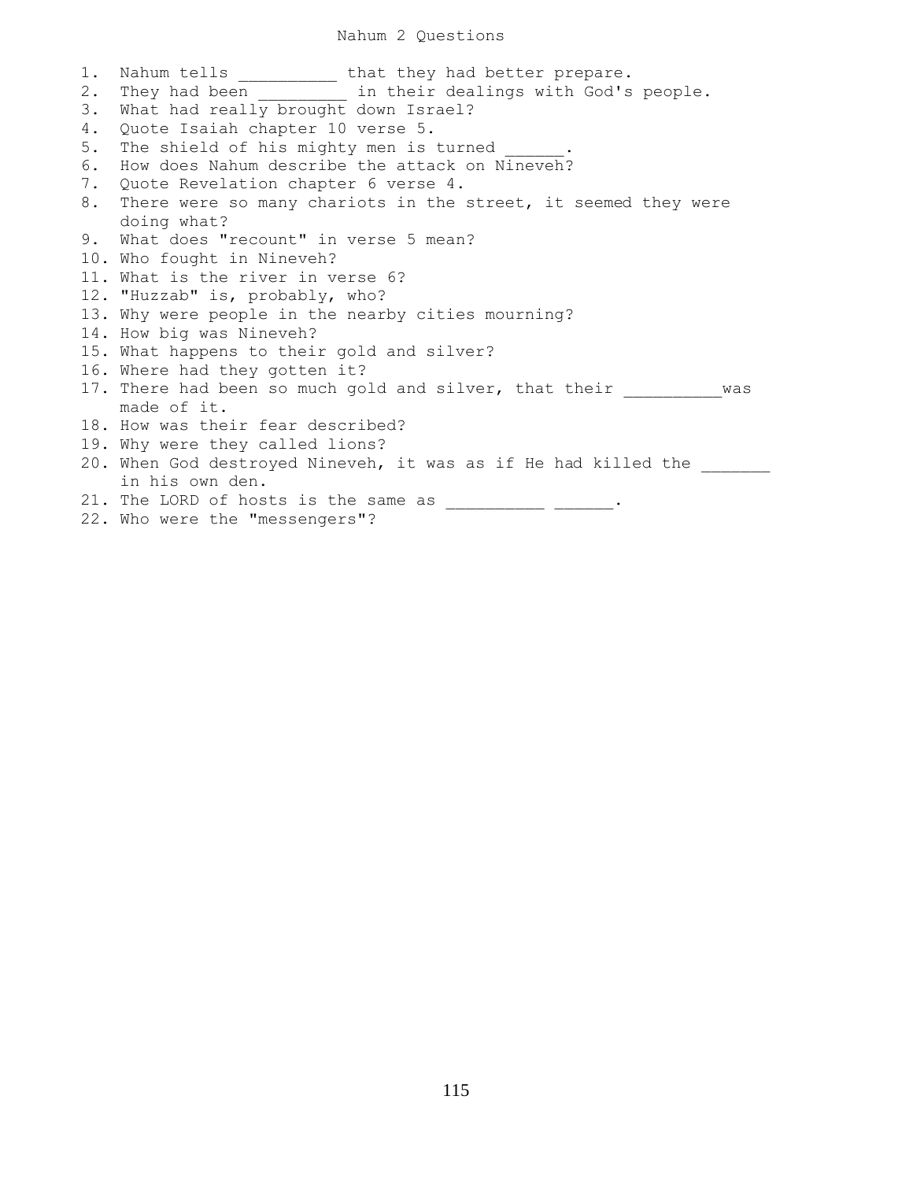# Nahum 2 Questions

1. Nahum tells __________ that they had better prepare.
2. They had been _________ in their dealings with God's people.
3. What had really brought down Israel?
4. Quote Isaiah chapter 10 verse 5.
5. The shield of his mighty men is turned ______.
6. How does Nahum describe the attack on Nineveh?
7. Quote Revelation chapter 6 verse 4.
8. There were so many chariots in the street, it seemed they were doing what?
9. What does "recount" in verse 5 mean?
10. Who fought in Nineveh?
11. What is the river in verse 6?
12. "Huzzab" is, probably, who?
13. Why were people in the nearby cities mourning?
14. How big was Nineveh?
15. What happens to their gold and silver?
16. Where had they gotten it?
17. There had been so much gold and silver, that their __________was made of it.
18. How was their fear described?
19. Why were they called lions?
20. When God destroyed Nineveh, it was as if He had killed the _______ in his own den.
21. The LORD of hosts is the same as __________ ______.
22. Who were the "messengers"?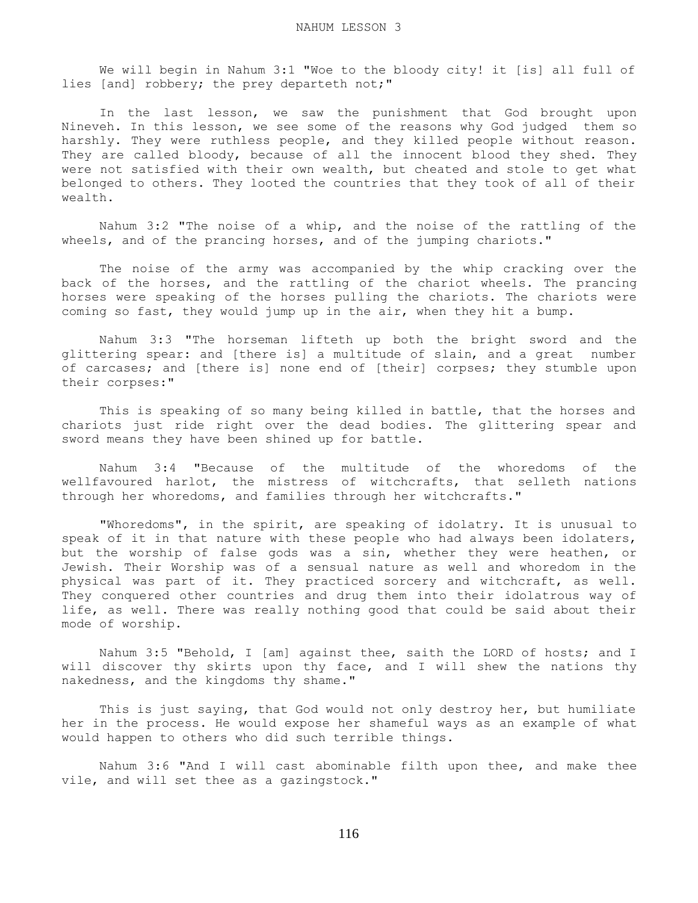# NAHUM LESSON 3

We will begin in Nahum 3:1 "Woe to the bloody city! it [is] all full of lies [and] robbery; the prey departeth not;"

In the last lesson, we saw the punishment that God brought upon Nineveh. In this lesson, we see some of the reasons why God judged them so harshly. They were ruthless people, and they killed people without reason. They are called bloody, because of all the innocent blood they shed. They were not satisfied with their own wealth, but cheated and stole to get what belonged to others. They looted the countries that they took of all of their wealth.

Nahum 3:2 "The noise of a whip, and the noise of the rattling of the wheels, and of the prancing horses, and of the jumping chariots."

The noise of the army was accompanied by the whip cracking over the back of the horses, and the rattling of the chariot wheels. The prancing horses were speaking of the horses pulling the chariots. The chariots were coming so fast, they would jump up in the air, when they hit a bump.

Nahum 3:3 "The horseman lifteth up both the bright sword and the glittering spear: and [there is] a multitude of slain, and a great number of carcases; and [there is] none end of [their] corpses; they stumble upon their corpses:"

This is speaking of so many being killed in battle, that the horses and chariots just ride right over the dead bodies. The glittering spear and sword means they have been shined up for battle.

Nahum 3:4 "Because of the multitude of the whoredoms of the wellfavoured harlot, the mistress of witchcrafts, that selleth nations through her whoredoms, and families through her witchcrafts."

"Whoredoms", in the spirit, are speaking of idolatry. It is unusual to speak of it in that nature with these people who had always been idolaters, but the worship of false gods was a sin, whether they were heathen, or Jewish. Their Worship was of a sensual nature as well and whoredom in the physical was part of it. They practiced sorcery and witchcraft, as well. They conquered other countries and drug them into their idolatrous way of life, as well. There was really nothing good that could be said about their mode of worship.

Nahum 3:5 "Behold, I [am] against thee, saith the LORD of hosts; and I will discover thy skirts upon thy face, and I will shew the nations thy nakedness, and the kingdoms thy shame."

This is just saying, that God would not only destroy her, but humiliate her in the process. He would expose her shameful ways as an example of what would happen to others who did such terrible things.

Nahum 3:6 "And I will cast abominable filth upon thee, and make thee vile, and will set thee as a gazingstock."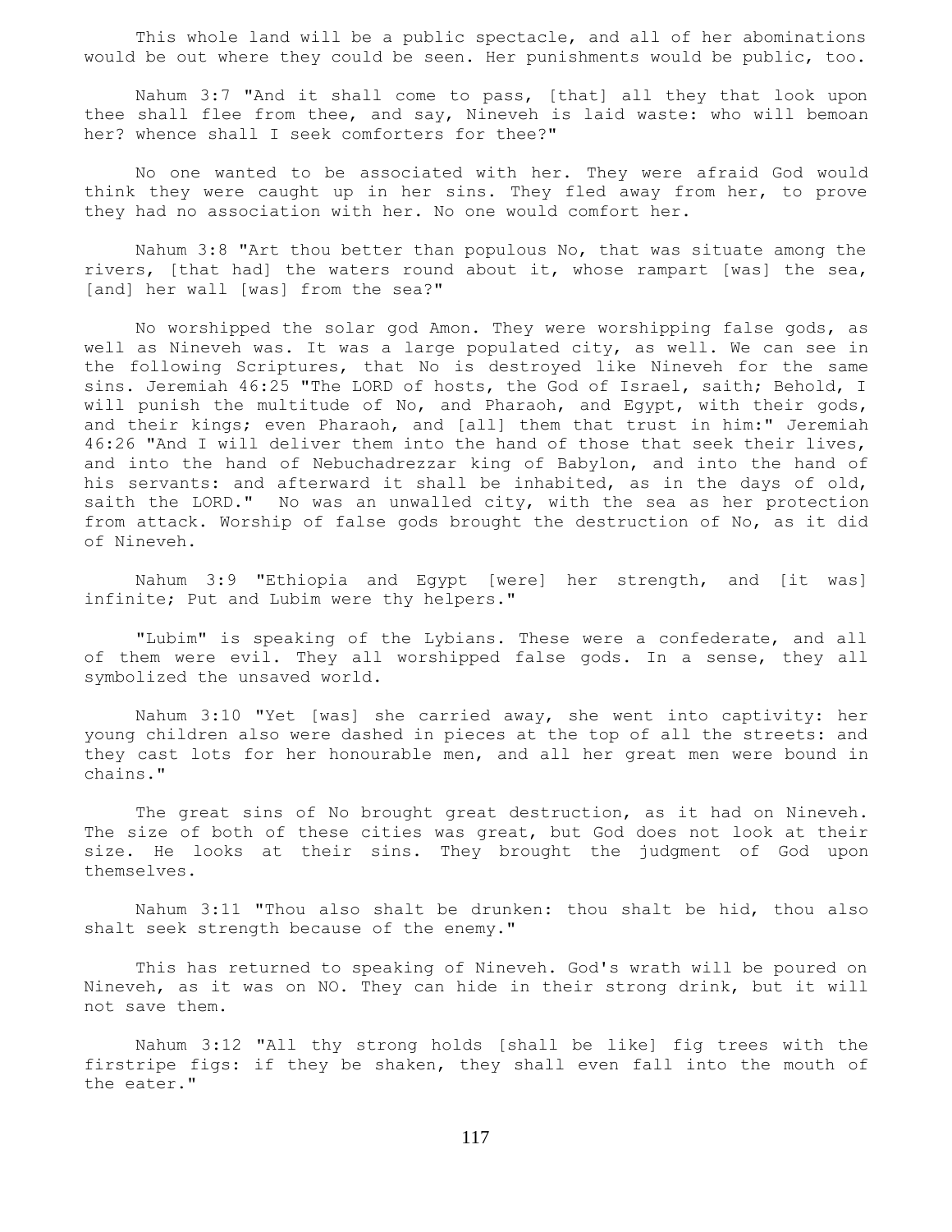This whole land will be a public spectacle, and all of her abominations would be out where they could be seen. Her punishments would be public, too.

Nahum 3:7 "And it shall come to pass, [that] all they that look upon thee shall flee from thee, and say, Nineveh is laid waste: who will bemoan her? whence shall I seek comforters for thee?"

No one wanted to be associated with her. They were afraid God would think they were caught up in her sins. They fled away from her, to prove they had no association with her. No one would comfort her.

Nahum 3:8 "Art thou better than populous No, that was situate among the rivers, [that had] the waters round about it, whose rampart [was] the sea, [and] her wall [was] from the sea?"

No worshipped the solar god Amon. They were worshipping false gods, as well as Nineveh was. It was a large populated city, as well. We can see in the following Scriptures, that No is destroyed like Nineveh for the same sins. Jeremiah 46:25 "The LORD of hosts, the God of Israel, saith; Behold, I will punish the multitude of No, and Pharaoh, and Egypt, with their gods, and their kings; even Pharaoh, and [all] them that trust in him:" Jeremiah 46:26 "And I will deliver them into the hand of those that seek their lives, and into the hand of Nebuchadrezzar king of Babylon, and into the hand of his servants: and afterward it shall be inhabited, as in the days of old, saith the LORD." No was an unwalled city, with the sea as her protection from attack. Worship of false gods brought the destruction of No, as it did of Nineveh.

Nahum 3:9 "Ethiopia and Egypt [were] her strength, and [it was] infinite; Put and Lubim were thy helpers."

"Lubim" is speaking of the Lybians. These were a confederate, and all of them were evil. They all worshipped false gods. In a sense, they all symbolized the unsaved world.

Nahum 3:10 "Yet [was] she carried away, she went into captivity: her young children also were dashed in pieces at the top of all the streets: and they cast lots for her honourable men, and all her great men were bound in chains."

The great sins of No brought great destruction, as it had on Nineveh. The size of both of these cities was great, but God does not look at their size. He looks at their sins. They brought the judgment of God upon themselves.

Nahum 3:11 "Thou also shalt be drunken: thou shalt be hid, thou also shalt seek strength because of the enemy."

This has returned to speaking of Nineveh. God's wrath will be poured on Nineveh, as it was on NO. They can hide in their strong drink, but it will not save them.

Nahum 3:12 "All thy strong holds [shall be like] fig trees with the firstripe figs: if they be shaken, they shall even fall into the mouth of the eater."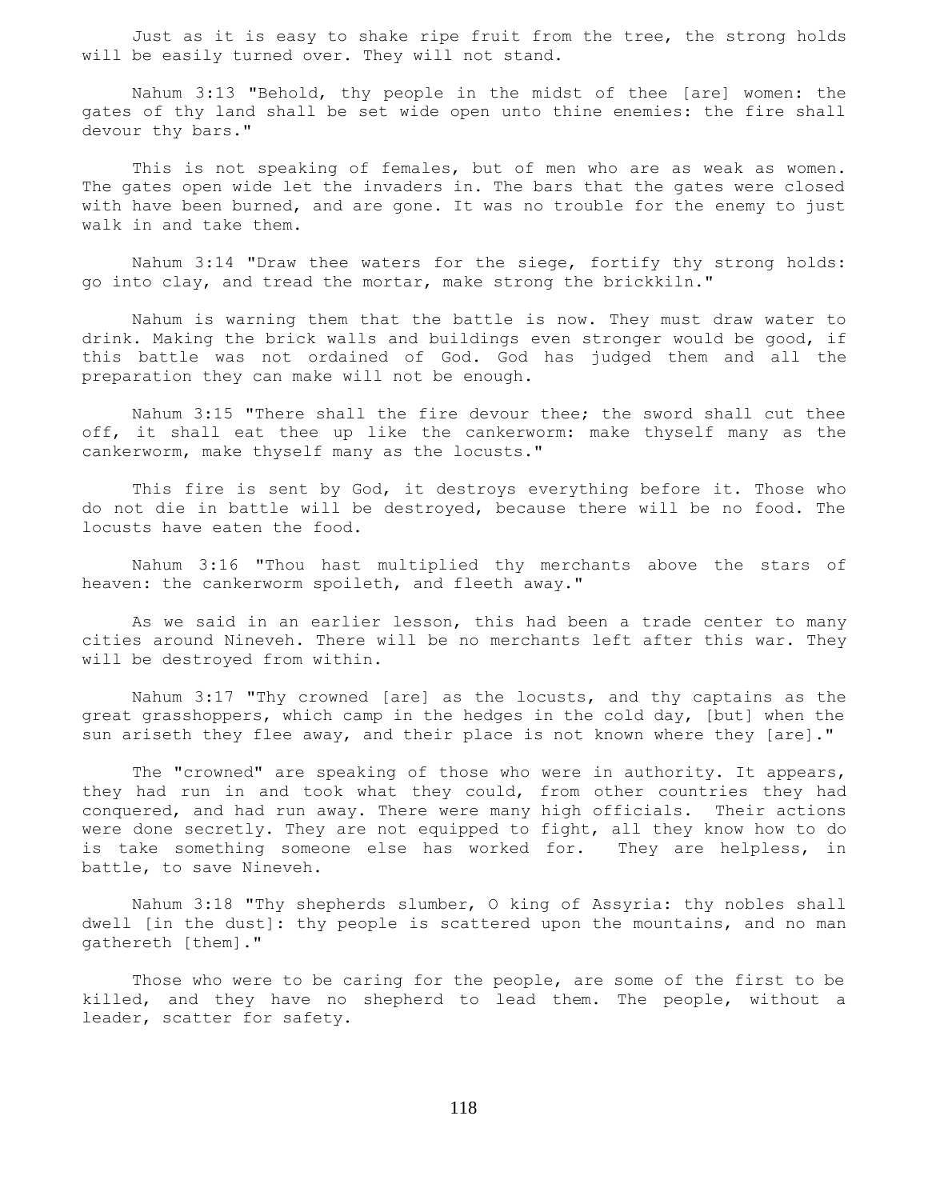Just as it is easy to shake ripe fruit from the tree, the strong holds will be easily turned over. They will not stand.

Nahum 3:13 "Behold, thy people in the midst of thee [are] women: the gates of thy land shall be set wide open unto thine enemies: the fire shall devour thy bars."

This is not speaking of females, but of men who are as weak as women. The gates open wide let the invaders in. The bars that the gates were closed with have been burned, and are gone. It was no trouble for the enemy to just walk in and take them.

Nahum 3:14 "Draw thee waters for the siege, fortify thy strong holds: go into clay, and tread the mortar, make strong the brickkiln."

Nahum is warning them that the battle is now. They must draw water to drink. Making the brick walls and buildings even stronger would be good, if this battle was not ordained of God. God has judged them and all the preparation they can make will not be enough.

Nahum 3:15 "There shall the fire devour thee; the sword shall cut thee off, it shall eat thee up like the cankerworm: make thyself many as the cankerworm, make thyself many as the locusts."

This fire is sent by God, it destroys everything before it. Those who do not die in battle will be destroyed, because there will be no food. The locusts have eaten the food.

Nahum 3:16 "Thou hast multiplied thy merchants above the stars of heaven: the cankerworm spoileth, and fleeth away."

As we said in an earlier lesson, this had been a trade center to many cities around Nineveh. There will be no merchants left after this war. They will be destroyed from within.

Nahum 3:17 "Thy crowned [are] as the locusts, and thy captains as the great grasshoppers, which camp in the hedges in the cold day, [but] when the sun ariseth they flee away, and their place is not known where they [are]."

The "crowned" are speaking of those who were in authority. It appears, they had run in and took what they could, from other countries they had conquered, and had run away. There were many high officials. Their actions were done secretly. They are not equipped to fight, all they know how to do is take something someone else has worked for. They are helpless, in battle, to save Nineveh.

Nahum 3:18 "Thy shepherds slumber, O king of Assyria: thy nobles shall dwell [in the dust]: thy people is scattered upon the mountains, and no man gathereth [them]."

Those who were to be caring for the people, are some of the first to be killed, and they have no shepherd to lead them. The people, without a leader, scatter for safety.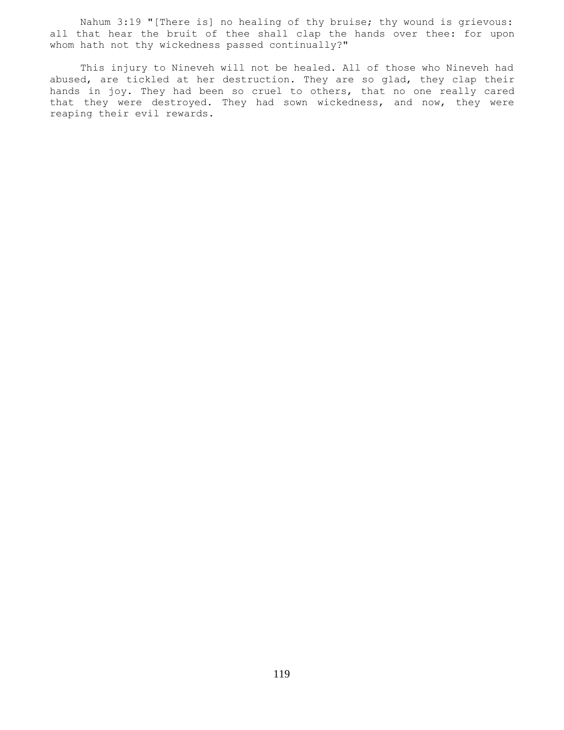Nahum 3:19 "[There is] no healing of thy bruise; thy wound is grievous: all that hear the bruit of thee shall clap the hands over thee: for upon whom hath not thy wickedness passed continually?"

This injury to Nineveh will not be healed. All of those who Nineveh had abused, are tickled at her destruction. They are so glad, they clap their hands in joy. They had been so cruel to others, that no one really cared that they were destroyed. They had sown wickedness, and now, they were reaping their evil rewards.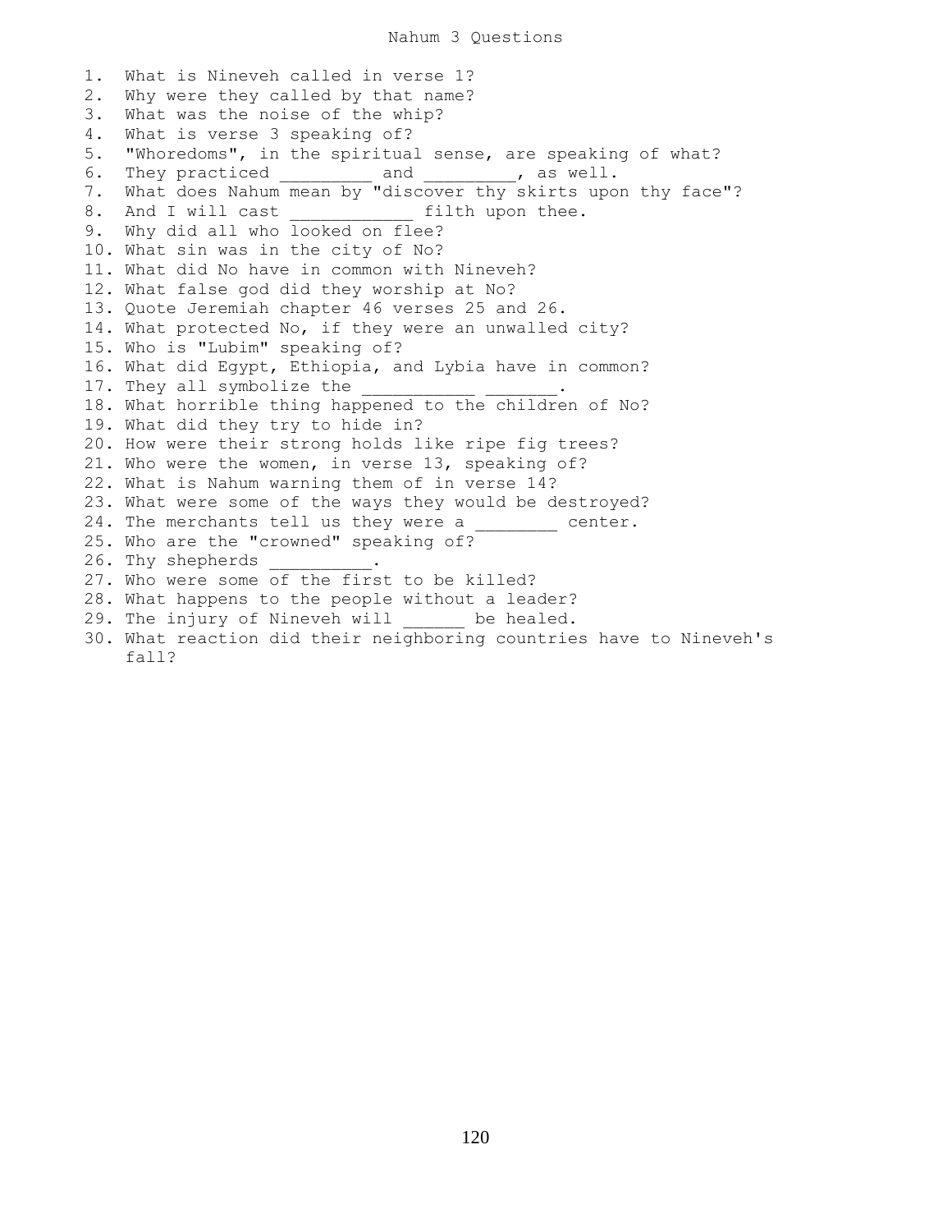# Nahum 3 Questions

1. What is Nineveh called in verse 1?
2. Why were they called by that name?
3. What was the noise of the whip?
4. What is verse 3 speaking of?
5. "Whoredoms", in the spiritual sense, are speaking of what?
6. They practiced _________ and _________, as well.
7. What does Nahum mean by "discover thy skirts upon thy face"?
8. And I will cast ____________ filth upon thee.
9. Why did all who looked on flee?
10. What sin was in the city of No?
11. What did No have in common with Nineveh?
12. What false god did they worship at No?
13. Quote Jeremiah chapter 46 verses 25 and 26.
14. What protected No, if they were an unwalled city?
15. Who is "Lubim" speaking of?
16. What did Egypt, Ethiopia, and Lybia have in common?
17. They all symbolize the ___________ _______.
18. What horrible thing happened to the children of No?
19. What did they try to hide in?
20. How were their strong holds like ripe fig trees?
21. Who were the women, in verse 13, speaking of?
22. What is Nahum warning them of in verse 14?
23. What were some of the ways they would be destroyed?
24. The merchants tell us they were a ________ center.
25. Who are the "crowned" speaking of?
26. Thy shepherds __________.
27. Who were some of the first to be killed?
28. What happens to the people without a leader?
29. The injury of Nineveh will ______ be healed.
30. What reaction did their neighboring countries have to Nineveh's fall?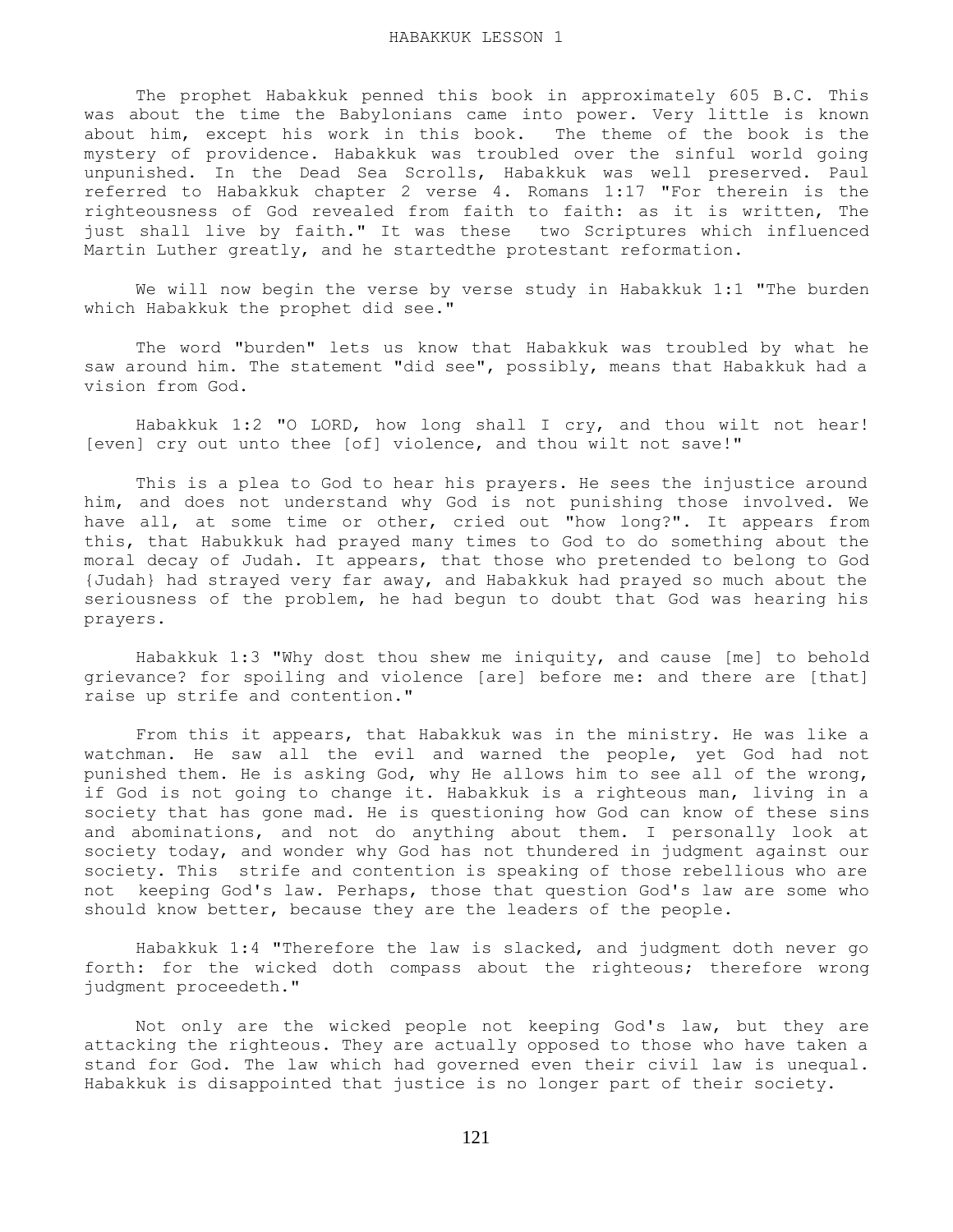# HABAKKUK LESSON 1

The prophet Habakkuk penned this book in approximately 605 B.C. This was about the time the Babylonians came into power. Very little is known about him, except his work in this book. The theme of the book is the mystery of providence. Habakkuk was troubled over the sinful world going unpunished. In the Dead Sea Scrolls, Habakkuk was well preserved. Paul referred to Habakkuk chapter 2 verse 4. Romans 1:17 "For therein is the righteousness of God revealed from faith to faith: as it is written, The just shall live by faith." It was these two Scriptures which influenced Martin Luther greatly, and he startedthe protestant reformation.

We will now begin the verse by verse study in Habakkuk 1:1 "The burden which Habakkuk the prophet did see."

The word "burden" lets us know that Habakkuk was troubled by what he saw around him. The statement "did see", possibly, means that Habakkuk had a vision from God.

Habakkuk 1:2 "O LORD, how long shall I cry, and thou wilt not hear! [even] cry out unto thee [of] violence, and thou wilt not save!"

This is a plea to God to hear his prayers. He sees the injustice around him, and does not understand why God is not punishing those involved. We have all, at some time or other, cried out "how long?". It appears from this, that Habukkuk had prayed many times to God to do something about the moral decay of Judah. It appears, that those who pretended to belong to God {Judah} had strayed very far away, and Habakkuk had prayed so much about the seriousness of the problem, he had begun to doubt that God was hearing his prayers.

Habakkuk 1:3 "Why dost thou shew me iniquity, and cause [me] to behold grievance? for spoiling and violence [are] before me: and there are [that] raise up strife and contention."

From this it appears, that Habakkuk was in the ministry. He was like a watchman. He saw all the evil and warned the people, yet God had not punished them. He is asking God, why He allows him to see all of the wrong, if God is not going to change it. Habakkuk is a righteous man, living in a society that has gone mad. He is questioning how God can know of these sins and abominations, and not do anything about them. I personally look at society today, and wonder why God has not thundered in judgment against our society. This strife and contention is speaking of those rebellious who are not keeping God's law. Perhaps, those that question God's law are some who should know better, because they are the leaders of the people.

Habakkuk 1:4 "Therefore the law is slacked, and judgment doth never go forth: for the wicked doth compass about the righteous; therefore wrong judgment proceedeth."

Not only are the wicked people not keeping God's law, but they are attacking the righteous. They are actually opposed to those who have taken a stand for God. The law which had governed even their civil law is unequal. Habakkuk is disappointed that justice is no longer part of their society.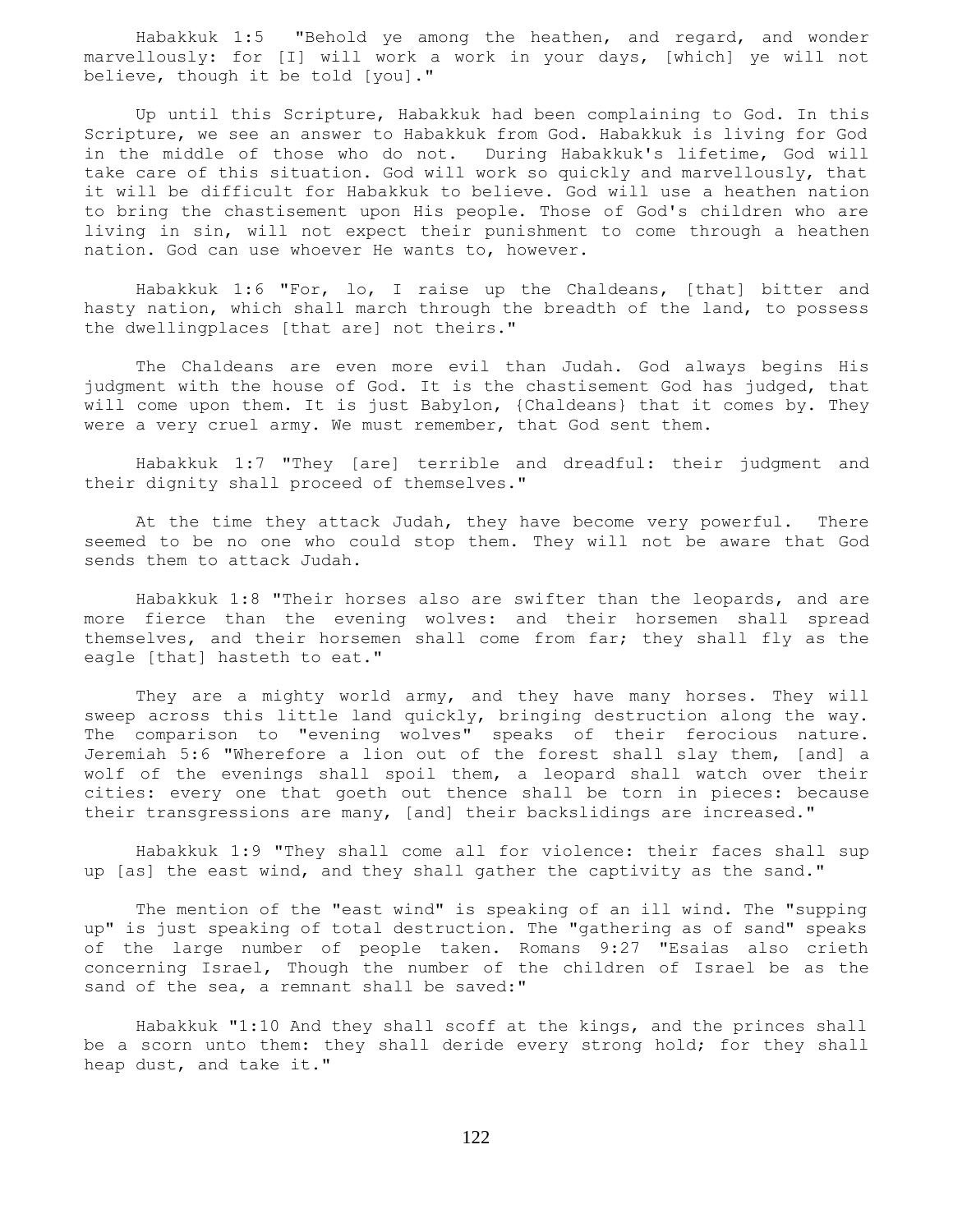Habakkuk 1:5 "Behold ye among the heathen, and regard, and wonder marvellously: for [I] will work a work in your days, [which] ye will not believe, though it be told [you]."

Up until this Scripture, Habakkuk had been complaining to God. In this Scripture, we see an answer to Habakkuk from God. Habakkuk is living for God in the middle of those who do not. During Habakkuk's lifetime, God will take care of this situation. God will work so quickly and marvellously, that it will be difficult for Habakkuk to believe. God will use a heathen nation to bring the chastisement upon His people. Those of God's children who are living in sin, will not expect their punishment to come through a heathen nation. God can use whoever He wants to, however.

Habakkuk 1:6 "For, lo, I raise up the Chaldeans, [that] bitter and hasty nation, which shall march through the breadth of the land, to possess the dwellingplaces [that are] not theirs."

The Chaldeans are even more evil than Judah. God always begins His judgment with the house of God. It is the chastisement God has judged, that will come upon them. It is just Babylon, {Chaldeans} that it comes by. They were a very cruel army. We must remember, that God sent them.

Habakkuk 1:7 "They [are] terrible and dreadful: their judgment and their dignity shall proceed of themselves."

At the time they attack Judah, they have become very powerful. There seemed to be no one who could stop them. They will not be aware that God sends them to attack Judah.

Habakkuk 1:8 "Their horses also are swifter than the leopards, and are more fierce than the evening wolves: and their horsemen shall spread themselves, and their horsemen shall come from far; they shall fly as the eagle [that] hasteth to eat."

They are a mighty world army, and they have many horses. They will sweep across this little land quickly, bringing destruction along the way. The comparison to "evening wolves" speaks of their ferocious nature. Jeremiah 5:6 "Wherefore a lion out of the forest shall slay them, [and] a wolf of the evenings shall spoil them, a leopard shall watch over their cities: every one that goeth out thence shall be torn in pieces: because their transgressions are many, [and] their backslidings are increased."

Habakkuk 1:9 "They shall come all for violence: their faces shall sup up [as] the east wind, and they shall gather the captivity as the sand."

The mention of the "east wind" is speaking of an ill wind. The "supping up" is just speaking of total destruction. The "gathering as of sand" speaks of the large number of people taken. Romans 9:27 "Esaias also crieth concerning Israel, Though the number of the children of Israel be as the sand of the sea, a remnant shall be saved:"

Habakkuk "1:10 And they shall scoff at the kings, and the princes shall be a scorn unto them: they shall deride every strong hold; for they shall heap dust, and take it."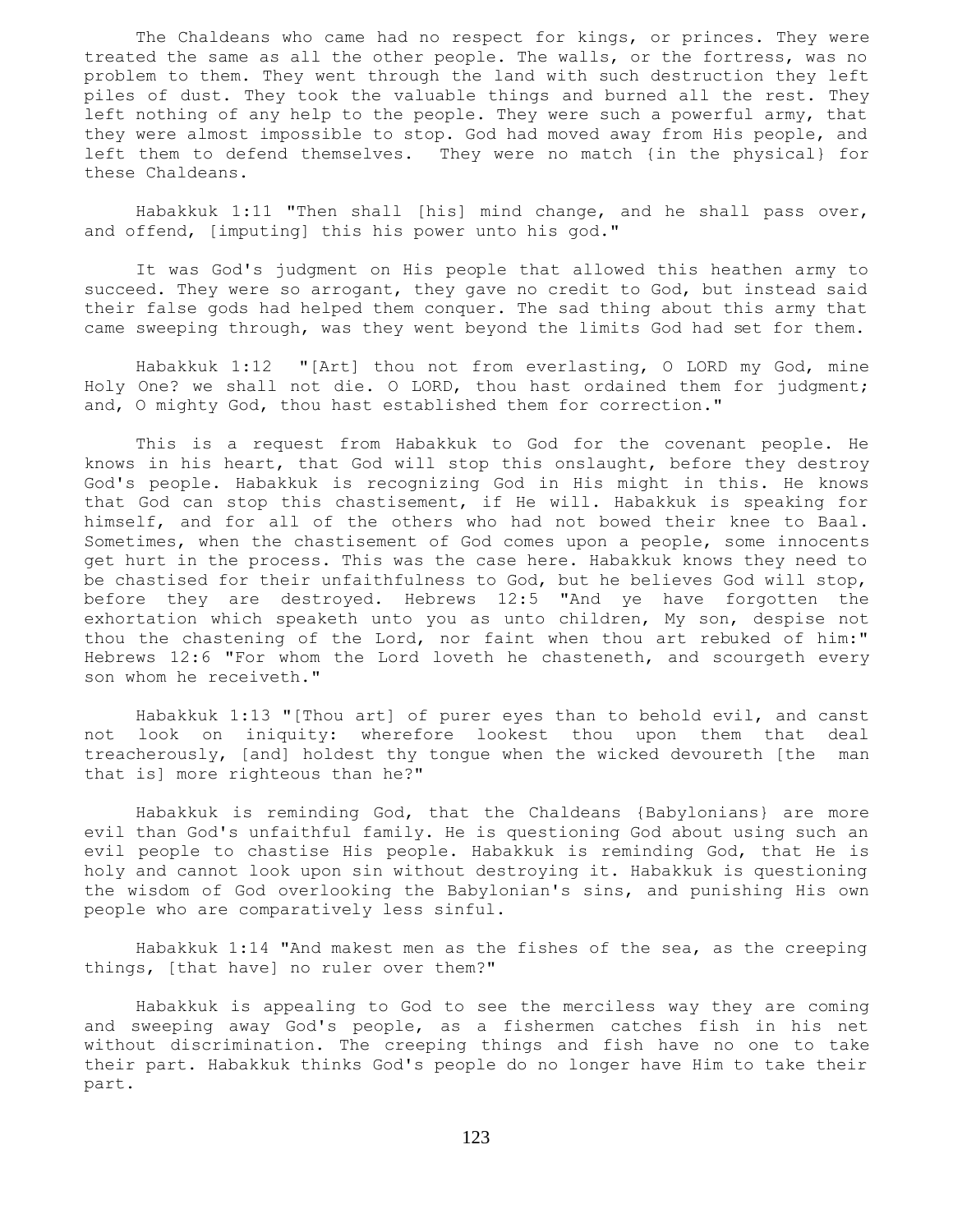The Chaldeans who came had no respect for kings, or princes. They were treated the same as all the other people. The walls, or the fortress, was no problem to them. They went through the land with such destruction they left piles of dust. They took the valuable things and burned all the rest. They left nothing of any help to the people. They were such a powerful army, that they were almost impossible to stop. God had moved away from His people, and left them to defend themselves. They were no match {in the physical} for these Chaldeans.

Habakkuk 1:11 "Then shall [his] mind change, and he shall pass over, and offend, [imputing] this his power unto his god."

It was God's judgment on His people that allowed this heathen army to succeed. They were so arrogant, they gave no credit to God, but instead said their false gods had helped them conquer. The sad thing about this army that came sweeping through, was they went beyond the limits God had set for them.

Habakkuk 1:12 "[Art] thou not from everlasting, O LORD my God, mine Holy One? we shall not die. O LORD, thou hast ordained them for judgment; and, O mighty God, thou hast established them for correction."

This is a request from Habakkuk to God for the covenant people. He knows in his heart, that God will stop this onslaught, before they destroy God's people. Habakkuk is recognizing God in His might in this. He knows that God can stop this chastisement, if He will. Habakkuk is speaking for himself, and for all of the others who had not bowed their knee to Baal. Sometimes, when the chastisement of God comes upon a people, some innocents get hurt in the process. This was the case here. Habakkuk knows they need to be chastised for their unfaithfulness to God, but he believes God will stop, before they are destroyed. Hebrews 12:5 "And ye have forgotten the exhortation which speaketh unto you as unto children, My son, despise not thou the chastening of the Lord, nor faint when thou art rebuked of him:" Hebrews 12:6 "For whom the Lord loveth he chasteneth, and scourgeth every son whom he receiveth."

Habakkuk 1:13 "[Thou art] of purer eyes than to behold evil, and canst not look on iniquity: wherefore lookest thou upon them that deal treacherously, [and] holdest thy tongue when the wicked devoureth [the man that is] more righteous than he?"

Habakkuk is reminding God, that the Chaldeans {Babylonians} are more evil than God's unfaithful family. He is questioning God about using such an evil people to chastise His people. Habakkuk is reminding God, that He is holy and cannot look upon sin without destroying it. Habakkuk is questioning the wisdom of God overlooking the Babylonian's sins, and punishing His own people who are comparatively less sinful.

Habakkuk 1:14 "And makest men as the fishes of the sea, as the creeping things, [that have] no ruler over them?"

Habakkuk is appealing to God to see the merciless way they are coming and sweeping away God's people, as a fishermen catches fish in his net without discrimination. The creeping things and fish have no one to take their part. Habakkuk thinks God's people do no longer have Him to take their part.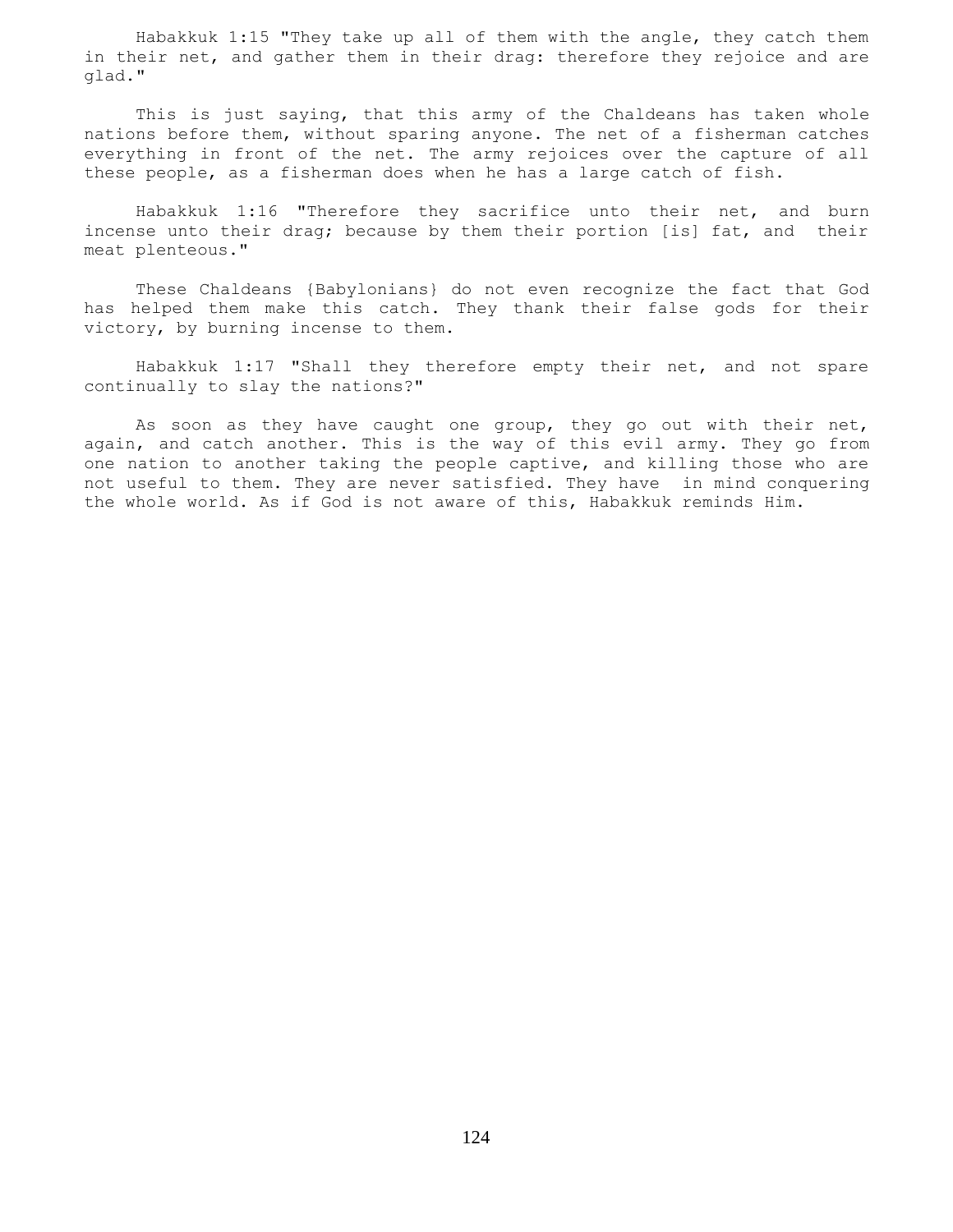Habakkuk 1:15 "They take up all of them with the angle, they catch them in their net, and gather them in their drag: therefore they rejoice and are glad."

This is just saying, that this army of the Chaldeans has taken whole nations before them, without sparing anyone. The net of a fisherman catches everything in front of the net. The army rejoices over the capture of all these people, as a fisherman does when he has a large catch of fish.

Habakkuk 1:16 "Therefore they sacrifice unto their net, and burn incense unto their drag; because by them their portion [is] fat, and their meat plenteous."

These Chaldeans {Babylonians} do not even recognize the fact that God has helped them make this catch. They thank their false gods for their victory, by burning incense to them.

Habakkuk 1:17 "Shall they therefore empty their net, and not spare continually to slay the nations?"

As soon as they have caught one group, they go out with their net, again, and catch another. This is the way of this evil army. They go from one nation to another taking the people captive, and killing those who are not useful to them. They are never satisfied. They have in mind conquering the whole world. As if God is not aware of this, Habakkuk reminds Him.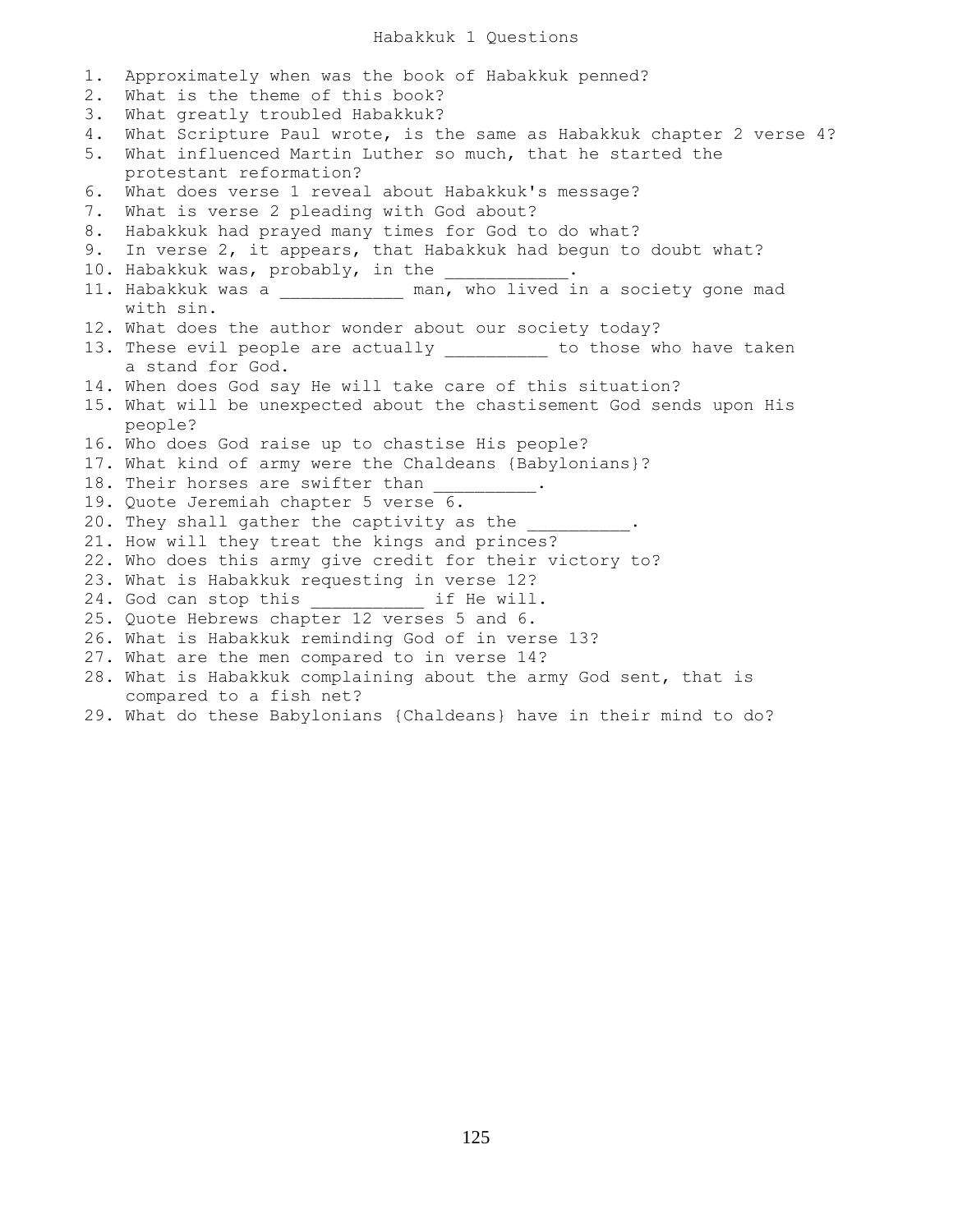# Habakkuk 1 Questions

1. Approximately when was the book of Habakkuk penned?
2. What is the theme of this book?
3. What greatly troubled Habakkuk?
4. What Scripture Paul wrote, is the same as Habakkuk chapter 2 verse 4?
5. What influenced Martin Luther so much, that he started the protestant reformation?
6. What does verse 1 reveal about Habakkuk's message?
7. What is verse 2 pleading with God about?
8. Habakkuk had prayed many times for God to do what?
9. In verse 2, it appears, that Habakkuk had begun to doubt what?
10. Habakkuk was, probably, in the ____________.
11. Habakkuk was a ____________ man, who lived in a society gone mad with sin.
12. What does the author wonder about our society today?
13. These evil people are actually __________ to those who have taken a stand for God.
14. When does God say He will take care of this situation?
15. What will be unexpected about the chastisement God sends upon His people?
16. Who does God raise up to chastise His people?
17. What kind of army were the Chaldeans {Babylonians}?
18. Their horses are swifter than __________.
19. Quote Jeremiah chapter 5 verse 6.
20. They shall gather the captivity as the __________.
21. How will they treat the kings and princes?
22. Who does this army give credit for their victory to?
23. What is Habakkuk requesting in verse 12?
24. God can stop this ___________ if He will.
25. Quote Hebrews chapter 12 verses 5 and 6.
26. What is Habakkuk reminding God of in verse 13?
27. What are the men compared to in verse 14?
28. What is Habakkuk complaining about the army God sent, that is compared to a fish net?
29. What do these Babylonians {Chaldeans} have in their mind to do?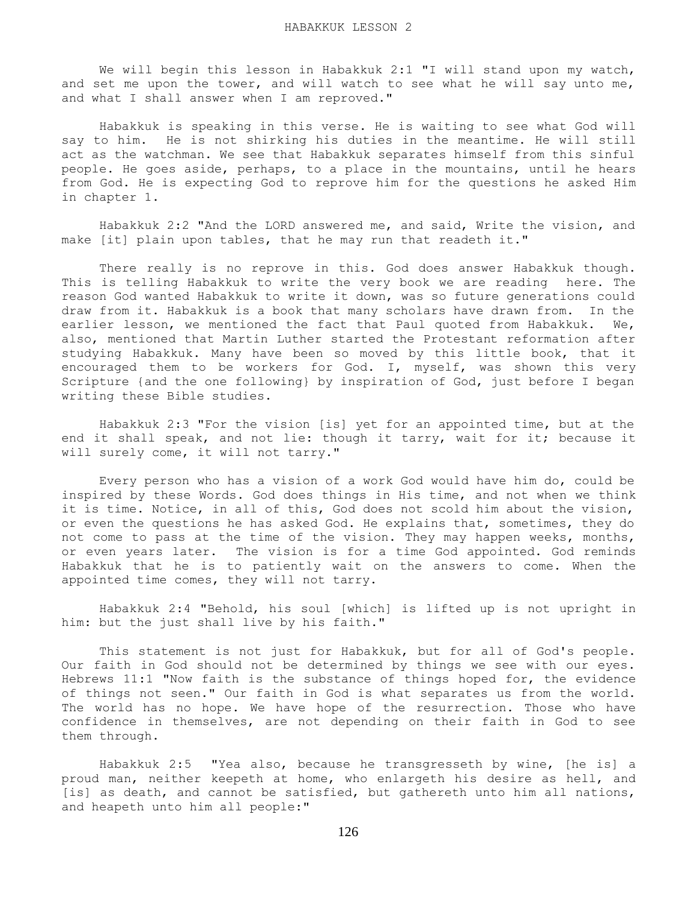We will begin this lesson in Habakkuk 2:1 "I will stand upon my watch, and set me upon the tower, and will watch to see what he will say unto me, and what I shall answer when I am reproved."

Habakkuk is speaking in this verse. He is waiting to see what God will say to him. He is not shirking his duties in the meantime. He will still act as the watchman. We see that Habakkuk separates himself from this sinful people. He goes aside, perhaps, to a place in the mountains, until he hears from God. He is expecting God to reprove him for the questions he asked Him in chapter 1.

Habakkuk 2:2 "And the LORD answered me, and said, Write the vision, and make [it] plain upon tables, that he may run that readeth it."

There really is no reprove in this. God does answer Habakkuk though. This is telling Habakkuk to write the very book we are reading here. The reason God wanted Habakkuk to write it down, was so future generations could draw from it. Habakkuk is a book that many scholars have drawn from. In the earlier lesson, we mentioned the fact that Paul quoted from Habakkuk. We, also, mentioned that Martin Luther started the Protestant reformation after studying Habakkuk. Many have been so moved by this little book, that it encouraged them to be workers for God. I, myself, was shown this very Scripture {and the one following} by inspiration of God, just before I began writing these Bible studies.

Habakkuk 2:3 "For the vision [is] yet for an appointed time, but at the end it shall speak, and not lie: though it tarry, wait for it; because it will surely come, it will not tarry."

Every person who has a vision of a work God would have him do, could be inspired by these Words. God does things in His time, and not when we think it is time. Notice, in all of this, God does not scold him about the vision, or even the questions he has asked God. He explains that, sometimes, they do not come to pass at the time of the vision. They may happen weeks, months, or even years later. The vision is for a time God appointed. God reminds Habakkuk that he is to patiently wait on the answers to come. When the appointed time comes, they will not tarry.

Habakkuk 2:4 "Behold, his soul [which] is lifted up is not upright in him: but the just shall live by his faith."

This statement is not just for Habakkuk, but for all of God's people. Our faith in God should not be determined by things we see with our eyes. Hebrews 11:1 "Now faith is the substance of things hoped for, the evidence of things not seen." Our faith in God is what separates us from the world. The world has no hope. We have hope of the resurrection. Those who have confidence in themselves, are not depending on their faith in God to see them through.

Habakkuk 2:5 "Yea also, because he transgresseth by wine, [he is] a proud man, neither keepeth at home, who enlargeth his desire as hell, and [is] as death, and cannot be satisfied, but gathereth unto him all nations, and heapeth unto him all people:"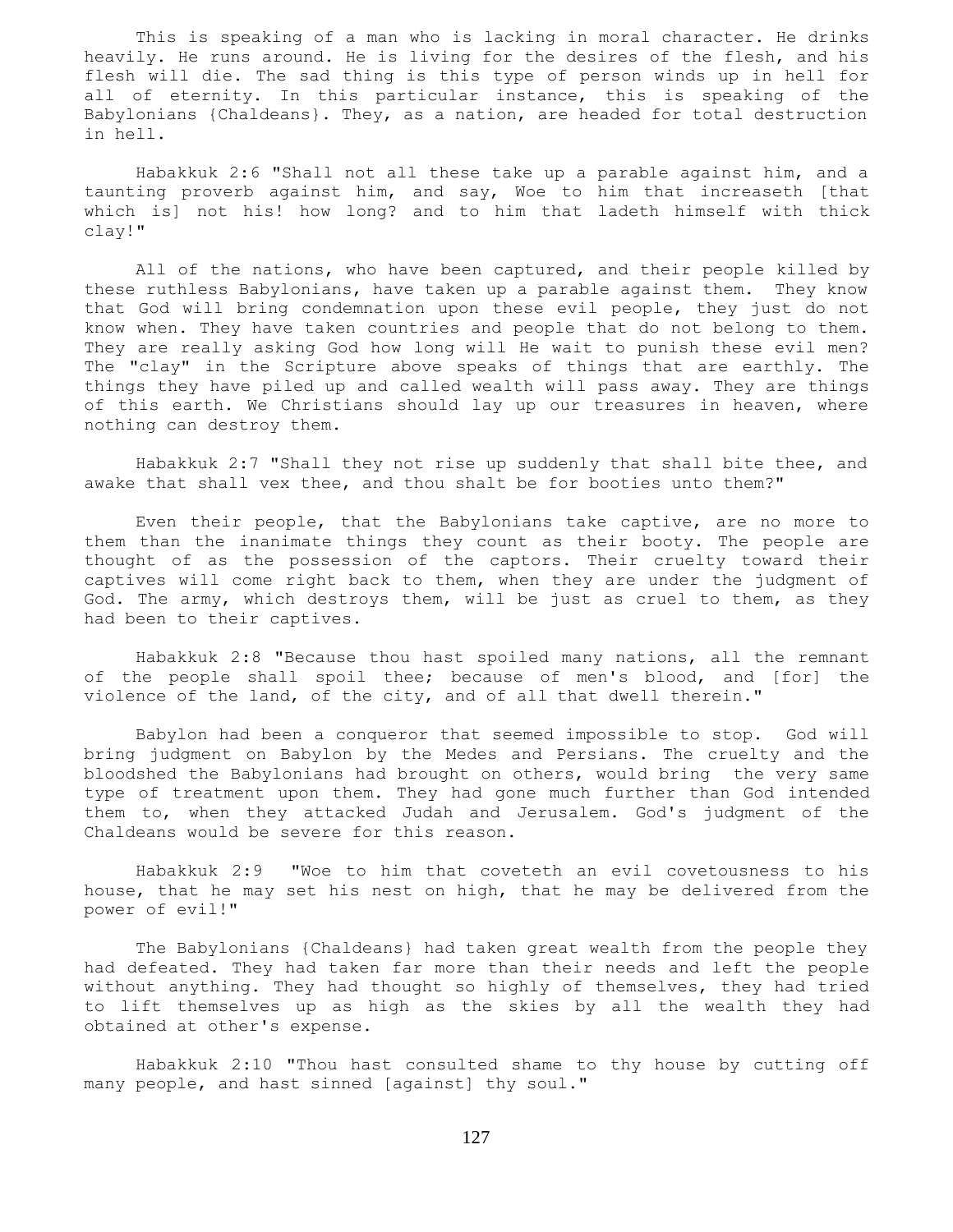This is speaking of a man who is lacking in moral character. He drinks heavily. He runs around. He is living for the desires of the flesh, and his flesh will die. The sad thing is this type of person winds up in hell for all of eternity. In this particular instance, this is speaking of the Babylonians {Chaldeans}. They, as a nation, are headed for total destruction in hell.

Habakkuk 2:6 "Shall not all these take up a parable against him, and a taunting proverb against him, and say, Woe to him that increaseth [that which is] not his! how long? and to him that ladeth himself with thick clay!"

All of the nations, who have been captured, and their people killed by these ruthless Babylonians, have taken up a parable against them. They know that God will bring condemnation upon these evil people, they just do not know when. They have taken countries and people that do not belong to them. They are really asking God how long will He wait to punish these evil men? The "clay" in the Scripture above speaks of things that are earthly. The things they have piled up and called wealth will pass away. They are things of this earth. We Christians should lay up our treasures in heaven, where nothing can destroy them.

Habakkuk 2:7 "Shall they not rise up suddenly that shall bite thee, and awake that shall vex thee, and thou shalt be for booties unto them?"

Even their people, that the Babylonians take captive, are no more to them than the inanimate things they count as their booty. The people are thought of as the possession of the captors. Their cruelty toward their captives will come right back to them, when they are under the judgment of God. The army, which destroys them, will be just as cruel to them, as they had been to their captives.

Habakkuk 2:8 "Because thou hast spoiled many nations, all the remnant of the people shall spoil thee; because of men's blood, and [for] the violence of the land, of the city, and of all that dwell therein."

Babylon had been a conqueror that seemed impossible to stop. God will bring judgment on Babylon by the Medes and Persians. The cruelty and the bloodshed the Babylonians had brought on others, would bring the very same type of treatment upon them. They had gone much further than God intended them to, when they attacked Judah and Jerusalem. God's judgment of the Chaldeans would be severe for this reason.

Habakkuk 2:9 "Woe to him that coveteth an evil covetousness to his house, that he may set his nest on high, that he may be delivered from the power of evil!"

The Babylonians {Chaldeans} had taken great wealth from the people they had defeated. They had taken far more than their needs and left the people without anything. They had thought so highly of themselves, they had tried to lift themselves up as high as the skies by all the wealth they had obtained at other's expense.

Habakkuk 2:10 "Thou hast consulted shame to thy house by cutting off many people, and hast sinned [against] thy soul."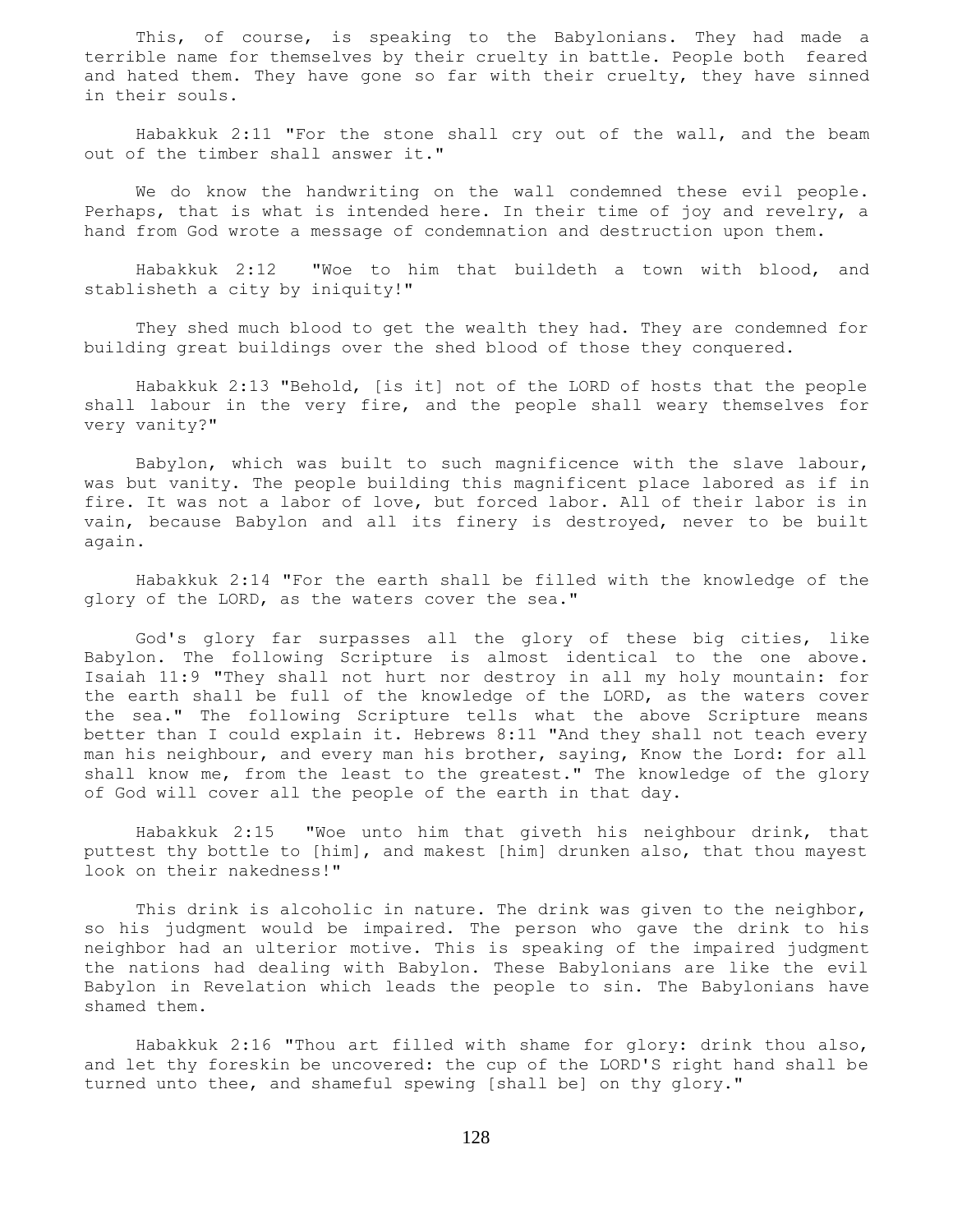This, of course, is speaking to the Babylonians. They had made a terrible name for themselves by their cruelty in battle. People both feared and hated them. They have gone so far with their cruelty, they have sinned in their souls.

Habakkuk 2:11 "For the stone shall cry out of the wall, and the beam out of the timber shall answer it."

We do know the handwriting on the wall condemned these evil people. Perhaps, that is what is intended here. In their time of joy and revelry, a hand from God wrote a message of condemnation and destruction upon them.

Habakkuk 2:12 "Woe to him that buildeth a town with blood, and stablisheth a city by iniquity!"

They shed much blood to get the wealth they had. They are condemned for building great buildings over the shed blood of those they conquered.

Habakkuk 2:13 "Behold, [is it] not of the LORD of hosts that the people shall labour in the very fire, and the people shall weary themselves for very vanity?"

Babylon, which was built to such magnificence with the slave labour, was but vanity. The people building this magnificent place labored as if in fire. It was not a labor of love, but forced labor. All of their labor is in vain, because Babylon and all its finery is destroyed, never to be built again.

Habakkuk 2:14 "For the earth shall be filled with the knowledge of the glory of the LORD, as the waters cover the sea."

God's glory far surpasses all the glory of these big cities, like Babylon. The following Scripture is almost identical to the one above. Isaiah 11:9 "They shall not hurt nor destroy in all my holy mountain: for the earth shall be full of the knowledge of the LORD, as the waters cover the sea." The following Scripture tells what the above Scripture means better than I could explain it. Hebrews 8:11 "And they shall not teach every man his neighbour, and every man his brother, saying, Know the Lord: for all shall know me, from the least to the greatest." The knowledge of the glory of God will cover all the people of the earth in that day.

Habakkuk 2:15 "Woe unto him that giveth his neighbour drink, that puttest thy bottle to [him], and makest [him] drunken also, that thou mayest look on their nakedness!"

This drink is alcoholic in nature. The drink was given to the neighbor, so his judgment would be impaired. The person who gave the drink to his neighbor had an ulterior motive. This is speaking of the impaired judgment the nations had dealing with Babylon. These Babylonians are like the evil Babylon in Revelation which leads the people to sin. The Babylonians have shamed them.

Habakkuk 2:16 "Thou art filled with shame for glory: drink thou also, and let thy foreskin be uncovered: the cup of the LORD'S right hand shall be turned unto thee, and shameful spewing [shall be] on thy glory."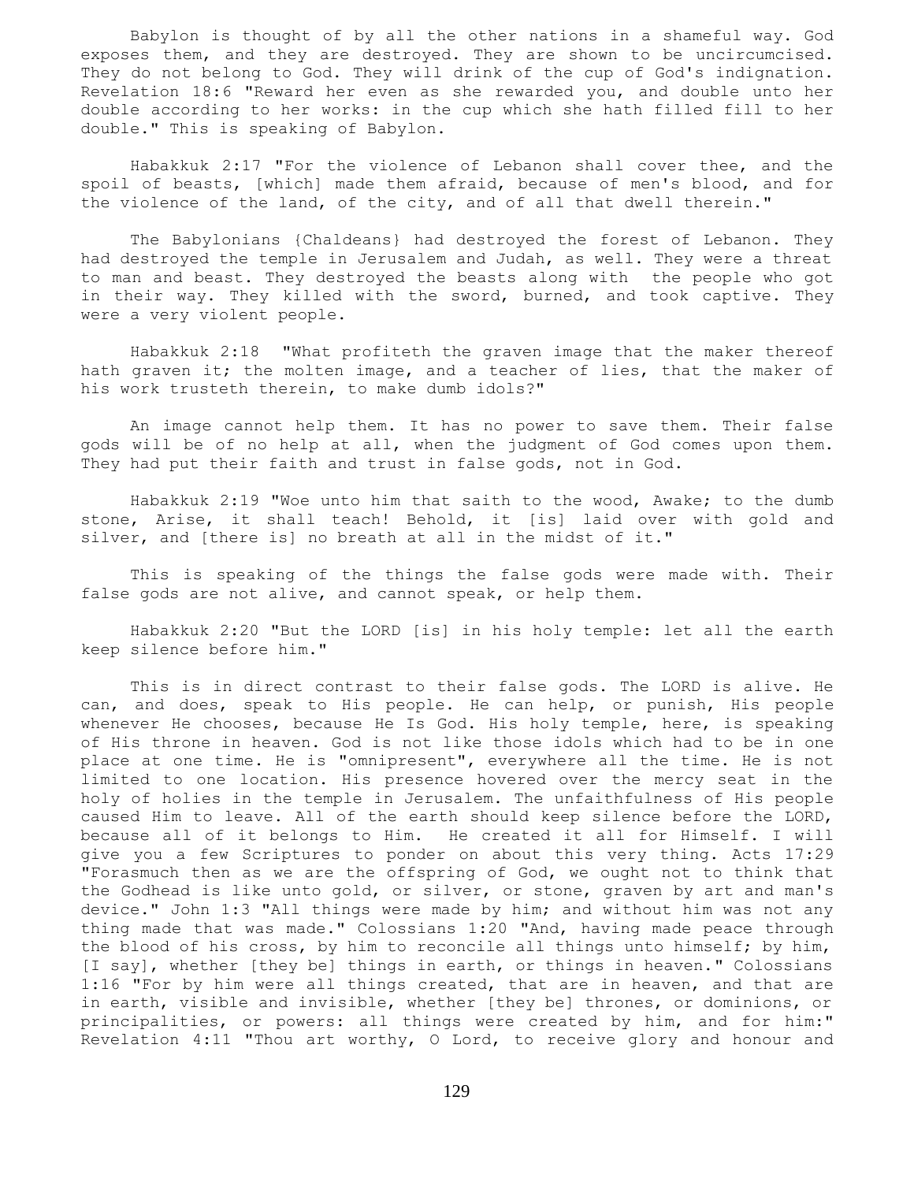Babylon is thought of by all the other nations in a shameful way. God exposes them, and they are destroyed. They are shown to be uncircumcised. They do not belong to God. They will drink of the cup of God's indignation. Revelation 18:6 "Reward her even as she rewarded you, and double unto her double according to her works: in the cup which she hath filled fill to her double." This is speaking of Babylon.

Habakkuk 2:17 "For the violence of Lebanon shall cover thee, and the spoil of beasts, [which] made them afraid, because of men's blood, and for the violence of the land, of the city, and of all that dwell therein."

The Babylonians {Chaldeans} had destroyed the forest of Lebanon. They had destroyed the temple in Jerusalem and Judah, as well. They were a threat to man and beast. They destroyed the beasts along with the people who got in their way. They killed with the sword, burned, and took captive. They were a very violent people.

Habakkuk 2:18 "What profiteth the graven image that the maker thereof hath graven it; the molten image, and a teacher of lies, that the maker of his work trusteth therein, to make dumb idols?"

An image cannot help them. It has no power to save them. Their false gods will be of no help at all, when the judgment of God comes upon them. They had put their faith and trust in false gods, not in God.

Habakkuk 2:19 "Woe unto him that saith to the wood, Awake; to the dumb stone, Arise, it shall teach! Behold, it [is] laid over with gold and silver, and [there is] no breath at all in the midst of it."

This is speaking of the things the false gods were made with. Their false gods are not alive, and cannot speak, or help them.

Habakkuk 2:20 "But the LORD [is] in his holy temple: let all the earth keep silence before him."

This is in direct contrast to their false gods. The LORD is alive. He can, and does, speak to His people. He can help, or punish, His people whenever He chooses, because He Is God. His holy temple, here, is speaking of His throne in heaven. God is not like those idols which had to be in one place at one time. He is "omnipresent", everywhere all the time. He is not limited to one location. His presence hovered over the mercy seat in the holy of holies in the temple in Jerusalem. The unfaithfulness of His people caused Him to leave. All of the earth should keep silence before the LORD, because all of it belongs to Him. He created it all for Himself. I will give you a few Scriptures to ponder on about this very thing. Acts 17:29 "Forasmuch then as we are the offspring of God, we ought not to think that the Godhead is like unto gold, or silver, or stone, graven by art and man's device." John 1:3 "All things were made by him; and without him was not any thing made that was made." Colossians 1:20 "And, having made peace through the blood of his cross, by him to reconcile all things unto himself; by him, [I say], whether [they be] things in earth, or things in heaven." Colossians 1:16 "For by him were all things created, that are in heaven, and that are in earth, visible and invisible, whether [they be] thrones, or dominions, or principalities, or powers: all things were created by him, and for him:" Revelation 4:11 "Thou art worthy, O Lord, to receive glory and honour and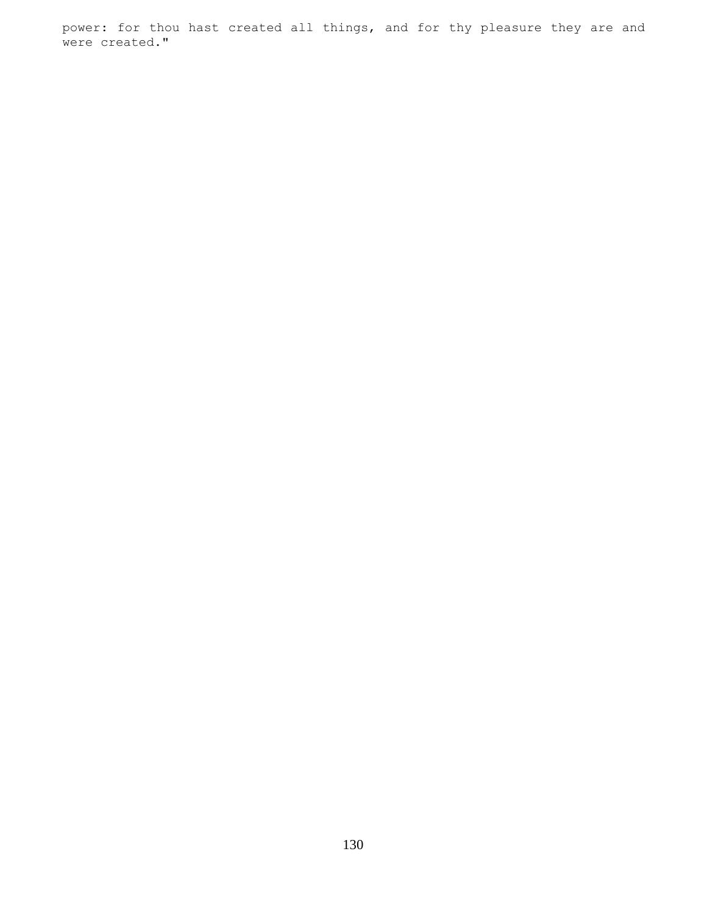power: for thou hast created all things, and for thy pleasure they are and were created."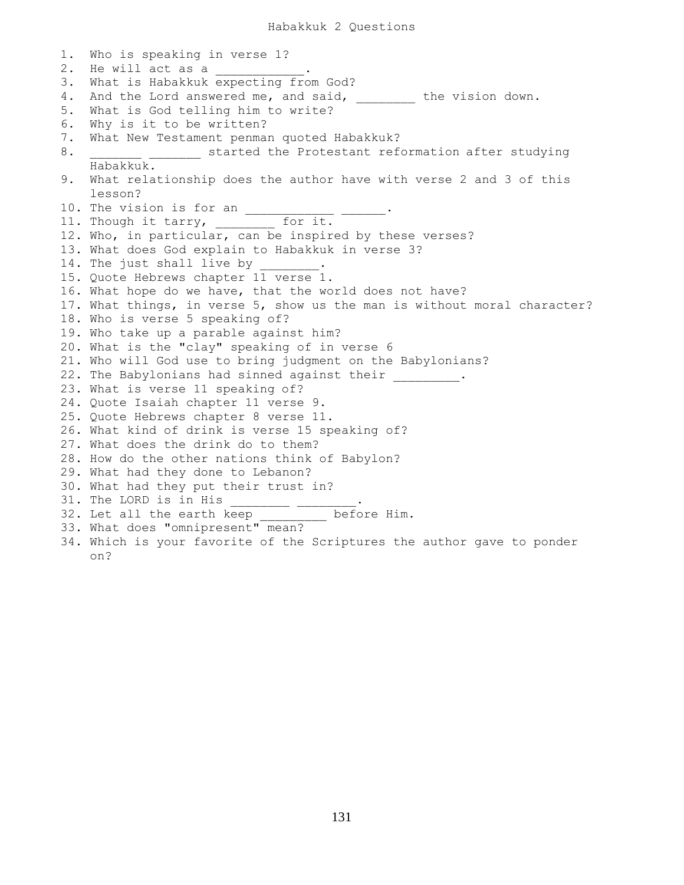# Habakkuk 2 Questions

1. Who is speaking in verse 1?
2. He will act as a ____________.
3. What is Habakkuk expecting from God?
4. And the Lord answered me, and said, ________ the vision down.
5. What is God telling him to write?
6. Why is it to be written?
7. What New Testament penman quoted Habakkuk?
8. _______ _______ started the Protestant reformation after studying Habakkuk.
9. What relationship does the author have with verse 2 and 3 of this lesson?
10. The vision is for an ____________ ______.
11. Though it tarry, ________ for it.
12. Who, in particular, can be inspired by these verses?
13. What does God explain to Habakkuk in verse 3?
14. The just shall live by ________.
15. Quote Hebrews chapter 11 verse 1.
16. What hope do we have, that the world does not have?
17. What things, in verse 5, show us the man is without moral character?
18. Who is verse 5 speaking of?
19. Who take up a parable against him?
20. What is the "clay" speaking of in verse 6
21. Who will God use to bring judgment on the Babylonians?
22. The Babylonians had sinned against their _________.
23. What is verse 11 speaking of?
24. Quote Isaiah chapter 11 verse 9.
25. Quote Hebrews chapter 8 verse 11.
26. What kind of drink is verse 15 speaking of?
27. What does the drink do to them?
28. How do the other nations think of Babylon?
29. What had they done to Lebanon?
30. What had they put their trust in?
31. The LORD is in His ________ ________.
32. Let all the earth keep _________ before Him.
33. What does "omnipresent" mean?
34. Which is your favorite of the Scriptures the author gave to ponder on?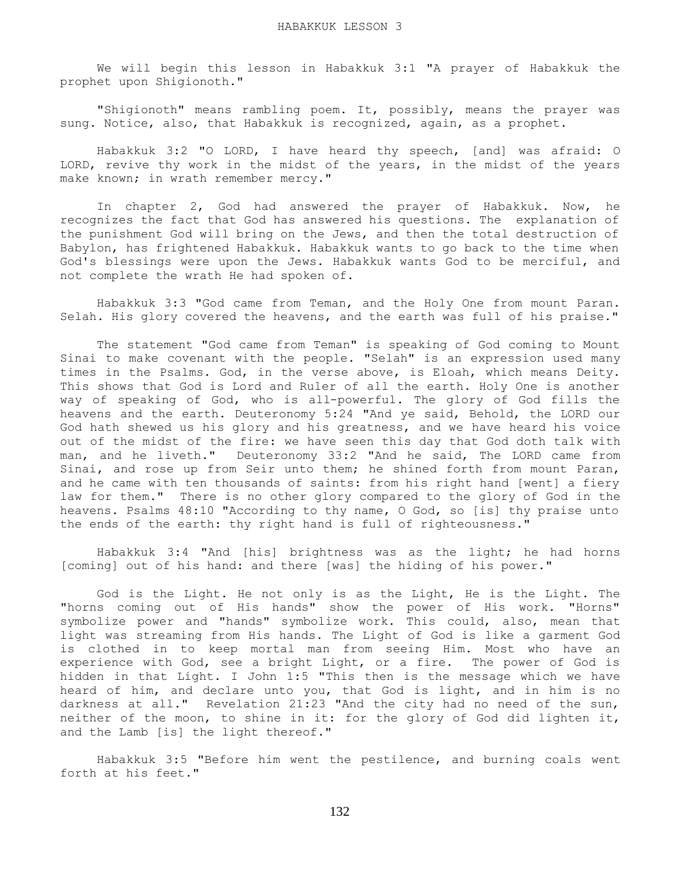# HABAKKUK LESSON 3

We will begin this lesson in Habakkuk 3:1 "A prayer of Habakkuk the prophet upon Shigionoth."

"Shigionoth" means rambling poem. It, possibly, means the prayer was sung. Notice, also, that Habakkuk is recognized, again, as a prophet.

Habakkuk 3:2 "O LORD, I have heard thy speech, [and] was afraid: O LORD, revive thy work in the midst of the years, in the midst of the years make known; in wrath remember mercy."

In chapter 2, God had answered the prayer of Habakkuk. Now, he recognizes the fact that God has answered his questions. The explanation of the punishment God will bring on the Jews, and then the total destruction of Babylon, has frightened Habakkuk. Habakkuk wants to go back to the time when God's blessings were upon the Jews. Habakkuk wants God to be merciful, and not complete the wrath He had spoken of.

Habakkuk 3:3 "God came from Teman, and the Holy One from mount Paran. Selah. His glory covered the heavens, and the earth was full of his praise."

The statement "God came from Teman" is speaking of God coming to Mount Sinai to make covenant with the people. "Selah" is an expression used many times in the Psalms. God, in the verse above, is Eloah, which means Deity. This shows that God is Lord and Ruler of all the earth. Holy One is another way of speaking of God, who is all-powerful. The glory of God fills the heavens and the earth. Deuteronomy 5:24 "And ye said, Behold, the LORD our God hath shewed us his glory and his greatness, and we have heard his voice out of the midst of the fire: we have seen this day that God doth talk with man, and he liveth." Deuteronomy 33:2 "And he said, The LORD came from Sinai, and rose up from Seir unto them; he shined forth from mount Paran, and he came with ten thousands of saints: from his right hand [went] a fiery law for them." There is no other glory compared to the glory of God in the heavens. Psalms 48:10 "According to thy name, O God, so [is] thy praise unto the ends of the earth: thy right hand is full of righteousness."

Habakkuk 3:4 "And [his] brightness was as the light; he had horns [coming] out of his hand: and there [was] the hiding of his power."

God is the Light. He not only is as the Light, He is the Light. The "horns coming out of His hands" show the power of His work. "Horns" symbolize power and "hands" symbolize work. This could, also, mean that light was streaming from His hands. The Light of God is like a garment God is clothed in to keep mortal man from seeing Him. Most who have an experience with God, see a bright Light, or a fire. The power of God is hidden in that Light. I John 1:5 "This then is the message which we have heard of him, and declare unto you, that God is light, and in him is no darkness at all." Revelation 21:23 "And the city had no need of the sun, neither of the moon, to shine in it: for the glory of God did lighten it, and the Lamb [is] the light thereof."

Habakkuk 3:5 "Before him went the pestilence, and burning coals went forth at his feet."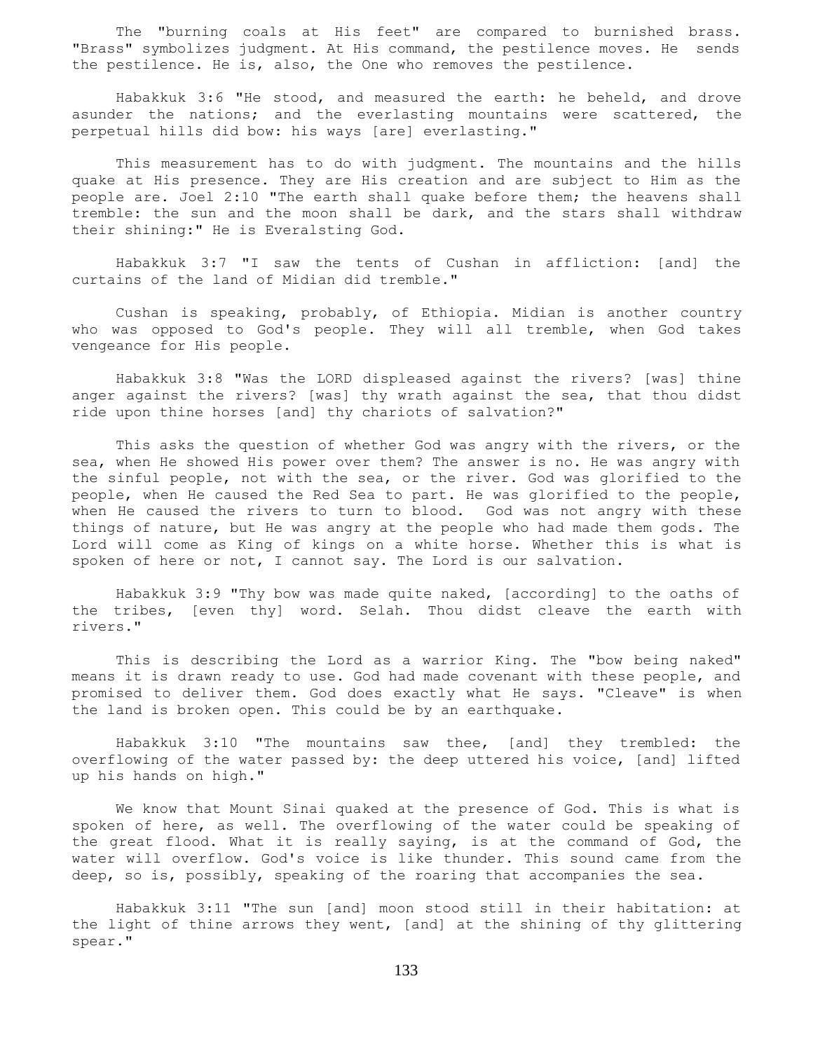The "burning coals at His feet" are compared to burnished brass. "Brass" symbolizes judgment. At His command, the pestilence moves. He sends the pestilence. He is, also, the One who removes the pestilence.

Habakkuk 3:6 "He stood, and measured the earth: he beheld, and drove asunder the nations; and the everlasting mountains were scattered, the perpetual hills did bow: his ways [are] everlasting."

This measurement has to do with judgment. The mountains and the hills quake at His presence. They are His creation and are subject to Him as the people are. Joel 2:10 "The earth shall quake before them; the heavens shall tremble: the sun and the moon shall be dark, and the stars shall withdraw their shining:" He is Everalsting God.

Habakkuk 3:7 "I saw the tents of Cushan in affliction: [and] the curtains of the land of Midian did tremble."

Cushan is speaking, probably, of Ethiopia. Midian is another country who was opposed to God's people. They will all tremble, when God takes vengeance for His people.

Habakkuk 3:8 "Was the LORD displeased against the rivers? [was] thine anger against the rivers? [was] thy wrath against the sea, that thou didst ride upon thine horses [and] thy chariots of salvation?"

This asks the question of whether God was angry with the rivers, or the sea, when He showed His power over them? The answer is no. He was angry with the sinful people, not with the sea, or the river. God was glorified to the people, when He caused the Red Sea to part. He was glorified to the people, when He caused the rivers to turn to blood. God was not angry with these things of nature, but He was angry at the people who had made them gods. The Lord will come as King of kings on a white horse. Whether this is what is spoken of here or not, I cannot say. The Lord is our salvation.

Habakkuk 3:9 "Thy bow was made quite naked, [according] to the oaths of the tribes, [even thy] word. Selah. Thou didst cleave the earth with rivers."

This is describing the Lord as a warrior King. The "bow being naked" means it is drawn ready to use. God had made covenant with these people, and promised to deliver them. God does exactly what He says. "Cleave" is when the land is broken open. This could be by an earthquake.

Habakkuk 3:10 "The mountains saw thee, [and] they trembled: the overflowing of the water passed by: the deep uttered his voice, [and] lifted up his hands on high."

We know that Mount Sinai quaked at the presence of God. This is what is spoken of here, as well. The overflowing of the water could be speaking of the great flood. What it is really saying, is at the command of God, the water will overflow. God's voice is like thunder. This sound came from the deep, so is, possibly, speaking of the roaring that accompanies the sea.

Habakkuk 3:11 "The sun [and] moon stood still in their habitation: at the light of thine arrows they went, [and] at the shining of thy glittering spear."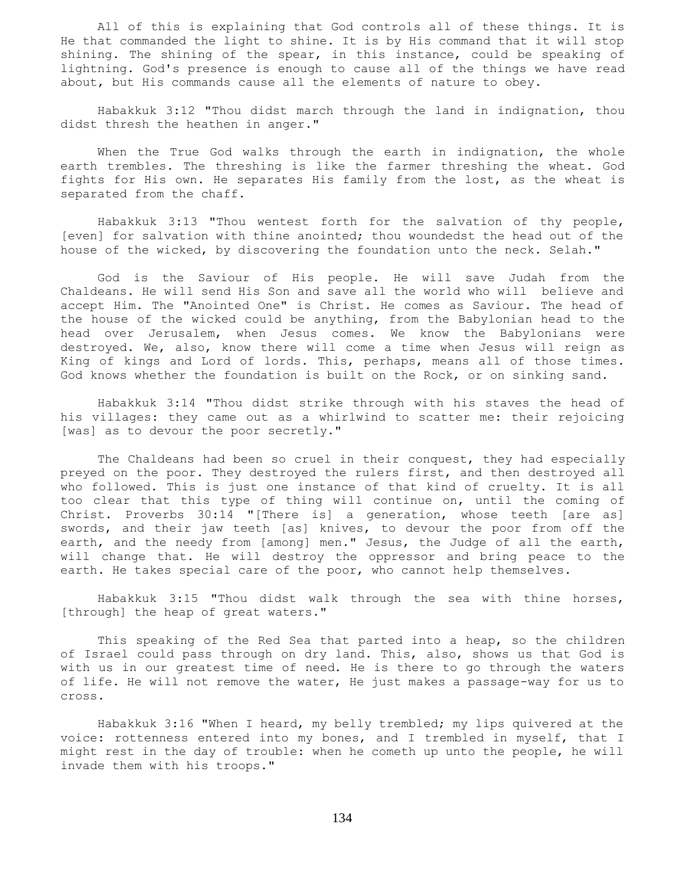All of this is explaining that God controls all of these things. It is He that commanded the light to shine. It is by His command that it will stop shining. The shining of the spear, in this instance, could be speaking of lightning. God's presence is enough to cause all of the things we have read about, but His commands cause all the elements of nature to obey.

Habakkuk 3:12 "Thou didst march through the land in indignation, thou didst thresh the heathen in anger."

When the True God walks through the earth in indignation, the whole earth trembles. The threshing is like the farmer threshing the wheat. God fights for His own. He separates His family from the lost, as the wheat is separated from the chaff.

Habakkuk 3:13 "Thou wentest forth for the salvation of thy people, [even] for salvation with thine anointed; thou woundedst the head out of the house of the wicked, by discovering the foundation unto the neck. Selah."

God is the Saviour of His people. He will save Judah from the Chaldeans. He will send His Son and save all the world who will believe and accept Him. The "Anointed One" is Christ. He comes as Saviour. The head of the house of the wicked could be anything, from the Babylonian head to the head over Jerusalem, when Jesus comes. We know the Babylonians were destroyed. We, also, know there will come a time when Jesus will reign as King of kings and Lord of lords. This, perhaps, means all of those times. God knows whether the foundation is built on the Rock, or on sinking sand.

Habakkuk 3:14 "Thou didst strike through with his staves the head of his villages: they came out as a whirlwind to scatter me: their rejoicing [was] as to devour the poor secretly."

The Chaldeans had been so cruel in their conquest, they had especially preyed on the poor. They destroyed the rulers first, and then destroyed all who followed. This is just one instance of that kind of cruelty. It is all too clear that this type of thing will continue on, until the coming of Christ. Proverbs 30:14 "[There is] a generation, whose teeth [are as] swords, and their jaw teeth [as] knives, to devour the poor from off the earth, and the needy from [among] men." Jesus, the Judge of all the earth, will change that. He will destroy the oppressor and bring peace to the earth. He takes special care of the poor, who cannot help themselves.

Habakkuk 3:15 "Thou didst walk through the sea with thine horses, [through] the heap of great waters."

This speaking of the Red Sea that parted into a heap, so the children of Israel could pass through on dry land. This, also, shows us that God is with us in our greatest time of need. He is there to go through the waters of life. He will not remove the water, He just makes a passage-way for us to cross.

Habakkuk 3:16 "When I heard, my belly trembled; my lips quivered at the voice: rottenness entered into my bones, and I trembled in myself, that I might rest in the day of trouble: when he cometh up unto the people, he will invade them with his troops."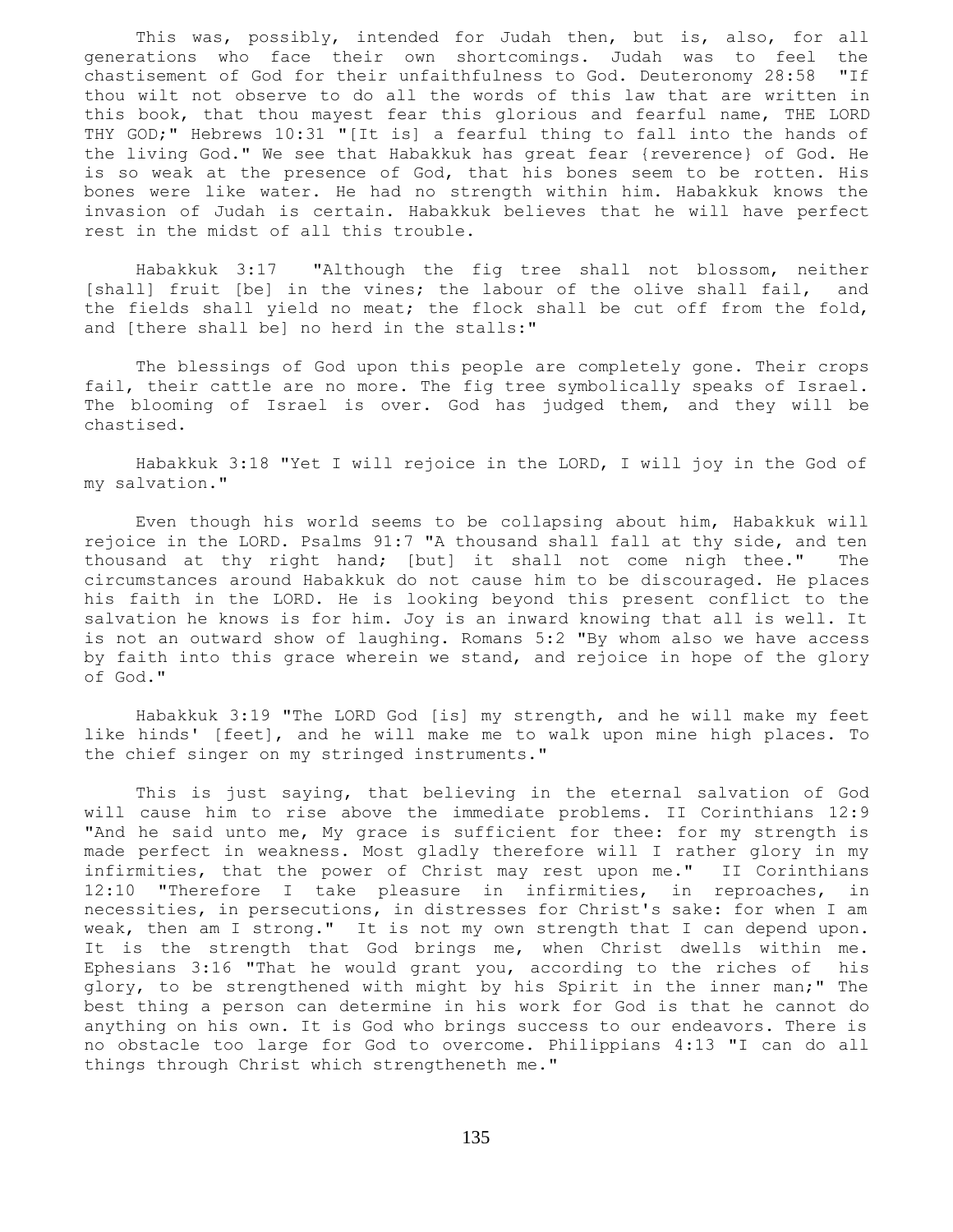This was, possibly, intended for Judah then, but is, also, for all generations who face their own shortcomings. Judah was to feel the chastisement of God for their unfaithfulness to God. Deuteronomy 28:58 "If thou wilt not observe to do all the words of this law that are written in this book, that thou mayest fear this glorious and fearful name, THE LORD THY GOD;" Hebrews 10:31 "[It is] a fearful thing to fall into the hands of the living God." We see that Habakkuk has great fear {reverence} of God. He is so weak at the presence of God, that his bones seem to be rotten. His bones were like water. He had no strength within him. Habakkuk knows the invasion of Judah is certain. Habakkuk believes that he will have perfect rest in the midst of all this trouble.

Habakkuk 3:17 "Although the fig tree shall not blossom, neither [shall] fruit [be] in the vines; the labour of the olive shall fail, and the fields shall yield no meat; the flock shall be cut off from the fold, and [there shall be] no herd in the stalls:"

The blessings of God upon this people are completely gone. Their crops fail, their cattle are no more. The fig tree symbolically speaks of Israel. The blooming of Israel is over. God has judged them, and they will be chastised.

Habakkuk 3:18 "Yet I will rejoice in the LORD, I will joy in the God of my salvation."

Even though his world seems to be collapsing about him, Habakkuk will rejoice in the LORD. Psalms 91:7 "A thousand shall fall at thy side, and ten thousand at thy right hand; [but] it shall not come nigh thee." The circumstances around Habakkuk do not cause him to be discouraged. He places his faith in the LORD. He is looking beyond this present conflict to the salvation he knows is for him. Joy is an inward knowing that all is well. It is not an outward show of laughing. Romans 5:2 "By whom also we have access by faith into this grace wherein we stand, and rejoice in hope of the glory of God."

Habakkuk 3:19 "The LORD God [is] my strength, and he will make my feet like hinds' [feet], and he will make me to walk upon mine high places. To the chief singer on my stringed instruments."

This is just saying, that believing in the eternal salvation of God will cause him to rise above the immediate problems. II Corinthians 12:9 "And he said unto me, My grace is sufficient for thee: for my strength is made perfect in weakness. Most gladly therefore will I rather glory in my infirmities, that the power of Christ may rest upon me." II Corinthians 12:10 "Therefore I take pleasure in infirmities, in reproaches, in necessities, in persecutions, in distresses for Christ's sake: for when I am weak, then am I strong." It is not my own strength that I can depend upon. It is the strength that God brings me, when Christ dwells within me. Ephesians 3:16 "That he would grant you, according to the riches of his glory, to be strengthened with might by his Spirit in the inner man;" The best thing a person can determine in his work for God is that he cannot do anything on his own. It is God who brings success to our endeavors. There is no obstacle too large for God to overcome. Philippians 4:13 "I can do all things through Christ which strengtheneth me."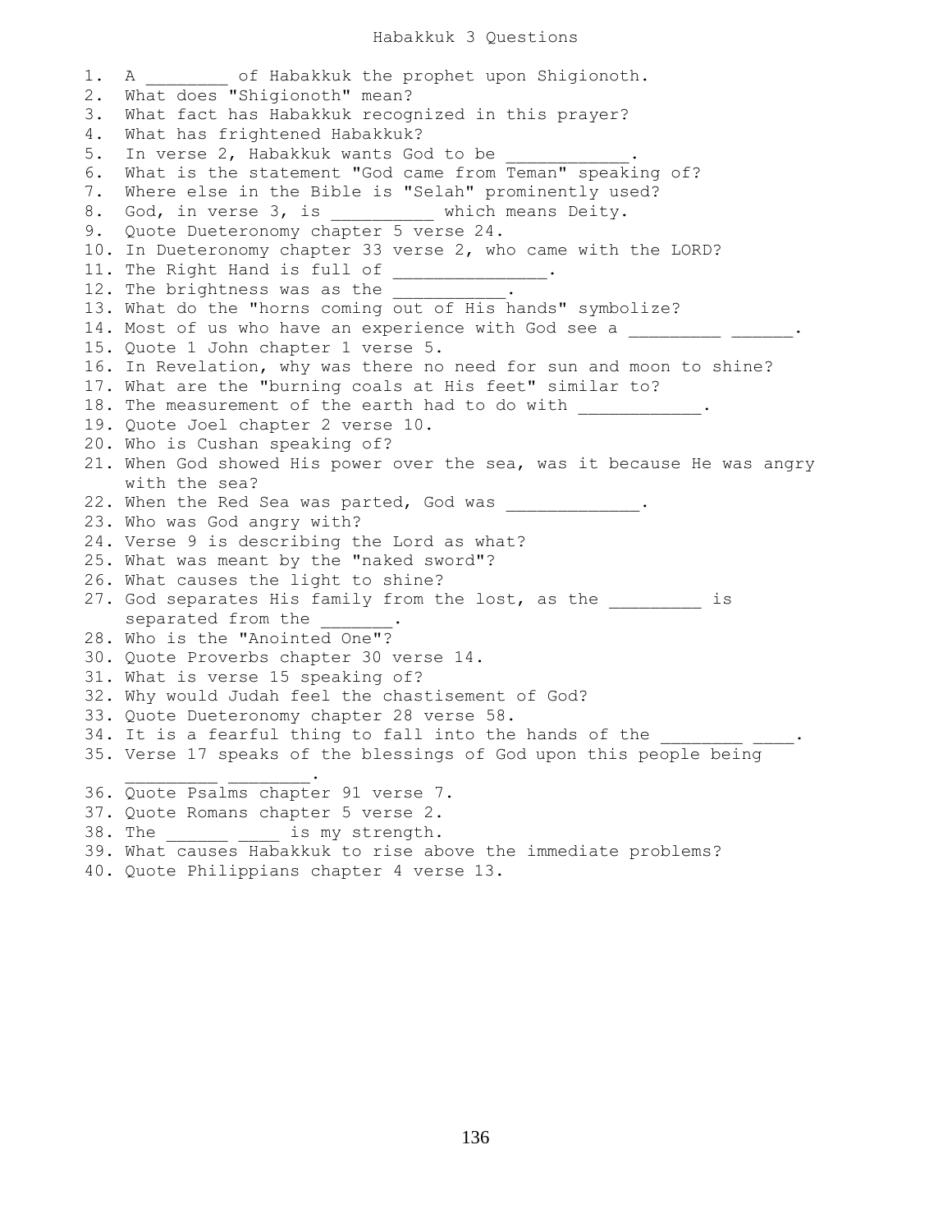# Habakkuk 3 Questions

1. A ________ of Habakkuk the prophet upon Shigionoth.
2. What does "Shigionoth" mean?
3. What fact has Habakkuk recognized in this prayer?
4. What has frightened Habakkuk?
5. In verse 2, Habakkuk wants God to be ____________.
6. What is the statement "God came from Teman" speaking of?
7. Where else in the Bible is "Selah" prominently used?
8. God, in verse 3, is __________ which means Deity.
9. Quote Dueteronomy chapter 5 verse 24.
10. In Dueteronomy chapter 33 verse 2, who came with the LORD?
11. The Right Hand is full of _______________.
12. The brightness was as the ___________.
13. What do the "horns coming out of His hands" symbolize?
14. Most of us who have an experience with God see a _________ ______.
15. Quote 1 John chapter 1 verse 5.
16. In Revelation, why was there no need for sun and moon to shine?
17. What are the "burning coals at His feet" similar to?
18. The measurement of the earth had to do with ____________.
19. Quote Joel chapter 2 verse 10.
20. Who is Cushan speaking of?
21. When God showed His power over the sea, was it because He was angry with the sea?
22. When the Red Sea was parted, God was _____________.
23. Who was God angry with?
24. Verse 9 is describing the Lord as what?
25. What was meant by the "naked sword"?
26. What causes the light to shine?
27. God separates His family from the lost, as the _________ is separated from the _______.
28. Who is the "Anointed One"?
30. Quote Proverbs chapter 30 verse 14.
31. What is verse 15 speaking of?
32. Why would Judah feel the chastisement of God?
33. Quote Dueteronomy chapter 28 verse 58.
34. It is a fearful thing to fall into the hands of the ________ ____.
35. Verse 17 speaks of the blessings of God upon this people being _________ ________.
36. Quote Psalms chapter 91 verse 7.
37. Quote Romans chapter 5 verse 2.
38. The ______ ____ is my strength.
39. What causes Habakkuk to rise above the immediate problems?
40. Quote Philippians chapter 4 verse 13.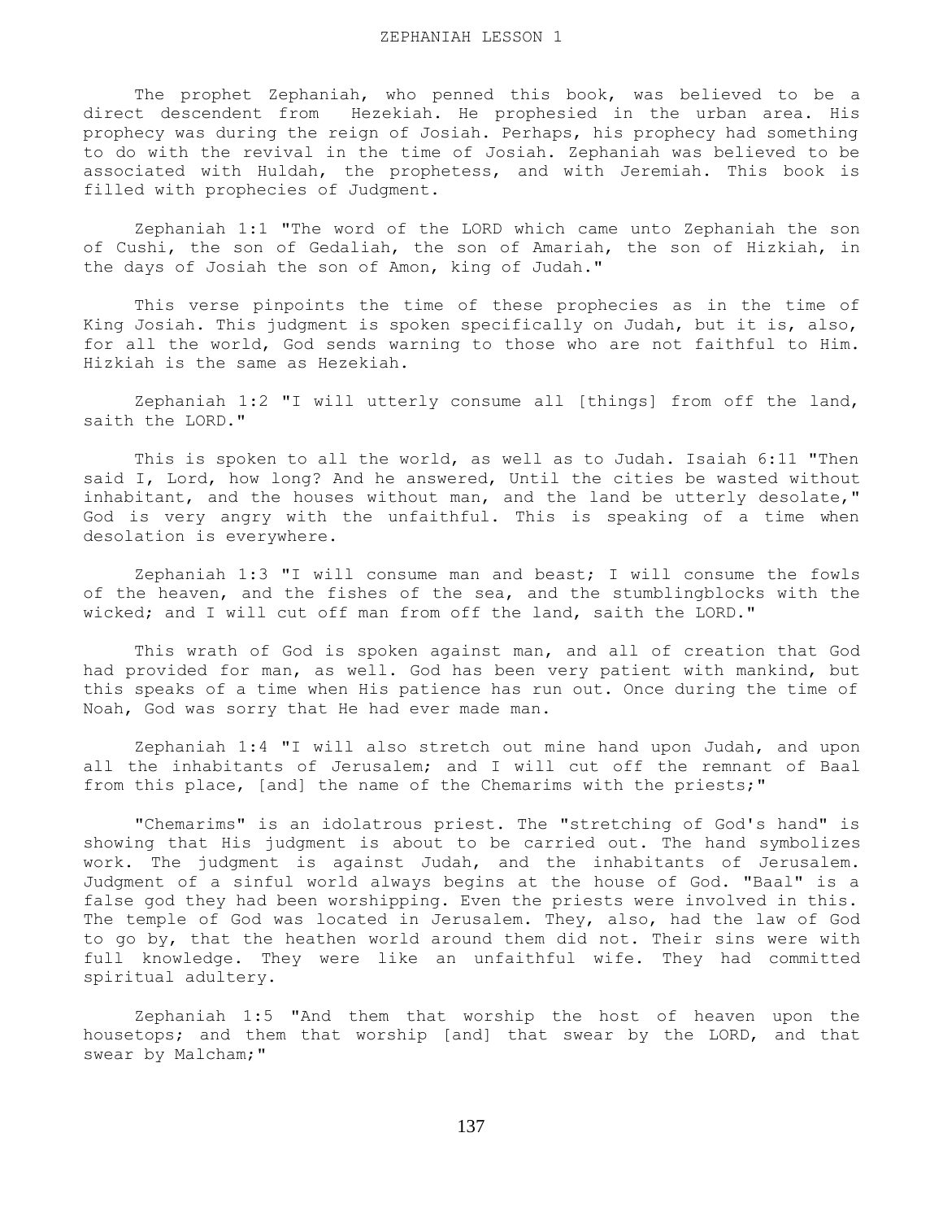# ZEPHANIAH LESSON 1

The prophet Zephaniah, who penned this book, was believed to be a direct descendent from Hezekiah. He prophesied in the urban area. His prophecy was during the reign of Josiah. Perhaps, his prophecy had something to do with the revival in the time of Josiah. Zephaniah was believed to be associated with Huldah, the prophetess, and with Jeremiah. This book is filled with prophecies of Judgment.

Zephaniah 1:1 "The word of the LORD which came unto Zephaniah the son of Cushi, the son of Gedaliah, the son of Amariah, the son of Hizkiah, in the days of Josiah the son of Amon, king of Judah."

This verse pinpoints the time of these prophecies as in the time of King Josiah. This judgment is spoken specifically on Judah, but it is, also, for all the world, God sends warning to those who are not faithful to Him. Hizkiah is the same as Hezekiah.

Zephaniah 1:2 "I will utterly consume all [things] from off the land, saith the LORD."

This is spoken to all the world, as well as to Judah. Isaiah 6:11 "Then said I, Lord, how long? And he answered, Until the cities be wasted without inhabitant, and the houses without man, and the land be utterly desolate," God is very angry with the unfaithful. This is speaking of a time when desolation is everywhere.

Zephaniah 1:3 "I will consume man and beast; I will consume the fowls of the heaven, and the fishes of the sea, and the stumblingblocks with the wicked; and I will cut off man from off the land, saith the LORD."

This wrath of God is spoken against man, and all of creation that God had provided for man, as well. God has been very patient with mankind, but this speaks of a time when His patience has run out. Once during the time of Noah, God was sorry that He had ever made man.

Zephaniah 1:4 "I will also stretch out mine hand upon Judah, and upon all the inhabitants of Jerusalem; and I will cut off the remnant of Baal from this place, [and] the name of the Chemarims with the priests;"

"Chemarims" is an idolatrous priest. The "stretching of God's hand" is showing that His judgment is about to be carried out. The hand symbolizes work. The judgment is against Judah, and the inhabitants of Jerusalem. Judgment of a sinful world always begins at the house of God. "Baal" is a false god they had been worshipping. Even the priests were involved in this. The temple of God was located in Jerusalem. They, also, had the law of God to go by, that the heathen world around them did not. Their sins were with full knowledge. They were like an unfaithful wife. They had committed spiritual adultery.

Zephaniah 1:5 "And them that worship the host of heaven upon the housetops; and them that worship [and] that swear by the LORD, and that swear by Malcham;"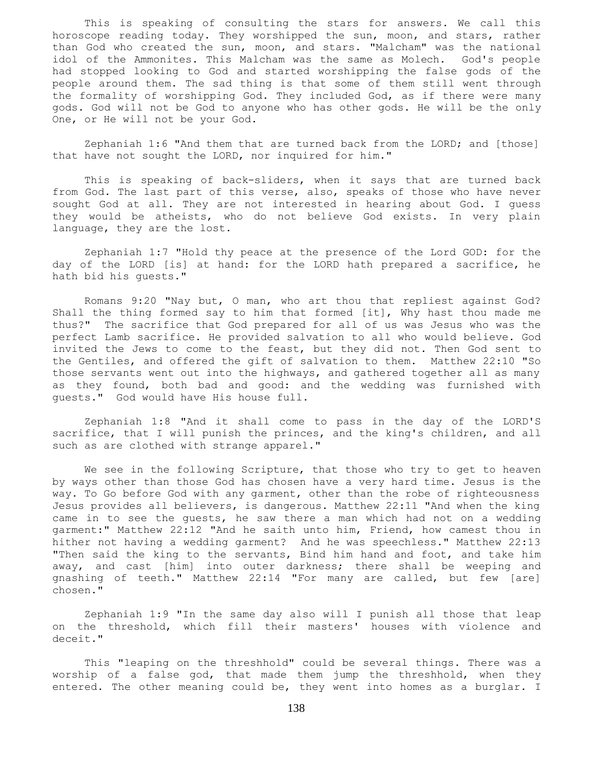This is speaking of consulting the stars for answers. We call this horoscope reading today. They worshipped the sun, moon, and stars, rather than God who created the sun, moon, and stars. "Malcham" was the national idol of the Ammonites. This Malcham was the same as Molech. God's people had stopped looking to God and started worshipping the false gods of the people around them. The sad thing is that some of them still went through the formality of worshipping God. They included God, as if there were many gods. God will not be God to anyone who has other gods. He will be the only One, or He will not be your God.

Zephaniah 1:6 "And them that are turned back from the LORD; and [those] that have not sought the LORD, nor inquired for him."

This is speaking of back-sliders, when it says that are turned back from God. The last part of this verse, also, speaks of those who have never sought God at all. They are not interested in hearing about God. I guess they would be atheists, who do not believe God exists. In very plain language, they are the lost.

Zephaniah 1:7 "Hold thy peace at the presence of the Lord GOD: for the day of the LORD [is] at hand: for the LORD hath prepared a sacrifice, he hath bid his guests."

Romans 9:20 "Nay but, O man, who art thou that repliest against God? Shall the thing formed say to him that formed [it], Why hast thou made me thus?" The sacrifice that God prepared for all of us was Jesus who was the perfect Lamb sacrifice. He provided salvation to all who would believe. God invited the Jews to come to the feast, but they did not. Then God sent to the Gentiles, and offered the gift of salvation to them. Matthew 22:10 "So those servants went out into the highways, and gathered together all as many as they found, both bad and good: and the wedding was furnished with guests." God would have His house full.

Zephaniah 1:8 "And it shall come to pass in the day of the LORD'S sacrifice, that I will punish the princes, and the king's children, and all such as are clothed with strange apparel."

We see in the following Scripture, that those who try to get to heaven by ways other than those God has chosen have a very hard time. Jesus is the way. To Go before God with any garment, other than the robe of righteousness Jesus provides all believers, is dangerous. Matthew 22:11 "And when the king came in to see the guests, he saw there a man which had not on a wedding garment:" Matthew 22:12 "And he saith unto him, Friend, how camest thou in hither not having a wedding garment? And he was speechless." Matthew 22:13 "Then said the king to the servants, Bind him hand and foot, and take him away, and cast [him] into outer darkness; there shall be weeping and gnashing of teeth." Matthew 22:14 "For many are called, but few [are] chosen."

Zephaniah 1:9 "In the same day also will I punish all those that leap on the threshold, which fill their masters' houses with violence and deceit."

This "leaping on the threshhold" could be several things. There was a worship of a false god, that made them jump the threshhold, when they entered. The other meaning could be, they went into homes as a burglar. I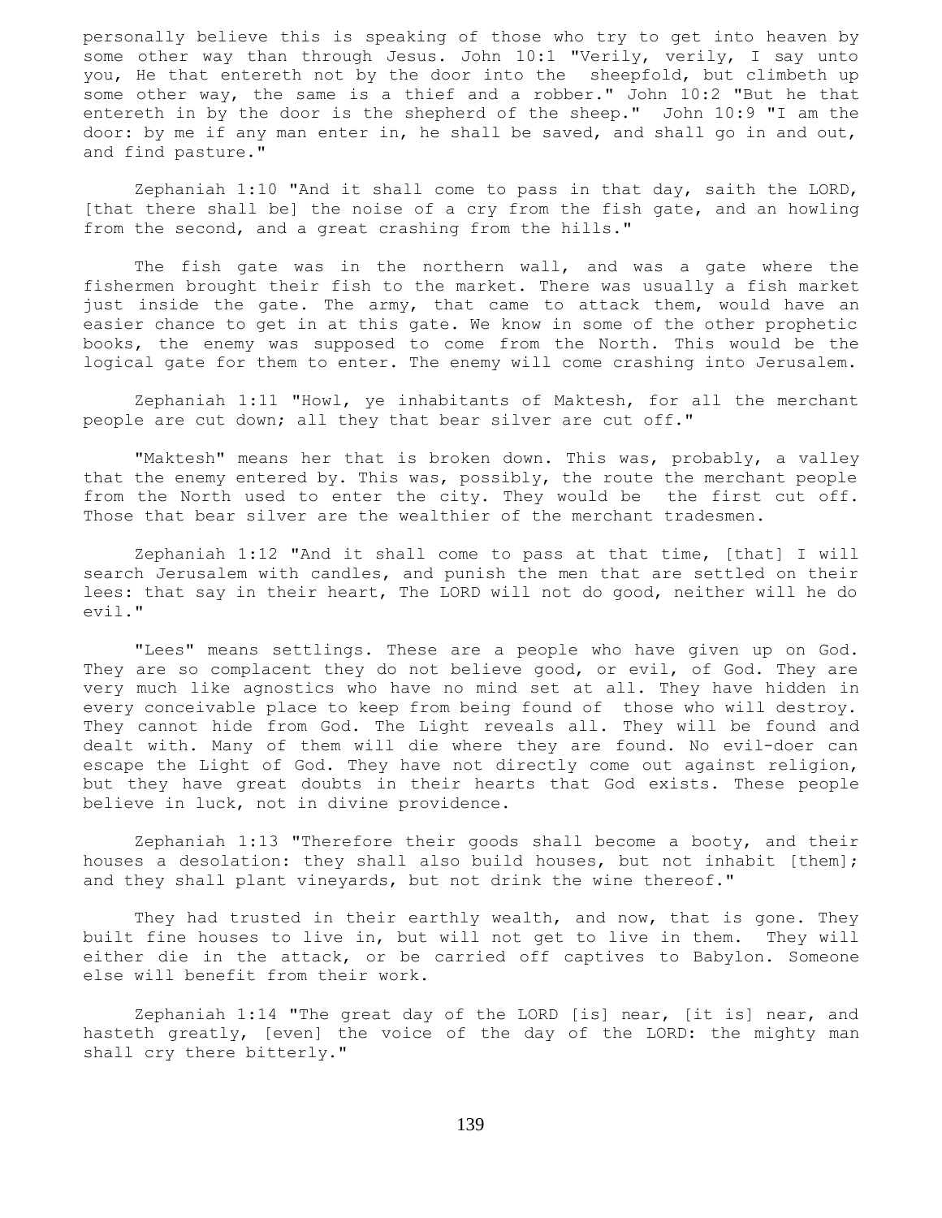personally believe this is speaking of those who try to get into heaven by some other way than through Jesus. John 10:1 "Verily, verily, I say unto you, He that entereth not by the door into the sheepfold, but climbeth up some other way, the same is a thief and a robber." John 10:2 "But he that entereth in by the door is the shepherd of the sheep." John 10:9 "I am the door: by me if any man enter in, he shall be saved, and shall go in and out, and find pasture."

Zephaniah 1:10 "And it shall come to pass in that day, saith the LORD, [that there shall be] the noise of a cry from the fish gate, and an howling from the second, and a great crashing from the hills."

The fish gate was in the northern wall, and was a gate where the fishermen brought their fish to the market. There was usually a fish market just inside the gate. The army, that came to attack them, would have an easier chance to get in at this gate. We know in some of the other prophetic books, the enemy was supposed to come from the North. This would be the logical gate for them to enter. The enemy will come crashing into Jerusalem.

Zephaniah 1:11 "Howl, ye inhabitants of Maktesh, for all the merchant people are cut down; all they that bear silver are cut off."

"Maktesh" means her that is broken down. This was, probably, a valley that the enemy entered by. This was, possibly, the route the merchant people from the North used to enter the city. They would be the first cut off. Those that bear silver are the wealthier of the merchant tradesmen.

Zephaniah 1:12 "And it shall come to pass at that time, [that] I will search Jerusalem with candles, and punish the men that are settled on their lees: that say in their heart, The LORD will not do good, neither will he do evil."

"Lees" means settlings. These are a people who have given up on God. They are so complacent they do not believe good, or evil, of God. They are very much like agnostics who have no mind set at all. They have hidden in every conceivable place to keep from being found of those who will destroy. They cannot hide from God. The Light reveals all. They will be found and dealt with. Many of them will die where they are found. No evil-doer can escape the Light of God. They have not directly come out against religion, but they have great doubts in their hearts that God exists. These people believe in luck, not in divine providence.

Zephaniah 1:13 "Therefore their goods shall become a booty, and their houses a desolation: they shall also build houses, but not inhabit [them]; and they shall plant vineyards, but not drink the wine thereof."

They had trusted in their earthly wealth, and now, that is gone. They built fine houses to live in, but will not get to live in them. They will either die in the attack, or be carried off captives to Babylon. Someone else will benefit from their work.

Zephaniah 1:14 "The great day of the LORD [is] near, [it is] near, and hasteth greatly, [even] the voice of the day of the LORD: the mighty man shall cry there bitterly."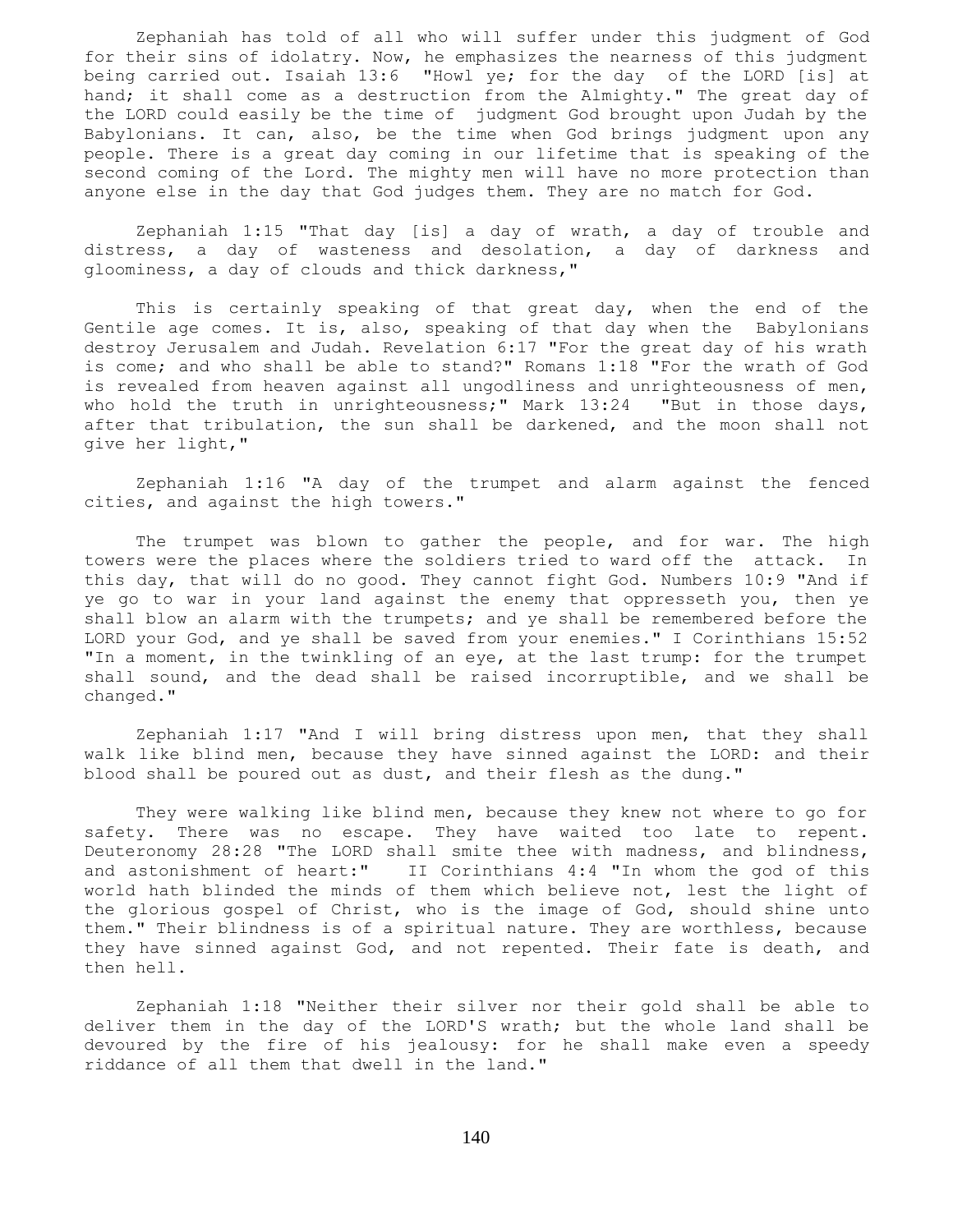Zephaniah has told of all who will suffer under this judgment of God for their sins of idolatry. Now, he emphasizes the nearness of this judgment being carried out. Isaiah 13:6 "Howl ye; for the day of the LORD [is] at hand; it shall come as a destruction from the Almighty." The great day of the LORD could easily be the time of judgment God brought upon Judah by the Babylonians. It can, also, be the time when God brings judgment upon any people. There is a great day coming in our lifetime that is speaking of the second coming of the Lord. The mighty men will have no more protection than anyone else in the day that God judges them. They are no match for God.

Zephaniah 1:15 "That day [is] a day of wrath, a day of trouble and distress, a day of wasteness and desolation, a day of darkness and gloominess, a day of clouds and thick darkness,"

This is certainly speaking of that great day, when the end of the Gentile age comes. It is, also, speaking of that day when the Babylonians destroy Jerusalem and Judah. Revelation 6:17 "For the great day of his wrath is come; and who shall be able to stand?" Romans 1:18 "For the wrath of God is revealed from heaven against all ungodliness and unrighteousness of men, who hold the truth in unrighteousness;" Mark 13:24 "But in those days, after that tribulation, the sun shall be darkened, and the moon shall not give her light,"

Zephaniah 1:16 "A day of the trumpet and alarm against the fenced cities, and against the high towers."

The trumpet was blown to gather the people, and for war. The high towers were the places where the soldiers tried to ward off the attack. In this day, that will do no good. They cannot fight God. Numbers 10:9 "And if ye go to war in your land against the enemy that oppresseth you, then ye shall blow an alarm with the trumpets; and ye shall be remembered before the LORD your God, and ye shall be saved from your enemies." I Corinthians 15:52 "In a moment, in the twinkling of an eye, at the last trump: for the trumpet shall sound, and the dead shall be raised incorruptible, and we shall be changed."

Zephaniah 1:17 "And I will bring distress upon men, that they shall walk like blind men, because they have sinned against the LORD: and their blood shall be poured out as dust, and their flesh as the dung."

They were walking like blind men, because they knew not where to go for safety. There was no escape. They have waited too late to repent. Deuteronomy 28:28 "The LORD shall smite thee with madness, and blindness, and astonishment of heart:" II Corinthians 4:4 "In whom the god of this world hath blinded the minds of them which believe not, lest the light of the glorious gospel of Christ, who is the image of God, should shine unto them." Their blindness is of a spiritual nature. They are worthless, because they have sinned against God, and not repented. Their fate is death, and then hell.

Zephaniah 1:18 "Neither their silver nor their gold shall be able to deliver them in the day of the LORD'S wrath; but the whole land shall be devoured by the fire of his jealousy: for he shall make even a speedy riddance of all them that dwell in the land."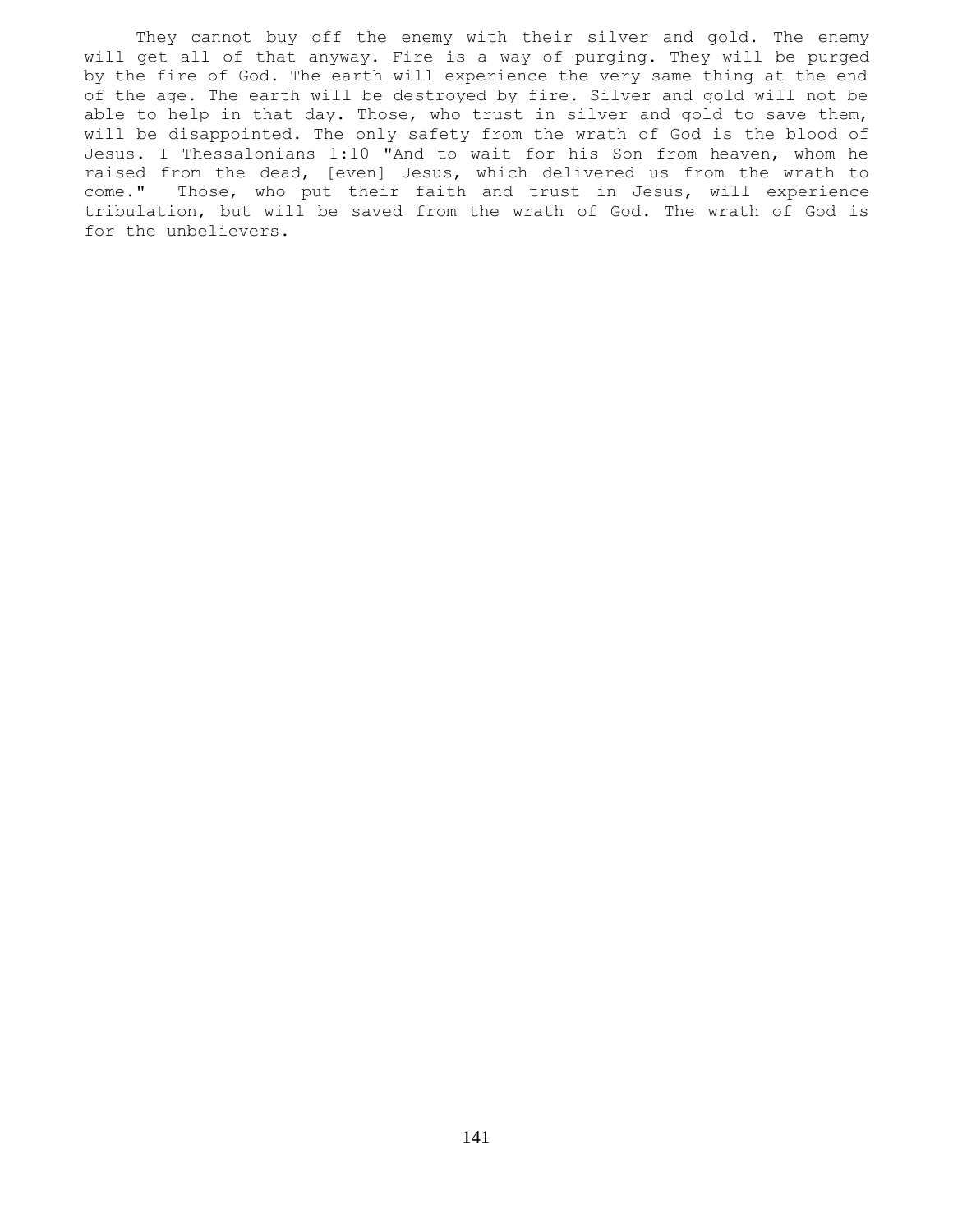They cannot buy off the enemy with their silver and gold. The enemy will get all of that anyway. Fire is a way of purging. They will be purged by the fire of God. The earth will experience the very same thing at the end of the age. The earth will be destroyed by fire. Silver and gold will not be able to help in that day. Those, who trust in silver and gold to save them, will be disappointed. The only safety from the wrath of God is the blood of Jesus. I Thessalonians 1:10 "And to wait for his Son from heaven, whom he raised from the dead, [even] Jesus, which delivered us from the wrath to come." Those, who put their faith and trust in Jesus, will experience tribulation, but will be saved from the wrath of God. The wrath of God is for the unbelievers.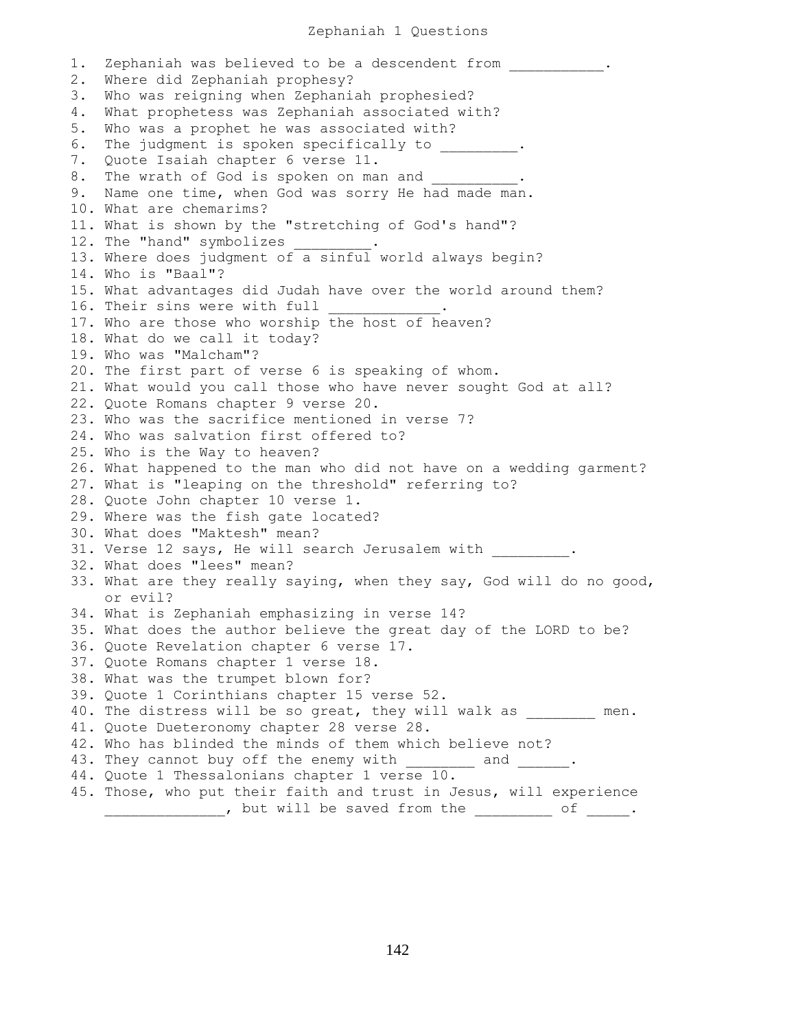# Zephaniah 1 Questions

1. Zephaniah was believed to be a descendent from ___________.
2. Where did Zephaniah prophesy?
3. Who was reigning when Zephaniah prophesied?
4. What prophetess was Zephaniah associated with?
5. Who was a prophet he was associated with?
6. The judgment is spoken specifically to _________.
7. Quote Isaiah chapter 6 verse 11.
8. The wrath of God is spoken on man and __________.
9. Name one time, when God was sorry He had made man.
10. What are chemarims?
11. What is shown by the "stretching of God's hand"?
12. The "hand" symbolizes _________.
13. Where does judgment of a sinful world always begin?
14. Who is "Baal"?
15. What advantages did Judah have over the world around them?
16. Their sins were with full _____________.
17. Who are those who worship the host of heaven?
18. What do we call it today?
19. Who was "Malcham"?
20. The first part of verse 6 is speaking of whom.
21. What would you call those who have never sought God at all?
22. Quote Romans chapter 9 verse 20.
23. Who was the sacrifice mentioned in verse 7?
24. Who was salvation first offered to?
25. Who is the Way to heaven?
26. What happened to the man who did not have on a wedding garment?
27. What is "leaping on the threshold" referring to?
28. Quote John chapter 10 verse 1.
29. Where was the fish gate located?
30. What does "Maktesh" mean?
31. Verse 12 says, He will search Jerusalem with _________.
32. What does "lees" mean?
33. What are they really saying, when they say, God will do no good, or evil?
34. What is Zephaniah emphasizing in verse 14?
35. What does the author believe the great day of the LORD to be?
36. Quote Revelation chapter 6 verse 17.
37. Quote Romans chapter 1 verse 18.
38. What was the trumpet blown for?
39. Quote 1 Corinthians chapter 15 verse 52.
40. The distress will be so great, they will walk as ________ men.
41. Quote Dueteronomy chapter 28 verse 28.
42. Who has blinded the minds of them which believe not?
43. They cannot buy off the enemy with ________ and ______.
44. Quote 1 Thessalonians chapter 1 verse 10.
45. Those, who put their faith and trust in Jesus, will experience ______________, but will be saved from the _________ of _____.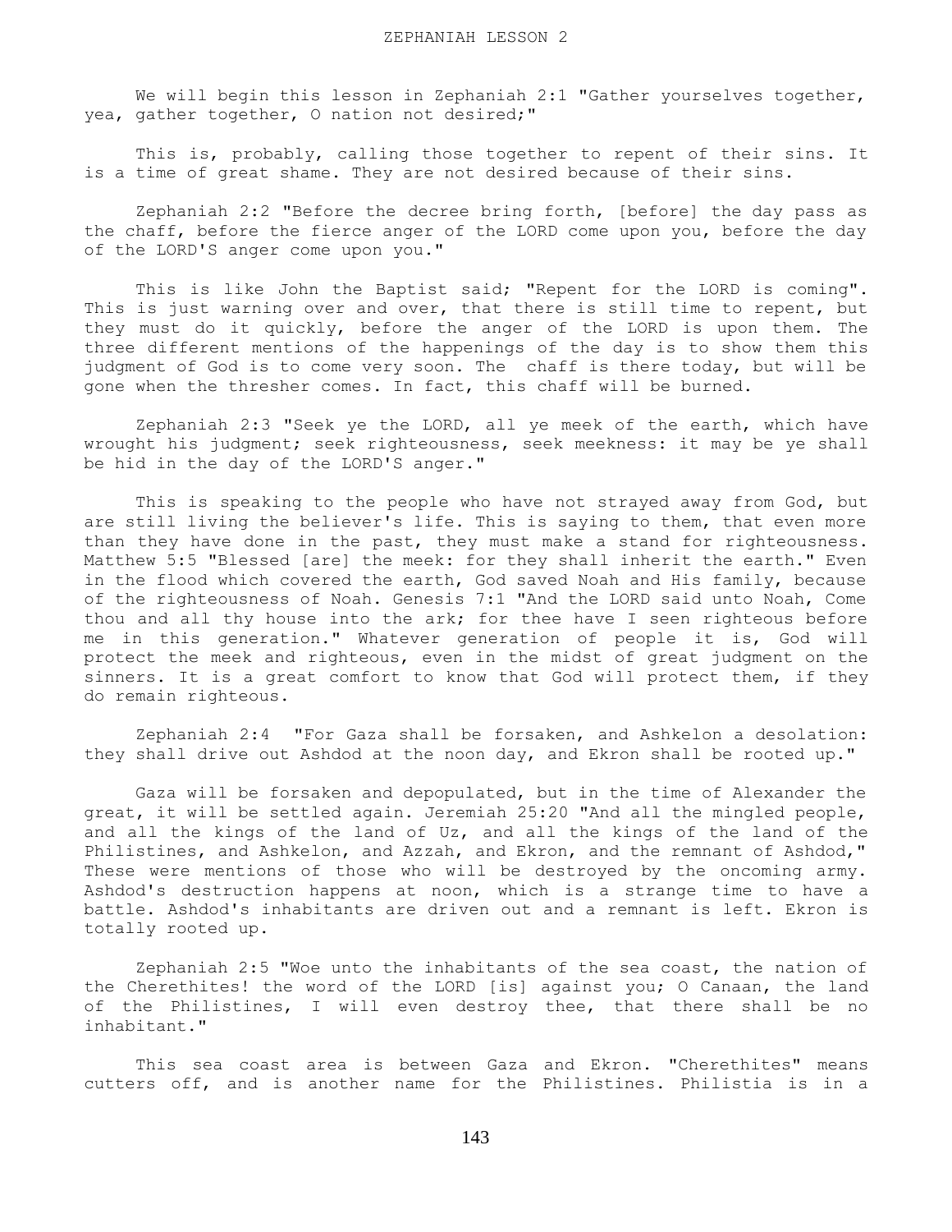# ZEPHANIAH LESSON 2

We will begin this lesson in Zephaniah 2:1 "Gather yourselves together, yea, gather together, O nation not desired;"

This is, probably, calling those together to repent of their sins. It is a time of great shame. They are not desired because of their sins.

Zephaniah 2:2 "Before the decree bring forth, [before] the day pass as the chaff, before the fierce anger of the LORD come upon you, before the day of the LORD'S anger come upon you."

This is like John the Baptist said; "Repent for the LORD is coming". This is just warning over and over, that there is still time to repent, but they must do it quickly, before the anger of the LORD is upon them. The three different mentions of the happenings of the day is to show them this judgment of God is to come very soon. The chaff is there today, but will be gone when the thresher comes. In fact, this chaff will be burned.

Zephaniah 2:3 "Seek ye the LORD, all ye meek of the earth, which have wrought his judgment; seek righteousness, seek meekness: it may be ye shall be hid in the day of the LORD'S anger."

This is speaking to the people who have not strayed away from God, but are still living the believer's life. This is saying to them, that even more than they have done in the past, they must make a stand for righteousness. Matthew 5:5 "Blessed [are] the meek: for they shall inherit the earth." Even in the flood which covered the earth, God saved Noah and His family, because of the righteousness of Noah. Genesis 7:1 "And the LORD said unto Noah, Come thou and all thy house into the ark; for thee have I seen righteous before me in this generation." Whatever generation of people it is, God will protect the meek and righteous, even in the midst of great judgment on the sinners. It is a great comfort to know that God will protect them, if they do remain righteous.

Zephaniah 2:4 "For Gaza shall be forsaken, and Ashkelon a desolation: they shall drive out Ashdod at the noon day, and Ekron shall be rooted up."

Gaza will be forsaken and depopulated, but in the time of Alexander the great, it will be settled again. Jeremiah 25:20 "And all the mingled people, and all the kings of the land of Uz, and all the kings of the land of the Philistines, and Ashkelon, and Azzah, and Ekron, and the remnant of Ashdod," These were mentions of those who will be destroyed by the oncoming army. Ashdod's destruction happens at noon, which is a strange time to have a battle. Ashdod's inhabitants are driven out and a remnant is left. Ekron is totally rooted up.

Zephaniah 2:5 "Woe unto the inhabitants of the sea coast, the nation of the Cherethites! the word of the LORD [is] against you; O Canaan, the land of the Philistines, I will even destroy thee, that there shall be no inhabitant."

This sea coast area is between Gaza and Ekron. "Cherethites" means cutters off, and is another name for the Philistines. Philistia is in a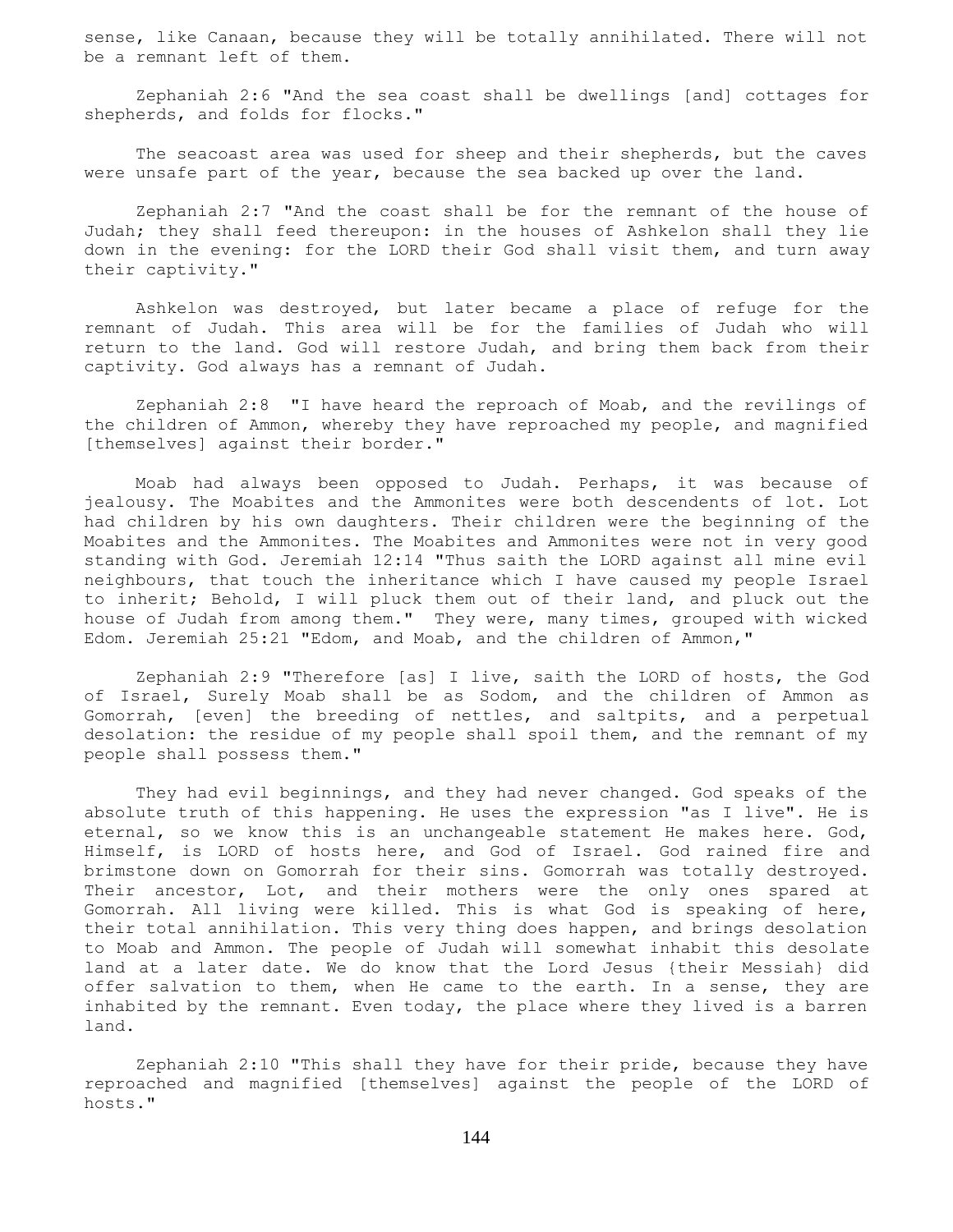sense, like Canaan, because they will be totally annihilated. There will not be a remnant left of them.

Zephaniah 2:6 "And the sea coast shall be dwellings [and] cottages for shepherds, and folds for flocks."

The seacoast area was used for sheep and their shepherds, but the caves were unsafe part of the year, because the sea backed up over the land.

Zephaniah 2:7 "And the coast shall be for the remnant of the house of Judah; they shall feed thereupon: in the houses of Ashkelon shall they lie down in the evening: for the LORD their God shall visit them, and turn away their captivity."

Ashkelon was destroyed, but later became a place of refuge for the remnant of Judah. This area will be for the families of Judah who will return to the land. God will restore Judah, and bring them back from their captivity. God always has a remnant of Judah.

Zephaniah 2:8 "I have heard the reproach of Moab, and the revilings of the children of Ammon, whereby they have reproached my people, and magnified [themselves] against their border."

Moab had always been opposed to Judah. Perhaps, it was because of jealousy. The Moabites and the Ammonites were both descendents of lot. Lot had children by his own daughters. Their children were the beginning of the Moabites and the Ammonites. The Moabites and Ammonites were not in very good standing with God. Jeremiah 12:14 "Thus saith the LORD against all mine evil neighbours, that touch the inheritance which I have caused my people Israel to inherit; Behold, I will pluck them out of their land, and pluck out the house of Judah from among them." They were, many times, grouped with wicked Edom. Jeremiah 25:21 "Edom, and Moab, and the children of Ammon,"

Zephaniah 2:9 "Therefore [as] I live, saith the LORD of hosts, the God of Israel, Surely Moab shall be as Sodom, and the children of Ammon as Gomorrah, [even] the breeding of nettles, and saltpits, and a perpetual desolation: the residue of my people shall spoil them, and the remnant of my people shall possess them."

They had evil beginnings, and they had never changed. God speaks of the absolute truth of this happening. He uses the expression "as I live". He is eternal, so we know this is an unchangeable statement He makes here. God, Himself, is LORD of hosts here, and God of Israel. God rained fire and brimstone down on Gomorrah for their sins. Gomorrah was totally destroyed. Their ancestor, Lot, and their mothers were the only ones spared at Gomorrah. All living were killed. This is what God is speaking of here, their total annihilation. This very thing does happen, and brings desolation to Moab and Ammon. The people of Judah will somewhat inhabit this desolate land at a later date. We do know that the Lord Jesus {their Messiah} did offer salvation to them, when He came to the earth. In a sense, they are inhabited by the remnant. Even today, the place where they lived is a barren land.

Zephaniah 2:10 "This shall they have for their pride, because they have reproached and magnified [themselves] against the people of the LORD of hosts."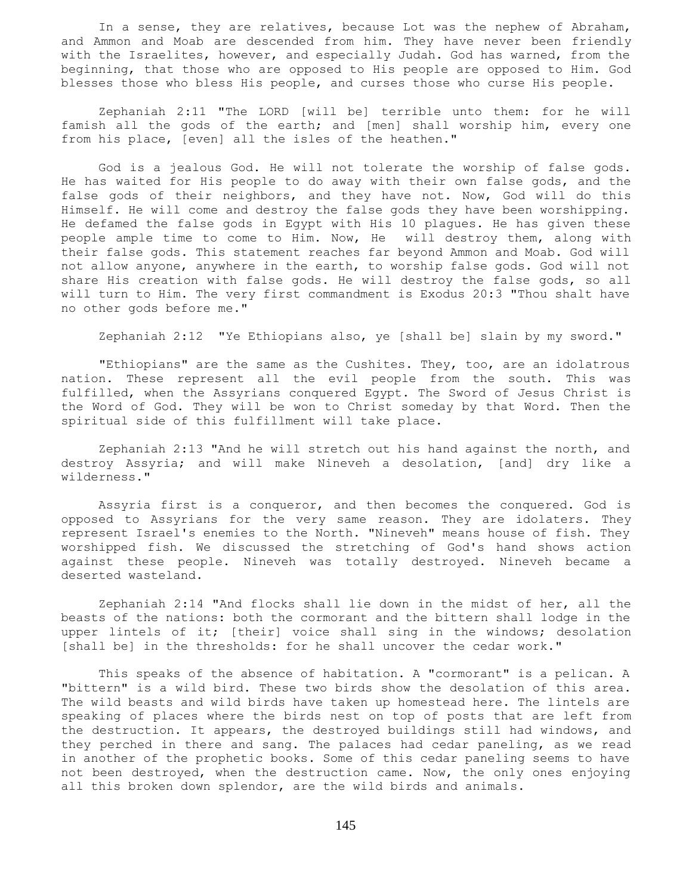In a sense, they are relatives, because Lot was the nephew of Abraham, and Ammon and Moab are descended from him. They have never been friendly with the Israelites, however, and especially Judah. God has warned, from the beginning, that those who are opposed to His people are opposed to Him. God blesses those who bless His people, and curses those who curse His people.

Zephaniah 2:11 "The LORD [will be] terrible unto them: for he will famish all the gods of the earth; and [men] shall worship him, every one from his place, [even] all the isles of the heathen."

God is a jealous God. He will not tolerate the worship of false gods. He has waited for His people to do away with their own false gods, and the false gods of their neighbors, and they have not. Now, God will do this Himself. He will come and destroy the false gods they have been worshipping. He defamed the false gods in Egypt with His 10 plagues. He has given these people ample time to come to Him. Now, He will destroy them, along with their false gods. This statement reaches far beyond Ammon and Moab. God will not allow anyone, anywhere in the earth, to worship false gods. God will not share His creation with false gods. He will destroy the false gods, so all will turn to Him. The very first commandment is Exodus 20:3 "Thou shalt have no other gods before me."

Zephaniah 2:12 "Ye Ethiopians also, ye [shall be] slain by my sword."

"Ethiopians" are the same as the Cushites. They, too, are an idolatrous nation. These represent all the evil people from the south. This was fulfilled, when the Assyrians conquered Egypt. The Sword of Jesus Christ is the Word of God. They will be won to Christ someday by that Word. Then the spiritual side of this fulfillment will take place.

Zephaniah 2:13 "And he will stretch out his hand against the north, and destroy Assyria; and will make Nineveh a desolation, [and] dry like a wilderness."

Assyria first is a conqueror, and then becomes the conquered. God is opposed to Assyrians for the very same reason. They are idolaters. They represent Israel's enemies to the North. "Nineveh" means house of fish. They worshipped fish. We discussed the stretching of God's hand shows action against these people. Nineveh was totally destroyed. Nineveh became a deserted wasteland.

Zephaniah 2:14 "And flocks shall lie down in the midst of her, all the beasts of the nations: both the cormorant and the bittern shall lodge in the upper lintels of it; [their] voice shall sing in the windows; desolation [shall be] in the thresholds: for he shall uncover the cedar work."

This speaks of the absence of habitation. A "cormorant" is a pelican. A "bittern" is a wild bird. These two birds show the desolation of this area. The wild beasts and wild birds have taken up homestead here. The lintels are speaking of places where the birds nest on top of posts that are left from the destruction. It appears, the destroyed buildings still had windows, and they perched in there and sang. The palaces had cedar paneling, as we read in another of the prophetic books. Some of this cedar paneling seems to have not been destroyed, when the destruction came. Now, the only ones enjoying all this broken down splendor, are the wild birds and animals.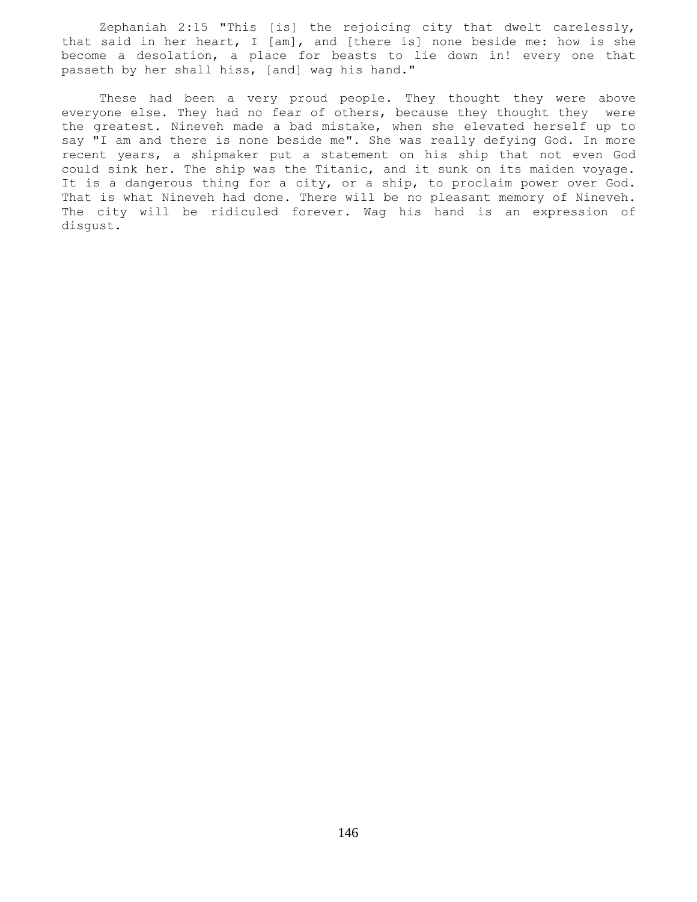Zephaniah 2:15 "This [is] the rejoicing city that dwelt carelessly, that said in her heart, I [am], and [there is] none beside me: how is she become a desolation, a place for beasts to lie down in! every one that passeth by her shall hiss, [and] wag his hand."

These had been a very proud people. They thought they were above everyone else. They had no fear of others, because they thought they were the greatest. Nineveh made a bad mistake, when she elevated herself up to say "I am and there is none beside me". She was really defying God. In more recent years, a shipmaker put a statement on his ship that not even God could sink her. The ship was the Titanic, and it sunk on its maiden voyage. It is a dangerous thing for a city, or a ship, to proclaim power over God. That is what Nineveh had done. There will be no pleasant memory of Nineveh. The city will be ridiculed forever. Wag his hand is an expression of disgust.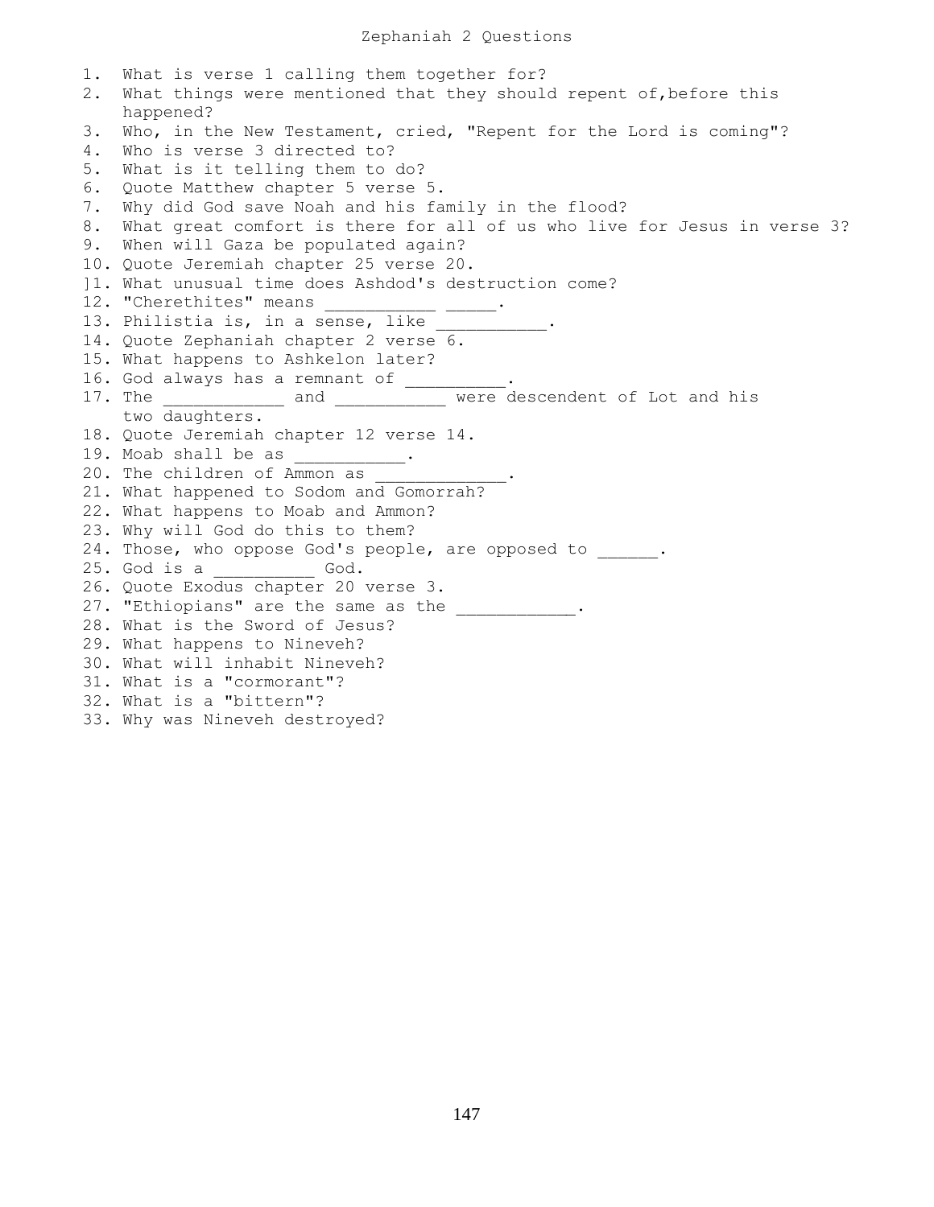# Zephaniah 2 Questions

1. What is verse 1 calling them together for?
2. What things were mentioned that they should repent of,before this happened?
3. Who, in the New Testament, cried, "Repent for the Lord is coming"?
4. Who is verse 3 directed to?
5. What is it telling them to do?
6. Quote Matthew chapter 5 verse 5.
7. Why did God save Noah and his family in the flood?
8. What great comfort is there for all of us who live for Jesus in verse 3?
9. When will Gaza be populated again?
10. Quote Jeremiah chapter 25 verse 20.
]1. What unusual time does Ashdod's destruction come?
12. "Cherethites" means ___________ _____.
13. Philistia is, in a sense, like ___________.
14. Quote Zephaniah chapter 2 verse 6.
15. What happens to Ashkelon later?
16. God always has a remnant of __________.
17. The ____________ and ___________ were descendent of Lot and his two daughters.
18. Quote Jeremiah chapter 12 verse 14.
19. Moab shall be as ___________.
20. The children of Ammon as _____________.
21. What happened to Sodom and Gomorrah?
22. What happens to Moab and Ammon?
23. Why will God do this to them?
24. Those, who oppose God's people, are opposed to ______.
25. God is a __________ God.
26. Quote Exodus chapter 20 verse 3.
27. "Ethiopians" are the same as the ____________.
28. What is the Sword of Jesus?
29. What happens to Nineveh?
30. What will inhabit Nineveh?
31. What is a "cormorant"?
32. What is a "bittern"?
33. Why was Nineveh destroyed?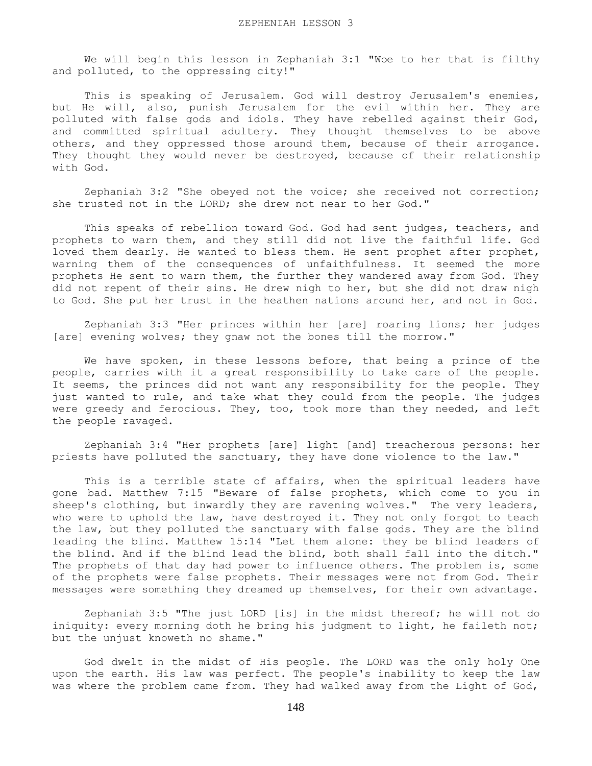We will begin this lesson in Zephaniah 3:1 "Woe to her that is filthy and polluted, to the oppressing city!"

This is speaking of Jerusalem. God will destroy Jerusalem's enemies, but He will, also, punish Jerusalem for the evil within her. They are polluted with false gods and idols. They have rebelled against their God, and committed spiritual adultery. They thought themselves to be above others, and they oppressed those around them, because of their arrogance. They thought they would never be destroyed, because of their relationship with God.

Zephaniah 3:2 "She obeyed not the voice; she received not correction; she trusted not in the LORD; she drew not near to her God."

This speaks of rebellion toward God. God had sent judges, teachers, and prophets to warn them, and they still did not live the faithful life. God loved them dearly. He wanted to bless them. He sent prophet after prophet, warning them of the consequences of unfaithfulness. It seemed the more prophets He sent to warn them, the further they wandered away from God. They did not repent of their sins. He drew nigh to her, but she did not draw nigh to God. She put her trust in the heathen nations around her, and not in God.

Zephaniah 3:3 "Her princes within her [are] roaring lions; her judges [are] evening wolves; they gnaw not the bones till the morrow."

We have spoken, in these lessons before, that being a prince of the people, carries with it a great responsibility to take care of the people. It seems, the princes did not want any responsibility for the people. They just wanted to rule, and take what they could from the people. The judges were greedy and ferocious. They, too, took more than they needed, and left the people ravaged.

Zephaniah 3:4 "Her prophets [are] light [and] treacherous persons: her priests have polluted the sanctuary, they have done violence to the law."

This is a terrible state of affairs, when the spiritual leaders have gone bad. Matthew 7:15 "Beware of false prophets, which come to you in sheep's clothing, but inwardly they are ravening wolves." The very leaders, who were to uphold the law, have destroyed it. They not only forgot to teach the law, but they polluted the sanctuary with false gods. They are the blind leading the blind. Matthew 15:14 "Let them alone: they be blind leaders of the blind. And if the blind lead the blind, both shall fall into the ditch." The prophets of that day had power to influence others. The problem is, some of the prophets were false prophets. Their messages were not from God. Their messages were something they dreamed up themselves, for their own advantage.

Zephaniah 3:5 "The just LORD [is] in the midst thereof; he will not do iniquity: every morning doth he bring his judgment to light, he faileth not; but the unjust knoweth no shame."

God dwelt in the midst of His people. The LORD was the only holy One upon the earth. His law was perfect. The people's inability to keep the law was where the problem came from. They had walked away from the Light of God,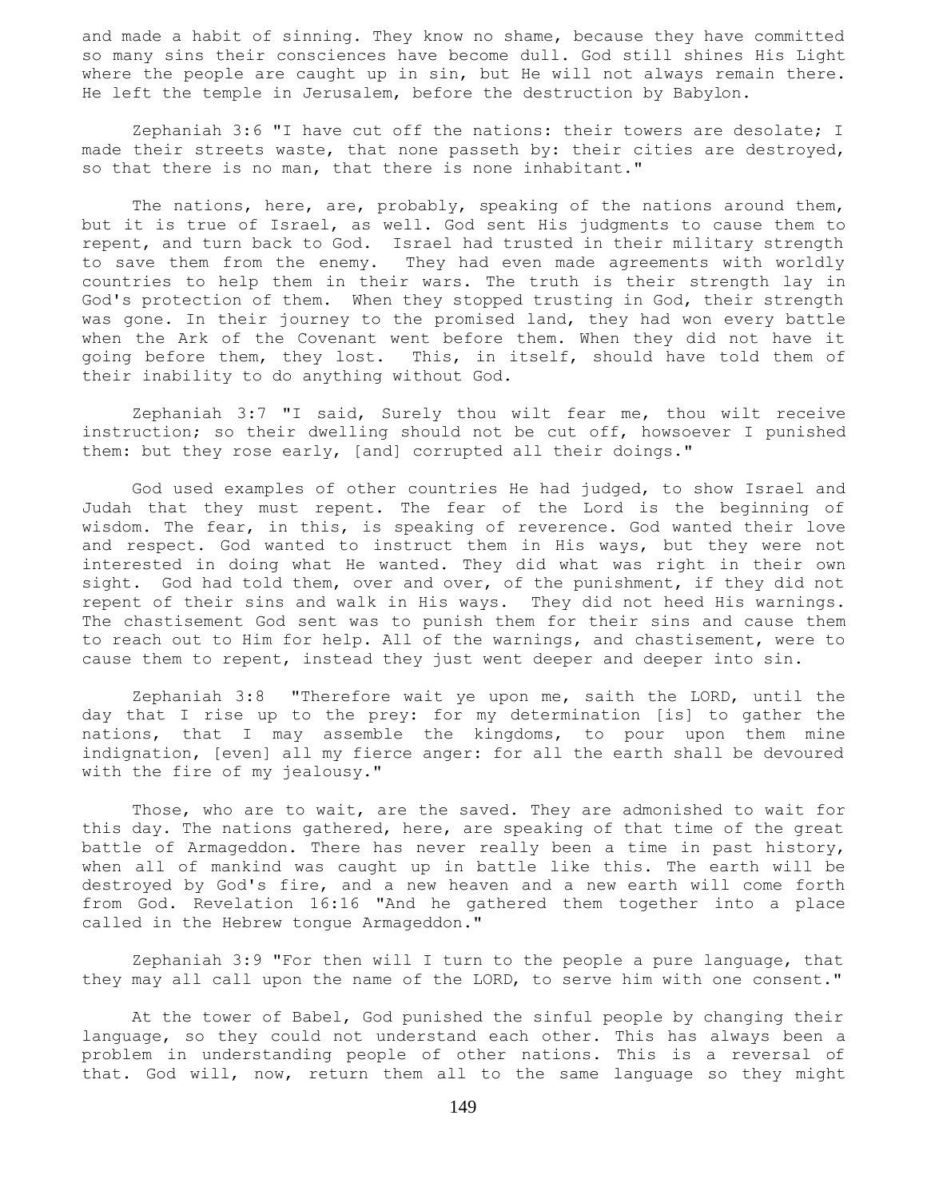and made a habit of sinning. They know no shame, because they have committed so many sins their consciences have become dull. God still shines His Light where the people are caught up in sin, but He will not always remain there. He left the temple in Jerusalem, before the destruction by Babylon.

Zephaniah 3:6 "I have cut off the nations: their towers are desolate; I made their streets waste, that none passeth by: their cities are destroyed, so that there is no man, that there is none inhabitant."

The nations, here, are, probably, speaking of the nations around them, but it is true of Israel, as well. God sent His judgments to cause them to repent, and turn back to God. Israel had trusted in their military strength to save them from the enemy. They had even made agreements with worldly countries to help them in their wars. The truth is their strength lay in God's protection of them. When they stopped trusting in God, their strength was gone. In their journey to the promised land, they had won every battle when the Ark of the Covenant went before them. When they did not have it going before them, they lost. This, in itself, should have told them of their inability to do anything without God.

Zephaniah 3:7 "I said, Surely thou wilt fear me, thou wilt receive instruction; so their dwelling should not be cut off, howsoever I punished them: but they rose early, [and] corrupted all their doings."

God used examples of other countries He had judged, to show Israel and Judah that they must repent. The fear of the Lord is the beginning of wisdom. The fear, in this, is speaking of reverence. God wanted their love and respect. God wanted to instruct them in His ways, but they were not interested in doing what He wanted. They did what was right in their own sight. God had told them, over and over, of the punishment, if they did not repent of their sins and walk in His ways. They did not heed His warnings. The chastisement God sent was to punish them for their sins and cause them to reach out to Him for help. All of the warnings, and chastisement, were to cause them to repent, instead they just went deeper and deeper into sin.

Zephaniah 3:8 "Therefore wait ye upon me, saith the LORD, until the day that I rise up to the prey: for my determination [is] to gather the nations, that I may assemble the kingdoms, to pour upon them mine indignation, [even] all my fierce anger: for all the earth shall be devoured with the fire of my jealousy."

Those, who are to wait, are the saved. They are admonished to wait for this day. The nations gathered, here, are speaking of that time of the great battle of Armageddon. There has never really been a time in past history, when all of mankind was caught up in battle like this. The earth will be destroyed by God's fire, and a new heaven and a new earth will come forth from God. Revelation 16:16 "And he gathered them together into a place called in the Hebrew tongue Armageddon."

Zephaniah 3:9 "For then will I turn to the people a pure language, that they may all call upon the name of the LORD, to serve him with one consent."

At the tower of Babel, God punished the sinful people by changing their language, so they could not understand each other. This has always been a problem in understanding people of other nations. This is a reversal of that. God will, now, return them all to the same language so they might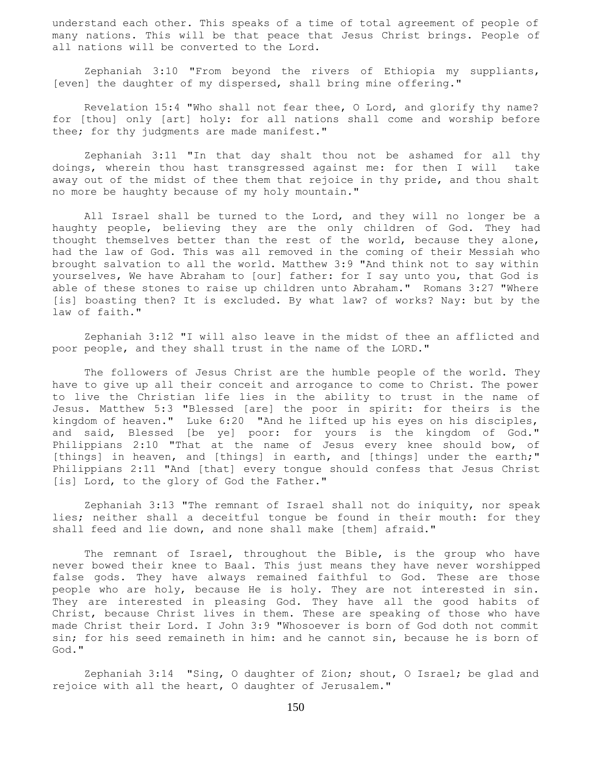understand each other. This speaks of a time of total agreement of people of many nations. This will be that peace that Jesus Christ brings. People of all nations will be converted to the Lord.

Zephaniah 3:10 "From beyond the rivers of Ethiopia my suppliants, [even] the daughter of my dispersed, shall bring mine offering."

Revelation 15:4 "Who shall not fear thee, O Lord, and glorify thy name? for [thou] only [art] holy: for all nations shall come and worship before thee; for thy judgments are made manifest."

Zephaniah 3:11 "In that day shalt thou not be ashamed for all thy doings, wherein thou hast transgressed against me: for then I will take away out of the midst of thee them that rejoice in thy pride, and thou shalt no more be haughty because of my holy mountain."

All Israel shall be turned to the Lord, and they will no longer be a haughty people, believing they are the only children of God. They had thought themselves better than the rest of the world, because they alone, had the law of God. This was all removed in the coming of their Messiah who brought salvation to all the world. Matthew 3:9 "And think not to say within yourselves, We have Abraham to [our] father: for I say unto you, that God is able of these stones to raise up children unto Abraham." Romans 3:27 "Where [is] boasting then? It is excluded. By what law? of works? Nay: but by the law of faith."

Zephaniah 3:12 "I will also leave in the midst of thee an afflicted and poor people, and they shall trust in the name of the LORD."

The followers of Jesus Christ are the humble people of the world. They have to give up all their conceit and arrogance to come to Christ. The power to live the Christian life lies in the ability to trust in the name of Jesus. Matthew 5:3 "Blessed [are] the poor in spirit: for theirs is the kingdom of heaven." Luke 6:20 "And he lifted up his eyes on his disciples, and said, Blessed [be ye] poor: for yours is the kingdom of God." Philippians 2:10 "That at the name of Jesus every knee should bow, of [things] in heaven, and [things] in earth, and [things] under the earth;" Philippians 2:11 "And [that] every tongue should confess that Jesus Christ [is] Lord, to the glory of God the Father."

Zephaniah 3:13 "The remnant of Israel shall not do iniquity, nor speak lies; neither shall a deceitful tongue be found in their mouth: for they shall feed and lie down, and none shall make [them] afraid."

The remnant of Israel, throughout the Bible, is the group who have never bowed their knee to Baal. This just means they have never worshipped false gods. They have always remained faithful to God. These are those people who are holy, because He is holy. They are not interested in sin. They are interested in pleasing God. They have all the good habits of Christ, because Christ lives in them. These are speaking of those who have made Christ their Lord. I John 3:9 "Whosoever is born of God doth not commit sin; for his seed remaineth in him: and he cannot sin, because he is born of God."

Zephaniah 3:14 "Sing, O daughter of Zion; shout, O Israel; be glad and rejoice with all the heart, O daughter of Jerusalem."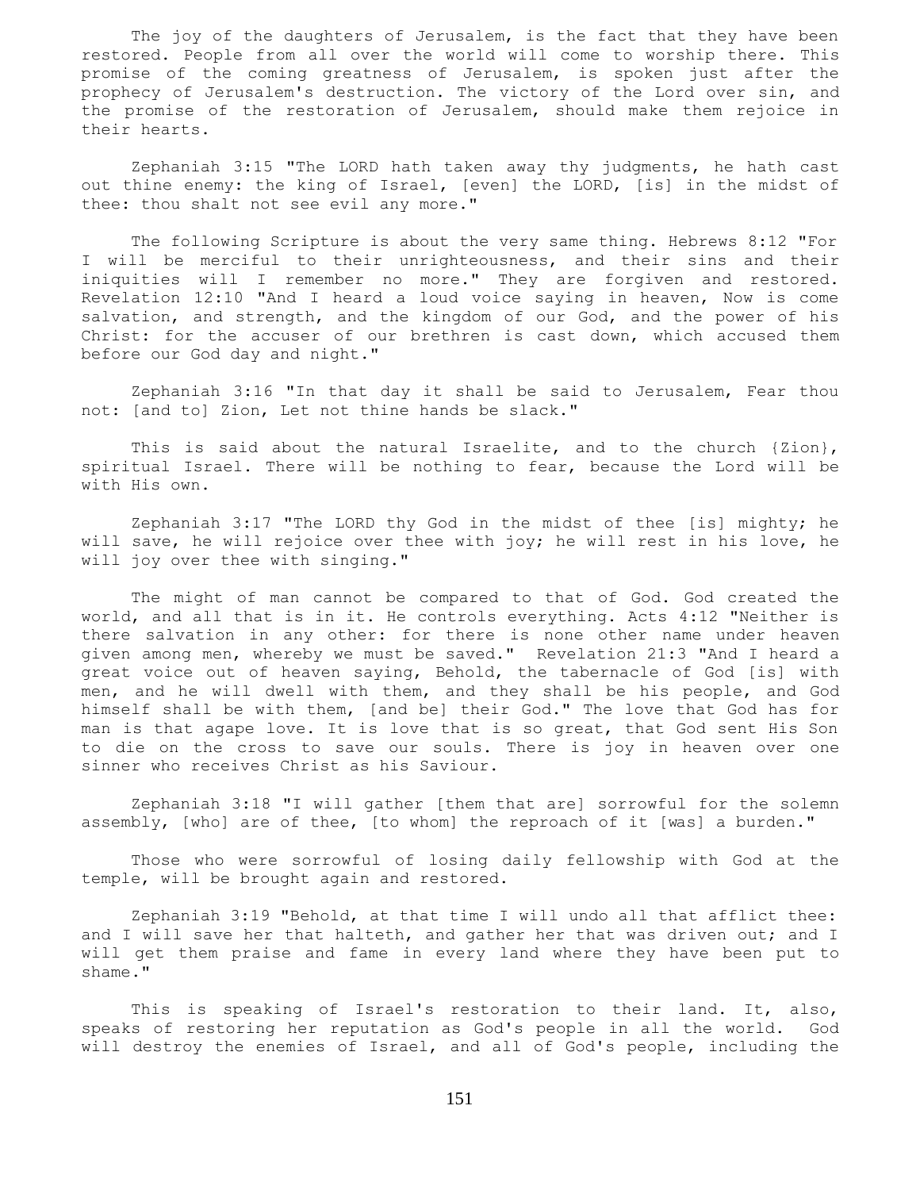The joy of the daughters of Jerusalem, is the fact that they have been restored. People from all over the world will come to worship there. This promise of the coming greatness of Jerusalem, is spoken just after the prophecy of Jerusalem's destruction. The victory of the Lord over sin, and the promise of the restoration of Jerusalem, should make them rejoice in their hearts.

Zephaniah 3:15 "The LORD hath taken away thy judgments, he hath cast out thine enemy: the king of Israel, [even] the LORD, [is] in the midst of thee: thou shalt not see evil any more."

The following Scripture is about the very same thing. Hebrews 8:12 "For I will be merciful to their unrighteousness, and their sins and their iniquities will I remember no more." They are forgiven and restored. Revelation 12:10 "And I heard a loud voice saying in heaven, Now is come salvation, and strength, and the kingdom of our God, and the power of his Christ: for the accuser of our brethren is cast down, which accused them before our God day and night."

Zephaniah 3:16 "In that day it shall be said to Jerusalem, Fear thou not: [and to] Zion, Let not thine hands be slack."

This is said about the natural Israelite, and to the church {Zion}, spiritual Israel. There will be nothing to fear, because the Lord will be with His own.

Zephaniah 3:17 "The LORD thy God in the midst of thee [is] mighty; he will save, he will rejoice over thee with joy; he will rest in his love, he will joy over thee with singing."

The might of man cannot be compared to that of God. God created the world, and all that is in it. He controls everything. Acts 4:12 "Neither is there salvation in any other: for there is none other name under heaven given among men, whereby we must be saved." Revelation 21:3 "And I heard a great voice out of heaven saying, Behold, the tabernacle of God [is] with men, and he will dwell with them, and they shall be his people, and God himself shall be with them, [and be] their God." The love that God has for man is that agape love. It is love that is so great, that God sent His Son to die on the cross to save our souls. There is joy in heaven over one sinner who receives Christ as his Saviour.

Zephaniah 3:18 "I will gather [them that are] sorrowful for the solemn assembly, [who] are of thee, [to whom] the reproach of it [was] a burden."

Those who were sorrowful of losing daily fellowship with God at the temple, will be brought again and restored.

Zephaniah 3:19 "Behold, at that time I will undo all that afflict thee: and I will save her that halteth, and gather her that was driven out; and I will get them praise and fame in every land where they have been put to shame."

This is speaking of Israel's restoration to their land. It, also, speaks of restoring her reputation as God's people in all the world. God will destroy the enemies of Israel, and all of God's people, including the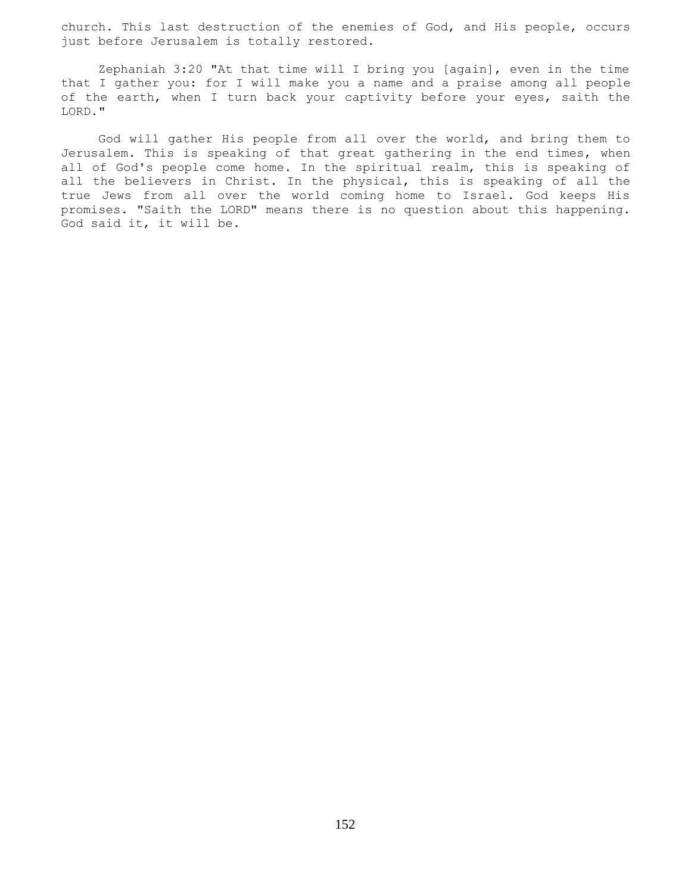church. This last destruction of the enemies of God, and His people, occurs just before Jerusalem is totally restored.

Zephaniah 3:20 "At that time will I bring you [again], even in the time that I gather you: for I will make you a name and a praise among all people of the earth, when I turn back your captivity before your eyes, saith the LORD."

God will gather His people from all over the world, and bring them to Jerusalem. This is speaking of that great gathering in the end times, when all of God's people come home. In the spiritual realm, this is speaking of all the believers in Christ. In the physical, this is speaking of all the true Jews from all over the world coming home to Israel. God keeps His promises. "Saith the LORD" means there is no question about this happening. God said it, it will be.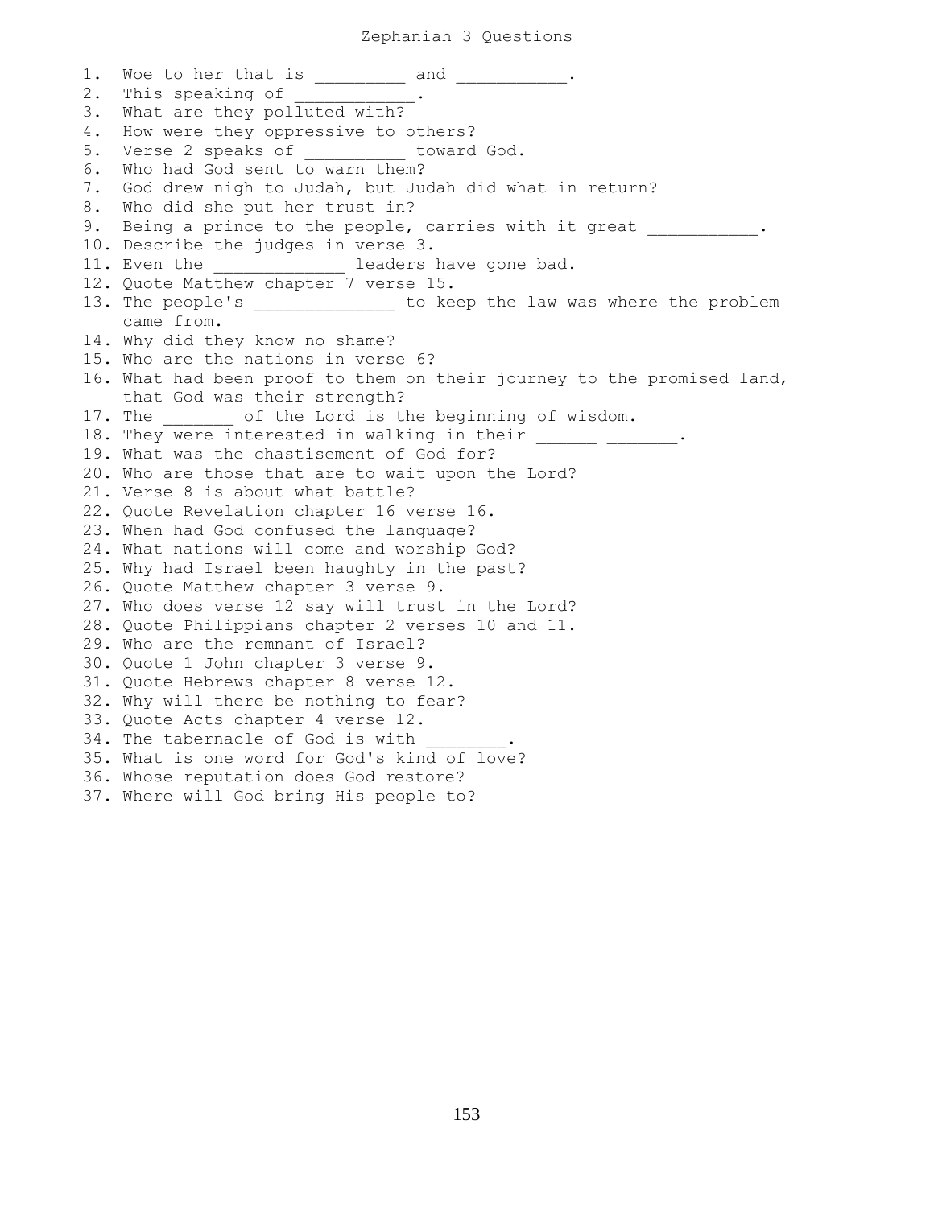# Zephaniah 3 Questions

1. Woe to her that is _________ and ___________.
2. This speaking of ____________.
3. What are they polluted with?
4. How were they oppressive to others?
5. Verse 2 speaks of __________ toward God.
6. Who had God sent to warn them?
7. God drew nigh to Judah, but Judah did what in return?
8. Who did she put her trust in?
9. Being a prince to the people, carries with it great ___________.
10. Describe the judges in verse 3.
11. Even the _____________ leaders have gone bad.
12. Quote Matthew chapter 7 verse 15.
13. The people's ______________ to keep the law was where the problem came from.
14. Why did they know no shame?
15. Who are the nations in verse 6?
16. What had been proof to them on their journey to the promised land, that God was their strength?
17. The _______ of the Lord is the beginning of wisdom.
18. They were interested in walking in their ______ _______.
19. What was the chastisement of God for?
20. Who are those that are to wait upon the Lord?
21. Verse 8 is about what battle?
22. Quote Revelation chapter 16 verse 16.
23. When had God confused the language?
24. What nations will come and worship God?
25. Why had Israel been haughty in the past?
26. Quote Matthew chapter 3 verse 9.
27. Who does verse 12 say will trust in the Lord?
28. Quote Philippians chapter 2 verses 10 and 11.
29. Who are the remnant of Israel?
30. Quote 1 John chapter 3 verse 9.
31. Quote Hebrews chapter 8 verse 12.
32. Why will there be nothing to fear?
33. Quote Acts chapter 4 verse 12.
34. The tabernacle of God is with ________.
35. What is one word for God's kind of love?
36. Whose reputation does God restore?
37. Where will God bring His people to?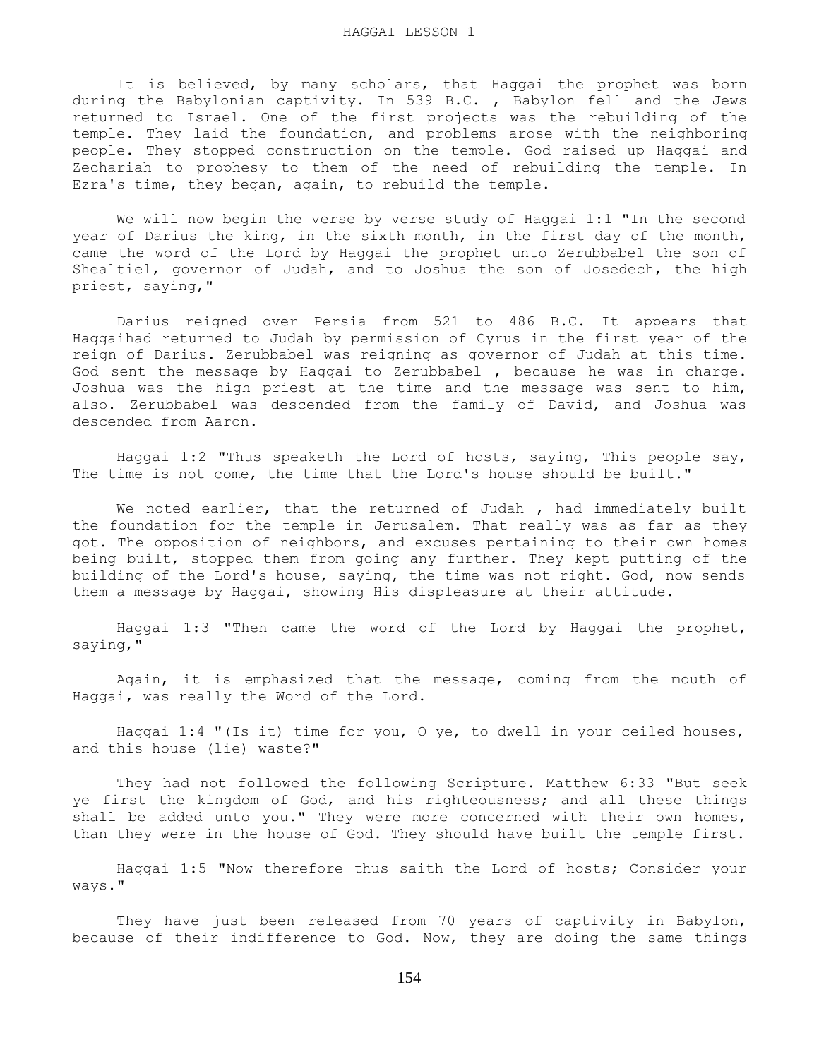# HAGGAI LESSON 1

It is believed, by many scholars, that Haggai the prophet was born during the Babylonian captivity. In 539 B.C. , Babylon fell and the Jews returned to Israel. One of the first projects was the rebuilding of the temple. They laid the foundation, and problems arose with the neighboring people. They stopped construction on the temple. God raised up Haggai and Zechariah to prophesy to them of the need of rebuilding the temple. In Ezra's time, they began, again, to rebuild the temple.

We will now begin the verse by verse study of Haggai 1:1 "In the second year of Darius the king, in the sixth month, in the first day of the month, came the word of the Lord by Haggai the prophet unto Zerubbabel the son of Shealtiel, governor of Judah, and to Joshua the son of Josedech, the high priest, saying,"

Darius reigned over Persia from 521 to 486 B.C. It appears that Haggaihad returned to Judah by permission of Cyrus in the first year of the reign of Darius. Zerubbabel was reigning as governor of Judah at this time. God sent the message by Haggai to Zerubbabel , because he was in charge. Joshua was the high priest at the time and the message was sent to him, also. Zerubbabel was descended from the family of David, and Joshua was descended from Aaron.

Haggai 1:2 "Thus speaketh the Lord of hosts, saying, This people say, The time is not come, the time that the Lord's house should be built."

We noted earlier, that the returned of Judah , had immediately built the foundation for the temple in Jerusalem. That really was as far as they got. The opposition of neighbors, and excuses pertaining to their own homes being built, stopped them from going any further. They kept putting of the building of the Lord's house, saying, the time was not right. God, now sends them a message by Haggai, showing His displeasure at their attitude.

Haggai 1:3 "Then came the word of the Lord by Haggai the prophet, saying,"

Again, it is emphasized that the message, coming from the mouth of Haggai, was really the Word of the Lord.

Haggai 1:4 "(Is it) time for you, O ye, to dwell in your ceiled houses, and this house (lie) waste?"

They had not followed the following Scripture. Matthew 6:33 "But seek ye first the kingdom of God, and his righteousness; and all these things shall be added unto you." They were more concerned with their own homes, than they were in the house of God. They should have built the temple first.

Haggai 1:5 "Now therefore thus saith the Lord of hosts; Consider your ways."

They have just been released from 70 years of captivity in Babylon, because of their indifference to God. Now, they are doing the same things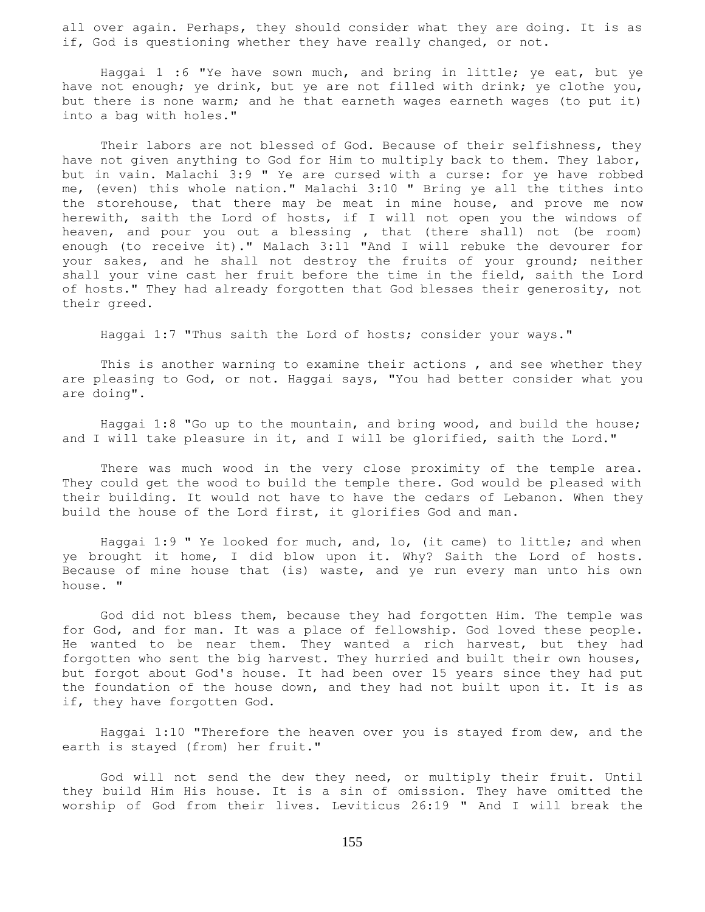all over again. Perhaps, they should consider what they are doing. It is as if, God is questioning whether they have really changed, or not.

Haggai 1 :6 "Ye have sown much, and bring in little; ye eat, but ye have not enough; ye drink, but ye are not filled with drink; ye clothe you, but there is none warm; and he that earneth wages earneth wages (to put it) into a bag with holes."

Their labors are not blessed of God. Because of their selfishness, they have not given anything to God for Him to multiply back to them. They labor, but in vain. Malachi 3:9 " Ye are cursed with a curse: for ye have robbed me, (even) this whole nation." Malachi 3:10 " Bring ye all the tithes into the storehouse, that there may be meat in mine house, and prove me now herewith, saith the Lord of hosts, if I will not open you the windows of heaven, and pour you out a blessing , that (there shall) not (be room) enough (to receive it)." Malach 3:11 "And I will rebuke the devourer for your sakes, and he shall not destroy the fruits of your ground; neither shall your vine cast her fruit before the time in the field, saith the Lord of hosts." They had already forgotten that God blesses their generosity, not their greed.

Haggai 1:7 "Thus saith the Lord of hosts; consider your ways."

This is another warning to examine their actions , and see whether they are pleasing to God, or not. Haggai says, "You had better consider what you are doing".

Haggai 1:8 "Go up to the mountain, and bring wood, and build the house; and I will take pleasure in it, and I will be glorified, saith the Lord."

There was much wood in the very close proximity of the temple area. They could get the wood to build the temple there. God would be pleased with their building. It would not have to have the cedars of Lebanon. When they build the house of the Lord first, it glorifies God and man.

Haggai 1:9 " Ye looked for much, and, lo, (it came) to little; and when ye brought it home, I did blow upon it. Why? Saith the Lord of hosts. Because of mine house that (is) waste, and ye run every man unto his own house. "

God did not bless them, because they had forgotten Him. The temple was for God, and for man. It was a place of fellowship. God loved these people. He wanted to be near them. They wanted a rich harvest, but they had forgotten who sent the big harvest. They hurried and built their own houses, but forgot about God's house. It had been over 15 years since they had put the foundation of the house down, and they had not built upon it. It is as if, they have forgotten God.

Haggai 1:10 "Therefore the heaven over you is stayed from dew, and the earth is stayed (from) her fruit."

God will not send the dew they need, or multiply their fruit. Until they build Him His house. It is a sin of omission. They have omitted the worship of God from their lives. Leviticus 26:19 " And I will break the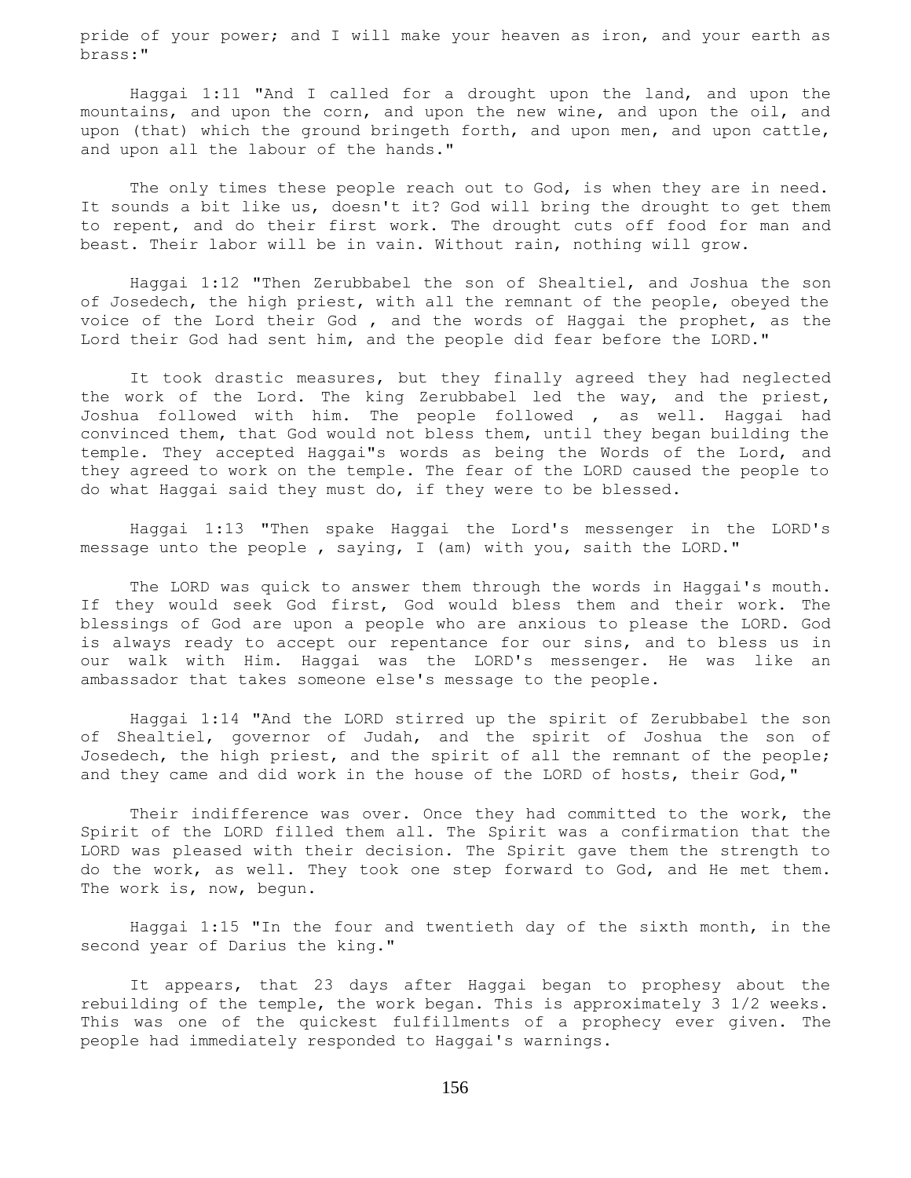pride of your power; and I will make your heaven as iron, and your earth as brass:"

Haggai 1:11 "And I called for a drought upon the land, and upon the mountains, and upon the corn, and upon the new wine, and upon the oil, and upon (that) which the ground bringeth forth, and upon men, and upon cattle, and upon all the labour of the hands."

The only times these people reach out to God, is when they are in need. It sounds a bit like us, doesn't it? God will bring the drought to get them to repent, and do their first work. The drought cuts off food for man and beast. Their labor will be in vain. Without rain, nothing will grow.

Haggai 1:12 "Then Zerubbabel the son of Shealtiel, and Joshua the son of Josedech, the high priest, with all the remnant of the people, obeyed the voice of the Lord their God , and the words of Haggai the prophet, as the Lord their God had sent him, and the people did fear before the LORD."

It took drastic measures, but they finally agreed they had neglected the work of the Lord. The king Zerubbabel led the way, and the priest, Joshua followed with him. The people followed , as well. Haggai had convinced them, that God would not bless them, until they began building the temple. They accepted Haggai"s words as being the Words of the Lord, and they agreed to work on the temple. The fear of the LORD caused the people to do what Haggai said they must do, if they were to be blessed.

Haggai 1:13 "Then spake Haggai the Lord's messenger in the LORD's message unto the people , saying, I (am) with you, saith the LORD."

The LORD was quick to answer them through the words in Haggai's mouth. If they would seek God first, God would bless them and their work. The blessings of God are upon a people who are anxious to please the LORD. God is always ready to accept our repentance for our sins, and to bless us in our walk with Him. Haggai was the LORD's messenger. He was like an ambassador that takes someone else's message to the people.

Haggai 1:14 "And the LORD stirred up the spirit of Zerubbabel the son of Shealtiel, governor of Judah, and the spirit of Joshua the son of Josedech, the high priest, and the spirit of all the remnant of the people; and they came and did work in the house of the LORD of hosts, their God,"

Their indifference was over. Once they had committed to the work, the Spirit of the LORD filled them all. The Spirit was a confirmation that the LORD was pleased with their decision. The Spirit gave them the strength to do the work, as well. They took one step forward to God, and He met them. The work is, now, begun.

Haggai 1:15 "In the four and twentieth day of the sixth month, in the second year of Darius the king."

It appears, that 23 days after Haggai began to prophesy about the rebuilding of the temple, the work began. This is approximately 3 1/2 weeks. This was one of the quickest fulfillments of a prophecy ever given. The people had immediately responded to Haggai's warnings.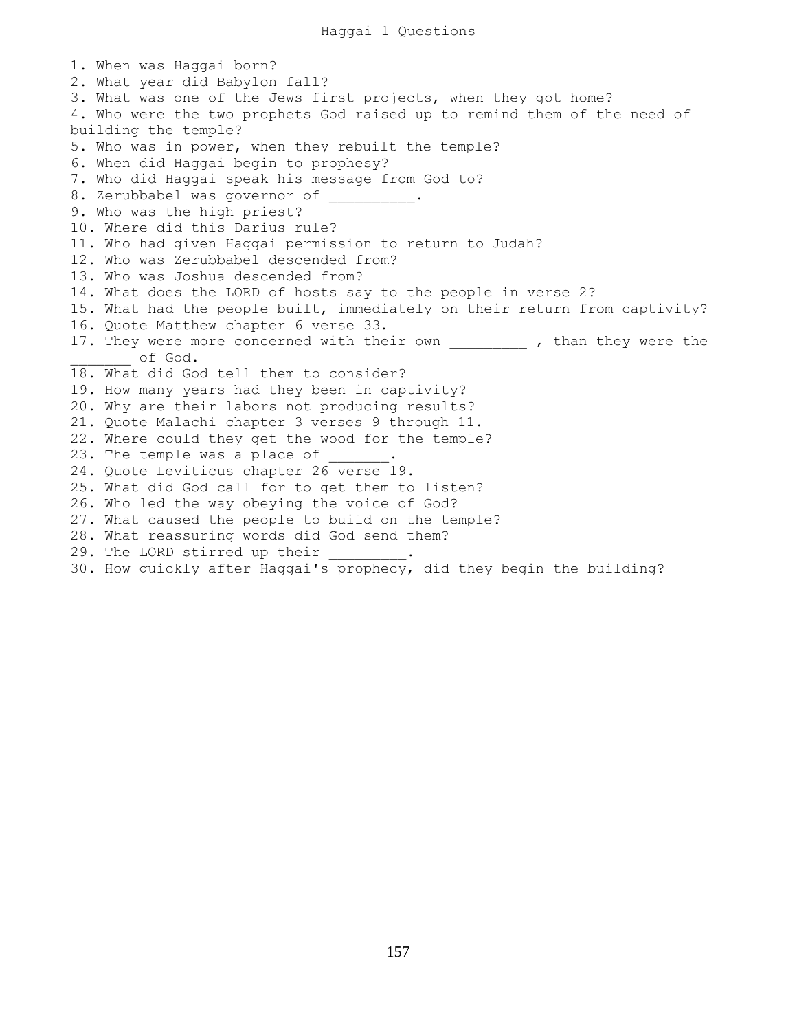# Haggai 1 Questions

1. When was Haggai born?
2. What year did Babylon fall?
3. What was one of the Jews first projects, when they got home?
4. Who were the two prophets God raised up to remind them of the need of building the temple?
5. Who was in power, when they rebuilt the temple?
6. When did Haggai begin to prophesy?
7. Who did Haggai speak his message from God to?
8. Zerubbabel was governor of __________.
9. Who was the high priest?
10. Where did this Darius rule?
11. Who had given Haggai permission to return to Judah?
12. Who was Zerubbabel descended from?
13. Who was Joshua descended from?
14. What does the LORD of hosts say to the people in verse 2?
15. What had the people built, immediately on their return from captivity?
16. Quote Matthew chapter 6 verse 33.
17. They were more concerned with their own _________ , than they were the _______ of God.
18. What did God tell them to consider?
19. How many years had they been in captivity?
20. Why are their labors not producing results?
21. Quote Malachi chapter 3 verses 9 through 11.
22. Where could they get the wood for the temple?
23. The temple was a place of _______.
24. Quote Leviticus chapter 26 verse 19.
25. What did God call for to get them to listen?
26. Who led the way obeying the voice of God?
27. What caused the people to build on the temple?
28. What reassuring words did God send them?
29. The LORD stirred up their _________.
30. How quickly after Haggai's prophecy, did they begin the building?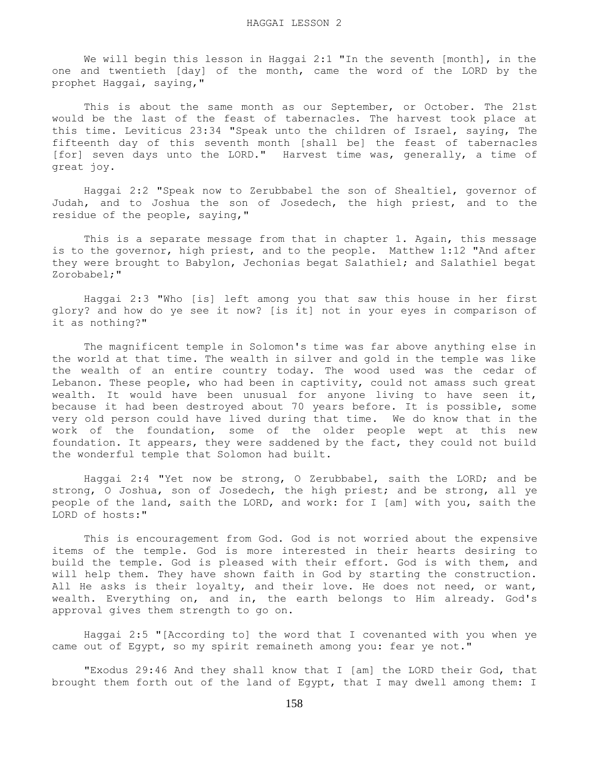# HAGGAI LESSON 2

We will begin this lesson in Haggai 2:1 "In the seventh [month], in the one and twentieth [day] of the month, came the word of the LORD by the prophet Haggai, saying,"

This is about the same month as our September, or October. The 21st would be the last of the feast of tabernacles. The harvest took place at this time. Leviticus 23:34 "Speak unto the children of Israel, saying, The fifteenth day of this seventh month [shall be] the feast of tabernacles [for] seven days unto the LORD." Harvest time was, generally, a time of great joy.

Haggai 2:2 "Speak now to Zerubbabel the son of Shealtiel, governor of Judah, and to Joshua the son of Josedech, the high priest, and to the residue of the people, saying,"

This is a separate message from that in chapter 1. Again, this message is to the governor, high priest, and to the people. Matthew 1:12 "And after they were brought to Babylon, Jechonias begat Salathiel; and Salathiel begat Zorobabel;"

Haggai 2:3 "Who [is] left among you that saw this house in her first glory? and how do ye see it now? [is it] not in your eyes in comparison of it as nothing?"

The magnificent temple in Solomon's time was far above anything else in the world at that time. The wealth in silver and gold in the temple was like the wealth of an entire country today. The wood used was the cedar of Lebanon. These people, who had been in captivity, could not amass such great wealth. It would have been unusual for anyone living to have seen it, because it had been destroyed about 70 years before. It is possible, some very old person could have lived during that time. We do know that in the work of the foundation, some of the older people wept at this new foundation. It appears, they were saddened by the fact, they could not build the wonderful temple that Solomon had built.

Haggai 2:4 "Yet now be strong, O Zerubbabel, saith the LORD; and be strong, O Joshua, son of Josedech, the high priest; and be strong, all ye people of the land, saith the LORD, and work: for I [am] with you, saith the LORD of hosts:"

This is encouragement from God. God is not worried about the expensive items of the temple. God is more interested in their hearts desiring to build the temple. God is pleased with their effort. God is with them, and will help them. They have shown faith in God by starting the construction. All He asks is their loyalty, and their love. He does not need, or want, wealth. Everything on, and in, the earth belongs to Him already. God's approval gives them strength to go on.

Haggai 2:5 "[According to] the word that I covenanted with you when ye came out of Egypt, so my spirit remaineth among you: fear ye not."

"Exodus 29:46 And they shall know that I [am] the LORD their God, that brought them forth out of the land of Egypt, that I may dwell among them: I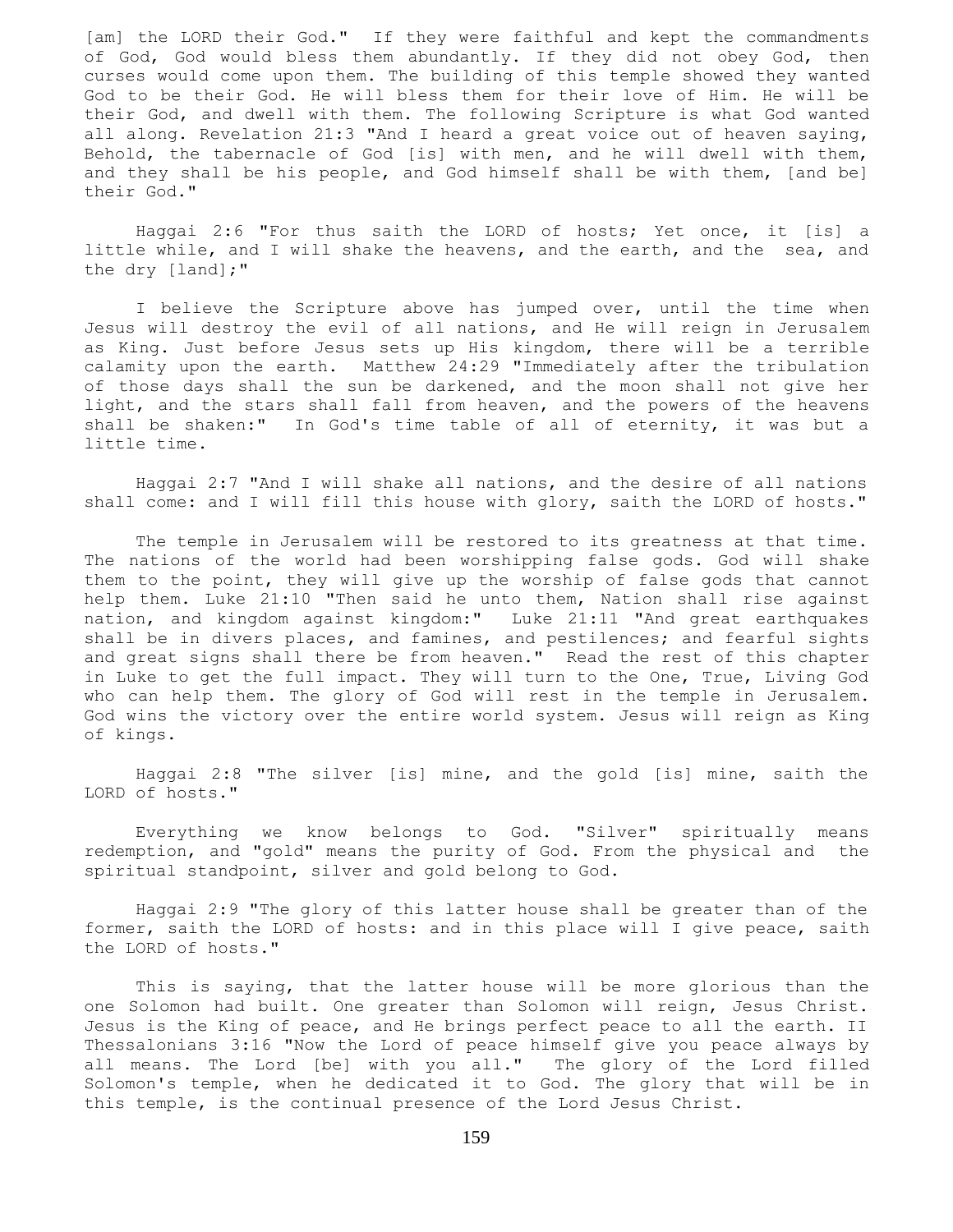[am] the LORD their God." If they were faithful and kept the commandments of God, God would bless them abundantly. If they did not obey God, then curses would come upon them. The building of this temple showed they wanted God to be their God. He will bless them for their love of Him. He will be their God, and dwell with them. The following Scripture is what God wanted all along. Revelation 21:3 "And I heard a great voice out of heaven saying, Behold, the tabernacle of God [is] with men, and he will dwell with them, and they shall be his people, and God himself shall be with them, [and be] their God."

Haggai 2:6 "For thus saith the LORD of hosts; Yet once, it [is] a little while, and I will shake the heavens, and the earth, and the sea, and the dry [land];"

I believe the Scripture above has jumped over, until the time when Jesus will destroy the evil of all nations, and He will reign in Jerusalem as King. Just before Jesus sets up His kingdom, there will be a terrible calamity upon the earth. Matthew 24:29 "Immediately after the tribulation of those days shall the sun be darkened, and the moon shall not give her light, and the stars shall fall from heaven, and the powers of the heavens shall be shaken:" In God's time table of all of eternity, it was but a little time.

Haggai 2:7 "And I will shake all nations, and the desire of all nations shall come: and I will fill this house with glory, saith the LORD of hosts."

The temple in Jerusalem will be restored to its greatness at that time. The nations of the world had been worshipping false gods. God will shake them to the point, they will give up the worship of false gods that cannot help them. Luke 21:10 "Then said he unto them, Nation shall rise against nation, and kingdom against kingdom:" Luke 21:11 "And great earthquakes shall be in divers places, and famines, and pestilences; and fearful sights and great signs shall there be from heaven." Read the rest of this chapter in Luke to get the full impact. They will turn to the One, True, Living God who can help them. The glory of God will rest in the temple in Jerusalem. God wins the victory over the entire world system. Jesus will reign as King of kings.

Haggai 2:8 "The silver [is] mine, and the gold [is] mine, saith the LORD of hosts."

Everything we know belongs to God. "Silver" spiritually means redemption, and "gold" means the purity of God. From the physical and the spiritual standpoint, silver and gold belong to God.

Haggai 2:9 "The glory of this latter house shall be greater than of the former, saith the LORD of hosts: and in this place will I give peace, saith the LORD of hosts."

This is saying, that the latter house will be more glorious than the one Solomon had built. One greater than Solomon will reign, Jesus Christ. Jesus is the King of peace, and He brings perfect peace to all the earth. II Thessalonians 3:16 "Now the Lord of peace himself give you peace always by all means. The Lord [be] with you all." The glory of the Lord filled Solomon's temple, when he dedicated it to God. The glory that will be in this temple, is the continual presence of the Lord Jesus Christ.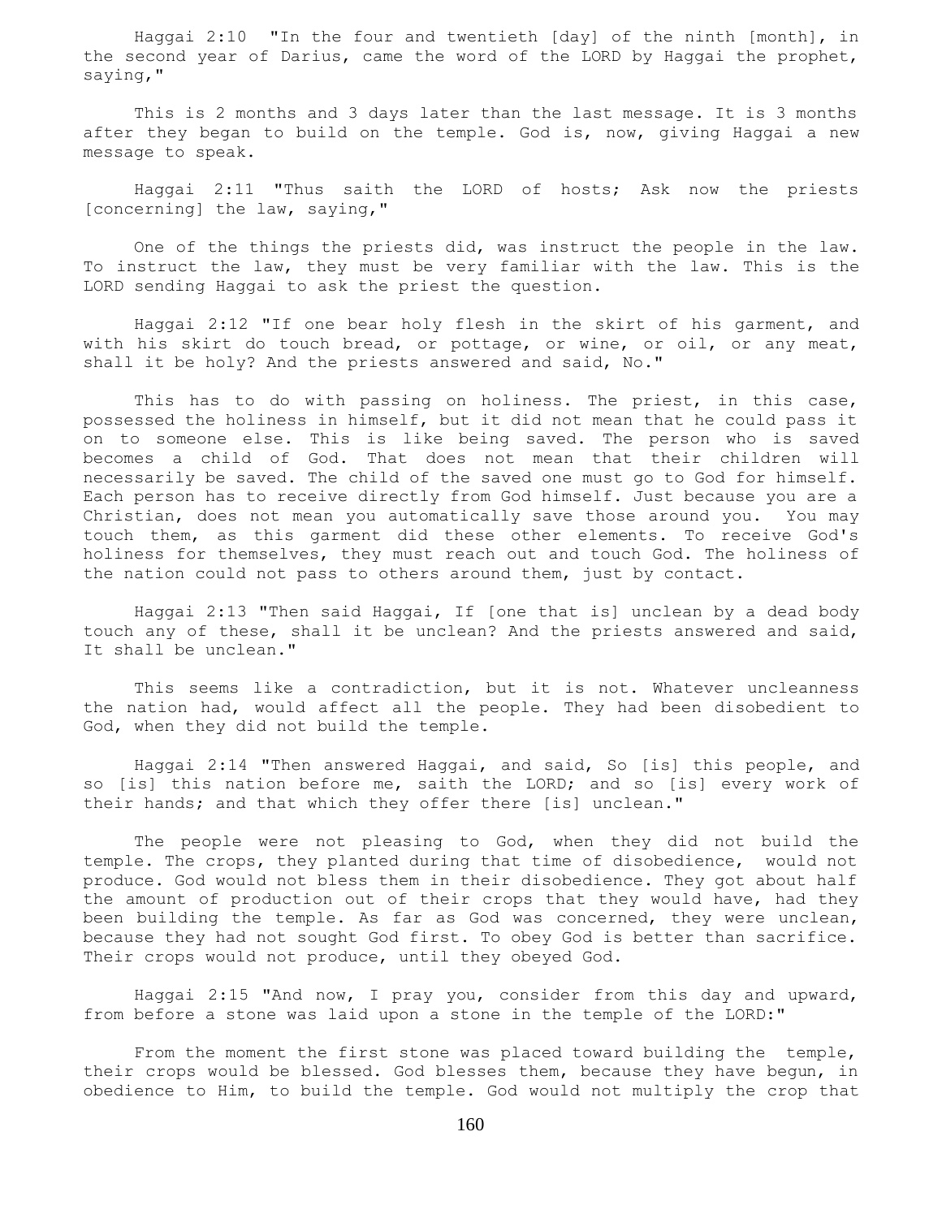Haggai 2:10 "In the four and twentieth [day] of the ninth [month], in the second year of Darius, came the word of the LORD by Haggai the prophet, saying,"

This is 2 months and 3 days later than the last message. It is 3 months after they began to build on the temple. God is, now, giving Haggai a new message to speak.

Haggai 2:11 "Thus saith the LORD of hosts; Ask now the priests [concerning] the law, saying,"

One of the things the priests did, was instruct the people in the law. To instruct the law, they must be very familiar with the law. This is the LORD sending Haggai to ask the priest the question.

Haggai 2:12 "If one bear holy flesh in the skirt of his garment, and with his skirt do touch bread, or pottage, or wine, or oil, or any meat, shall it be holy? And the priests answered and said, No."

This has to do with passing on holiness. The priest, in this case, possessed the holiness in himself, but it did not mean that he could pass it on to someone else. This is like being saved. The person who is saved becomes a child of God. That does not mean that their children will necessarily be saved. The child of the saved one must go to God for himself. Each person has to receive directly from God himself. Just because you are a Christian, does not mean you automatically save those around you. You may touch them, as this garment did these other elements. To receive God's holiness for themselves, they must reach out and touch God. The holiness of the nation could not pass to others around them, just by contact.

Haggai 2:13 "Then said Haggai, If [one that is] unclean by a dead body touch any of these, shall it be unclean? And the priests answered and said, It shall be unclean."

This seems like a contradiction, but it is not. Whatever uncleanness the nation had, would affect all the people. They had been disobedient to God, when they did not build the temple.

Haggai 2:14 "Then answered Haggai, and said, So [is] this people, and so [is] this nation before me, saith the LORD; and so [is] every work of their hands; and that which they offer there [is] unclean."

The people were not pleasing to God, when they did not build the temple. The crops, they planted during that time of disobedience, would not produce. God would not bless them in their disobedience. They got about half the amount of production out of their crops that they would have, had they been building the temple. As far as God was concerned, they were unclean, because they had not sought God first. To obey God is better than sacrifice. Their crops would not produce, until they obeyed God.

Haggai 2:15 "And now, I pray you, consider from this day and upward, from before a stone was laid upon a stone in the temple of the LORD:"

From the moment the first stone was placed toward building the temple, their crops would be blessed. God blesses them, because they have begun, in obedience to Him, to build the temple. God would not multiply the crop that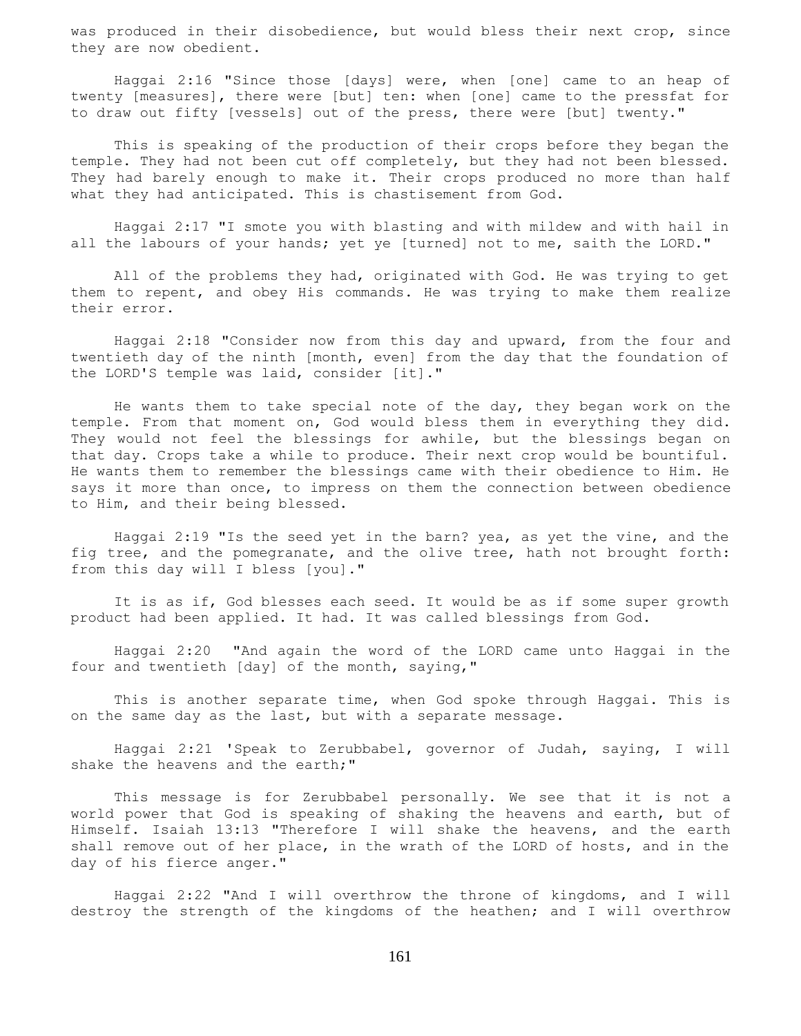was produced in their disobedience, but would bless their next crop, since they are now obedient.

Haggai 2:16 "Since those [days] were, when [one] came to an heap of twenty [measures], there were [but] ten: when [one] came to the pressfat for to draw out fifty [vessels] out of the press, there were [but] twenty."

This is speaking of the production of their crops before they began the temple. They had not been cut off completely, but they had not been blessed. They had barely enough to make it. Their crops produced no more than half what they had anticipated. This is chastisement from God.

Haggai 2:17 "I smote you with blasting and with mildew and with hail in all the labours of your hands; yet ye [turned] not to me, saith the LORD."

All of the problems they had, originated with God. He was trying to get them to repent, and obey His commands. He was trying to make them realize their error.

Haggai 2:18 "Consider now from this day and upward, from the four and twentieth day of the ninth [month, even] from the day that the foundation of the LORD'S temple was laid, consider [it]."

He wants them to take special note of the day, they began work on the temple. From that moment on, God would bless them in everything they did. They would not feel the blessings for awhile, but the blessings began on that day. Crops take a while to produce. Their next crop would be bountiful. He wants them to remember the blessings came with their obedience to Him. He says it more than once, to impress on them the connection between obedience to Him, and their being blessed.

Haggai 2:19 "Is the seed yet in the barn? yea, as yet the vine, and the fig tree, and the pomegranate, and the olive tree, hath not brought forth: from this day will I bless [you]."

It is as if, God blesses each seed. It would be as if some super growth product had been applied. It had. It was called blessings from God.

Haggai 2:20 "And again the word of the LORD came unto Haggai in the four and twentieth [day] of the month, saying,"

This is another separate time, when God spoke through Haggai. This is on the same day as the last, but with a separate message.

Haggai 2:21 'Speak to Zerubbabel, governor of Judah, saying, I will shake the heavens and the earth;"

This message is for Zerubbabel personally. We see that it is not a world power that God is speaking of shaking the heavens and earth, but of Himself. Isaiah 13:13 "Therefore I will shake the heavens, and the earth shall remove out of her place, in the wrath of the LORD of hosts, and in the day of his fierce anger."

Haggai 2:22 "And I will overthrow the throne of kingdoms, and I will destroy the strength of the kingdoms of the heathen; and I will overthrow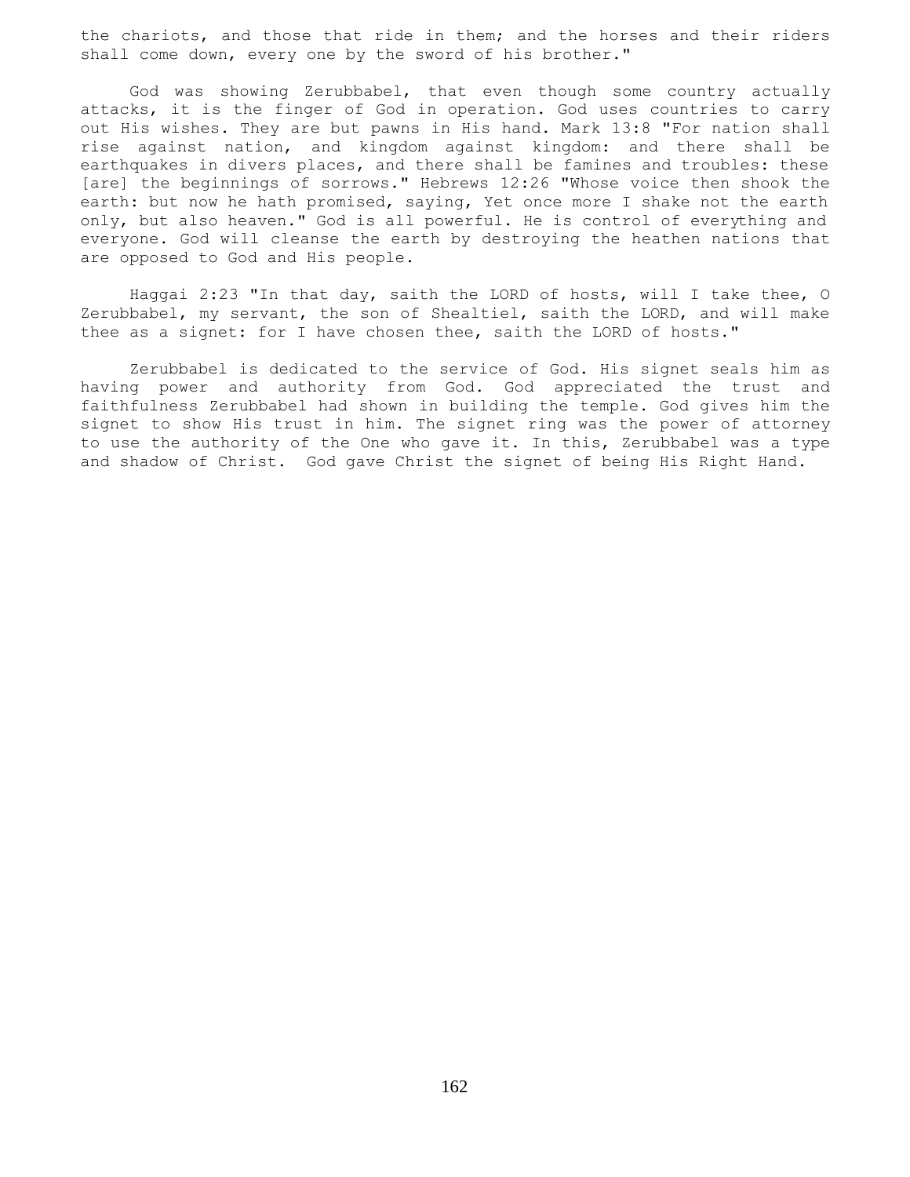the chariots, and those that ride in them; and the horses and their riders shall come down, every one by the sword of his brother."

God was showing Zerubbabel, that even though some country actually attacks, it is the finger of God in operation. God uses countries to carry out His wishes. They are but pawns in His hand. Mark 13:8 "For nation shall rise against nation, and kingdom against kingdom: and there shall be earthquakes in divers places, and there shall be famines and troubles: these [are] the beginnings of sorrows." Hebrews 12:26 "Whose voice then shook the earth: but now he hath promised, saying, Yet once more I shake not the earth only, but also heaven." God is all powerful. He is control of everything and everyone. God will cleanse the earth by destroying the heathen nations that are opposed to God and His people.

Haggai 2:23 "In that day, saith the LORD of hosts, will I take thee, O Zerubbabel, my servant, the son of Shealtiel, saith the LORD, and will make thee as a signet: for I have chosen thee, saith the LORD of hosts."

Zerubbabel is dedicated to the service of God. His signet seals him as having power and authority from God. God appreciated the trust and faithfulness Zerubbabel had shown in building the temple. God gives him the signet to show His trust in him. The signet ring was the power of attorney to use the authority of the One who gave it. In this, Zerubbabel was a type and shadow of Christ. God gave Christ the signet of being His Right Hand.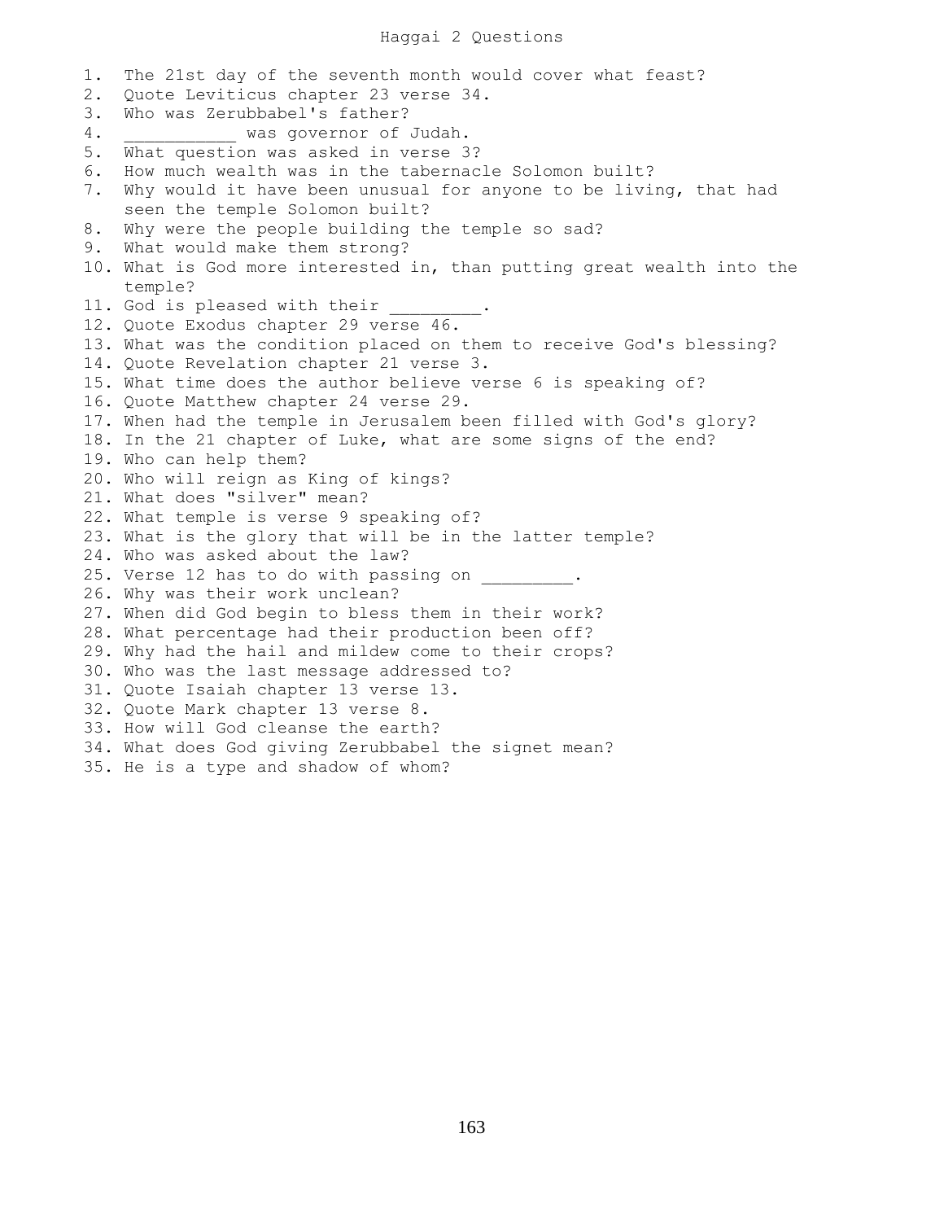# Haggai 2 Questions

1. The 21st day of the seventh month would cover what feast?
2. Quote Leviticus chapter 23 verse 34.
3. Who was Zerubbabel's father?
4. ___________ was governor of Judah.
5. What question was asked in verse 3?
6. How much wealth was in the tabernacle Solomon built?
7. Why would it have been unusual for anyone to be living, that had seen the temple Solomon built?
8. Why were the people building the temple so sad?
9. What would make them strong?
10. What is God more interested in, than putting great wealth into the temple?
11. God is pleased with their _________.
12. Quote Exodus chapter 29 verse 46.
13. What was the condition placed on them to receive God's blessing?
14. Quote Revelation chapter 21 verse 3.
15. What time does the author believe verse 6 is speaking of?
16. Quote Matthew chapter 24 verse 29.
17. When had the temple in Jerusalem been filled with God's glory?
18. In the 21 chapter of Luke, what are some signs of the end?
19. Who can help them?
20. Who will reign as King of kings?
21. What does "silver" mean?
22. What temple is verse 9 speaking of?
23. What is the glory that will be in the latter temple?
24. Who was asked about the law?
25. Verse 12 has to do with passing on _________.
26. Why was their work unclean?
27. When did God begin to bless them in their work?
28. What percentage had their production been off?
29. Why had the hail and mildew come to their crops?
30. Who was the last message addressed to?
31. Quote Isaiah chapter 13 verse 13.
32. Quote Mark chapter 13 verse 8.
33. How will God cleanse the earth?
34. What does God giving Zerubbabel the signet mean?
35. He is a type and shadow of whom?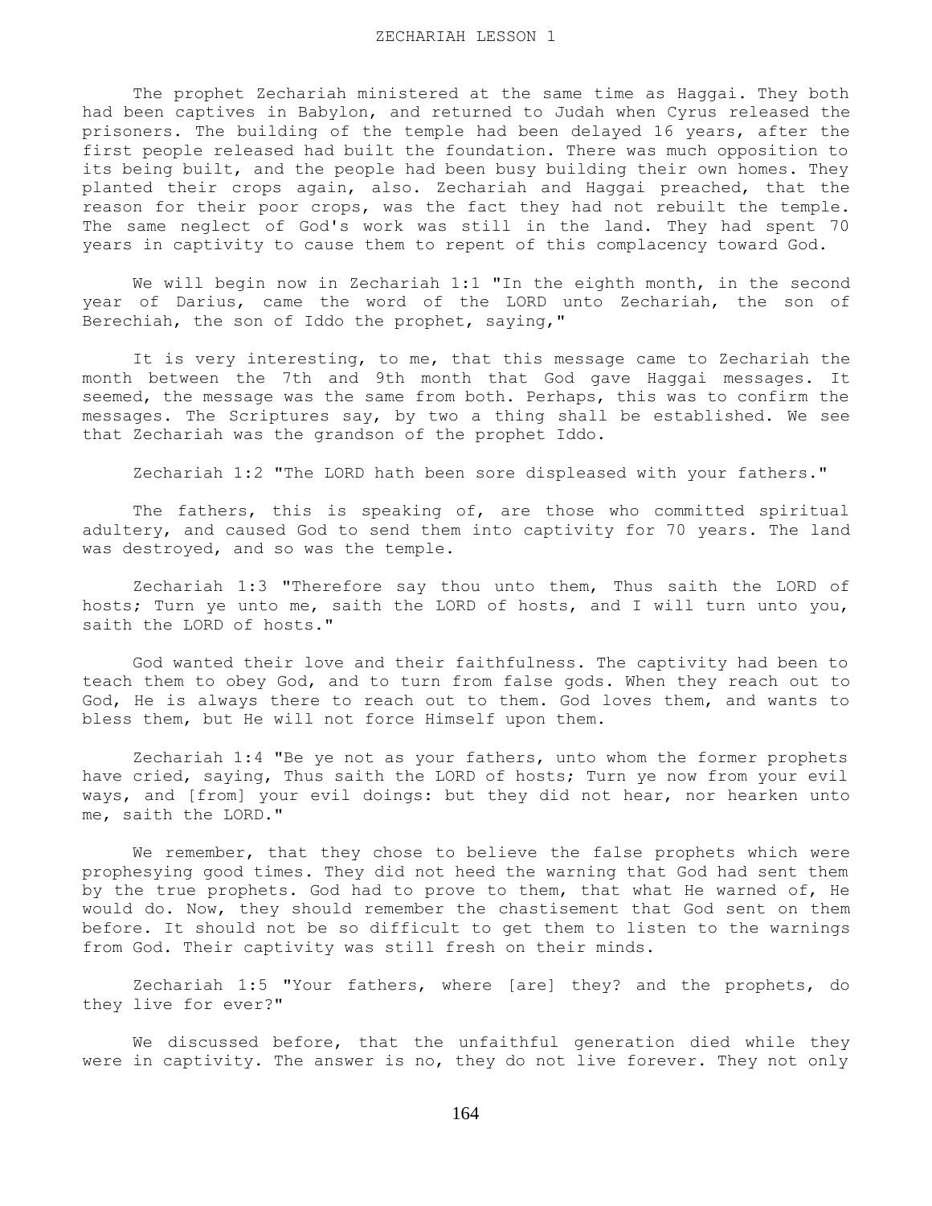# ZECHARIAH LESSON 1

The prophet Zechariah ministered at the same time as Haggai. They both had been captives in Babylon, and returned to Judah when Cyrus released the prisoners. The building of the temple had been delayed 16 years, after the first people released had built the foundation. There was much opposition to its being built, and the people had been busy building their own homes. They planted their crops again, also. Zechariah and Haggai preached, that the reason for their poor crops, was the fact they had not rebuilt the temple. The same neglect of God's work was still in the land. They had spent 70 years in captivity to cause them to repent of this complacency toward God.

We will begin now in Zechariah 1:1 "In the eighth month, in the second year of Darius, came the word of the LORD unto Zechariah, the son of Berechiah, the son of Iddo the prophet, saying,"

It is very interesting, to me, that this message came to Zechariah the month between the 7th and 9th month that God gave Haggai messages. It seemed, the message was the same from both. Perhaps, this was to confirm the messages. The Scriptures say, by two a thing shall be established. We see that Zechariah was the grandson of the prophet Iddo.

Zechariah 1:2 "The LORD hath been sore displeased with your fathers."

The fathers, this is speaking of, are those who committed spiritual adultery, and caused God to send them into captivity for 70 years. The land was destroyed, and so was the temple.

Zechariah 1:3 "Therefore say thou unto them, Thus saith the LORD of hosts; Turn ye unto me, saith the LORD of hosts, and I will turn unto you, saith the LORD of hosts."

God wanted their love and their faithfulness. The captivity had been to teach them to obey God, and to turn from false gods. When they reach out to God, He is always there to reach out to them. God loves them, and wants to bless them, but He will not force Himself upon them.

Zechariah 1:4 "Be ye not as your fathers, unto whom the former prophets have cried, saying, Thus saith the LORD of hosts; Turn ye now from your evil ways, and [from] your evil doings: but they did not hear, nor hearken unto me, saith the LORD."

We remember, that they chose to believe the false prophets which were prophesying good times. They did not heed the warning that God had sent them by the true prophets. God had to prove to them, that what He warned of, He would do. Now, they should remember the chastisement that God sent on them before. It should not be so difficult to get them to listen to the warnings from God. Their captivity was still fresh on their minds.

Zechariah 1:5 "Your fathers, where [are] they? and the prophets, do they live for ever?"

We discussed before, that the unfaithful generation died while they were in captivity. The answer is no, they do not live forever. They not only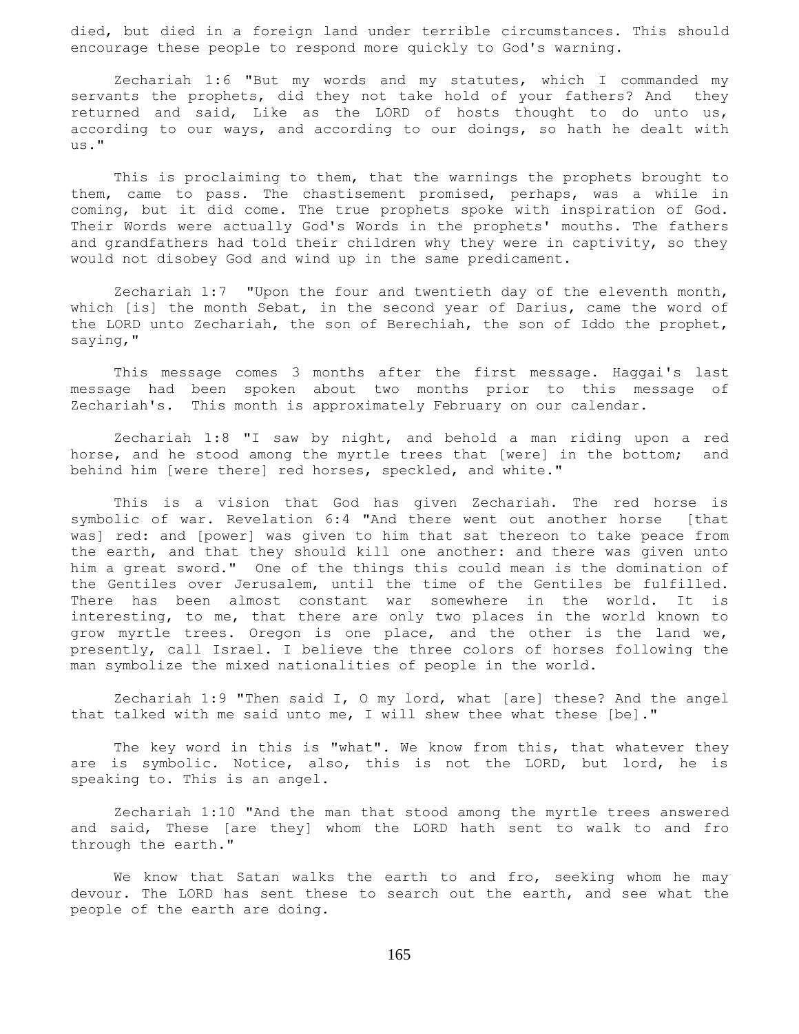died, but died in a foreign land under terrible circumstances. This should encourage these people to respond more quickly to God's warning.

Zechariah 1:6 "But my words and my statutes, which I commanded my servants the prophets, did they not take hold of your fathers? And they returned and said, Like as the LORD of hosts thought to do unto us, according to our ways, and according to our doings, so hath he dealt with us."

This is proclaiming to them, that the warnings the prophets brought to them, came to pass. The chastisement promised, perhaps, was a while in coming, but it did come. The true prophets spoke with inspiration of God. Their Words were actually God's Words in the prophets' mouths. The fathers and grandfathers had told their children why they were in captivity, so they would not disobey God and wind up in the same predicament.

Zechariah 1:7 "Upon the four and twentieth day of the eleventh month, which [is] the month Sebat, in the second year of Darius, came the word of the LORD unto Zechariah, the son of Berechiah, the son of Iddo the prophet, saying,"

This message comes 3 months after the first message. Haggai's last message had been spoken about two months prior to this message of Zechariah's. This month is approximately February on our calendar.

Zechariah 1:8 "I saw by night, and behold a man riding upon a red horse, and he stood among the myrtle trees that [were] in the bottom; and behind him [were there] red horses, speckled, and white."

This is a vision that God has given Zechariah. The red horse is symbolic of war. Revelation 6:4 "And there went out another horse [that was] red: and [power] was given to him that sat thereon to take peace from the earth, and that they should kill one another: and there was given unto him a great sword." One of the things this could mean is the domination of the Gentiles over Jerusalem, until the time of the Gentiles be fulfilled. There has been almost constant war somewhere in the world. It is interesting, to me, that there are only two places in the world known to grow myrtle trees. Oregon is one place, and the other is the land we, presently, call Israel. I believe the three colors of horses following the man symbolize the mixed nationalities of people in the world.

Zechariah 1:9 "Then said I, O my lord, what [are] these? And the angel that talked with me said unto me, I will shew thee what these [be]."

The key word in this is "what". We know from this, that whatever they are is symbolic. Notice, also, this is not the LORD, but lord, he is speaking to. This is an angel.

Zechariah 1:10 "And the man that stood among the myrtle trees answered and said, These [are they] whom the LORD hath sent to walk to and fro through the earth."

We know that Satan walks the earth to and fro, seeking whom he may devour. The LORD has sent these to search out the earth, and see what the people of the earth are doing.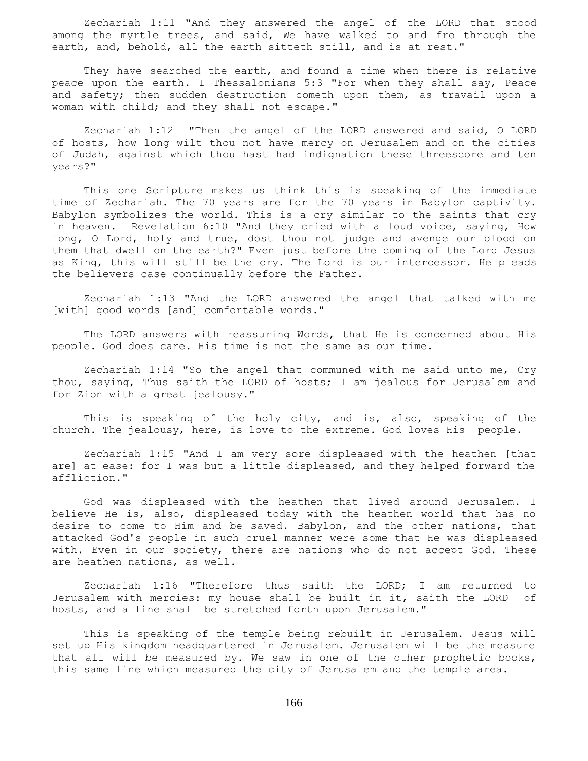Zechariah 1:11 "And they answered the angel of the LORD that stood among the myrtle trees, and said, We have walked to and fro through the earth, and, behold, all the earth sitteth still, and is at rest."

They have searched the earth, and found a time when there is relative peace upon the earth. I Thessalonians 5:3 "For when they shall say, Peace and safety; then sudden destruction cometh upon them, as travail upon a woman with child; and they shall not escape."

Zechariah 1:12 "Then the angel of the LORD answered and said, O LORD of hosts, how long wilt thou not have mercy on Jerusalem and on the cities of Judah, against which thou hast had indignation these threescore and ten years?"

This one Scripture makes us think this is speaking of the immediate time of Zechariah. The 70 years are for the 70 years in Babylon captivity. Babylon symbolizes the world. This is a cry similar to the saints that cry in heaven. Revelation 6:10 "And they cried with a loud voice, saying, How long, O Lord, holy and true, dost thou not judge and avenge our blood on them that dwell on the earth?" Even just before the coming of the Lord Jesus as King, this will still be the cry. The Lord is our intercessor. He pleads the believers case continually before the Father.

Zechariah 1:13 "And the LORD answered the angel that talked with me [with] good words [and] comfortable words."

The LORD answers with reassuring Words, that He is concerned about His people. God does care. His time is not the same as our time.

Zechariah 1:14 "So the angel that communed with me said unto me, Cry thou, saying, Thus saith the LORD of hosts; I am jealous for Jerusalem and for Zion with a great jealousy."

This is speaking of the holy city, and is, also, speaking of the church. The jealousy, here, is love to the extreme. God loves His people.

Zechariah 1:15 "And I am very sore displeased with the heathen [that are] at ease: for I was but a little displeased, and they helped forward the affliction."

God was displeased with the heathen that lived around Jerusalem. I believe He is, also, displeased today with the heathen world that has no desire to come to Him and be saved. Babylon, and the other nations, that attacked God's people in such cruel manner were some that He was displeased with. Even in our society, there are nations who do not accept God. These are heathen nations, as well.

Zechariah 1:16 "Therefore thus saith the LORD; I am returned to Jerusalem with mercies: my house shall be built in it, saith the LORD of hosts, and a line shall be stretched forth upon Jerusalem."

This is speaking of the temple being rebuilt in Jerusalem. Jesus will set up His kingdom headquartered in Jerusalem. Jerusalem will be the measure that all will be measured by. We saw in one of the other prophetic books, this same line which measured the city of Jerusalem and the temple area.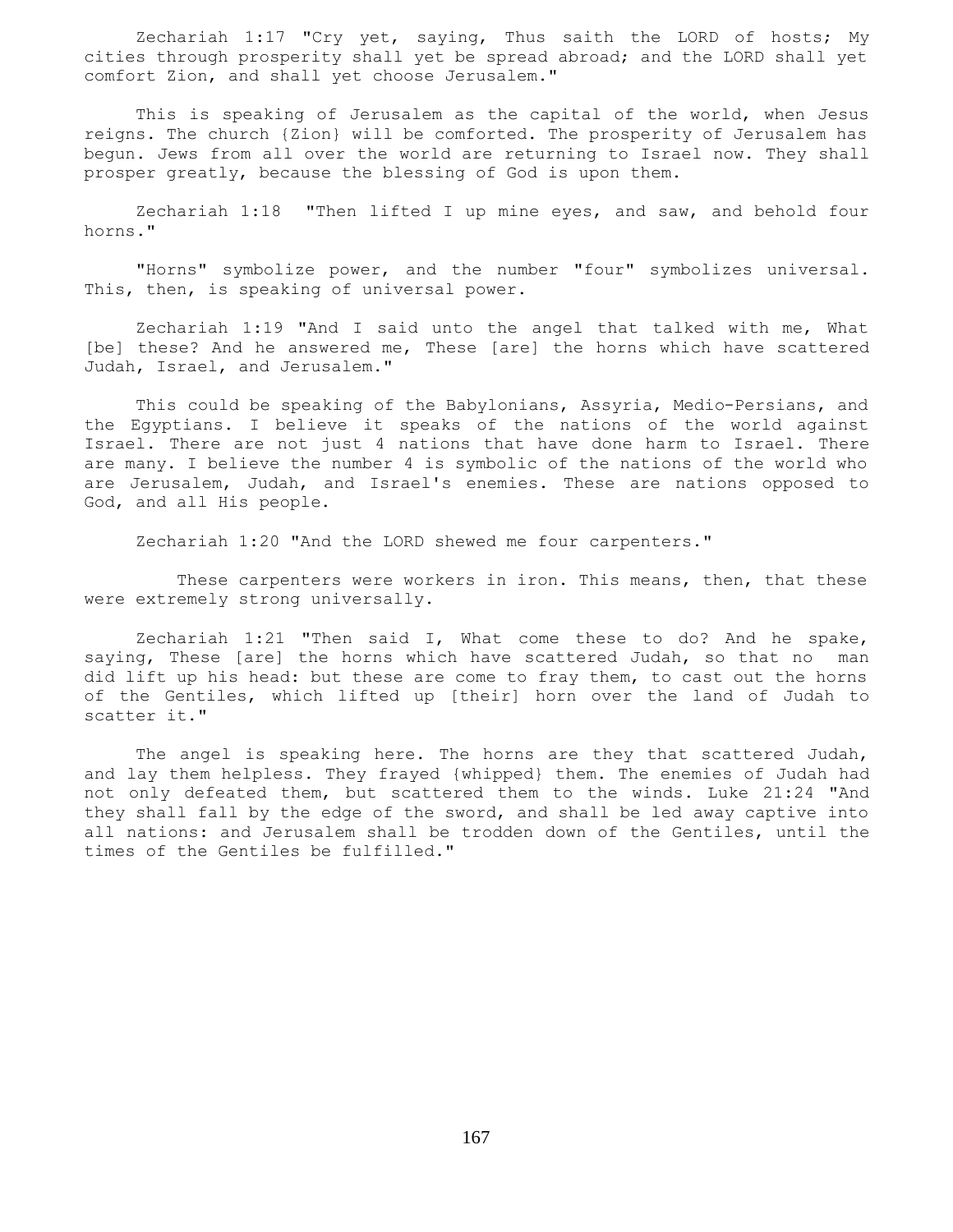Zechariah 1:17 "Cry yet, saying, Thus saith the LORD of hosts; My cities through prosperity shall yet be spread abroad; and the LORD shall yet comfort Zion, and shall yet choose Jerusalem."

This is speaking of Jerusalem as the capital of the world, when Jesus reigns. The church {Zion} will be comforted. The prosperity of Jerusalem has begun. Jews from all over the world are returning to Israel now. They shall prosper greatly, because the blessing of God is upon them.

Zechariah 1:18 "Then lifted I up mine eyes, and saw, and behold four horns."

"Horns" symbolize power, and the number "four" symbolizes universal. This, then, is speaking of universal power.

Zechariah 1:19 "And I said unto the angel that talked with me, What [be] these? And he answered me, These [are] the horns which have scattered Judah, Israel, and Jerusalem."

This could be speaking of the Babylonians, Assyria, Medio-Persians, and the Egyptians. I believe it speaks of the nations of the world against Israel. There are not just 4 nations that have done harm to Israel. There are many. I believe the number 4 is symbolic of the nations of the world who are Jerusalem, Judah, and Israel's enemies. These are nations opposed to God, and all His people.

Zechariah 1:20 "And the LORD shewed me four carpenters."

These carpenters were workers in iron. This means, then, that these were extremely strong universally.

Zechariah 1:21 "Then said I, What come these to do? And he spake, saying, These [are] the horns which have scattered Judah, so that no man did lift up his head: but these are come to fray them, to cast out the horns of the Gentiles, which lifted up [their] horn over the land of Judah to scatter it."

The angel is speaking here. The horns are they that scattered Judah, and lay them helpless. They frayed {whipped} them. The enemies of Judah had not only defeated them, but scattered them to the winds. Luke 21:24 "And they shall fall by the edge of the sword, and shall be led away captive into all nations: and Jerusalem shall be trodden down of the Gentiles, until the times of the Gentiles be fulfilled."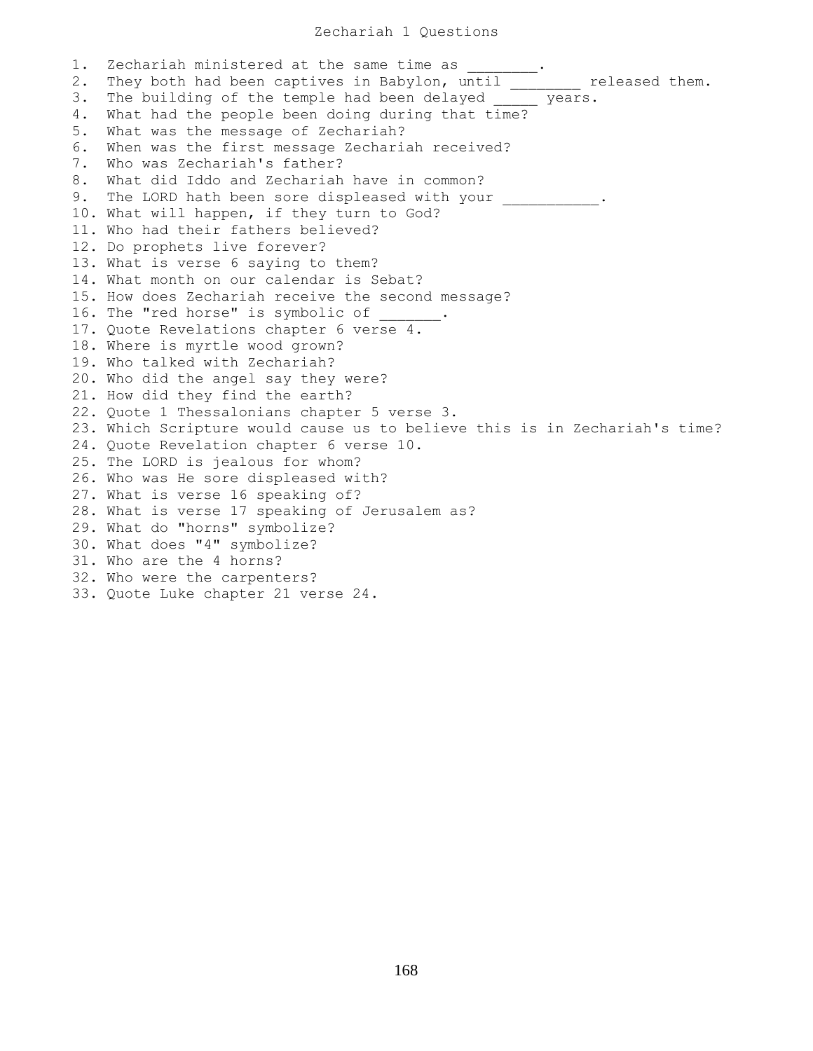# Zechariah 1 Questions

1. Zechariah ministered at the same time as ________.
2. They both had been captives in Babylon, until ________ released them.
3. The building of the temple had been delayed _____ years.
4. What had the people been doing during that time?
5. What was the message of Zechariah?
6. When was the first message Zechariah received?
7. Who was Zechariah's father?
8. What did Iddo and Zechariah have in common?
9. The LORD hath been sore displeased with your ___________.
10. What will happen, if they turn to God?
11. Who had their fathers believed?
12. Do prophets live forever?
13. What is verse 6 saying to them?
14. What month on our calendar is Sebat?
15. How does Zechariah receive the second message?
16. The "red horse" is symbolic of _______.
17. Quote Revelations chapter 6 verse 4.
18. Where is myrtle wood grown?
19. Who talked with Zechariah?
20. Who did the angel say they were?
21. How did they find the earth?
22. Quote 1 Thessalonians chapter 5 verse 3.
23. Which Scripture would cause us to believe this is in Zechariah's time?
24. Quote Revelation chapter 6 verse 10.
25. The LORD is jealous for whom?
26. Who was He sore displeased with?
27. What is verse 16 speaking of?
28. What is verse 17 speaking of Jerusalem as?
29. What do "horns" symbolize?
30. What does "4" symbolize?
31. Who are the 4 horns?
32. Who were the carpenters?
33. Quote Luke chapter 21 verse 24.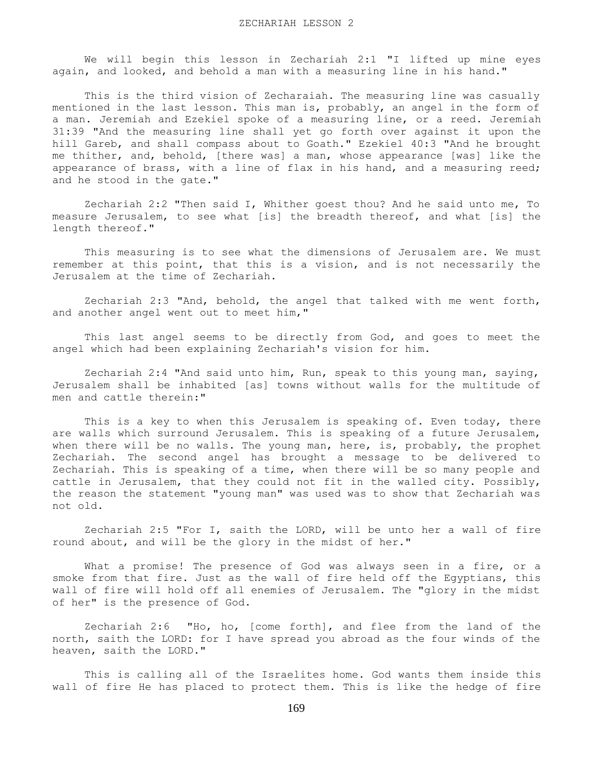# ZECHARIAH LESSON 2

We will begin this lesson in Zechariah 2:1 "I lifted up mine eyes again, and looked, and behold a man with a measuring line in his hand."

This is the third vision of Zecharaiah. The measuring line was casually mentioned in the last lesson. This man is, probably, an angel in the form of a man. Jeremiah and Ezekiel spoke of a measuring line, or a reed. Jeremiah 31:39 "And the measuring line shall yet go forth over against it upon the hill Gareb, and shall compass about to Goath." Ezekiel 40:3 "And he brought me thither, and, behold, [there was] a man, whose appearance [was] like the appearance of brass, with a line of flax in his hand, and a measuring reed; and he stood in the gate."

Zechariah 2:2 "Then said I, Whither goest thou? And he said unto me, To measure Jerusalem, to see what [is] the breadth thereof, and what [is] the length thereof."

This measuring is to see what the dimensions of Jerusalem are. We must remember at this point, that this is a vision, and is not necessarily the Jerusalem at the time of Zechariah.

Zechariah 2:3 "And, behold, the angel that talked with me went forth, and another angel went out to meet him,"

This last angel seems to be directly from God, and goes to meet the angel which had been explaining Zechariah's vision for him.

Zechariah 2:4 "And said unto him, Run, speak to this young man, saying, Jerusalem shall be inhabited [as] towns without walls for the multitude of men and cattle therein:"

This is a key to when this Jerusalem is speaking of. Even today, there are walls which surround Jerusalem. This is speaking of a future Jerusalem, when there will be no walls. The young man, here, is, probably, the prophet Zechariah. The second angel has brought a message to be delivered to Zechariah. This is speaking of a time, when there will be so many people and cattle in Jerusalem, that they could not fit in the walled city. Possibly, the reason the statement "young man" was used was to show that Zechariah was not old.

Zechariah 2:5 "For I, saith the LORD, will be unto her a wall of fire round about, and will be the glory in the midst of her."

What a promise! The presence of God was always seen in a fire, or a smoke from that fire. Just as the wall of fire held off the Egyptians, this wall of fire will hold off all enemies of Jerusalem. The "glory in the midst of her" is the presence of God.

Zechariah 2:6 "Ho, ho, [come forth], and flee from the land of the north, saith the LORD: for I have spread you abroad as the four winds of the heaven, saith the LORD."

This is calling all of the Israelites home. God wants them inside this wall of fire He has placed to protect them. This is like the hedge of fire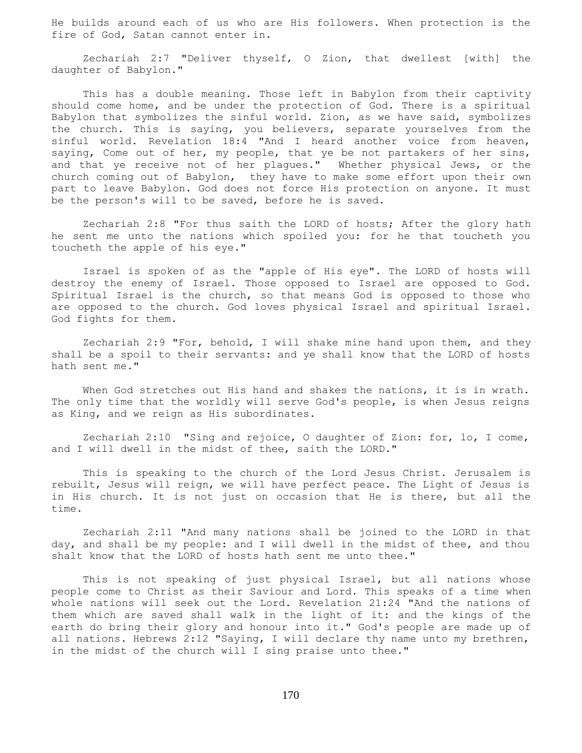He builds around each of us who are His followers. When protection is the fire of God, Satan cannot enter in.

Zechariah 2:7 "Deliver thyself, O Zion, that dwellest [with] the daughter of Babylon."

This has a double meaning. Those left in Babylon from their captivity should come home, and be under the protection of God. There is a spiritual Babylon that symbolizes the sinful world. Zion, as we have said, symbolizes the church. This is saying, you believers, separate yourselves from the sinful world. Revelation 18:4 "And I heard another voice from heaven, saying, Come out of her, my people, that ye be not partakers of her sins, and that ye receive not of her plagues." Whether physical Jews, or the church coming out of Babylon, they have to make some effort upon their own part to leave Babylon. God does not force His protection on anyone. It must be the person's will to be saved, before he is saved.

Zechariah 2:8 "For thus saith the LORD of hosts; After the glory hath he sent me unto the nations which spoiled you: for he that toucheth you toucheth the apple of his eye."

Israel is spoken of as the "apple of His eye". The LORD of hosts will destroy the enemy of Israel. Those opposed to Israel are opposed to God. Spiritual Israel is the church, so that means God is opposed to those who are opposed to the church. God loves physical Israel and spiritual Israel. God fights for them.

Zechariah 2:9 "For, behold, I will shake mine hand upon them, and they shall be a spoil to their servants: and ye shall know that the LORD of hosts hath sent me."

When God stretches out His hand and shakes the nations, it is in wrath. The only time that the worldly will serve God's people, is when Jesus reigns as King, and we reign as His subordinates.

Zechariah 2:10 "Sing and rejoice, O daughter of Zion: for, lo, I come, and I will dwell in the midst of thee, saith the LORD."

This is speaking to the church of the Lord Jesus Christ. Jerusalem is rebuilt, Jesus will reign, we will have perfect peace. The Light of Jesus is in His church. It is not just on occasion that He is there, but all the time.

Zechariah 2:11 "And many nations shall be joined to the LORD in that day, and shall be my people: and I will dwell in the midst of thee, and thou shalt know that the LORD of hosts hath sent me unto thee."

This is not speaking of just physical Israel, but all nations whose people come to Christ as their Saviour and Lord. This speaks of a time when whole nations will seek out the Lord. Revelation 21:24 "And the nations of them which are saved shall walk in the light of it: and the kings of the earth do bring their glory and honour into it." God's people are made up of all nations. Hebrews 2:12 "Saying, I will declare thy name unto my brethren, in the midst of the church will I sing praise unto thee."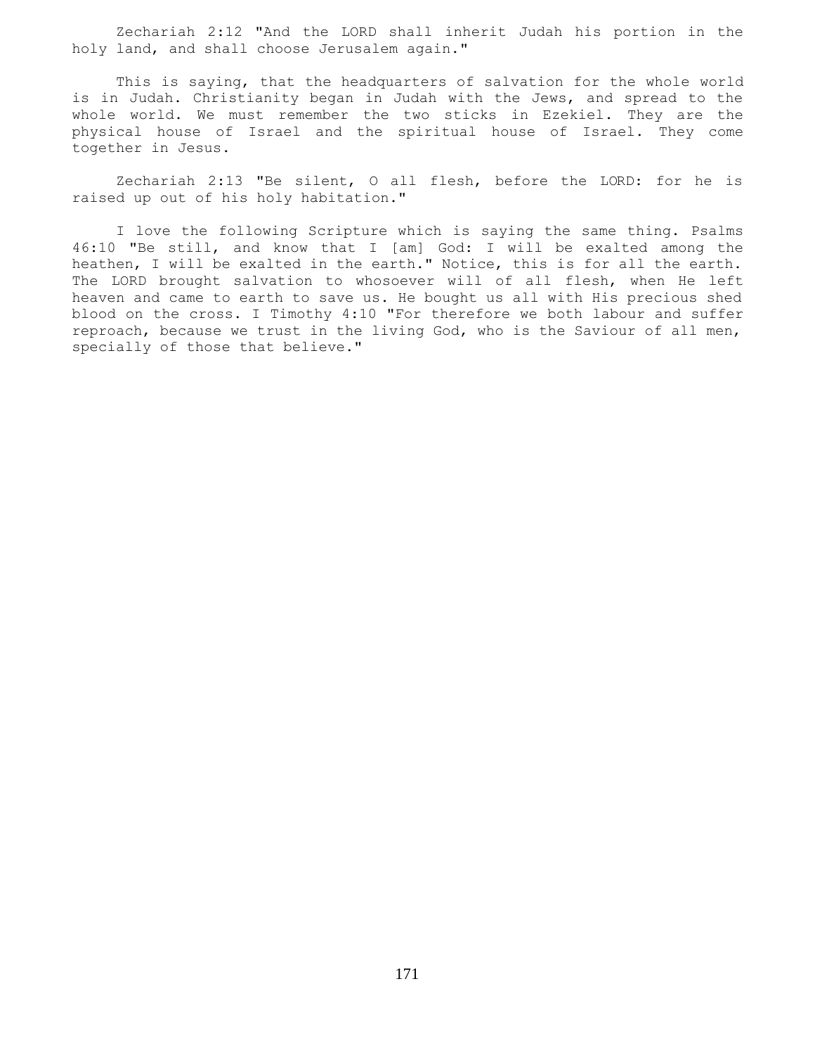Zechariah 2:12 "And the LORD shall inherit Judah his portion in the holy land, and shall choose Jerusalem again."

This is saying, that the headquarters of salvation for the whole world is in Judah. Christianity began in Judah with the Jews, and spread to the whole world. We must remember the two sticks in Ezekiel. They are the physical house of Israel and the spiritual house of Israel. They come together in Jesus.

Zechariah 2:13 "Be silent, O all flesh, before the LORD: for he is raised up out of his holy habitation."

I love the following Scripture which is saying the same thing. Psalms 46:10 "Be still, and know that I [am] God: I will be exalted among the heathen, I will be exalted in the earth." Notice, this is for all the earth. The LORD brought salvation to whosoever will of all flesh, when He left heaven and came to earth to save us. He bought us all with His precious shed blood on the cross. I Timothy 4:10 "For therefore we both labour and suffer reproach, because we trust in the living God, who is the Saviour of all men, specially of those that believe."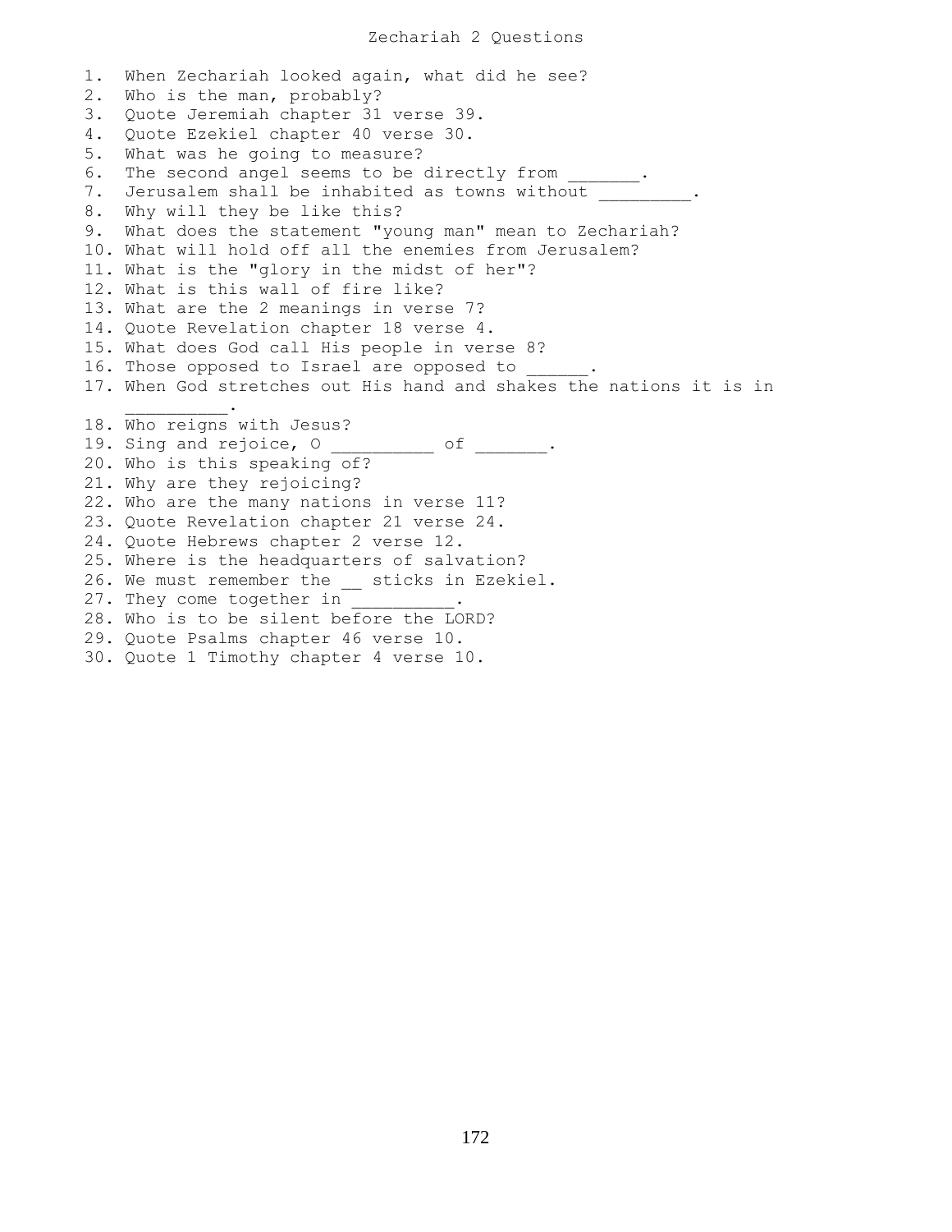# Zechariah 2 Questions

1. When Zechariah looked again, what did he see?
2. Who is the man, probably?
3. Quote Jeremiah chapter 31 verse 39.
4. Quote Ezekiel chapter 40 verse 30.
5. What was he going to measure?
6. The second angel seems to be directly from _______.
7. Jerusalem shall be inhabited as towns without _________.
8. Why will they be like this?
9. What does the statement "young man" mean to Zechariah?
10. What will hold off all the enemies from Jerusalem?
11. What is the "glory in the midst of her"?
12. What is this wall of fire like?
13. What are the 2 meanings in verse 7?
14. Quote Revelation chapter 18 verse 4.
15. What does God call His people in verse 8?
16. Those opposed to Israel are opposed to ______.
17. When God stretches out His hand and shakes the nations it is in __________.
18. Who reigns with Jesus?
19. Sing and rejoice, O __________ of _______.
20. Who is this speaking of?
21. Why are they rejoicing?
22. Who are the many nations in verse 11?
23. Quote Revelation chapter 21 verse 24.
24. Quote Hebrews chapter 2 verse 12.
25. Where is the headquarters of salvation?
26. We must remember the __ sticks in Ezekiel.
27. They come together in __________.
28. Who is to be silent before the LORD?
29. Quote Psalms chapter 46 verse 10.
30. Quote 1 Timothy chapter 4 verse 10.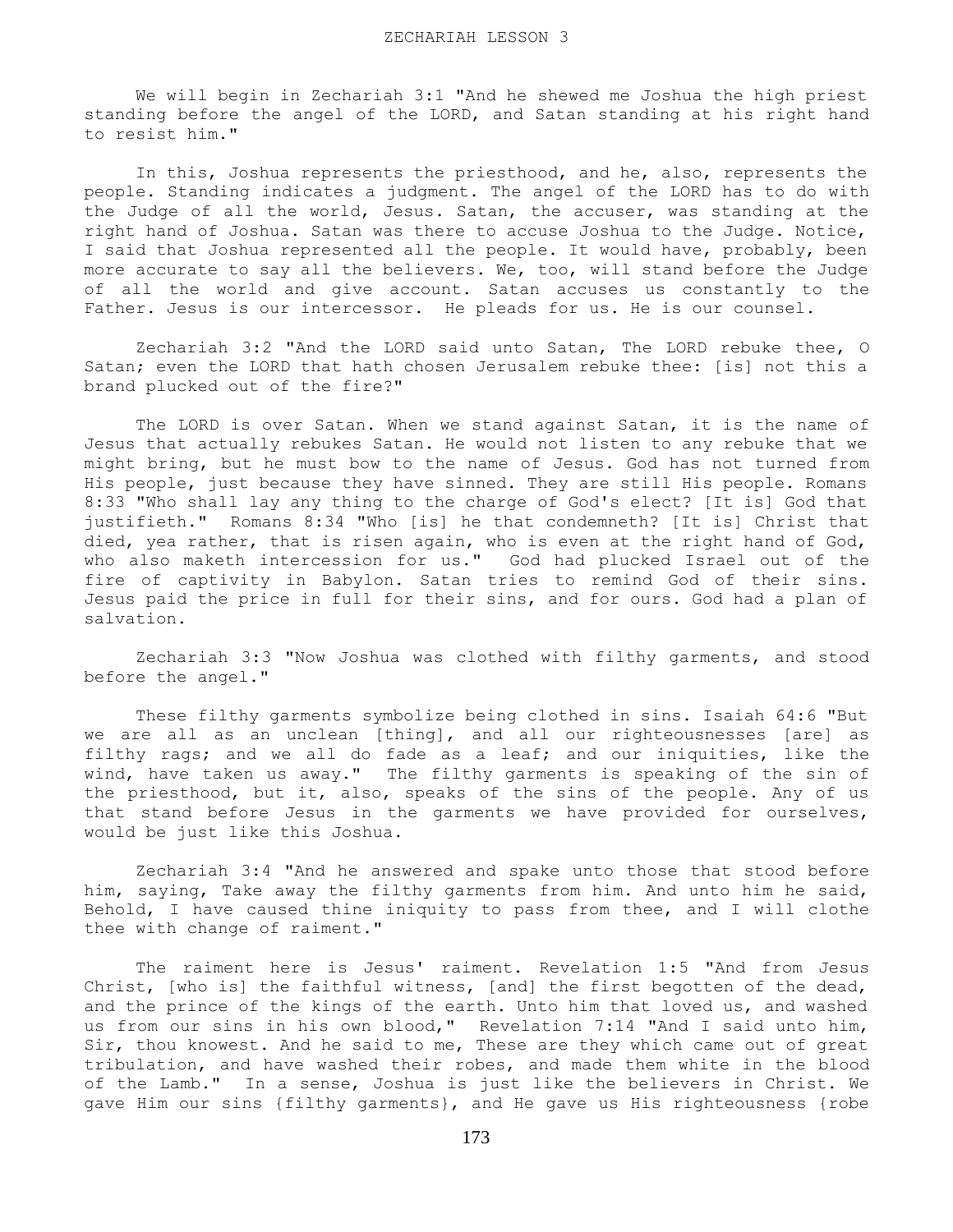# ZECHARIAH LESSON 3

We will begin in Zechariah 3:1 "And he shewed me Joshua the high priest standing before the angel of the LORD, and Satan standing at his right hand to resist him."

In this, Joshua represents the priesthood, and he, also, represents the people. Standing indicates a judgment. The angel of the LORD has to do with the Judge of all the world, Jesus. Satan, the accuser, was standing at the right hand of Joshua. Satan was there to accuse Joshua to the Judge. Notice, I said that Joshua represented all the people. It would have, probably, been more accurate to say all the believers. We, too, will stand before the Judge of all the world and give account. Satan accuses us constantly to the Father. Jesus is our intercessor. He pleads for us. He is our counsel.

Zechariah 3:2 "And the LORD said unto Satan, The LORD rebuke thee, O Satan; even the LORD that hath chosen Jerusalem rebuke thee: [is] not this a brand plucked out of the fire?"

The LORD is over Satan. When we stand against Satan, it is the name of Jesus that actually rebukes Satan. He would not listen to any rebuke that we might bring, but he must bow to the name of Jesus. God has not turned from His people, just because they have sinned. They are still His people. Romans 8:33 "Who shall lay any thing to the charge of God's elect? [It is] God that justifieth." Romans 8:34 "Who [is] he that condemneth? [It is] Christ that died, yea rather, that is risen again, who is even at the right hand of God, who also maketh intercession for us." God had plucked Israel out of the fire of captivity in Babylon. Satan tries to remind God of their sins. Jesus paid the price in full for their sins, and for ours. God had a plan of salvation.

Zechariah 3:3 "Now Joshua was clothed with filthy garments, and stood before the angel."

These filthy garments symbolize being clothed in sins. Isaiah 64:6 "But we are all as an unclean [thing], and all our righteousnesses [are] as filthy rags; and we all do fade as a leaf; and our iniquities, like the wind, have taken us away." The filthy garments is speaking of the sin of the priesthood, but it, also, speaks of the sins of the people. Any of us that stand before Jesus in the garments we have provided for ourselves, would be just like this Joshua.

Zechariah 3:4 "And he answered and spake unto those that stood before him, saying, Take away the filthy garments from him. And unto him he said, Behold, I have caused thine iniquity to pass from thee, and I will clothe thee with change of raiment."

The raiment here is Jesus' raiment. Revelation 1:5 "And from Jesus Christ, [who is] the faithful witness, [and] the first begotten of the dead, and the prince of the kings of the earth. Unto him that loved us, and washed us from our sins in his own blood," Revelation 7:14 "And I said unto him, Sir, thou knowest. And he said to me, These are they which came out of great tribulation, and have washed their robes, and made them white in the blood of the Lamb." In a sense, Joshua is just like the believers in Christ. We gave Him our sins {filthy garments}, and He gave us His righteousness {robe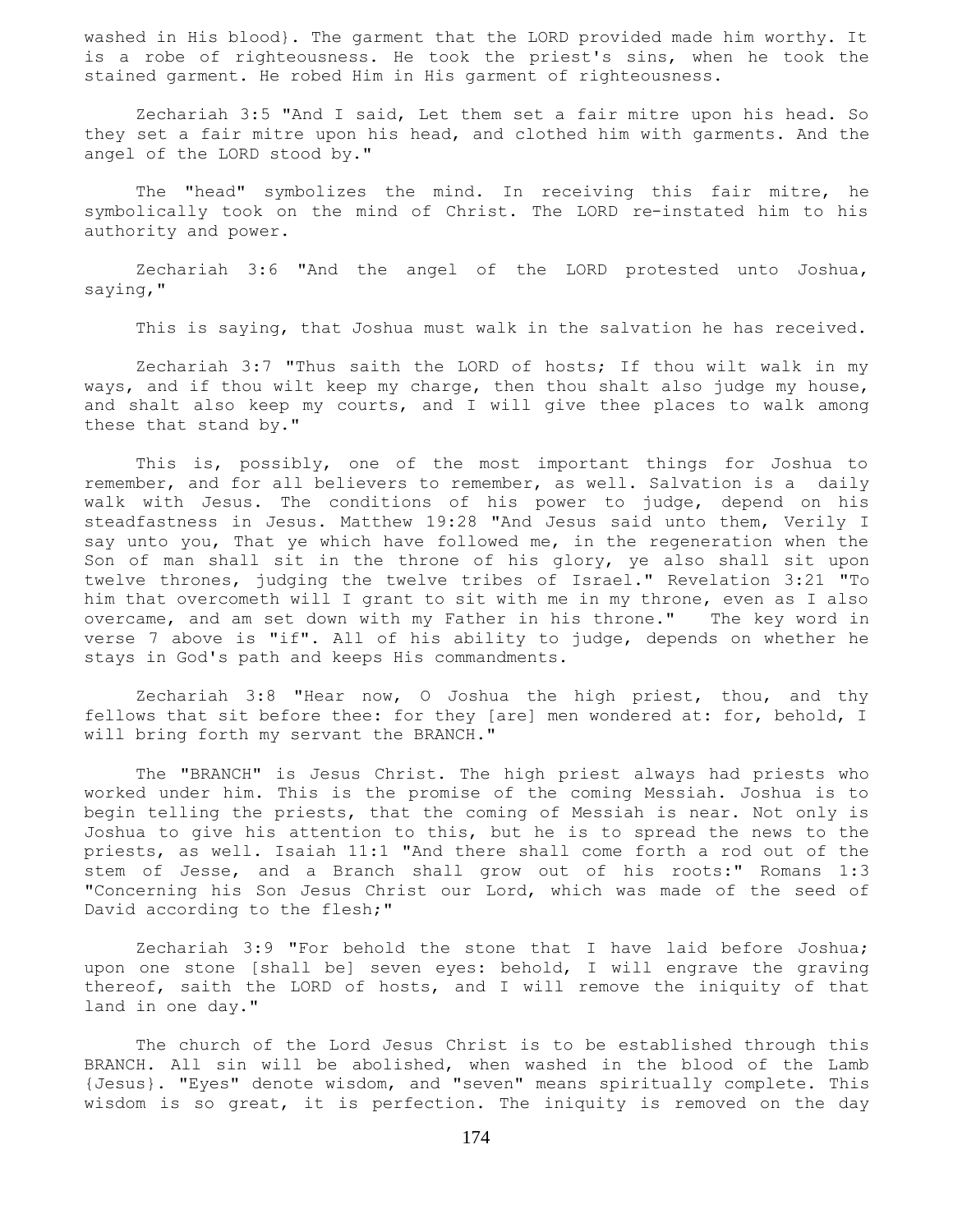washed in His blood}. The garment that the LORD provided made him worthy. It is a robe of righteousness. He took the priest's sins, when he took the stained garment. He robed Him in His garment of righteousness.

Zechariah 3:5 "And I said, Let them set a fair mitre upon his head. So they set a fair mitre upon his head, and clothed him with garments. And the angel of the LORD stood by."

The "head" symbolizes the mind. In receiving this fair mitre, he symbolically took on the mind of Christ. The LORD re-instated him to his authority and power.

Zechariah 3:6 "And the angel of the LORD protested unto Joshua, saying,"

This is saying, that Joshua must walk in the salvation he has received.

Zechariah 3:7 "Thus saith the LORD of hosts; If thou wilt walk in my ways, and if thou wilt keep my charge, then thou shalt also judge my house, and shalt also keep my courts, and I will give thee places to walk among these that stand by."

This is, possibly, one of the most important things for Joshua to remember, and for all believers to remember, as well. Salvation is a daily walk with Jesus. The conditions of his power to judge, depend on his steadfastness in Jesus. Matthew 19:28 "And Jesus said unto them, Verily I say unto you, That ye which have followed me, in the regeneration when the Son of man shall sit in the throne of his glory, ye also shall sit upon twelve thrones, judging the twelve tribes of Israel." Revelation 3:21 "To him that overcometh will I grant to sit with me in my throne, even as I also overcame, and am set down with my Father in his throne." The key word in verse 7 above is "if". All of his ability to judge, depends on whether he stays in God's path and keeps His commandments.

Zechariah 3:8 "Hear now, O Joshua the high priest, thou, and thy fellows that sit before thee: for they [are] men wondered at: for, behold, I will bring forth my servant the BRANCH."

The "BRANCH" is Jesus Christ. The high priest always had priests who worked under him. This is the promise of the coming Messiah. Joshua is to begin telling the priests, that the coming of Messiah is near. Not only is Joshua to give his attention to this, but he is to spread the news to the priests, as well. Isaiah 11:1 "And there shall come forth a rod out of the stem of Jesse, and a Branch shall grow out of his roots:" Romans 1:3 "Concerning his Son Jesus Christ our Lord, which was made of the seed of David according to the flesh;"

Zechariah 3:9 "For behold the stone that I have laid before Joshua; upon one stone [shall be] seven eyes: behold, I will engrave the graving thereof, saith the LORD of hosts, and I will remove the iniquity of that land in one day."

The church of the Lord Jesus Christ is to be established through this BRANCH. All sin will be abolished, when washed in the blood of the Lamb {Jesus}. "Eyes" denote wisdom, and "seven" means spiritually complete. This wisdom is so great, it is perfection. The iniquity is removed on the day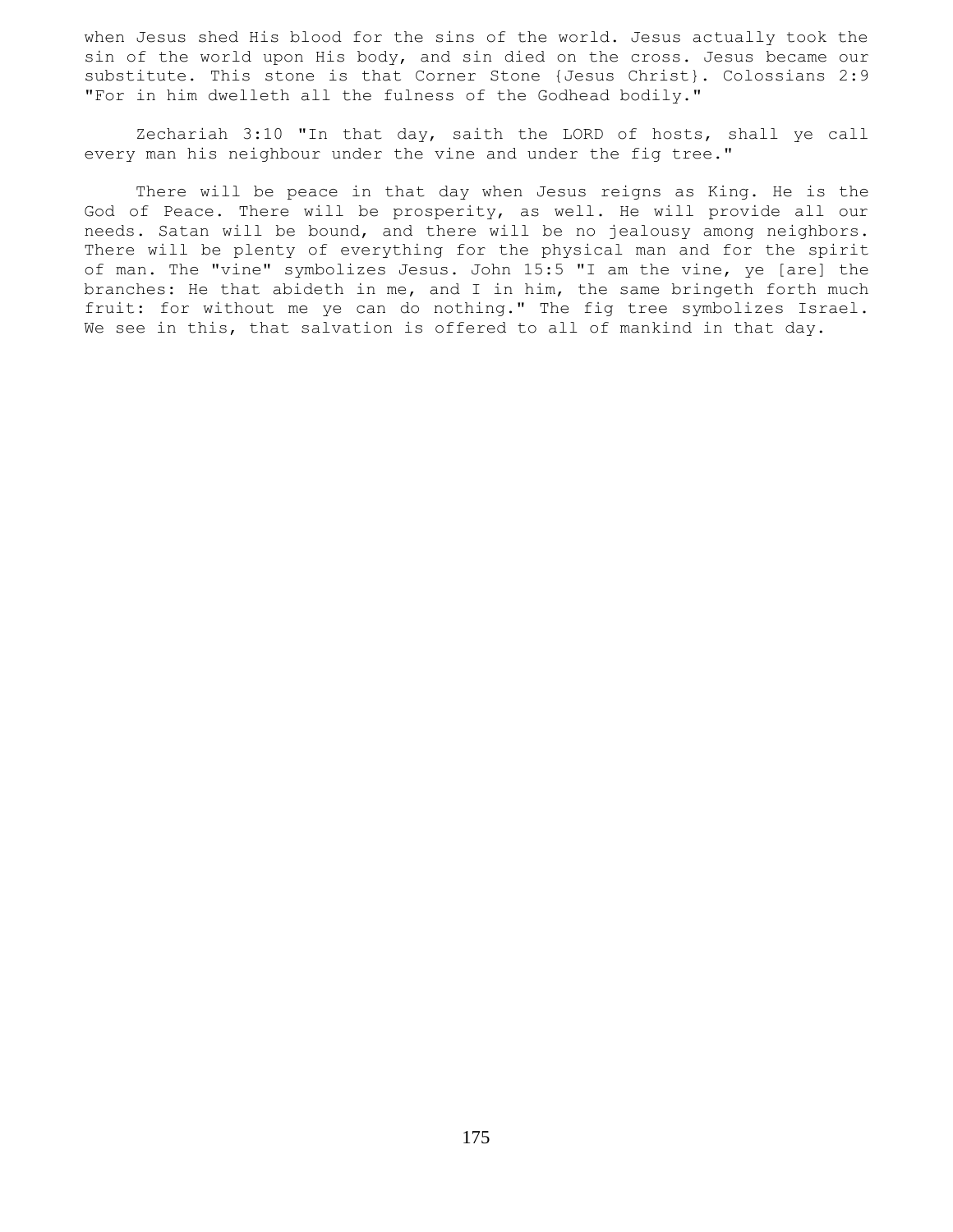when Jesus shed His blood for the sins of the world. Jesus actually took the sin of the world upon His body, and sin died on the cross. Jesus became our substitute. This stone is that Corner Stone {Jesus Christ}. Colossians 2:9 "For in him dwelleth all the fulness of the Godhead bodily."

Zechariah 3:10 "In that day, saith the LORD of hosts, shall ye call every man his neighbour under the vine and under the fig tree."

There will be peace in that day when Jesus reigns as King. He is the God of Peace. There will be prosperity, as well. He will provide all our needs. Satan will be bound, and there will be no jealousy among neighbors. There will be plenty of everything for the physical man and for the spirit of man. The "vine" symbolizes Jesus. John 15:5 "I am the vine, ye [are] the branches: He that abideth in me, and I in him, the same bringeth forth much fruit: for without me ye can do nothing." The fig tree symbolizes Israel. We see in this, that salvation is offered to all of mankind in that day.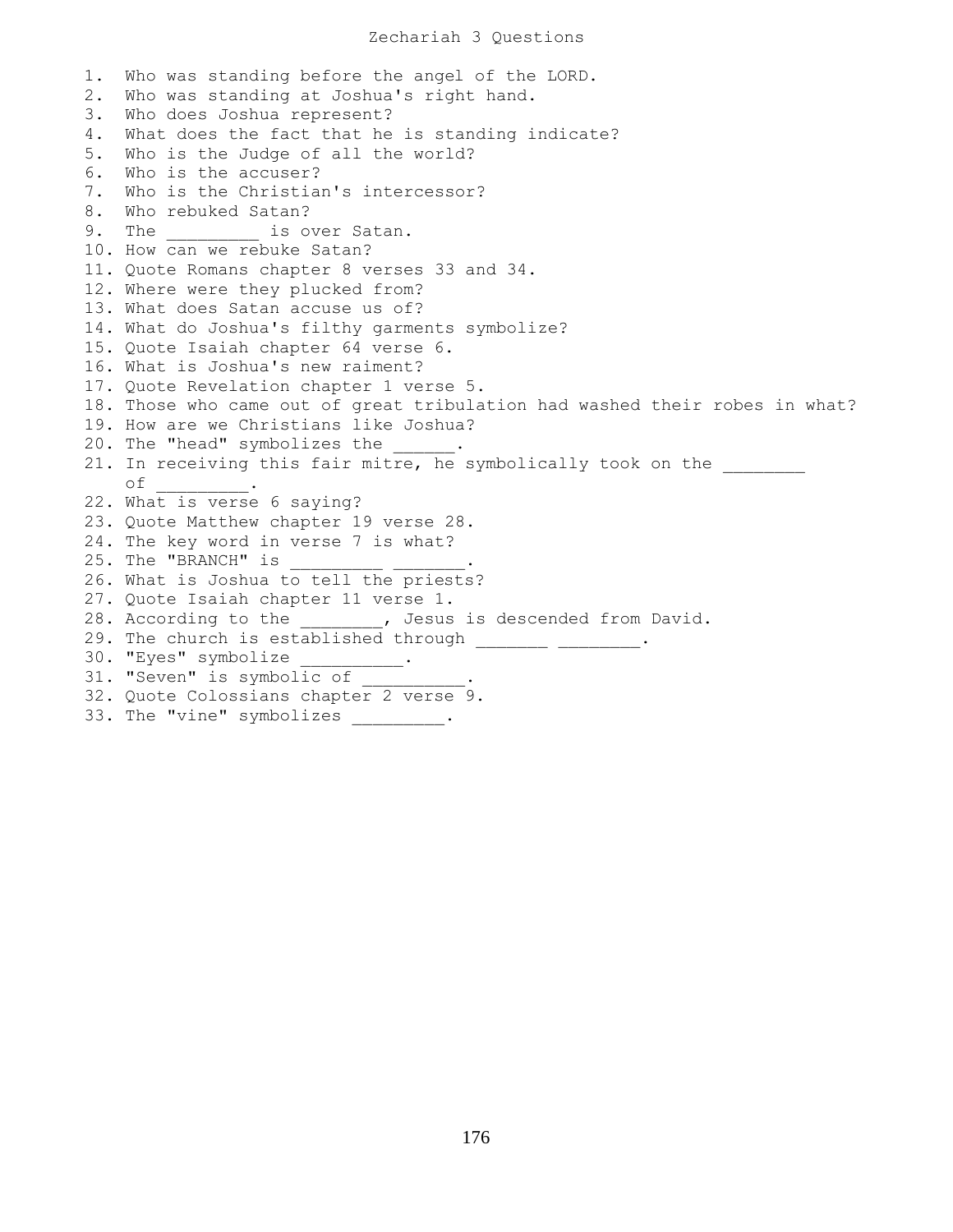# Zechariah 3 Questions

1. Who was standing before the angel of the LORD.
2. Who was standing at Joshua's right hand.
3. Who does Joshua represent?
4. What does the fact that he is standing indicate?
5. Who is the Judge of all the world?
6. Who is the accuser?
7. Who is the Christian's intercessor?
8. Who rebuked Satan?
9. The _________ is over Satan.
10. How can we rebuke Satan?
11. Quote Romans chapter 8 verses 33 and 34.
12. Where were they plucked from?
13. What does Satan accuse us of?
14. What do Joshua's filthy garments symbolize?
15. Quote Isaiah chapter 64 verse 6.
16. What is Joshua's new raiment?
17. Quote Revelation chapter 1 verse 5.
18. Those who came out of great tribulation had washed their robes in what?
19. How are we Christians like Joshua?
20. The "head" symbolizes the ______.
21. In receiving this fair mitre, he symbolically took on the ________ of _________.
22. What is verse 6 saying?
23. Quote Matthew chapter 19 verse 28.
24. The key word in verse 7 is what?
25. The "BRANCH" is _________ _______.
26. What is Joshua to tell the priests?
27. Quote Isaiah chapter 11 verse 1.
28. According to the ________, Jesus is descended from David.
29. The church is established through _______ ________.
30. "Eyes" symbolize __________.
31. "Seven" is symbolic of __________.
32. Quote Colossians chapter 2 verse 9.
33. The "vine" symbolizes _________.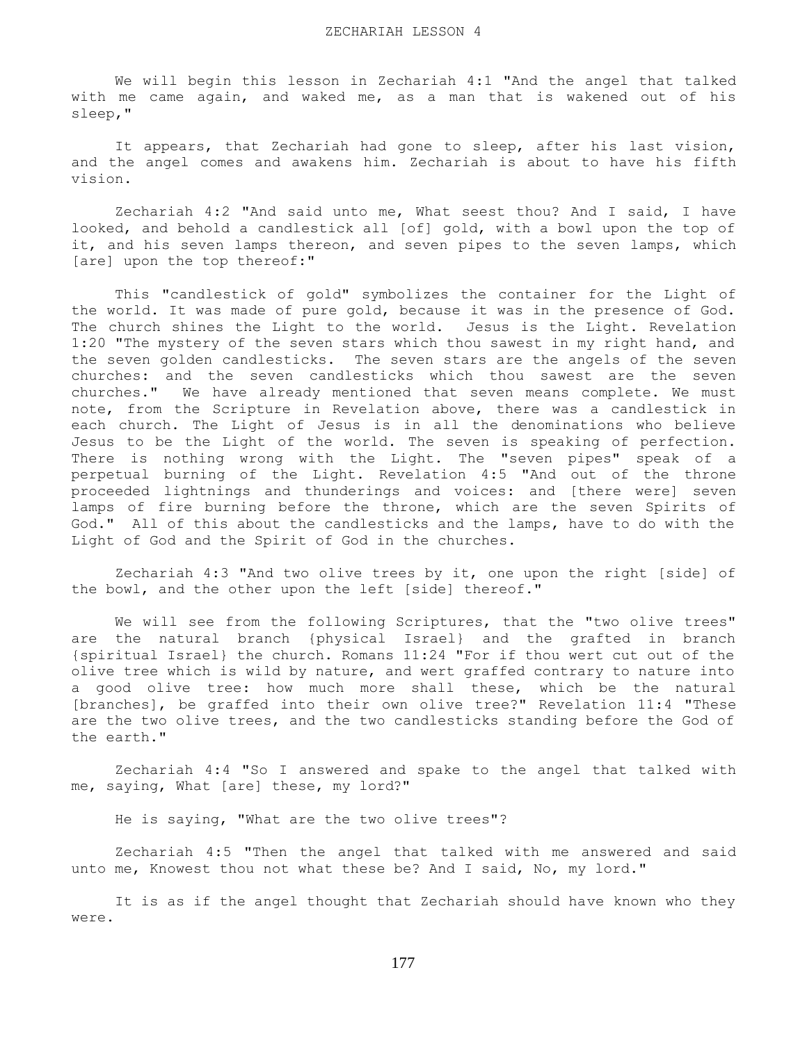# ZECHARIAH LESSON 4

We will begin this lesson in Zechariah 4:1 "And the angel that talked with me came again, and waked me, as a man that is wakened out of his sleep,"

It appears, that Zechariah had gone to sleep, after his last vision, and the angel comes and awakens him. Zechariah is about to have his fifth vision.

Zechariah 4:2 "And said unto me, What seest thou? And I said, I have looked, and behold a candlestick all [of] gold, with a bowl upon the top of it, and his seven lamps thereon, and seven pipes to the seven lamps, which [are] upon the top thereof:"

This "candlestick of gold" symbolizes the container for the Light of the world. It was made of pure gold, because it was in the presence of God. The church shines the Light to the world. Jesus is the Light. Revelation 1:20 "The mystery of the seven stars which thou sawest in my right hand, and the seven golden candlesticks. The seven stars are the angels of the seven churches: and the seven candlesticks which thou sawest are the seven churches." We have already mentioned that seven means complete. We must note, from the Scripture in Revelation above, there was a candlestick in each church. The Light of Jesus is in all the denominations who believe Jesus to be the Light of the world. The seven is speaking of perfection. There is nothing wrong with the Light. The "seven pipes" speak of a perpetual burning of the Light. Revelation 4:5 "And out of the throne proceeded lightnings and thunderings and voices: and [there were] seven lamps of fire burning before the throne, which are the seven Spirits of God." All of this about the candlesticks and the lamps, have to do with the Light of God and the Spirit of God in the churches.

Zechariah 4:3 "And two olive trees by it, one upon the right [side] of the bowl, and the other upon the left [side] thereof."

We will see from the following Scriptures, that the "two olive trees" are the natural branch {physical Israel} and the grafted in branch {spiritual Israel} the church. Romans 11:24 "For if thou wert cut out of the olive tree which is wild by nature, and wert graffed contrary to nature into a good olive tree: how much more shall these, which be the natural [branches], be graffed into their own olive tree?" Revelation 11:4 "These are the two olive trees, and the two candlesticks standing before the God of the earth."

Zechariah 4:4 "So I answered and spake to the angel that talked with me, saying, What [are] these, my lord?"

He is saying, "What are the two olive trees"?

Zechariah 4:5 "Then the angel that talked with me answered and said unto me, Knowest thou not what these be? And I said, No, my lord."

It is as if the angel thought that Zechariah should have known who they were.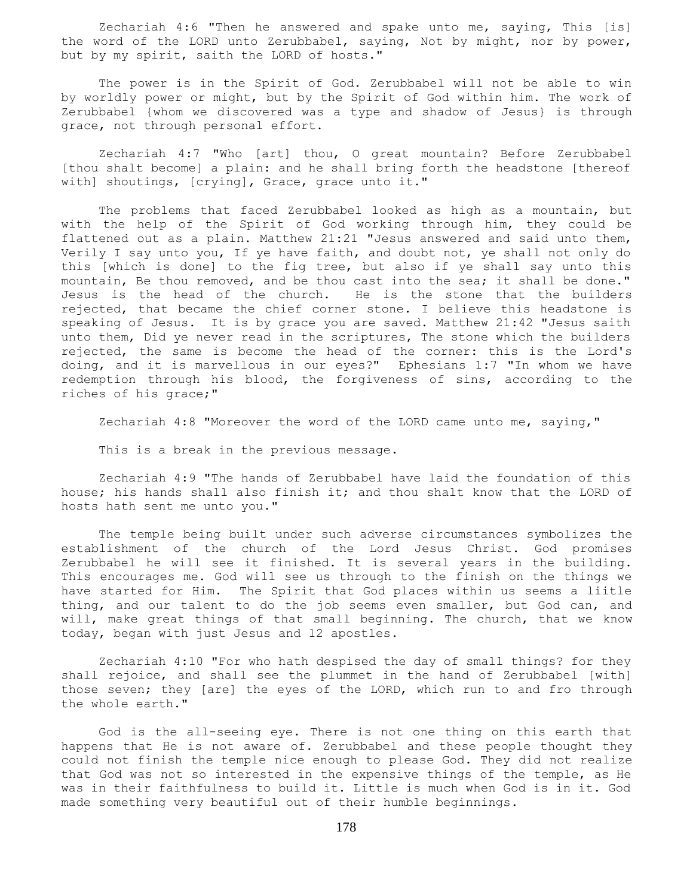Zechariah 4:6 "Then he answered and spake unto me, saying, This [is] the word of the LORD unto Zerubbabel, saying, Not by might, nor by power, but by my spirit, saith the LORD of hosts."

The power is in the Spirit of God. Zerubbabel will not be able to win by worldly power or might, but by the Spirit of God within him. The work of Zerubbabel {whom we discovered was a type and shadow of Jesus} is through grace, not through personal effort.

Zechariah 4:7 "Who [art] thou, O great mountain? Before Zerubbabel [thou shalt become] a plain: and he shall bring forth the headstone [thereof with] shoutings, [crying], Grace, grace unto it."

The problems that faced Zerubbabel looked as high as a mountain, but with the help of the Spirit of God working through him, they could be flattened out as a plain. Matthew 21:21 "Jesus answered and said unto them, Verily I say unto you, If ye have faith, and doubt not, ye shall not only do this [which is done] to the fig tree, but also if ye shall say unto this mountain, Be thou removed, and be thou cast into the sea; it shall be done." Jesus is the head of the church. He is the stone that the builders rejected, that became the chief corner stone. I believe this headstone is speaking of Jesus. It is by grace you are saved. Matthew 21:42 "Jesus saith unto them, Did ye never read in the scriptures, The stone which the builders rejected, the same is become the head of the corner: this is the Lord's doing, and it is marvellous in our eyes?" Ephesians 1:7 "In whom we have redemption through his blood, the forgiveness of sins, according to the riches of his grace;"

Zechariah 4:8 "Moreover the word of the LORD came unto me, saying,"

This is a break in the previous message.

Zechariah 4:9 "The hands of Zerubbabel have laid the foundation of this house; his hands shall also finish it; and thou shalt know that the LORD of hosts hath sent me unto you."

The temple being built under such adverse circumstances symbolizes the establishment of the church of the Lord Jesus Christ. God promises Zerubbabel he will see it finished. It is several years in the building. This encourages me. God will see us through to the finish on the things we have started for Him. The Spirit that God places within us seems a liitle thing, and our talent to do the job seems even smaller, but God can, and will, make great things of that small beginning. The church, that we know today, began with just Jesus and 12 apostles.

Zechariah 4:10 "For who hath despised the day of small things? for they shall rejoice, and shall see the plummet in the hand of Zerubbabel [with] those seven; they [are] the eyes of the LORD, which run to and fro through the whole earth."

God is the all-seeing eye. There is not one thing on this earth that happens that He is not aware of. Zerubbabel and these people thought they could not finish the temple nice enough to please God. They did not realize that God was not so interested in the expensive things of the temple, as He was in their faithfulness to build it. Little is much when God is in it. God made something very beautiful out of their humble beginnings.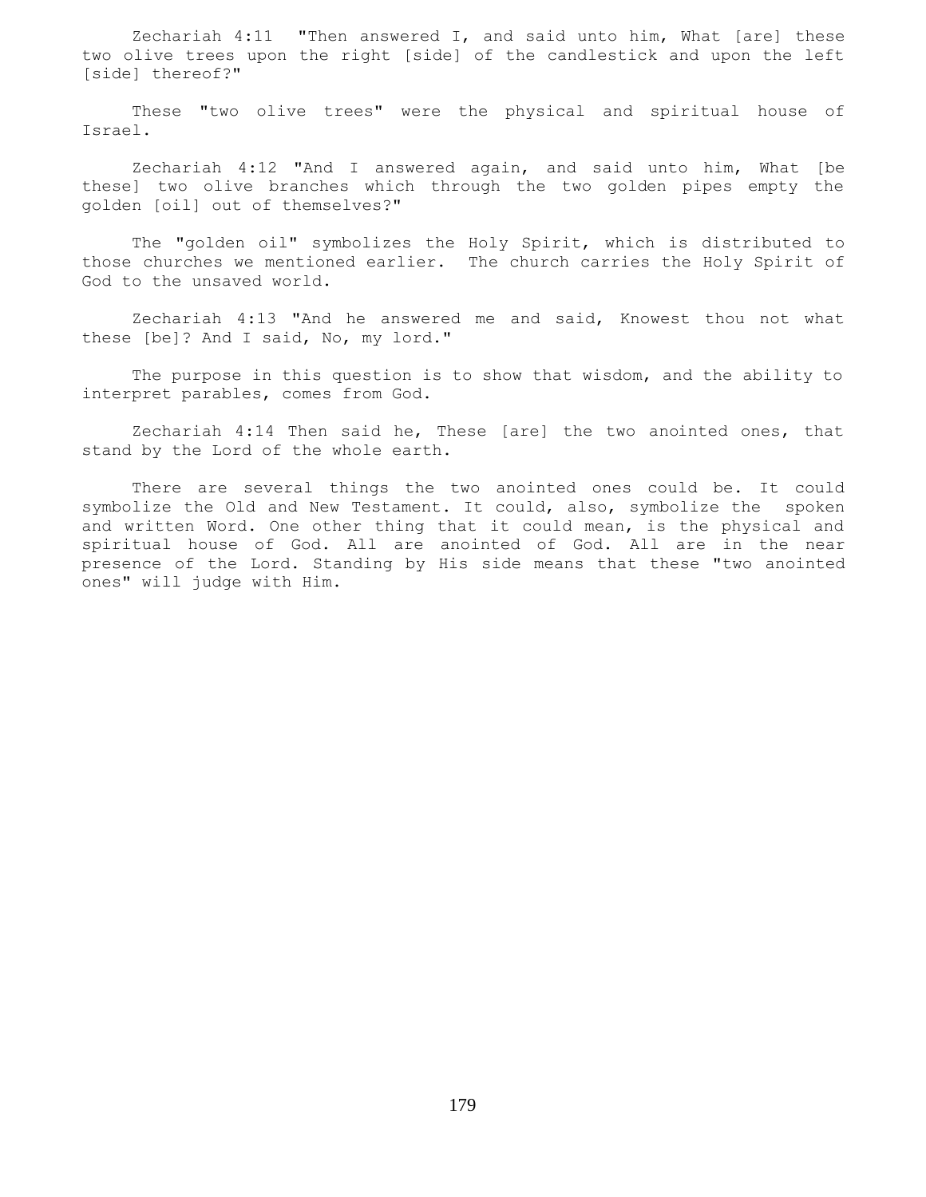Zechariah 4:11 "Then answered I, and said unto him, What [are] these two olive trees upon the right [side] of the candlestick and upon the left [side] thereof?"

These "two olive trees" were the physical and spiritual house of Israel.

Zechariah 4:12 "And I answered again, and said unto him, What [be these] two olive branches which through the two golden pipes empty the golden [oil] out of themselves?"

The "golden oil" symbolizes the Holy Spirit, which is distributed to those churches we mentioned earlier. The church carries the Holy Spirit of God to the unsaved world.

Zechariah 4:13 "And he answered me and said, Knowest thou not what these [be]? And I said, No, my lord."

The purpose in this question is to show that wisdom, and the ability to interpret parables, comes from God.

Zechariah 4:14 Then said he, These [are] the two anointed ones, that stand by the Lord of the whole earth.

There are several things the two anointed ones could be. It could symbolize the Old and New Testament. It could, also, symbolize the spoken and written Word. One other thing that it could mean, is the physical and spiritual house of God. All are anointed of God. All are in the near presence of the Lord. Standing by His side means that these "two anointed ones" will judge with Him.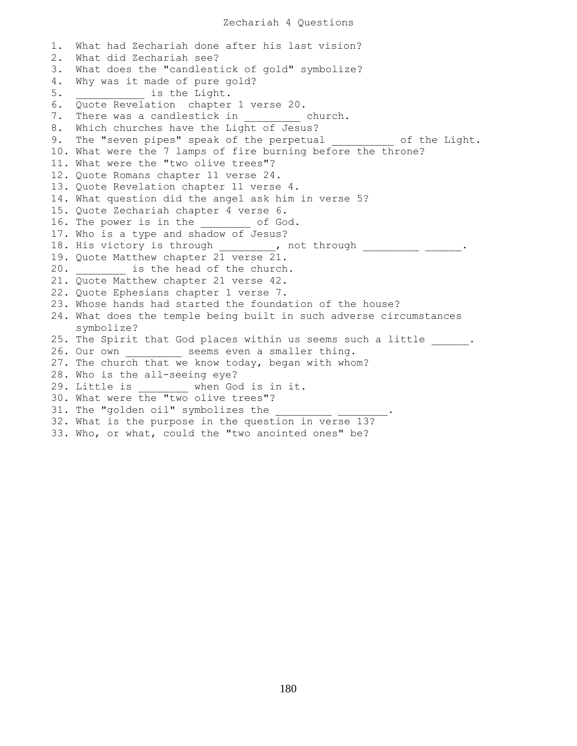# Zechariah 4 Questions

1. What had Zechariah done after his last vision?
2. What did Zechariah see?
3. What does the "candlestick of gold" symbolize?
4. Why was it made of pure gold?
5. ___________ is the Light.
6. Quote Revelation chapter 1 verse 20.
7. There was a candlestick in _________ church.
8. Which churches have the Light of Jesus?
9. The "seven pipes" speak of the perpetual __________ of the Light.
10. What were the 7 lamps of fire burning before the throne?
11. What were the "two olive trees"?
12. Quote Romans chapter 11 verse 24.
13. Quote Revelation chapter 11 verse 4.
14. What question did the angel ask him in verse 5?
15. Quote Zechariah chapter 4 verse 6.
16. The power is in the ________ of God.
17. Who is a type and shadow of Jesus?
18. His victory is through _________, not through _________ ______.
19. Quote Matthew chapter 21 verse 21.
20. ________ is the head of the church.
21. Quote Matthew chapter 21 verse 42.
22. Quote Ephesians chapter 1 verse 7.
23. Whose hands had started the foundation of the house?
24. What does the temple being built in such adverse circumstances symbolize?
25. The Spirit that God places within us seems such a little ______.
26. Our own _________ seems even a smaller thing.
27. The church that we know today, began with whom?
28. Who is the all-seeing eye?
29. Little is ________ when God is in it.
30. What were the "two olive trees"?
31. The "golden oil" symbolizes the _________ ________.
32. What is the purpose in the question in verse 13?
33. Who, or what, could the "two anointed ones" be?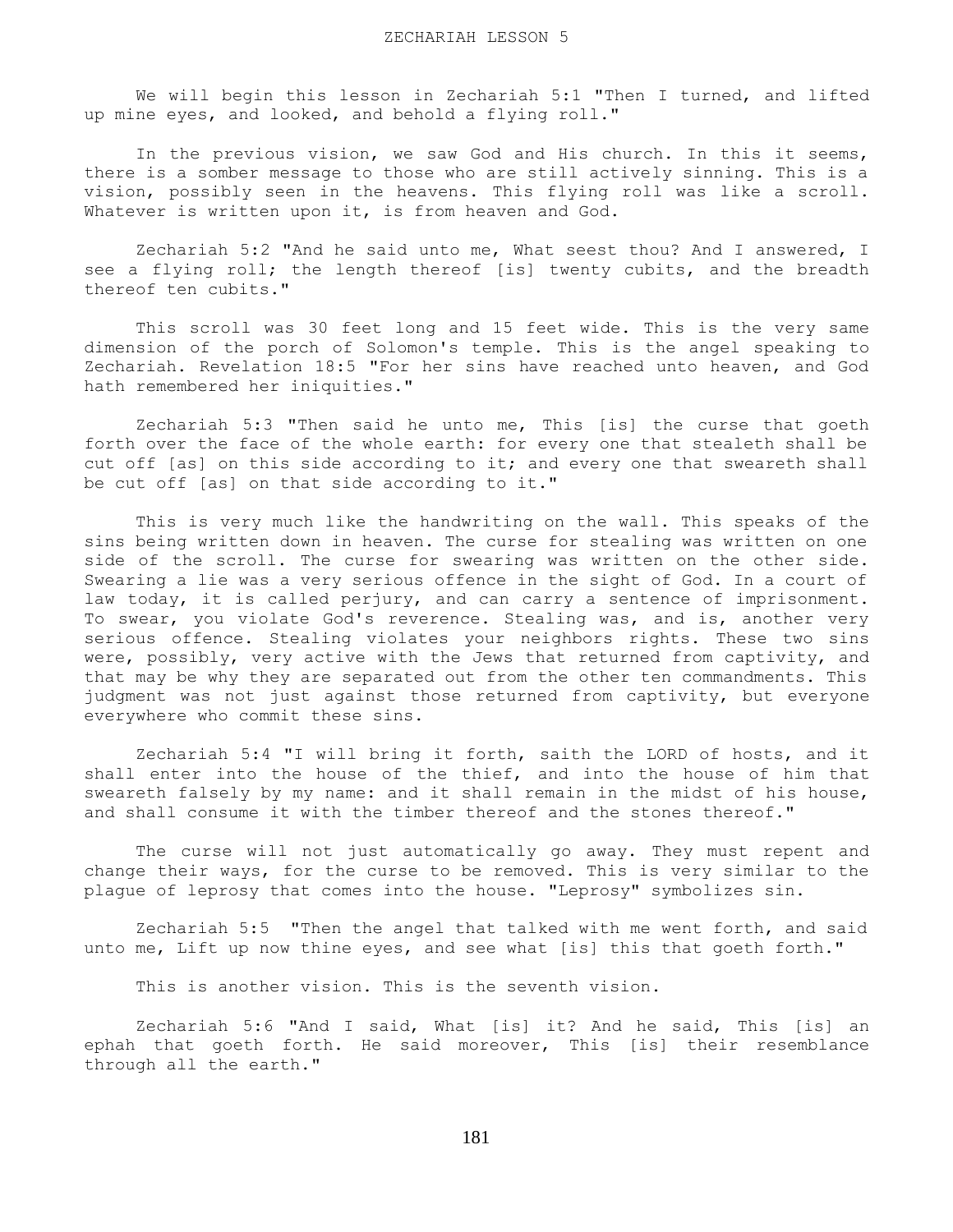ZECHARIAH LESSON 5

We will begin this lesson in Zechariah 5:1 "Then I turned, and lifted up mine eyes, and looked, and behold a flying roll."

In the previous vision, we saw God and His church. In this it seems, there is a somber message to those who are still actively sinning. This is a vision, possibly seen in the heavens. This flying roll was like a scroll. Whatever is written upon it, is from heaven and God.

Zechariah 5:2 "And he said unto me, What seest thou? And I answered, I see a flying roll; the length thereof [is] twenty cubits, and the breadth thereof ten cubits."

This scroll was 30 feet long and 15 feet wide. This is the very same dimension of the porch of Solomon's temple. This is the angel speaking to Zechariah. Revelation 18:5 "For her sins have reached unto heaven, and God hath remembered her iniquities."

Zechariah 5:3 "Then said he unto me, This [is] the curse that goeth forth over the face of the whole earth: for every one that stealeth shall be cut off [as] on this side according to it; and every one that sweareth shall be cut off [as] on that side according to it."

This is very much like the handwriting on the wall. This speaks of the sins being written down in heaven. The curse for stealing was written on one side of the scroll. The curse for swearing was written on the other side. Swearing a lie was a very serious offence in the sight of God. In a court of law today, it is called perjury, and can carry a sentence of imprisonment. To swear, you violate God's reverence. Stealing was, and is, another very serious offence. Stealing violates your neighbors rights. These two sins were, possibly, very active with the Jews that returned from captivity, and that may be why they are separated out from the other ten commandments. This judgment was not just against those returned from captivity, but everyone everywhere who commit these sins.

Zechariah 5:4 "I will bring it forth, saith the LORD of hosts, and it shall enter into the house of the thief, and into the house of him that sweareth falsely by my name: and it shall remain in the midst of his house, and shall consume it with the timber thereof and the stones thereof."

The curse will not just automatically go away. They must repent and change their ways, for the curse to be removed. This is very similar to the plague of leprosy that comes into the house. "Leprosy" symbolizes sin.

Zechariah 5:5 "Then the angel that talked with me went forth, and said unto me, Lift up now thine eyes, and see what [is] this that goeth forth."

This is another vision. This is the seventh vision.

Zechariah 5:6 "And I said, What [is] it? And he said, This [is] an ephah that goeth forth. He said moreover, This [is] their resemblance through all the earth."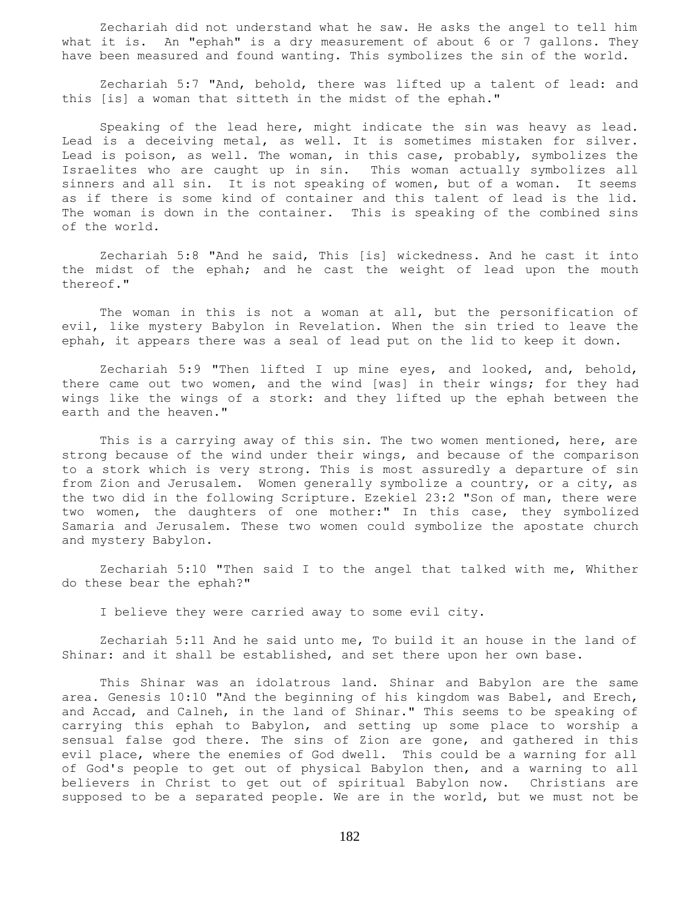Zechariah did not understand what he saw. He asks the angel to tell him what it is. An "ephah" is a dry measurement of about 6 or 7 gallons. They have been measured and found wanting. This symbolizes the sin of the world.

Zechariah 5:7 "And, behold, there was lifted up a talent of lead: and this [is] a woman that sitteth in the midst of the ephah."

Speaking of the lead here, might indicate the sin was heavy as lead. Lead is a deceiving metal, as well. It is sometimes mistaken for silver. Lead is poison, as well. The woman, in this case, probably, symbolizes the Israelites who are caught up in sin. This woman actually symbolizes all sinners and all sin. It is not speaking of women, but of a woman. It seems as if there is some kind of container and this talent of lead is the lid. The woman is down in the container. This is speaking of the combined sins of the world.

Zechariah 5:8 "And he said, This [is] wickedness. And he cast it into the midst of the ephah; and he cast the weight of lead upon the mouth thereof."

The woman in this is not a woman at all, but the personification of evil, like mystery Babylon in Revelation. When the sin tried to leave the ephah, it appears there was a seal of lead put on the lid to keep it down.

Zechariah 5:9 "Then lifted I up mine eyes, and looked, and, behold, there came out two women, and the wind [was] in their wings; for they had wings like the wings of a stork: and they lifted up the ephah between the earth and the heaven."

This is a carrying away of this sin. The two women mentioned, here, are strong because of the wind under their wings, and because of the comparison to a stork which is very strong. This is most assuredly a departure of sin from Zion and Jerusalem. Women generally symbolize a country, or a city, as the two did in the following Scripture. Ezekiel 23:2 "Son of man, there were two women, the daughters of one mother:" In this case, they symbolized Samaria and Jerusalem. These two women could symbolize the apostate church and mystery Babylon.

Zechariah 5:10 "Then said I to the angel that talked with me, Whither do these bear the ephah?"

I believe they were carried away to some evil city.

Zechariah 5:11 And he said unto me, To build it an house in the land of Shinar: and it shall be established, and set there upon her own base.

This Shinar was an idolatrous land. Shinar and Babylon are the same area. Genesis 10:10 "And the beginning of his kingdom was Babel, and Erech, and Accad, and Calneh, in the land of Shinar." This seems to be speaking of carrying this ephah to Babylon, and setting up some place to worship a sensual false god there. The sins of Zion are gone, and gathered in this evil place, where the enemies of God dwell. This could be a warning for all of God's people to get out of physical Babylon then, and a warning to all believers in Christ to get out of spiritual Babylon now. Christians are supposed to be a separated people. We are in the world, but we must not be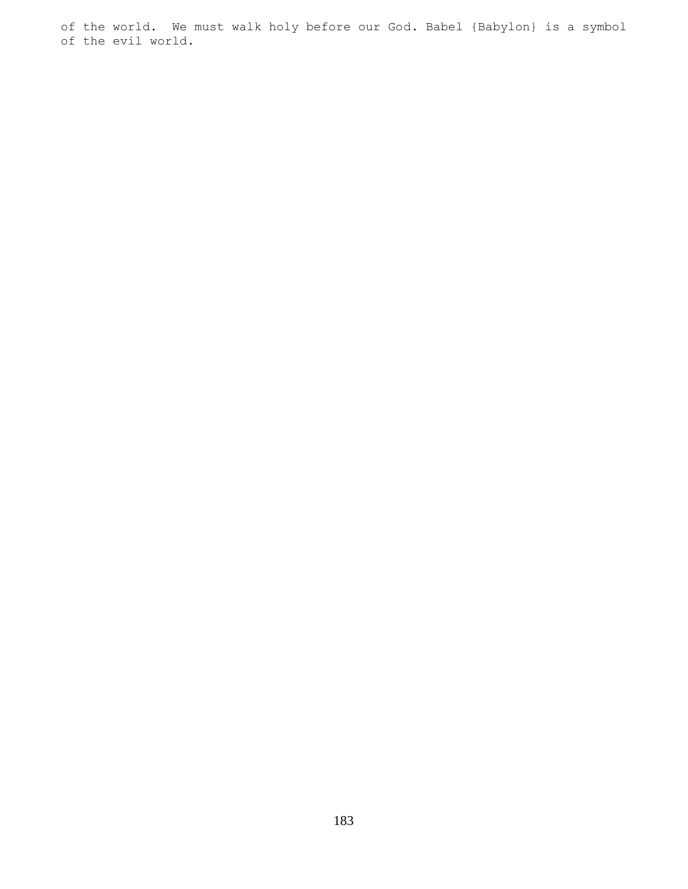of the world.  We must walk holy before our God. Babel {Babylon} is a symbol of the evil world.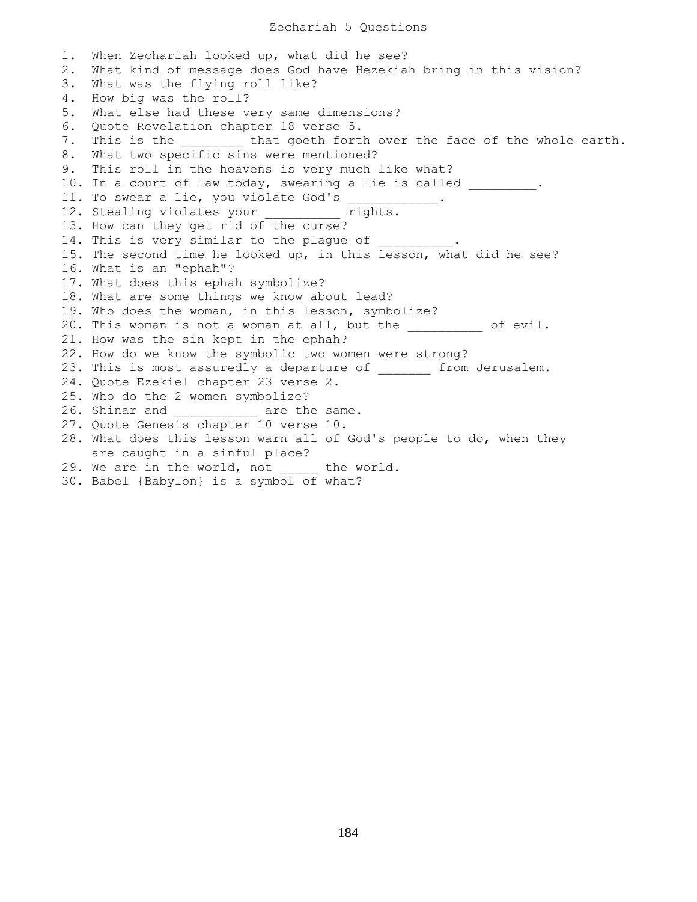# Zechariah 5 Questions

1. When Zechariah looked up, what did he see?
2. What kind of message does God have Hezekiah bring in this vision?
3. What was the flying roll like?
4. How big was the roll?
5. What else had these very same dimensions?
6. Quote Revelation chapter 18 verse 5.
7. This is the ________ that goeth forth over the face of the whole earth.
8. What two specific sins were mentioned?
9. This roll in the heavens is very much like what?
10. In a court of law today, swearing a lie is called _________.
11. To swear a lie, you violate God's ____________.
12. Stealing violates your __________ rights.
13. How can they get rid of the curse?
14. This is very similar to the plague of __________.
15. The second time he looked up, in this lesson, what did he see?
16. What is an "ephah"?
17. What does this ephah symbolize?
18. What are some things we know about lead?
19. Who does the woman, in this lesson, symbolize?
20. This woman is not a woman at all, but the __________ of evil.
21. How was the sin kept in the ephah?
22. How do we know the symbolic two women were strong?
23. This is most assuredly a departure of _______ from Jerusalem.
24. Quote Ezekiel chapter 23 verse 2.
25. Who do the 2 women symbolize?
26. Shinar and ___________ are the same.
27. Quote Genesis chapter 10 verse 10.
28. What does this lesson warn all of God's people to do, when they are caught in a sinful place?
29. We are in the world, not _____ the world.
30. Babel {Babylon} is a symbol of what?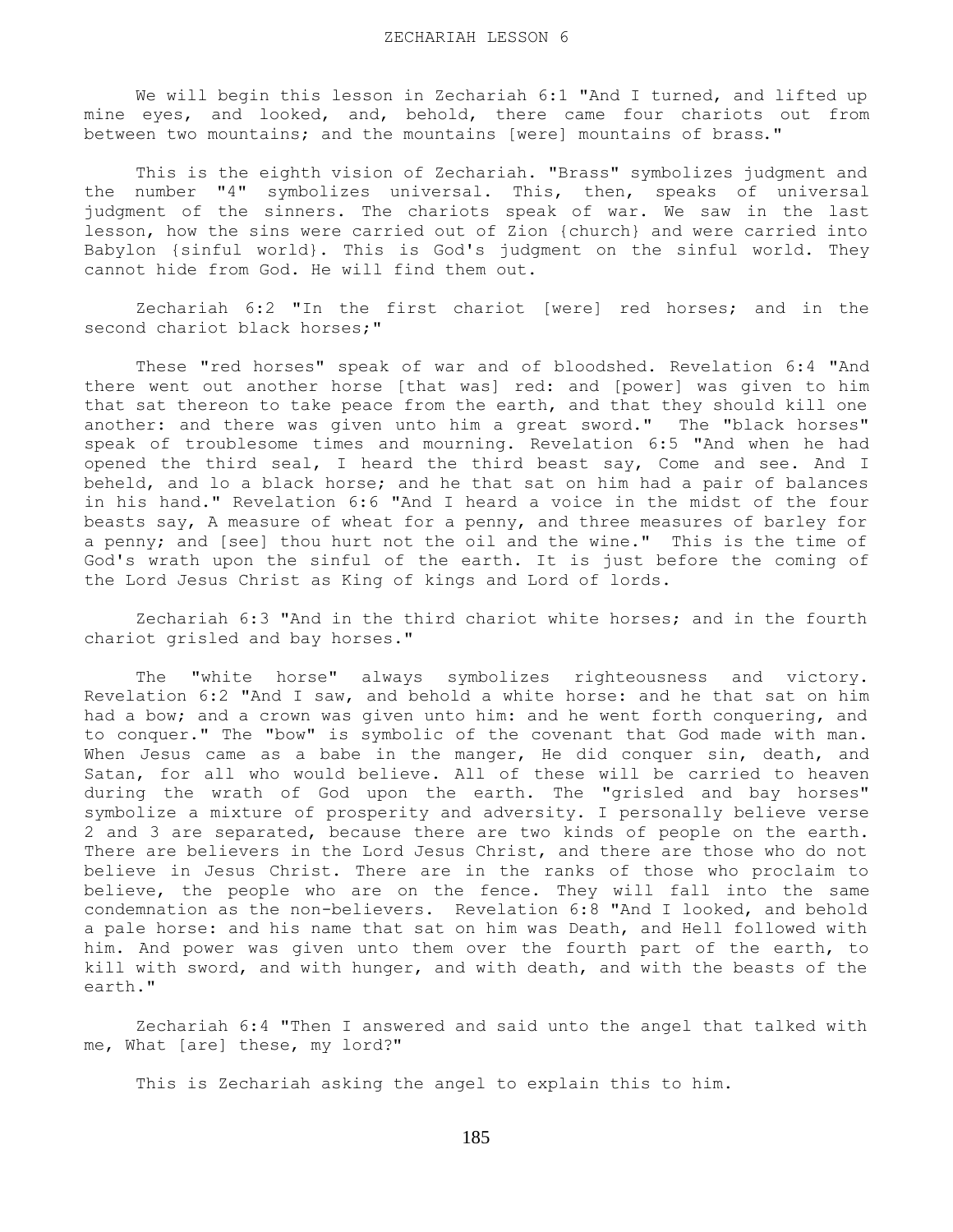# ZECHARIAH LESSON 6

We will begin this lesson in Zechariah 6:1 "And I turned, and lifted up mine eyes, and looked, and, behold, there came four chariots out from between two mountains; and the mountains [were] mountains of brass."

This is the eighth vision of Zechariah. "Brass" symbolizes judgment and the number "4" symbolizes universal. This, then, speaks of universal judgment of the sinners. The chariots speak of war. We saw in the last lesson, how the sins were carried out of Zion {church} and were carried into Babylon {sinful world}. This is God's judgment on the sinful world. They cannot hide from God. He will find them out.

Zechariah 6:2 "In the first chariot [were] red horses; and in the second chariot black horses;"

These "red horses" speak of war and of bloodshed. Revelation 6:4 "And there went out another horse [that was] red: and [power] was given to him that sat thereon to take peace from the earth, and that they should kill one another: and there was given unto him a great sword." The "black horses" speak of troublesome times and mourning. Revelation 6:5 "And when he had opened the third seal, I heard the third beast say, Come and see. And I beheld, and lo a black horse; and he that sat on him had a pair of balances in his hand." Revelation 6:6 "And I heard a voice in the midst of the four beasts say, A measure of wheat for a penny, and three measures of barley for a penny; and [see] thou hurt not the oil and the wine." This is the time of God's wrath upon the sinful of the earth. It is just before the coming of the Lord Jesus Christ as King of kings and Lord of lords.

Zechariah 6:3 "And in the third chariot white horses; and in the fourth chariot grisled and bay horses."

The "white horse" always symbolizes righteousness and victory. Revelation 6:2 "And I saw, and behold a white horse: and he that sat on him had a bow; and a crown was given unto him: and he went forth conquering, and to conquer." The "bow" is symbolic of the covenant that God made with man. When Jesus came as a babe in the manger, He did conquer sin, death, and Satan, for all who would believe. All of these will be carried to heaven during the wrath of God upon the earth. The "grisled and bay horses" symbolize a mixture of prosperity and adversity. I personally believe verse 2 and 3 are separated, because there are two kinds of people on the earth. There are believers in the Lord Jesus Christ, and there are those who do not believe in Jesus Christ. There are in the ranks of those who proclaim to believe, the people who are on the fence. They will fall into the same condemnation as the non-believers. Revelation 6:8 "And I looked, and behold a pale horse: and his name that sat on him was Death, and Hell followed with him. And power was given unto them over the fourth part of the earth, to kill with sword, and with hunger, and with death, and with the beasts of the earth."

Zechariah 6:4 "Then I answered and said unto the angel that talked with me, What [are] these, my lord?"

This is Zechariah asking the angel to explain this to him.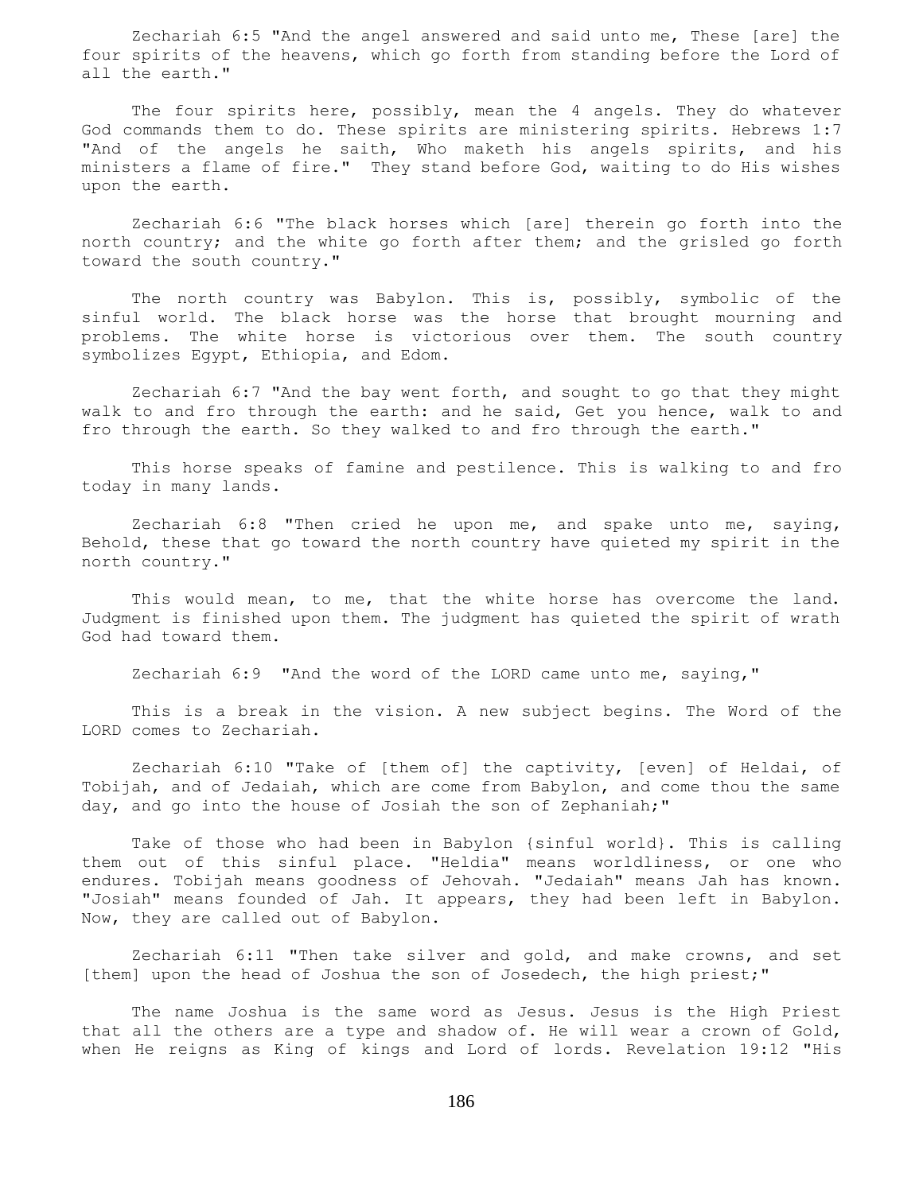Zechariah 6:5 "And the angel answered and said unto me, These [are] the four spirits of the heavens, which go forth from standing before the Lord of all the earth."

The four spirits here, possibly, mean the 4 angels. They do whatever God commands them to do. These spirits are ministering spirits. Hebrews 1:7 "And of the angels he saith, Who maketh his angels spirits, and his ministers a flame of fire." They stand before God, waiting to do His wishes upon the earth.

Zechariah 6:6 "The black horses which [are] therein go forth into the north country; and the white go forth after them; and the grisled go forth toward the south country."

The north country was Babylon. This is, possibly, symbolic of the sinful world. The black horse was the horse that brought mourning and problems. The white horse is victorious over them. The south country symbolizes Egypt, Ethiopia, and Edom.

Zechariah 6:7 "And the bay went forth, and sought to go that they might walk to and fro through the earth: and he said, Get you hence, walk to and fro through the earth. So they walked to and fro through the earth."

This horse speaks of famine and pestilence. This is walking to and fro today in many lands.

Zechariah 6:8 "Then cried he upon me, and spake unto me, saying, Behold, these that go toward the north country have quieted my spirit in the north country."

This would mean, to me, that the white horse has overcome the land. Judgment is finished upon them. The judgment has quieted the spirit of wrath God had toward them.

Zechariah 6:9 "And the word of the LORD came unto me, saying,"

This is a break in the vision. A new subject begins. The Word of the LORD comes to Zechariah.

Zechariah 6:10 "Take of [them of] the captivity, [even] of Heldai, of Tobijah, and of Jedaiah, which are come from Babylon, and come thou the same day, and go into the house of Josiah the son of Zephaniah;"

Take of those who had been in Babylon {sinful world}. This is calling them out of this sinful place. "Heldia" means worldliness, or one who endures. Tobijah means goodness of Jehovah. "Jedaiah" means Jah has known. "Josiah" means founded of Jah. It appears, they had been left in Babylon. Now, they are called out of Babylon.

Zechariah 6:11 "Then take silver and gold, and make crowns, and set [them] upon the head of Joshua the son of Josedech, the high priest;"

The name Joshua is the same word as Jesus. Jesus is the High Priest that all the others are a type and shadow of. He will wear a crown of Gold, when He reigns as King of kings and Lord of lords. Revelation 19:12 "His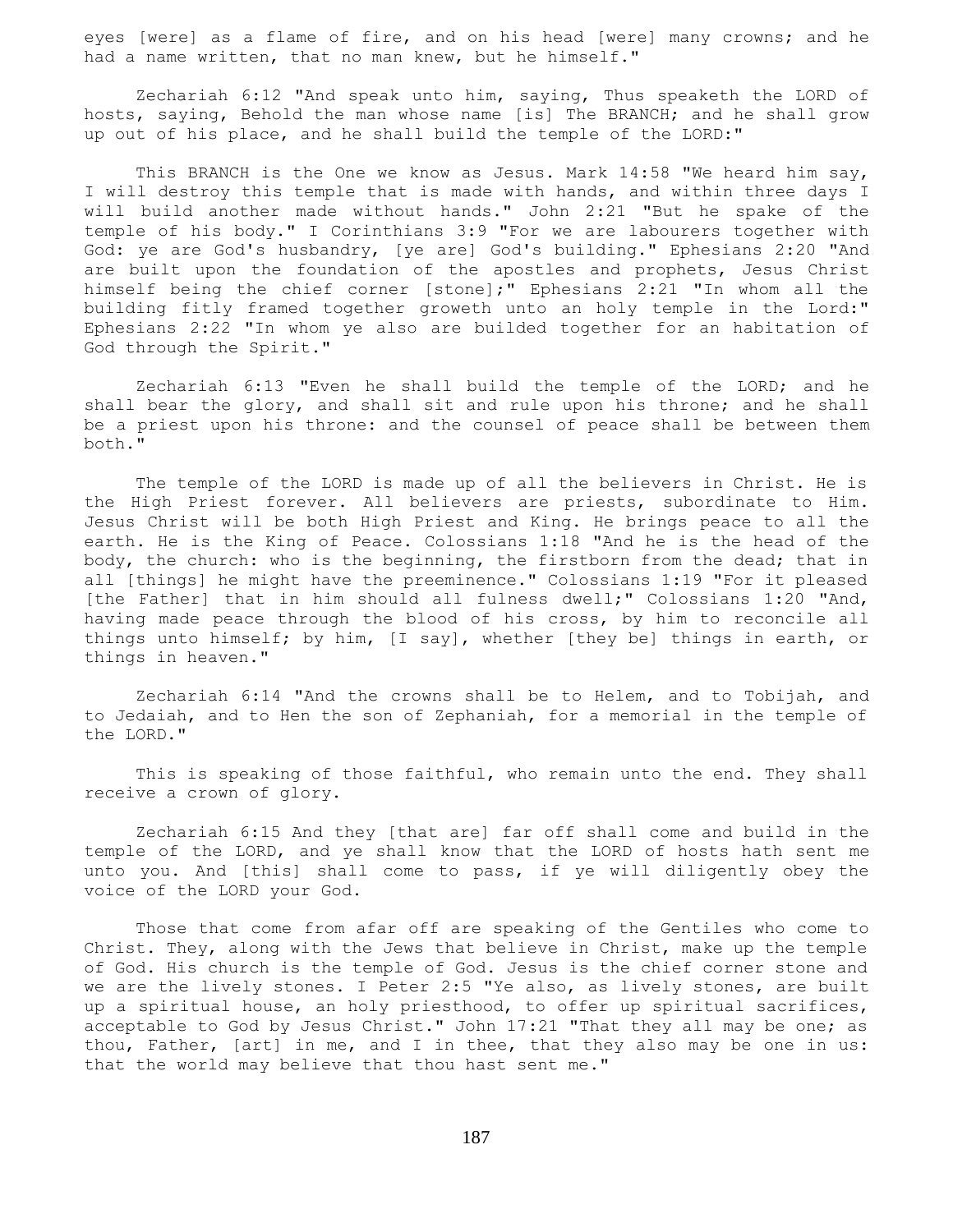eyes [were] as a flame of fire, and on his head [were] many crowns; and he had a name written, that no man knew, but he himself."

Zechariah 6:12 "And speak unto him, saying, Thus speaketh the LORD of hosts, saying, Behold the man whose name [is] The BRANCH; and he shall grow up out of his place, and he shall build the temple of the LORD:"

This BRANCH is the One we know as Jesus. Mark 14:58 "We heard him say, I will destroy this temple that is made with hands, and within three days I will build another made without hands." John 2:21 "But he spake of the temple of his body." I Corinthians 3:9 "For we are labourers together with God: ye are God's husbandry, [ye are] God's building." Ephesians 2:20 "And are built upon the foundation of the apostles and prophets, Jesus Christ himself being the chief corner [stone];" Ephesians 2:21 "In whom all the building fitly framed together groweth unto an holy temple in the Lord:" Ephesians 2:22 "In whom ye also are builded together for an habitation of God through the Spirit."

Zechariah 6:13 "Even he shall build the temple of the LORD; and he shall bear the glory, and shall sit and rule upon his throne; and he shall be a priest upon his throne: and the counsel of peace shall be between them both."

The temple of the LORD is made up of all the believers in Christ. He is the High Priest forever. All believers are priests, subordinate to Him. Jesus Christ will be both High Priest and King. He brings peace to all the earth. He is the King of Peace. Colossians 1:18 "And he is the head of the body, the church: who is the beginning, the firstborn from the dead; that in all [things] he might have the preeminence." Colossians 1:19 "For it pleased [the Father] that in him should all fulness dwell;" Colossians 1:20 "And, having made peace through the blood of his cross, by him to reconcile all things unto himself; by him, [I say], whether [they be] things in earth, or things in heaven."

Zechariah 6:14 "And the crowns shall be to Helem, and to Tobijah, and to Jedaiah, and to Hen the son of Zephaniah, for a memorial in the temple of the LORD."

This is speaking of those faithful, who remain unto the end. They shall receive a crown of glory.

Zechariah 6:15 And they [that are] far off shall come and build in the temple of the LORD, and ye shall know that the LORD of hosts hath sent me unto you. And [this] shall come to pass, if ye will diligently obey the voice of the LORD your God.

Those that come from afar off are speaking of the Gentiles who come to Christ. They, along with the Jews that believe in Christ, make up the temple of God. His church is the temple of God. Jesus is the chief corner stone and we are the lively stones. I Peter 2:5 "Ye also, as lively stones, are built up a spiritual house, an holy priesthood, to offer up spiritual sacrifices, acceptable to God by Jesus Christ." John 17:21 "That they all may be one; as thou, Father, [art] in me, and I in thee, that they also may be one in us: that the world may believe that thou hast sent me."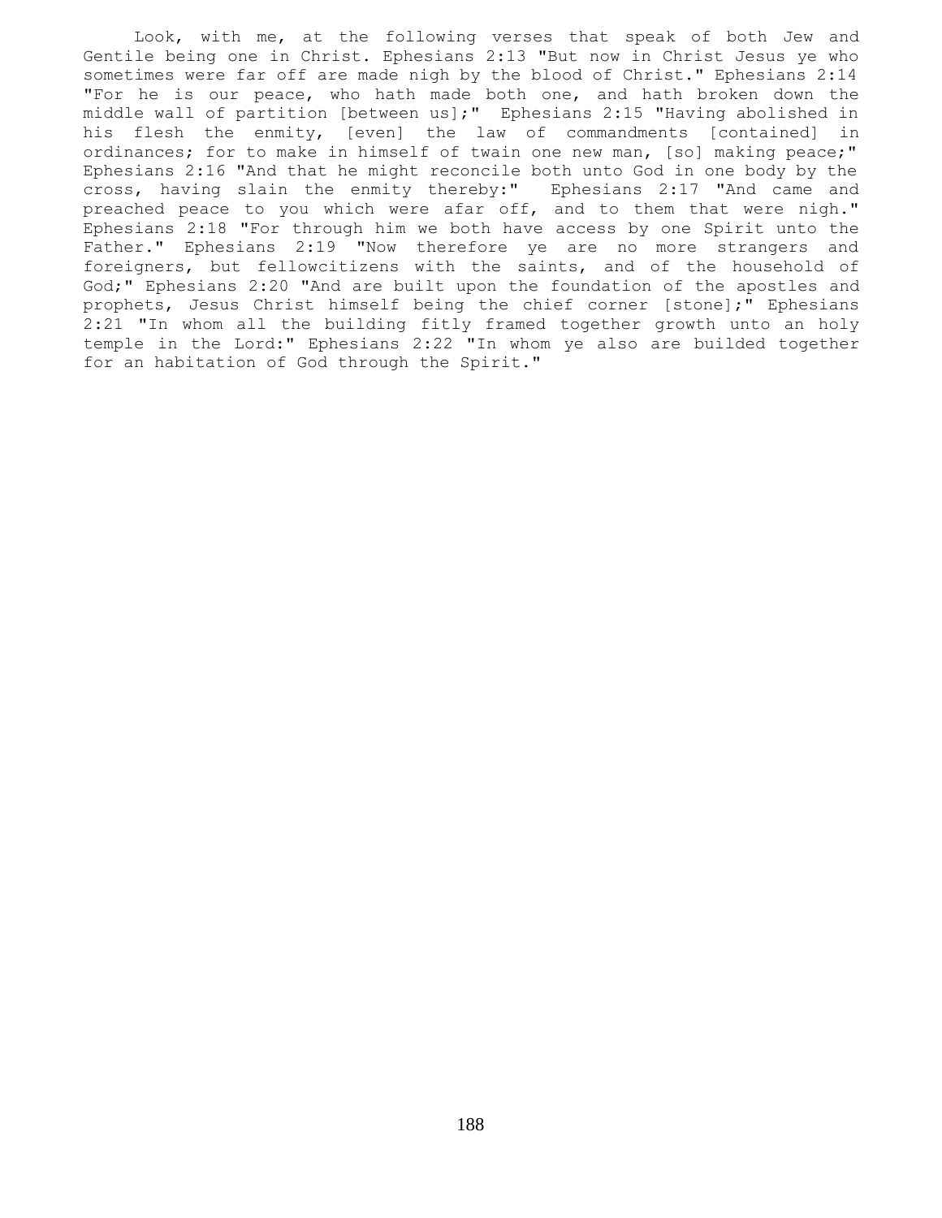Look, with me, at the following verses that speak of both Jew and Gentile being one in Christ. Ephesians 2:13 "But now in Christ Jesus ye who sometimes were far off are made nigh by the blood of Christ." Ephesians 2:14 "For he is our peace, who hath made both one, and hath broken down the middle wall of partition [between us];" Ephesians 2:15 "Having abolished in his flesh the enmity, [even] the law of commandments [contained] in ordinances; for to make in himself of twain one new man, [so] making peace;" Ephesians 2:16 "And that he might reconcile both unto God in one body by the cross, having slain the enmity thereby:" Ephesians 2:17 "And came and preached peace to you which were afar off, and to them that were nigh." Ephesians 2:18 "For through him we both have access by one Spirit unto the Father." Ephesians 2:19 "Now therefore ye are no more strangers and foreigners, but fellowcitizens with the saints, and of the household of God;" Ephesians 2:20 "And are built upon the foundation of the apostles and prophets, Jesus Christ himself being the chief corner [stone];" Ephesians 2:21 "In whom all the building fitly framed together growth unto an holy temple in the Lord:" Ephesians 2:22 "In whom ye also are builded together for an habitation of God through the Spirit."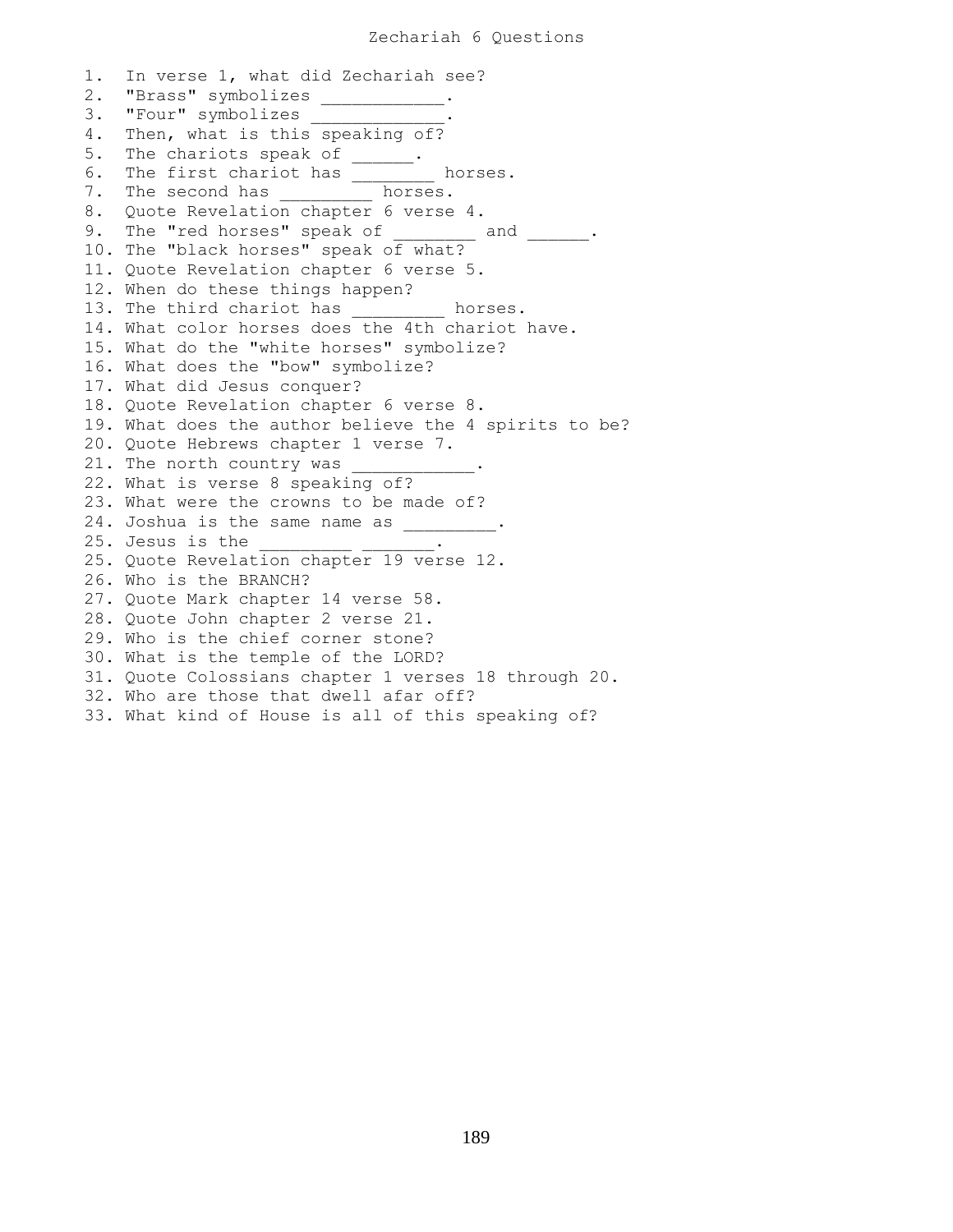# Zechariah 6 Questions

1. In verse 1, what did Zechariah see?
2. "Brass" symbolizes ___________.
3. "Four" symbolizes ____________.
4. Then, what is this speaking of?
5. The chariots speak of ______.
6. The first chariot has ________ horses.
7. The second has _________ horses.
8. Quote Revelation chapter 6 verse 4.
9. The "red horses" speak of ________ and ______.
10. The "black horses" speak of what?
11. Quote Revelation chapter 6 verse 5.
12. When do these things happen?
13. The third chariot has _________ horses.
14. What color horses does the 4th chariot have.
15. What do the "white horses" symbolize?
16. What does the "bow" symbolize?
17. What did Jesus conquer?
18. Quote Revelation chapter 6 verse 8.
19. What does the author believe the 4 spirits to be?
20. Quote Hebrews chapter 1 verse 7.
21. The north country was ___________.
22. What is verse 8 speaking of?
23. What were the crowns to be made of?
24. Joshua is the same name as _________.
25. Jesus is the _________ _______.
25. Quote Revelation chapter 19 verse 12.
26. Who is the BRANCH?
27. Quote Mark chapter 14 verse 58.
28. Quote John chapter 2 verse 21.
29. Who is the chief corner stone?
30. What is the temple of the LORD?
31. Quote Colossians chapter 1 verses 18 through 20.
32. Who are those that dwell afar off?
33. What kind of House is all of this speaking of?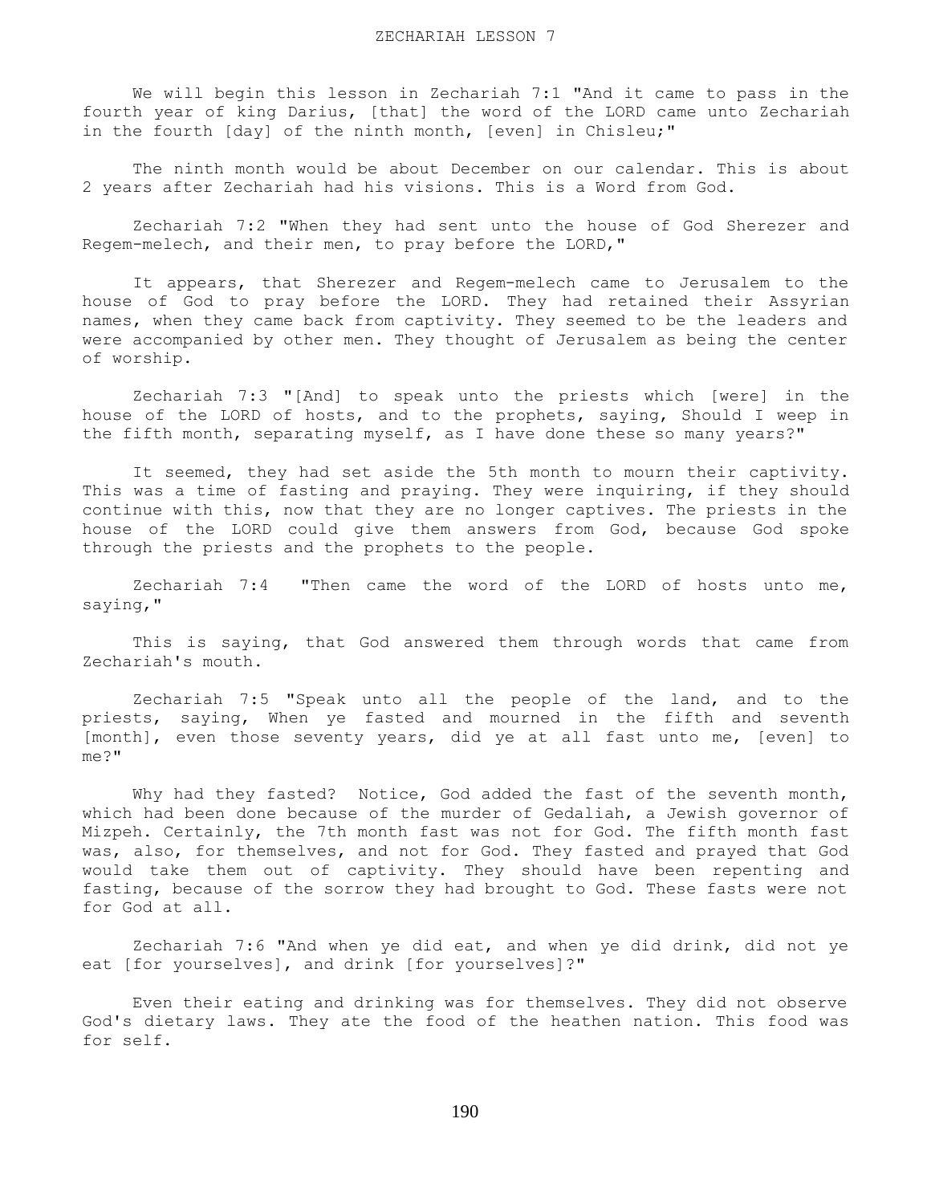# ZECHARIAH LESSON 7

We will begin this lesson in Zechariah 7:1 "And it came to pass in the fourth year of king Darius, [that] the word of the LORD came unto Zechariah in the fourth [day] of the ninth month, [even] in Chisleu;"

The ninth month would be about December on our calendar. This is about 2 years after Zechariah had his visions. This is a Word from God.

Zechariah 7:2 "When they had sent unto the house of God Sherezer and Regem-melech, and their men, to pray before the LORD,"

It appears, that Sherezer and Regem-melech came to Jerusalem to the house of God to pray before the LORD. They had retained their Assyrian names, when they came back from captivity. They seemed to be the leaders and were accompanied by other men. They thought of Jerusalem as being the center of worship.

Zechariah 7:3 "[And] to speak unto the priests which [were] in the house of the LORD of hosts, and to the prophets, saying, Should I weep in the fifth month, separating myself, as I have done these so many years?"

It seemed, they had set aside the 5th month to mourn their captivity. This was a time of fasting and praying. They were inquiring, if they should continue with this, now that they are no longer captives. The priests in the house of the LORD could give them answers from God, because God spoke through the priests and the prophets to the people.

Zechariah 7:4 "Then came the word of the LORD of hosts unto me, saying,"

This is saying, that God answered them through words that came from Zechariah's mouth.

Zechariah 7:5 "Speak unto all the people of the land, and to the priests, saying, When ye fasted and mourned in the fifth and seventh [month], even those seventy years, did ye at all fast unto me, [even] to me?"

Why had they fasted? Notice, God added the fast of the seventh month, which had been done because of the murder of Gedaliah, a Jewish governor of Mizpeh. Certainly, the 7th month fast was not for God. The fifth month fast was, also, for themselves, and not for God. They fasted and prayed that God would take them out of captivity. They should have been repenting and fasting, because of the sorrow they had brought to God. These fasts were not for God at all.

Zechariah 7:6 "And when ye did eat, and when ye did drink, did not ye eat [for yourselves], and drink [for yourselves]?"

Even their eating and drinking was for themselves. They did not observe God's dietary laws. They ate the food of the heathen nation. This food was for self.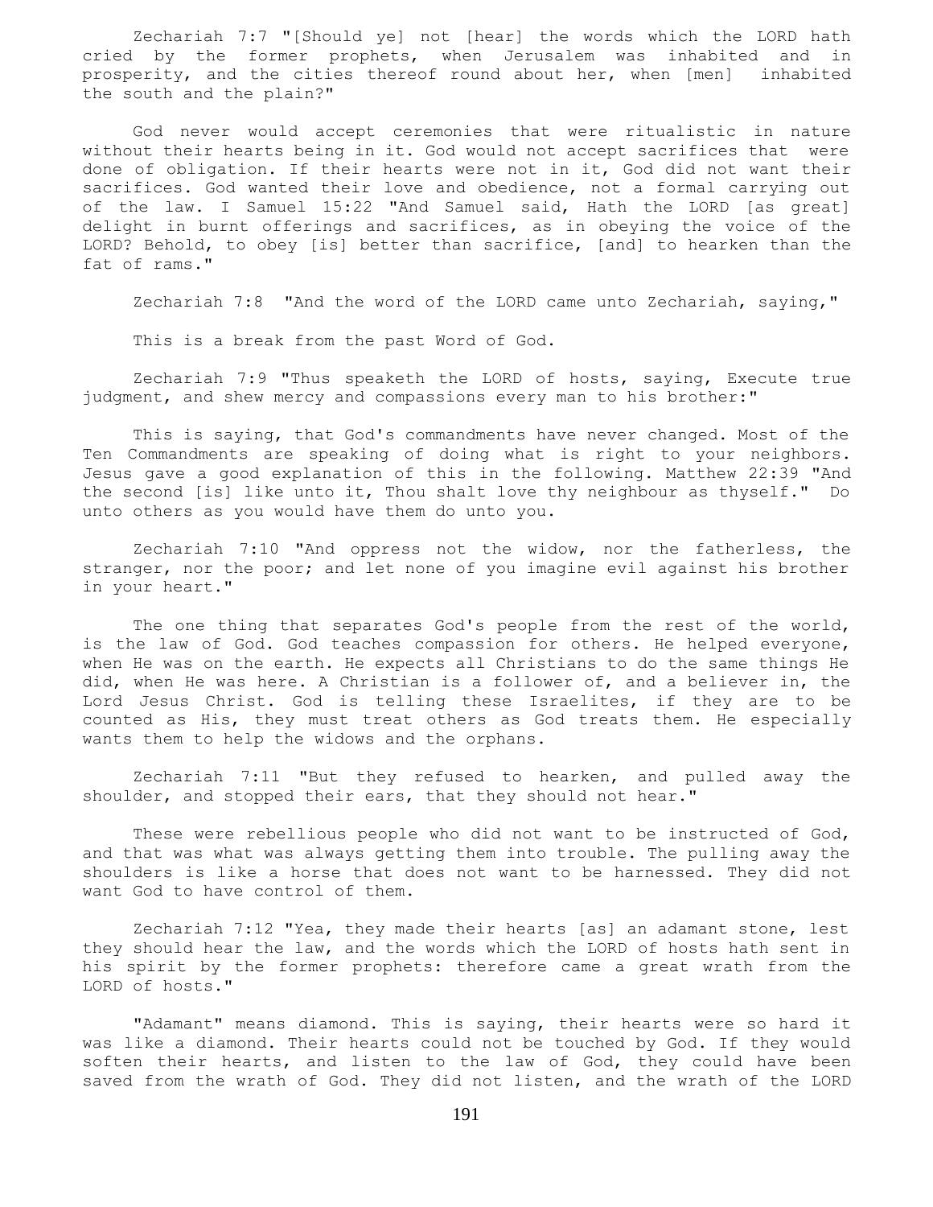Zechariah 7:7 "[Should ye] not [hear] the words which the LORD hath cried by the former prophets, when Jerusalem was inhabited and in prosperity, and the cities thereof round about her, when [men] inhabited the south and the plain?"

God never would accept ceremonies that were ritualistic in nature without their hearts being in it. God would not accept sacrifices that were done of obligation. If their hearts were not in it, God did not want their sacrifices. God wanted their love and obedience, not a formal carrying out of the law. I Samuel 15:22 "And Samuel said, Hath the LORD [as great] delight in burnt offerings and sacrifices, as in obeying the voice of the LORD? Behold, to obey [is] better than sacrifice, [and] to hearken than the fat of rams."

Zechariah 7:8 "And the word of the LORD came unto Zechariah, saying,"

This is a break from the past Word of God.

Zechariah 7:9 "Thus speaketh the LORD of hosts, saying, Execute true judgment, and shew mercy and compassions every man to his brother:"

This is saying, that God's commandments have never changed. Most of the Ten Commandments are speaking of doing what is right to your neighbors. Jesus gave a good explanation of this in the following. Matthew 22:39 "And the second [is] like unto it, Thou shalt love thy neighbour as thyself." Do unto others as you would have them do unto you.

Zechariah 7:10 "And oppress not the widow, nor the fatherless, the stranger, nor the poor; and let none of you imagine evil against his brother in your heart."

The one thing that separates God's people from the rest of the world, is the law of God. God teaches compassion for others. He helped everyone, when He was on the earth. He expects all Christians to do the same things He did, when He was here. A Christian is a follower of, and a believer in, the Lord Jesus Christ. God is telling these Israelites, if they are to be counted as His, they must treat others as God treats them. He especially wants them to help the widows and the orphans.

Zechariah 7:11 "But they refused to hearken, and pulled away the shoulder, and stopped their ears, that they should not hear."

These were rebellious people who did not want to be instructed of God, and that was what was always getting them into trouble. The pulling away the shoulders is like a horse that does not want to be harnessed. They did not want God to have control of them.

Zechariah 7:12 "Yea, they made their hearts [as] an adamant stone, lest they should hear the law, and the words which the LORD of hosts hath sent in his spirit by the former prophets: therefore came a great wrath from the LORD of hosts."

"Adamant" means diamond. This is saying, their hearts were so hard it was like a diamond. Their hearts could not be touched by God. If they would soften their hearts, and listen to the law of God, they could have been saved from the wrath of God. They did not listen, and the wrath of the LORD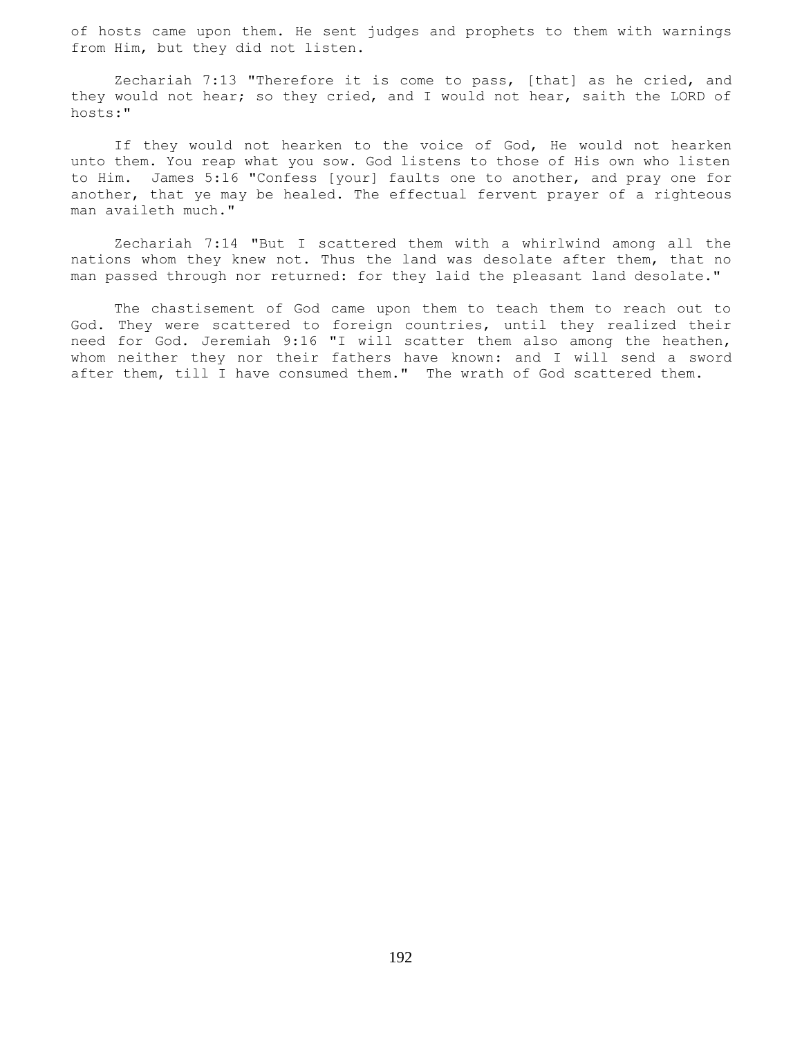of hosts came upon them. He sent judges and prophets to them with warnings from Him, but they did not listen.

Zechariah 7:13 "Therefore it is come to pass, [that] as he cried, and they would not hear; so they cried, and I would not hear, saith the LORD of hosts:"

If they would not hearken to the voice of God, He would not hearken unto them. You reap what you sow. God listens to those of His own who listen to Him. James 5:16 "Confess [your] faults one to another, and pray one for another, that ye may be healed. The effectual fervent prayer of a righteous man availeth much."

Zechariah 7:14 "But I scattered them with a whirlwind among all the nations whom they knew not. Thus the land was desolate after them, that no man passed through nor returned: for they laid the pleasant land desolate."

The chastisement of God came upon them to teach them to reach out to God. They were scattered to foreign countries, until they realized their need for God. Jeremiah 9:16 "I will scatter them also among the heathen, whom neither they nor their fathers have known: and I will send a sword after them, till I have consumed them." The wrath of God scattered them.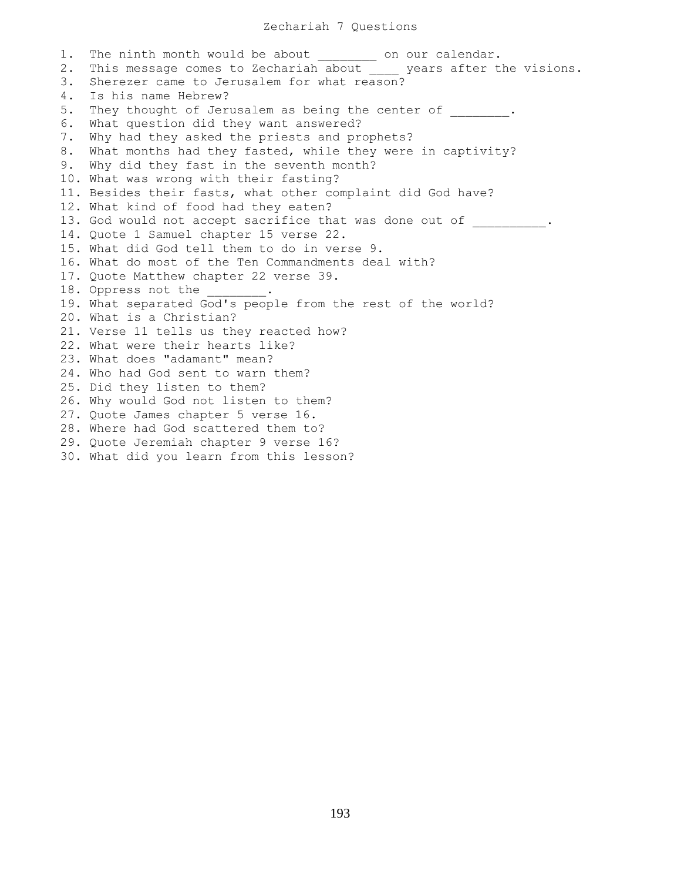# Zechariah 7 Questions

1. The ninth month would be about ________ on our calendar.
2. This message comes to Zechariah about ____ years after the visions.
3. Sherezer came to Jerusalem for what reason?
4. Is his name Hebrew?
5. They thought of Jerusalem as being the center of ________.
6. What question did they want answered?
7. Why had they asked the priests and prophets?
8. What months had they fasted, while they were in captivity?
9. Why did they fast in the seventh month?
10. What was wrong with their fasting?
11. Besides their fasts, what other complaint did God have?
12. What kind of food had they eaten?
13. God would not accept sacrifice that was done out of __________.
14. Quote 1 Samuel chapter 15 verse 22.
15. What did God tell them to do in verse 9.
16. What do most of the Ten Commandments deal with?
17. Quote Matthew chapter 22 verse 39.
18. Oppress not the ________.
19. What separated God's people from the rest of the world?
20. What is a Christian?
21. Verse 11 tells us they reacted how?
22. What were their hearts like?
23. What does "adamant" mean?
24. Who had God sent to warn them?
25. Did they listen to them?
26. Why would God not listen to them?
27. Quote James chapter 5 verse 16.
28. Where had God scattered them to?
29. Quote Jeremiah chapter 9 verse 16?
30. What did you learn from this lesson?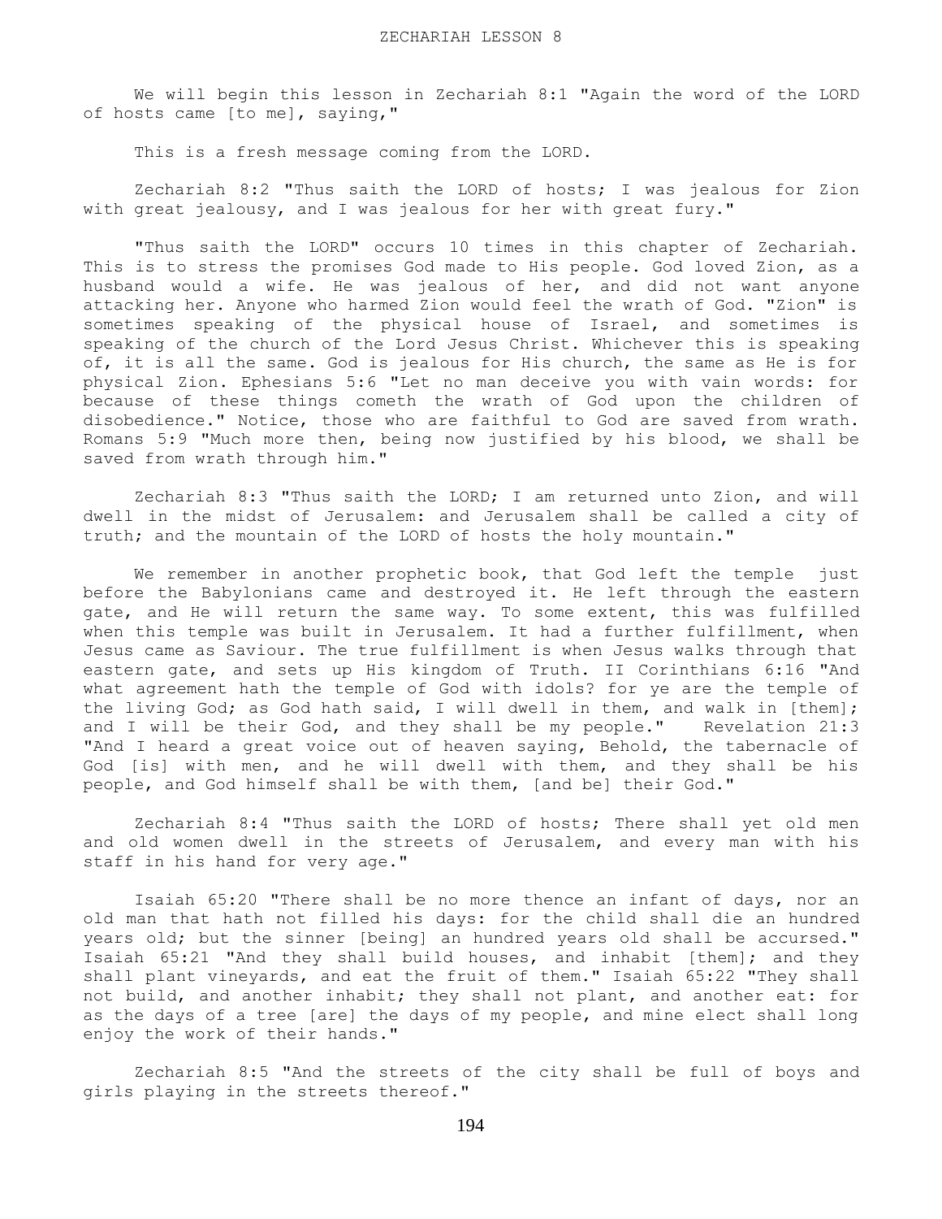# ZECHARIAH LESSON 8

We will begin this lesson in Zechariah 8:1 "Again the word of the LORD of hosts came [to me], saying,"

This is a fresh message coming from the LORD.

Zechariah 8:2 "Thus saith the LORD of hosts; I was jealous for Zion with great jealousy, and I was jealous for her with great fury."

"Thus saith the LORD" occurs 10 times in this chapter of Zechariah. This is to stress the promises God made to His people. God loved Zion, as a husband would a wife. He was jealous of her, and did not want anyone attacking her. Anyone who harmed Zion would feel the wrath of God. "Zion" is sometimes speaking of the physical house of Israel, and sometimes is speaking of the church of the Lord Jesus Christ. Whichever this is speaking of, it is all the same. God is jealous for His church, the same as He is for physical Zion. Ephesians 5:6 "Let no man deceive you with vain words: for because of these things cometh the wrath of God upon the children of disobedience." Notice, those who are faithful to God are saved from wrath. Romans 5:9 "Much more then, being now justified by his blood, we shall be saved from wrath through him."

Zechariah 8:3 "Thus saith the LORD; I am returned unto Zion, and will dwell in the midst of Jerusalem: and Jerusalem shall be called a city of truth; and the mountain of the LORD of hosts the holy mountain."

We remember in another prophetic book, that God left the temple just before the Babylonians came and destroyed it. He left through the eastern gate, and He will return the same way. To some extent, this was fulfilled when this temple was built in Jerusalem. It had a further fulfillment, when Jesus came as Saviour. The true fulfillment is when Jesus walks through that eastern gate, and sets up His kingdom of Truth. II Corinthians 6:16 "And what agreement hath the temple of God with idols? for ye are the temple of the living God; as God hath said, I will dwell in them, and walk in [them]; and I will be their God, and they shall be my people." Revelation 21:3 "And I heard a great voice out of heaven saying, Behold, the tabernacle of God [is] with men, and he will dwell with them, and they shall be his people, and God himself shall be with them, [and be] their God."

Zechariah 8:4 "Thus saith the LORD of hosts; There shall yet old men and old women dwell in the streets of Jerusalem, and every man with his staff in his hand for very age."

Isaiah 65:20 "There shall be no more thence an infant of days, nor an old man that hath not filled his days: for the child shall die an hundred years old; but the sinner [being] an hundred years old shall be accursed." Isaiah 65:21 "And they shall build houses, and inhabit [them]; and they shall plant vineyards, and eat the fruit of them." Isaiah 65:22 "They shall not build, and another inhabit; they shall not plant, and another eat: for as the days of a tree [are] the days of my people, and mine elect shall long enjoy the work of their hands."

Zechariah 8:5 "And the streets of the city shall be full of boys and girls playing in the streets thereof."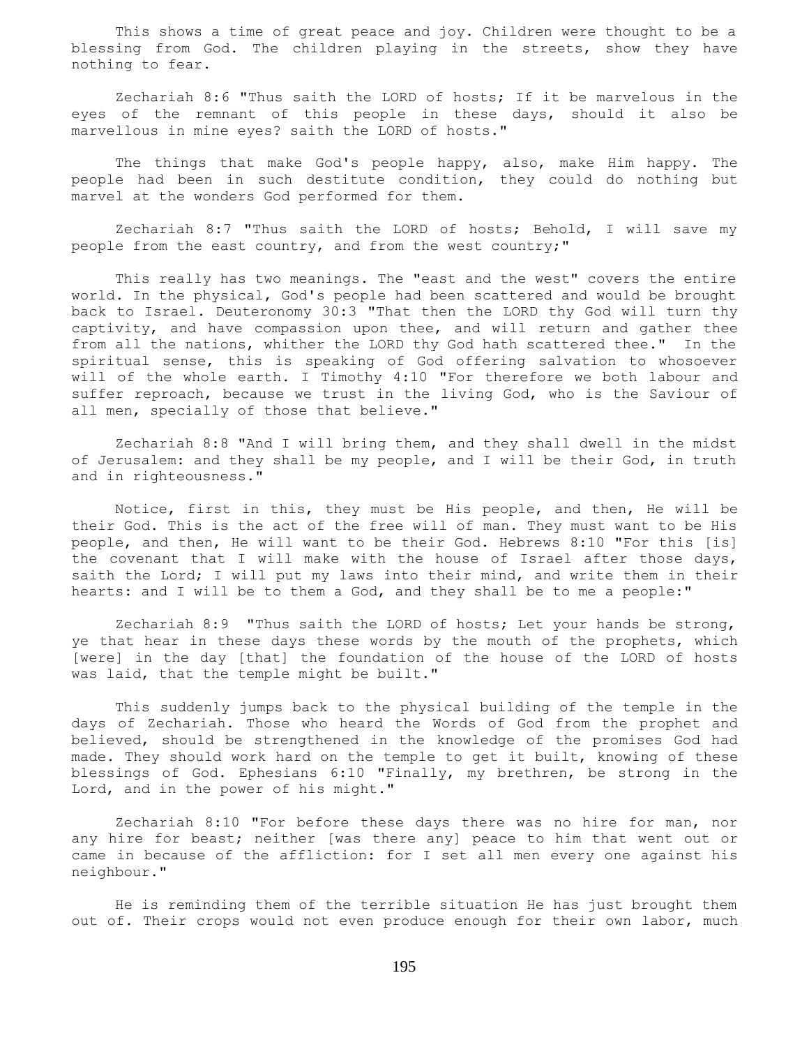This shows a time of great peace and joy. Children were thought to be a blessing from God. The children playing in the streets, show they have nothing to fear.

Zechariah 8:6 "Thus saith the LORD of hosts; If it be marvelous in the eyes of the remnant of this people in these days, should it also be marvellous in mine eyes? saith the LORD of hosts."

The things that make God's people happy, also, make Him happy. The people had been in such destitute condition, they could do nothing but marvel at the wonders God performed for them.

Zechariah 8:7 "Thus saith the LORD of hosts; Behold, I will save my people from the east country, and from the west country;"

This really has two meanings. The "east and the west" covers the entire world. In the physical, God's people had been scattered and would be brought back to Israel. Deuteronomy 30:3 "That then the LORD thy God will turn thy captivity, and have compassion upon thee, and will return and gather thee from all the nations, whither the LORD thy God hath scattered thee." In the spiritual sense, this is speaking of God offering salvation to whosoever will of the whole earth. I Timothy 4:10 "For therefore we both labour and suffer reproach, because we trust in the living God, who is the Saviour of all men, specially of those that believe."

Zechariah 8:8 "And I will bring them, and they shall dwell in the midst of Jerusalem: and they shall be my people, and I will be their God, in truth and in righteousness."

Notice, first in this, they must be His people, and then, He will be their God. This is the act of the free will of man. They must want to be His people, and then, He will want to be their God. Hebrews 8:10 "For this [is] the covenant that I will make with the house of Israel after those days, saith the Lord; I will put my laws into their mind, and write them in their hearts: and I will be to them a God, and they shall be to me a people:"

Zechariah 8:9 "Thus saith the LORD of hosts; Let your hands be strong, ye that hear in these days these words by the mouth of the prophets, which [were] in the day [that] the foundation of the house of the LORD of hosts was laid, that the temple might be built."

This suddenly jumps back to the physical building of the temple in the days of Zechariah. Those who heard the Words of God from the prophet and believed, should be strengthened in the knowledge of the promises God had made. They should work hard on the temple to get it built, knowing of these blessings of God. Ephesians 6:10 "Finally, my brethren, be strong in the Lord, and in the power of his might."

Zechariah 8:10 "For before these days there was no hire for man, nor any hire for beast; neither [was there any] peace to him that went out or came in because of the affliction: for I set all men every one against his neighbour."

He is reminding them of the terrible situation He has just brought them out of. Their crops would not even produce enough for their own labor, much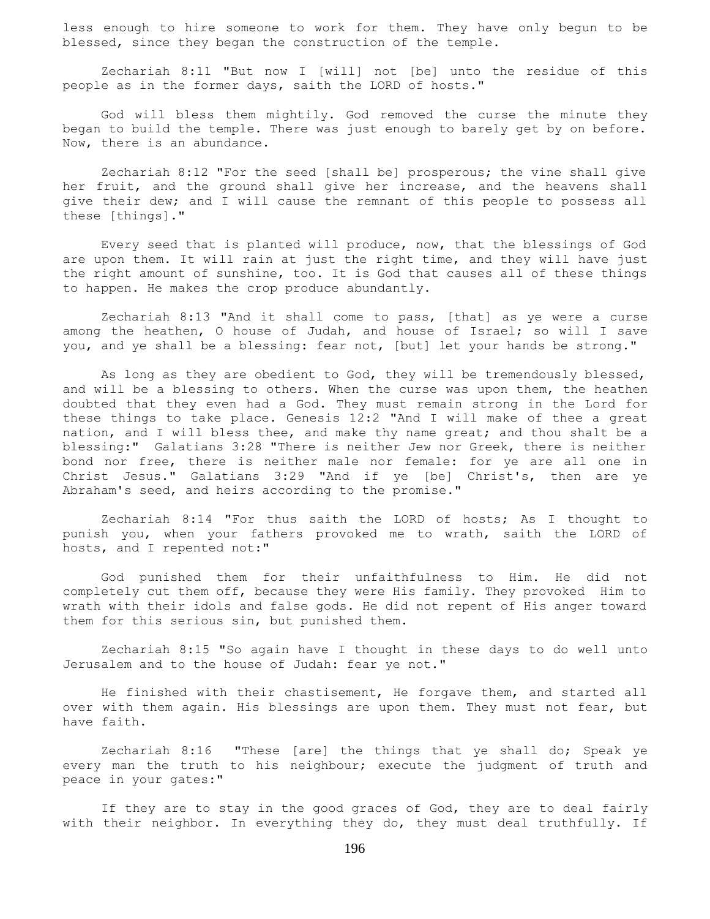less enough to hire someone to work for them. They have only begun to be blessed, since they began the construction of the temple.

Zechariah 8:11 "But now I [will] not [be] unto the residue of this people as in the former days, saith the LORD of hosts."

God will bless them mightily. God removed the curse the minute they began to build the temple. There was just enough to barely get by on before. Now, there is an abundance.

Zechariah 8:12 "For the seed [shall be] prosperous; the vine shall give her fruit, and the ground shall give her increase, and the heavens shall give their dew; and I will cause the remnant of this people to possess all these [things]."

Every seed that is planted will produce, now, that the blessings of God are upon them. It will rain at just the right time, and they will have just the right amount of sunshine, too. It is God that causes all of these things to happen. He makes the crop produce abundantly.

Zechariah 8:13 "And it shall come to pass, [that] as ye were a curse among the heathen, O house of Judah, and house of Israel; so will I save you, and ye shall be a blessing: fear not, [but] let your hands be strong."

As long as they are obedient to God, they will be tremendously blessed, and will be a blessing to others. When the curse was upon them, the heathen doubted that they even had a God. They must remain strong in the Lord for these things to take place. Genesis 12:2 "And I will make of thee a great nation, and I will bless thee, and make thy name great; and thou shalt be a blessing:" Galatians 3:28 "There is neither Jew nor Greek, there is neither bond nor free, there is neither male nor female: for ye are all one in Christ Jesus." Galatians 3:29 "And if ye [be] Christ's, then are ye Abraham's seed, and heirs according to the promise."

Zechariah 8:14 "For thus saith the LORD of hosts; As I thought to punish you, when your fathers provoked me to wrath, saith the LORD of hosts, and I repented not:"

God punished them for their unfaithfulness to Him. He did not completely cut them off, because they were His family. They provoked Him to wrath with their idols and false gods. He did not repent of His anger toward them for this serious sin, but punished them.

Zechariah 8:15 "So again have I thought in these days to do well unto Jerusalem and to the house of Judah: fear ye not."

He finished with their chastisement, He forgave them, and started all over with them again. His blessings are upon them. They must not fear, but have faith.

Zechariah 8:16 "These [are] the things that ye shall do; Speak ye every man the truth to his neighbour; execute the judgment of truth and peace in your gates:"

If they are to stay in the good graces of God, they are to deal fairly with their neighbor. In everything they do, they must deal truthfully. If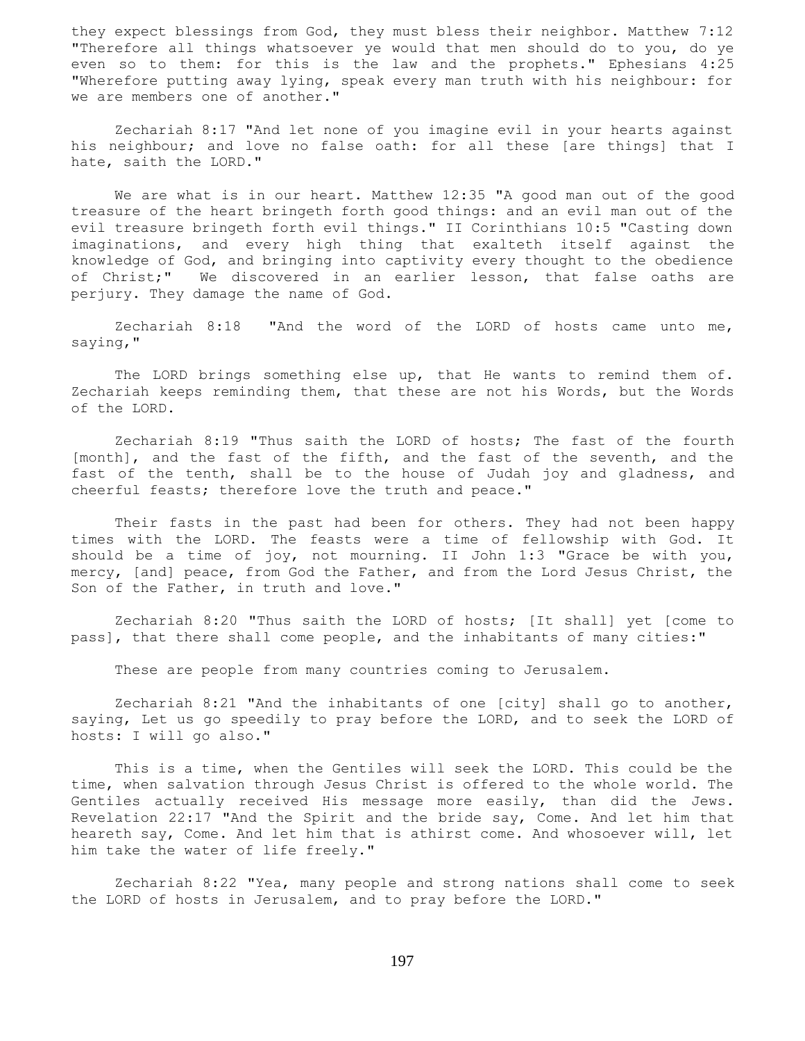they expect blessings from God, they must bless their neighbor. Matthew 7:12 "Therefore all things whatsoever ye would that men should do to you, do ye even so to them: for this is the law and the prophets." Ephesians 4:25 "Wherefore putting away lying, speak every man truth with his neighbour: for we are members one of another."

Zechariah 8:17 "And let none of you imagine evil in your hearts against his neighbour; and love no false oath: for all these [are things] that I hate, saith the LORD."

We are what is in our heart. Matthew 12:35 "A good man out of the good treasure of the heart bringeth forth good things: and an evil man out of the evil treasure bringeth forth evil things." II Corinthians 10:5 "Casting down imaginations, and every high thing that exalteth itself against the knowledge of God, and bringing into captivity every thought to the obedience of Christ;" We discovered in an earlier lesson, that false oaths are perjury. They damage the name of God.

Zechariah 8:18 "And the word of the LORD of hosts came unto me, saying,"

The LORD brings something else up, that He wants to remind them of. Zechariah keeps reminding them, that these are not his Words, but the Words of the LORD.

Zechariah 8:19 "Thus saith the LORD of hosts; The fast of the fourth [month], and the fast of the fifth, and the fast of the seventh, and the fast of the tenth, shall be to the house of Judah joy and gladness, and cheerful feasts; therefore love the truth and peace."

Their fasts in the past had been for others. They had not been happy times with the LORD. The feasts were a time of fellowship with God. It should be a time of joy, not mourning. II John 1:3 "Grace be with you, mercy, [and] peace, from God the Father, and from the Lord Jesus Christ, the Son of the Father, in truth and love."

Zechariah 8:20 "Thus saith the LORD of hosts; [It shall] yet [come to pass], that there shall come people, and the inhabitants of many cities:"

These are people from many countries coming to Jerusalem.

Zechariah 8:21 "And the inhabitants of one [city] shall go to another, saying, Let us go speedily to pray before the LORD, and to seek the LORD of hosts: I will go also."

This is a time, when the Gentiles will seek the LORD. This could be the time, when salvation through Jesus Christ is offered to the whole world. The Gentiles actually received His message more easily, than did the Jews. Revelation 22:17 "And the Spirit and the bride say, Come. And let him that heareth say, Come. And let him that is athirst come. And whosoever will, let him take the water of life freely."

Zechariah 8:22 "Yea, many people and strong nations shall come to seek the LORD of hosts in Jerusalem, and to pray before the LORD."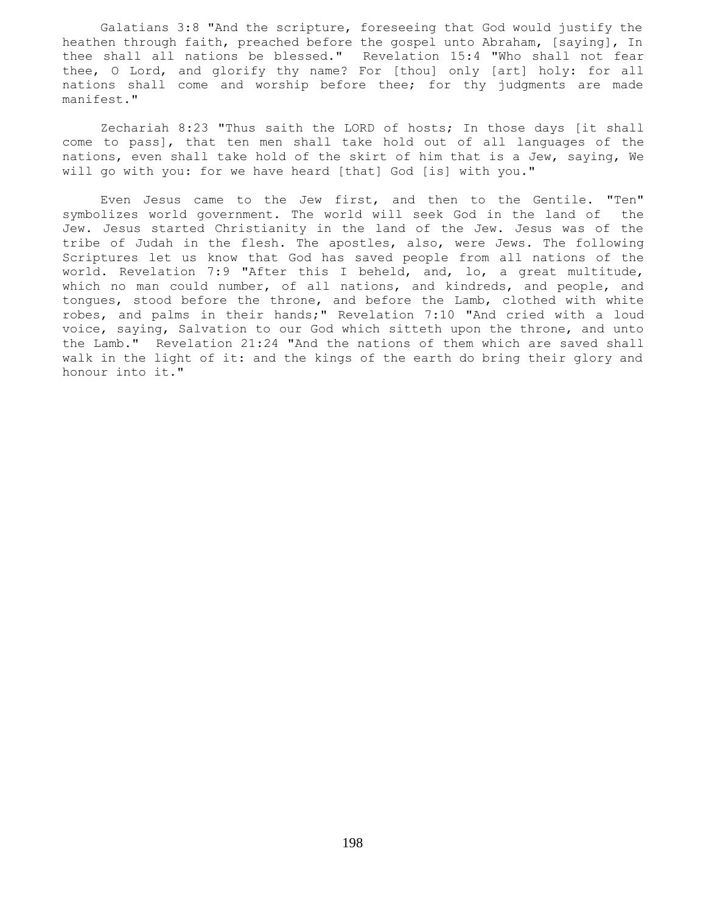Galatians 3:8 "And the scripture, foreseeing that God would justify the heathen through faith, preached before the gospel unto Abraham, [saying], In thee shall all nations be blessed." Revelation 15:4 "Who shall not fear thee, O Lord, and glorify thy name? For [thou] only [art] holy: for all nations shall come and worship before thee; for thy judgments are made manifest."

Zechariah 8:23 "Thus saith the LORD of hosts; In those days [it shall come to pass], that ten men shall take hold out of all languages of the nations, even shall take hold of the skirt of him that is a Jew, saying, We will go with you: for we have heard [that] God [is] with you."

Even Jesus came to the Jew first, and then to the Gentile. "Ten" symbolizes world government. The world will seek God in the land of the Jew. Jesus started Christianity in the land of the Jew. Jesus was of the tribe of Judah in the flesh. The apostles, also, were Jews. The following Scriptures let us know that God has saved people from all nations of the world. Revelation 7:9 "After this I beheld, and, lo, a great multitude, which no man could number, of all nations, and kindreds, and people, and tongues, stood before the throne, and before the Lamb, clothed with white robes, and palms in their hands;" Revelation 7:10 "And cried with a loud voice, saying, Salvation to our God which sitteth upon the throne, and unto the Lamb." Revelation 21:24 "And the nations of them which are saved shall walk in the light of it: and the kings of the earth do bring their glory and honour into it."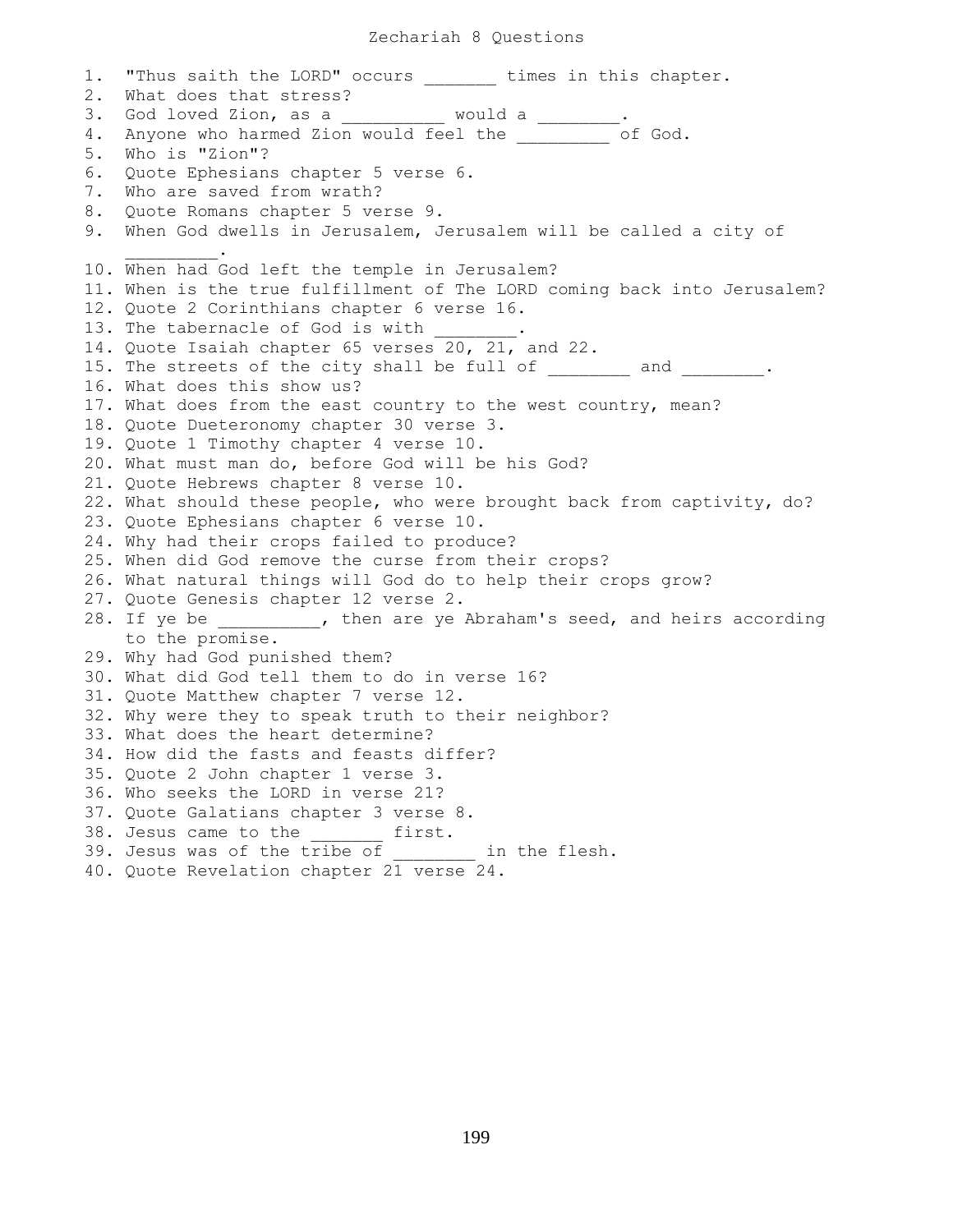# Zechariah 8 Questions

1. "Thus saith the LORD" occurs _______ times in this chapter.
2. What does that stress?
3. God loved Zion, as a __________ would a ________.
4. Anyone who harmed Zion would feel the _________ of God.
5. Who is "Zion"?
6. Quote Ephesians chapter 5 verse 6.
7. Who are saved from wrath?
8. Quote Romans chapter 5 verse 9.
9. When God dwells in Jerusalem, Jerusalem will be called a city of _________.
10. When had God left the temple in Jerusalem?
11. When is the true fulfillment of The LORD coming back into Jerusalem?
12. Quote 2 Corinthians chapter 6 verse 16.
13. The tabernacle of God is with ________.
14. Quote Isaiah chapter 65 verses 20, 21, and 22.
15. The streets of the city shall be full of ________ and ________.
16. What does this show us?
17. What does from the east country to the west country, mean?
18. Quote Dueteronomy chapter 30 verse 3.
19. Quote 1 Timothy chapter 4 verse 10.
20. What must man do, before God will be his God?
21. Quote Hebrews chapter 8 verse 10.
22. What should these people, who were brought back from captivity, do?
23. Quote Ephesians chapter 6 verse 10.
24. Why had their crops failed to produce?
25. When did God remove the curse from their crops?
26. What natural things will God do to help their crops grow?
27. Quote Genesis chapter 12 verse 2.
28. If ye be __________, then are ye Abraham's seed, and heirs according to the promise.
29. Why had God punished them?
30. What did God tell them to do in verse 16?
31. Quote Matthew chapter 7 verse 12.
32. Why were they to speak truth to their neighbor?
33. What does the heart determine?
34. How did the fasts and feasts differ?
35. Quote 2 John chapter 1 verse 3.
36. Who seeks the LORD in verse 21?
37. Quote Galatians chapter 3 verse 8.
38. Jesus came to the _______ first.
39. Jesus was of the tribe of ________ in the flesh.
40. Quote Revelation chapter 21 verse 24.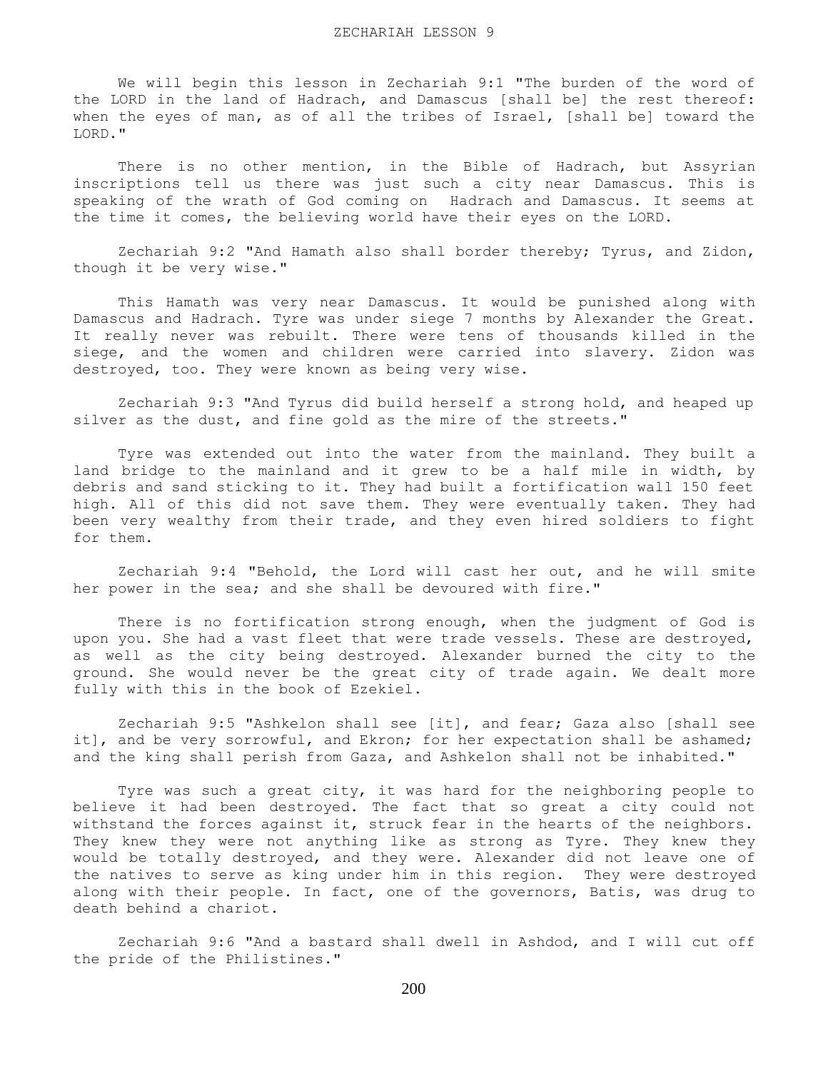# ZECHARIAH LESSON 9

We will begin this lesson in Zechariah 9:1 "The burden of the word of the LORD in the land of Hadrach, and Damascus [shall be] the rest thereof: when the eyes of man, as of all the tribes of Israel, [shall be] toward the LORD."

There is no other mention, in the Bible of Hadrach, but Assyrian inscriptions tell us there was just such a city near Damascus. This is speaking of the wrath of God coming on Hadrach and Damascus. It seems at the time it comes, the believing world have their eyes on the LORD.

Zechariah 9:2 "And Hamath also shall border thereby; Tyrus, and Zidon, though it be very wise."

This Hamath was very near Damascus. It would be punished along with Damascus and Hadrach. Tyre was under siege 7 months by Alexander the Great. It really never was rebuilt. There were tens of thousands killed in the siege, and the women and children were carried into slavery. Zidon was destroyed, too. They were known as being very wise.

Zechariah 9:3 "And Tyrus did build herself a strong hold, and heaped up silver as the dust, and fine gold as the mire of the streets."

Tyre was extended out into the water from the mainland. They built a land bridge to the mainland and it grew to be a half mile in width, by debris and sand sticking to it. They had built a fortification wall 150 feet high. All of this did not save them. They were eventually taken. They had been very wealthy from their trade, and they even hired soldiers to fight for them.

Zechariah 9:4 "Behold, the Lord will cast her out, and he will smite her power in the sea; and she shall be devoured with fire."

There is no fortification strong enough, when the judgment of God is upon you. She had a vast fleet that were trade vessels. These are destroyed, as well as the city being destroyed. Alexander burned the city to the ground. She would never be the great city of trade again. We dealt more fully with this in the book of Ezekiel.

Zechariah 9:5 "Ashkelon shall see [it], and fear; Gaza also [shall see it], and be very sorrowful, and Ekron; for her expectation shall be ashamed; and the king shall perish from Gaza, and Ashkelon shall not be inhabited."

Tyre was such a great city, it was hard for the neighboring people to believe it had been destroyed. The fact that so great a city could not withstand the forces against it, struck fear in the hearts of the neighbors. They knew they were not anything like as strong as Tyre. They knew they would be totally destroyed, and they were. Alexander did not leave one of the natives to serve as king under him in this region. They were destroyed along with their people. In fact, one of the governors, Batis, was drug to death behind a chariot.

Zechariah 9:6 "And a bastard shall dwell in Ashdod, and I will cut off the pride of the Philistines."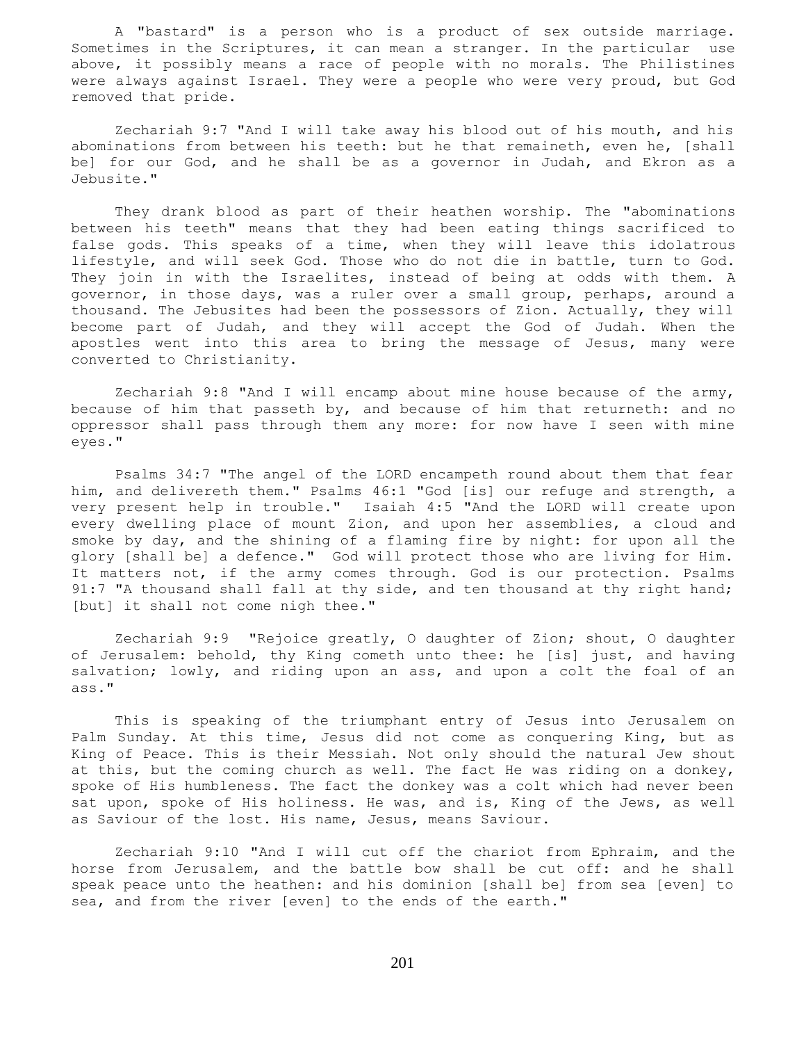A "bastard" is a person who is a product of sex outside marriage. Sometimes in the Scriptures, it can mean a stranger. In the particular use above, it possibly means a race of people with no morals. The Philistines were always against Israel. They were a people who were very proud, but God removed that pride.

Zechariah 9:7 "And I will take away his blood out of his mouth, and his abominations from between his teeth: but he that remaineth, even he, [shall be] for our God, and he shall be as a governor in Judah, and Ekron as a Jebusite."

They drank blood as part of their heathen worship. The "abominations between his teeth" means that they had been eating things sacrificed to false gods. This speaks of a time, when they will leave this idolatrous lifestyle, and will seek God. Those who do not die in battle, turn to God. They join in with the Israelites, instead of being at odds with them. A governor, in those days, was a ruler over a small group, perhaps, around a thousand. The Jebusites had been the possessors of Zion. Actually, they will become part of Judah, and they will accept the God of Judah. When the apostles went into this area to bring the message of Jesus, many were converted to Christianity.

Zechariah 9:8 "And I will encamp about mine house because of the army, because of him that passeth by, and because of him that returneth: and no oppressor shall pass through them any more: for now have I seen with mine eyes."

Psalms 34:7 "The angel of the LORD encampeth round about them that fear him, and delivereth them." Psalms 46:1 "God [is] our refuge and strength, a very present help in trouble." Isaiah 4:5 "And the LORD will create upon every dwelling place of mount Zion, and upon her assemblies, a cloud and smoke by day, and the shining of a flaming fire by night: for upon all the glory [shall be] a defence." God will protect those who are living for Him. It matters not, if the army comes through. God is our protection. Psalms 91:7 "A thousand shall fall at thy side, and ten thousand at thy right hand; [but] it shall not come nigh thee."

Zechariah 9:9 "Rejoice greatly, O daughter of Zion; shout, O daughter of Jerusalem: behold, thy King cometh unto thee: he [is] just, and having salvation; lowly, and riding upon an ass, and upon a colt the foal of an ass."

This is speaking of the triumphant entry of Jesus into Jerusalem on Palm Sunday. At this time, Jesus did not come as conquering King, but as King of Peace. This is their Messiah. Not only should the natural Jew shout at this, but the coming church as well. The fact He was riding on a donkey, spoke of His humbleness. The fact the donkey was a colt which had never been sat upon, spoke of His holiness. He was, and is, King of the Jews, as well as Saviour of the lost. His name, Jesus, means Saviour.

Zechariah 9:10 "And I will cut off the chariot from Ephraim, and the horse from Jerusalem, and the battle bow shall be cut off: and he shall speak peace unto the heathen: and his dominion [shall be] from sea [even] to sea, and from the river [even] to the ends of the earth."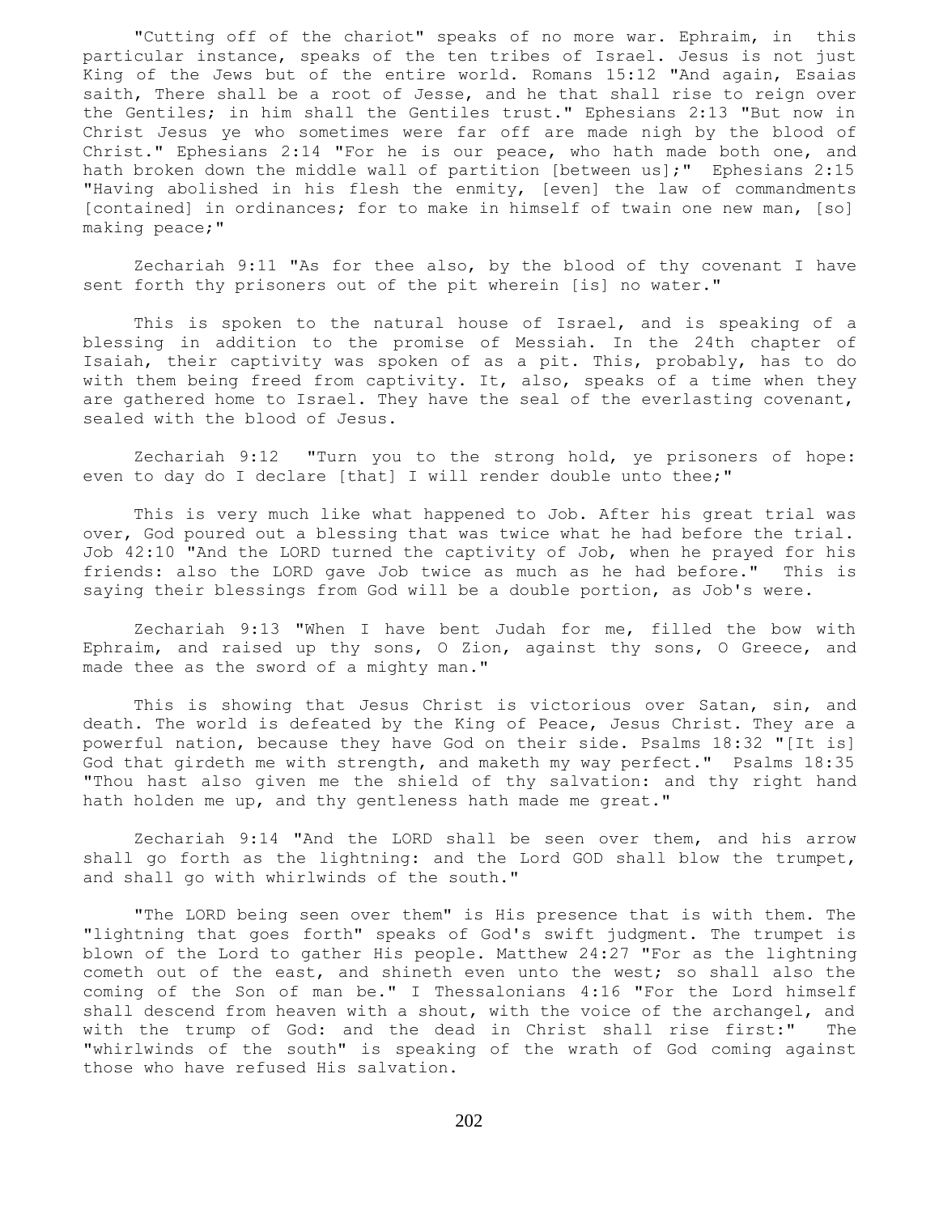"Cutting off of the chariot" speaks of no more war. Ephraim, in this particular instance, speaks of the ten tribes of Israel. Jesus is not just King of the Jews but of the entire world. Romans 15:12 "And again, Esaias saith, There shall be a root of Jesse, and he that shall rise to reign over the Gentiles; in him shall the Gentiles trust." Ephesians 2:13 "But now in Christ Jesus ye who sometimes were far off are made nigh by the blood of Christ." Ephesians 2:14 "For he is our peace, who hath made both one, and hath broken down the middle wall of partition [between us];" Ephesians 2:15 "Having abolished in his flesh the enmity, [even] the law of commandments [contained] in ordinances; for to make in himself of twain one new man, [so] making peace;"

Zechariah 9:11 "As for thee also, by the blood of thy covenant I have sent forth thy prisoners out of the pit wherein [is] no water."

This is spoken to the natural house of Israel, and is speaking of a blessing in addition to the promise of Messiah. In the 24th chapter of Isaiah, their captivity was spoken of as a pit. This, probably, has to do with them being freed from captivity. It, also, speaks of a time when they are gathered home to Israel. They have the seal of the everlasting covenant, sealed with the blood of Jesus.

Zechariah 9:12 "Turn you to the strong hold, ye prisoners of hope: even to day do I declare [that] I will render double unto thee;"

This is very much like what happened to Job. After his great trial was over, God poured out a blessing that was twice what he had before the trial. Job 42:10 "And the LORD turned the captivity of Job, when he prayed for his friends: also the LORD gave Job twice as much as he had before." This is saying their blessings from God will be a double portion, as Job's were.

Zechariah 9:13 "When I have bent Judah for me, filled the bow with Ephraim, and raised up thy sons, O Zion, against thy sons, O Greece, and made thee as the sword of a mighty man."

This is showing that Jesus Christ is victorious over Satan, sin, and death. The world is defeated by the King of Peace, Jesus Christ. They are a powerful nation, because they have God on their side. Psalms 18:32 "[It is] God that girdeth me with strength, and maketh my way perfect." Psalms 18:35 "Thou hast also given me the shield of thy salvation: and thy right hand hath holden me up, and thy gentleness hath made me great."

Zechariah 9:14 "And the LORD shall be seen over them, and his arrow shall go forth as the lightning: and the Lord GOD shall blow the trumpet, and shall go with whirlwinds of the south."

"The LORD being seen over them" is His presence that is with them. The "lightning that goes forth" speaks of God's swift judgment. The trumpet is blown of the Lord to gather His people. Matthew 24:27 "For as the lightning cometh out of the east, and shineth even unto the west; so shall also the coming of the Son of man be." I Thessalonians 4:16 "For the Lord himself shall descend from heaven with a shout, with the voice of the archangel, and with the trump of God: and the dead in Christ shall rise first:" The "whirlwinds of the south" is speaking of the wrath of God coming against those who have refused His salvation.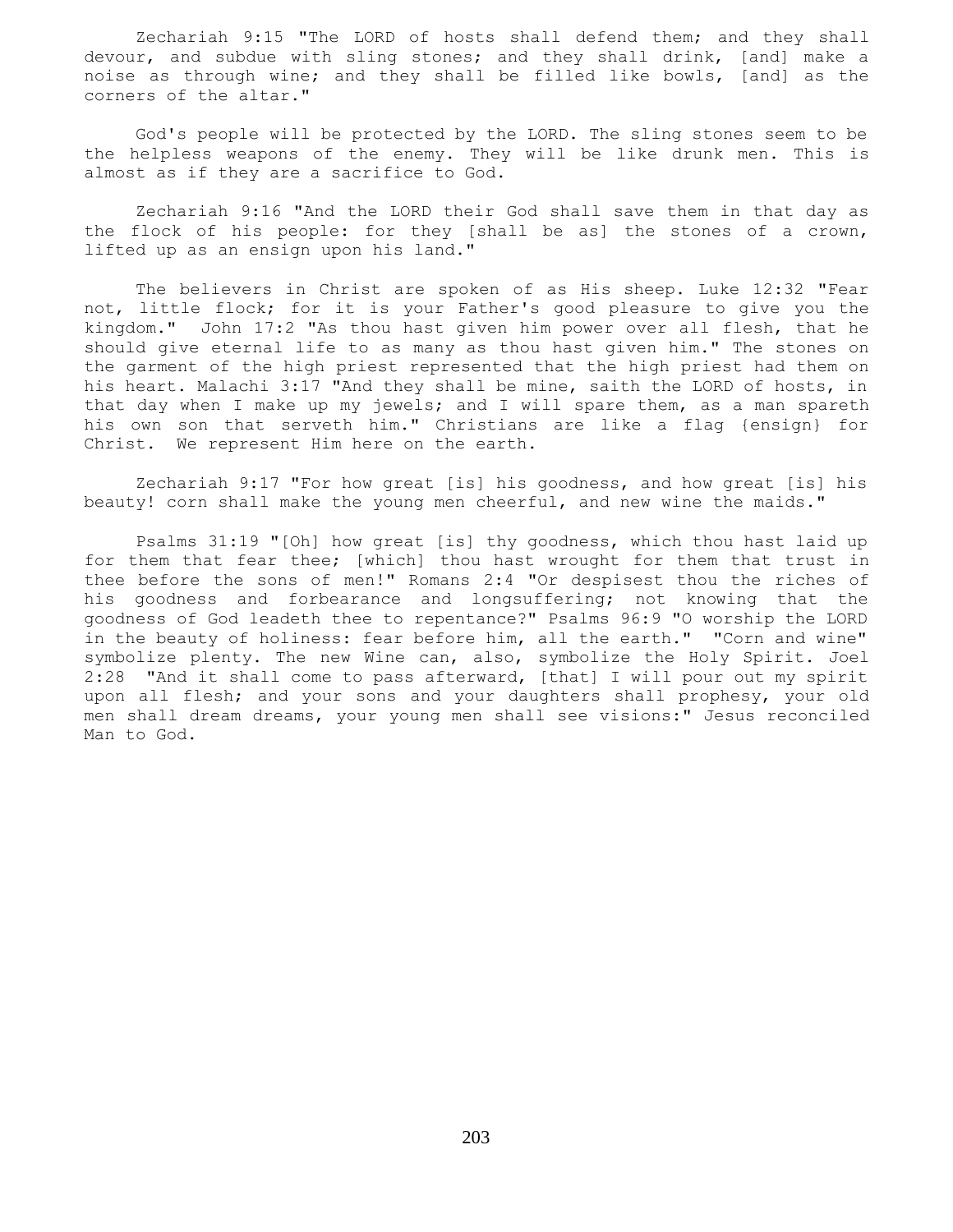Zechariah 9:15 "The LORD of hosts shall defend them; and they shall devour, and subdue with sling stones; and they shall drink, [and] make a noise as through wine; and they shall be filled like bowls, [and] as the corners of the altar."

God's people will be protected by the LORD. The sling stones seem to be the helpless weapons of the enemy. They will be like drunk men. This is almost as if they are a sacrifice to God.

Zechariah 9:16 "And the LORD their God shall save them in that day as the flock of his people: for they [shall be as] the stones of a crown, lifted up as an ensign upon his land."

The believers in Christ are spoken of as His sheep. Luke 12:32 "Fear not, little flock; for it is your Father's good pleasure to give you the kingdom." John 17:2 "As thou hast given him power over all flesh, that he should give eternal life to as many as thou hast given him." The stones on the garment of the high priest represented that the high priest had them on his heart. Malachi 3:17 "And they shall be mine, saith the LORD of hosts, in that day when I make up my jewels; and I will spare them, as a man spareth his own son that serveth him." Christians are like a flag {ensign} for Christ. We represent Him here on the earth.

Zechariah 9:17 "For how great [is] his goodness, and how great [is] his beauty! corn shall make the young men cheerful, and new wine the maids."

Psalms 31:19 "[Oh] how great [is] thy goodness, which thou hast laid up for them that fear thee; [which] thou hast wrought for them that trust in thee before the sons of men!" Romans 2:4 "Or despisest thou the riches of his goodness and forbearance and longsuffering; not knowing that the goodness of God leadeth thee to repentance?" Psalms 96:9 "O worship the LORD in the beauty of holiness: fear before him, all the earth." "Corn and wine" symbolize plenty. The new Wine can, also, symbolize the Holy Spirit. Joel 2:28 "And it shall come to pass afterward, [that] I will pour out my spirit upon all flesh; and your sons and your daughters shall prophesy, your old men shall dream dreams, your young men shall see visions:" Jesus reconciled Man to God.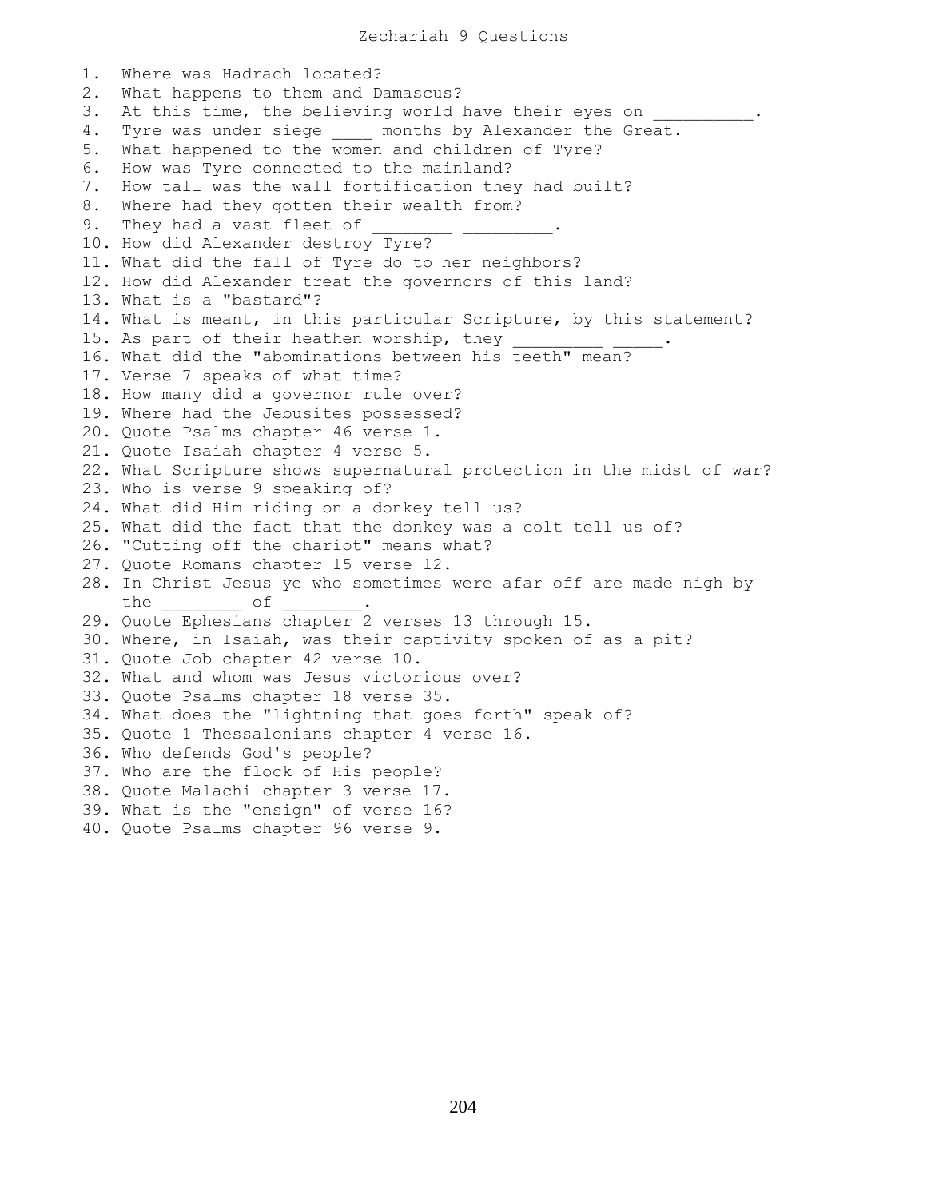# Zechariah 9 Questions

1. Where was Hadrach located?
2. What happens to them and Damascus?
3. At this time, the believing world have their eyes on __________.
4. Tyre was under siege ____ months by Alexander the Great.
5. What happened to the women and children of Tyre?
6. How was Tyre connected to the mainland?
7. How tall was the wall fortification they had built?
8. Where had they gotten their wealth from?
9. They had a vast fleet of ________ _________.
10. How did Alexander destroy Tyre?
11. What did the fall of Tyre do to her neighbors?
12. How did Alexander treat the governors of this land?
13. What is a "bastard"?
14. What is meant, in this particular Scripture, by this statement?
15. As part of their heathen worship, they _________ _____.
16. What did the "abominations between his teeth" mean?
17. Verse 7 speaks of what time?
18. How many did a governor rule over?
19. Where had the Jebusites possessed?
20. Quote Psalms chapter 46 verse 1.
21. Quote Isaiah chapter 4 verse 5.
22. What Scripture shows supernatural protection in the midst of war?
23. Who is verse 9 speaking of?
24. What did Him riding on a donkey tell us?
25. What did the fact that the donkey was a colt tell us of?
26. "Cutting off the chariot" means what?
27. Quote Romans chapter 15 verse 12.
28. In Christ Jesus ye who sometimes were afar off are made nigh by the ________ of ________.
29. Quote Ephesians chapter 2 verses 13 through 15.
30. Where, in Isaiah, was their captivity spoken of as a pit?
31. Quote Job chapter 42 verse 10.
32. What and whom was Jesus victorious over?
33. Quote Psalms chapter 18 verse 35.
34. What does the "lightning that goes forth" speak of?
35. Quote 1 Thessalonians chapter 4 verse 16.
36. Who defends God's people?
37. Who are the flock of His people?
38. Quote Malachi chapter 3 verse 17.
39. What is the "ensign" of verse 16?
40. Quote Psalms chapter 96 verse 9.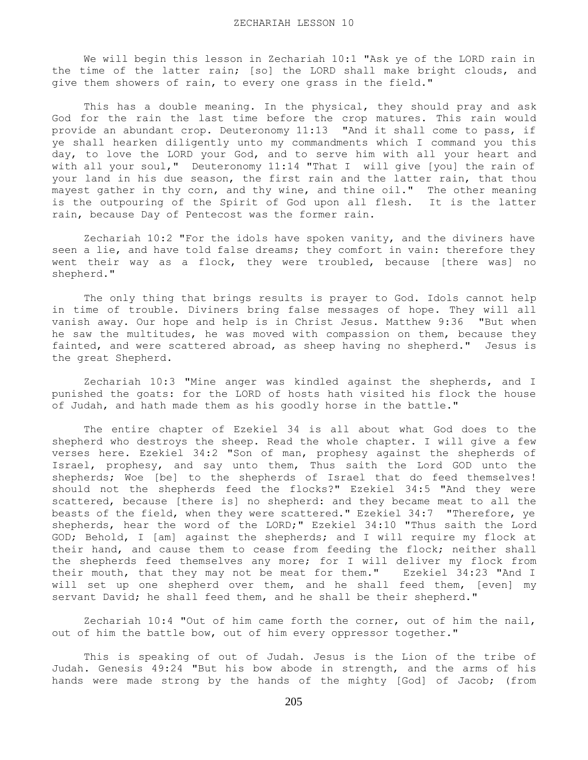We will begin this lesson in Zechariah 10:1 "Ask ye of the LORD rain in the time of the latter rain; [so] the LORD shall make bright clouds, and give them showers of rain, to every one grass in the field."

This has a double meaning. In the physical, they should pray and ask God for the rain the last time before the crop matures. This rain would provide an abundant crop. Deuteronomy 11:13 "And it shall come to pass, if ye shall hearken diligently unto my commandments which I command you this day, to love the LORD your God, and to serve him with all your heart and with all your soul," Deuteronomy 11:14 "That I will give [you] the rain of your land in his due season, the first rain and the latter rain, that thou mayest gather in thy corn, and thy wine, and thine oil." The other meaning is the outpouring of the Spirit of God upon all flesh. It is the latter rain, because Day of Pentecost was the former rain.

Zechariah 10:2 "For the idols have spoken vanity, and the diviners have seen a lie, and have told false dreams; they comfort in vain: therefore they went their way as a flock, they were troubled, because [there was] no shepherd."

The only thing that brings results is prayer to God. Idols cannot help in time of trouble. Diviners bring false messages of hope. They will all vanish away. Our hope and help is in Christ Jesus. Matthew 9:36 "But when he saw the multitudes, he was moved with compassion on them, because they fainted, and were scattered abroad, as sheep having no shepherd." Jesus is the great Shepherd.

Zechariah 10:3 "Mine anger was kindled against the shepherds, and I punished the goats: for the LORD of hosts hath visited his flock the house of Judah, and hath made them as his goodly horse in the battle."

The entire chapter of Ezekiel 34 is all about what God does to the shepherd who destroys the sheep. Read the whole chapter. I will give a few verses here. Ezekiel 34:2 "Son of man, prophesy against the shepherds of Israel, prophesy, and say unto them, Thus saith the Lord GOD unto the shepherds; Woe [be] to the shepherds of Israel that do feed themselves! should not the shepherds feed the flocks?" Ezekiel 34:5 "And they were scattered, because [there is] no shepherd: and they became meat to all the beasts of the field, when they were scattered." Ezekiel 34:7 "Therefore, ye shepherds, hear the word of the LORD;" Ezekiel 34:10 "Thus saith the Lord GOD; Behold, I [am] against the shepherds; and I will require my flock at their hand, and cause them to cease from feeding the flock; neither shall the shepherds feed themselves any more; for I will deliver my flock from their mouth, that they may not be meat for them." Ezekiel 34:23 "And I will set up one shepherd over them, and he shall feed them, [even] my servant David; he shall feed them, and he shall be their shepherd."

Zechariah 10:4 "Out of him came forth the corner, out of him the nail, out of him the battle bow, out of him every oppressor together."

This is speaking of out of Judah. Jesus is the Lion of the tribe of Judah. Genesis 49:24 "But his bow abode in strength, and the arms of his hands were made strong by the hands of the mighty [God] of Jacob; (from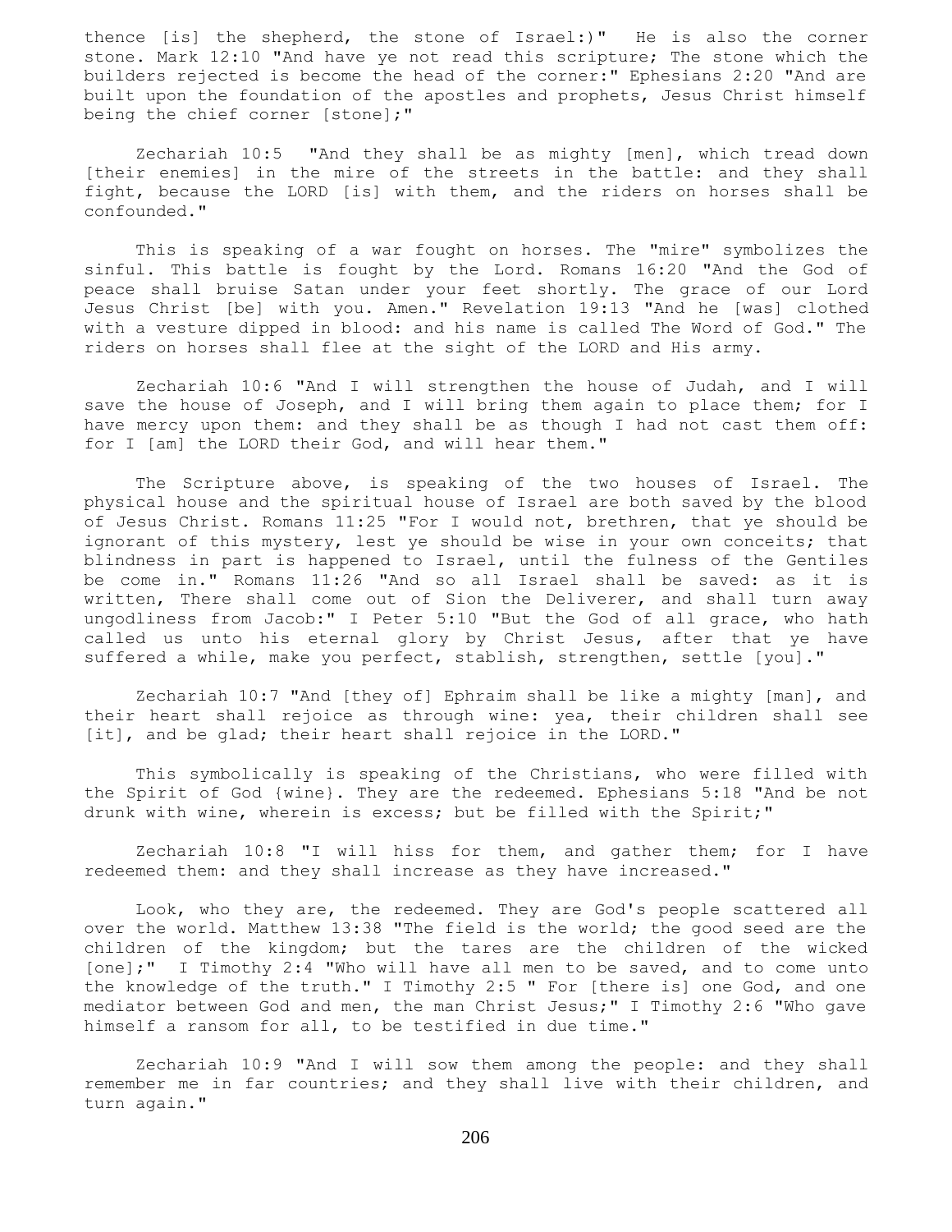thence [is] the shepherd, the stone of Israel:)" He is also the corner stone. Mark 12:10 "And have ye not read this scripture; The stone which the builders rejected is become the head of the corner:" Ephesians 2:20 "And are built upon the foundation of the apostles and prophets, Jesus Christ himself being the chief corner [stone];"

Zechariah 10:5 "And they shall be as mighty [men], which tread down [their enemies] in the mire of the streets in the battle: and they shall fight, because the LORD [is] with them, and the riders on horses shall be confounded."

This is speaking of a war fought on horses. The "mire" symbolizes the sinful. This battle is fought by the Lord. Romans 16:20 "And the God of peace shall bruise Satan under your feet shortly. The grace of our Lord Jesus Christ [be] with you. Amen." Revelation 19:13 "And he [was] clothed with a vesture dipped in blood: and his name is called The Word of God." The riders on horses shall flee at the sight of the LORD and His army.

Zechariah 10:6 "And I will strengthen the house of Judah, and I will save the house of Joseph, and I will bring them again to place them; for I have mercy upon them: and they shall be as though I had not cast them off: for I [am] the LORD their God, and will hear them."

The Scripture above, is speaking of the two houses of Israel. The physical house and the spiritual house of Israel are both saved by the blood of Jesus Christ. Romans 11:25 "For I would not, brethren, that ye should be ignorant of this mystery, lest ye should be wise in your own conceits; that blindness in part is happened to Israel, until the fulness of the Gentiles be come in." Romans 11:26 "And so all Israel shall be saved: as it is written, There shall come out of Sion the Deliverer, and shall turn away ungodliness from Jacob:" I Peter 5:10 "But the God of all grace, who hath called us unto his eternal glory by Christ Jesus, after that ye have suffered a while, make you perfect, stablish, strengthen, settle [you]."

Zechariah 10:7 "And [they of] Ephraim shall be like a mighty [man], and their heart shall rejoice as through wine: yea, their children shall see [it], and be glad; their heart shall rejoice in the LORD."

This symbolically is speaking of the Christians, who were filled with the Spirit of God {wine}. They are the redeemed. Ephesians 5:18 "And be not drunk with wine, wherein is excess; but be filled with the Spirit;"

Zechariah 10:8 "I will hiss for them, and gather them; for I have redeemed them: and they shall increase as they have increased."

Look, who they are, the redeemed. They are God's people scattered all over the world. Matthew 13:38 "The field is the world; the good seed are the children of the kingdom; but the tares are the children of the wicked [one];" I Timothy 2:4 "Who will have all men to be saved, and to come unto the knowledge of the truth." I Timothy 2:5 " For [there is] one God, and one mediator between God and men, the man Christ Jesus;" I Timothy 2:6 "Who gave himself a ransom for all, to be testified in due time."

Zechariah 10:9 "And I will sow them among the people: and they shall remember me in far countries; and they shall live with their children, and turn again."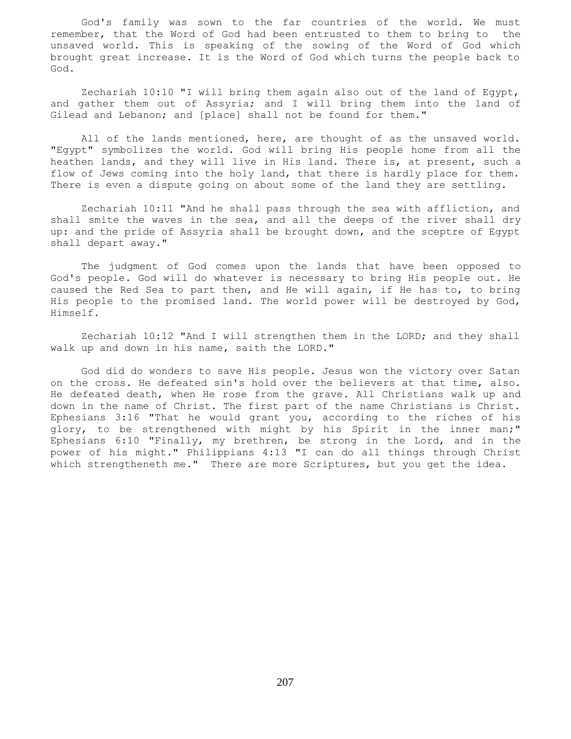God's family was sown to the far countries of the world. We must remember, that the Word of God had been entrusted to them to bring to the unsaved world. This is speaking of the sowing of the Word of God which brought great increase. It is the Word of God which turns the people back to God.

Zechariah 10:10 "I will bring them again also out of the land of Egypt, and gather them out of Assyria; and I will bring them into the land of Gilead and Lebanon; and [place] shall not be found for them."

All of the lands mentioned, here, are thought of as the unsaved world. "Egypt" symbolizes the world. God will bring His people home from all the heathen lands, and they will live in His land. There is, at present, such a flow of Jews coming into the holy land, that there is hardly place for them. There is even a dispute going on about some of the land they are settling.

Zechariah 10:11 "And he shall pass through the sea with affliction, and shall smite the waves in the sea, and all the deeps of the river shall dry up: and the pride of Assyria shall be brought down, and the sceptre of Egypt shall depart away."

The judgment of God comes upon the lands that have been opposed to God's people. God will do whatever is necessary to bring His people out. He caused the Red Sea to part then, and He will again, if He has to, to bring His people to the promised land. The world power will be destroyed by God, Himself.

Zechariah 10:12 "And I will strengthen them in the LORD; and they shall walk up and down in his name, saith the LORD."

God did do wonders to save His people. Jesus won the victory over Satan on the cross. He defeated sin's hold over the believers at that time, also. He defeated death, when He rose from the grave. All Christians walk up and down in the name of Christ. The first part of the name Christians is Christ. Ephesians 3:16 "That he would grant you, according to the riches of his glory, to be strengthened with might by his Spirit in the inner man;" Ephesians 6:10 "Finally, my brethren, be strong in the Lord, and in the power of his might." Philippians 4:13 "I can do all things through Christ which strengtheneth me." There are more Scriptures, but you get the idea.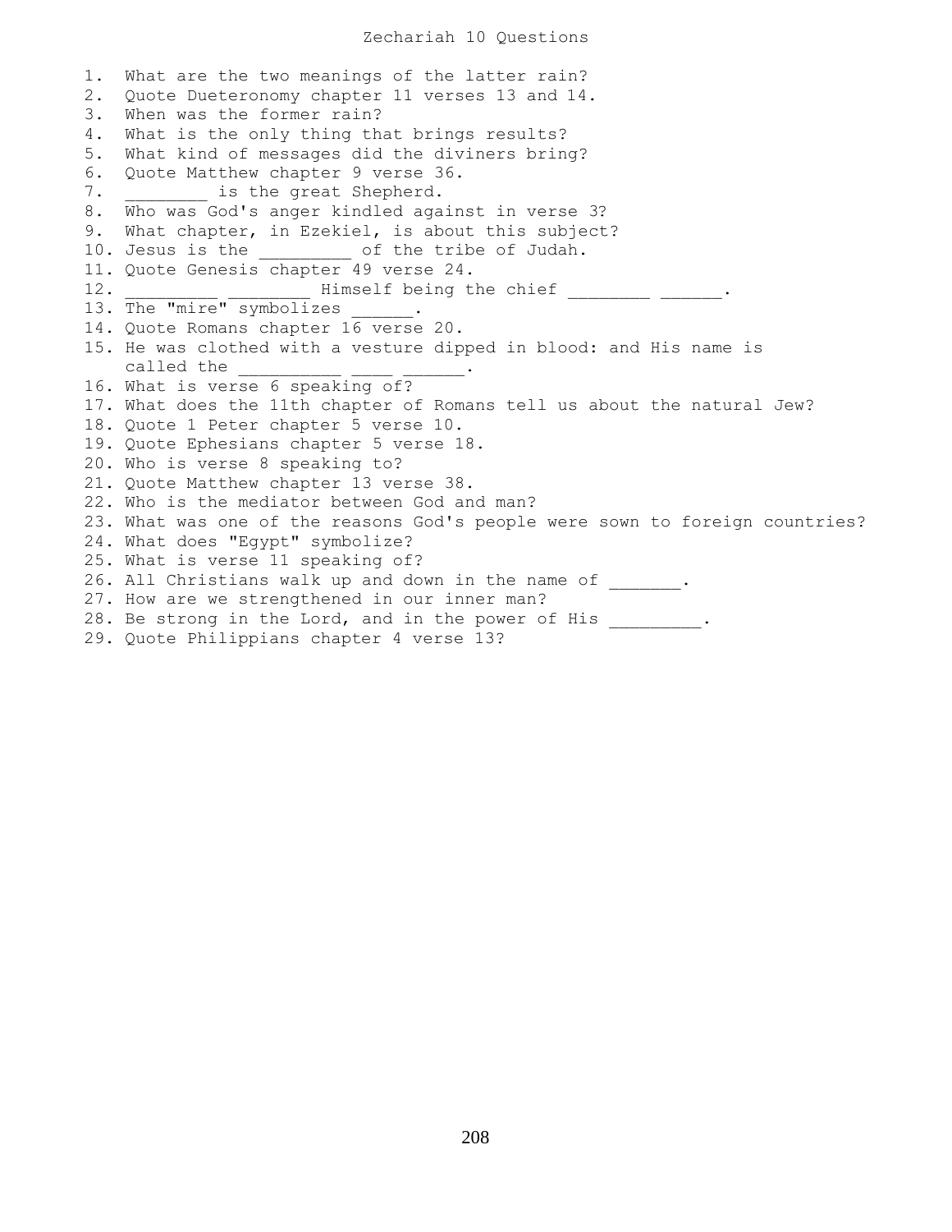# Zechariah 10 Questions

1. What are the two meanings of the latter rain?
2. Quote Dueteronomy chapter 11 verses 13 and 14.
3. When was the former rain?
4. What is the only thing that brings results?
5. What kind of messages did the diviners bring?
6. Quote Matthew chapter 9 verse 36.
7. ________ is the great Shepherd.
8. Who was God's anger kindled against in verse 3?
9. What chapter, in Ezekiel, is about this subject?
10. Jesus is the _________ of the tribe of Judah.
11. Quote Genesis chapter 49 verse 24.
12. _________ ________ Himself being the chief ________ ______.
13. The "mire" symbolizes ______.
14. Quote Romans chapter 16 verse 20.
15. He was clothed with a vesture dipped in blood: and His name is called the __________ ____ ______.
16. What is verse 6 speaking of?
17. What does the 11th chapter of Romans tell us about the natural Jew?
18. Quote 1 Peter chapter 5 verse 10.
19. Quote Ephesians chapter 5 verse 18.
20. Who is verse 8 speaking to?
21. Quote Matthew chapter 13 verse 38.
22. Who is the mediator between God and man?
23. What was one of the reasons God's people were sown to foreign countries?
24. What does "Egypt" symbolize?
25. What is verse 11 speaking of?
26. All Christians walk up and down in the name of _______.
27. How are we strengthened in our inner man?
28. Be strong in the Lord, and in the power of His _________.
29. Quote Philippians chapter 4 verse 13?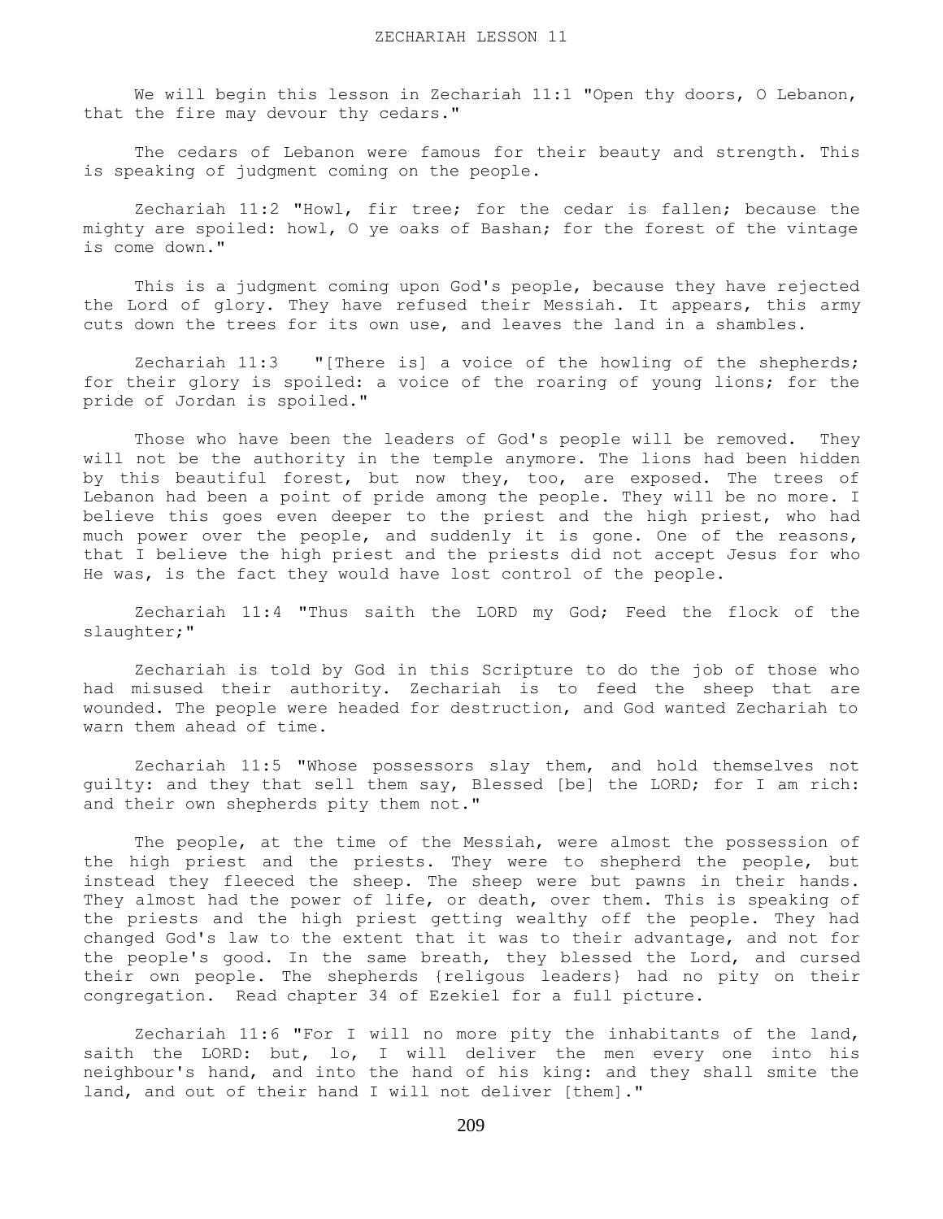# ZECHARIAH LESSON 11

We will begin this lesson in Zechariah 11:1 "Open thy doors, O Lebanon, that the fire may devour thy cedars."

The cedars of Lebanon were famous for their beauty and strength. This is speaking of judgment coming on the people.

Zechariah 11:2 "Howl, fir tree; for the cedar is fallen; because the mighty are spoiled: howl, O ye oaks of Bashan; for the forest of the vintage is come down."

This is a judgment coming upon God's people, because they have rejected the Lord of glory. They have refused their Messiah. It appears, this army cuts down the trees for its own use, and leaves the land in a shambles.

Zechariah 11:3 "[There is] a voice of the howling of the shepherds; for their glory is spoiled: a voice of the roaring of young lions; for the pride of Jordan is spoiled."

Those who have been the leaders of God's people will be removed. They will not be the authority in the temple anymore. The lions had been hidden by this beautiful forest, but now they, too, are exposed. The trees of Lebanon had been a point of pride among the people. They will be no more. I believe this goes even deeper to the priest and the high priest, who had much power over the people, and suddenly it is gone. One of the reasons, that I believe the high priest and the priests did not accept Jesus for who He was, is the fact they would have lost control of the people.

Zechariah 11:4 "Thus saith the LORD my God; Feed the flock of the slaughter;"

Zechariah is told by God in this Scripture to do the job of those who had misused their authority. Zechariah is to feed the sheep that are wounded. The people were headed for destruction, and God wanted Zechariah to warn them ahead of time.

Zechariah 11:5 "Whose possessors slay them, and hold themselves not guilty: and they that sell them say, Blessed [be] the LORD; for I am rich: and their own shepherds pity them not."

The people, at the time of the Messiah, were almost the possession of the high priest and the priests. They were to shepherd the people, but instead they fleeced the sheep. The sheep were but pawns in their hands. They almost had the power of life, or death, over them. This is speaking of the priests and the high priest getting wealthy off the people. They had changed God's law to the extent that it was to their advantage, and not for the people's good. In the same breath, they blessed the Lord, and cursed their own people. The shepherds {religous leaders} had no pity on their congregation. Read chapter 34 of Ezekiel for a full picture.

Zechariah 11:6 "For I will no more pity the inhabitants of the land, saith the LORD: but, lo, I will deliver the men every one into his neighbour's hand, and into the hand of his king: and they shall smite the land, and out of their hand I will not deliver [them]."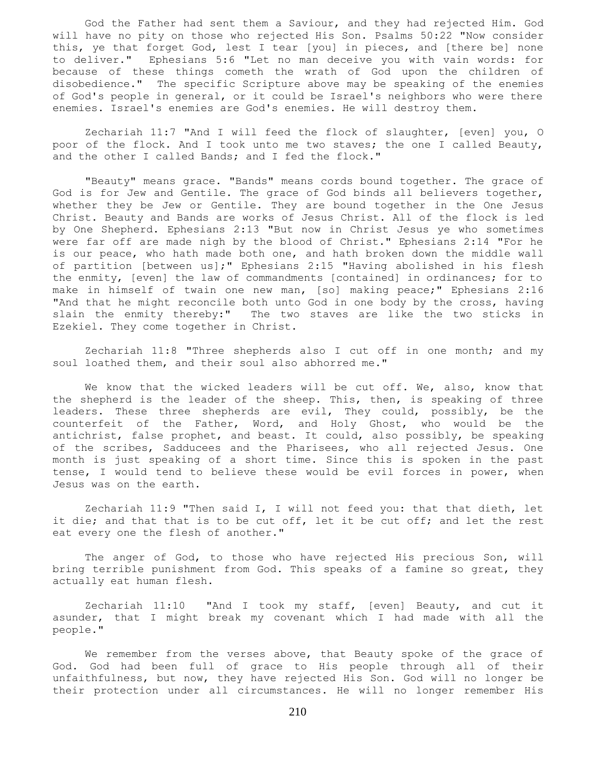God the Father had sent them a Saviour, and they had rejected Him. God will have no pity on those who rejected His Son. Psalms 50:22 "Now consider this, ye that forget God, lest I tear [you] in pieces, and [there be] none to deliver." Ephesians 5:6 "Let no man deceive you with vain words: for because of these things cometh the wrath of God upon the children of disobedience." The specific Scripture above may be speaking of the enemies of God's people in general, or it could be Israel's neighbors who were there enemies. Israel's enemies are God's enemies. He will destroy them.

Zechariah 11:7 "And I will feed the flock of slaughter, [even] you, O poor of the flock. And I took unto me two staves; the one I called Beauty, and the other I called Bands; and I fed the flock."

"Beauty" means grace. "Bands" means cords bound together. The grace of God is for Jew and Gentile. The grace of God binds all believers together, whether they be Jew or Gentile. They are bound together in the One Jesus Christ. Beauty and Bands are works of Jesus Christ. All of the flock is led by One Shepherd. Ephesians 2:13 "But now in Christ Jesus ye who sometimes were far off are made nigh by the blood of Christ." Ephesians 2:14 "For he is our peace, who hath made both one, and hath broken down the middle wall of partition [between us];" Ephesians 2:15 "Having abolished in his flesh the enmity, [even] the law of commandments [contained] in ordinances; for to make in himself of twain one new man, [so] making peace;" Ephesians 2:16 "And that he might reconcile both unto God in one body by the cross, having slain the enmity thereby:" The two staves are like the two sticks in Ezekiel. They come together in Christ.

Zechariah 11:8 "Three shepherds also I cut off in one month; and my soul loathed them, and their soul also abhorred me."

We know that the wicked leaders will be cut off. We, also, know that the shepherd is the leader of the sheep. This, then, is speaking of three leaders. These three shepherds are evil, They could, possibly, be the counterfeit of the Father, Word, and Holy Ghost, who would be the antichrist, false prophet, and beast. It could, also possibly, be speaking of the scribes, Sadducees and the Pharisees, who all rejected Jesus. One month is just speaking of a short time. Since this is spoken in the past tense, I would tend to believe these would be evil forces in power, when Jesus was on the earth.

Zechariah 11:9 "Then said I, I will not feed you: that that dieth, let it die; and that that is to be cut off, let it be cut off; and let the rest eat every one the flesh of another."

The anger of God, to those who have rejected His precious Son, will bring terrible punishment from God. This speaks of a famine so great, they actually eat human flesh.

Zechariah 11:10 "And I took my staff, [even] Beauty, and cut it asunder, that I might break my covenant which I had made with all the people."

We remember from the verses above, that Beauty spoke of the grace of God. God had been full of grace to His people through all of their unfaithfulness, but now, they have rejected His Son. God will no longer be their protection under all circumstances. He will no longer remember His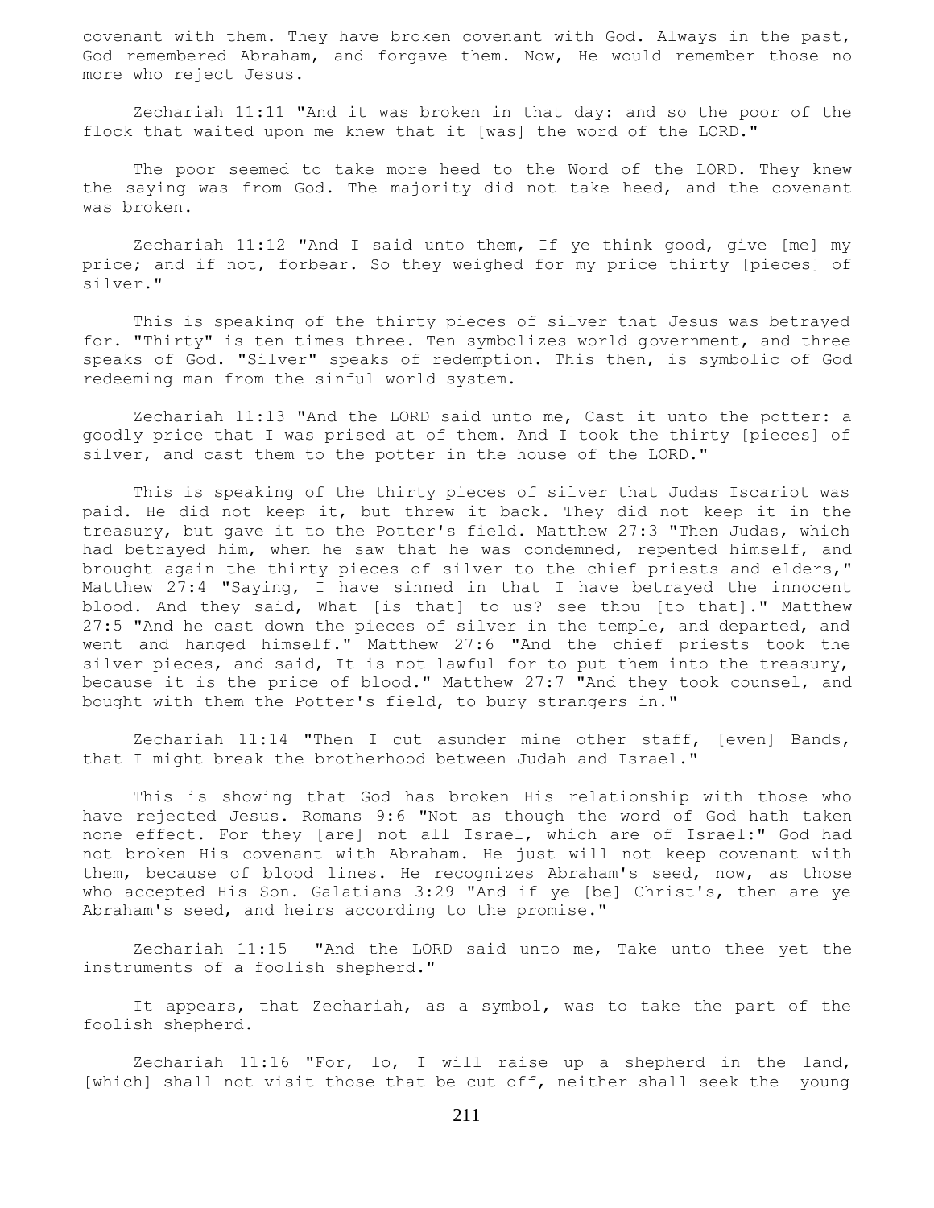covenant with them. They have broken covenant with God. Always in the past, God remembered Abraham, and forgave them. Now, He would remember those no more who reject Jesus.

Zechariah 11:11 "And it was broken in that day: and so the poor of the flock that waited upon me knew that it [was] the word of the LORD."

The poor seemed to take more heed to the Word of the LORD. They knew the saying was from God. The majority did not take heed, and the covenant was broken.

Zechariah 11:12 "And I said unto them, If ye think good, give [me] my price; and if not, forbear. So they weighed for my price thirty [pieces] of silver."

This is speaking of the thirty pieces of silver that Jesus was betrayed for. "Thirty" is ten times three. Ten symbolizes world government, and three speaks of God. "Silver" speaks of redemption. This then, is symbolic of God redeeming man from the sinful world system.

Zechariah 11:13 "And the LORD said unto me, Cast it unto the potter: a goodly price that I was prised at of them. And I took the thirty [pieces] of silver, and cast them to the potter in the house of the LORD."

This is speaking of the thirty pieces of silver that Judas Iscariot was paid. He did not keep it, but threw it back. They did not keep it in the treasury, but gave it to the Potter's field. Matthew 27:3 "Then Judas, which had betrayed him, when he saw that he was condemned, repented himself, and brought again the thirty pieces of silver to the chief priests and elders," Matthew 27:4 "Saying, I have sinned in that I have betrayed the innocent blood. And they said, What [is that] to us? see thou [to that]." Matthew 27:5 "And he cast down the pieces of silver in the temple, and departed, and went and hanged himself." Matthew 27:6 "And the chief priests took the silver pieces, and said, It is not lawful for to put them into the treasury, because it is the price of blood." Matthew 27:7 "And they took counsel, and bought with them the Potter's field, to bury strangers in."

Zechariah 11:14 "Then I cut asunder mine other staff, [even] Bands, that I might break the brotherhood between Judah and Israel."

This is showing that God has broken His relationship with those who have rejected Jesus. Romans 9:6 "Not as though the word of God hath taken none effect. For they [are] not all Israel, which are of Israel:" God had not broken His covenant with Abraham. He just will not keep covenant with them, because of blood lines. He recognizes Abraham's seed, now, as those who accepted His Son. Galatians 3:29 "And if ye [be] Christ's, then are ye Abraham's seed, and heirs according to the promise."

Zechariah 11:15 "And the LORD said unto me, Take unto thee yet the instruments of a foolish shepherd."

It appears, that Zechariah, as a symbol, was to take the part of the foolish shepherd.

Zechariah 11:16 "For, lo, I will raise up a shepherd in the land, [which] shall not visit those that be cut off, neither shall seek the young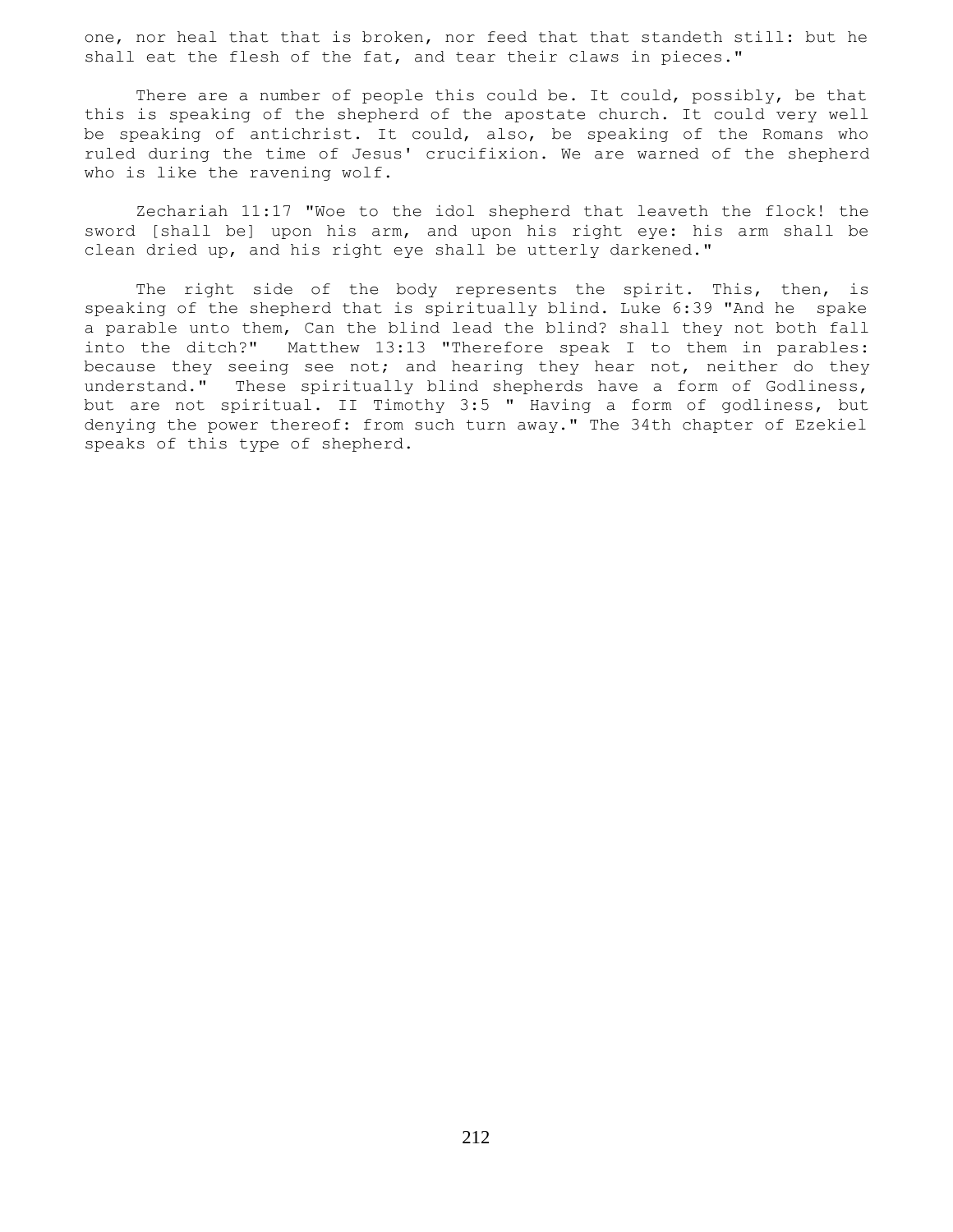one, nor heal that that is broken, nor feed that that standeth still: but he shall eat the flesh of the fat, and tear their claws in pieces."

There are a number of people this could be. It could, possibly, be that this is speaking of the shepherd of the apostate church. It could very well be speaking of antichrist. It could, also, be speaking of the Romans who ruled during the time of Jesus' crucifixion. We are warned of the shepherd who is like the ravening wolf.

Zechariah 11:17 "Woe to the idol shepherd that leaveth the flock! the sword [shall be] upon his arm, and upon his right eye: his arm shall be clean dried up, and his right eye shall be utterly darkened."

The right side of the body represents the spirit. This, then, is speaking of the shepherd that is spiritually blind. Luke 6:39 "And he spake a parable unto them, Can the blind lead the blind? shall they not both fall into the ditch?" Matthew 13:13 "Therefore speak I to them in parables: because they seeing see not; and hearing they hear not, neither do they understand." These spiritually blind shepherds have a form of Godliness, but are not spiritual. II Timothy 3:5 " Having a form of godliness, but denying the power thereof: from such turn away." The 34th chapter of Ezekiel speaks of this type of shepherd.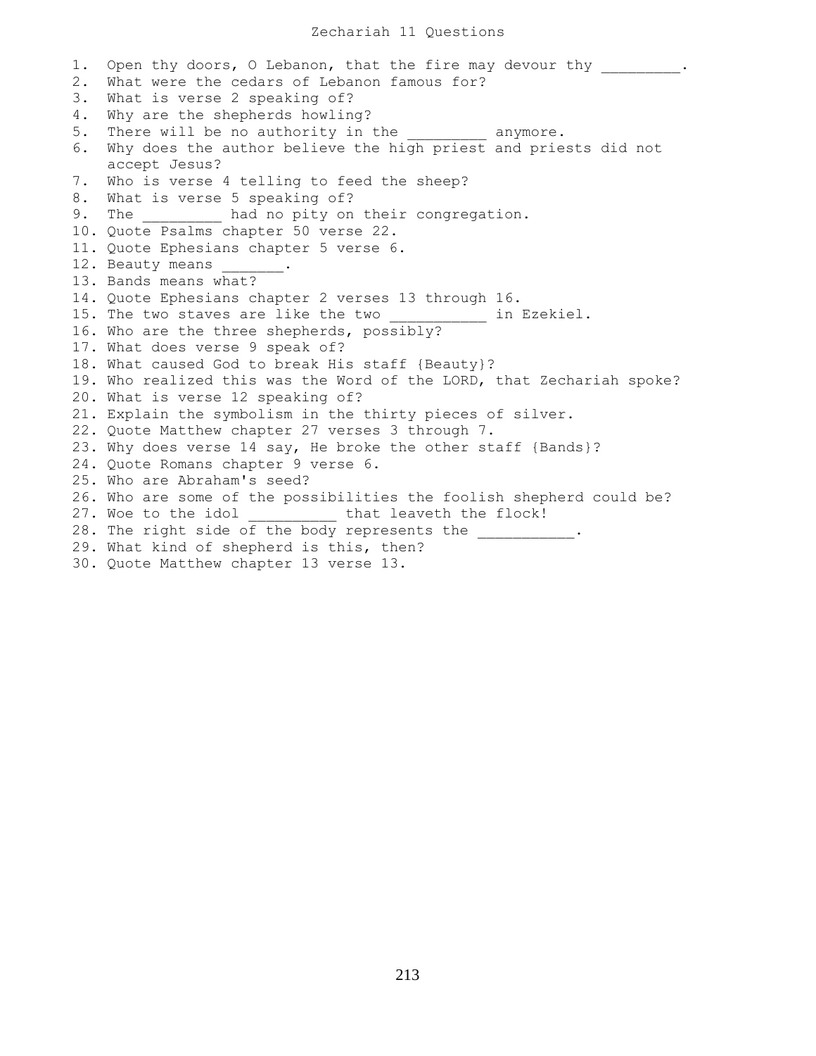# Zechariah 11 Questions

1. Open thy doors, O Lebanon, that the fire may devour thy _________.
2. What were the cedars of Lebanon famous for?
3. What is verse 2 speaking of?
4. Why are the shepherds howling?
5. There will be no authority in the _________ anymore.
6. Why does the author believe the high priest and priests did not accept Jesus?
7. Who is verse 4 telling to feed the sheep?
8. What is verse 5 speaking of?
9. The _________ had no pity on their congregation.
10. Quote Psalms chapter 50 verse 22.
11. Quote Ephesians chapter 5 verse 6.
12. Beauty means _______.
13. Bands means what?
14. Quote Ephesians chapter 2 verses 13 through 16.
15. The two staves are like the two __________ in Ezekiel.
16. Who are the three shepherds, possibly?
17. What does verse 9 speak of?
18. What caused God to break His staff {Beauty}?
19. Who realized this was the Word of the LORD, that Zechariah spoke?
20. What is verse 12 speaking of?
21. Explain the symbolism in the thirty pieces of silver.
22. Quote Matthew chapter 27 verses 3 through 7.
23. Why does verse 14 say, He broke the other staff {Bands}?
24. Quote Romans chapter 9 verse 6.
25. Who are Abraham's seed?
26. Who are some of the possibilities the foolish shepherd could be?
27. Woe to the idol __________ that leaveth the flock!
28. The right side of the body represents the ___________.
29. What kind of shepherd is this, then?
30. Quote Matthew chapter 13 verse 13.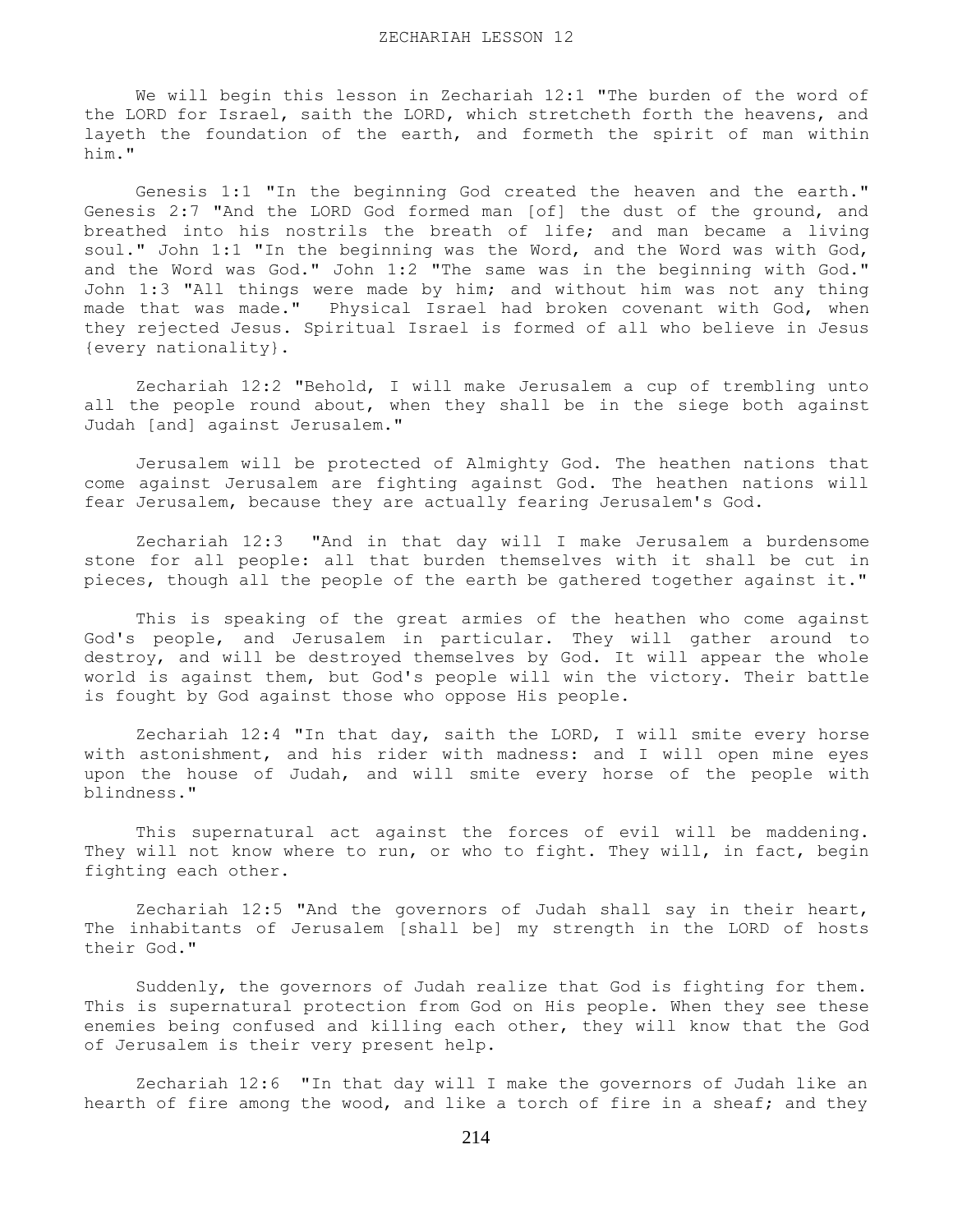# ZECHARIAH LESSON 12

We will begin this lesson in Zechariah 12:1 "The burden of the word of the LORD for Israel, saith the LORD, which stretcheth forth the heavens, and layeth the foundation of the earth, and formeth the spirit of man within him."

Genesis 1:1 "In the beginning God created the heaven and the earth." Genesis 2:7 "And the LORD God formed man [of] the dust of the ground, and breathed into his nostrils the breath of life; and man became a living soul." John 1:1 "In the beginning was the Word, and the Word was with God, and the Word was God." John 1:2 "The same was in the beginning with God." John 1:3 "All things were made by him; and without him was not any thing made that was made." Physical Israel had broken covenant with God, when they rejected Jesus. Spiritual Israel is formed of all who believe in Jesus {every nationality}.

Zechariah 12:2 "Behold, I will make Jerusalem a cup of trembling unto all the people round about, when they shall be in the siege both against Judah [and] against Jerusalem."

Jerusalem will be protected of Almighty God. The heathen nations that come against Jerusalem are fighting against God. The heathen nations will fear Jerusalem, because they are actually fearing Jerusalem's God.

Zechariah 12:3 "And in that day will I make Jerusalem a burdensome stone for all people: all that burden themselves with it shall be cut in pieces, though all the people of the earth be gathered together against it."

This is speaking of the great armies of the heathen who come against God's people, and Jerusalem in particular. They will gather around to destroy, and will be destroyed themselves by God. It will appear the whole world is against them, but God's people will win the victory. Their battle is fought by God against those who oppose His people.

Zechariah 12:4 "In that day, saith the LORD, I will smite every horse with astonishment, and his rider with madness: and I will open mine eyes upon the house of Judah, and will smite every horse of the people with blindness."

This supernatural act against the forces of evil will be maddening. They will not know where to run, or who to fight. They will, in fact, begin fighting each other.

Zechariah 12:5 "And the governors of Judah shall say in their heart, The inhabitants of Jerusalem [shall be] my strength in the LORD of hosts their God."

Suddenly, the governors of Judah realize that God is fighting for them. This is supernatural protection from God on His people. When they see these enemies being confused and killing each other, they will know that the God of Jerusalem is their very present help.

Zechariah 12:6 "In that day will I make the governors of Judah like an hearth of fire among the wood, and like a torch of fire in a sheaf; and they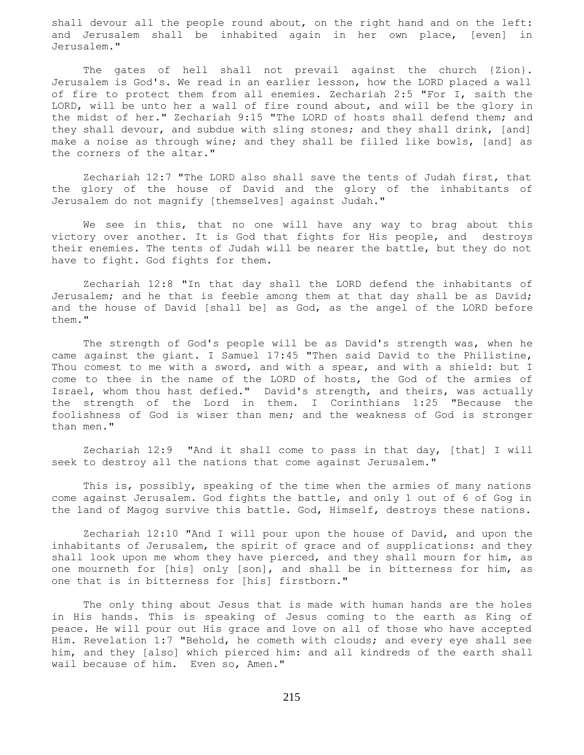shall devour all the people round about, on the right hand and on the left: and Jerusalem shall be inhabited again in her own place, [even] in Jerusalem."

The gates of hell shall not prevail against the church {Zion}. Jerusalem is God's. We read in an earlier lesson, how the LORD placed a wall of fire to protect them from all enemies. Zechariah 2:5 "For I, saith the LORD, will be unto her a wall of fire round about, and will be the glory in the midst of her." Zechariah 9:15 "The LORD of hosts shall defend them; and they shall devour, and subdue with sling stones; and they shall drink, [and] make a noise as through wine; and they shall be filled like bowls, [and] as the corners of the altar."

Zechariah 12:7 "The LORD also shall save the tents of Judah first, that the glory of the house of David and the glory of the inhabitants of Jerusalem do not magnify [themselves] against Judah."

We see in this, that no one will have any way to brag about this victory over another. It is God that fights for His people, and destroys their enemies. The tents of Judah will be nearer the battle, but they do not have to fight. God fights for them.

Zechariah 12:8 "In that day shall the LORD defend the inhabitants of Jerusalem; and he that is feeble among them at that day shall be as David; and the house of David [shall be] as God, as the angel of the LORD before them."

The strength of God's people will be as David's strength was, when he came against the giant. I Samuel 17:45 "Then said David to the Philistine, Thou comest to me with a sword, and with a spear, and with a shield: but I come to thee in the name of the LORD of hosts, the God of the armies of Israel, whom thou hast defied." David's strength, and theirs, was actually the strength of the Lord in them. I Corinthians 1:25 "Because the foolishness of God is wiser than men; and the weakness of God is stronger than men."

Zechariah 12:9 "And it shall come to pass in that day, [that] I will seek to destroy all the nations that come against Jerusalem."

This is, possibly, speaking of the time when the armies of many nations come against Jerusalem. God fights the battle, and only 1 out of 6 of Gog in the land of Magog survive this battle. God, Himself, destroys these nations.

Zechariah 12:10 "And I will pour upon the house of David, and upon the inhabitants of Jerusalem, the spirit of grace and of supplications: and they shall look upon me whom they have pierced, and they shall mourn for him, as one mourneth for [his] only [son], and shall be in bitterness for him, as one that is in bitterness for [his] firstborn."

The only thing about Jesus that is made with human hands are the holes in His hands. This is speaking of Jesus coming to the earth as King of peace. He will pour out His grace and love on all of those who have accepted Him. Revelation 1:7 "Behold, he cometh with clouds; and every eye shall see him, and they [also] which pierced him: and all kindreds of the earth shall wail because of him. Even so, Amen."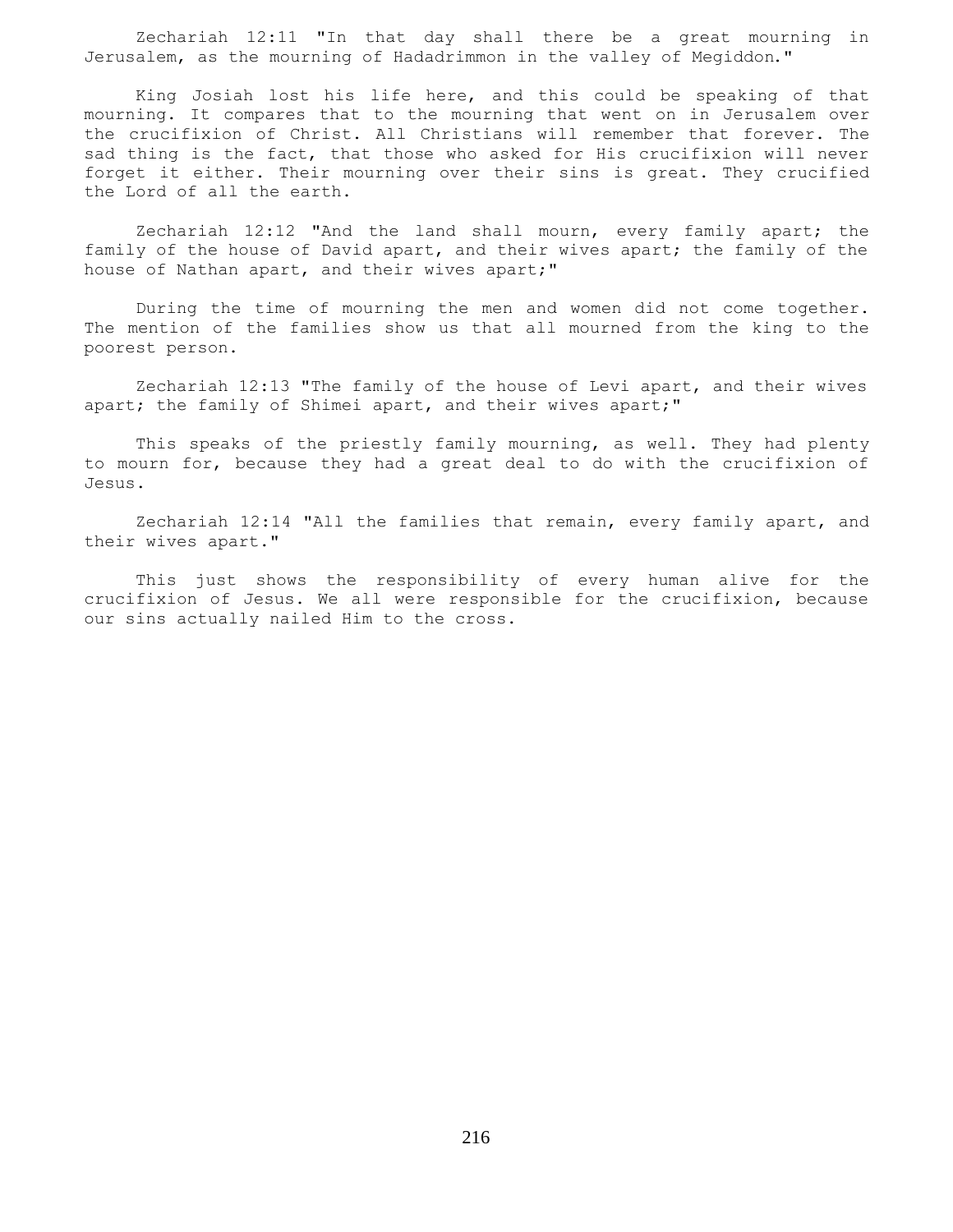Zechariah 12:11 "In that day shall there be a great mourning in Jerusalem, as the mourning of Hadadrimmon in the valley of Megiddon."

King Josiah lost his life here, and this could be speaking of that mourning. It compares that to the mourning that went on in Jerusalem over the crucifixion of Christ. All Christians will remember that forever. The sad thing is the fact, that those who asked for His crucifixion will never forget it either. Their mourning over their sins is great. They crucified the Lord of all the earth.

Zechariah 12:12 "And the land shall mourn, every family apart; the family of the house of David apart, and their wives apart; the family of the house of Nathan apart, and their wives apart;"

During the time of mourning the men and women did not come together. The mention of the families show us that all mourned from the king to the poorest person.

Zechariah 12:13 "The family of the house of Levi apart, and their wives apart; the family of Shimei apart, and their wives apart;"

This speaks of the priestly family mourning, as well. They had plenty to mourn for, because they had a great deal to do with the crucifixion of Jesus.

Zechariah 12:14 "All the families that remain, every family apart, and their wives apart."

This just shows the responsibility of every human alive for the crucifixion of Jesus. We all were responsible for the crucifixion, because our sins actually nailed Him to the cross.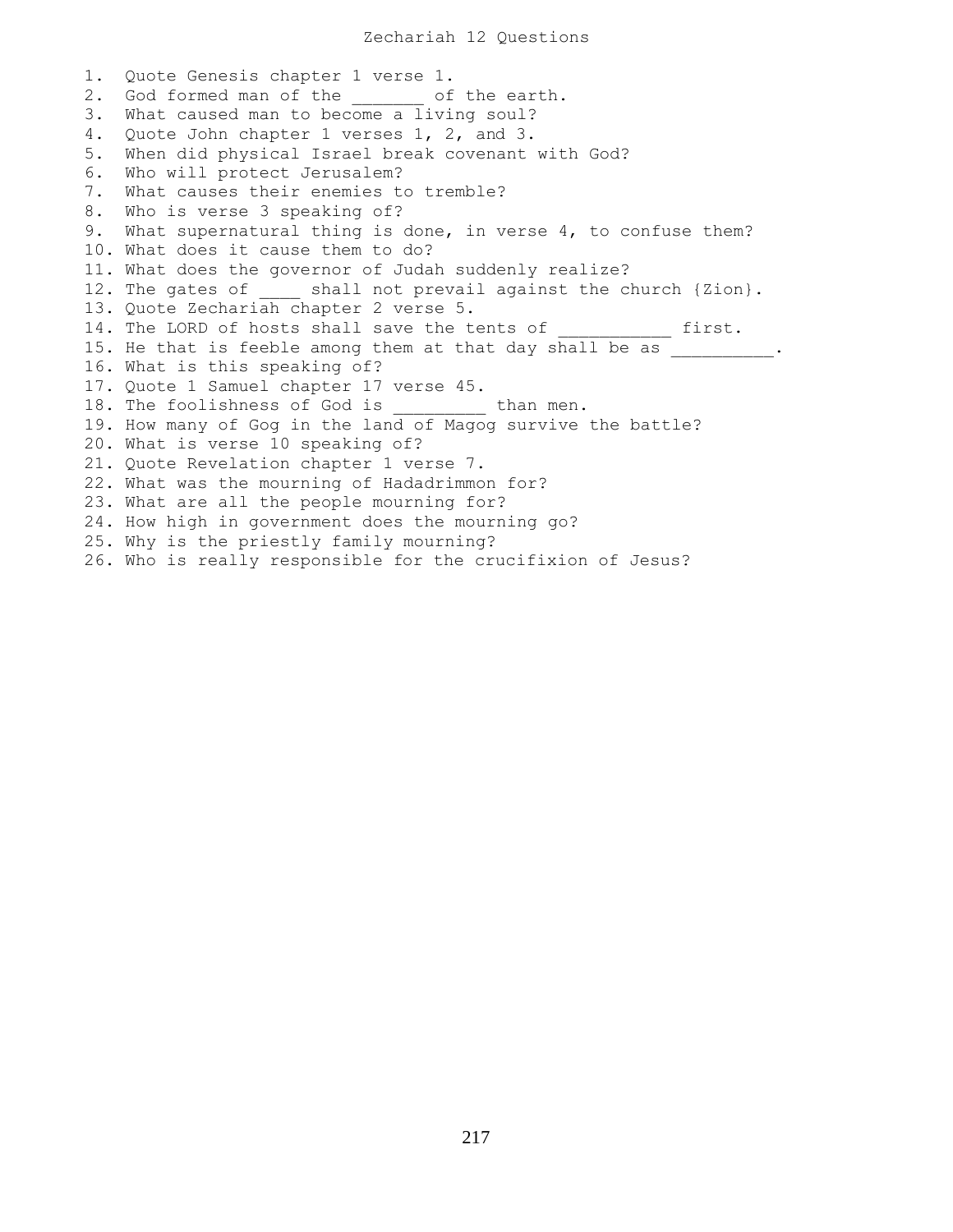# Zechariah 12 Questions

1. Quote Genesis chapter 1 verse 1.
2. God formed man of the _______ of the earth.
3. What caused man to become a living soul?
4. Quote John chapter 1 verses 1, 2, and 3.
5. When did physical Israel break covenant with God?
6. Who will protect Jerusalem?
7. What causes their enemies to tremble?
8. Who is verse 3 speaking of?
9. What supernatural thing is done, in verse 4, to confuse them?
10. What does it cause them to do?
11. What does the governor of Judah suddenly realize?
12. The gates of ____ shall not prevail against the church {Zion}.
13. Quote Zechariah chapter 2 verse 5.
14. The LORD of hosts shall save the tents of ___________ first.
15. He that is feeble among them at that day shall be as __________.
16. What is this speaking of?
17. Quote 1 Samuel chapter 17 verse 45.
18. The foolishness of God is _________ than men.
19. How many of Gog in the land of Magog survive the battle?
20. What is verse 10 speaking of?
21. Quote Revelation chapter 1 verse 7.
22. What was the mourning of Hadadrimmon for?
23. What are all the people mourning for?
24. How high in government does the mourning go?
25. Why is the priestly family mourning?
26. Who is really responsible for the crucifixion of Jesus?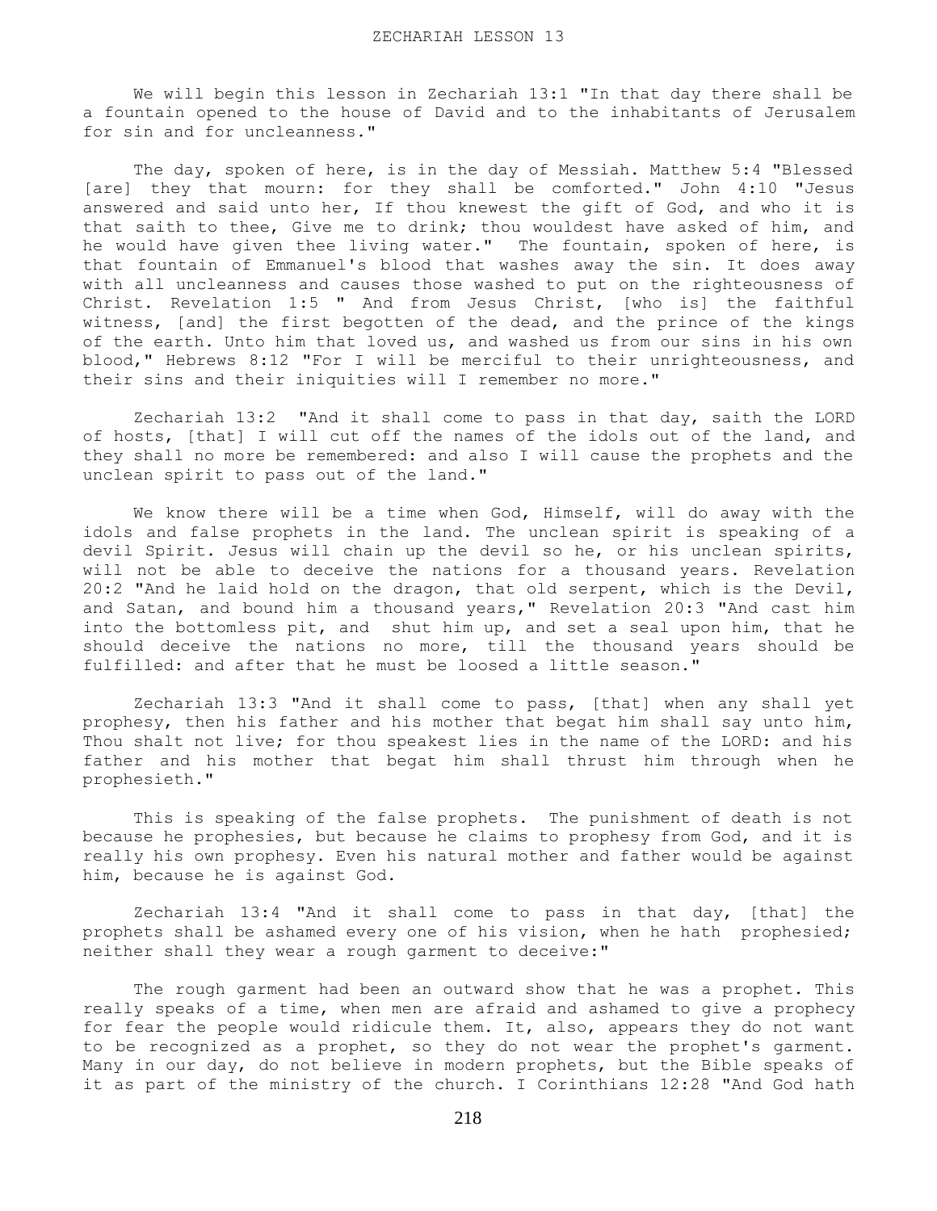# ZECHARIAH LESSON 13

We will begin this lesson in Zechariah 13:1 "In that day there shall be a fountain opened to the house of David and to the inhabitants of Jerusalem for sin and for uncleanness."

The day, spoken of here, is in the day of Messiah. Matthew 5:4 "Blessed [are] they that mourn: for they shall be comforted." John 4:10 "Jesus answered and said unto her, If thou knewest the gift of God, and who it is that saith to thee, Give me to drink; thou wouldest have asked of him, and he would have given thee living water." The fountain, spoken of here, is that fountain of Emmanuel's blood that washes away the sin. It does away with all uncleanness and causes those washed to put on the righteousness of Christ. Revelation 1:5 " And from Jesus Christ, [who is] the faithful witness, [and] the first begotten of the dead, and the prince of the kings of the earth. Unto him that loved us, and washed us from our sins in his own blood," Hebrews 8:12 "For I will be merciful to their unrighteousness, and their sins and their iniquities will I remember no more."

Zechariah 13:2 "And it shall come to pass in that day, saith the LORD of hosts, [that] I will cut off the names of the idols out of the land, and they shall no more be remembered: and also I will cause the prophets and the unclean spirit to pass out of the land."

We know there will be a time when God, Himself, will do away with the idols and false prophets in the land. The unclean spirit is speaking of a devil Spirit. Jesus will chain up the devil so he, or his unclean spirits, will not be able to deceive the nations for a thousand years. Revelation 20:2 "And he laid hold on the dragon, that old serpent, which is the Devil, and Satan, and bound him a thousand years," Revelation 20:3 "And cast him into the bottomless pit, and shut him up, and set a seal upon him, that he should deceive the nations no more, till the thousand years should be fulfilled: and after that he must be loosed a little season."

Zechariah 13:3 "And it shall come to pass, [that] when any shall yet prophesy, then his father and his mother that begat him shall say unto him, Thou shalt not live; for thou speakest lies in the name of the LORD: and his father and his mother that begat him shall thrust him through when he prophesieth."

This is speaking of the false prophets. The punishment of death is not because he prophesies, but because he claims to prophesy from God, and it is really his own prophesy. Even his natural mother and father would be against him, because he is against God.

Zechariah 13:4 "And it shall come to pass in that day, [that] the prophets shall be ashamed every one of his vision, when he hath prophesied; neither shall they wear a rough garment to deceive:"

The rough garment had been an outward show that he was a prophet. This really speaks of a time, when men are afraid and ashamed to give a prophecy for fear the people would ridicule them. It, also, appears they do not want to be recognized as a prophet, so they do not wear the prophet's garment. Many in our day, do not believe in modern prophets, but the Bible speaks of it as part of the ministry of the church. I Corinthians 12:28 "And God hath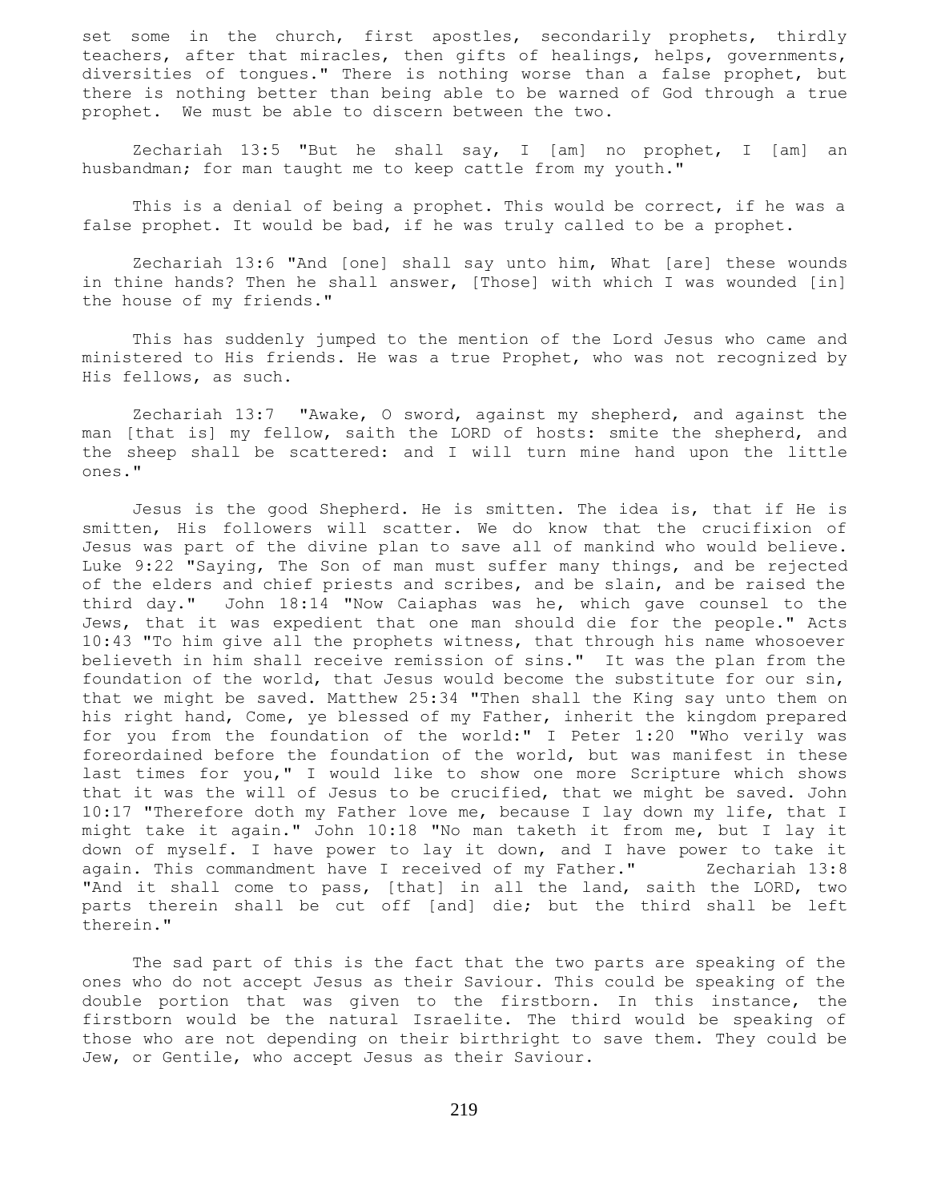set some in the church, first apostles, secondarily prophets, thirdly teachers, after that miracles, then gifts of healings, helps, governments, diversities of tongues." There is nothing worse than a false prophet, but there is nothing better than being able to be warned of God through a true prophet. We must be able to discern between the two.

Zechariah 13:5 "But he shall say, I [am] no prophet, I [am] an husbandman; for man taught me to keep cattle from my youth."

This is a denial of being a prophet. This would be correct, if he was a false prophet. It would be bad, if he was truly called to be a prophet.

Zechariah 13:6 "And [one] shall say unto him, What [are] these wounds in thine hands? Then he shall answer, [Those] with which I was wounded [in] the house of my friends."

This has suddenly jumped to the mention of the Lord Jesus who came and ministered to His friends. He was a true Prophet, who was not recognized by His fellows, as such.

Zechariah 13:7 "Awake, O sword, against my shepherd, and against the man [that is] my fellow, saith the LORD of hosts: smite the shepherd, and the sheep shall be scattered: and I will turn mine hand upon the little ones."

Jesus is the good Shepherd. He is smitten. The idea is, that if He is smitten, His followers will scatter. We do know that the crucifixion of Jesus was part of the divine plan to save all of mankind who would believe. Luke 9:22 "Saying, The Son of man must suffer many things, and be rejected of the elders and chief priests and scribes, and be slain, and be raised the third day." John 18:14 "Now Caiaphas was he, which gave counsel to the Jews, that it was expedient that one man should die for the people." Acts 10:43 "To him give all the prophets witness, that through his name whosoever believeth in him shall receive remission of sins." It was the plan from the foundation of the world, that Jesus would become the substitute for our sin, that we might be saved. Matthew 25:34 "Then shall the King say unto them on his right hand, Come, ye blessed of my Father, inherit the kingdom prepared for you from the foundation of the world:" I Peter 1:20 "Who verily was foreordained before the foundation of the world, but was manifest in these last times for you," I would like to show one more Scripture which shows that it was the will of Jesus to be crucified, that we might be saved. John 10:17 "Therefore doth my Father love me, because I lay down my life, that I might take it again." John 10:18 "No man taketh it from me, but I lay it down of myself. I have power to lay it down, and I have power to take it again. This commandment have I received of my Father." Zechariah 13:8 "And it shall come to pass, [that] in all the land, saith the LORD, two parts therein shall be cut off [and] die; but the third shall be left therein."

The sad part of this is the fact that the two parts are speaking of the ones who do not accept Jesus as their Saviour. This could be speaking of the double portion that was given to the firstborn. In this instance, the firstborn would be the natural Israelite. The third would be speaking of those who are not depending on their birthright to save them. They could be Jew, or Gentile, who accept Jesus as their Saviour.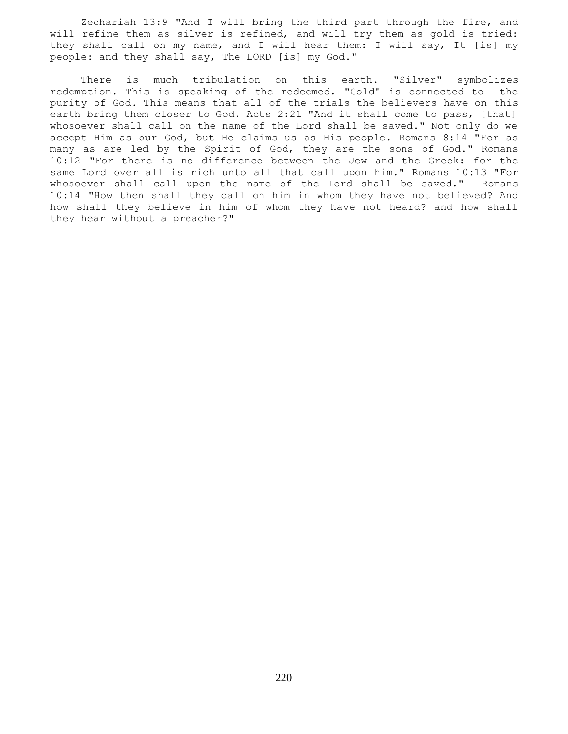Zechariah 13:9 "And I will bring the third part through the fire, and will refine them as silver is refined, and will try them as gold is tried: they shall call on my name, and I will hear them: I will say, It [is] my people: and they shall say, The LORD [is] my God."

There is much tribulation on this earth. "Silver" symbolizes redemption. This is speaking of the redeemed. "Gold" is connected to the purity of God. This means that all of the trials the believers have on this earth bring them closer to God. Acts 2:21 "And it shall come to pass, [that] whosoever shall call on the name of the Lord shall be saved." Not only do we accept Him as our God, but He claims us as His people. Romans 8:14 "For as many as are led by the Spirit of God, they are the sons of God." Romans 10:12 "For there is no difference between the Jew and the Greek: for the same Lord over all is rich unto all that call upon him." Romans 10:13 "For whosoever shall call upon the name of the Lord shall be saved." Romans 10:14 "How then shall they call on him in whom they have not believed? And how shall they believe in him of whom they have not heard? and how shall they hear without a preacher?"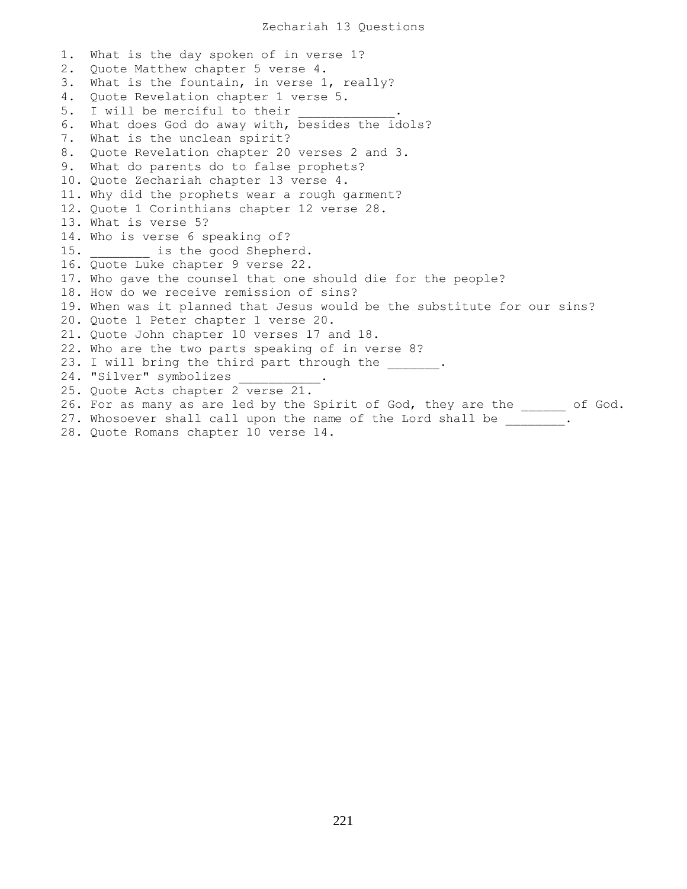# Zechariah 13 Questions

1. What is the day spoken of in verse 1?
2. Quote Matthew chapter 5 verse 4.
3. What is the fountain, in verse 1, really?
4. Quote Revelation chapter 1 verse 5.
5. I will be merciful to their _____________.
6. What does God do away with, besides the idols?
7. What is the unclean spirit?
8. Quote Revelation chapter 20 verses 2 and 3.
9. What do parents do to false prophets?
10. Quote Zechariah chapter 13 verse 4.
11. Why did the prophets wear a rough garment?
12. Quote 1 Corinthians chapter 12 verse 28.
13. What is verse 5?
14. Who is verse 6 speaking of?
15. ________ is the good Shepherd.
16. Quote Luke chapter 9 verse 22.
17. Who gave the counsel that one should die for the people?
18. How do we receive remission of sins?
19. When was it planned that Jesus would be the substitute for our sins?
20. Quote 1 Peter chapter 1 verse 20.
21. Quote John chapter 10 verses 17 and 18.
22. Who are the two parts speaking of in verse 8?
23. I will bring the third part through the _______.
24. "Silver" symbolizes ___________.
25. Quote Acts chapter 2 verse 21.
26. For as many as are led by the Spirit of God, they are the ______ of God.
27. Whosoever shall call upon the name of the Lord shall be ________.
28. Quote Romans chapter 10 verse 14.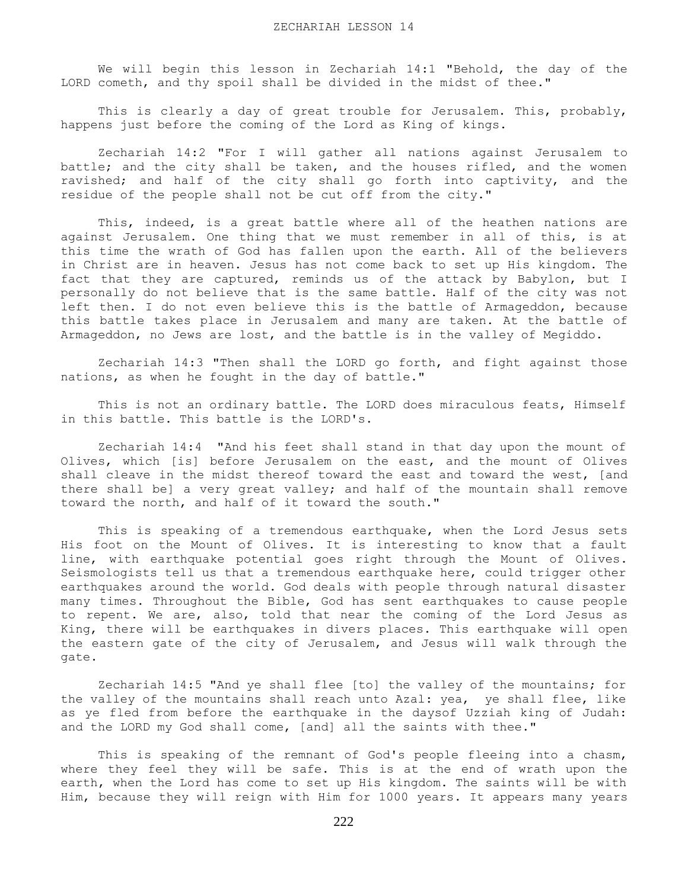# ZECHARIAH LESSON 14

We will begin this lesson in Zechariah 14:1 "Behold, the day of the LORD cometh, and thy spoil shall be divided in the midst of thee."

This is clearly a day of great trouble for Jerusalem. This, probably, happens just before the coming of the Lord as King of kings.

Zechariah 14:2 "For I will gather all nations against Jerusalem to battle; and the city shall be taken, and the houses rifled, and the women ravished; and half of the city shall go forth into captivity, and the residue of the people shall not be cut off from the city."

This, indeed, is a great battle where all of the heathen nations are against Jerusalem. One thing that we must remember in all of this, is at this time the wrath of God has fallen upon the earth. All of the believers in Christ are in heaven. Jesus has not come back to set up His kingdom. The fact that they are captured, reminds us of the attack by Babylon, but I personally do not believe that is the same battle. Half of the city was not left then. I do not even believe this is the battle of Armageddon, because this battle takes place in Jerusalem and many are taken. At the battle of Armageddon, no Jews are lost, and the battle is in the valley of Megiddo.

Zechariah 14:3 "Then shall the LORD go forth, and fight against those nations, as when he fought in the day of battle."

This is not an ordinary battle. The LORD does miraculous feats, Himself in this battle. This battle is the LORD's.

Zechariah 14:4 "And his feet shall stand in that day upon the mount of Olives, which [is] before Jerusalem on the east, and the mount of Olives shall cleave in the midst thereof toward the east and toward the west, [and there shall be] a very great valley; and half of the mountain shall remove toward the north, and half of it toward the south."

This is speaking of a tremendous earthquake, when the Lord Jesus sets His foot on the Mount of Olives. It is interesting to know that a fault line, with earthquake potential goes right through the Mount of Olives. Seismologists tell us that a tremendous earthquake here, could trigger other earthquakes around the world. God deals with people through natural disaster many times. Throughout the Bible, God has sent earthquakes to cause people to repent. We are, also, told that near the coming of the Lord Jesus as King, there will be earthquakes in divers places. This earthquake will open the eastern gate of the city of Jerusalem, and Jesus will walk through the gate.

Zechariah 14:5 "And ye shall flee [to] the valley of the mountains; for the valley of the mountains shall reach unto Azal: yea, ye shall flee, like as ye fled from before the earthquake in the daysof Uzziah king of Judah: and the LORD my God shall come, [and] all the saints with thee."

This is speaking of the remnant of God's people fleeing into a chasm, where they feel they will be safe. This is at the end of wrath upon the earth, when the Lord has come to set up His kingdom. The saints will be with Him, because they will reign with Him for 1000 years. It appears many years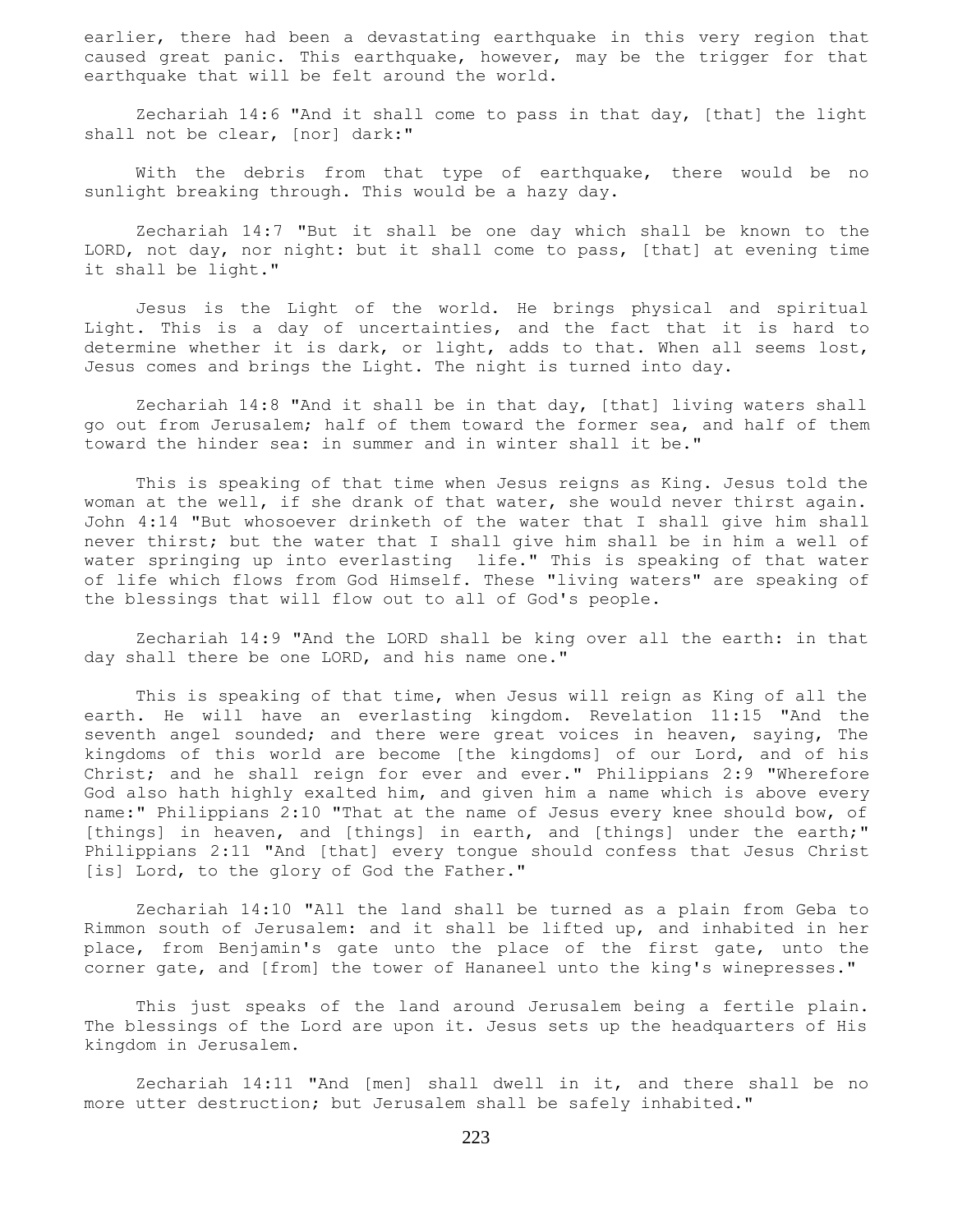earlier, there had been a devastating earthquake in this very region that caused great panic. This earthquake, however, may be the trigger for that earthquake that will be felt around the world.

Zechariah 14:6 "And it shall come to pass in that day, [that] the light shall not be clear, [nor] dark:"

With the debris from that type of earthquake, there would be no sunlight breaking through. This would be a hazy day.

Zechariah 14:7 "But it shall be one day which shall be known to the LORD, not day, nor night: but it shall come to pass, [that] at evening time it shall be light."

Jesus is the Light of the world. He brings physical and spiritual Light. This is a day of uncertainties, and the fact that it is hard to determine whether it is dark, or light, adds to that. When all seems lost, Jesus comes and brings the Light. The night is turned into day.

Zechariah 14:8 "And it shall be in that day, [that] living waters shall go out from Jerusalem; half of them toward the former sea, and half of them toward the hinder sea: in summer and in winter shall it be."

This is speaking of that time when Jesus reigns as King. Jesus told the woman at the well, if she drank of that water, she would never thirst again. John 4:14 "But whosoever drinketh of the water that I shall give him shall never thirst; but the water that I shall give him shall be in him a well of water springing up into everlasting life." This is speaking of that water of life which flows from God Himself. These "living waters" are speaking of the blessings that will flow out to all of God's people.

Zechariah 14:9 "And the LORD shall be king over all the earth: in that day shall there be one LORD, and his name one."

This is speaking of that time, when Jesus will reign as King of all the earth. He will have an everlasting kingdom. Revelation 11:15 "And the seventh angel sounded; and there were great voices in heaven, saying, The kingdoms of this world are become [the kingdoms] of our Lord, and of his Christ; and he shall reign for ever and ever." Philippians 2:9 "Wherefore God also hath highly exalted him, and given him a name which is above every name:" Philippians 2:10 "That at the name of Jesus every knee should bow, of [things] in heaven, and [things] in earth, and [things] under the earth;" Philippians 2:11 "And [that] every tongue should confess that Jesus Christ [is] Lord, to the glory of God the Father."

Zechariah 14:10 "All the land shall be turned as a plain from Geba to Rimmon south of Jerusalem: and it shall be lifted up, and inhabited in her place, from Benjamin's gate unto the place of the first gate, unto the corner gate, and [from] the tower of Hananeel unto the king's winepresses."

This just speaks of the land around Jerusalem being a fertile plain. The blessings of the Lord are upon it. Jesus sets up the headquarters of His kingdom in Jerusalem.

Zechariah 14:11 "And [men] shall dwell in it, and there shall be no more utter destruction; but Jerusalem shall be safely inhabited."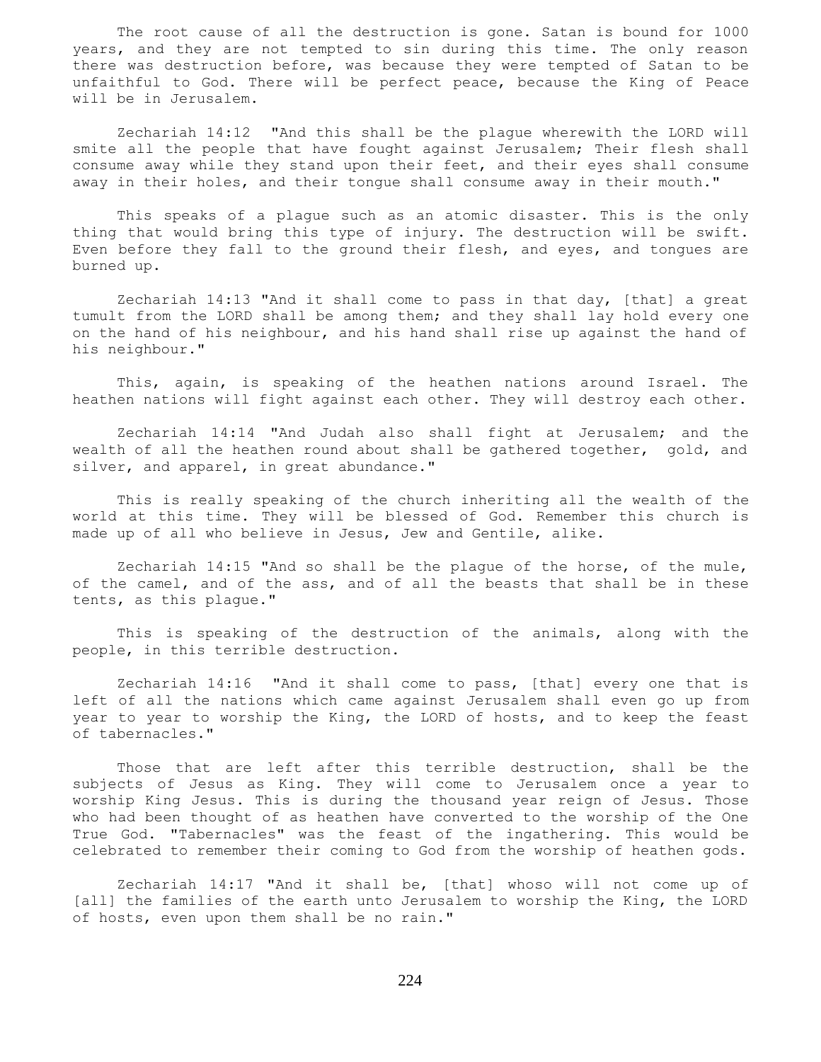The root cause of all the destruction is gone. Satan is bound for 1000 years, and they are not tempted to sin during this time. The only reason there was destruction before, was because they were tempted of Satan to be unfaithful to God. There will be perfect peace, because the King of Peace will be in Jerusalem.

Zechariah 14:12 "And this shall be the plague wherewith the LORD will smite all the people that have fought against Jerusalem; Their flesh shall consume away while they stand upon their feet, and their eyes shall consume away in their holes, and their tongue shall consume away in their mouth."

This speaks of a plague such as an atomic disaster. This is the only thing that would bring this type of injury. The destruction will be swift. Even before they fall to the ground their flesh, and eyes, and tongues are burned up.

Zechariah 14:13 "And it shall come to pass in that day, [that] a great tumult from the LORD shall be among them; and they shall lay hold every one on the hand of his neighbour, and his hand shall rise up against the hand of his neighbour."

This, again, is speaking of the heathen nations around Israel. The heathen nations will fight against each other. They will destroy each other.

Zechariah 14:14 "And Judah also shall fight at Jerusalem; and the wealth of all the heathen round about shall be gathered together, gold, and silver, and apparel, in great abundance."

This is really speaking of the church inheriting all the wealth of the world at this time. They will be blessed of God. Remember this church is made up of all who believe in Jesus, Jew and Gentile, alike.

Zechariah 14:15 "And so shall be the plague of the horse, of the mule, of the camel, and of the ass, and of all the beasts that shall be in these tents, as this plague."

This is speaking of the destruction of the animals, along with the people, in this terrible destruction.

Zechariah 14:16 "And it shall come to pass, [that] every one that is left of all the nations which came against Jerusalem shall even go up from year to year to worship the King, the LORD of hosts, and to keep the feast of tabernacles."

Those that are left after this terrible destruction, shall be the subjects of Jesus as King. They will come to Jerusalem once a year to worship King Jesus. This is during the thousand year reign of Jesus. Those who had been thought of as heathen have converted to the worship of the One True God. "Tabernacles" was the feast of the ingathering. This would be celebrated to remember their coming to God from the worship of heathen gods.

Zechariah 14:17 "And it shall be, [that] whoso will not come up of [all] the families of the earth unto Jerusalem to worship the King, the LORD of hosts, even upon them shall be no rain."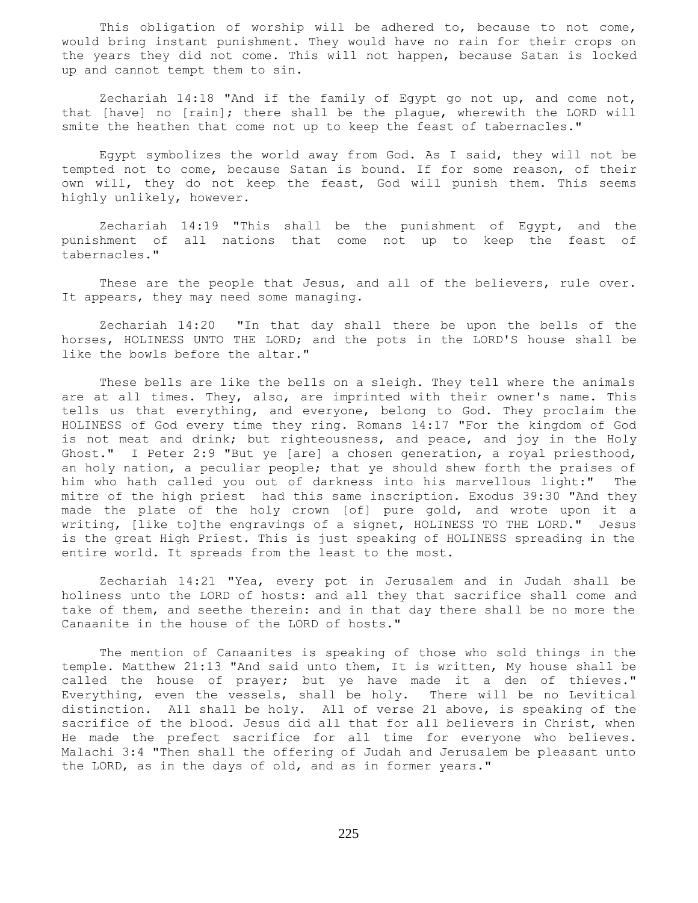This obligation of worship will be adhered to, because to not come, would bring instant punishment. They would have no rain for their crops on the years they did not come. This will not happen, because Satan is locked up and cannot tempt them to sin.

Zechariah 14:18 "And if the family of Egypt go not up, and come not, that [have] no [rain]; there shall be the plague, wherewith the LORD will smite the heathen that come not up to keep the feast of tabernacles."

Egypt symbolizes the world away from God. As I said, they will not be tempted not to come, because Satan is bound. If for some reason, of their own will, they do not keep the feast, God will punish them. This seems highly unlikely, however.

Zechariah 14:19 "This shall be the punishment of Egypt, and the punishment of all nations that come not up to keep the feast of tabernacles."

These are the people that Jesus, and all of the believers, rule over. It appears, they may need some managing.

Zechariah 14:20 "In that day shall there be upon the bells of the horses, HOLINESS UNTO THE LORD; and the pots in the LORD'S house shall be like the bowls before the altar."

These bells are like the bells on a sleigh. They tell where the animals are at all times. They, also, are imprinted with their owner's name. This tells us that everything, and everyone, belong to God. They proclaim the HOLINESS of God every time they ring. Romans 14:17 "For the kingdom of God is not meat and drink; but righteousness, and peace, and joy in the Holy Ghost." I Peter 2:9 "But ye [are] a chosen generation, a royal priesthood, an holy nation, a peculiar people; that ye should shew forth the praises of him who hath called you out of darkness into his marvellous light:" The mitre of the high priest had this same inscription. Exodus 39:30 "And they made the plate of the holy crown [of] pure gold, and wrote upon it a writing, [like to]the engravings of a signet, HOLINESS TO THE LORD." Jesus is the great High Priest. This is just speaking of HOLINESS spreading in the entire world. It spreads from the least to the most.

Zechariah 14:21 "Yea, every pot in Jerusalem and in Judah shall be holiness unto the LORD of hosts: and all they that sacrifice shall come and take of them, and seethe therein: and in that day there shall be no more the Canaanite in the house of the LORD of hosts."

The mention of Canaanites is speaking of those who sold things in the temple. Matthew 21:13 "And said unto them, It is written, My house shall be called the house of prayer; but ye have made it a den of thieves." Everything, even the vessels, shall be holy. There will be no Levitical distinction. All shall be holy. All of verse 21 above, is speaking of the sacrifice of the blood. Jesus did all that for all believers in Christ, when He made the prefect sacrifice for all time for everyone who believes. Malachi 3:4 "Then shall the offering of Judah and Jerusalem be pleasant unto the LORD, as in the days of old, and as in former years."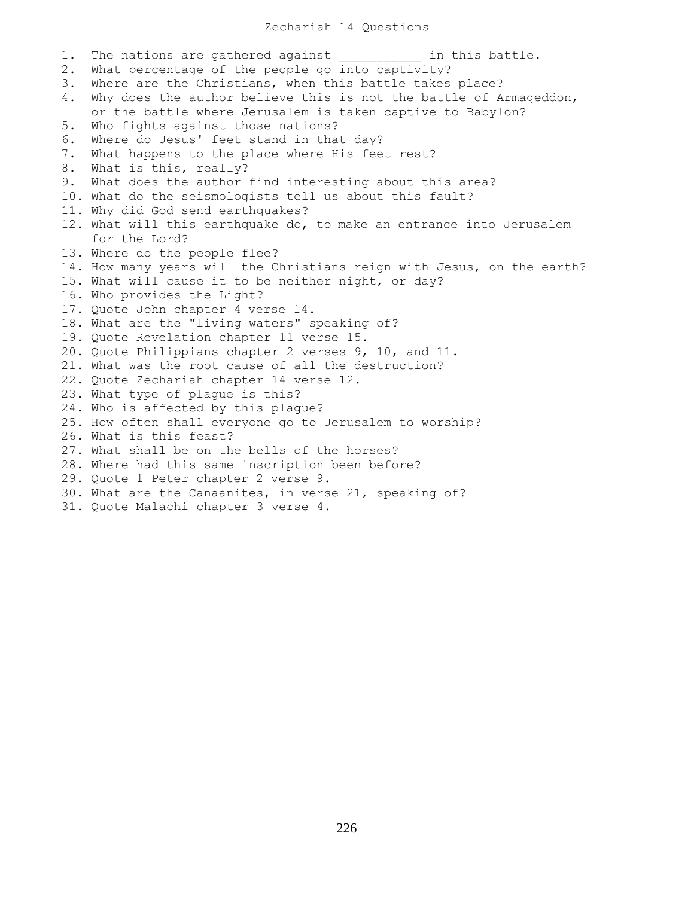# Zechariah 14 Questions

1. The nations are gathered against ___________ in this battle.
2. What percentage of the people go into captivity?
3. Where are the Christians, when this battle takes place?
4. Why does the author believe this is not the battle of Armageddon, or the battle where Jerusalem is taken captive to Babylon?
5. Who fights against those nations?
6. Where do Jesus' feet stand in that day?
7. What happens to the place where His feet rest?
8. What is this, really?
9. What does the author find interesting about this area?
10. What do the seismologists tell us about this fault?
11. Why did God send earthquakes?
12. What will this earthquake do, to make an entrance into Jerusalem for the Lord?
13. Where do the people flee?
14. How many years will the Christians reign with Jesus, on the earth?
15. What will cause it to be neither night, or day?
16. Who provides the Light?
17. Quote John chapter 4 verse 14.
18. What are the "living waters" speaking of?
19. Quote Revelation chapter 11 verse 15.
20. Quote Philippians chapter 2 verses 9, 10, and 11.
21. What was the root cause of all the destruction?
22. Quote Zechariah chapter 14 verse 12.
23. What type of plague is this?
24. Who is affected by this plague?
25. How often shall everyone go to Jerusalem to worship?
26. What is this feast?
27. What shall be on the bells of the horses?
28. Where had this same inscription been before?
29. Quote 1 Peter chapter 2 verse 9.
30. What are the Canaanites, in verse 21, speaking of?
31. Quote Malachi chapter 3 verse 4.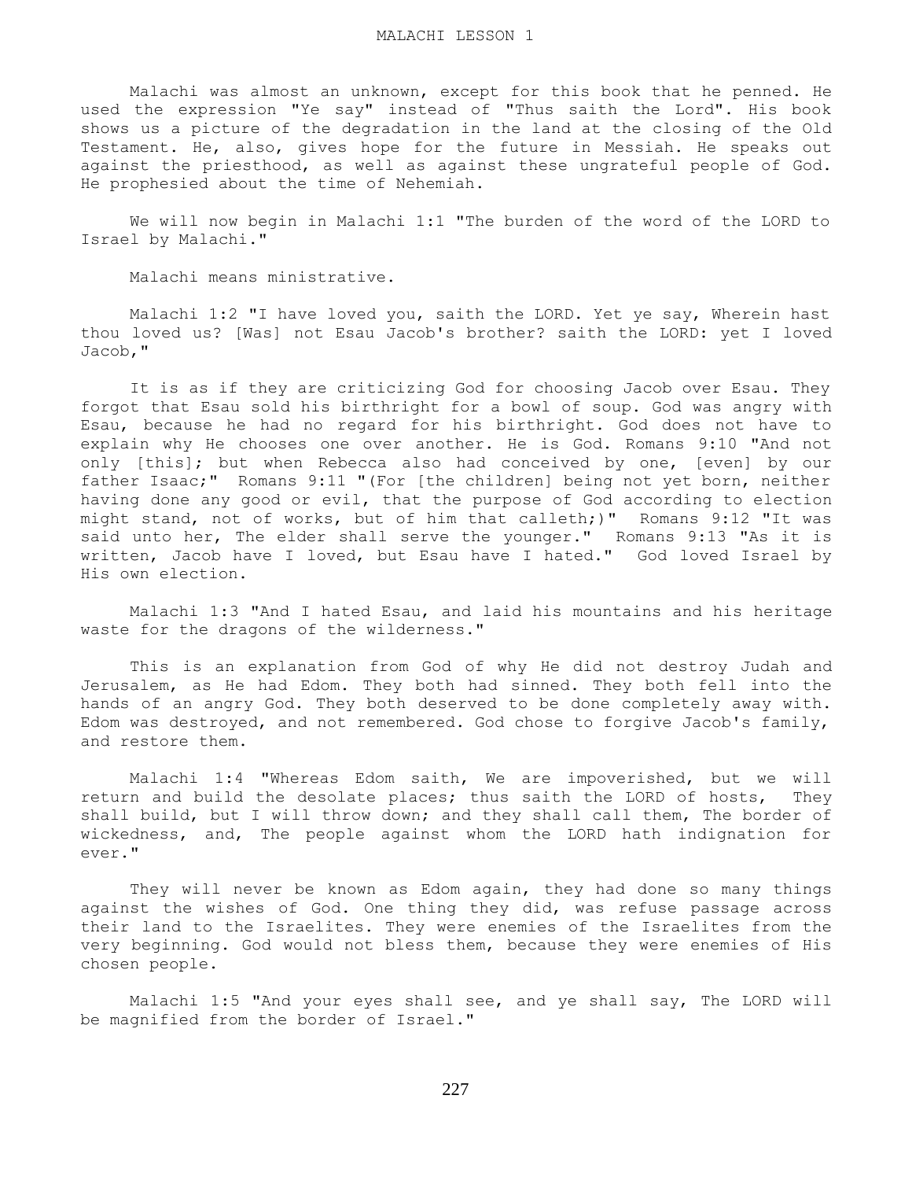# MALACHI LESSON 1

Malachi was almost an unknown, except for this book that he penned. He used the expression "Ye say" instead of "Thus saith the Lord". His book shows us a picture of the degradation in the land at the closing of the Old Testament. He, also, gives hope for the future in Messiah. He speaks out against the priesthood, as well as against these ungrateful people of God. He prophesied about the time of Nehemiah.

We will now begin in Malachi 1:1 "The burden of the word of the LORD to Israel by Malachi."

Malachi means ministrative.

Malachi 1:2 "I have loved you, saith the LORD. Yet ye say, Wherein hast thou loved us? [Was] not Esau Jacob's brother? saith the LORD: yet I loved Jacob,"

It is as if they are criticizing God for choosing Jacob over Esau. They forgot that Esau sold his birthright for a bowl of soup. God was angry with Esau, because he had no regard for his birthright. God does not have to explain why He chooses one over another. He is God. Romans 9:10 "And not only [this]; but when Rebecca also had conceived by one, [even] by our father Isaac;" Romans 9:11 "(For [the children] being not yet born, neither having done any good or evil, that the purpose of God according to election might stand, not of works, but of him that calleth;)" Romans 9:12 "It was said unto her, The elder shall serve the younger." Romans 9:13 "As it is written, Jacob have I loved, but Esau have I hated." God loved Israel by His own election.

Malachi 1:3 "And I hated Esau, and laid his mountains and his heritage waste for the dragons of the wilderness."

This is an explanation from God of why He did not destroy Judah and Jerusalem, as He had Edom. They both had sinned. They both fell into the hands of an angry God. They both deserved to be done completely away with. Edom was destroyed, and not remembered. God chose to forgive Jacob's family, and restore them.

Malachi 1:4 "Whereas Edom saith, We are impoverished, but we will return and build the desolate places; thus saith the LORD of hosts, They shall build, but I will throw down; and they shall call them, The border of wickedness, and, The people against whom the LORD hath indignation for ever."

They will never be known as Edom again, they had done so many things against the wishes of God. One thing they did, was refuse passage across their land to the Israelites. They were enemies of the Israelites from the very beginning. God would not bless them, because they were enemies of His chosen people.

Malachi 1:5 "And your eyes shall see, and ye shall say, The LORD will be magnified from the border of Israel."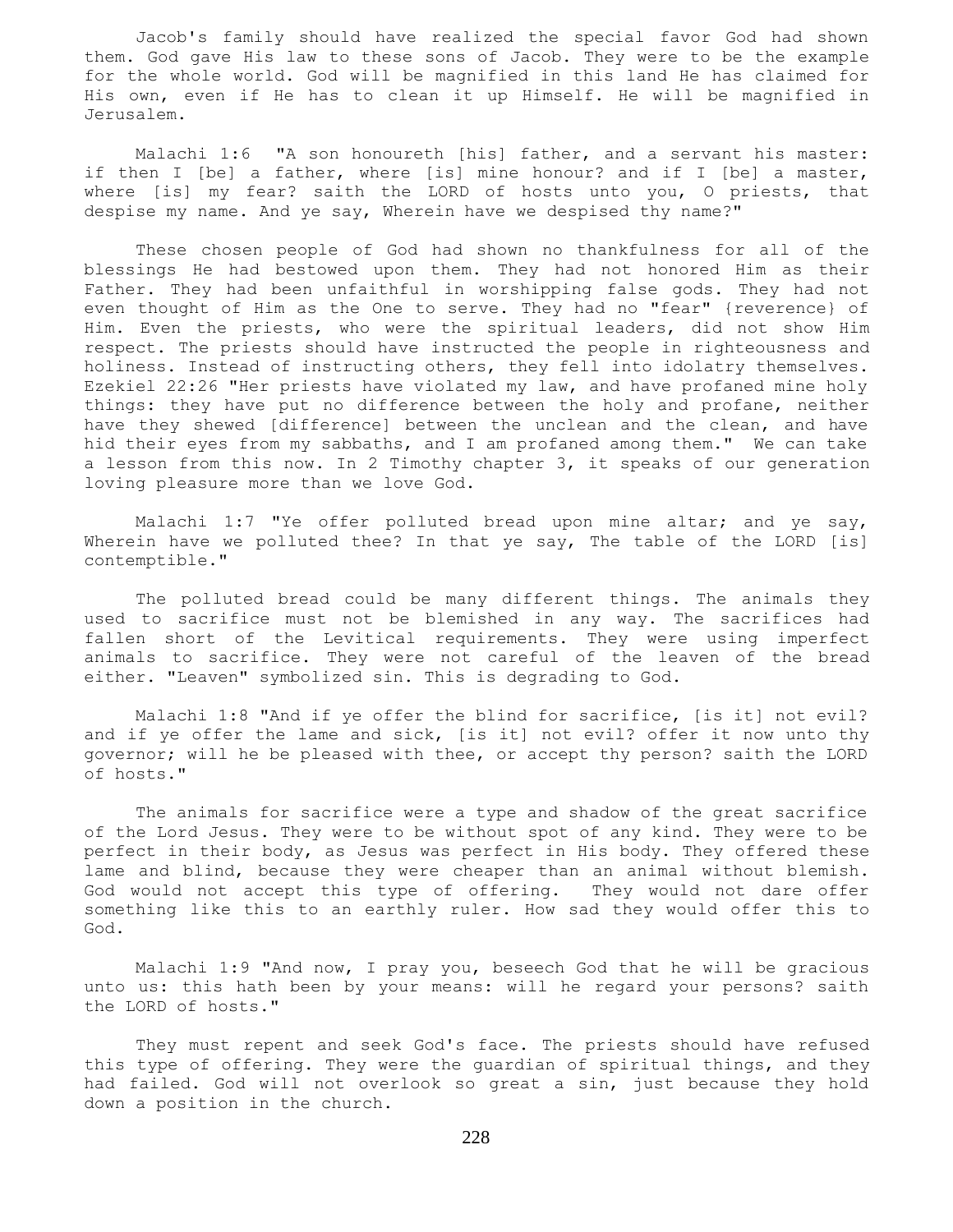Jacob's family should have realized the special favor God had shown them. God gave His law to these sons of Jacob. They were to be the example for the whole world. God will be magnified in this land He has claimed for His own, even if He has to clean it up Himself. He will be magnified in Jerusalem.

Malachi 1:6 "A son honoureth [his] father, and a servant his master: if then I [be] a father, where [is] mine honour? and if I [be] a master, where [is] my fear? saith the LORD of hosts unto you, O priests, that despise my name. And ye say, Wherein have we despised thy name?"

These chosen people of God had shown no thankfulness for all of the blessings He had bestowed upon them. They had not honored Him as their Father. They had been unfaithful in worshipping false gods. They had not even thought of Him as the One to serve. They had no "fear" {reverence} of Him. Even the priests, who were the spiritual leaders, did not show Him respect. The priests should have instructed the people in righteousness and holiness. Instead of instructing others, they fell into idolatry themselves. Ezekiel 22:26 "Her priests have violated my law, and have profaned mine holy things: they have put no difference between the holy and profane, neither have they shewed [difference] between the unclean and the clean, and have hid their eyes from my sabbaths, and I am profaned among them." We can take a lesson from this now. In 2 Timothy chapter 3, it speaks of our generation loving pleasure more than we love God.

Malachi 1:7 "Ye offer polluted bread upon mine altar; and ye say, Wherein have we polluted thee? In that ye say, The table of the LORD [is] contemptible."

The polluted bread could be many different things. The animals they used to sacrifice must not be blemished in any way. The sacrifices had fallen short of the Levitical requirements. They were using imperfect animals to sacrifice. They were not careful of the leaven of the bread either. "Leaven" symbolized sin. This is degrading to God.

Malachi 1:8 "And if ye offer the blind for sacrifice, [is it] not evil? and if ye offer the lame and sick, [is it] not evil? offer it now unto thy governor; will he be pleased with thee, or accept thy person? saith the LORD of hosts."

The animals for sacrifice were a type and shadow of the great sacrifice of the Lord Jesus. They were to be without spot of any kind. They were to be perfect in their body, as Jesus was perfect in His body. They offered these lame and blind, because they were cheaper than an animal without blemish. God would not accept this type of offering. They would not dare offer something like this to an earthly ruler. How sad they would offer this to God.

Malachi 1:9 "And now, I pray you, beseech God that he will be gracious unto us: this hath been by your means: will he regard your persons? saith the LORD of hosts."

They must repent and seek God's face. The priests should have refused this type of offering. They were the guardian of spiritual things, and they had failed. God will not overlook so great a sin, just because they hold down a position in the church.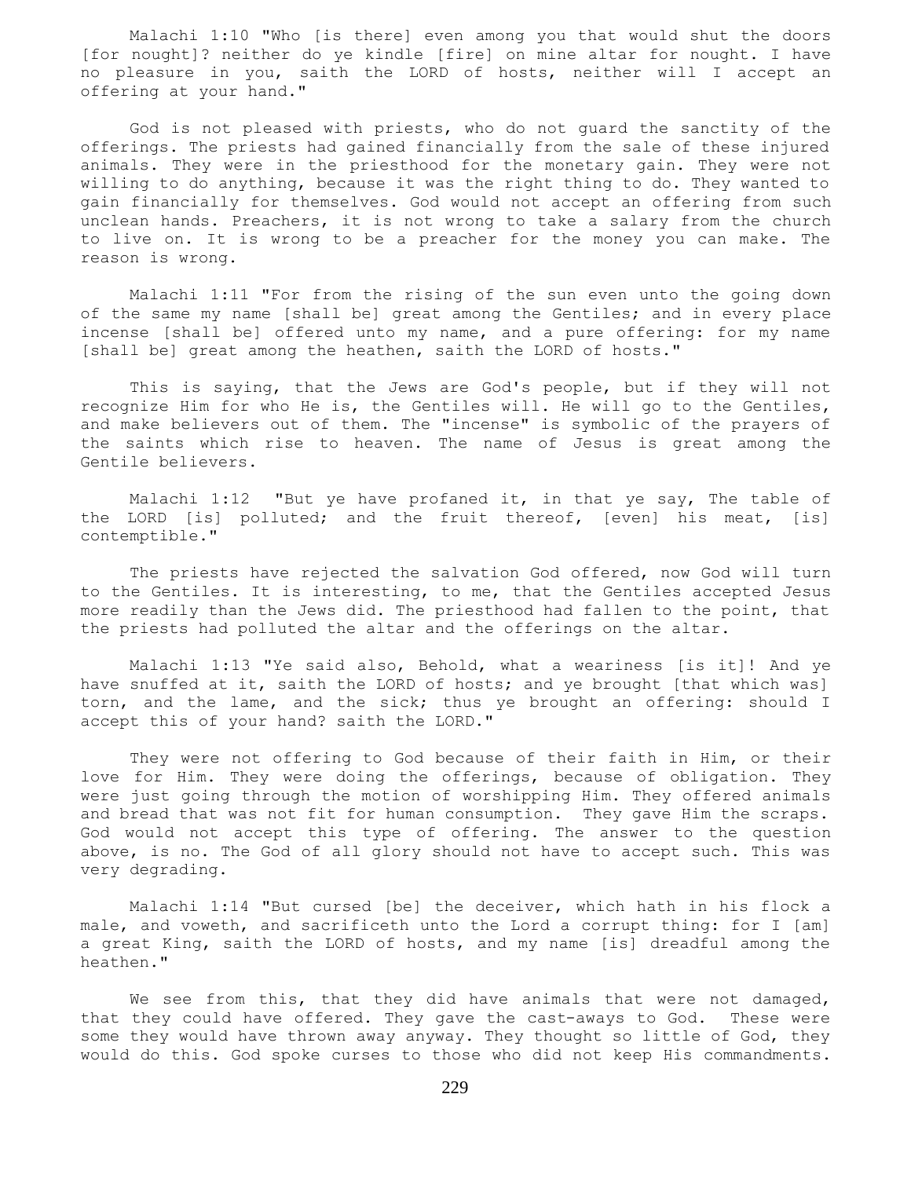Malachi 1:10 "Who [is there] even among you that would shut the doors [for nought]? neither do ye kindle [fire] on mine altar for nought. I have no pleasure in you, saith the LORD of hosts, neither will I accept an offering at your hand."

God is not pleased with priests, who do not guard the sanctity of the offerings. The priests had gained financially from the sale of these injured animals. They were in the priesthood for the monetary gain. They were not willing to do anything, because it was the right thing to do. They wanted to gain financially for themselves. God would not accept an offering from such unclean hands. Preachers, it is not wrong to take a salary from the church to live on. It is wrong to be a preacher for the money you can make. The reason is wrong.

Malachi 1:11 "For from the rising of the sun even unto the going down of the same my name [shall be] great among the Gentiles; and in every place incense [shall be] offered unto my name, and a pure offering: for my name [shall be] great among the heathen, saith the LORD of hosts."

This is saying, that the Jews are God's people, but if they will not recognize Him for who He is, the Gentiles will. He will go to the Gentiles, and make believers out of them. The "incense" is symbolic of the prayers of the saints which rise to heaven. The name of Jesus is great among the Gentile believers.

Malachi 1:12 "But ye have profaned it, in that ye say, The table of the LORD [is] polluted; and the fruit thereof, [even] his meat, [is] contemptible."

The priests have rejected the salvation God offered, now God will turn to the Gentiles. It is interesting, to me, that the Gentiles accepted Jesus more readily than the Jews did. The priesthood had fallen to the point, that the priests had polluted the altar and the offerings on the altar.

Malachi 1:13 "Ye said also, Behold, what a weariness [is it]! And ye have snuffed at it, saith the LORD of hosts; and ye brought [that which was] torn, and the lame, and the sick; thus ye brought an offering: should I accept this of your hand? saith the LORD."

They were not offering to God because of their faith in Him, or their love for Him. They were doing the offerings, because of obligation. They were just going through the motion of worshipping Him. They offered animals and bread that was not fit for human consumption. They gave Him the scraps. God would not accept this type of offering. The answer to the question above, is no. The God of all glory should not have to accept such. This was very degrading.

Malachi 1:14 "But cursed [be] the deceiver, which hath in his flock a male, and voweth, and sacrificeth unto the Lord a corrupt thing: for I [am] a great King, saith the LORD of hosts, and my name [is] dreadful among the heathen."

We see from this, that they did have animals that were not damaged, that they could have offered. They gave the cast-aways to God. These were some they would have thrown away anyway. They thought so little of God, they would do this. God spoke curses to those who did not keep His commandments.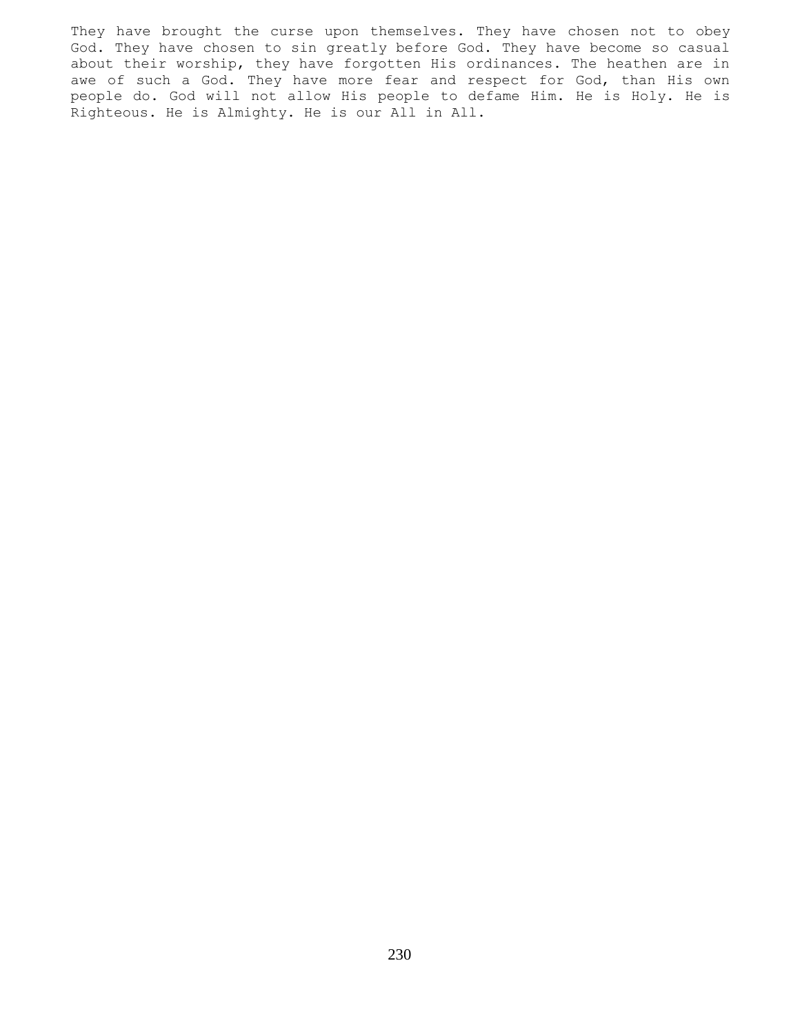They have brought the curse upon themselves. They have chosen not to obey God. They have chosen to sin greatly before God. They have become so casual about their worship, they have forgotten His ordinances. The heathen are in awe of such a God. They have more fear and respect for God, than His own people do. God will not allow His people to defame Him. He is Holy. He is Righteous. He is Almighty. He is our All in All.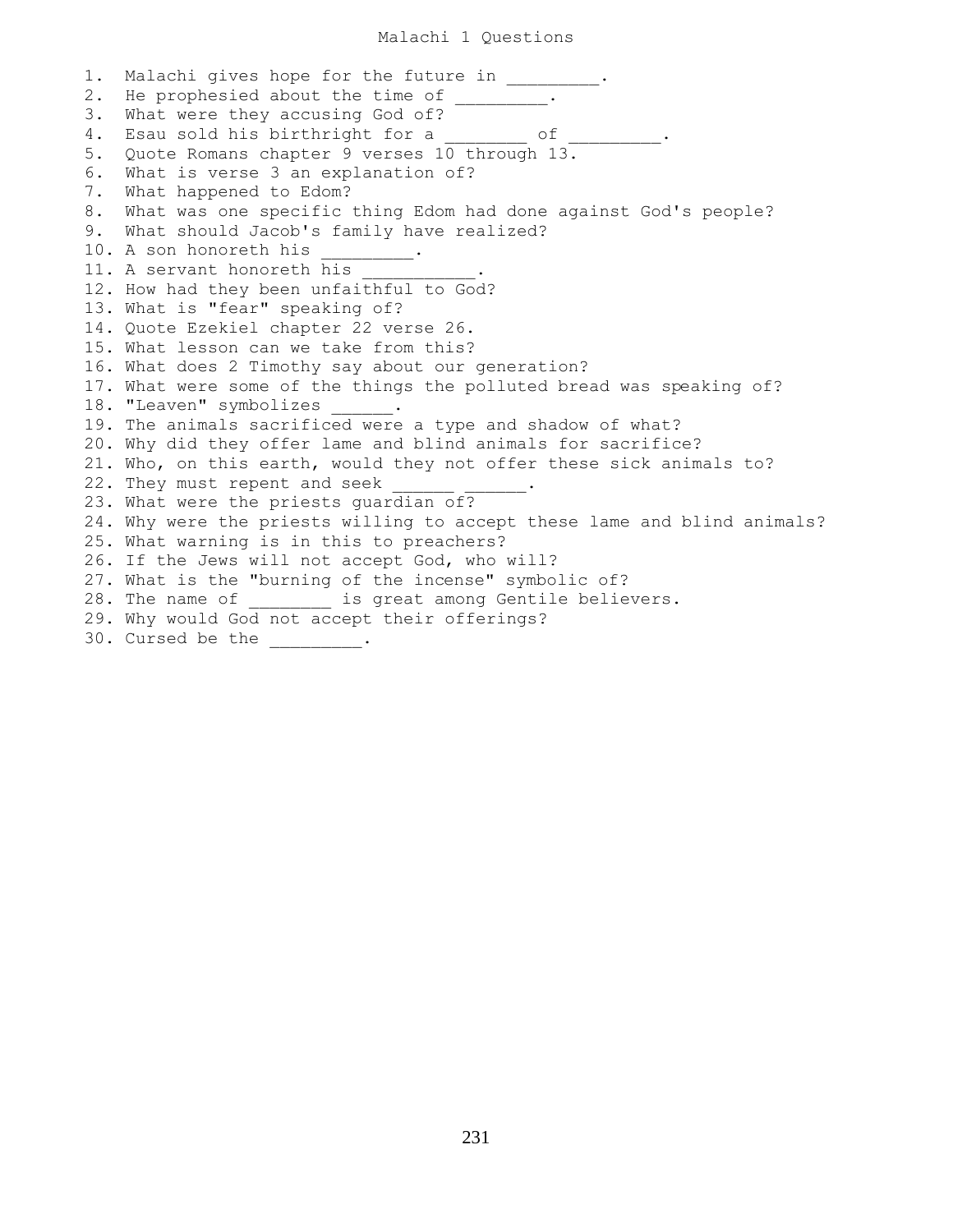# Malachi 1 Questions

1. Malachi gives hope for the future in _________.
2. He prophesied about the time of _________.
3. What were they accusing God of?
4. Esau sold his birthright for a ________ of _________.
5. Quote Romans chapter 9 verses 10 through 13.
6. What is verse 3 an explanation of?
7. What happened to Edom?
8. What was one specific thing Edom had done against God's people?
9. What should Jacob's family have realized?
10. A son honoreth his _________.
11. A servant honoreth his ___________.
12. How had they been unfaithful to God?
13. What is "fear" speaking of?
14. Quote Ezekiel chapter 22 verse 26.
15. What lesson can we take from this?
16. What does 2 Timothy say about our generation?
17. What were some of the things the polluted bread was speaking of?
18. "Leaven" symbolizes ______.
19. The animals sacrificed were a type and shadow of what?
20. Why did they offer lame and blind animals for sacrifice?
21. Who, on this earth, would they not offer these sick animals to?
22. They must repent and seek ______ ______.
23. What were the priests guardian of?
24. Why were the priests willing to accept these lame and blind animals?
25. What warning is in this to preachers?
26. If the Jews will not accept God, who will?
27. What is the "burning of the incense" symbolic of?
28. The name of ________ is great among Gentile believers.
29. Why would God not accept their offerings?
30. Cursed be the _________.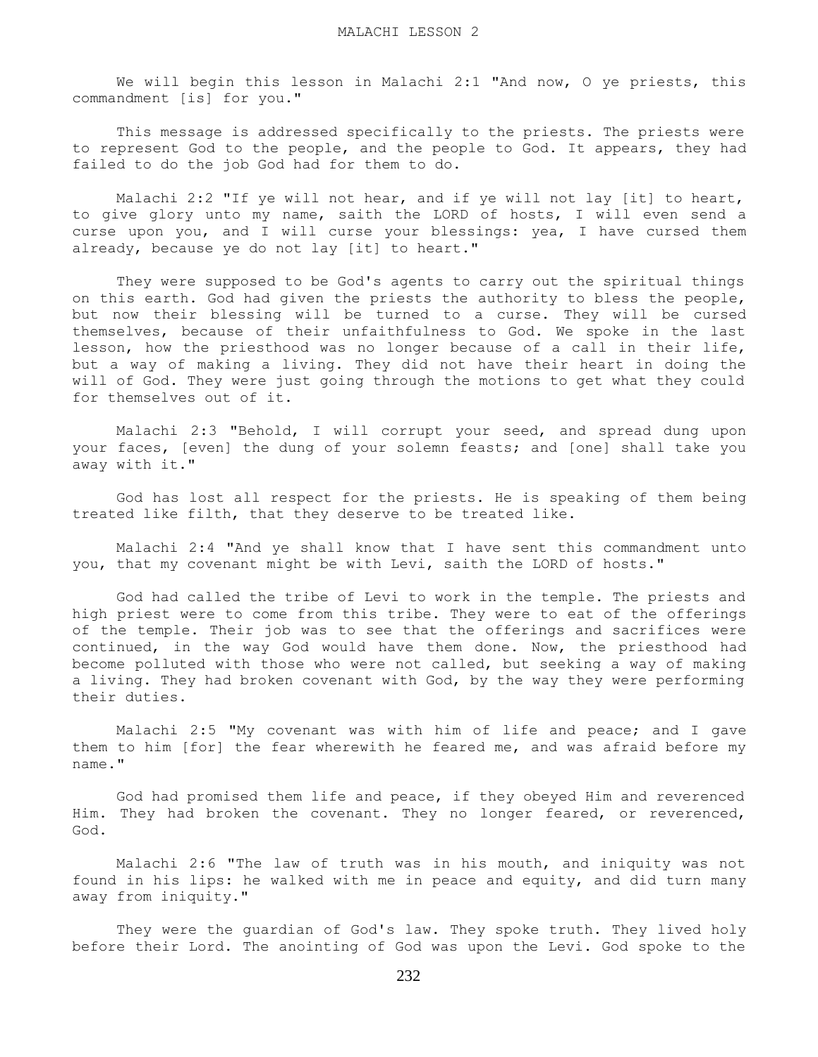# MALACHI LESSON 2

We will begin this lesson in Malachi 2:1 "And now, O ye priests, this commandment [is] for you."

This message is addressed specifically to the priests. The priests were to represent God to the people, and the people to God. It appears, they had failed to do the job God had for them to do.

Malachi 2:2 "If ye will not hear, and if ye will not lay [it] to heart, to give glory unto my name, saith the LORD of hosts, I will even send a curse upon you, and I will curse your blessings: yea, I have cursed them already, because ye do not lay [it] to heart."

They were supposed to be God's agents to carry out the spiritual things on this earth. God had given the priests the authority to bless the people, but now their blessing will be turned to a curse. They will be cursed themselves, because of their unfaithfulness to God. We spoke in the last lesson, how the priesthood was no longer because of a call in their life, but a way of making a living. They did not have their heart in doing the will of God. They were just going through the motions to get what they could for themselves out of it.

Malachi 2:3 "Behold, I will corrupt your seed, and spread dung upon your faces, [even] the dung of your solemn feasts; and [one] shall take you away with it."

God has lost all respect for the priests. He is speaking of them being treated like filth, that they deserve to be treated like.

Malachi 2:4 "And ye shall know that I have sent this commandment unto you, that my covenant might be with Levi, saith the LORD of hosts."

God had called the tribe of Levi to work in the temple. The priests and high priest were to come from this tribe. They were to eat of the offerings of the temple. Their job was to see that the offerings and sacrifices were continued, in the way God would have them done. Now, the priesthood had become polluted with those who were not called, but seeking a way of making a living. They had broken covenant with God, by the way they were performing their duties.

Malachi 2:5 "My covenant was with him of life and peace; and I gave them to him [for] the fear wherewith he feared me, and was afraid before my name."

God had promised them life and peace, if they obeyed Him and reverenced Him. They had broken the covenant. They no longer feared, or reverenced, God.

Malachi 2:6 "The law of truth was in his mouth, and iniquity was not found in his lips: he walked with me in peace and equity, and did turn many away from iniquity."

They were the guardian of God's law. They spoke truth. They lived holy before their Lord. The anointing of God was upon the Levi. God spoke to the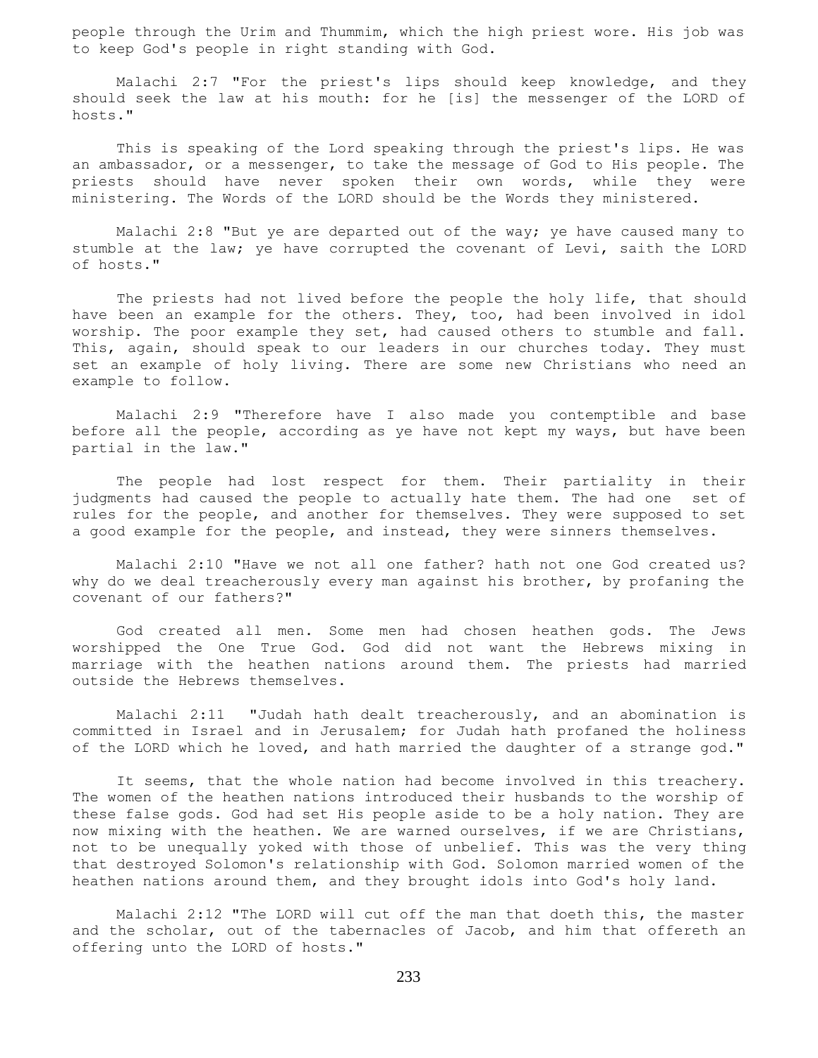people through the Urim and Thummim, which the high priest wore. His job was to keep God's people in right standing with God.

Malachi 2:7 "For the priest's lips should keep knowledge, and they should seek the law at his mouth: for he [is] the messenger of the LORD of hosts."

This is speaking of the Lord speaking through the priest's lips. He was an ambassador, or a messenger, to take the message of God to His people. The priests should have never spoken their own words, while they were ministering. The Words of the LORD should be the Words they ministered.

Malachi 2:8 "But ye are departed out of the way; ye have caused many to stumble at the law; ye have corrupted the covenant of Levi, saith the LORD of hosts."

The priests had not lived before the people the holy life, that should have been an example for the others. They, too, had been involved in idol worship. The poor example they set, had caused others to stumble and fall. This, again, should speak to our leaders in our churches today. They must set an example of holy living. There are some new Christians who need an example to follow.

Malachi 2:9 "Therefore have I also made you contemptible and base before all the people, according as ye have not kept my ways, but have been partial in the law."

The people had lost respect for them. Their partiality in their judgments had caused the people to actually hate them. The had one set of rules for the people, and another for themselves. They were supposed to set a good example for the people, and instead, they were sinners themselves.

Malachi 2:10 "Have we not all one father? hath not one God created us? why do we deal treacherously every man against his brother, by profaning the covenant of our fathers?"

God created all men. Some men had chosen heathen gods. The Jews worshipped the One True God. God did not want the Hebrews mixing in marriage with the heathen nations around them. The priests had married outside the Hebrews themselves.

Malachi 2:11 "Judah hath dealt treacherously, and an abomination is committed in Israel and in Jerusalem; for Judah hath profaned the holiness of the LORD which he loved, and hath married the daughter of a strange god."

It seems, that the whole nation had become involved in this treachery. The women of the heathen nations introduced their husbands to the worship of these false gods. God had set His people aside to be a holy nation. They are now mixing with the heathen. We are warned ourselves, if we are Christians, not to be unequally yoked with those of unbelief. This was the very thing that destroyed Solomon's relationship with God. Solomon married women of the heathen nations around them, and they brought idols into God's holy land.

Malachi 2:12 "The LORD will cut off the man that doeth this, the master and the scholar, out of the tabernacles of Jacob, and him that offereth an offering unto the LORD of hosts."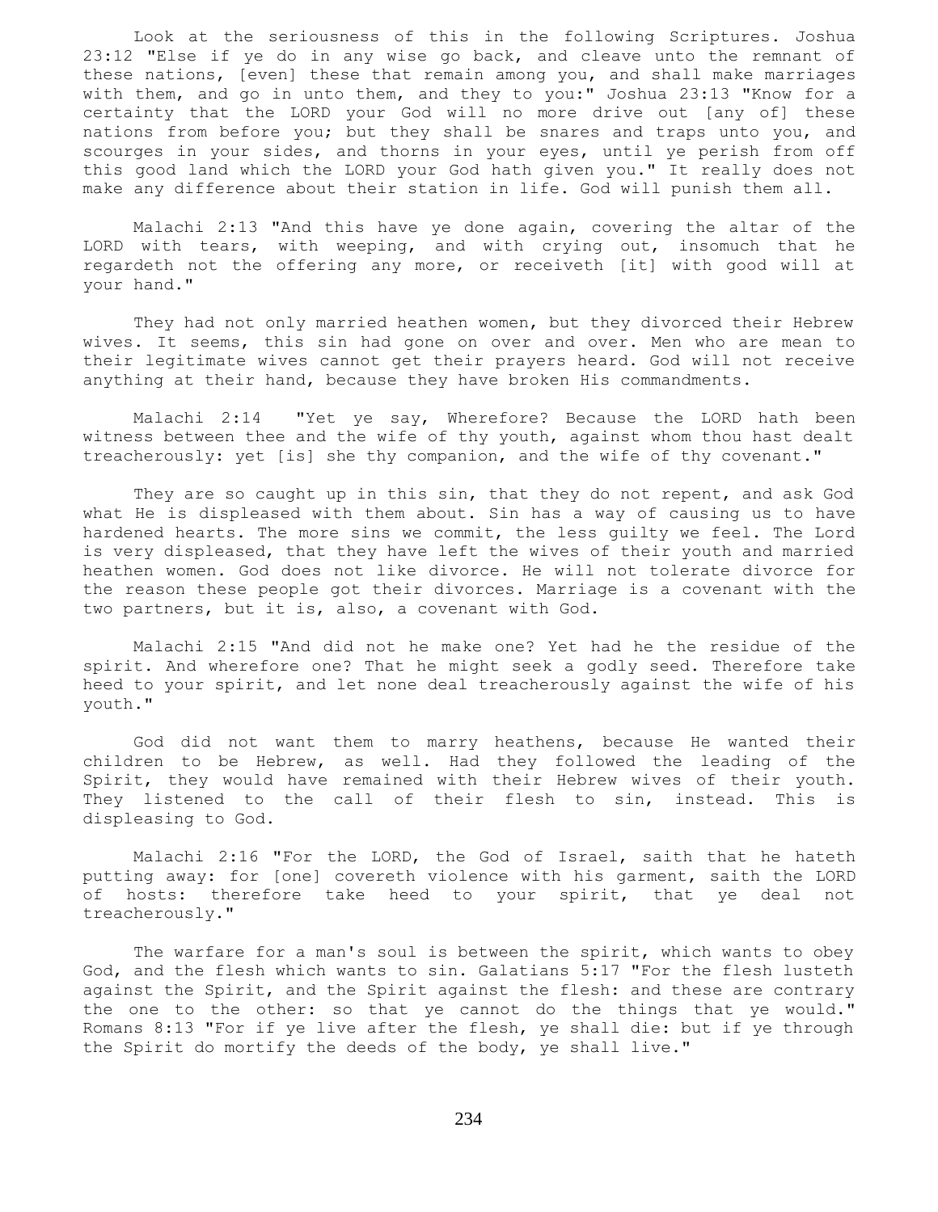Look at the seriousness of this in the following Scriptures. Joshua 23:12 "Else if ye do in any wise go back, and cleave unto the remnant of these nations, [even] these that remain among you, and shall make marriages with them, and go in unto them, and they to you:" Joshua 23:13 "Know for a certainty that the LORD your God will no more drive out [any of] these nations from before you; but they shall be snares and traps unto you, and scourges in your sides, and thorns in your eyes, until ye perish from off this good land which the LORD your God hath given you." It really does not make any difference about their station in life. God will punish them all.

Malachi 2:13 "And this have ye done again, covering the altar of the LORD with tears, with weeping, and with crying out, insomuch that he regardeth not the offering any more, or receiveth [it] with good will at your hand."

They had not only married heathen women, but they divorced their Hebrew wives. It seems, this sin had gone on over and over. Men who are mean to their legitimate wives cannot get their prayers heard. God will not receive anything at their hand, because they have broken His commandments.

Malachi 2:14 "Yet ye say, Wherefore? Because the LORD hath been witness between thee and the wife of thy youth, against whom thou hast dealt treacherously: yet [is] she thy companion, and the wife of thy covenant."

They are so caught up in this sin, that they do not repent, and ask God what He is displeased with them about. Sin has a way of causing us to have hardened hearts. The more sins we commit, the less guilty we feel. The Lord is very displeased, that they have left the wives of their youth and married heathen women. God does not like divorce. He will not tolerate divorce for the reason these people got their divorces. Marriage is a covenant with the two partners, but it is, also, a covenant with God.

Malachi 2:15 "And did not he make one? Yet had he the residue of the spirit. And wherefore one? That he might seek a godly seed. Therefore take heed to your spirit, and let none deal treacherously against the wife of his youth."

God did not want them to marry heathens, because He wanted their children to be Hebrew, as well. Had they followed the leading of the Spirit, they would have remained with their Hebrew wives of their youth. They listened to the call of their flesh to sin, instead. This is displeasing to God.

Malachi 2:16 "For the LORD, the God of Israel, saith that he hateth putting away: for [one] covereth violence with his garment, saith the LORD of hosts: therefore take heed to your spirit, that ye deal not treacherously."

The warfare for a man's soul is between the spirit, which wants to obey God, and the flesh which wants to sin. Galatians 5:17 "For the flesh lusteth against the Spirit, and the Spirit against the flesh: and these are contrary the one to the other: so that ye cannot do the things that ye would." Romans 8:13 "For if ye live after the flesh, ye shall die: but if ye through the Spirit do mortify the deeds of the body, ye shall live."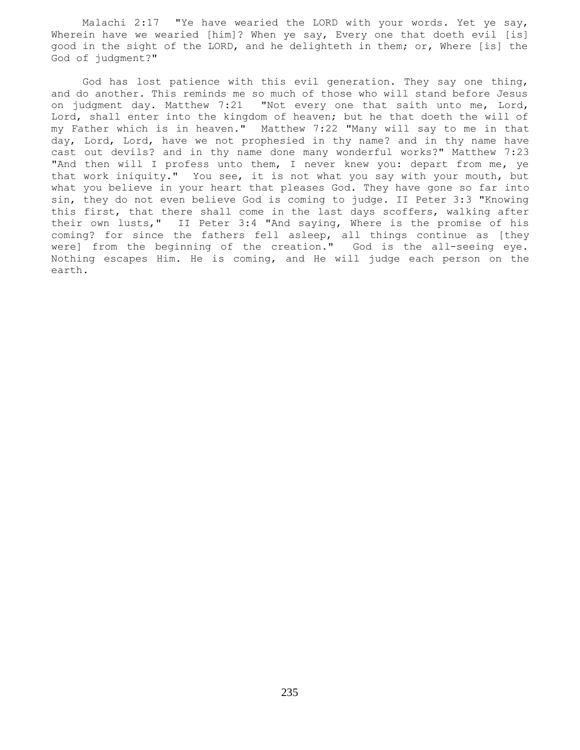Malachi 2:17 "Ye have wearied the LORD with your words. Yet ye say, Wherein have we wearied [him]? When ye say, Every one that doeth evil [is] good in the sight of the LORD, and he delighteth in them; or, Where [is] the God of judgment?"

God has lost patience with this evil generation. They say one thing, and do another. This reminds me so much of those who will stand before Jesus on judgment day. Matthew 7:21 "Not every one that saith unto me, Lord, Lord, shall enter into the kingdom of heaven; but he that doeth the will of my Father which is in heaven." Matthew 7:22 "Many will say to me in that day, Lord, Lord, have we not prophesied in thy name? and in thy name have cast out devils? and in thy name done many wonderful works?" Matthew 7:23 "And then will I profess unto them, I never knew you: depart from me, ye that work iniquity." You see, it is not what you say with your mouth, but what you believe in your heart that pleases God. They have gone so far into sin, they do not even believe God is coming to judge. II Peter 3:3 "Knowing this first, that there shall come in the last days scoffers, walking after their own lusts," II Peter 3:4 "And saying, Where is the promise of his coming? for since the fathers fell asleep, all things continue as [they were] from the beginning of the creation." God is the all-seeing eye. Nothing escapes Him. He is coming, and He will judge each person on the earth.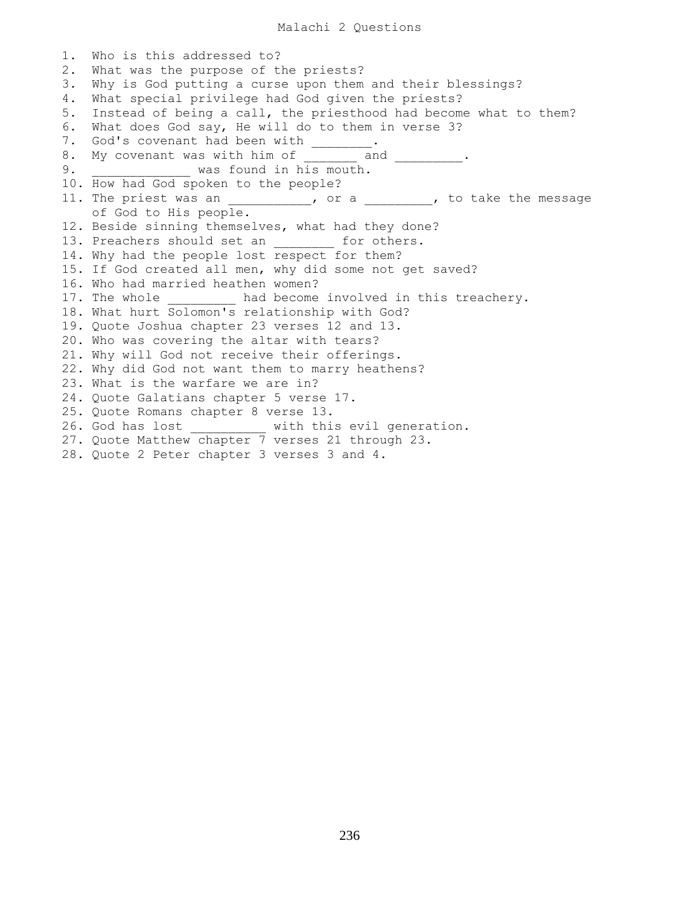# Malachi 2 Questions

1. Who is this addressed to?
2. What was the purpose of the priests?
3. Why is God putting a curse upon them and their blessings?
4. What special privilege had God given the priests?
5. Instead of being a call, the priesthood had become what to them?
6. What does God say, He will do to them in verse 3?
7. God's covenant had been with ________.
8. My covenant was with him of _______ and _________.
9. _____________ was found in his mouth.
10. How had God spoken to the people?
11. The priest was an ___________, or a _________, to take the message of God to His people.
12. Beside sinning themselves, what had they done?
13. Preachers should set an ________ for others.
14. Why had the people lost respect for them?
15. If God created all men, why did some not get saved?
16. Who had married heathen women?
17. The whole _________ had become involved in this treachery.
18. What hurt Solomon's relationship with God?
19. Quote Joshua chapter 23 verses 12 and 13.
20. Who was covering the altar with tears?
21. Why will God not receive their offerings.
22. Why did God not want them to marry heathens?
23. What is the warfare we are in?
24. Quote Galatians chapter 5 verse 17.
25. Quote Romans chapter 8 verse 13.
26. God has lost __________ with this evil generation.
27. Quote Matthew chapter 7 verses 21 through 23.
28. Quote 2 Peter chapter 3 verses 3 and 4.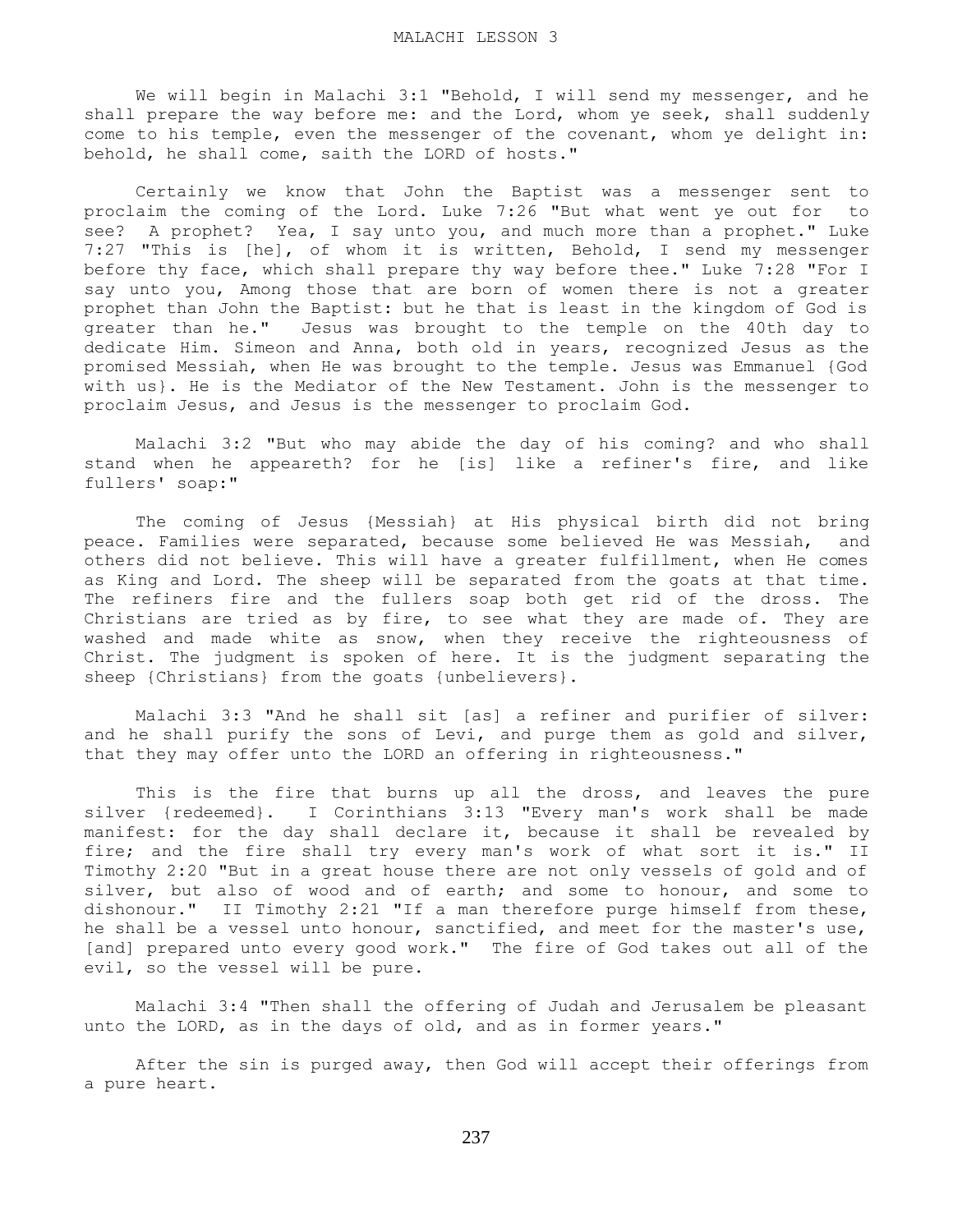We will begin in Malachi 3:1 "Behold, I will send my messenger, and he shall prepare the way before me: and the Lord, whom ye seek, shall suddenly come to his temple, even the messenger of the covenant, whom ye delight in: behold, he shall come, saith the LORD of hosts."

Certainly we know that John the Baptist was a messenger sent to proclaim the coming of the Lord. Luke 7:26 "But what went ye out for to see? A prophet? Yea, I say unto you, and much more than a prophet." Luke 7:27 "This is [he], of whom it is written, Behold, I send my messenger before thy face, which shall prepare thy way before thee." Luke 7:28 "For I say unto you, Among those that are born of women there is not a greater prophet than John the Baptist: but he that is least in the kingdom of God is greater than he." Jesus was brought to the temple on the 40th day to dedicate Him. Simeon and Anna, both old in years, recognized Jesus as the promised Messiah, when He was brought to the temple. Jesus was Emmanuel {God with us}. He is the Mediator of the New Testament. John is the messenger to proclaim Jesus, and Jesus is the messenger to proclaim God.

Malachi 3:2 "But who may abide the day of his coming? and who shall stand when he appeareth? for he [is] like a refiner's fire, and like fullers' soap:"

The coming of Jesus {Messiah} at His physical birth did not bring peace. Families were separated, because some believed He was Messiah, and others did not believe. This will have a greater fulfillment, when He comes as King and Lord. The sheep will be separated from the goats at that time. The refiners fire and the fullers soap both get rid of the dross. The Christians are tried as by fire, to see what they are made of. They are washed and made white as snow, when they receive the righteousness of Christ. The judgment is spoken of here. It is the judgment separating the sheep {Christians} from the goats {unbelievers}.

Malachi 3:3 "And he shall sit [as] a refiner and purifier of silver: and he shall purify the sons of Levi, and purge them as gold and silver, that they may offer unto the LORD an offering in righteousness."

This is the fire that burns up all the dross, and leaves the pure silver {redeemed}. I Corinthians 3:13 "Every man's work shall be made manifest: for the day shall declare it, because it shall be revealed by fire; and the fire shall try every man's work of what sort it is." II Timothy 2:20 "But in a great house there are not only vessels of gold and of silver, but also of wood and of earth; and some to honour, and some to dishonour." II Timothy 2:21 "If a man therefore purge himself from these, he shall be a vessel unto honour, sanctified, and meet for the master's use, [and] prepared unto every good work." The fire of God takes out all of the evil, so the vessel will be pure.

Malachi 3:4 "Then shall the offering of Judah and Jerusalem be pleasant unto the LORD, as in the days of old, and as in former years."

After the sin is purged away, then God will accept their offerings from a pure heart.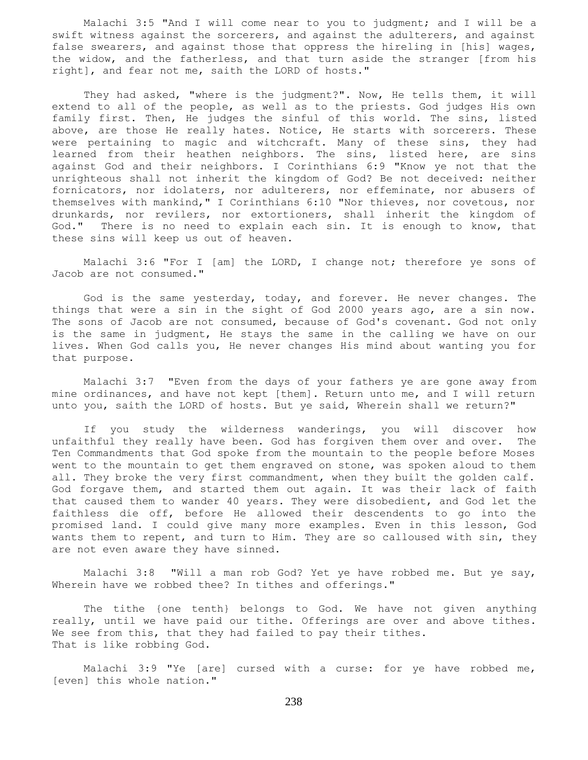Malachi 3:5 "And I will come near to you to judgment; and I will be a swift witness against the sorcerers, and against the adulterers, and against false swearers, and against those that oppress the hireling in [his] wages, the widow, and the fatherless, and that turn aside the stranger [from his right], and fear not me, saith the LORD of hosts."

They had asked, "where is the judgment?". Now, He tells them, it will extend to all of the people, as well as to the priests. God judges His own family first. Then, He judges the sinful of this world. The sins, listed above, are those He really hates. Notice, He starts with sorcerers. These were pertaining to magic and witchcraft. Many of these sins, they had learned from their heathen neighbors. The sins, listed here, are sins against God and their neighbors. I Corinthians 6:9 "Know ye not that the unrighteous shall not inherit the kingdom of God? Be not deceived: neither fornicators, nor idolaters, nor adulterers, nor effeminate, nor abusers of themselves with mankind," I Corinthians 6:10 "Nor thieves, nor covetous, nor drunkards, nor revilers, nor extortioners, shall inherit the kingdom of God." There is no need to explain each sin. It is enough to know, that these sins will keep us out of heaven.

Malachi 3:6 "For I [am] the LORD, I change not; therefore ye sons of Jacob are not consumed."

God is the same yesterday, today, and forever. He never changes. The things that were a sin in the sight of God 2000 years ago, are a sin now. The sons of Jacob are not consumed, because of God's covenant. God not only is the same in judgment, He stays the same in the calling we have on our lives. When God calls you, He never changes His mind about wanting you for that purpose.

Malachi 3:7 "Even from the days of your fathers ye are gone away from mine ordinances, and have not kept [them]. Return unto me, and I will return unto you, saith the LORD of hosts. But ye said, Wherein shall we return?"

If you study the wilderness wanderings, you will discover how unfaithful they really have been. God has forgiven them over and over. The Ten Commandments that God spoke from the mountain to the people before Moses went to the mountain to get them engraved on stone, was spoken aloud to them all. They broke the very first commandment, when they built the golden calf. God forgave them, and started them out again. It was their lack of faith that caused them to wander 40 years. They were disobedient, and God let the faithless die off, before He allowed their descendents to go into the promised land. I could give many more examples. Even in this lesson, God wants them to repent, and turn to Him. They are so calloused with sin, they are not even aware they have sinned.

Malachi 3:8 "Will a man rob God? Yet ye have robbed me. But ye say, Wherein have we robbed thee? In tithes and offerings."

The tithe {one tenth} belongs to God. We have not given anything really, until we have paid our tithe. Offerings are over and above tithes. We see from this, that they had failed to pay their tithes.
That is like robbing God.

Malachi 3:9 "Ye [are] cursed with a curse: for ye have robbed me, [even] this whole nation."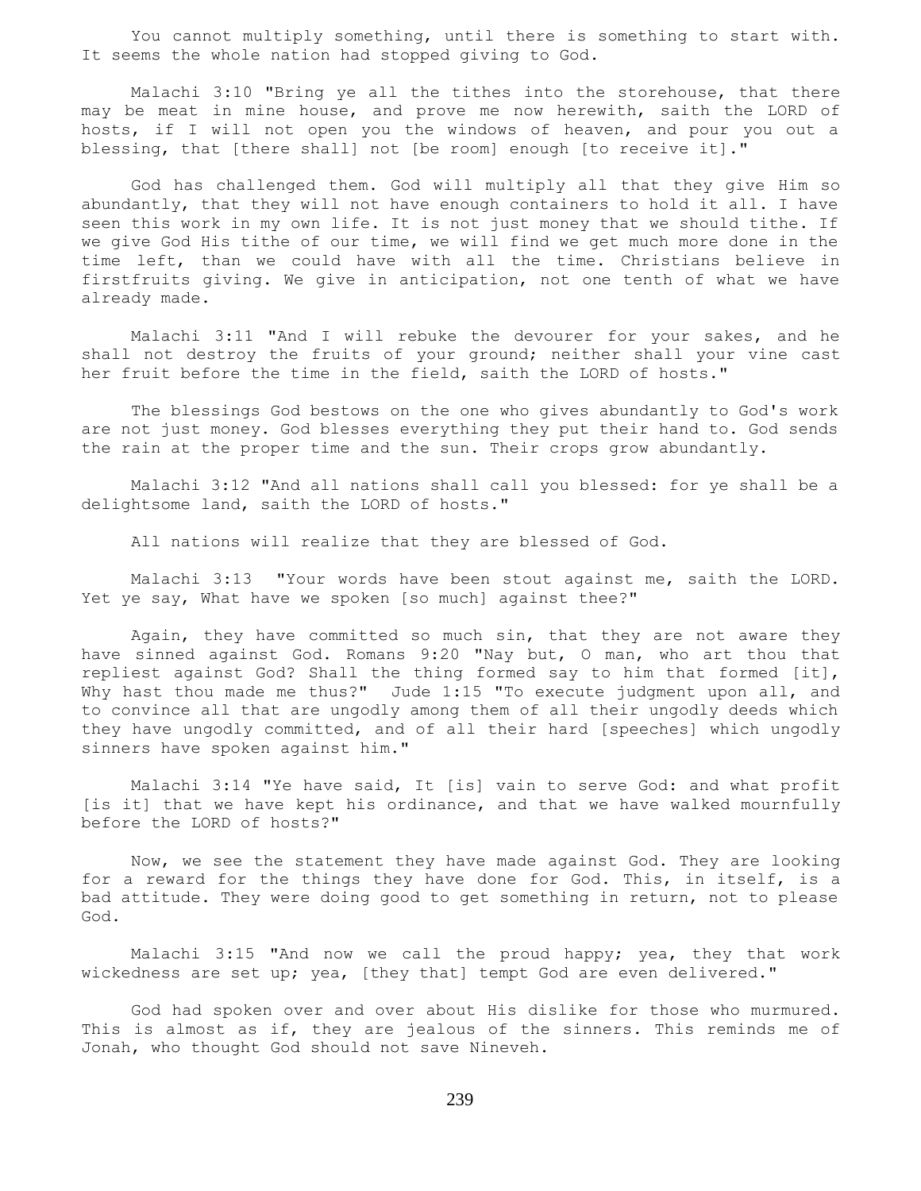You cannot multiply something, until there is something to start with. It seems the whole nation had stopped giving to God.

Malachi 3:10 "Bring ye all the tithes into the storehouse, that there may be meat in mine house, and prove me now herewith, saith the LORD of hosts, if I will not open you the windows of heaven, and pour you out a blessing, that [there shall] not [be room] enough [to receive it]."

God has challenged them. God will multiply all that they give Him so abundantly, that they will not have enough containers to hold it all. I have seen this work in my own life. It is not just money that we should tithe. If we give God His tithe of our time, we will find we get much more done in the time left, than we could have with all the time. Christians believe in firstfruits giving. We give in anticipation, not one tenth of what we have already made.

Malachi 3:11 "And I will rebuke the devourer for your sakes, and he shall not destroy the fruits of your ground; neither shall your vine cast her fruit before the time in the field, saith the LORD of hosts."

The blessings God bestows on the one who gives abundantly to God's work are not just money. God blesses everything they put their hand to. God sends the rain at the proper time and the sun. Their crops grow abundantly.

Malachi 3:12 "And all nations shall call you blessed: for ye shall be a delightsome land, saith the LORD of hosts."

All nations will realize that they are blessed of God.

Malachi 3:13 "Your words have been stout against me, saith the LORD. Yet ye say, What have we spoken [so much] against thee?"

Again, they have committed so much sin, that they are not aware they have sinned against God. Romans 9:20 "Nay but, O man, who art thou that repliest against God? Shall the thing formed say to him that formed [it], Why hast thou made me thus?" Jude 1:15 "To execute judgment upon all, and to convince all that are ungodly among them of all their ungodly deeds which they have ungodly committed, and of all their hard [speeches] which ungodly sinners have spoken against him."

Malachi 3:14 "Ye have said, It [is] vain to serve God: and what profit [is it] that we have kept his ordinance, and that we have walked mournfully before the LORD of hosts?"

Now, we see the statement they have made against God. They are looking for a reward for the things they have done for God. This, in itself, is a bad attitude. They were doing good to get something in return, not to please God.

Malachi 3:15 "And now we call the proud happy; yea, they that work wickedness are set up; yea, [they that] tempt God are even delivered."

God had spoken over and over about His dislike for those who murmured. This is almost as if, they are jealous of the sinners. This reminds me of Jonah, who thought God should not save Nineveh.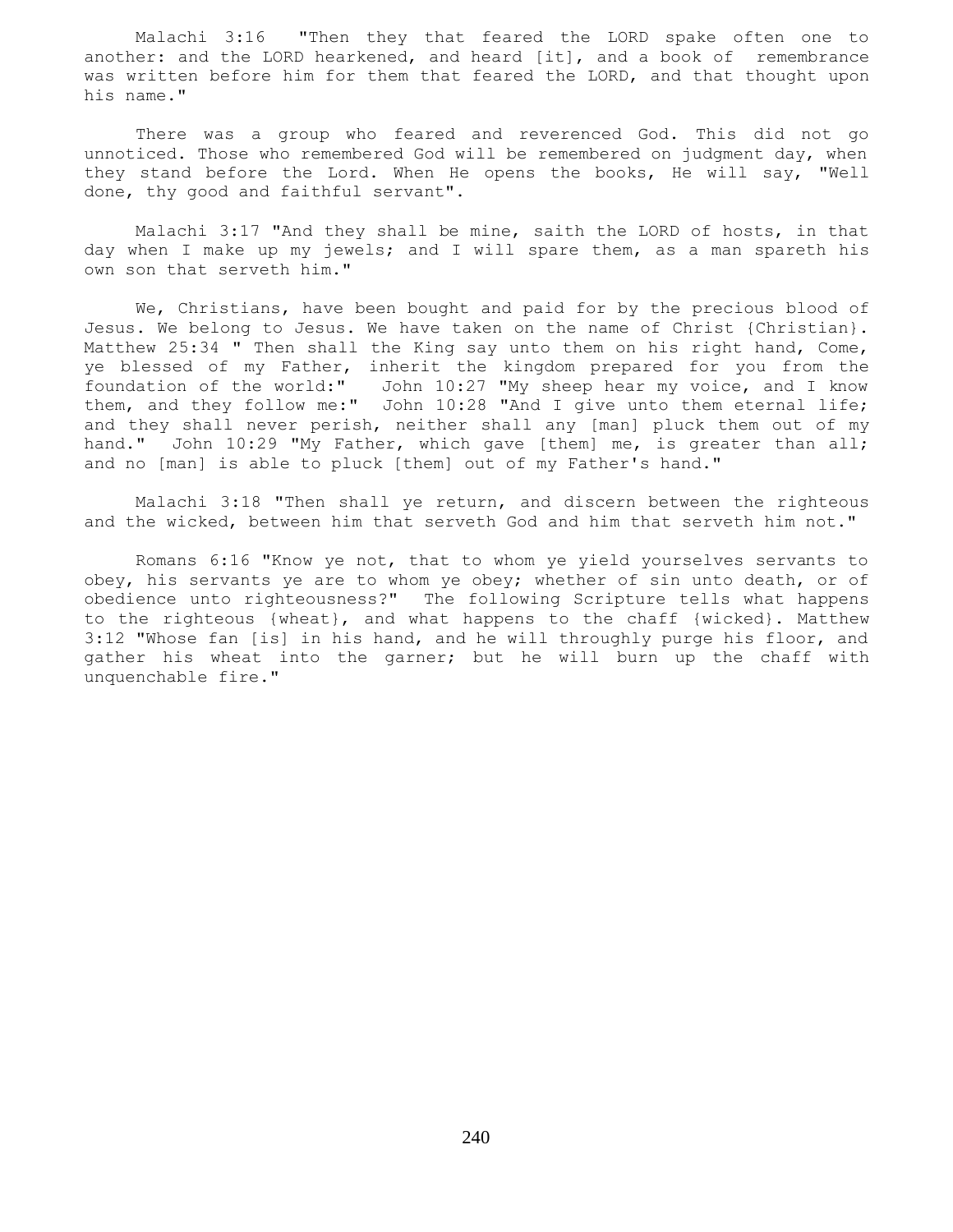Malachi 3:16 "Then they that feared the LORD spake often one to another: and the LORD hearkened, and heard [it], and a book of remembrance was written before him for them that feared the LORD, and that thought upon his name."

There was a group who feared and reverenced God. This did not go unnoticed. Those who remembered God will be remembered on judgment day, when they stand before the Lord. When He opens the books, He will say, "Well done, thy good and faithful servant".

Malachi 3:17 "And they shall be mine, saith the LORD of hosts, in that day when I make up my jewels; and I will spare them, as a man spareth his own son that serveth him."

We, Christians, have been bought and paid for by the precious blood of Jesus. We belong to Jesus. We have taken on the name of Christ {Christian}. Matthew 25:34 " Then shall the King say unto them on his right hand, Come, ye blessed of my Father, inherit the kingdom prepared for you from the foundation of the world:" John 10:27 "My sheep hear my voice, and I know them, and they follow me:" John 10:28 "And I give unto them eternal life; and they shall never perish, neither shall any [man] pluck them out of my hand." John 10:29 "My Father, which gave [them] me, is greater than all; and no [man] is able to pluck [them] out of my Father's hand."

Malachi 3:18 "Then shall ye return, and discern between the righteous and the wicked, between him that serveth God and him that serveth him not."

Romans 6:16 "Know ye not, that to whom ye yield yourselves servants to obey, his servants ye are to whom ye obey; whether of sin unto death, or of obedience unto righteousness?" The following Scripture tells what happens to the righteous {wheat}, and what happens to the chaff {wicked}. Matthew 3:12 "Whose fan [is] in his hand, and he will throughly purge his floor, and gather his wheat into the garner; but he will burn up the chaff with unquenchable fire."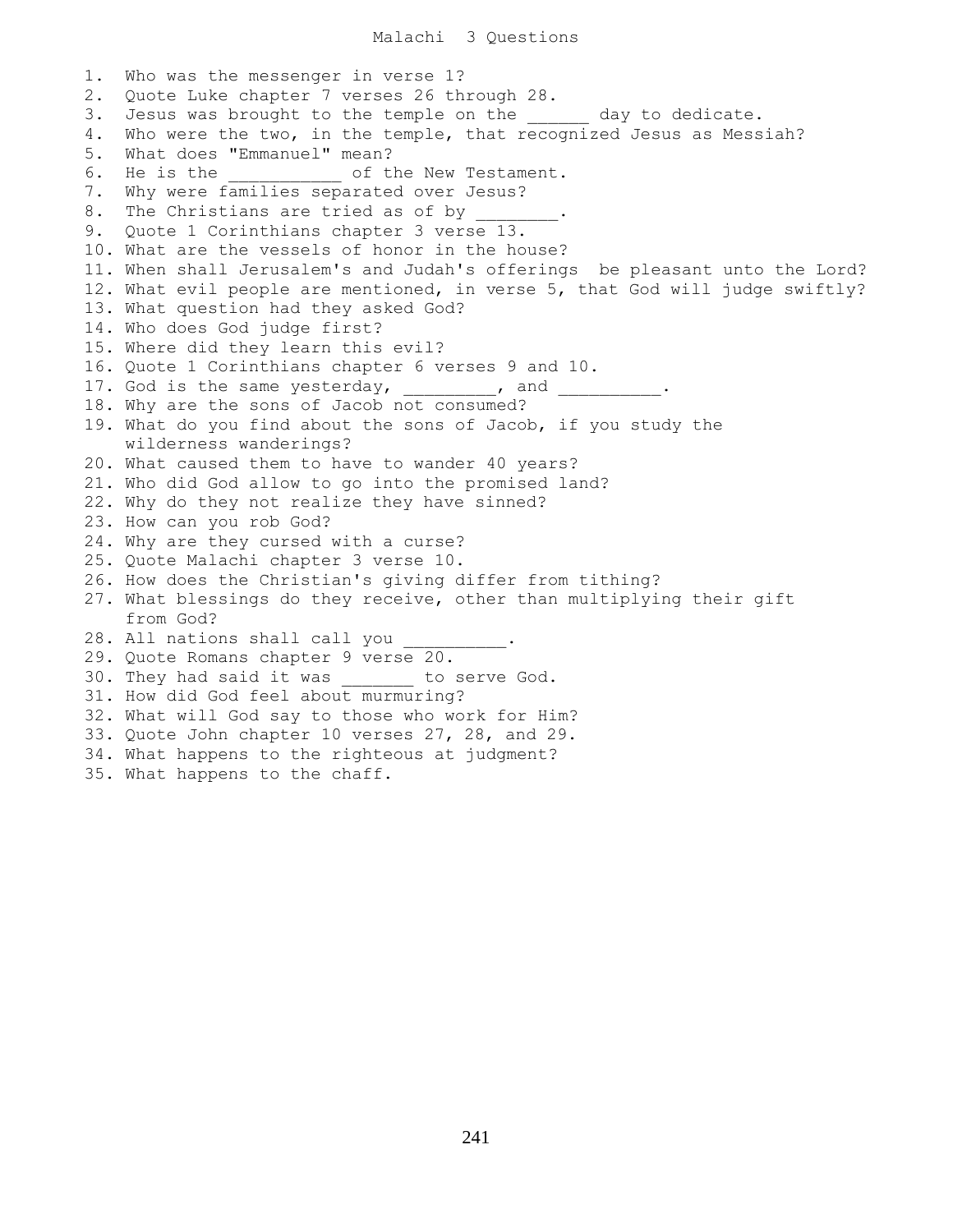# Malachi 3 Questions

1. Who was the messenger in verse 1?
2. Quote Luke chapter 7 verses 26 through 28.
3. Jesus was brought to the temple on the ______ day to dedicate.
4. Who were the two, in the temple, that recognized Jesus as Messiah?
5. What does "Emmanuel" mean?
6. He is the ___________ of the New Testament.
7. Why were families separated over Jesus?
8. The Christians are tried as of by ________.
9. Quote 1 Corinthians chapter 3 verse 13.
10. What are the vessels of honor in the house?
11. When shall Jerusalem's and Judah's offerings be pleasant unto the Lord?
12. What evil people are mentioned, in verse 5, that God will judge swiftly?
13. What question had they asked God?
14. Who does God judge first?
15. Where did they learn this evil?
16. Quote 1 Corinthians chapter 6 verses 9 and 10.
17. God is the same yesterday, _________, and __________.
18. Why are the sons of Jacob not consumed?
19. What do you find about the sons of Jacob, if you study the wilderness wanderings?
20. What caused them to have to wander 40 years?
21. Who did God allow to go into the promised land?
22. Why do they not realize they have sinned?
23. How can you rob God?
24. Why are they cursed with a curse?
25. Quote Malachi chapter 3 verse 10.
26. How does the Christian's giving differ from tithing?
27. What blessings do they receive, other than multiplying their gift from God?
28. All nations shall call you __________.
29. Quote Romans chapter 9 verse 20.
30. They had said it was _______ to serve God.
31. How did God feel about murmuring?
32. What will God say to those who work for Him?
33. Quote John chapter 10 verses 27, 28, and 29.
34. What happens to the righteous at judgment?
35. What happens to the chaff.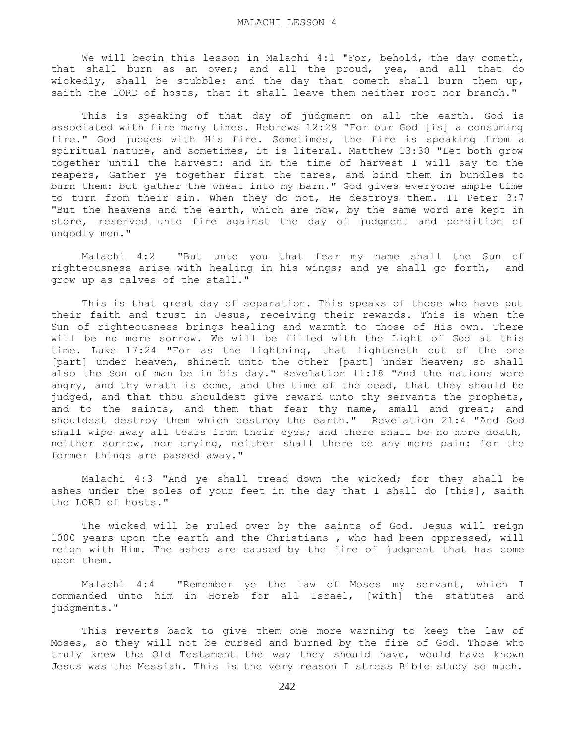# MALACHI LESSON 4

We will begin this lesson in Malachi 4:1 "For, behold, the day cometh, that shall burn as an oven; and all the proud, yea, and all that do wickedly, shall be stubble: and the day that cometh shall burn them up, saith the LORD of hosts, that it shall leave them neither root nor branch."

This is speaking of that day of judgment on all the earth. God is associated with fire many times. Hebrews 12:29 "For our God [is] a consuming fire." God judges with His fire. Sometimes, the fire is speaking from a spiritual nature, and sometimes, it is literal. Matthew 13:30 "Let both grow together until the harvest: and in the time of harvest I will say to the reapers, Gather ye together first the tares, and bind them in bundles to burn them: but gather the wheat into my barn." God gives everyone ample time to turn from their sin. When they do not, He destroys them. II Peter 3:7 "But the heavens and the earth, which are now, by the same word are kept in store, reserved unto fire against the day of judgment and perdition of ungodly men."

Malachi 4:2 "But unto you that fear my name shall the Sun of righteousness arise with healing in his wings; and ye shall go forth, and grow up as calves of the stall."

This is that great day of separation. This speaks of those who have put their faith and trust in Jesus, receiving their rewards. This is when the Sun of righteousness brings healing and warmth to those of His own. There will be no more sorrow. We will be filled with the Light of God at this time. Luke 17:24 "For as the lightning, that lighteneth out of the one [part] under heaven, shineth unto the other [part] under heaven; so shall also the Son of man be in his day." Revelation 11:18 "And the nations were angry, and thy wrath is come, and the time of the dead, that they should be judged, and that thou shouldest give reward unto thy servants the prophets, and to the saints, and them that fear thy name, small and great; and shouldest destroy them which destroy the earth." Revelation 21:4 "And God shall wipe away all tears from their eyes; and there shall be no more death, neither sorrow, nor crying, neither shall there be any more pain: for the former things are passed away."

Malachi 4:3 "And ye shall tread down the wicked; for they shall be ashes under the soles of your feet in the day that I shall do [this], saith the LORD of hosts."

The wicked will be ruled over by the saints of God. Jesus will reign 1000 years upon the earth and the Christians , who had been oppressed, will reign with Him. The ashes are caused by the fire of judgment that has come upon them.

Malachi 4:4 "Remember ye the law of Moses my servant, which I commanded unto him in Horeb for all Israel, [with] the statutes and judgments."

This reverts back to give them one more warning to keep the law of Moses, so they will not be cursed and burned by the fire of God. Those who truly knew the Old Testament the way they should have, would have known Jesus was the Messiah. This is the very reason I stress Bible study so much.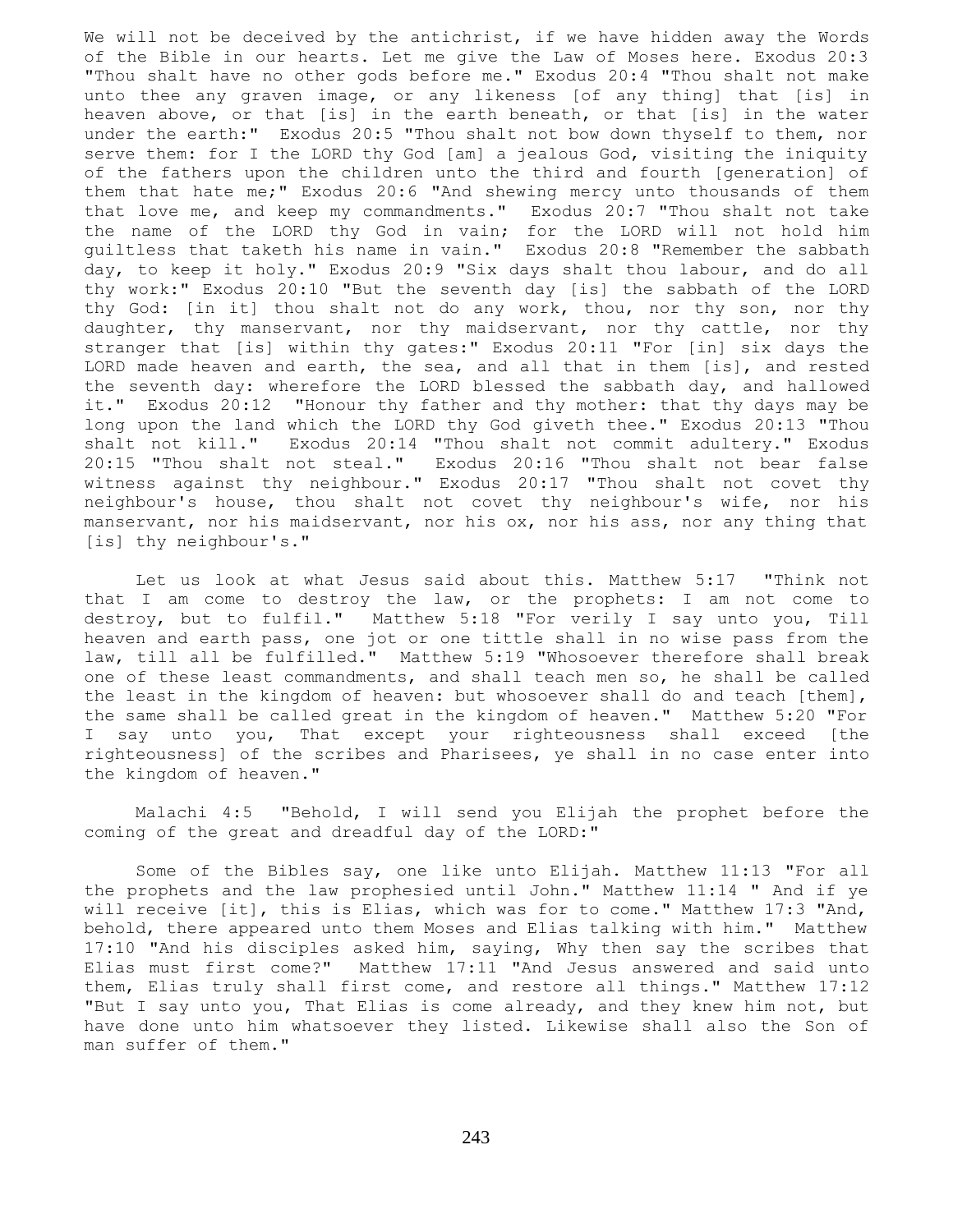We will not be deceived by the antichrist, if we have hidden away the Words of the Bible in our hearts. Let me give the Law of Moses here. Exodus 20:3 "Thou shalt have no other gods before me." Exodus 20:4 "Thou shalt not make unto thee any graven image, or any likeness [of any thing] that [is] in heaven above, or that [is] in the earth beneath, or that [is] in the water under the earth:" Exodus 20:5 "Thou shalt not bow down thyself to them, nor serve them: for I the LORD thy God [am] a jealous God, visiting the iniquity of the fathers upon the children unto the third and fourth [generation] of them that hate me;" Exodus 20:6 "And shewing mercy unto thousands of them that love me, and keep my commandments." Exodus 20:7 "Thou shalt not take the name of the LORD thy God in vain; for the LORD will not hold him guiltless that taketh his name in vain." Exodus 20:8 "Remember the sabbath day, to keep it holy." Exodus 20:9 "Six days shalt thou labour, and do all thy work:" Exodus 20:10 "But the seventh day [is] the sabbath of the LORD thy God: [in it] thou shalt not do any work, thou, nor thy son, nor thy daughter, thy manservant, nor thy maidservant, nor thy cattle, nor thy stranger that [is] within thy gates:" Exodus 20:11 "For [in] six days the LORD made heaven and earth, the sea, and all that in them [is], and rested the seventh day: wherefore the LORD blessed the sabbath day, and hallowed it." Exodus 20:12 "Honour thy father and thy mother: that thy days may be long upon the land which the LORD thy God giveth thee." Exodus 20:13 "Thou shalt not kill." Exodus 20:14 "Thou shalt not commit adultery." Exodus 20:15 "Thou shalt not steal." Exodus 20:16 "Thou shalt not bear false witness against thy neighbour." Exodus 20:17 "Thou shalt not covet thy neighbour's house, thou shalt not covet thy neighbour's wife, nor his manservant, nor his maidservant, nor his ox, nor his ass, nor any thing that [is] thy neighbour's."

Let us look at what Jesus said about this. Matthew 5:17 "Think not that I am come to destroy the law, or the prophets: I am not come to destroy, but to fulfil." Matthew 5:18 "For verily I say unto you, Till heaven and earth pass, one jot or one tittle shall in no wise pass from the law, till all be fulfilled." Matthew 5:19 "Whosoever therefore shall break one of these least commandments, and shall teach men so, he shall be called the least in the kingdom of heaven: but whosoever shall do and teach [them], the same shall be called great in the kingdom of heaven." Matthew 5:20 "For I say unto you, That except your righteousness shall exceed [the righteousness] of the scribes and Pharisees, ye shall in no case enter into the kingdom of heaven."

Malachi 4:5 "Behold, I will send you Elijah the prophet before the coming of the great and dreadful day of the LORD:"

Some of the Bibles say, one like unto Elijah. Matthew 11:13 "For all the prophets and the law prophesied until John." Matthew 11:14 " And if ye will receive [it], this is Elias, which was for to come." Matthew 17:3 "And, behold, there appeared unto them Moses and Elias talking with him." Matthew 17:10 "And his disciples asked him, saying, Why then say the scribes that Elias must first come?" Matthew 17:11 "And Jesus answered and said unto them, Elias truly shall first come, and restore all things." Matthew 17:12 "But I say unto you, That Elias is come already, and they knew him not, but have done unto him whatsoever they listed. Likewise shall also the Son of man suffer of them."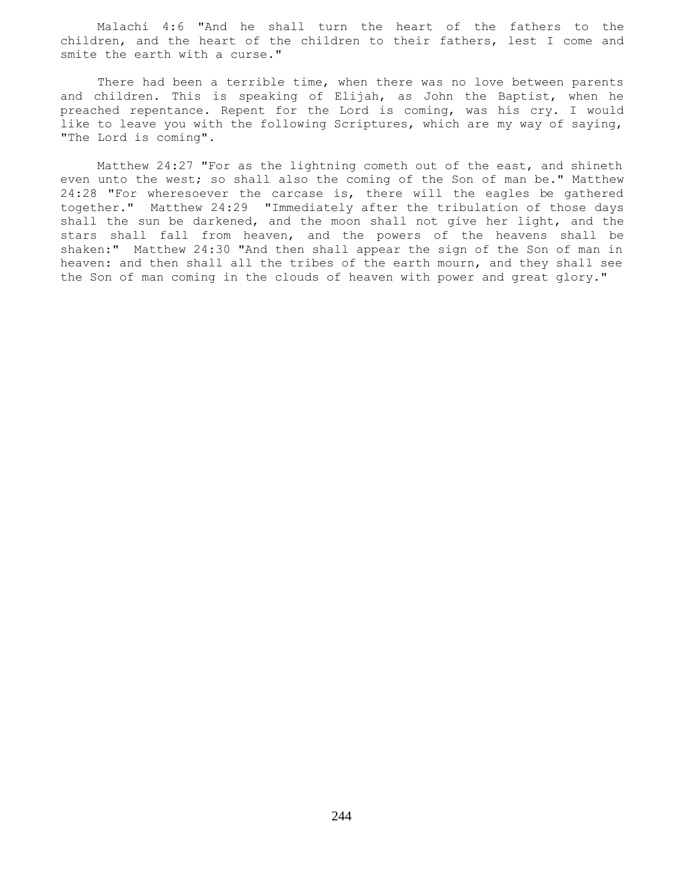Malachi 4:6 "And he shall turn the heart of the fathers to the children, and the heart of the children to their fathers, lest I come and smite the earth with a curse."

There had been a terrible time, when there was no love between parents and children. This is speaking of Elijah, as John the Baptist, when he preached repentance. Repent for the Lord is coming, was his cry. I would like to leave you with the following Scriptures, which are my way of saying, "The Lord is coming".

Matthew 24:27 "For as the lightning cometh out of the east, and shineth even unto the west; so shall also the coming of the Son of man be." Matthew 24:28 "For wheresoever the carcase is, there will the eagles be gathered together." Matthew 24:29 "Immediately after the tribulation of those days shall the sun be darkened, and the moon shall not give her light, and the stars shall fall from heaven, and the powers of the heavens shall be shaken:" Matthew 24:30 "And then shall appear the sign of the Son of man in heaven: and then shall all the tribes of the earth mourn, and they shall see the Son of man coming in the clouds of heaven with power and great glory."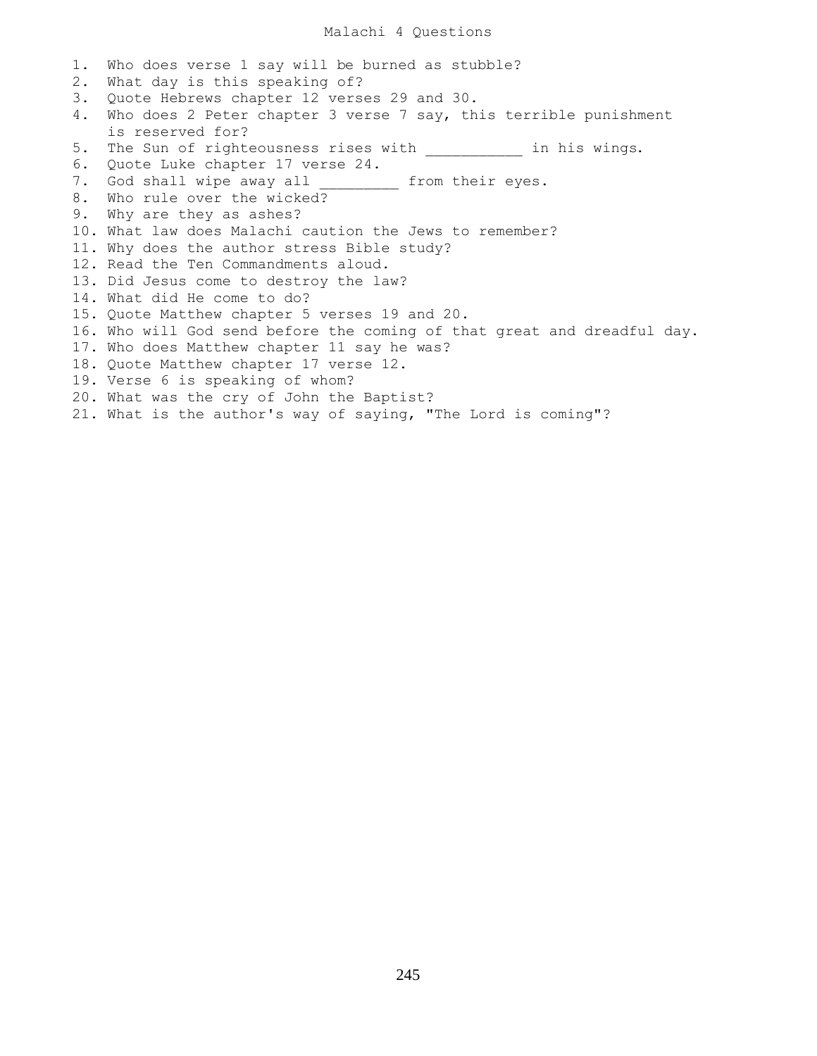# Malachi 4 Questions

1. Who does verse 1 say will be burned as stubble?
2. What day is this speaking of?
3. Quote Hebrews chapter 12 verses 29 and 30.
4. Who does 2 Peter chapter 3 verse 7 say, this terrible punishment is reserved for?
5. The Sun of righteousness rises with ___________ in his wings.
6. Quote Luke chapter 17 verse 24.
7. God shall wipe away all _________ from their eyes.
8. Who rule over the wicked?
9. Why are they as ashes?
10. What law does Malachi caution the Jews to remember?
11. Why does the author stress Bible study?
12. Read the Ten Commandments aloud.
13. Did Jesus come to destroy the law?
14. What did He come to do?
15. Quote Matthew chapter 5 verses 19 and 20.
16. Who will God send before the coming of that great and dreadful day.
17. Who does Matthew chapter 11 say he was?
18. Quote Matthew chapter 17 verse 12.
19. Verse 6 is speaking of whom?
20. What was the cry of John the Baptist?
21. What is the author's way of saying, "The Lord is coming"?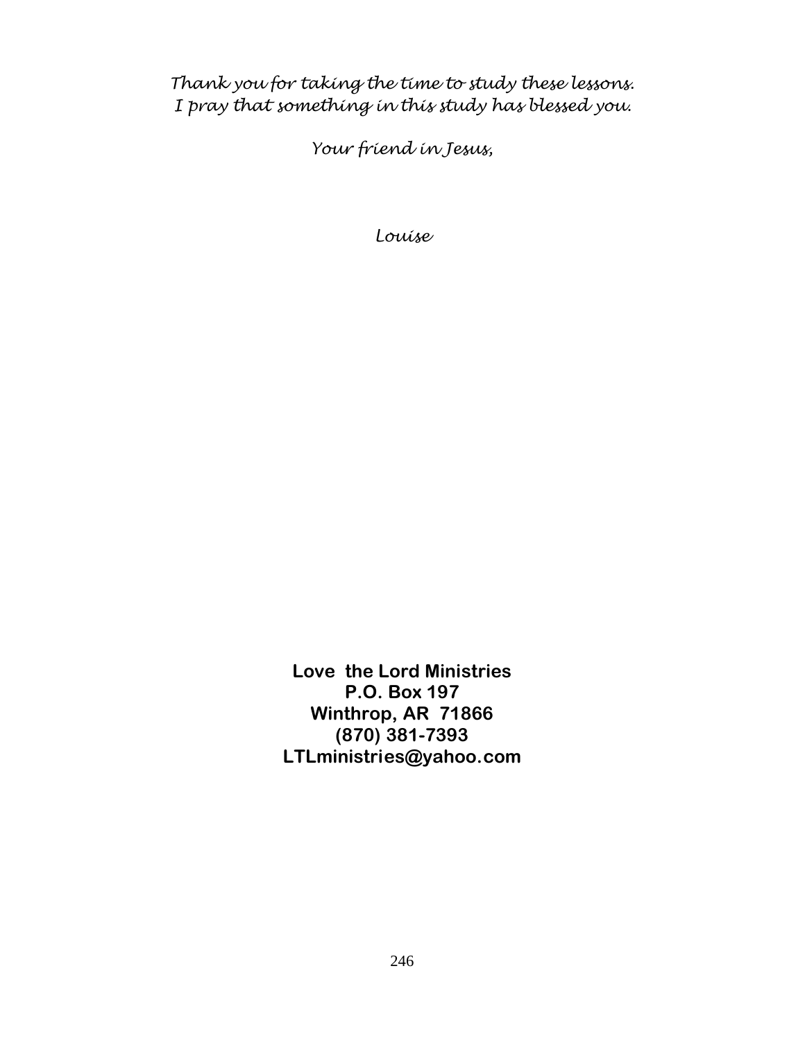*Thank you for taking the time to study these lessons.*
*I pray that something in this study has blessed you.*

*Your friend in Jesus,*

*Louise*

**Love the Lord Ministries**
**P.O. Box 197**
**Winthrop, AR 71866**
**(870) 381-7393**
**LTLministries@yahoo.com**